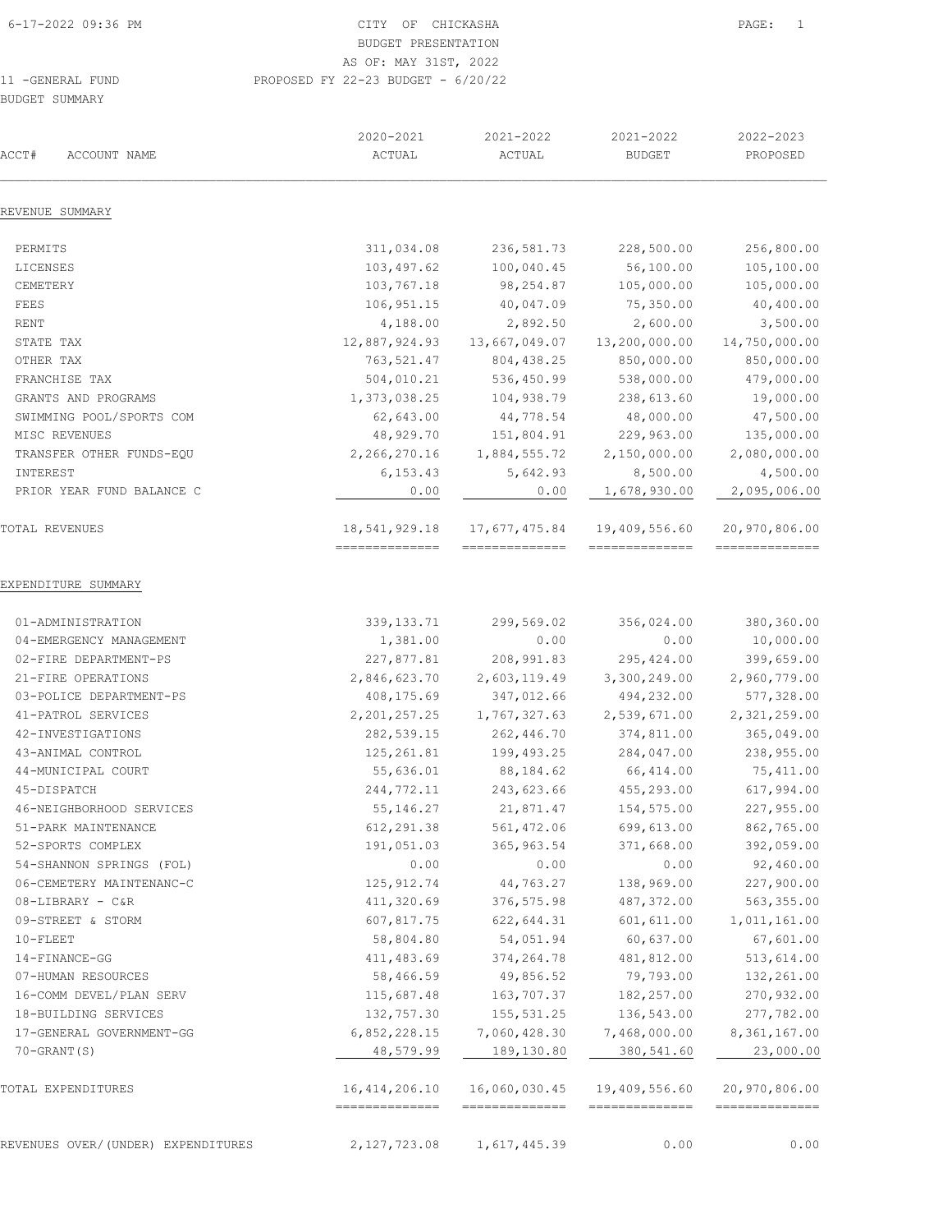CITY OF CHICKASHA
BUDGET PRESENTATION
AS OF: MAY 31ST, 2022

11 -GENERAL FUND

PROPOSED FY 22-23 BUDGET - 6/20/22

BUDGET SUMMARY

| ACCT# ACCOUNT NAME | 2020-2021 ACTUAL | 2021-2022 ACTUAL | 2021-2022 BUDGET | 2022-2023 PROPOSED |
|---|---|---|---|---|
| **REVENUE SUMMARY** | | | | |
| PERMITS | 311,034.08 | 236,581.73 | 228,500.00 | 256,800.00 |
| LICENSES | 103,497.62 | 100,040.45 | 56,100.00 | 105,100.00 |
| CEMETERY | 103,767.18 | 98,254.87 | 105,000.00 | 105,000.00 |
| FEES | 106,951.15 | 40,047.09 | 75,350.00 | 40,400.00 |
| RENT | 4,188.00 | 2,892.50 | 2,600.00 | 3,500.00 |
| STATE TAX | 12,887,924.93 | 13,667,049.07 | 13,200,000.00 | 14,750,000.00 |
| OTHER TAX | 763,521.47 | 804,438.25 | 850,000.00 | 850,000.00 |
| FRANCHISE TAX | 504,010.21 | 536,450.99 | 538,000.00 | 479,000.00 |
| GRANTS AND PROGRAMS | 1,373,038.25 | 104,938.79 | 238,613.60 | 19,000.00 |
| SWIMMING POOL/SPORTS COM | 62,643.00 | 44,778.54 | 48,000.00 | 47,500.00 |
| MISC REVENUES | 48,929.70 | 151,804.91 | 229,963.00 | 135,000.00 |
| TRANSFER OTHER FUNDS-EQU | 2,266,270.16 | 1,884,555.72 | 2,150,000.00 | 2,080,000.00 |
| INTEREST | 6,153.43 | 5,642.93 | 8,500.00 | 4,500.00 |
| PRIOR YEAR FUND BALANCE C | 0.00 | 0.00 | 1,678,930.00 | 2,095,006.00 |
| TOTAL REVENUES | 18,541,929.18 | 17,677,475.84 | 19,409,556.60 | 20,970,806.00 |
| **EXPENDITURE SUMMARY** | | | | |
| 01-ADMINISTRATION | 339,133.71 | 299,569.02 | 356,024.00 | 380,360.00 |
| 04-EMERGENCY MANAGEMENT | 1,381.00 | 0.00 | 0.00 | 10,000.00 |
| 02-FIRE DEPARTMENT-PS | 227,877.81 | 208,991.83 | 295,424.00 | 399,659.00 |
| 21-FIRE OPERATIONS | 2,846,623.70 | 2,603,119.49 | 3,300,249.00 | 2,960,779.00 |
| 03-POLICE DEPARTMENT-PS | 408,175.69 | 347,012.66 | 494,232.00 | 577,328.00 |
| 41-PATROL SERVICES | 2,201,257.25 | 1,767,327.63 | 2,539,671.00 | 2,321,259.00 |
| 42-INVESTIGATIONS | 282,539.15 | 262,446.70 | 374,811.00 | 365,049.00 |
| 43-ANIMAL CONTROL | 125,261.81 | 199,493.25 | 284,047.00 | 238,955.00 |
| 44-MUNICIPAL COURT | 55,636.01 | 88,184.62 | 66,414.00 | 75,411.00 |
| 45-DISPATCH | 244,772.11 | 243,623.66 | 455,293.00 | 617,994.00 |
| 46-NEIGHBORHOOD SERVICES | 55,146.27 | 21,871.47 | 154,575.00 | 227,955.00 |
| 51-PARK MAINTENANCE | 612,291.38 | 561,472.06 | 699,613.00 | 862,765.00 |
| 52-SPORTS COMPLEX | 191,051.03 | 365,963.54 | 371,668.00 | 392,059.00 |
| 54-SHANNON SPRINGS (FOL) | 0.00 | 0.00 | 0.00 | 92,460.00 |
| 06-CEMETERY MAINTENANC-C | 125,912.74 | 44,763.27 | 138,969.00 | 227,900.00 |
| 08-LIBRARY - C&R | 411,320.69 | 376,575.98 | 487,372.00 | 563,355.00 |
| 09-STREET & STORM | 607,817.75 | 622,644.31 | 601,611.00 | 1,011,161.00 |
| 10-FLEET | 58,804.80 | 54,051.94 | 60,637.00 | 67,601.00 |
| 14-FINANCE-GG | 411,483.69 | 374,264.78 | 481,812.00 | 513,614.00 |
| 07-HUMAN RESOURCES | 58,466.59 | 49,856.52 | 79,793.00 | 132,261.00 |
| 16-COMM DEVEL/PLAN SERV | 115,687.48 | 163,707.37 | 182,257.00 | 270,932.00 |
| 18-BUILDING SERVICES | 132,757.30 | 155,531.25 | 136,543.00 | 277,782.00 |
| 17-GENERAL GOVERNMENT-GG | 6,852,228.15 | 7,060,428.30 | 7,468,000.00 | 8,361,167.00 |
| 70-GRANT(S) | 48,579.99 | 189,130.80 | 380,541.60 | 23,000.00 |
| TOTAL EXPENDITURES | 16,414,206.10 | 16,060,030.45 | 19,409,556.60 | 20,970,806.00 |
| REVENUES OVER/(UNDER) EXPENDITURES | 2,127,723.08 | 1,617,445.39 | 0.00 | 0.00 |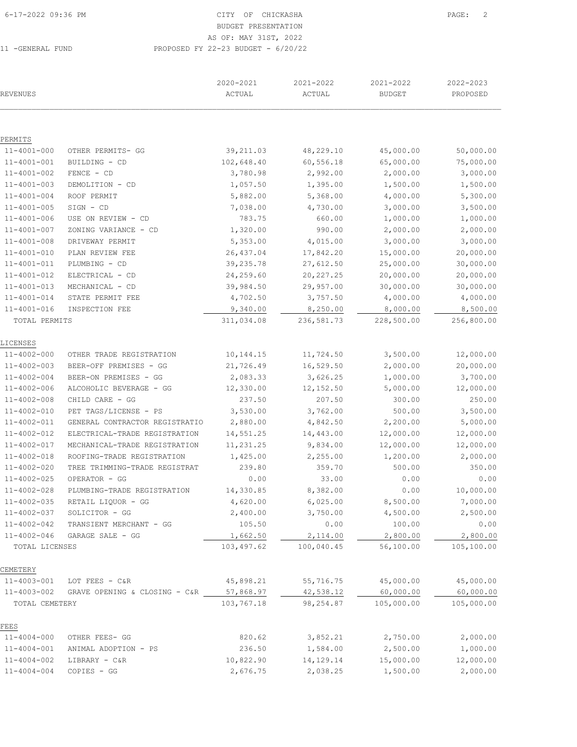CITY OF CHICKASHA
BUDGET PRESENTATION
AS OF: MAY 31ST, 2022
11 -GENERAL FUND PROPOSED FY 22-23 BUDGET - 6/20/22

| REVENUES | | 2020-2021 ACTUAL | 2021-2022 ACTUAL | 2021-2022 BUDGET | 2022-2023 PROPOSED |
|---|---|---|---|---|---|
| **PERMITS** | | | | | |
| 11-4001-000 | OTHER PERMITS- GG | 39,211.03 | 48,229.10 | 45,000.00 | 50,000.00 |
| 11-4001-001 | BUILDING - CD | 102,648.40 | 60,556.18 | 65,000.00 | 75,000.00 |
| 11-4001-002 | FENCE - CD | 3,780.98 | 2,992.00 | 2,000.00 | 3,000.00 |
| 11-4001-003 | DEMOLITION - CD | 1,057.50 | 1,395.00 | 1,500.00 | 1,500.00 |
| 11-4001-004 | ROOF PERMIT | 5,882.00 | 5,368.00 | 4,000.00 | 5,300.00 |
| 11-4001-005 | SIGN - CD | 7,038.00 | 4,730.00 | 3,000.00 | 3,500.00 |
| 11-4001-006 | USE ON REVIEW - CD | 783.75 | 660.00 | 1,000.00 | 1,000.00 |
| 11-4001-007 | ZONING VARIANCE - CD | 1,320.00 | 990.00 | 2,000.00 | 2,000.00 |
| 11-4001-008 | DRIVEWAY PERMIT | 5,353.00 | 4,015.00 | 3,000.00 | 3,000.00 |
| 11-4001-010 | PLAN REVIEW FEE | 26,437.04 | 17,842.20 | 15,000.00 | 20,000.00 |
| 11-4001-011 | PLUMBING - CD | 39,235.78 | 27,612.50 | 25,000.00 | 30,000.00 |
| 11-4001-012 | ELECTRICAL - CD | 24,259.60 | 20,227.25 | 20,000.00 | 20,000.00 |
| 11-4001-013 | MECHANICAL - CD | 39,984.50 | 29,957.00 | 30,000.00 | 30,000.00 |
| 11-4001-014 | STATE PERMIT FEE | 4,702.50 | 3,757.50 | 4,000.00 | 4,000.00 |
| 11-4001-016 | INSPECTION FEE | 9,340.00 | 8,250.00 | 8,000.00 | 8,500.00 |
| TOTAL PERMITS | | 311,034.08 | 236,581.73 | 228,500.00 | 256,800.00 |
| **LICENSES** | | | | | |
| 11-4002-000 | OTHER TRADE REGISTRATION | 10,144.15 | 11,724.50 | 3,500.00 | 12,000.00 |
| 11-4002-003 | BEER-OFF PREMISES - GG | 21,726.49 | 16,529.50 | 2,000.00 | 20,000.00 |
| 11-4002-004 | BEER-ON PREMISES - GG | 2,083.33 | 3,626.25 | 1,000.00 | 3,700.00 |
| 11-4002-006 | ALCOHOLIC BEVERAGE - GG | 12,330.00 | 12,152.50 | 5,000.00 | 12,000.00 |
| 11-4002-008 | CHILD CARE - GG | 237.50 | 207.50 | 300.00 | 250.00 |
| 11-4002-010 | PET TAGS/LICENSE - PS | 3,530.00 | 3,762.00 | 500.00 | 3,500.00 |
| 11-4002-011 | GENERAL CONTRACTOR REGISTRATIO | 2,880.00 | 4,842.50 | 2,200.00 | 5,000.00 |
| 11-4002-012 | ELECTRICAL-TRADE REGISTRATION | 14,551.25 | 14,443.00 | 12,000.00 | 12,000.00 |
| 11-4002-017 | MECHANICAL-TRADE REGISTRATION | 11,231.25 | 9,834.00 | 12,000.00 | 12,000.00 |
| 11-4002-018 | ROOFING-TRADE REGISTRATION | 1,425.00 | 2,255.00 | 1,200.00 | 2,000.00 |
| 11-4002-020 | TREE TRIMMING-TRADE REGISTRAT | 239.80 | 359.70 | 500.00 | 350.00 |
| 11-4002-025 | OPERATOR - GG | 0.00 | 33.00 | 0.00 | 0.00 |
| 11-4002-028 | PLUMBING-TRADE REGISTRATION | 14,330.85 | 8,382.00 | 0.00 | 10,000.00 |
| 11-4002-035 | RETAIL LIQUOR - GG | 4,620.00 | 6,025.00 | 8,500.00 | 7,000.00 |
| 11-4002-037 | SOLICITOR - GG | 2,400.00 | 3,750.00 | 4,500.00 | 2,500.00 |
| 11-4002-042 | TRANSIENT MERCHANT - GG | 105.50 | 0.00 | 100.00 | 0.00 |
| 11-4002-046 | GARAGE SALE - GG | 1,662.50 | 2,114.00 | 2,800.00 | 2,800.00 |
| TOTAL LICENSES | | 103,497.62 | 100,040.45 | 56,100.00 | 105,100.00 |
| **CEMETERY** | | | | | |
| 11-4003-001 | LOT FEES - C&R | 45,898.21 | 55,716.75 | 45,000.00 | 45,000.00 |
| 11-4003-002 | GRAVE OPENING & CLOSING - C&R | 57,868.97 | 42,538.12 | 60,000.00 | 60,000.00 |
| TOTAL CEMETERY | | 103,767.18 | 98,254.87 | 105,000.00 | 105,000.00 |
| **FEES** | | | | | |
| 11-4004-000 | OTHER FEES- GG | 820.62 | 3,852.21 | 2,750.00 | 2,000.00 |
| 11-4004-001 | ANIMAL ADOPTION - PS | 236.50 | 1,584.00 | 2,500.00 | 1,000.00 |
| 11-4004-002 | LIBRARY - C&R | 10,822.90 | 14,129.14 | 15,000.00 | 12,000.00 |
| 11-4004-004 | COPIES - GG | 2,676.75 | 2,038.25 | 1,500.00 | 2,000.00 |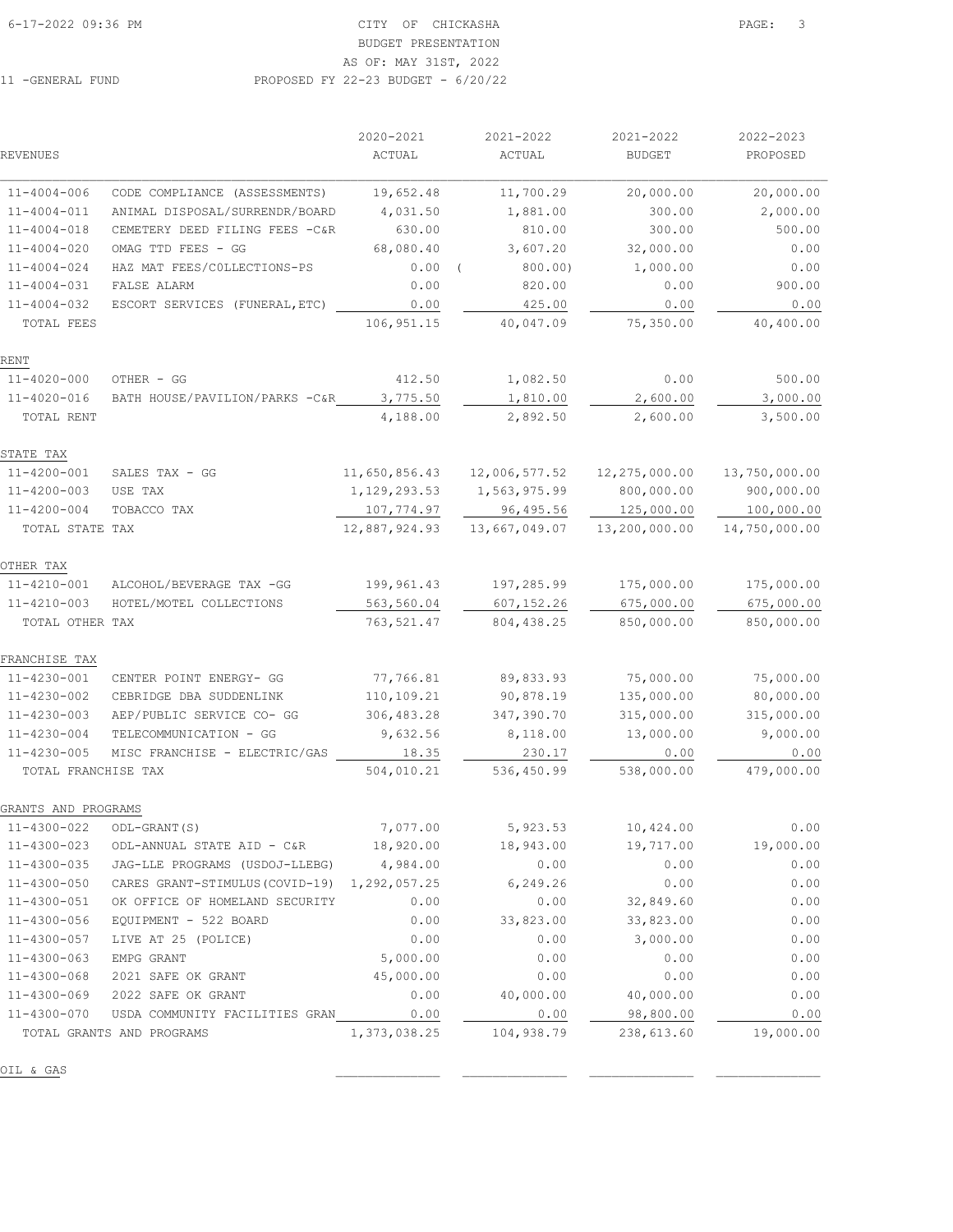CITY OF CHICKASHA
BUDGET PRESENTATION
AS OF: MAY 31ST, 2022
11 -GENERAL FUND PROPOSED FY 22-23 BUDGET - 6/20/22

| REVENUES | | 2020-2021 ACTUAL | 2021-2022 ACTUAL | 2021-2022 BUDGET | 2022-2023 PROPOSED |
|---|---|---|---|---|---|
| 11-4004-006 | CODE COMPLIANCE (ASSESSMENTS) | 19,652.48 | 11,700.29 | 20,000.00 | 20,000.00 |
| 11-4004-011 | ANIMAL DISPOSAL/SURRENDR/BOARD | 4,031.50 | 1,881.00 | 300.00 | 2,000.00 |
| 11-4004-018 | CEMETERY DEED FILING FEES -C&R | 630.00 | 810.00 | 300.00 | 500.00 |
| 11-4004-020 | OMAG TTD FEES - GG | 68,080.40 | 3,607.20 | 32,000.00 | 0.00 |
| 11-4004-024 | HAZ MAT FEES/COLLECTIONS-PS | 0.00 | ( 800.00) | 1,000.00 | 0.00 |
| 11-4004-031 | FALSE ALARM | 0.00 | 820.00 | 0.00 | 900.00 |
| 11-4004-032 | ESCORT SERVICES (FUNERAL,ETC) | 0.00 | 425.00 | 0.00 | 0.00 |
| TOTAL FEES | | 106,951.15 | 40,047.09 | 75,350.00 | 40,400.00 |
| **RENT** | | | | | |
| 11-4020-000 | OTHER - GG | 412.50 | 1,082.50 | 0.00 | 500.00 |
| 11-4020-016 | BATH HOUSE/PAVILION/PARKS -C&R | 3,775.50 | 1,810.00 | 2,600.00 | 3,000.00 |
| TOTAL RENT | | 4,188.00 | 2,892.50 | 2,600.00 | 3,500.00 |
| **STATE TAX** | | | | | |
| 11-4200-001 | SALES TAX - GG | 11,650,856.43 | 12,006,577.52 | 12,275,000.00 | 13,750,000.00 |
| 11-4200-003 | USE TAX | 1,129,293.53 | 1,563,975.99 | 800,000.00 | 900,000.00 |
| 11-4200-004 | TOBACCO TAX | 107,774.97 | 96,495.56 | 125,000.00 | 100,000.00 |
| TOTAL STATE TAX | | 12,887,924.93 | 13,667,049.07 | 13,200,000.00 | 14,750,000.00 |
| **OTHER TAX** | | | | | |
| 11-4210-001 | ALCOHOL/BEVERAGE TAX -GG | 199,961.43 | 197,285.99 | 175,000.00 | 175,000.00 |
| 11-4210-003 | HOTEL/MOTEL COLLECTIONS | 563,560.04 | 607,152.26 | 675,000.00 | 675,000.00 |
| TOTAL OTHER TAX | | 763,521.47 | 804,438.25 | 850,000.00 | 850,000.00 |
| **FRANCHISE TAX** | | | | | |
| 11-4230-001 | CENTER POINT ENERGY- GG | 77,766.81 | 89,833.93 | 75,000.00 | 75,000.00 |
| 11-4230-002 | CEBRIDGE DBA SUDDENLINK | 110,109.21 | 90,878.19 | 135,000.00 | 80,000.00 |
| 11-4230-003 | AEP/PUBLIC SERVICE CO- GG | 306,483.28 | 347,390.70 | 315,000.00 | 315,000.00 |
| 11-4230-004 | TELECOMMUNICATION - GG | 9,632.56 | 8,118.00 | 13,000.00 | 9,000.00 |
| 11-4230-005 | MISC FRANCHISE - ELECTRIC/GAS | 18.35 | 230.17 | 0.00 | 0.00 |
| TOTAL FRANCHISE TAX | | 504,010.21 | 536,450.99 | 538,000.00 | 479,000.00 |
| **GRANTS AND PROGRAMS** | | | | | |
| 11-4300-022 | ODL-GRANT(S) | 7,077.00 | 5,923.53 | 10,424.00 | 0.00 |
| 11-4300-023 | ODL-ANNUAL STATE AID - C&R | 18,920.00 | 18,943.00 | 19,717.00 | 19,000.00 |
| 11-4300-035 | JAG-LLE PROGRAMS (USDOJ-LLEBG) | 4,984.00 | 0.00 | 0.00 | 0.00 |
| 11-4300-050 | CARES GRANT-STIMULUS(COVID-19) | 1,292,057.25 | 6,249.26 | 0.00 | 0.00 |
| 11-4300-051 | OK OFFICE OF HOMELAND SECURITY | 0.00 | 0.00 | 32,849.60 | 0.00 |
| 11-4300-056 | EQUIPMENT - 522 BOARD | 0.00 | 33,823.00 | 33,823.00 | 0.00 |
| 11-4300-057 | LIVE AT 25 (POLICE) | 0.00 | 0.00 | 3,000.00 | 0.00 |
| 11-4300-063 | EMPG GRANT | 5,000.00 | 0.00 | 0.00 | 0.00 |
| 11-4300-068 | 2021 SAFE OK GRANT | 45,000.00 | 0.00 | 0.00 | 0.00 |
| 11-4300-069 | 2022 SAFE OK GRANT | 0.00 | 40,000.00 | 40,000.00 | 0.00 |
| 11-4300-070 | USDA COMMUNITY FACILITIES GRAN | 0.00 | 0.00 | 98,800.00 | 0.00 |
| TOTAL GRANTS AND PROGRAMS | | 1,373,038.25 | 104,938.79 | 238,613.60 | 19,000.00 |
| **OIL & GAS** | | | | | |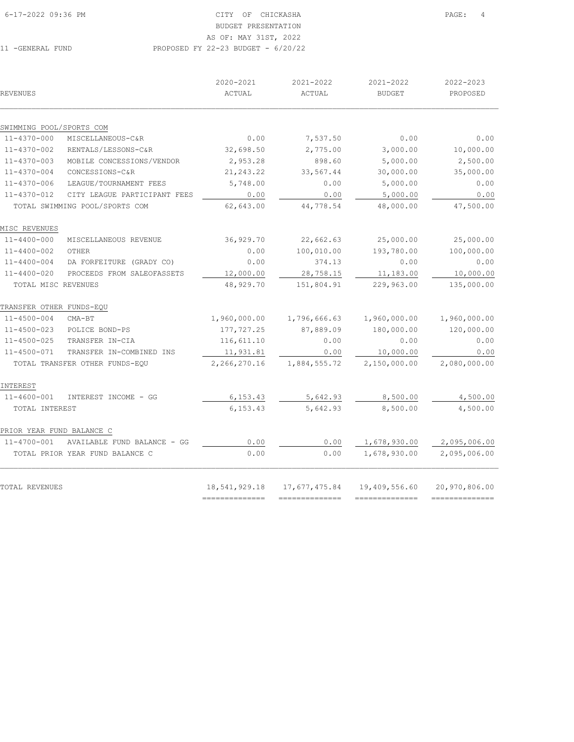CITY OF CHICKASHA
BUDGET PRESENTATION
AS OF: MAY 31ST, 2022

11 -GENERAL FUND — PROPOSED FY 22-23 BUDGET - 6/20/22

| REVENUES | | 2020-2021 ACTUAL | 2021-2022 ACTUAL | 2021-2022 BUDGET | 2022-2023 PROPOSED |
|---|---|---|---|---|---|
| **SWIMMING POOL/SPORTS COM** | | | | | |
| 11-4370-000 | MISCELLANEOUS-C&R | 0.00 | 7,537.50 | 0.00 | 0.00 |
| 11-4370-002 | RENTALS/LESSONS-C&R | 32,698.50 | 2,775.00 | 3,000.00 | 10,000.00 |
| 11-4370-003 | MOBILE CONCESSIONS/VENDOR | 2,953.28 | 898.60 | 5,000.00 | 2,500.00 |
| 11-4370-004 | CONCESSIONS-C&R | 21,243.22 | 33,567.44 | 30,000.00 | 35,000.00 |
| 11-4370-006 | LEAGUE/TOURNAMENT FEES | 5,748.00 | 0.00 | 5,000.00 | 0.00 |
| 11-4370-012 | CITY LEAGUE PARTICIPANT FEES | 0.00 | 0.00 | 5,000.00 | 0.00 |
| TOTAL SWIMMING POOL/SPORTS COM | | 62,643.00 | 44,778.54 | 48,000.00 | 47,500.00 |
| **MISC REVENUES** | | | | | |
| 11-4400-000 | MISCELLANEOUS REVENUE | 36,929.70 | 22,662.63 | 25,000.00 | 25,000.00 |
| 11-4400-002 | OTHER | 0.00 | 100,010.00 | 193,780.00 | 100,000.00 |
| 11-4400-004 | DA FORFEITURE (GRADY CO) | 0.00 | 374.13 | 0.00 | 0.00 |
| 11-4400-020 | PROCEEDS FROM SALEOFASSETS | 12,000.00 | 28,758.15 | 11,183.00 | 10,000.00 |
| TOTAL MISC REVENUES | | 48,929.70 | 151,804.91 | 229,963.00 | 135,000.00 |
| **TRANSFER OTHER FUNDS-EQU** | | | | | |
| 11-4500-004 | CMA-BT | 1,960,000.00 | 1,796,666.63 | 1,960,000.00 | 1,960,000.00 |
| 11-4500-023 | POLICE BOND-PS | 177,727.25 | 87,889.09 | 180,000.00 | 120,000.00 |
| 11-4500-025 | TRANSFER IN-CIA | 116,611.10 | 0.00 | 0.00 | 0.00 |
| 11-4500-071 | TRANSFER IN-COMBINED INS | 11,931.81 | 0.00 | 10,000.00 | 0.00 |
| TOTAL TRANSFER OTHER FUNDS-EQU | | 2,266,270.16 | 1,884,555.72 | 2,150,000.00 | 2,080,000.00 |
| **INTEREST** | | | | | |
| 11-4600-001 | INTEREST INCOME - GG | 6,153.43 | 5,642.93 | 8,500.00 | 4,500.00 |
| TOTAL INTEREST | | 6,153.43 | 5,642.93 | 8,500.00 | 4,500.00 |
| **PRIOR YEAR FUND BALANCE C** | | | | | |
| 11-4700-001 | AVAILABLE FUND BALANCE - GG | 0.00 | 0.00 | 1,678,930.00 | 2,095,006.00 |
| TOTAL PRIOR YEAR FUND BALANCE C | | 0.00 | 0.00 | 1,678,930.00 | 2,095,006.00 |
| **TOTAL REVENUES** | | 18,541,929.18 | 17,677,475.84 | 19,409,556.60 | 20,970,806.00 |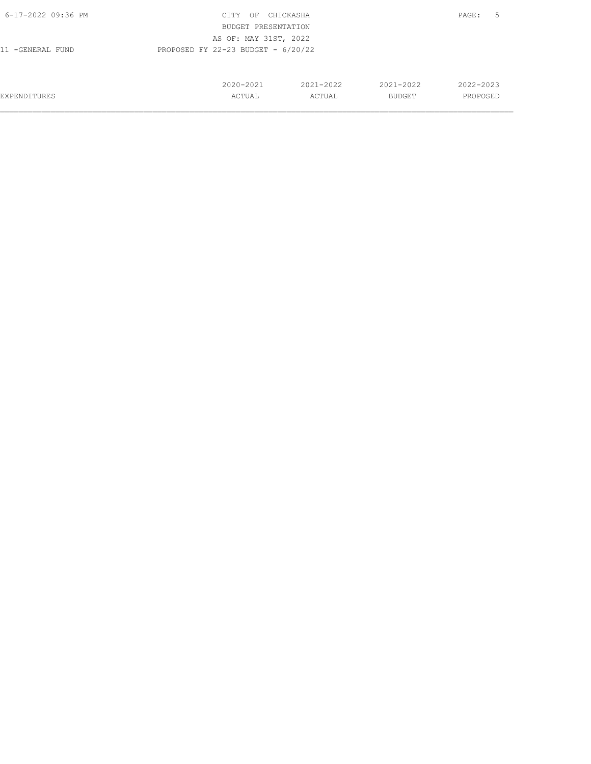11 -GENERAL FUND

PROPOSED FY 22-23 BUDGET - 6/20/22

| EXPENDITURES | 2020-2021 ACTUAL | 2021-2022 ACTUAL | 2021-2022 BUDGET | 2022-2023 PROPOSED |
| --- | --- | --- | --- | --- |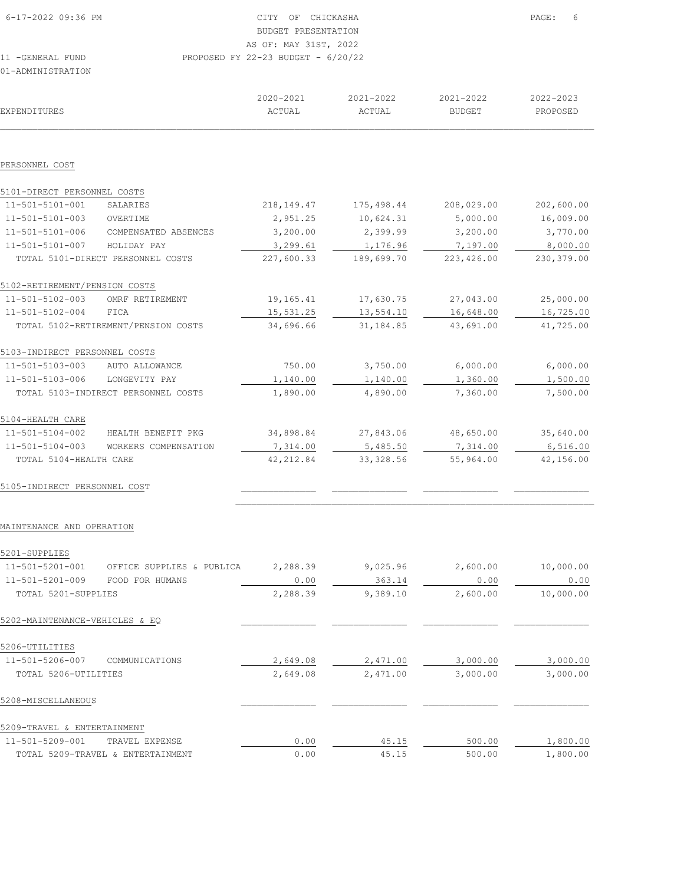CITY OF CHICKASHA
BUDGET PRESENTATION
AS OF: MAY 31ST, 2022
PROPOSED FY 22-23 BUDGET - 6/20/22

11 -GENERAL FUND
01-ADMINISTRATION

| EXPENDITURES | | 2020-2021 ACTUAL | 2021-2022 ACTUAL | 2021-2022 BUDGET | 2022-2023 PROPOSED |
|---|---|---|---|---|---|
| PERSONNEL COST | | | | | |
| 5101-DIRECT PERSONNEL COSTS | | | | | |
| 11-501-5101-001 | SALARIES | 218,149.47 | 175,498.44 | 208,029.00 | 202,600.00 |
| 11-501-5101-003 | OVERTIME | 2,951.25 | 10,624.31 | 5,000.00 | 16,009.00 |
| 11-501-5101-006 | COMPENSATED ABSENCES | 3,200.00 | 2,399.99 | 3,200.00 | 3,770.00 |
| 11-501-5101-007 | HOLIDAY PAY | 3,299.61 | 1,176.96 | 7,197.00 | 8,000.00 |
| TOTAL 5101-DIRECT PERSONNEL COSTS | | 227,600.33 | 189,699.70 | 223,426.00 | 230,379.00 |
| 5102-RETIREMENT/PENSION COSTS | | | | | |
| 11-501-5102-003 | OMRF RETIREMENT | 19,165.41 | 17,630.75 | 27,043.00 | 25,000.00 |
| 11-501-5102-004 | FICA | 15,531.25 | 13,554.10 | 16,648.00 | 16,725.00 |
| TOTAL 5102-RETIREMENT/PENSION COSTS | | 34,696.66 | 31,184.85 | 43,691.00 | 41,725.00 |
| 5103-INDIRECT PERSONNEL COSTS | | | | | |
| 11-501-5103-003 | AUTO ALLOWANCE | 750.00 | 3,750.00 | 6,000.00 | 6,000.00 |
| 11-501-5103-006 | LONGEVITY PAY | 1,140.00 | 1,140.00 | 1,360.00 | 1,500.00 |
| TOTAL 5103-INDIRECT PERSONNEL COSTS | | 1,890.00 | 4,890.00 | 7,360.00 | 7,500.00 |
| 5104-HEALTH CARE | | | | | |
| 11-501-5104-002 | HEALTH BENEFIT PKG | 34,898.84 | 27,843.06 | 48,650.00 | 35,640.00 |
| 11-501-5104-003 | WORKERS COMPENSATION | 7,314.00 | 5,485.50 | 7,314.00 | 6,516.00 |
| TOTAL 5104-HEALTH CARE | | 42,212.84 | 33,328.56 | 55,964.00 | 42,156.00 |
| 5105-INDIRECT PERSONNEL COST | | | | | |
| MAINTENANCE AND OPERATION | | | | | |
| 5201-SUPPLIES | | | | | |
| 11-501-5201-001 | OFFICE SUPPLIES & PUBLICA | 2,288.39 | 9,025.96 | 2,600.00 | 10,000.00 |
| 11-501-5201-009 | FOOD FOR HUMANS | 0.00 | 363.14 | 0.00 | 0.00 |
| TOTAL 5201-SUPPLIES | | 2,288.39 | 9,389.10 | 2,600.00 | 10,000.00 |
| 5202-MAINTENANCE-VEHICLES & EQ | | | | | |
| 5206-UTILITIES | | | | | |
| 11-501-5206-007 | COMMUNICATIONS | 2,649.08 | 2,471.00 | 3,000.00 | 3,000.00 |
| TOTAL 5206-UTILITIES | | 2,649.08 | 2,471.00 | 3,000.00 | 3,000.00 |
| 5208-MISCELLANEOUS | | | | | |
| 5209-TRAVEL & ENTERTAINMENT | | | | | |
| 11-501-5209-001 | TRAVEL EXPENSE | 0.00 | 45.15 | 500.00 | 1,800.00 |
| TOTAL 5209-TRAVEL & ENTERTAINMENT | | 0.00 | 45.15 | 500.00 | 1,800.00 |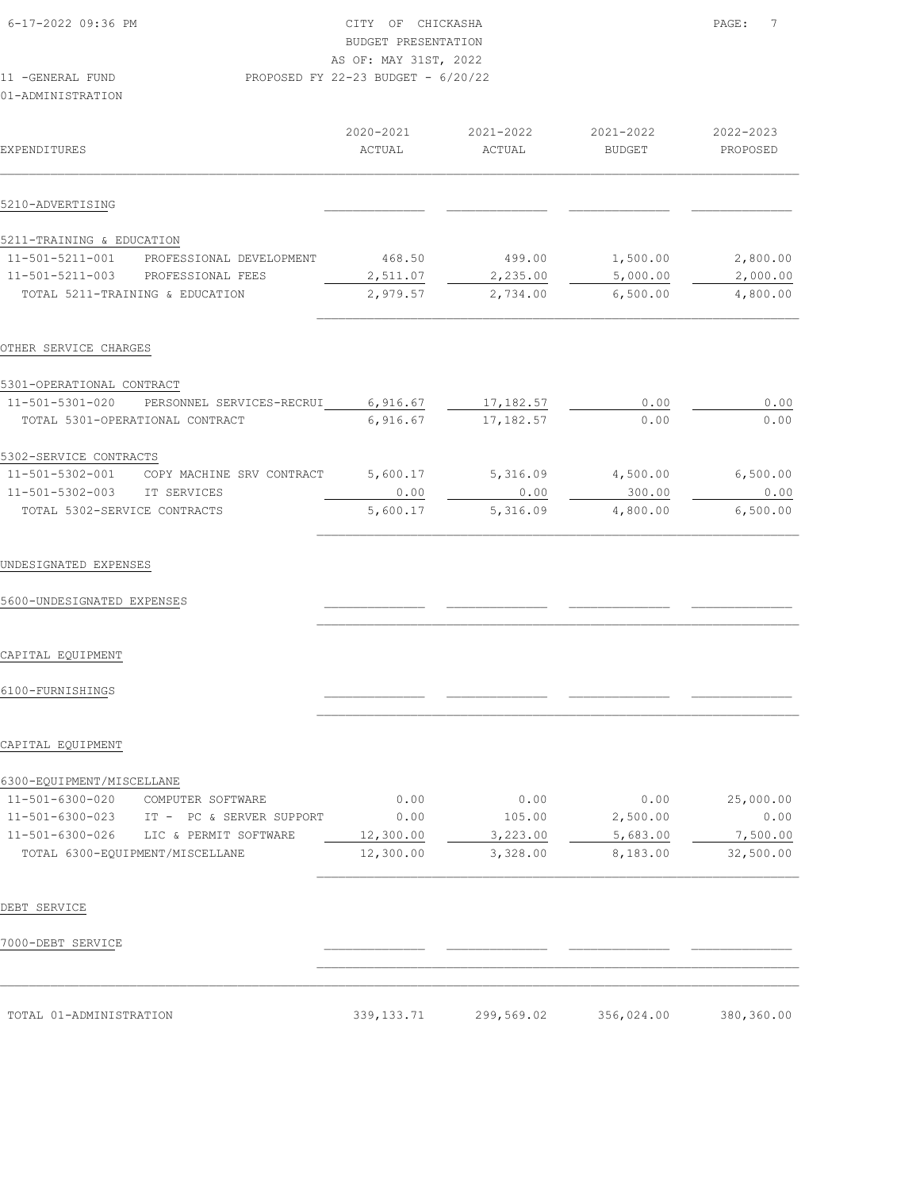CITY OF CHICKASHA
BUDGET PRESENTATION
AS OF: MAY 31ST, 2022
PROPOSED FY 22-23 BUDGET - 6/20/22

11 -GENERAL FUND
01-ADMINISTRATION

| EXPENDITURES | | 2020-2021 ACTUAL | 2021-2022 ACTUAL | 2021-2022 BUDGET | 2022-2023 PROPOSED |
|---|---|---|---|---|---|
| 5210-ADVERTISING | | | | | |
| 5211-TRAINING & EDUCATION | | | | | |
| 11-501-5211-001 | PROFESSIONAL DEVELOPMENT | 468.50 | 499.00 | 1,500.00 | 2,800.00 |
| 11-501-5211-003 | PROFESSIONAL FEES | 2,511.07 | 2,235.00 | 5,000.00 | 2,000.00 |
| TOTAL 5211-TRAINING & EDUCATION | | 2,979.57 | 2,734.00 | 6,500.00 | 4,800.00 |
| OTHER SERVICE CHARGES | | | | | |
| 5301-OPERATIONAL CONTRACT | | | | | |
| 11-501-5301-020 | PERSONNEL SERVICES-RECRUI | 6,916.67 | 17,182.57 | 0.00 | 0.00 |
| TOTAL 5301-OPERATIONAL CONTRACT | | 6,916.67 | 17,182.57 | 0.00 | 0.00 |
| 5302-SERVICE CONTRACTS | | | | | |
| 11-501-5302-001 | COPY MACHINE SRV CONTRACT | 5,600.17 | 5,316.09 | 4,500.00 | 6,500.00 |
| 11-501-5302-003 | IT SERVICES | 0.00 | 0.00 | 300.00 | 0.00 |
| TOTAL 5302-SERVICE CONTRACTS | | 5,600.17 | 5,316.09 | 4,800.00 | 6,500.00 |
| UNDESIGNATED EXPENSES | | | | | |
| 5600-UNDESIGNATED EXPENSES | | | | | |
| CAPITAL EQUIPMENT | | | | | |
| 6100-FURNISHINGS | | | | | |
| CAPITAL EQUIPMENT | | | | | |
| 6300-EQUIPMENT/MISCELLANE | | | | | |
| 11-501-6300-020 | COMPUTER SOFTWARE | 0.00 | 0.00 | 0.00 | 25,000.00 |
| 11-501-6300-023 | IT - PC & SERVER SUPPORT | 0.00 | 105.00 | 2,500.00 | 0.00 |
| 11-501-6300-026 | LIC & PERMIT SOFTWARE | 12,300.00 | 3,223.00 | 5,683.00 | 7,500.00 |
| TOTAL 6300-EQUIPMENT/MISCELLANE | | 12,300.00 | 3,328.00 | 8,183.00 | 32,500.00 |
| DEBT SERVICE | | | | | |
| 7000-DEBT SERVICE | | | | | |
| TOTAL 01-ADMINISTRATION | | 339,133.71 | 299,569.02 | 356,024.00 | 380,360.00 |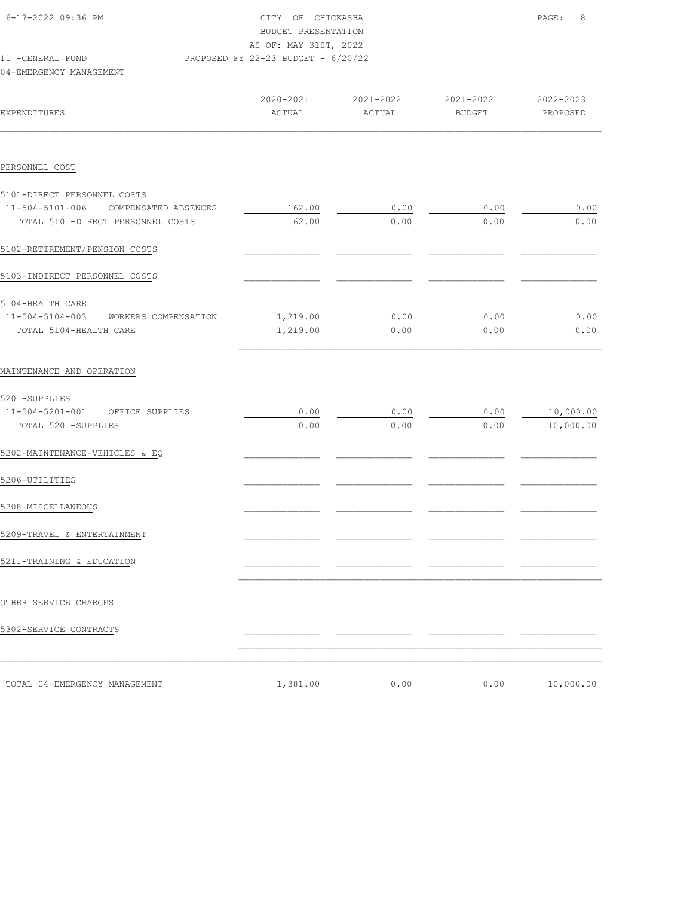CITY OF CHICKASHA
BUDGET PRESENTATION
AS OF: MAY 31ST, 2022

11 -GENERAL FUND — PROPOSED FY 22-23 BUDGET - 6/20/22

04-EMERGENCY MANAGEMENT

| EXPENDITURES | 2020-2021 ACTUAL | 2021-2022 ACTUAL | 2021-2022 BUDGET | 2022-2023 PROPOSED |
|---|---|---|---|---|
| **PERSONNEL COST** | | | | |
| 5101-DIRECT PERSONNEL COSTS | | | | |
| 11-504-5101-006 COMPENSATED ABSENCES | 162.00 | 0.00 | 0.00 | 0.00 |
| TOTAL 5101-DIRECT PERSONNEL COSTS | 162.00 | 0.00 | 0.00 | 0.00 |
| 5102-RETIREMENT/PENSION COSTS | | | | |
| 5103-INDIRECT PERSONNEL COSTS | | | | |
| 5104-HEALTH CARE | | | | |
| 11-504-5104-003 WORKERS COMPENSATION | 1,219.00 | 0.00 | 0.00 | 0.00 |
| TOTAL 5104-HEALTH CARE | 1,219.00 | 0.00 | 0.00 | 0.00 |
| **MAINTENANCE AND OPERATION** | | | | |
| 5201-SUPPLIES | | | | |
| 11-504-5201-001 OFFICE SUPPLIES | 0.00 | 0.00 | 0.00 | 10,000.00 |
| TOTAL 5201-SUPPLIES | 0.00 | 0.00 | 0.00 | 10,000.00 |
| 5202-MAINTENANCE-VEHICLES & EQ | | | | |
| 5206-UTILITIES | | | | |
| 5208-MISCELLANEOUS | | | | |
| 5209-TRAVEL & ENTERTAINMENT | | | | |
| 5211-TRAINING & EDUCATION | | | | |
| **OTHER SERVICE CHARGES** | | | | |
| 5302-SERVICE CONTRACTS | | | | |
| TOTAL 04-EMERGENCY MANAGEMENT | 1,381.00 | 0.00 | 0.00 | 10,000.00 |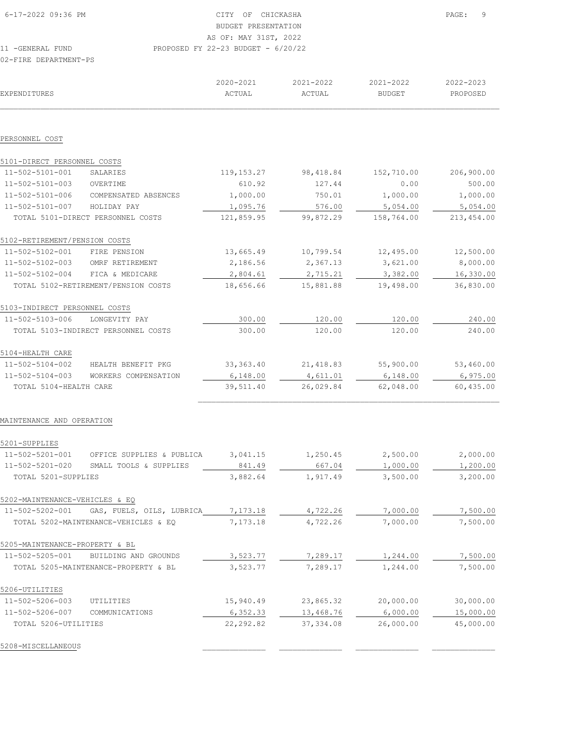CITY OF CHICKASHA
BUDGET PRESENTATION
AS OF: MAY 31ST, 2022
PROPOSED FY 22-23 BUDGET - 6/20/22

11 -GENERAL FUND
02-FIRE DEPARTMENT-PS

| EXPENDITURES | | 2020-2021 ACTUAL | 2021-2022 ACTUAL | 2021-2022 BUDGET | 2022-2023 PROPOSED |
|---|---|---|---|---|---|
| **PERSONNEL COST** | | | | | |
| 5101-DIRECT PERSONNEL COSTS | | | | | |
| 11-502-5101-001 | SALARIES | 119,153.27 | 98,418.84 | 152,710.00 | 206,900.00 |
| 11-502-5101-003 | OVERTIME | 610.92 | 127.44 | 0.00 | 500.00 |
| 11-502-5101-006 | COMPENSATED ABSENCES | 1,000.00 | 750.01 | 1,000.00 | 1,000.00 |
| 11-502-5101-007 | HOLIDAY PAY | 1,095.76 | 576.00 | 5,054.00 | 5,054.00 |
| TOTAL 5101-DIRECT PERSONNEL COSTS | | 121,859.95 | 99,872.29 | 158,764.00 | 213,454.00 |
| 5102-RETIREMENT/PENSION COSTS | | | | | |
| 11-502-5102-001 | FIRE PENSION | 13,665.49 | 10,799.54 | 12,495.00 | 12,500.00 |
| 11-502-5102-003 | OMRF RETIREMENT | 2,186.56 | 2,367.13 | 3,621.00 | 8,000.00 |
| 11-502-5102-004 | FICA & MEDICARE | 2,804.61 | 2,715.21 | 3,382.00 | 16,330.00 |
| TOTAL 5102-RETIREMENT/PENSION COSTS | | 18,656.66 | 15,881.88 | 19,498.00 | 36,830.00 |
| 5103-INDIRECT PERSONNEL COSTS | | | | | |
| 11-502-5103-006 | LONGEVITY PAY | 300.00 | 120.00 | 120.00 | 240.00 |
| TOTAL 5103-INDIRECT PERSONNEL COSTS | | 300.00 | 120.00 | 120.00 | 240.00 |
| 5104-HEALTH CARE | | | | | |
| 11-502-5104-002 | HEALTH BENEFIT PKG | 33,363.40 | 21,418.83 | 55,900.00 | 53,460.00 |
| 11-502-5104-003 | WORKERS COMPENSATION | 6,148.00 | 4,611.01 | 6,148.00 | 6,975.00 |
| TOTAL 5104-HEALTH CARE | | 39,511.40 | 26,029.84 | 62,048.00 | 60,435.00 |
| **MAINTENANCE AND OPERATION** | | | | | |
| 5201-SUPPLIES | | | | | |
| 11-502-5201-001 | OFFICE SUPPLIES & PUBLICA | 3,041.15 | 1,250.45 | 2,500.00 | 2,000.00 |
| 11-502-5201-020 | SMALL TOOLS & SUPPLIES | 841.49 | 667.04 | 1,000.00 | 1,200.00 |
| TOTAL 5201-SUPPLIES | | 3,882.64 | 1,917.49 | 3,500.00 | 3,200.00 |
| 5202-MAINTENANCE-VEHICLES & EQ | | | | | |
| 11-502-5202-001 | GAS, FUELS, OILS, LUBRICA | 7,173.18 | 4,722.26 | 7,000.00 | 7,500.00 |
| TOTAL 5202-MAINTENANCE-VEHICLES & EQ | | 7,173.18 | 4,722.26 | 7,000.00 | 7,500.00 |
| 5205-MAINTENANCE-PROPERTY & BL | | | | | |
| 11-502-5205-001 | BUILDING AND GROUNDS | 3,523.77 | 7,289.17 | 1,244.00 | 7,500.00 |
| TOTAL 5205-MAINTENANCE-PROPERTY & BL | | 3,523.77 | 7,289.17 | 1,244.00 | 7,500.00 |
| 5206-UTILITIES | | | | | |
| 11-502-5206-003 | UTILITIES | 15,940.49 | 23,865.32 | 20,000.00 | 30,000.00 |
| 11-502-5206-007 | COMMUNICATIONS | 6,352.33 | 13,468.76 | 6,000.00 | 15,000.00 |
| TOTAL 5206-UTILITIES | | 22,292.82 | 37,334.08 | 26,000.00 | 45,000.00 |
| 5208-MISCELLANEOUS | | | | | |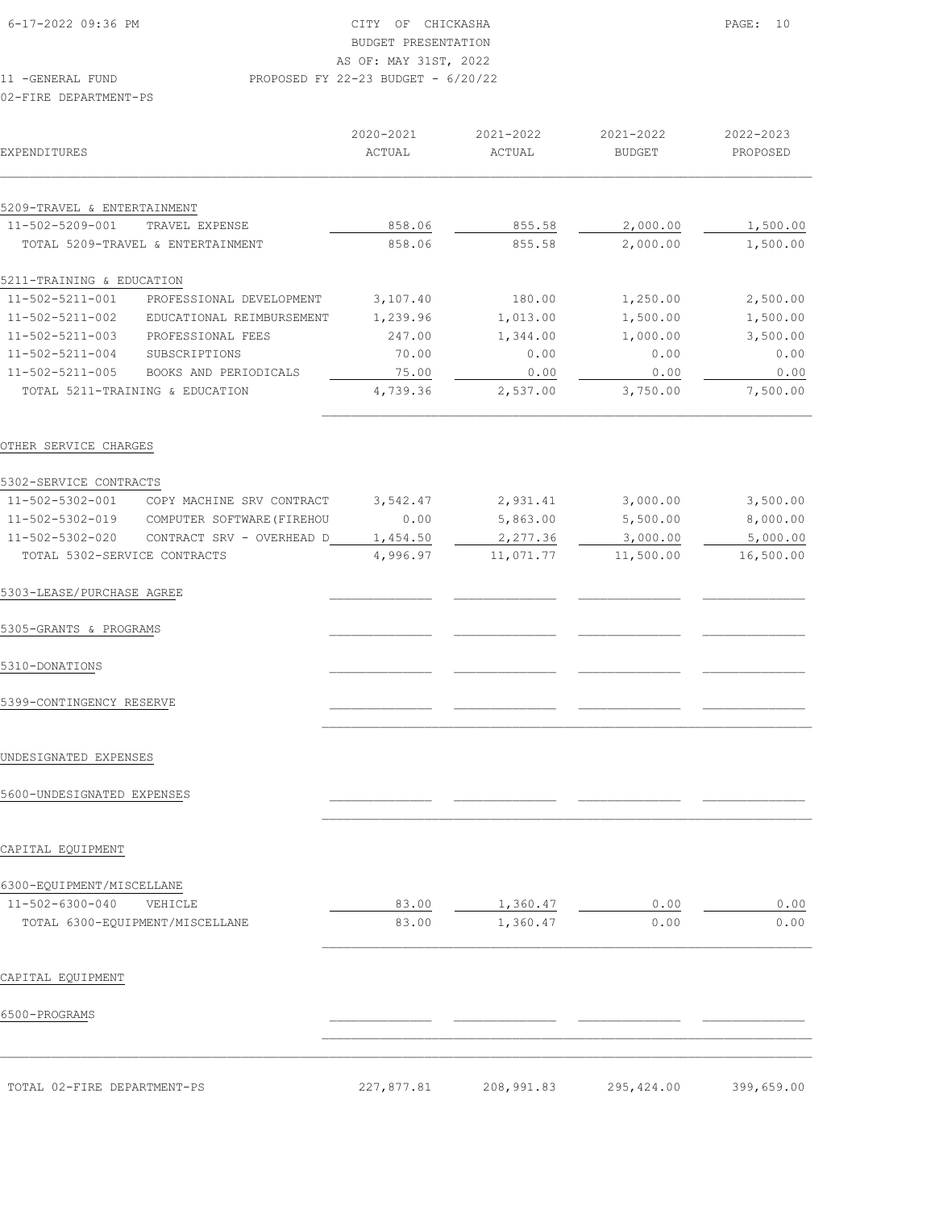CITY OF CHICKASHA
BUDGET PRESENTATION
AS OF: MAY 31ST, 2022
PROPOSED FY 22-23 BUDGET - 6/20/22

11 -GENERAL FUND
02-FIRE DEPARTMENT-PS

| EXPENDITURES | | 2020-2021 ACTUAL | 2021-2022 ACTUAL | 2021-2022 BUDGET | 2022-2023 PROPOSED |
|---|---|---|---|---|---|
| **5209-TRAVEL & ENTERTAINMENT** | | | | | |
| 11-502-5209-001 | TRAVEL EXPENSE | 858.06 | 855.58 | 2,000.00 | 1,500.00 |
| TOTAL 5209-TRAVEL & ENTERTAINMENT | | 858.06 | 855.58 | 2,000.00 | 1,500.00 |
| **5211-TRAINING & EDUCATION** | | | | | |
| 11-502-5211-001 | PROFESSIONAL DEVELOPMENT | 3,107.40 | 180.00 | 1,250.00 | 2,500.00 |
| 11-502-5211-002 | EDUCATIONAL REIMBURSEMENT | 1,239.96 | 1,013.00 | 1,500.00 | 1,500.00 |
| 11-502-5211-003 | PROFESSIONAL FEES | 247.00 | 1,344.00 | 1,000.00 | 3,500.00 |
| 11-502-5211-004 | SUBSCRIPTIONS | 70.00 | 0.00 | 0.00 | 0.00 |
| 11-502-5211-005 | BOOKS AND PERIODICALS | 75.00 | 0.00 | 0.00 | 0.00 |
| TOTAL 5211-TRAINING & EDUCATION | | 4,739.36 | 2,537.00 | 3,750.00 | 7,500.00 |
| **OTHER SERVICE CHARGES** | | | | | |
| **5302-SERVICE CONTRACTS** | | | | | |
| 11-502-5302-001 | COPY MACHINE SRV CONTRACT | 3,542.47 | 2,931.41 | 3,000.00 | 3,500.00 |
| 11-502-5302-019 | COMPUTER SOFTWARE(FIREHOU | 0.00 | 5,863.00 | 5,500.00 | 8,000.00 |
| 11-502-5302-020 | CONTRACT SRV - OVERHEAD D | 1,454.50 | 2,277.36 | 3,000.00 | 5,000.00 |
| TOTAL 5302-SERVICE CONTRACTS | | 4,996.97 | 11,071.77 | 11,500.00 | 16,500.00 |
| 5303-LEASE/PURCHASE AGREE | | | | | |
| 5305-GRANTS & PROGRAMS | | | | | |
| 5310-DONATIONS | | | | | |
| 5399-CONTINGENCY RESERVE | | | | | |
| **UNDESIGNATED EXPENSES** | | | | | |
| 5600-UNDESIGNATED EXPENSES | | | | | |
| **CAPITAL EQUIPMENT** | | | | | |
| **6300-EQUIPMENT/MISCELLANE** | | | | | |
| 11-502-6300-040 | VEHICLE | 83.00 | 1,360.47 | 0.00 | 0.00 |
| TOTAL 6300-EQUIPMENT/MISCELLANE | | 83.00 | 1,360.47 | 0.00 | 0.00 |
| **CAPITAL EQUIPMENT** | | | | | |
| 6500-PROGRAMS | | | | | |
| TOTAL 02-FIRE DEPARTMENT-PS | | 227,877.81 | 208,991.83 | 295,424.00 | 399,659.00 |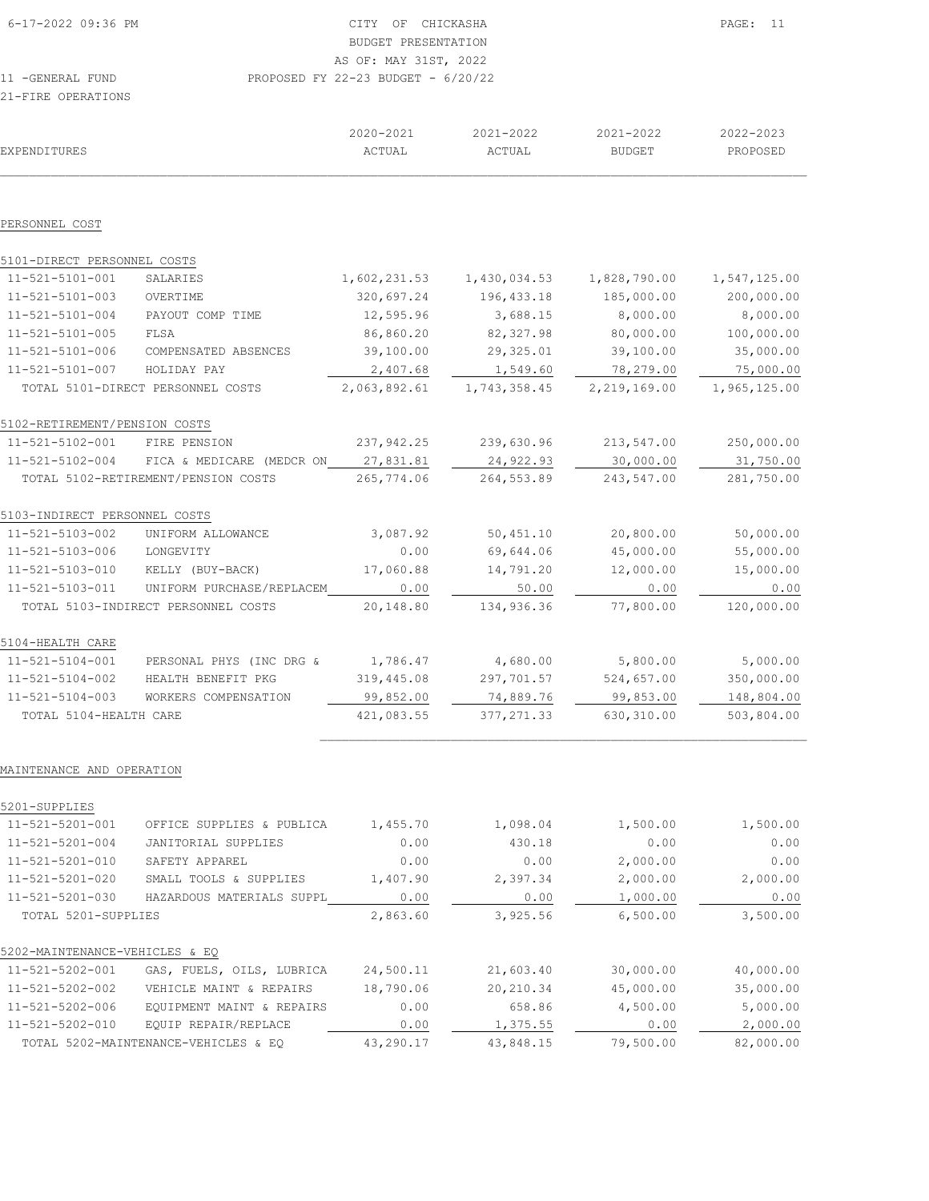CITY OF CHICKASHA
BUDGET PRESENTATION
AS OF: MAY 31ST, 2022
PROPOSED FY 22-23 BUDGET - 6/20/22

6-17-2022 09:36 PM

11 -GENERAL FUND
21-FIRE OPERATIONS

| EXPENDITURES | | 2020-2021 ACTUAL | 2021-2022 ACTUAL | 2021-2022 BUDGET | 2022-2023 PROPOSED |
|---|---|---|---|---|---|
| **PERSONNEL COST** | | | | | |
| **5101-DIRECT PERSONNEL COSTS** | | | | | |
| 11-521-5101-001 | SALARIES | 1,602,231.53 | 1,430,034.53 | 1,828,790.00 | 1,547,125.00 |
| 11-521-5101-003 | OVERTIME | 320,697.24 | 196,433.18 | 185,000.00 | 200,000.00 |
| 11-521-5101-004 | PAYOUT COMP TIME | 12,595.96 | 3,688.15 | 8,000.00 | 8,000.00 |
| 11-521-5101-005 | FLSA | 86,860.20 | 82,327.98 | 80,000.00 | 100,000.00 |
| 11-521-5101-006 | COMPENSATED ABSENCES | 39,100.00 | 29,325.01 | 39,100.00 | 35,000.00 |
| 11-521-5101-007 | HOLIDAY PAY | 2,407.68 | 1,549.60 | 78,279.00 | 75,000.00 |
| TOTAL 5101-DIRECT PERSONNEL COSTS | | 2,063,892.61 | 1,743,358.45 | 2,219,169.00 | 1,965,125.00 |
| **5102-RETIREMENT/PENSION COSTS** | | | | | |
| 11-521-5102-001 | FIRE PENSION | 237,942.25 | 239,630.96 | 213,547.00 | 250,000.00 |
| 11-521-5102-004 | FICA & MEDICARE (MEDCR ON | 27,831.81 | 24,922.93 | 30,000.00 | 31,750.00 |
| TOTAL 5102-RETIREMENT/PENSION COSTS | | 265,774.06 | 264,553.89 | 243,547.00 | 281,750.00 |
| **5103-INDIRECT PERSONNEL COSTS** | | | | | |
| 11-521-5103-002 | UNIFORM ALLOWANCE | 3,087.92 | 50,451.10 | 20,800.00 | 50,000.00 |
| 11-521-5103-006 | LONGEVITY | 0.00 | 69,644.06 | 45,000.00 | 55,000.00 |
| 11-521-5103-010 | KELLY (BUY-BACK) | 17,060.88 | 14,791.20 | 12,000.00 | 15,000.00 |
| 11-521-5103-011 | UNIFORM PURCHASE/REPLACEM | 0.00 | 50.00 | 0.00 | 0.00 |
| TOTAL 5103-INDIRECT PERSONNEL COSTS | | 20,148.80 | 134,936.36 | 77,800.00 | 120,000.00 |
| **5104-HEALTH CARE** | | | | | |
| 11-521-5104-001 | PERSONAL PHYS (INC DRG & | 1,786.47 | 4,680.00 | 5,800.00 | 5,000.00 |
| 11-521-5104-002 | HEALTH BENEFIT PKG | 319,445.08 | 297,701.57 | 524,657.00 | 350,000.00 |
| 11-521-5104-003 | WORKERS COMPENSATION | 99,852.00 | 74,889.76 | 99,853.00 | 148,804.00 |
| TOTAL 5104-HEALTH CARE | | 421,083.55 | 377,271.33 | 630,310.00 | 503,804.00 |
| **MAINTENANCE AND OPERATION** | | | | | |
| **5201-SUPPLIES** | | | | | |
| 11-521-5201-001 | OFFICE SUPPLIES & PUBLICA | 1,455.70 | 1,098.04 | 1,500.00 | 1,500.00 |
| 11-521-5201-004 | JANITORIAL SUPPLIES | 0.00 | 430.18 | 0.00 | 0.00 |
| 11-521-5201-010 | SAFETY APPAREL | 0.00 | 0.00 | 2,000.00 | 0.00 |
| 11-521-5201-020 | SMALL TOOLS & SUPPLIES | 1,407.90 | 2,397.34 | 2,000.00 | 2,000.00 |
| 11-521-5201-030 | HAZARDOUS MATERIALS SUPPL | 0.00 | 0.00 | 1,000.00 | 0.00 |
| TOTAL 5201-SUPPLIES | | 2,863.60 | 3,925.56 | 6,500.00 | 3,500.00 |
| **5202-MAINTENANCE-VEHICLES & EQ** | | | | | |
| 11-521-5202-001 | GAS, FUELS, OILS, LUBRICA | 24,500.11 | 21,603.40 | 30,000.00 | 40,000.00 |
| 11-521-5202-002 | VEHICLE MAINT & REPAIRS | 18,790.06 | 20,210.34 | 45,000.00 | 35,000.00 |
| 11-521-5202-006 | EQUIPMENT MAINT & REPAIRS | 0.00 | 658.86 | 4,500.00 | 5,000.00 |
| 11-521-5202-010 | EQUIP REPAIR/REPLACE | 0.00 | 1,375.55 | 0.00 | 2,000.00 |
| TOTAL 5202-MAINTENANCE-VEHICLES & EQ | | 43,290.17 | 43,848.15 | 79,500.00 | 82,000.00 |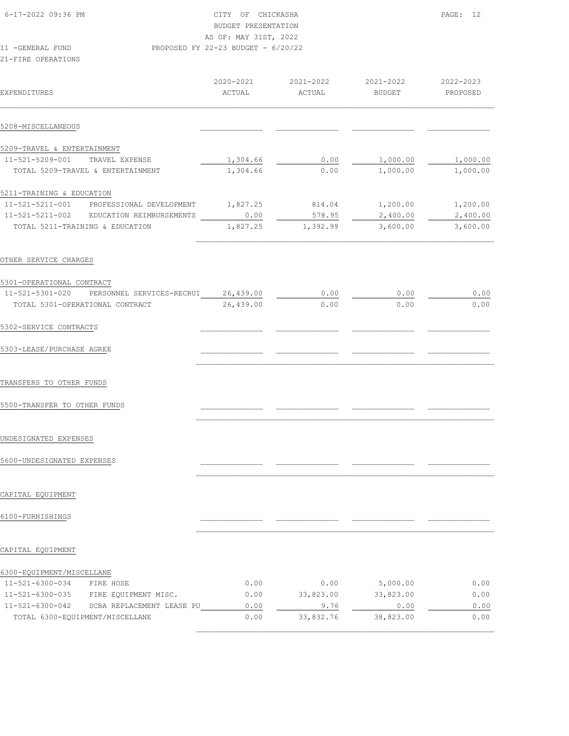CITY OF CHICKASHA
BUDGET PRESENTATION
AS OF: MAY 31ST, 2022
PROPOSED FY 22-23 BUDGET - 6/20/22

11 -GENERAL FUND
21-FIRE OPERATIONS

| EXPENDITURES | 2020-2021 ACTUAL | 2021-2022 ACTUAL | 2021-2022 BUDGET | 2022-2023 PROPOSED |
|---|---|---|---|---|
| 5208-MISCELLANEOUS | | | | |
| 5209-TRAVEL & ENTERTAINMENT | | | | |
| 11-521-5209-001 TRAVEL EXPENSE | 1,304.66 | 0.00 | 1,000.00 | 1,000.00 |
| TOTAL 5209-TRAVEL & ENTERTAINMENT | 1,304.66 | 0.00 | 1,000.00 | 1,000.00 |
| 5211-TRAINING & EDUCATION | | | | |
| 11-521-5211-001 PROFESSIONAL DEVELOPMENT | 1,827.25 | 814.04 | 1,200.00 | 1,200.00 |
| 11-521-5211-002 EDUCATION REIMBURSEMENTS | 0.00 | 578.95 | 2,400.00 | 2,400.00 |
| TOTAL 5211-TRAINING & EDUCATION | 1,827.25 | 1,392.99 | 3,600.00 | 3,600.00 |
| OTHER SERVICE CHARGES | | | | |
| 5301-OPERATIONAL CONTRACT | | | | |
| 11-521-5301-020 PERSONNEL SERVICES-RECRUI | 26,439.00 | 0.00 | 0.00 | 0.00 |
| TOTAL 5301-OPERATIONAL CONTRACT | 26,439.00 | 0.00 | 0.00 | 0.00 |
| 5302-SERVICE CONTRACTS | | | | |
| 5303-LEASE/PURCHASE AGREE | | | | |
| TRANSFERS TO OTHER FUNDS | | | | |
| 5500-TRANSFER TO OTHER FUNDS | | | | |
| UNDESIGNATED EXPENSES | | | | |
| 5600-UNDESIGNATED EXPENSES | | | | |
| CAPITAL EQUIPMENT | | | | |
| 6100-FURNISHINGS | | | | |
| CAPITAL EQUIPMENT | | | | |
| 6300-EQUIPMENT/MISCELLANE | | | | |
| 11-521-6300-034 FIRE HOSE | 0.00 | 0.00 | 5,000.00 | 0.00 |
| 11-521-6300-035 FIRE EQUIPMENT MISC. | 0.00 | 33,823.00 | 33,823.00 | 0.00 |
| 11-521-6300-042 SCBA REPLACEMENT LEASE PU | 0.00 | 9.76 | 0.00 | 0.00 |
| TOTAL 6300-EQUIPMENT/MISCELLANE | 0.00 | 33,832.76 | 38,823.00 | 0.00 |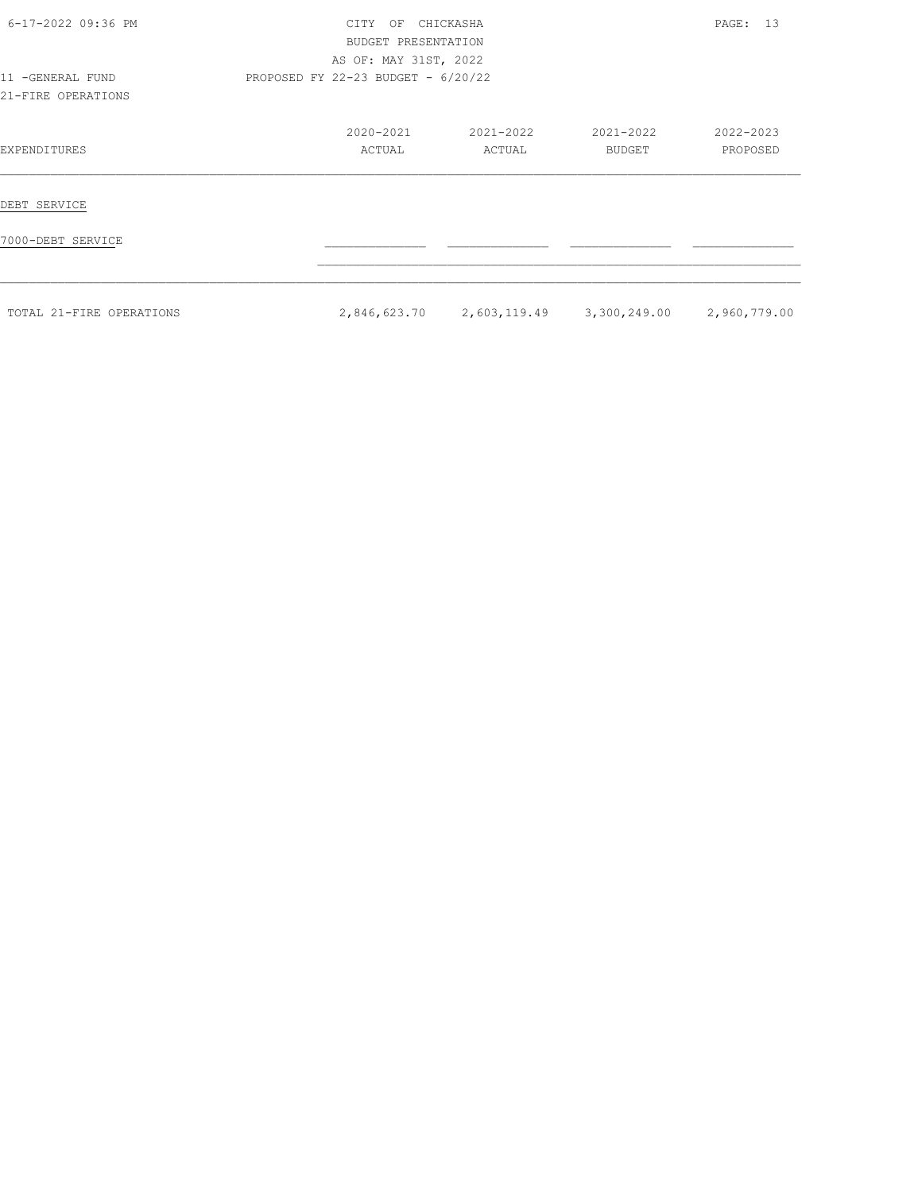CITY OF CHICKASHA
BUDGET PRESENTATION
AS OF: MAY 31ST, 2022
PROPOSED FY 22-23 BUDGET - 6/20/22

11 -GENERAL FUND
21-FIRE OPERATIONS

| EXPENDITURES | 2020-2021 ACTUAL | 2021-2022 ACTUAL | 2021-2022 BUDGET | 2022-2023 PROPOSED |
|---|---|---|---|---|
| DEBT SERVICE | | | | |
| 7000-DEBT SERVICE | | | | |
| TOTAL 21-FIRE OPERATIONS | 2,846,623.70 | 2,603,119.49 | 3,300,249.00 | 2,960,779.00 |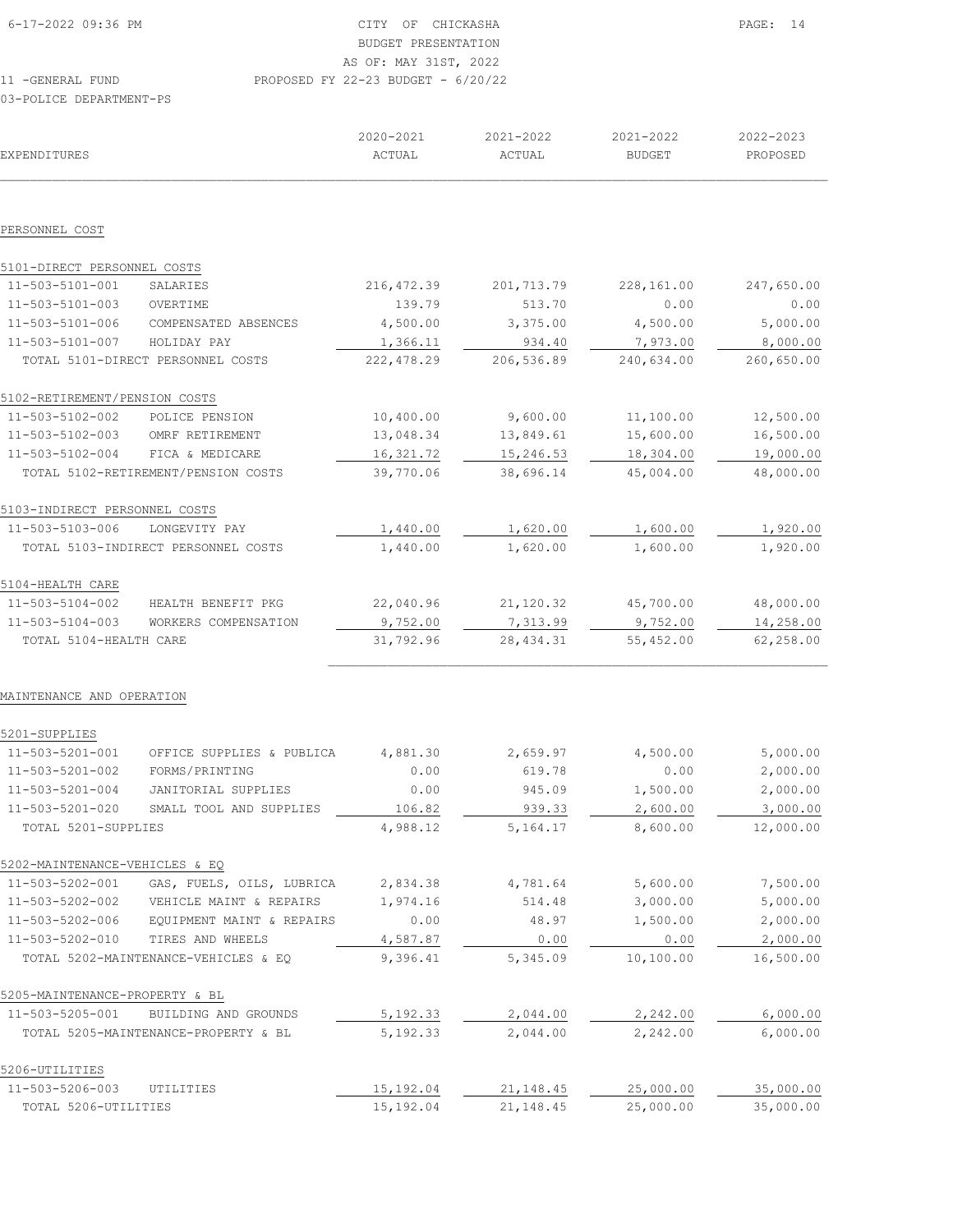CITY OF CHICKASHA
BUDGET PRESENTATION
AS OF: MAY 31ST, 2022

11 -GENERAL FUND — PROPOSED FY 22-23 BUDGET - 6/20/22

03-POLICE DEPARTMENT-PS

| EXPENDITURES | | 2020-2021 ACTUAL | 2021-2022 ACTUAL | 2021-2022 BUDGET | 2022-2023 PROPOSED |
|---|---|---|---|---|---|
| **PERSONNEL COST** | | | | | |
| **5101-DIRECT PERSONNEL COSTS** | | | | | |
| 11-503-5101-001 | SALARIES | 216,472.39 | 201,713.79 | 228,161.00 | 247,650.00 |
| 11-503-5101-003 | OVERTIME | 139.79 | 513.70 | 0.00 | 0.00 |
| 11-503-5101-006 | COMPENSATED ABSENCES | 4,500.00 | 3,375.00 | 4,500.00 | 5,000.00 |
| 11-503-5101-007 | HOLIDAY PAY | 1,366.11 | 934.40 | 7,973.00 | 8,000.00 |
| TOTAL 5101-DIRECT PERSONNEL COSTS | | 222,478.29 | 206,536.89 | 240,634.00 | 260,650.00 |
| **5102-RETIREMENT/PENSION COSTS** | | | | | |
| 11-503-5102-002 | POLICE PENSION | 10,400.00 | 9,600.00 | 11,100.00 | 12,500.00 |
| 11-503-5102-003 | OMRF RETIREMENT | 13,048.34 | 13,849.61 | 15,600.00 | 16,500.00 |
| 11-503-5102-004 | FICA & MEDICARE | 16,321.72 | 15,246.53 | 18,304.00 | 19,000.00 |
| TOTAL 5102-RETIREMENT/PENSION COSTS | | 39,770.06 | 38,696.14 | 45,004.00 | 48,000.00 |
| **5103-INDIRECT PERSONNEL COSTS** | | | | | |
| 11-503-5103-006 | LONGEVITY PAY | 1,440.00 | 1,620.00 | 1,600.00 | 1,920.00 |
| TOTAL 5103-INDIRECT PERSONNEL COSTS | | 1,440.00 | 1,620.00 | 1,600.00 | 1,920.00 |
| **5104-HEALTH CARE** | | | | | |
| 11-503-5104-002 | HEALTH BENEFIT PKG | 22,040.96 | 21,120.32 | 45,700.00 | 48,000.00 |
| 11-503-5104-003 | WORKERS COMPENSATION | 9,752.00 | 7,313.99 | 9,752.00 | 14,258.00 |
| TOTAL 5104-HEALTH CARE | | 31,792.96 | 28,434.31 | 55,452.00 | 62,258.00 |
| **MAINTENANCE AND OPERATION** | | | | | |
| **5201-SUPPLIES** | | | | | |
| 11-503-5201-001 | OFFICE SUPPLIES & PUBLICA | 4,881.30 | 2,659.97 | 4,500.00 | 5,000.00 |
| 11-503-5201-002 | FORMS/PRINTING | 0.00 | 619.78 | 0.00 | 2,000.00 |
| 11-503-5201-004 | JANITORIAL SUPPLIES | 0.00 | 945.09 | 1,500.00 | 2,000.00 |
| 11-503-5201-020 | SMALL TOOL AND SUPPLIES | 106.82 | 939.33 | 2,600.00 | 3,000.00 |
| TOTAL 5201-SUPPLIES | | 4,988.12 | 5,164.17 | 8,600.00 | 12,000.00 |
| **5202-MAINTENANCE-VEHICLES & EQ** | | | | | |
| 11-503-5202-001 | GAS, FUELS, OILS, LUBRICA | 2,834.38 | 4,781.64 | 5,600.00 | 7,500.00 |
| 11-503-5202-002 | VEHICLE MAINT & REPAIRS | 1,974.16 | 514.48 | 3,000.00 | 5,000.00 |
| 11-503-5202-006 | EQUIPMENT MAINT & REPAIRS | 0.00 | 48.97 | 1,500.00 | 2,000.00 |
| 11-503-5202-010 | TIRES AND WHEELS | 4,587.87 | 0.00 | 0.00 | 2,000.00 |
| TOTAL 5202-MAINTENANCE-VEHICLES & EQ | | 9,396.41 | 5,345.09 | 10,100.00 | 16,500.00 |
| **5205-MAINTENANCE-PROPERTY & BL** | | | | | |
| 11-503-5205-001 | BUILDING AND GROUNDS | 5,192.33 | 2,044.00 | 2,242.00 | 6,000.00 |
| TOTAL 5205-MAINTENANCE-PROPERTY & BL | | 5,192.33 | 2,044.00 | 2,242.00 | 6,000.00 |
| **5206-UTILITIES** | | | | | |
| 11-503-5206-003 | UTILITIES | 15,192.04 | 21,148.45 | 25,000.00 | 35,000.00 |
| TOTAL 5206-UTILITIES | | 15,192.04 | 21,148.45 | 25,000.00 | 35,000.00 |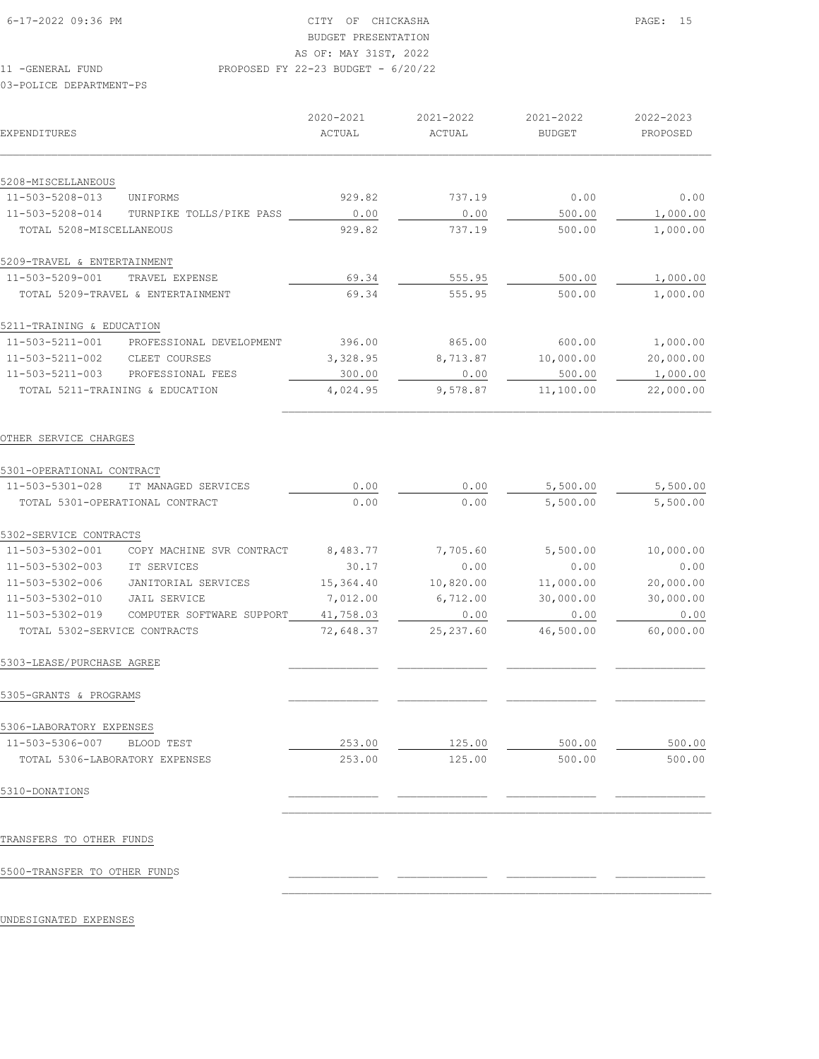CITY OF CHICKASHA
BUDGET PRESENTATION
AS OF: MAY 31ST, 2022
PROPOSED FY 22-23 BUDGET - 6/20/22

11 -GENERAL FUND
03-POLICE DEPARTMENT-PS

| EXPENDITURES | | 2020-2021 ACTUAL | 2021-2022 ACTUAL | 2021-2022 BUDGET | 2022-2023 PROPOSED |
|---|---|---|---|---|---|
| 5208-MISCELLANEOUS | | | | | |
| 11-503-5208-013 | UNIFORMS | 929.82 | 737.19 | 0.00 | 0.00 |
| 11-503-5208-014 | TURNPIKE TOLLS/PIKE PASS | 0.00 | 0.00 | 500.00 | 1,000.00 |
| TOTAL 5208-MISCELLANEOUS | | 929.82 | 737.19 | 500.00 | 1,000.00 |
| 5209-TRAVEL & ENTERTAINMENT | | | | | |
| 11-503-5209-001 | TRAVEL EXPENSE | 69.34 | 555.95 | 500.00 | 1,000.00 |
| TOTAL 5209-TRAVEL & ENTERTAINMENT | | 69.34 | 555.95 | 500.00 | 1,000.00 |
| 5211-TRAINING & EDUCATION | | | | | |
| 11-503-5211-001 | PROFESSIONAL DEVELOPMENT | 396.00 | 865.00 | 600.00 | 1,000.00 |
| 11-503-5211-002 | CLEET COURSES | 3,328.95 | 8,713.87 | 10,000.00 | 20,000.00 |
| 11-503-5211-003 | PROFESSIONAL FEES | 300.00 | 0.00 | 500.00 | 1,000.00 |
| TOTAL 5211-TRAINING & EDUCATION | | 4,024.95 | 9,578.87 | 11,100.00 | 22,000.00 |
| OTHER SERVICE CHARGES | | | | | |
| 5301-OPERATIONAL CONTRACT | | | | | |
| 11-503-5301-028 | IT MANAGED SERVICES | 0.00 | 0.00 | 5,500.00 | 5,500.00 |
| TOTAL 5301-OPERATIONAL CONTRACT | | 0.00 | 0.00 | 5,500.00 | 5,500.00 |
| 5302-SERVICE CONTRACTS | | | | | |
| 11-503-5302-001 | COPY MACHINE SVR CONTRACT | 8,483.77 | 7,705.60 | 5,500.00 | 10,000.00 |
| 11-503-5302-003 | IT SERVICES | 30.17 | 0.00 | 0.00 | 0.00 |
| 11-503-5302-006 | JANITORIAL SERVICES | 15,364.40 | 10,820.00 | 11,000.00 | 20,000.00 |
| 11-503-5302-010 | JAIL SERVICE | 7,012.00 | 6,712.00 | 30,000.00 | 30,000.00 |
| 11-503-5302-019 | COMPUTER SOFTWARE SUPPORT | 41,758.03 | 0.00 | 0.00 | 0.00 |
| TOTAL 5302-SERVICE CONTRACTS | | 72,648.37 | 25,237.60 | 46,500.00 | 60,000.00 |
| 5303-LEASE/PURCHASE AGREE | | | | | |
| 5305-GRANTS & PROGRAMS | | | | | |
| 5306-LABORATORY EXPENSES | | | | | |
| 11-503-5306-007 | BLOOD TEST | 253.00 | 125.00 | 500.00 | 500.00 |
| TOTAL 5306-LABORATORY EXPENSES | | 253.00 | 125.00 | 500.00 | 500.00 |
| 5310-DONATIONS | | | | | |
| TRANSFERS TO OTHER FUNDS | | | | | |
| 5500-TRANSFER TO OTHER FUNDS | | | | | |
| UNDESIGNATED EXPENSES | | | | | |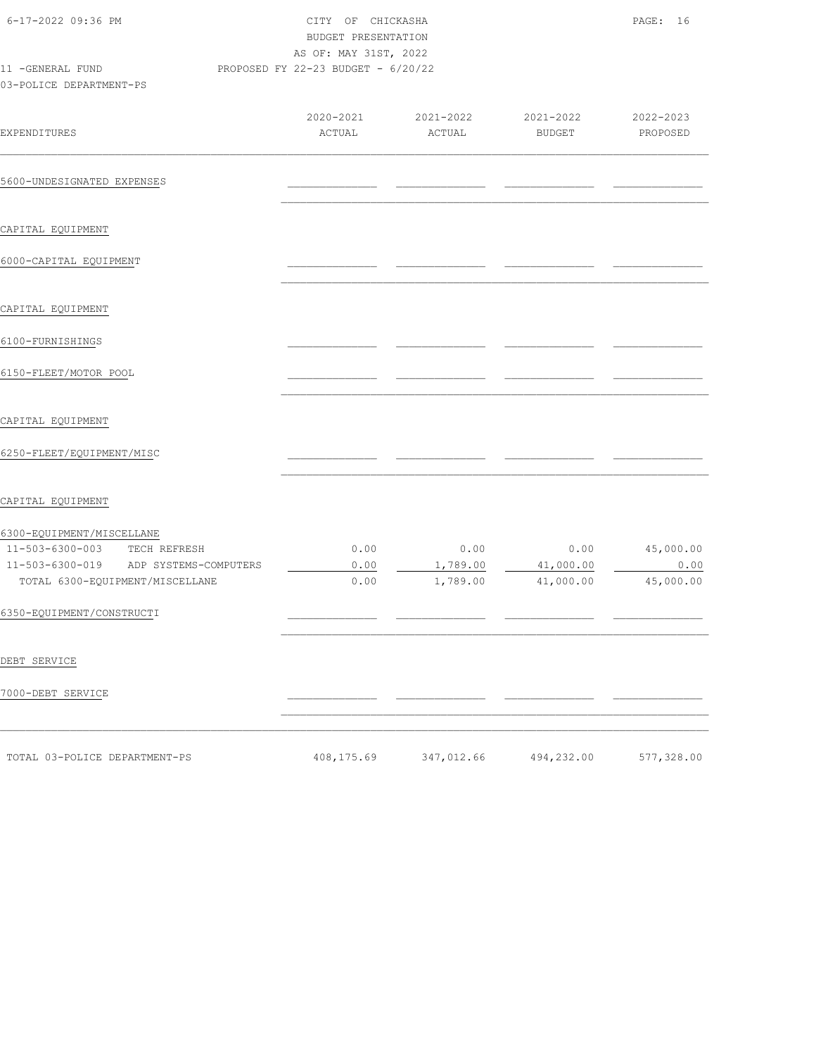CITY OF CHICKASHA
BUDGET PRESENTATION
AS OF: MAY 31ST, 2022
PROPOSED FY 22-23 BUDGET - 6/20/22

11 -GENERAL FUND
03-POLICE DEPARTMENT-PS

| EXPENDITURES | 2020-2021 ACTUAL | 2021-2022 ACTUAL | 2021-2022 BUDGET | 2022-2023 PROPOSED |
|---|---|---|---|---|
| 5600-UNDESIGNATED EXPENSES | | | | |
| CAPITAL EQUIPMENT | | | | |
| 6000-CAPITAL EQUIPMENT | | | | |
| CAPITAL EQUIPMENT | | | | |
| 6100-FURNISHINGS | | | | |
| 6150-FLEET/MOTOR POOL | | | | |
| CAPITAL EQUIPMENT | | | | |
| 6250-FLEET/EQUIPMENT/MISC | | | | |
| CAPITAL EQUIPMENT | | | | |
| 6300-EQUIPMENT/MISCELLANE | | | | |
| 11-503-6300-003 TECH REFRESH | 0.00 | 0.00 | 0.00 | 45,000.00 |
| 11-503-6300-019 ADP SYSTEMS-COMPUTERS | 0.00 | 1,789.00 | 41,000.00 | 0.00 |
| TOTAL 6300-EQUIPMENT/MISCELLANE | 0.00 | 1,789.00 | 41,000.00 | 45,000.00 |
| 6350-EQUIPMENT/CONSTRUCTI | | | | |
| DEBT SERVICE | | | | |
| 7000-DEBT SERVICE | | | | |
| TOTAL 03-POLICE DEPARTMENT-PS | 408,175.69 | 347,012.66 | 494,232.00 | 577,328.00 |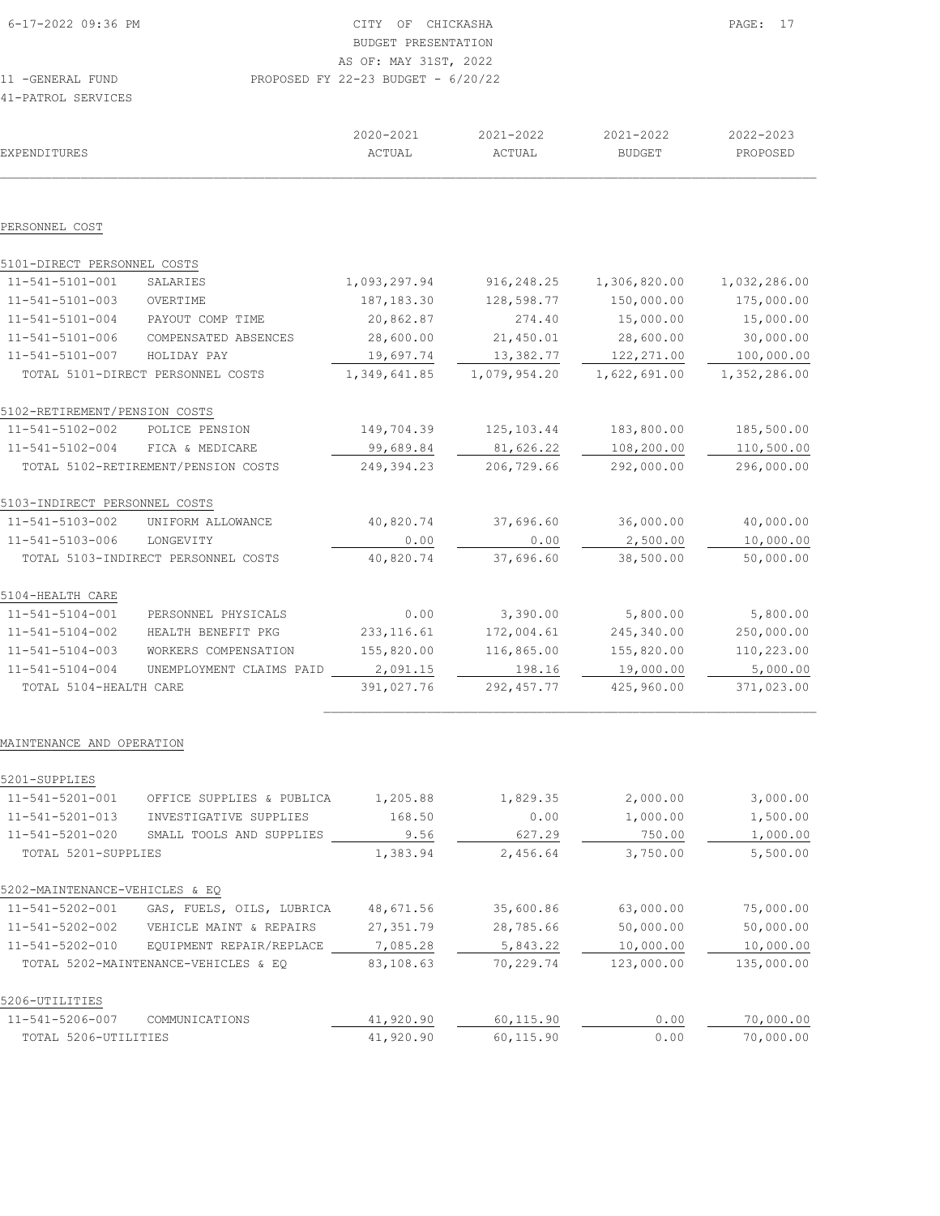CITY OF CHICKASHA
BUDGET PRESENTATION
AS OF: MAY 31ST, 2022
PROPOSED FY 22-23 BUDGET - 6/20/22

11 -GENERAL FUND
41-PATROL SERVICES

| EXPENDITURES | | 2020-2021 ACTUAL | 2021-2022 ACTUAL | 2021-2022 BUDGET | 2022-2023 PROPOSED |
|---|---|---|---|---|---|
| **PERSONNEL COST** | | | | | |
| 5101-DIRECT PERSONNEL COSTS | | | | | |
| 11-541-5101-001 | SALARIES | 1,093,297.94 | 916,248.25 | 1,306,820.00 | 1,032,286.00 |
| 11-541-5101-003 | OVERTIME | 187,183.30 | 128,598.77 | 150,000.00 | 175,000.00 |
| 11-541-5101-004 | PAYOUT COMP TIME | 20,862.87 | 274.40 | 15,000.00 | 15,000.00 |
| 11-541-5101-006 | COMPENSATED ABSENCES | 28,600.00 | 21,450.01 | 28,600.00 | 30,000.00 |
| 11-541-5101-007 | HOLIDAY PAY | 19,697.74 | 13,382.77 | 122,271.00 | 100,000.00 |
| TOTAL 5101-DIRECT PERSONNEL COSTS | | 1,349,641.85 | 1,079,954.20 | 1,622,691.00 | 1,352,286.00 |
| 5102-RETIREMENT/PENSION COSTS | | | | | |
| 11-541-5102-002 | POLICE PENSION | 149,704.39 | 125,103.44 | 183,800.00 | 185,500.00 |
| 11-541-5102-004 | FICA & MEDICARE | 99,689.84 | 81,626.22 | 108,200.00 | 110,500.00 |
| TOTAL 5102-RETIREMENT/PENSION COSTS | | 249,394.23 | 206,729.66 | 292,000.00 | 296,000.00 |
| 5103-INDIRECT PERSONNEL COSTS | | | | | |
| 11-541-5103-002 | UNIFORM ALLOWANCE | 40,820.74 | 37,696.60 | 36,000.00 | 40,000.00 |
| 11-541-5103-006 | LONGEVITY | 0.00 | 0.00 | 2,500.00 | 10,000.00 |
| TOTAL 5103-INDIRECT PERSONNEL COSTS | | 40,820.74 | 37,696.60 | 38,500.00 | 50,000.00 |
| 5104-HEALTH CARE | | | | | |
| 11-541-5104-001 | PERSONNEL PHYSICALS | 0.00 | 3,390.00 | 5,800.00 | 5,800.00 |
| 11-541-5104-002 | HEALTH BENEFIT PKG | 233,116.61 | 172,004.61 | 245,340.00 | 250,000.00 |
| 11-541-5104-003 | WORKERS COMPENSATION | 155,820.00 | 116,865.00 | 155,820.00 | 110,223.00 |
| 11-541-5104-004 | UNEMPLOYMENT CLAIMS PAID | 2,091.15 | 198.16 | 19,000.00 | 5,000.00 |
| TOTAL 5104-HEALTH CARE | | 391,027.76 | 292,457.77 | 425,960.00 | 371,023.00 |
| **MAINTENANCE AND OPERATION** | | | | | |
| 5201-SUPPLIES | | | | | |
| 11-541-5201-001 | OFFICE SUPPLIES & PUBLICA | 1,205.88 | 1,829.35 | 2,000.00 | 3,000.00 |
| 11-541-5201-013 | INVESTIGATIVE SUPPLIES | 168.50 | 0.00 | 1,000.00 | 1,500.00 |
| 11-541-5201-020 | SMALL TOOLS AND SUPPLIES | 9.56 | 627.29 | 750.00 | 1,000.00 |
| TOTAL 5201-SUPPLIES | | 1,383.94 | 2,456.64 | 3,750.00 | 5,500.00 |
| 5202-MAINTENANCE-VEHICLES & EQ | | | | | |
| 11-541-5202-001 | GAS, FUELS, OILS, LUBRICA | 48,671.56 | 35,600.86 | 63,000.00 | 75,000.00 |
| 11-541-5202-002 | VEHICLE MAINT & REPAIRS | 27,351.79 | 28,785.66 | 50,000.00 | 50,000.00 |
| 11-541-5202-010 | EQUIPMENT REPAIR/REPLACE | 7,085.28 | 5,843.22 | 10,000.00 | 10,000.00 |
| TOTAL 5202-MAINTENANCE-VEHICLES & EQ | | 83,108.63 | 70,229.74 | 123,000.00 | 135,000.00 |
| 5206-UTILITIES | | | | | |
| 11-541-5206-007 | COMMUNICATIONS | 41,920.90 | 60,115.90 | 0.00 | 70,000.00 |
| TOTAL 5206-UTILITIES | | 41,920.90 | 60,115.90 | 0.00 | 70,000.00 |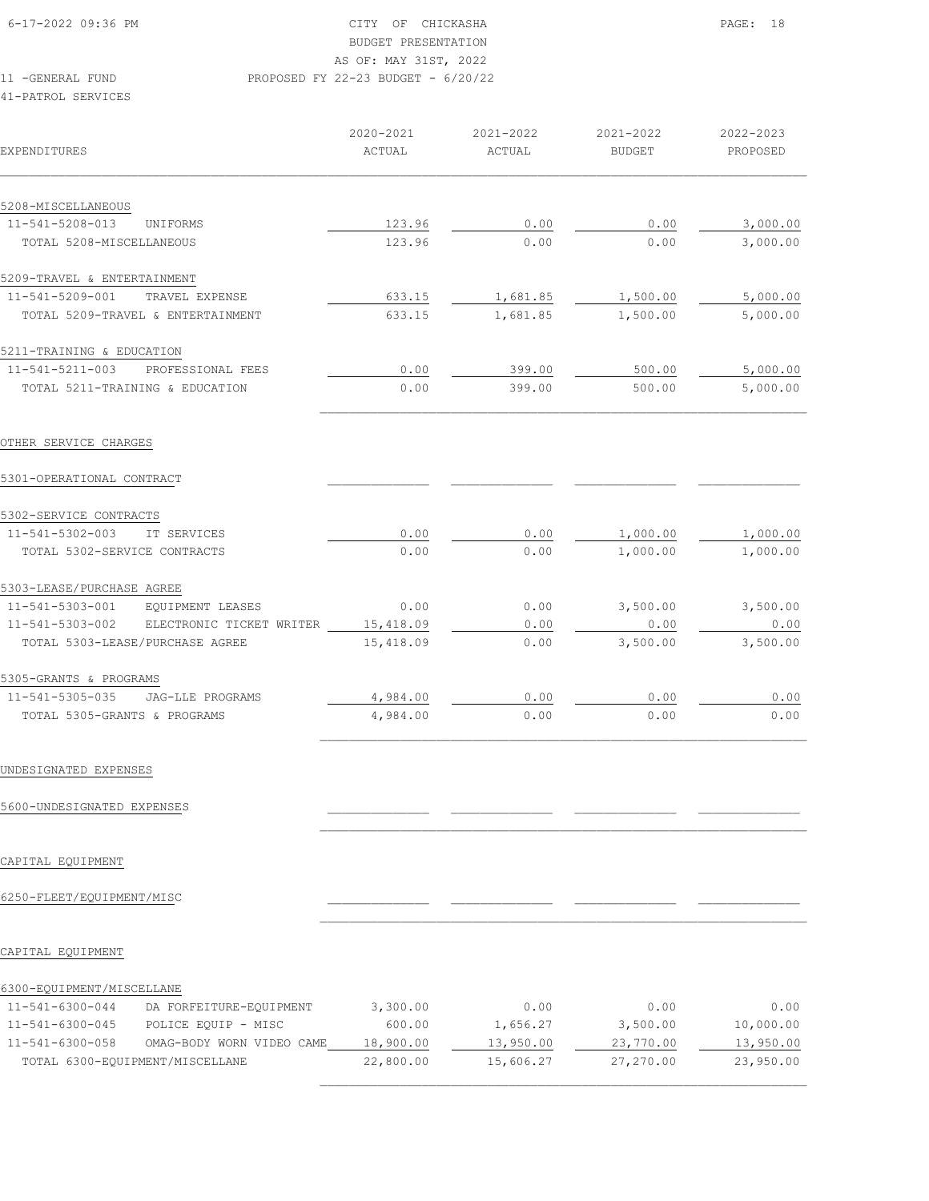CITY OF CHICKASHA
BUDGET PRESENTATION
AS OF: MAY 31ST, 2022

11 -GENERAL FUND
PROPOSED FY 22-23 BUDGET - 6/20/22

41-PATROL SERVICES

| EXPENDITURES | 2020-2021 ACTUAL | 2021-2022 ACTUAL | 2021-2022 BUDGET | 2022-2023 PROPOSED |
|---|---|---|---|---|
| **5208-MISCELLANEOUS** | | | | |
| 11-541-5208-013 UNIFORMS | 123.96 | 0.00 | 0.00 | 3,000.00 |
| TOTAL 5208-MISCELLANEOUS | 123.96 | 0.00 | 0.00 | 3,000.00 |
| **5209-TRAVEL & ENTERTAINMENT** | | | | |
| 11-541-5209-001 TRAVEL EXPENSE | 633.15 | 1,681.85 | 1,500.00 | 5,000.00 |
| TOTAL 5209-TRAVEL & ENTERTAINMENT | 633.15 | 1,681.85 | 1,500.00 | 5,000.00 |
| **5211-TRAINING & EDUCATION** | | | | |
| 11-541-5211-003 PROFESSIONAL FEES | 0.00 | 399.00 | 500.00 | 5,000.00 |
| TOTAL 5211-TRAINING & EDUCATION | 0.00 | 399.00 | 500.00 | 5,000.00 |
| **OTHER SERVICE CHARGES** | | | | |
| 5301-OPERATIONAL CONTRACT | | | | |
| **5302-SERVICE CONTRACTS** | | | | |
| 11-541-5302-003 IT SERVICES | 0.00 | 0.00 | 1,000.00 | 1,000.00 |
| TOTAL 5302-SERVICE CONTRACTS | 0.00 | 0.00 | 1,000.00 | 1,000.00 |
| **5303-LEASE/PURCHASE AGREE** | | | | |
| 11-541-5303-001 EQUIPMENT LEASES | 0.00 | 0.00 | 3,500.00 | 3,500.00 |
| 11-541-5303-002 ELECTRONIC TICKET WRITER | 15,418.09 | 0.00 | 0.00 | 0.00 |
| TOTAL 5303-LEASE/PURCHASE AGREE | 15,418.09 | 0.00 | 3,500.00 | 3,500.00 |
| **5305-GRANTS & PROGRAMS** | | | | |
| 11-541-5305-035 JAG-LLE PROGRAMS | 4,984.00 | 0.00 | 0.00 | 0.00 |
| TOTAL 5305-GRANTS & PROGRAMS | 4,984.00 | 0.00 | 0.00 | 0.00 |
| **UNDESIGNATED EXPENSES** | | | | |
| 5600-UNDESIGNATED EXPENSES | | | | |
| **CAPITAL EQUIPMENT** | | | | |
| 6250-FLEET/EQUIPMENT/MISC | | | | |
| **CAPITAL EQUIPMENT** | | | | |
| **6300-EQUIPMENT/MISCELLANE** | | | | |
| 11-541-6300-044 DA FORFEITURE-EQUIPMENT | 3,300.00 | 0.00 | 0.00 | 0.00 |
| 11-541-6300-045 POLICE EQUIP - MISC | 600.00 | 1,656.27 | 3,500.00 | 10,000.00 |
| 11-541-6300-058 OMAG-BODY WORN VIDEO CAME | 18,900.00 | 13,950.00 | 23,770.00 | 13,950.00 |
| TOTAL 6300-EQUIPMENT/MISCELLANE | 22,800.00 | 15,606.27 | 27,270.00 | 23,950.00 |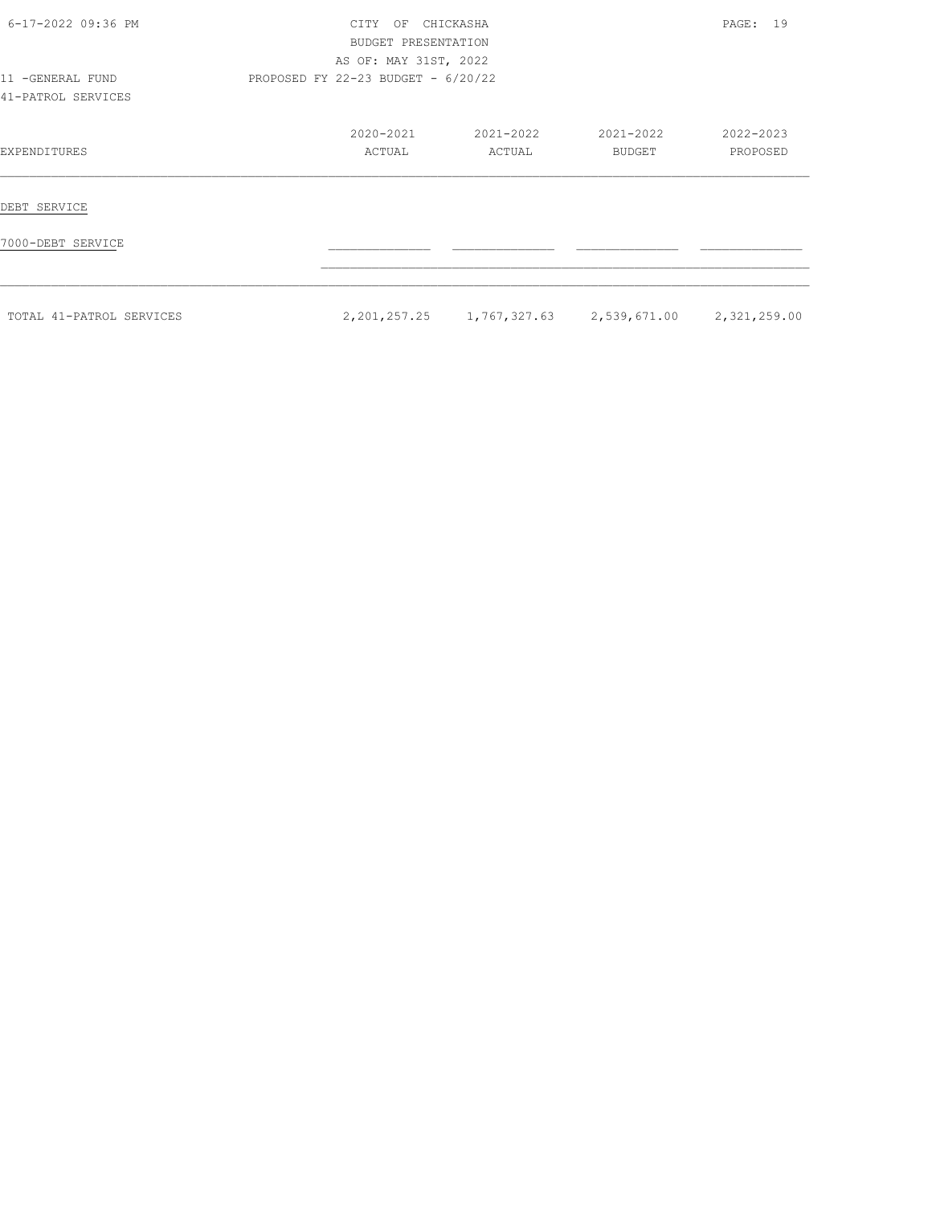11 -GENERAL FUND

41-PATROL SERVICES

| EXPENDITURES | 2020-2021 ACTUAL | 2021-2022 ACTUAL | 2021-2022 BUDGET | 2022-2023 PROPOSED |
|---|---|---|---|---|
| DEBT SERVICE | | | | |
| 7000-DEBT SERVICE | | | | |
| TOTAL 41-PATROL SERVICES | 2,201,257.25 | 1,767,327.63 | 2,539,671.00 | 2,321,259.00 |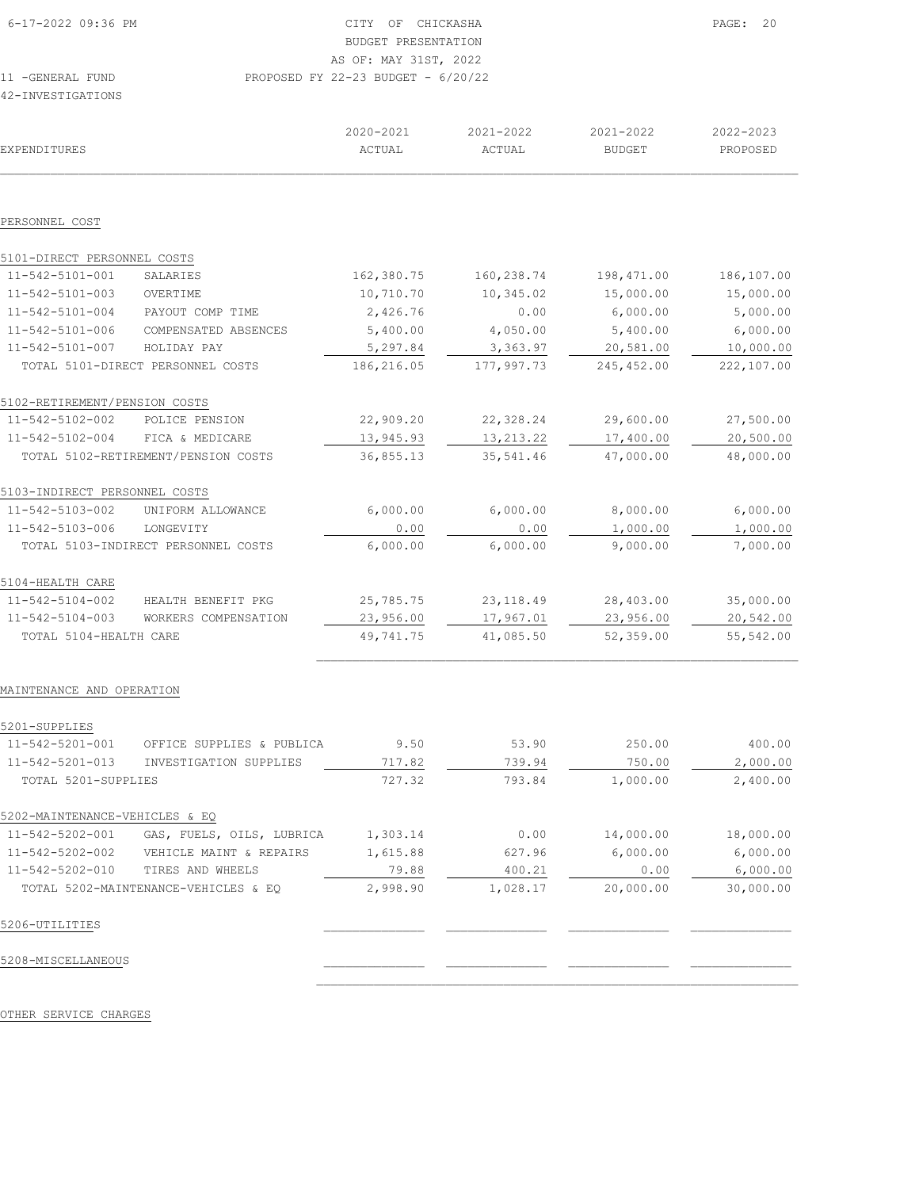CITY OF CHICKASHA
BUDGET PRESENTATION
AS OF: MAY 31ST, 2022

11 -GENERAL FUND
PROPOSED FY 22-23 BUDGET - 6/20/22

42-INVESTIGATIONS

| EXPENDITURES | | 2020-2021 ACTUAL | 2021-2022 ACTUAL | 2021-2022 BUDGET | 2022-2023 PROPOSED |
|---|---|---|---|---|---|
| **PERSONNEL COST** | | | | | |
| 5101-DIRECT PERSONNEL COSTS | | | | | |
| 11-542-5101-001 | SALARIES | 162,380.75 | 160,238.74 | 198,471.00 | 186,107.00 |
| 11-542-5101-003 | OVERTIME | 10,710.70 | 10,345.02 | 15,000.00 | 15,000.00 |
| 11-542-5101-004 | PAYOUT COMP TIME | 2,426.76 | 0.00 | 6,000.00 | 5,000.00 |
| 11-542-5101-006 | COMPENSATED ABSENCES | 5,400.00 | 4,050.00 | 5,400.00 | 6,000.00 |
| 11-542-5101-007 | HOLIDAY PAY | 5,297.84 | 3,363.97 | 20,581.00 | 10,000.00 |
| TOTAL 5101-DIRECT PERSONNEL COSTS | | 186,216.05 | 177,997.73 | 245,452.00 | 222,107.00 |
| 5102-RETIREMENT/PENSION COSTS | | | | | |
| 11-542-5102-002 | POLICE PENSION | 22,909.20 | 22,328.24 | 29,600.00 | 27,500.00 |
| 11-542-5102-004 | FICA & MEDICARE | 13,945.93 | 13,213.22 | 17,400.00 | 20,500.00 |
| TOTAL 5102-RETIREMENT/PENSION COSTS | | 36,855.13 | 35,541.46 | 47,000.00 | 48,000.00 |
| 5103-INDIRECT PERSONNEL COSTS | | | | | |
| 11-542-5103-002 | UNIFORM ALLOWANCE | 6,000.00 | 6,000.00 | 8,000.00 | 6,000.00 |
| 11-542-5103-006 | LONGEVITY | 0.00 | 0.00 | 1,000.00 | 1,000.00 |
| TOTAL 5103-INDIRECT PERSONNEL COSTS | | 6,000.00 | 6,000.00 | 9,000.00 | 7,000.00 |
| 5104-HEALTH CARE | | | | | |
| 11-542-5104-002 | HEALTH BENEFIT PKG | 25,785.75 | 23,118.49 | 28,403.00 | 35,000.00 |
| 11-542-5104-003 | WORKERS COMPENSATION | 23,956.00 | 17,967.01 | 23,956.00 | 20,542.00 |
| TOTAL 5104-HEALTH CARE | | 49,741.75 | 41,085.50 | 52,359.00 | 55,542.00 |
| **MAINTENANCE AND OPERATION** | | | | | |
| 5201-SUPPLIES | | | | | |
| 11-542-5201-001 | OFFICE SUPPLIES & PUBLICA | 9.50 | 53.90 | 250.00 | 400.00 |
| 11-542-5201-013 | INVESTIGATION SUPPLIES | 717.82 | 739.94 | 750.00 | 2,000.00 |
| TOTAL 5201-SUPPLIES | | 727.32 | 793.84 | 1,000.00 | 2,400.00 |
| 5202-MAINTENANCE-VEHICLES & EQ | | | | | |
| 11-542-5202-001 | GAS, FUELS, OILS, LUBRICA | 1,303.14 | 0.00 | 14,000.00 | 18,000.00 |
| 11-542-5202-002 | VEHICLE MAINT & REPAIRS | 1,615.88 | 627.96 | 6,000.00 | 6,000.00 |
| 11-542-5202-010 | TIRES AND WHEELS | 79.88 | 400.21 | 0.00 | 6,000.00 |
| TOTAL 5202-MAINTENANCE-VEHICLES & EQ | | 2,998.90 | 1,028.17 | 20,000.00 | 30,000.00 |
| 5206-UTILITIES | | | | | |
| 5208-MISCELLANEOUS | | | | | |
| **OTHER SERVICE CHARGES** | | | | | |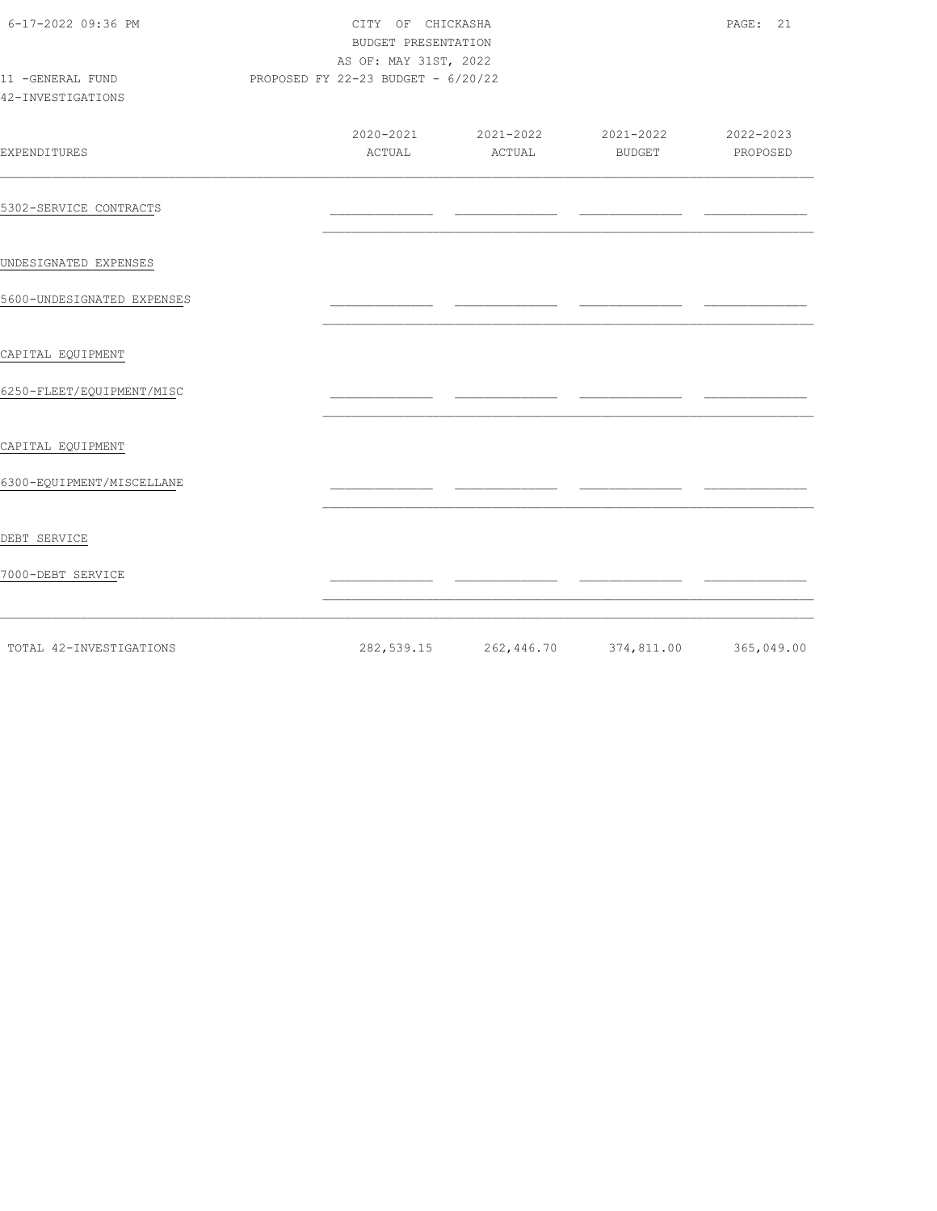CITY OF CHICKASHA
BUDGET PRESENTATION
AS OF: MAY 31ST, 2022
PROPOSED FY 22-23 BUDGET - 6/20/22

11 -GENERAL FUND
42-INVESTIGATIONS

| EXPENDITURES | 2020-2021 ACTUAL | 2021-2022 ACTUAL | 2021-2022 BUDGET | 2022-2023 PROPOSED |
|---|---|---|---|---|
| 5302-SERVICE CONTRACTS | | | | |
| UNDESIGNATED EXPENSES | | | | |
| 5600-UNDESIGNATED EXPENSES | | | | |
| CAPITAL EQUIPMENT | | | | |
| 6250-FLEET/EQUIPMENT/MISC | | | | |
| CAPITAL EQUIPMENT | | | | |
| 6300-EQUIPMENT/MISCELLANE | | | | |
| DEBT SERVICE | | | | |
| 7000-DEBT SERVICE | | | | |
| TOTAL 42-INVESTIGATIONS | 282,539.15 | 262,446.70 | 374,811.00 | 365,049.00 |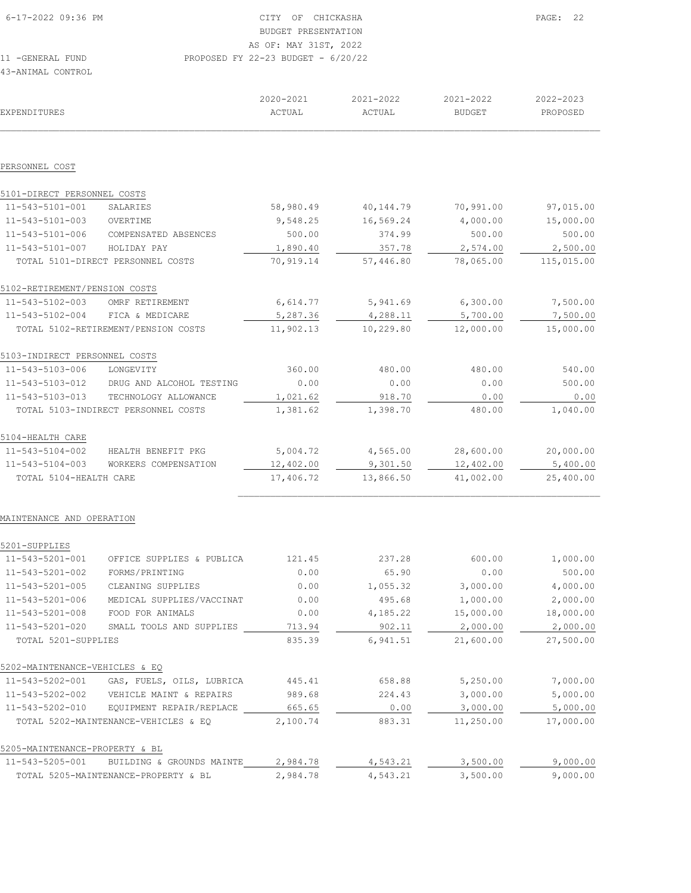CITY OF CHICKASHA
BUDGET PRESENTATION
AS OF: MAY 31ST, 2022
PROPOSED FY 22-23 BUDGET - 6/20/22

11 -GENERAL FUND
43-ANIMAL CONTROL

| EXPENDITURES | | 2020-2021 ACTUAL | 2021-2022 ACTUAL | 2021-2022 BUDGET | 2022-2023 PROPOSED |
|---|---|---|---|---|---|
| **PERSONNEL COST** | | | | | |
| 5101-DIRECT PERSONNEL COSTS | | | | | |
| 11-543-5101-001 | SALARIES | 58,980.49 | 40,144.79 | 70,991.00 | 97,015.00 |
| 11-543-5101-003 | OVERTIME | 9,548.25 | 16,569.24 | 4,000.00 | 15,000.00 |
| 11-543-5101-006 | COMPENSATED ABSENCES | 500.00 | 374.99 | 500.00 | 500.00 |
| 11-543-5101-007 | HOLIDAY PAY | 1,890.40 | 357.78 | 2,574.00 | 2,500.00 |
| TOTAL 5101-DIRECT PERSONNEL COSTS | | 70,919.14 | 57,446.80 | 78,065.00 | 115,015.00 |
| 5102-RETIREMENT/PENSION COSTS | | | | | |
| 11-543-5102-003 | OMRF RETIREMENT | 6,614.77 | 5,941.69 | 6,300.00 | 7,500.00 |
| 11-543-5102-004 | FICA & MEDICARE | 5,287.36 | 4,288.11 | 5,700.00 | 7,500.00 |
| TOTAL 5102-RETIREMENT/PENSION COSTS | | 11,902.13 | 10,229.80 | 12,000.00 | 15,000.00 |
| 5103-INDIRECT PERSONNEL COSTS | | | | | |
| 11-543-5103-006 | LONGEVITY | 360.00 | 480.00 | 480.00 | 540.00 |
| 11-543-5103-012 | DRUG AND ALCOHOL TESTING | 0.00 | 0.00 | 0.00 | 500.00 |
| 11-543-5103-013 | TECHNOLOGY ALLOWANCE | 1,021.62 | 918.70 | 0.00 | 0.00 |
| TOTAL 5103-INDIRECT PERSONNEL COSTS | | 1,381.62 | 1,398.70 | 480.00 | 1,040.00 |
| 5104-HEALTH CARE | | | | | |
| 11-543-5104-002 | HEALTH BENEFIT PKG | 5,004.72 | 4,565.00 | 28,600.00 | 20,000.00 |
| 11-543-5104-003 | WORKERS COMPENSATION | 12,402.00 | 9,301.50 | 12,402.00 | 5,400.00 |
| TOTAL 5104-HEALTH CARE | | 17,406.72 | 13,866.50 | 41,002.00 | 25,400.00 |
| **MAINTENANCE AND OPERATION** | | | | | |
| 5201-SUPPLIES | | | | | |
| 11-543-5201-001 | OFFICE SUPPLIES & PUBLICA | 121.45 | 237.28 | 600.00 | 1,000.00 |
| 11-543-5201-002 | FORMS/PRINTING | 0.00 | 65.90 | 0.00 | 500.00 |
| 11-543-5201-005 | CLEANING SUPPLIES | 0.00 | 1,055.32 | 3,000.00 | 4,000.00 |
| 11-543-5201-006 | MEDICAL SUPPLIES/VACCINAT | 0.00 | 495.68 | 1,000.00 | 2,000.00 |
| 11-543-5201-008 | FOOD FOR ANIMALS | 0.00 | 4,185.22 | 15,000.00 | 18,000.00 |
| 11-543-5201-020 | SMALL TOOLS AND SUPPLIES | 713.94 | 902.11 | 2,000.00 | 2,000.00 |
| TOTAL 5201-SUPPLIES | | 835.39 | 6,941.51 | 21,600.00 | 27,500.00 |
| 5202-MAINTENANCE-VEHICLES & EQ | | | | | |
| 11-543-5202-001 | GAS, FUELS, OILS, LUBRICA | 445.41 | 658.88 | 5,250.00 | 7,000.00 |
| 11-543-5202-002 | VEHICLE MAINT & REPAIRS | 989.68 | 224.43 | 3,000.00 | 5,000.00 |
| 11-543-5202-010 | EQUIPMENT REPAIR/REPLACE | 665.65 | 0.00 | 3,000.00 | 5,000.00 |
| TOTAL 5202-MAINTENANCE-VEHICLES & EQ | | 2,100.74 | 883.31 | 11,250.00 | 17,000.00 |
| 5205-MAINTENANCE-PROPERTY & BL | | | | | |
| 11-543-5205-001 | BUILDING & GROUNDS MAINTE | 2,984.78 | 4,543.21 | 3,500.00 | 9,000.00 |
| TOTAL 5205-MAINTENANCE-PROPERTY & BL | | 2,984.78 | 4,543.21 | 3,500.00 | 9,000.00 |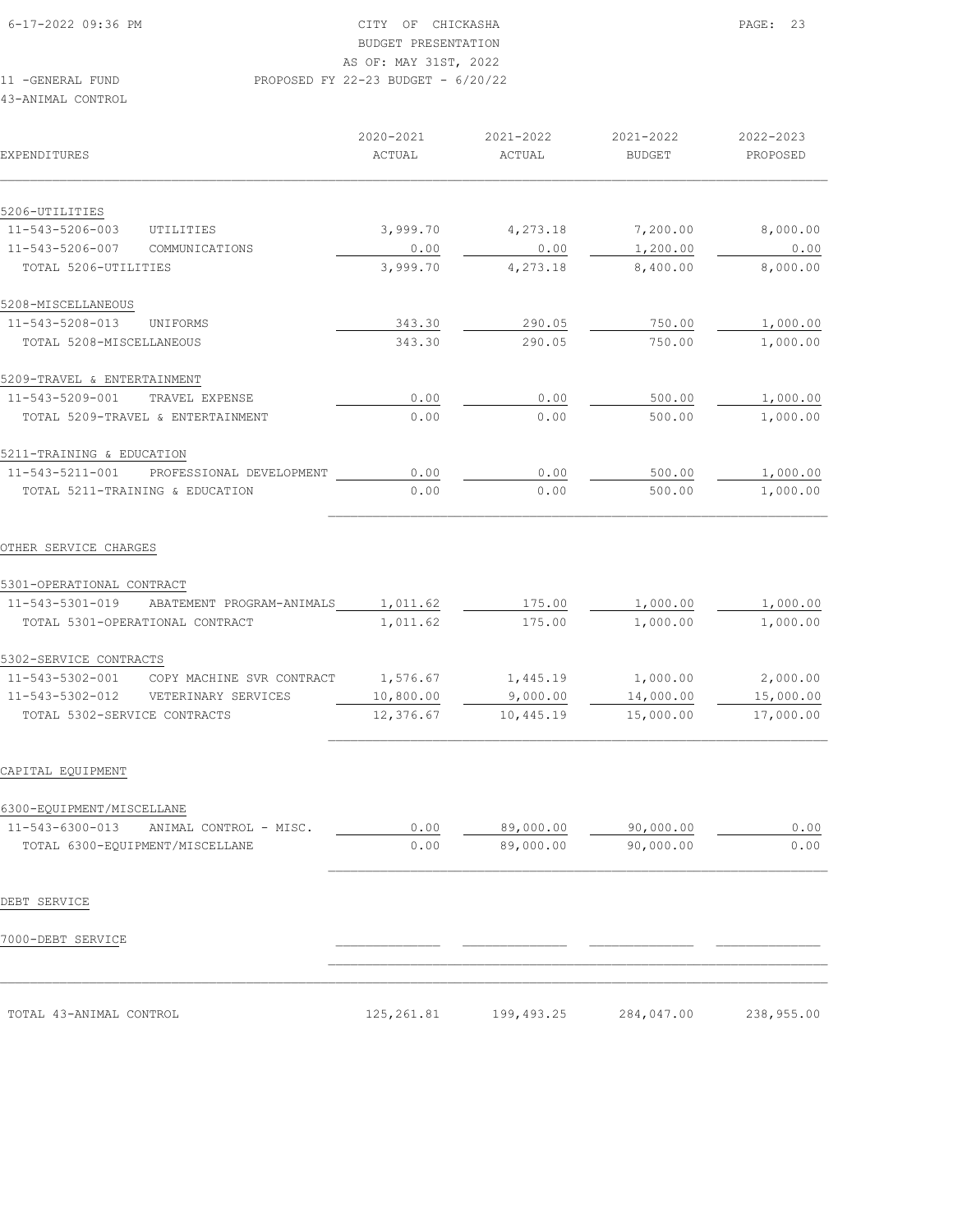CITY OF CHICKASHA
BUDGET PRESENTATION
AS OF: MAY 31ST, 2022
PROPOSED FY 22-23 BUDGET - 6/20/22

11 -GENERAL FUND
43-ANIMAL CONTROL

| EXPENDITURES | 2020-2021 ACTUAL | 2021-2022 ACTUAL | 2021-2022 BUDGET | 2022-2023 PROPOSED |
|---|---|---|---|---|
| **5206-UTILITIES** | | | | |
| 11-543-5206-003 UTILITIES | 3,999.70 | 4,273.18 | 7,200.00 | 8,000.00 |
| 11-543-5206-007 COMMUNICATIONS | 0.00 | 0.00 | 1,200.00 | 0.00 |
| TOTAL 5206-UTILITIES | 3,999.70 | 4,273.18 | 8,400.00 | 8,000.00 |
| **5208-MISCELLANEOUS** | | | | |
| 11-543-5208-013 UNIFORMS | 343.30 | 290.05 | 750.00 | 1,000.00 |
| TOTAL 5208-MISCELLANEOUS | 343.30 | 290.05 | 750.00 | 1,000.00 |
| **5209-TRAVEL & ENTERTAINMENT** | | | | |
| 11-543-5209-001 TRAVEL EXPENSE | 0.00 | 0.00 | 500.00 | 1,000.00 |
| TOTAL 5209-TRAVEL & ENTERTAINMENT | 0.00 | 0.00 | 500.00 | 1,000.00 |
| **5211-TRAINING & EDUCATION** | | | | |
| 11-543-5211-001 PROFESSIONAL DEVELOPMENT | 0.00 | 0.00 | 500.00 | 1,000.00 |
| TOTAL 5211-TRAINING & EDUCATION | 0.00 | 0.00 | 500.00 | 1,000.00 |
| **OTHER SERVICE CHARGES** | | | | |
| **5301-OPERATIONAL CONTRACT** | | | | |
| 11-543-5301-019 ABATEMENT PROGRAM-ANIMALS | 1,011.62 | 175.00 | 1,000.00 | 1,000.00 |
| TOTAL 5301-OPERATIONAL CONTRACT | 1,011.62 | 175.00 | 1,000.00 | 1,000.00 |
| **5302-SERVICE CONTRACTS** | | | | |
| 11-543-5302-001 COPY MACHINE SVR CONTRACT | 1,576.67 | 1,445.19 | 1,000.00 | 2,000.00 |
| 11-543-5302-012 VETERINARY SERVICES | 10,800.00 | 9,000.00 | 14,000.00 | 15,000.00 |
| TOTAL 5302-SERVICE CONTRACTS | 12,376.67 | 10,445.19 | 15,000.00 | 17,000.00 |
| **CAPITAL EQUIPMENT** | | | | |
| **6300-EQUIPMENT/MISCELLANE** | | | | |
| 11-543-6300-013 ANIMAL CONTROL - MISC. | 0.00 | 89,000.00 | 90,000.00 | 0.00 |
| TOTAL 6300-EQUIPMENT/MISCELLANE | 0.00 | 89,000.00 | 90,000.00 | 0.00 |
| **DEBT SERVICE** | | | | |
| **7000-DEBT SERVICE** | | | | |
| TOTAL 43-ANIMAL CONTROL | 125,261.81 | 199,493.25 | 284,047.00 | 238,955.00 |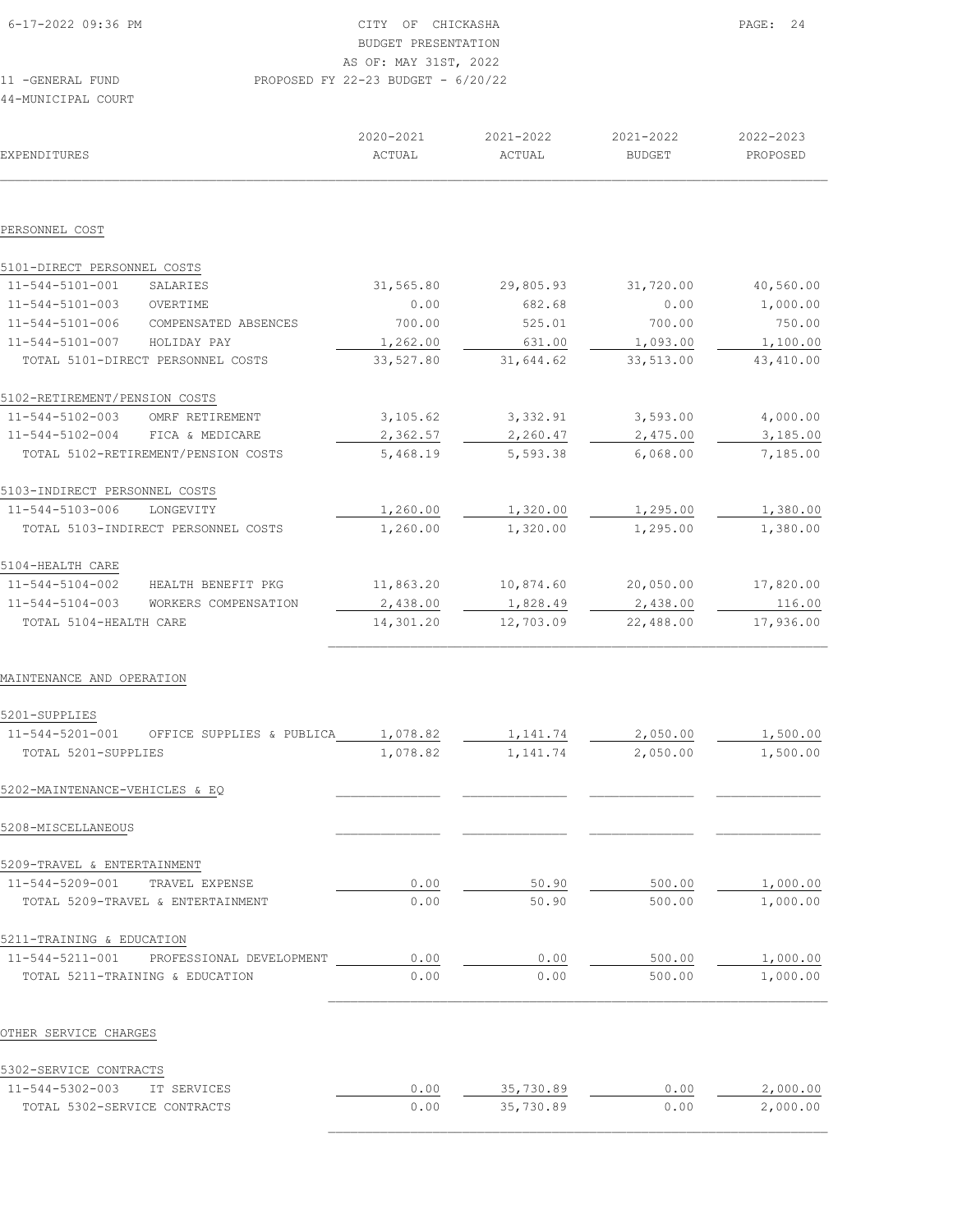CITY OF CHICKASHA
BUDGET PRESENTATION
AS OF: MAY 31ST, 2022
PROPOSED FY 22-23 BUDGET - 6/20/22

11 -GENERAL FUND
44-MUNICIPAL COURT

| EXPENDITURES | | 2020-2021 ACTUAL | 2021-2022 ACTUAL | 2021-2022 BUDGET | 2022-2023 PROPOSED |
|---|---|---|---|---|---|
| **PERSONNEL COST** | | | | | |
| 5101-DIRECT PERSONNEL COSTS | | | | | |
| 11-544-5101-001 | SALARIES | 31,565.80 | 29,805.93 | 31,720.00 | 40,560.00 |
| 11-544-5101-003 | OVERTIME | 0.00 | 682.68 | 0.00 | 1,000.00 |
| 11-544-5101-006 | COMPENSATED ABSENCES | 700.00 | 525.01 | 700.00 | 750.00 |
| 11-544-5101-007 | HOLIDAY PAY | 1,262.00 | 631.00 | 1,093.00 | 1,100.00 |
| TOTAL 5101-DIRECT PERSONNEL COSTS | | 33,527.80 | 31,644.62 | 33,513.00 | 43,410.00 |
| 5102-RETIREMENT/PENSION COSTS | | | | | |
| 11-544-5102-003 | OMRF RETIREMENT | 3,105.62 | 3,332.91 | 3,593.00 | 4,000.00 |
| 11-544-5102-004 | FICA & MEDICARE | 2,362.57 | 2,260.47 | 2,475.00 | 3,185.00 |
| TOTAL 5102-RETIREMENT/PENSION COSTS | | 5,468.19 | 5,593.38 | 6,068.00 | 7,185.00 |
| 5103-INDIRECT PERSONNEL COSTS | | | | | |
| 11-544-5103-006 | LONGEVITY | 1,260.00 | 1,320.00 | 1,295.00 | 1,380.00 |
| TOTAL 5103-INDIRECT PERSONNEL COSTS | | 1,260.00 | 1,320.00 | 1,295.00 | 1,380.00 |
| 5104-HEALTH CARE | | | | | |
| 11-544-5104-002 | HEALTH BENEFIT PKG | 11,863.20 | 10,874.60 | 20,050.00 | 17,820.00 |
| 11-544-5104-003 | WORKERS COMPENSATION | 2,438.00 | 1,828.49 | 2,438.00 | 116.00 |
| TOTAL 5104-HEALTH CARE | | 14,301.20 | 12,703.09 | 22,488.00 | 17,936.00 |
| **MAINTENANCE AND OPERATION** | | | | | |
| 5201-SUPPLIES | | | | | |
| 11-544-5201-001 | OFFICE SUPPLIES & PUBLICA | 1,078.82 | 1,141.74 | 2,050.00 | 1,500.00 |
| TOTAL 5201-SUPPLIES | | 1,078.82 | 1,141.74 | 2,050.00 | 1,500.00 |
| 5202-MAINTENANCE-VEHICLES & EQ | | | | | |
| 5208-MISCELLANEOUS | | | | | |
| 5209-TRAVEL & ENTERTAINMENT | | | | | |
| 11-544-5209-001 | TRAVEL EXPENSE | 0.00 | 50.90 | 500.00 | 1,000.00 |
| TOTAL 5209-TRAVEL & ENTERTAINMENT | | 0.00 | 50.90 | 500.00 | 1,000.00 |
| 5211-TRAINING & EDUCATION | | | | | |
| 11-544-5211-001 | PROFESSIONAL DEVELOPMENT | 0.00 | 0.00 | 500.00 | 1,000.00 |
| TOTAL 5211-TRAINING & EDUCATION | | 0.00 | 0.00 | 500.00 | 1,000.00 |
| **OTHER SERVICE CHARGES** | | | | | |
| 5302-SERVICE CONTRACTS | | | | | |
| 11-544-5302-003 | IT SERVICES | 0.00 | 35,730.89 | 0.00 | 2,000.00 |
| TOTAL 5302-SERVICE CONTRACTS | | 0.00 | 35,730.89 | 0.00 | 2,000.00 |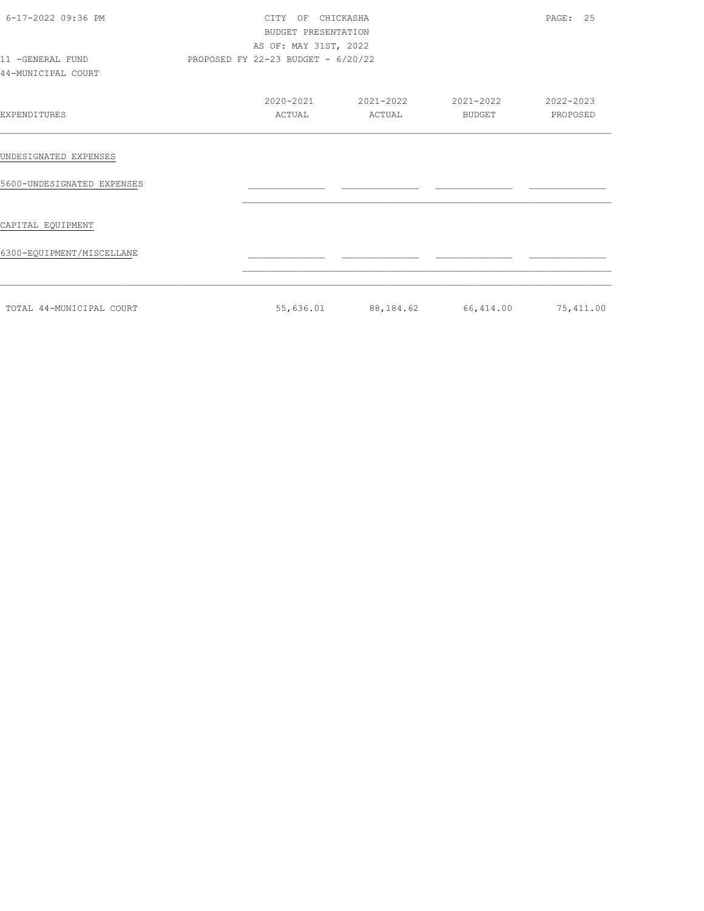CITY OF CHICKASHA
BUDGET PRESENTATION
AS OF: MAY 31ST, 2022
PROPOSED FY 22-23 BUDGET - 6/20/22

11 -GENERAL FUND
44-MUNICIPAL COURT

| EXPENDITURES | 2020-2021 ACTUAL | 2021-2022 ACTUAL | 2021-2022 BUDGET | 2022-2023 PROPOSED |
|---|---|---|---|---|
| UNDESIGNATED EXPENSES | | | | |
| 5600-UNDESIGNATED EXPENSES | | | | |
| CAPITAL EQUIPMENT | | | | |
| 6300-EQUIPMENT/MISCELLANE | | | | |
| TOTAL 44-MUNICIPAL COURT | 55,636.01 | 88,184.62 | 66,414.00 | 75,411.00 |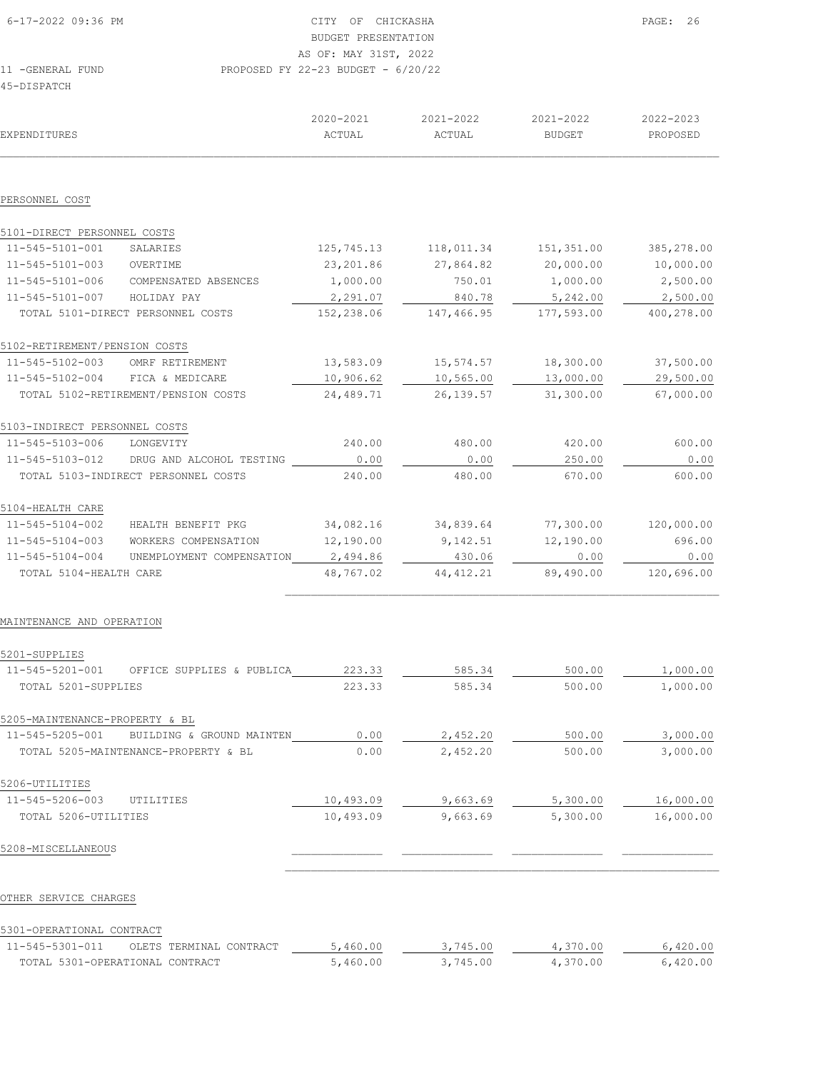CITY OF CHICKASHA
BUDGET PRESENTATION
AS OF: MAY 31ST, 2022
PROPOSED FY 22-23 BUDGET - 6/20/22

11 -GENERAL FUND
45-DISPATCH

| EXPENDITURES | | 2020-2021 ACTUAL | 2021-2022 ACTUAL | 2021-2022 BUDGET | 2022-2023 PROPOSED |
|---|---|---|---|---|---|
| **PERSONNEL COST** | | | | | |
| **5101-DIRECT PERSONNEL COSTS** | | | | | |
| 11-545-5101-001 | SALARIES | 125,745.13 | 118,011.34 | 151,351.00 | 385,278.00 |
| 11-545-5101-003 | OVERTIME | 23,201.86 | 27,864.82 | 20,000.00 | 10,000.00 |
| 11-545-5101-006 | COMPENSATED ABSENCES | 1,000.00 | 750.01 | 1,000.00 | 2,500.00 |
| 11-545-5101-007 | HOLIDAY PAY | 2,291.07 | 840.78 | 5,242.00 | 2,500.00 |
| TOTAL 5101-DIRECT PERSONNEL COSTS | | 152,238.06 | 147,466.95 | 177,593.00 | 400,278.00 |
| **5102-RETIREMENT/PENSION COSTS** | | | | | |
| 11-545-5102-003 | OMRF RETIREMENT | 13,583.09 | 15,574.57 | 18,300.00 | 37,500.00 |
| 11-545-5102-004 | FICA & MEDICARE | 10,906.62 | 10,565.00 | 13,000.00 | 29,500.00 |
| TOTAL 5102-RETIREMENT/PENSION COSTS | | 24,489.71 | 26,139.57 | 31,300.00 | 67,000.00 |
| **5103-INDIRECT PERSONNEL COSTS** | | | | | |
| 11-545-5103-006 | LONGEVITY | 240.00 | 480.00 | 420.00 | 600.00 |
| 11-545-5103-012 | DRUG AND ALCOHOL TESTING | 0.00 | 0.00 | 250.00 | 0.00 |
| TOTAL 5103-INDIRECT PERSONNEL COSTS | | 240.00 | 480.00 | 670.00 | 600.00 |
| **5104-HEALTH CARE** | | | | | |
| 11-545-5104-002 | HEALTH BENEFIT PKG | 34,082.16 | 34,839.64 | 77,300.00 | 120,000.00 |
| 11-545-5104-003 | WORKERS COMPENSATION | 12,190.00 | 9,142.51 | 12,190.00 | 696.00 |
| 11-545-5104-004 | UNEMPLOYMENT COMPENSATION | 2,494.86 | 430.06 | 0.00 | 0.00 |
| TOTAL 5104-HEALTH CARE | | 48,767.02 | 44,412.21 | 89,490.00 | 120,696.00 |
| **MAINTENANCE AND OPERATION** | | | | | |
| **5201-SUPPLIES** | | | | | |
| 11-545-5201-001 | OFFICE SUPPLIES & PUBLICA | 223.33 | 585.34 | 500.00 | 1,000.00 |
| TOTAL 5201-SUPPLIES | | 223.33 | 585.34 | 500.00 | 1,000.00 |
| **5205-MAINTENANCE-PROPERTY & BL** | | | | | |
| 11-545-5205-001 | BUILDING & GROUND MAINTEN | 0.00 | 2,452.20 | 500.00 | 3,000.00 |
| TOTAL 5205-MAINTENANCE-PROPERTY & BL | | 0.00 | 2,452.20 | 500.00 | 3,000.00 |
| **5206-UTILITIES** | | | | | |
| 11-545-5206-003 | UTILITIES | 10,493.09 | 9,663.69 | 5,300.00 | 16,000.00 |
| TOTAL 5206-UTILITIES | | 10,493.09 | 9,663.69 | 5,300.00 | 16,000.00 |
| **5208-MISCELLANEOUS** | | | | | |
| **OTHER SERVICE CHARGES** | | | | | |
| **5301-OPERATIONAL CONTRACT** | | | | | |
| 11-545-5301-011 | OLETS TERMINAL CONTRACT | 5,460.00 | 3,745.00 | 4,370.00 | 6,420.00 |
| TOTAL 5301-OPERATIONAL CONTRACT | | 5,460.00 | 3,745.00 | 4,370.00 | 6,420.00 |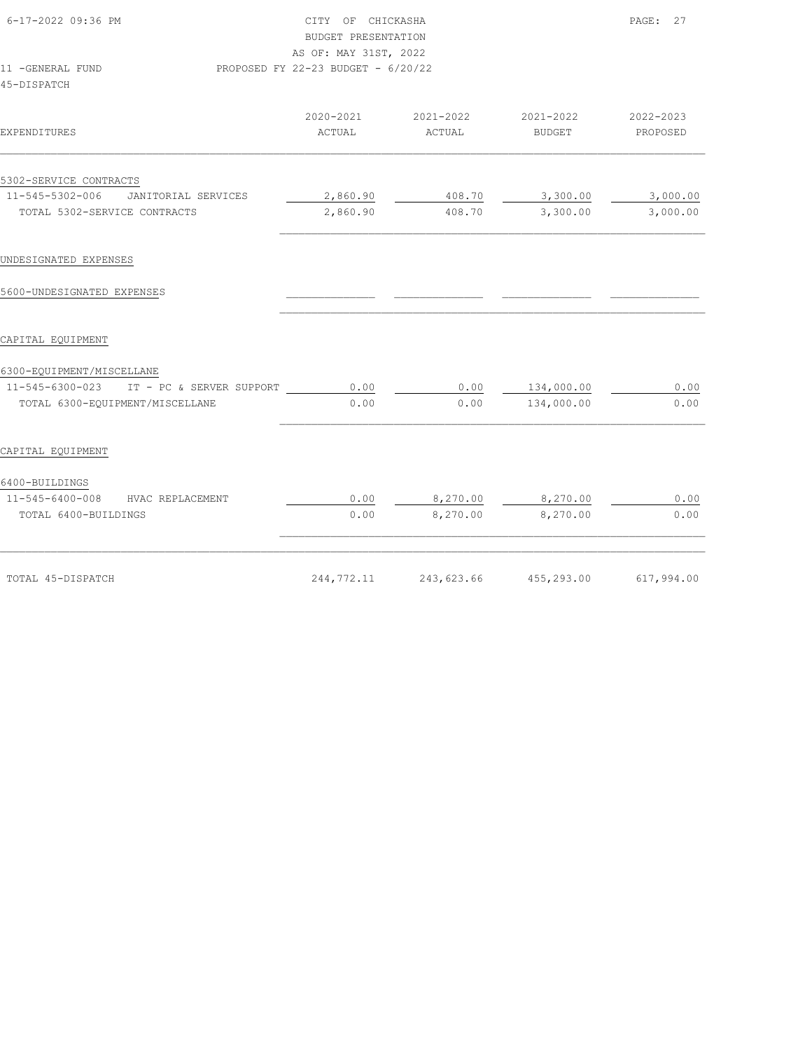CITY OF CHICKASHA
BUDGET PRESENTATION
AS OF: MAY 31ST, 2022

11 -GENERAL FUND
PROPOSED FY 22-23 BUDGET - 6/20/22

45-DISPATCH

| EXPENDITURES | 2020-2021 ACTUAL | 2021-2022 ACTUAL | 2021-2022 BUDGET | 2022-2023 PROPOSED |
|---|---|---|---|---|
| 5302-SERVICE CONTRACTS | | | | |
| 11-545-5302-006 JANITORIAL SERVICES | 2,860.90 | 408.70 | 3,300.00 | 3,000.00 |
| TOTAL 5302-SERVICE CONTRACTS | 2,860.90 | 408.70 | 3,300.00 | 3,000.00 |
| UNDESIGNATED EXPENSES | | | | |
| 5600-UNDESIGNATED EXPENSES | | | | |
| CAPITAL EQUIPMENT | | | | |
| 6300-EQUIPMENT/MISCELLANE | | | | |
| 11-545-6300-023 IT - PC & SERVER SUPPORT | 0.00 | 0.00 | 134,000.00 | 0.00 |
| TOTAL 6300-EQUIPMENT/MISCELLANE | 0.00 | 0.00 | 134,000.00 | 0.00 |
| CAPITAL EQUIPMENT | | | | |
| 6400-BUILDINGS | | | | |
| 11-545-6400-008 HVAC REPLACEMENT | 0.00 | 8,270.00 | 8,270.00 | 0.00 |
| TOTAL 6400-BUILDINGS | 0.00 | 8,270.00 | 8,270.00 | 0.00 |
| TOTAL 45-DISPATCH | 244,772.11 | 243,623.66 | 455,293.00 | 617,994.00 |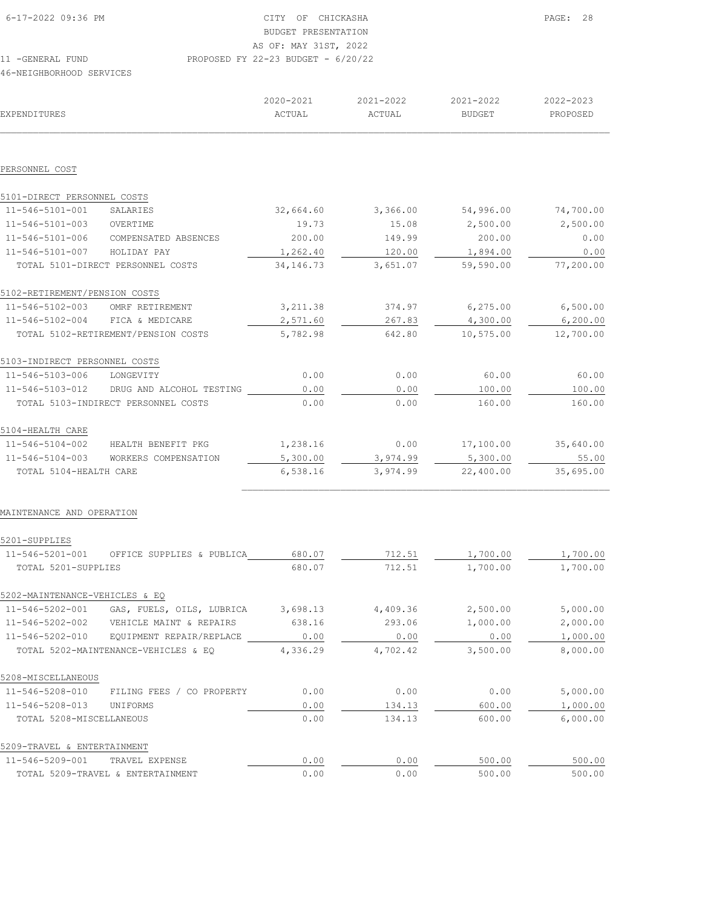CITY OF CHICKASHA
BUDGET PRESENTATION
AS OF: MAY 31ST, 2022

11 -GENERAL FUND — PROPOSED FY 22-23 BUDGET - 6/20/22

46-NEIGHBORHOOD SERVICES

| EXPENDITURES | | 2020-2021 ACTUAL | 2021-2022 ACTUAL | 2021-2022 BUDGET | 2022-2023 PROPOSED |
|---|---|---|---|---|---|
| **PERSONNEL COST** | | | | | |
| 5101-DIRECT PERSONNEL COSTS | | | | | |
| 11-546-5101-001 | SALARIES | 32,664.60 | 3,366.00 | 54,996.00 | 74,700.00 |
| 11-546-5101-003 | OVERTIME | 19.73 | 15.08 | 2,500.00 | 2,500.00 |
| 11-546-5101-006 | COMPENSATED ABSENCES | 200.00 | 149.99 | 200.00 | 0.00 |
| 11-546-5101-007 | HOLIDAY PAY | 1,262.40 | 120.00 | 1,894.00 | 0.00 |
| TOTAL 5101-DIRECT PERSONNEL COSTS | | 34,146.73 | 3,651.07 | 59,590.00 | 77,200.00 |
| 5102-RETIREMENT/PENSION COSTS | | | | | |
| 11-546-5102-003 | OMRF RETIREMENT | 3,211.38 | 374.97 | 6,275.00 | 6,500.00 |
| 11-546-5102-004 | FICA & MEDICARE | 2,571.60 | 267.83 | 4,300.00 | 6,200.00 |
| TOTAL 5102-RETIREMENT/PENSION COSTS | | 5,782.98 | 642.80 | 10,575.00 | 12,700.00 |
| 5103-INDIRECT PERSONNEL COSTS | | | | | |
| 11-546-5103-006 | LONGEVITY | 0.00 | 0.00 | 60.00 | 60.00 |
| 11-546-5103-012 | DRUG AND ALCOHOL TESTING | 0.00 | 0.00 | 100.00 | 100.00 |
| TOTAL 5103-INDIRECT PERSONNEL COSTS | | 0.00 | 0.00 | 160.00 | 160.00 |
| 5104-HEALTH CARE | | | | | |
| 11-546-5104-002 | HEALTH BENEFIT PKG | 1,238.16 | 0.00 | 17,100.00 | 35,640.00 |
| 11-546-5104-003 | WORKERS COMPENSATION | 5,300.00 | 3,974.99 | 5,300.00 | 55.00 |
| TOTAL 5104-HEALTH CARE | | 6,538.16 | 3,974.99 | 22,400.00 | 35,695.00 |
| **MAINTENANCE AND OPERATION** | | | | | |
| 5201-SUPPLIES | | | | | |
| 11-546-5201-001 | OFFICE SUPPLIES & PUBLICA | 680.07 | 712.51 | 1,700.00 | 1,700.00 |
| TOTAL 5201-SUPPLIES | | 680.07 | 712.51 | 1,700.00 | 1,700.00 |
| 5202-MAINTENANCE-VEHICLES & EQ | | | | | |
| 11-546-5202-001 | GAS, FUELS, OILS, LUBRICA | 3,698.13 | 4,409.36 | 2,500.00 | 5,000.00 |
| 11-546-5202-002 | VEHICLE MAINT & REPAIRS | 638.16 | 293.06 | 1,000.00 | 2,000.00 |
| 11-546-5202-010 | EQUIPMENT REPAIR/REPLACE | 0.00 | 0.00 | 0.00 | 1,000.00 |
| TOTAL 5202-MAINTENANCE-VEHICLES & EQ | | 4,336.29 | 4,702.42 | 3,500.00 | 8,000.00 |
| 5208-MISCELLANEOUS | | | | | |
| 11-546-5208-010 | FILING FEES / CO PROPERTY | 0.00 | 0.00 | 0.00 | 5,000.00 |
| 11-546-5208-013 | UNIFORMS | 0.00 | 134.13 | 600.00 | 1,000.00 |
| TOTAL 5208-MISCELLANEOUS | | 0.00 | 134.13 | 600.00 | 6,000.00 |
| 5209-TRAVEL & ENTERTAINMENT | | | | | |
| 11-546-5209-001 | TRAVEL EXPENSE | 0.00 | 0.00 | 500.00 | 500.00 |
| TOTAL 5209-TRAVEL & ENTERTAINMENT | | 0.00 | 0.00 | 500.00 | 500.00 |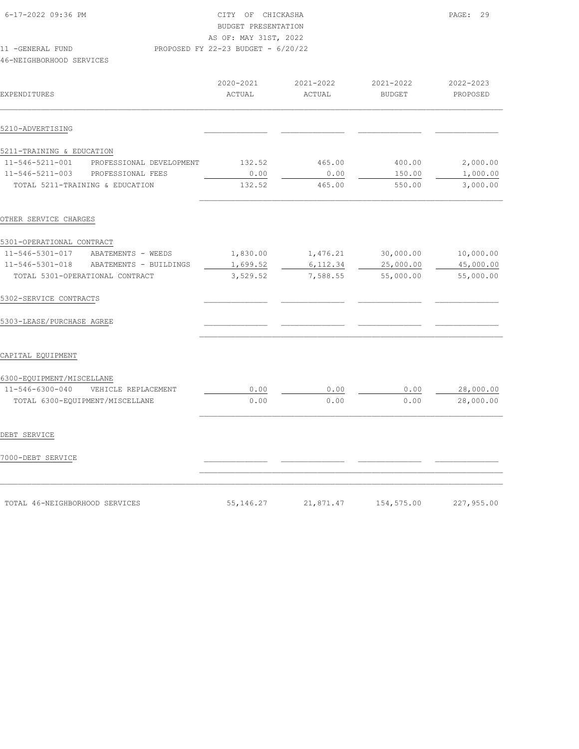CITY OF CHICKASHA
BUDGET PRESENTATION
AS OF: MAY 31ST, 2022
PROPOSED FY 22-23 BUDGET - 6/20/22

11 -GENERAL FUND
46-NEIGHBORHOOD SERVICES

| EXPENDITURES | | 2020-2021 ACTUAL | 2021-2022 ACTUAL | 2021-2022 BUDGET | 2022-2023 PROPOSED |
|---|---|---|---|---|---|
| 5210-ADVERTISING | | | | | |
| 5211-TRAINING & EDUCATION | | | | | |
| 11-546-5211-001 | PROFESSIONAL DEVELOPMENT | 132.52 | 465.00 | 400.00 | 2,000.00 |
| 11-546-5211-003 | PROFESSIONAL FEES | 0.00 | 0.00 | 150.00 | 1,000.00 |
| TOTAL 5211-TRAINING & EDUCATION | | 132.52 | 465.00 | 550.00 | 3,000.00 |
| OTHER SERVICE CHARGES | | | | | |
| 5301-OPERATIONAL CONTRACT | | | | | |
| 11-546-5301-017 | ABATEMENTS - WEEDS | 1,830.00 | 1,476.21 | 30,000.00 | 10,000.00 |
| 11-546-5301-018 | ABATEMENTS - BUILDINGS | 1,699.52 | 6,112.34 | 25,000.00 | 45,000.00 |
| TOTAL 5301-OPERATIONAL CONTRACT | | 3,529.52 | 7,588.55 | 55,000.00 | 55,000.00 |
| 5302-SERVICE CONTRACTS | | | | | |
| 5303-LEASE/PURCHASE AGREE | | | | | |
| CAPITAL EQUIPMENT | | | | | |
| 6300-EQUIPMENT/MISCELLANE | | | | | |
| 11-546-6300-040 | VEHICLE REPLACEMENT | 0.00 | 0.00 | 0.00 | 28,000.00 |
| TOTAL 6300-EQUIPMENT/MISCELLANE | | 0.00 | 0.00 | 0.00 | 28,000.00 |
| DEBT SERVICE | | | | | |
| 7000-DEBT SERVICE | | | | | |
| TOTAL 46-NEIGHBORHOOD SERVICES | | 55,146.27 | 21,871.47 | 154,575.00 | 227,955.00 |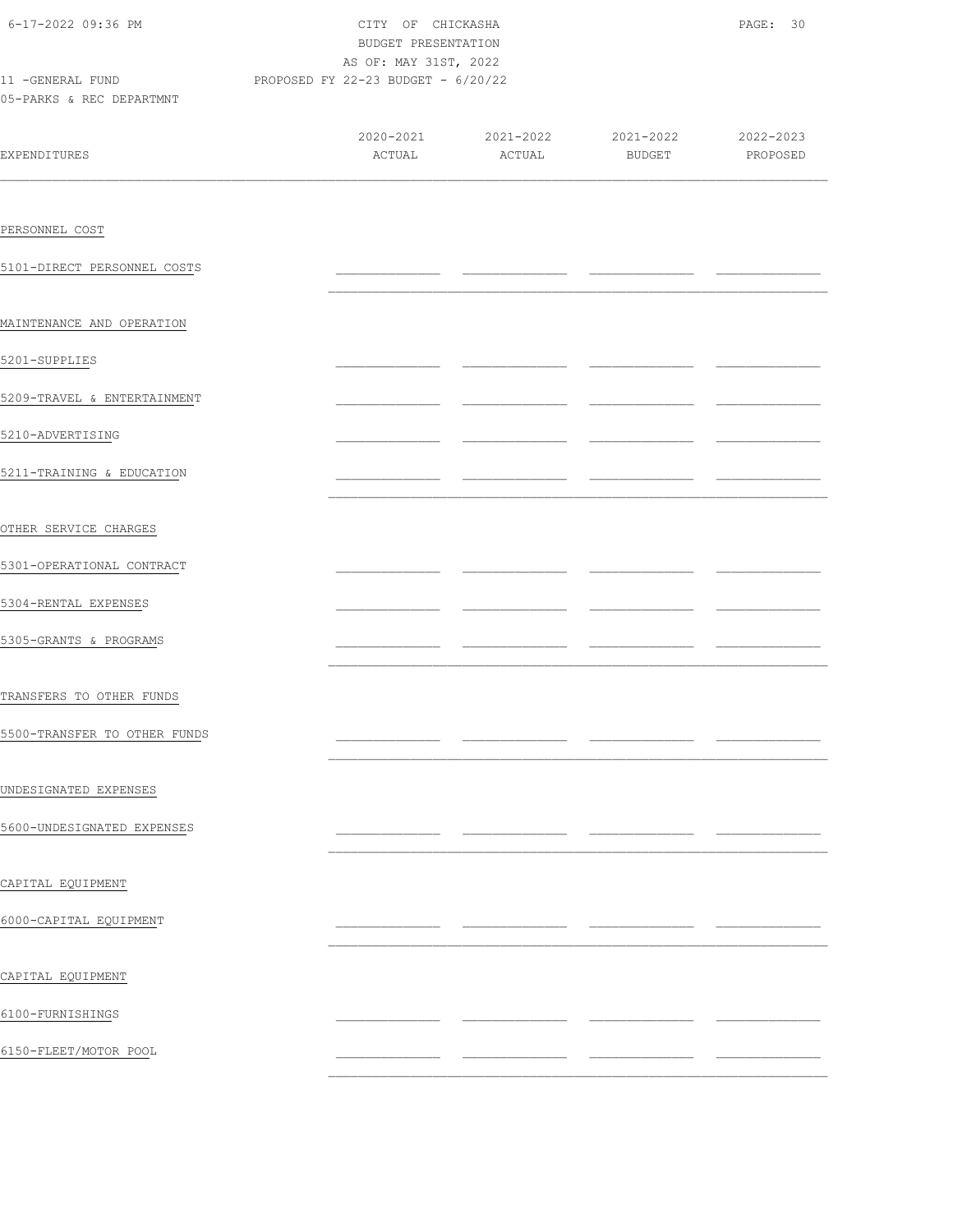CITY OF CHICKASHA
BUDGET PRESENTATION
AS OF: MAY 31ST, 2022

11 -GENERAL FUND — PROPOSED FY 22-23 BUDGET - 6/20/22

05-PARKS & REC DEPARTMNT

| EXPENDITURES | 2020-2021 ACTUAL | 2021-2022 ACTUAL | 2021-2022 BUDGET | 2022-2023 PROPOSED |
|---|---|---|---|---|
| PERSONNEL COST | | | | |
| 5101-DIRECT PERSONNEL COSTS | | | | |
| MAINTENANCE AND OPERATION | | | | |
| 5201-SUPPLIES | | | | |
| 5209-TRAVEL & ENTERTAINMENT | | | | |
| 5210-ADVERTISING | | | | |
| 5211-TRAINING & EDUCATION | | | | |
| OTHER SERVICE CHARGES | | | | |
| 5301-OPERATIONAL CONTRACT | | | | |
| 5304-RENTAL EXPENSES | | | | |
| 5305-GRANTS & PROGRAMS | | | | |
| TRANSFERS TO OTHER FUNDS | | | | |
| 5500-TRANSFER TO OTHER FUNDS | | | | |
| UNDESIGNATED EXPENSES | | | | |
| 5600-UNDESIGNATED EXPENSES | | | | |
| CAPITAL EQUIPMENT | | | | |
| 6000-CAPITAL EQUIPMENT | | | | |
| CAPITAL EQUIPMENT | | | | |
| 6100-FURNISHINGS | | | | |
| 6150-FLEET/MOTOR POOL | | | | |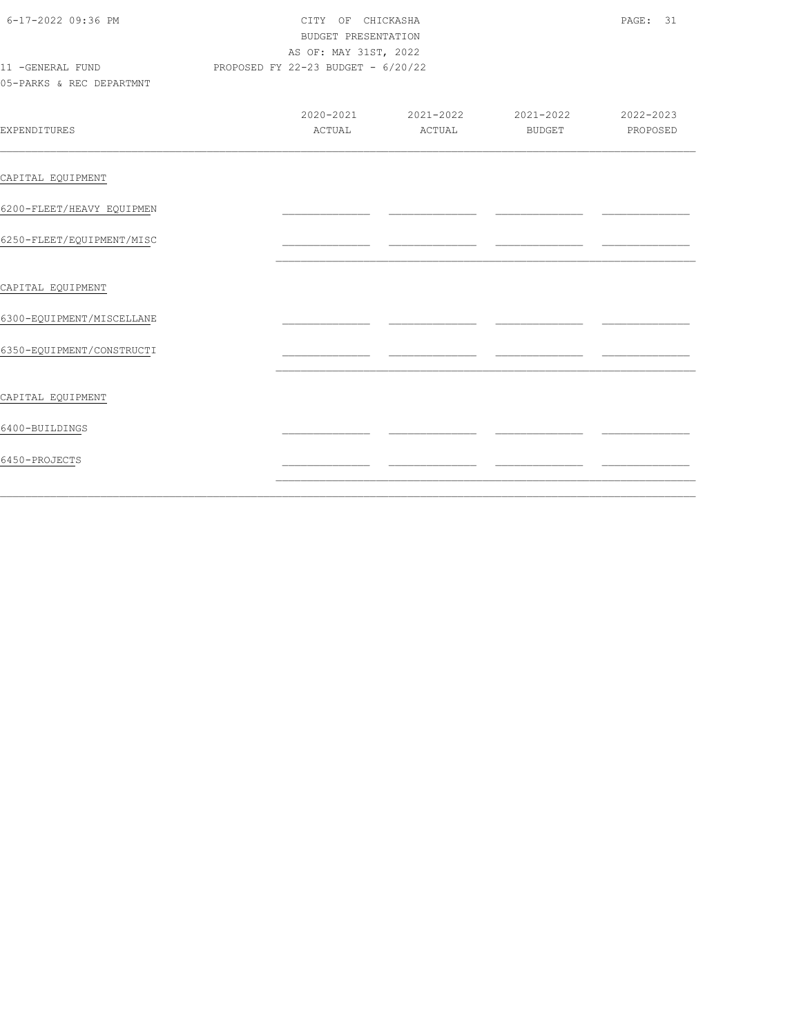CITY OF CHICKASHA

BUDGET PRESENTATION

AS OF: MAY 31ST, 2022

11 -GENERAL FUND PROPOSED FY 22-23 BUDGET - 6/20/22

05-PARKS & REC DEPARTMNT

| EXPENDITURES | 2020-2021 ACTUAL | 2021-2022 ACTUAL | 2021-2022 BUDGET | 2022-2023 PROPOSED |
|---|---|---|---|---|
| CAPITAL EQUIPMENT | | | | |
| 6200-FLEET/HEAVY EQUIPMEN | | | | |
| 6250-FLEET/EQUIPMENT/MISC | | | | |
| CAPITAL EQUIPMENT | | | | |
| 6300-EQUIPMENT/MISCELLANE | | | | |
| 6350-EQUIPMENT/CONSTRUCTI | | | | |
| CAPITAL EQUIPMENT | | | | |
| 6400-BUILDINGS | | | | |
| 6450-PROJECTS | | | | |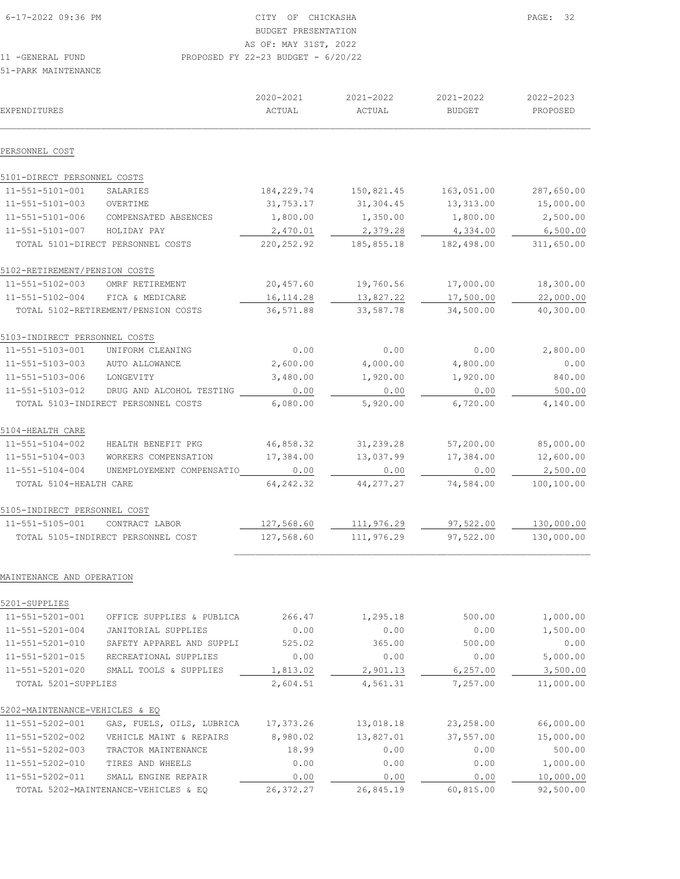CITY OF CHICKASHA
BUDGET PRESENTATION
AS OF: MAY 31ST, 2022
PROPOSED FY 22-23 BUDGET - 6/20/22

11 -GENERAL FUND
51-PARK MAINTENANCE

| EXPENDITURES | | 2020-2021 ACTUAL | 2021-2022 ACTUAL | 2021-2022 BUDGET | 2022-2023 PROPOSED |
|---|---|---|---|---|---|
| **PERSONNEL COST** | | | | | |
| 5101-DIRECT PERSONNEL COSTS | | | | | |
| 11-551-5101-001 | SALARIES | 184,229.74 | 150,821.45 | 163,051.00 | 287,650.00 |
| 11-551-5101-003 | OVERTIME | 31,753.17 | 31,304.45 | 13,313.00 | 15,000.00 |
| 11-551-5101-006 | COMPENSATED ABSENCES | 1,800.00 | 1,350.00 | 1,800.00 | 2,500.00 |
| 11-551-5101-007 | HOLIDAY PAY | 2,470.01 | 2,379.28 | 4,334.00 | 6,500.00 |
| TOTAL 5101-DIRECT PERSONNEL COSTS | | 220,252.92 | 185,855.18 | 182,498.00 | 311,650.00 |
| 5102-RETIREMENT/PENSION COSTS | | | | | |
| 11-551-5102-003 | OMRF RETIREMENT | 20,457.60 | 19,760.56 | 17,000.00 | 18,300.00 |
| 11-551-5102-004 | FICA & MEDICARE | 16,114.28 | 13,827.22 | 17,500.00 | 22,000.00 |
| TOTAL 5102-RETIREMENT/PENSION COSTS | | 36,571.88 | 33,587.78 | 34,500.00 | 40,300.00 |
| 5103-INDIRECT PERSONNEL COSTS | | | | | |
| 11-551-5103-001 | UNIFORM CLEANING | 0.00 | 0.00 | 0.00 | 2,800.00 |
| 11-551-5103-003 | AUTO ALLOWANCE | 2,600.00 | 4,000.00 | 4,800.00 | 0.00 |
| 11-551-5103-006 | LONGEVITY | 3,480.00 | 1,920.00 | 1,920.00 | 840.00 |
| 11-551-5103-012 | DRUG AND ALCOHOL TESTING | 0.00 | 0.00 | 0.00 | 500.00 |
| TOTAL 5103-INDIRECT PERSONNEL COSTS | | 6,080.00 | 5,920.00 | 6,720.00 | 4,140.00 |
| 5104-HEALTH CARE | | | | | |
| 11-551-5104-002 | HEALTH BENEFIT PKG | 46,858.32 | 31,239.28 | 57,200.00 | 85,000.00 |
| 11-551-5104-003 | WORKERS COMPENSATION | 17,384.00 | 13,037.99 | 17,384.00 | 12,600.00 |
| 11-551-5104-004 | UNEMPLOYEMENT COMPENSATIO | 0.00 | 0.00 | 0.00 | 2,500.00 |
| TOTAL 5104-HEALTH CARE | | 64,242.32 | 44,277.27 | 74,584.00 | 100,100.00 |
| 5105-INDIRECT PERSONNEL COST | | | | | |
| 11-551-5105-001 | CONTRACT LABOR | 127,568.60 | 111,976.29 | 97,522.00 | 130,000.00 |
| TOTAL 5105-INDIRECT PERSONNEL COST | | 127,568.60 | 111,976.29 | 97,522.00 | 130,000.00 |
| **MAINTENANCE AND OPERATION** | | | | | |
| 5201-SUPPLIES | | | | | |
| 11-551-5201-001 | OFFICE SUPPLIES & PUBLICA | 266.47 | 1,295.18 | 500.00 | 1,000.00 |
| 11-551-5201-004 | JANITORIAL SUPPLIES | 0.00 | 0.00 | 0.00 | 1,500.00 |
| 11-551-5201-010 | SAFETY APPAREL AND SUPPLI | 525.02 | 365.00 | 500.00 | 0.00 |
| 11-551-5201-015 | RECREATIONAL SUPPLIES | 0.00 | 0.00 | 0.00 | 5,000.00 |
| 11-551-5201-020 | SMALL TOOLS & SUPPLIES | 1,813.02 | 2,901.13 | 6,257.00 | 3,500.00 |
| TOTAL 5201-SUPPLIES | | 2,604.51 | 4,561.31 | 7,257.00 | 11,000.00 |
| 5202-MAINTENANCE-VEHICLES & EQ | | | | | |
| 11-551-5202-001 | GAS, FUELS, OILS, LUBRICA | 17,373.26 | 13,018.18 | 23,258.00 | 66,000.00 |
| 11-551-5202-002 | VEHICLE MAINT & REPAIRS | 8,980.02 | 13,827.01 | 37,557.00 | 15,000.00 |
| 11-551-5202-003 | TRACTOR MAINTENANCE | 18.99 | 0.00 | 0.00 | 500.00 |
| 11-551-5202-010 | TIRES AND WHEELS | 0.00 | 0.00 | 0.00 | 1,000.00 |
| 11-551-5202-011 | SMALL ENGINE REPAIR | 0.00 | 0.00 | 0.00 | 10,000.00 |
| TOTAL 5202-MAINTENANCE-VEHICLES & EQ | | 26,372.27 | 26,845.19 | 60,815.00 | 92,500.00 |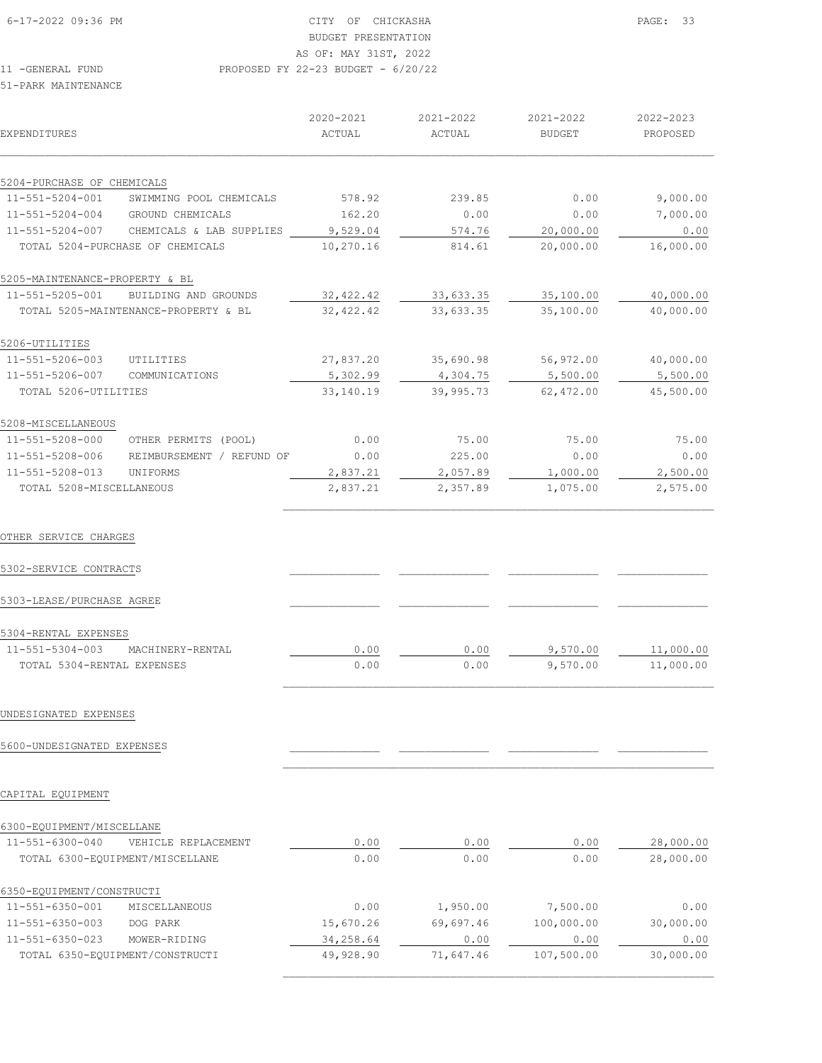CITY OF CHICKASHA
BUDGET PRESENTATION
AS OF: MAY 31ST, 2022

11 -GENERAL FUND — PROPOSED FY 22-23 BUDGET - 6/20/22

51-PARK MAINTENANCE

| EXPENDITURES | | 2020-2021 ACTUAL | 2021-2022 ACTUAL | 2021-2022 BUDGET | 2022-2023 PROPOSED |
|---|---|---|---|---|---|
| 5204-PURCHASE OF CHEMICALS | | | | | |
| 11-551-5204-001 | SWIMMING POOL CHEMICALS | 578.92 | 239.85 | 0.00 | 9,000.00 |
| 11-551-5204-004 | GROUND CHEMICALS | 162.20 | 0.00 | 0.00 | 7,000.00 |
| 11-551-5204-007 | CHEMICALS & LAB SUPPLIES | 9,529.04 | 574.76 | 20,000.00 | 0.00 |
| TOTAL 5204-PURCHASE OF CHEMICALS | | 10,270.16 | 814.61 | 20,000.00 | 16,000.00 |
| 5205-MAINTENANCE-PROPERTY & BL | | | | | |
| 11-551-5205-001 | BUILDING AND GROUNDS | 32,422.42 | 33,633.35 | 35,100.00 | 40,000.00 |
| TOTAL 5205-MAINTENANCE-PROPERTY & BL | | 32,422.42 | 33,633.35 | 35,100.00 | 40,000.00 |
| 5206-UTILITIES | | | | | |
| 11-551-5206-003 | UTILITIES | 27,837.20 | 35,690.98 | 56,972.00 | 40,000.00 |
| 11-551-5206-007 | COMMUNICATIONS | 5,302.99 | 4,304.75 | 5,500.00 | 5,500.00 |
| TOTAL 5206-UTILITIES | | 33,140.19 | 39,995.73 | 62,472.00 | 45,500.00 |
| 5208-MISCELLANEOUS | | | | | |
| 11-551-5208-000 | OTHER PERMITS (POOL) | 0.00 | 75.00 | 75.00 | 75.00 |
| 11-551-5208-006 | REIMBURSEMENT / REFUND OF | 0.00 | 225.00 | 0.00 | 0.00 |
| 11-551-5208-013 | UNIFORMS | 2,837.21 | 2,057.89 | 1,000.00 | 2,500.00 |
| TOTAL 5208-MISCELLANEOUS | | 2,837.21 | 2,357.89 | 1,075.00 | 2,575.00 |
| OTHER SERVICE CHARGES | | | | | |
| 5302-SERVICE CONTRACTS | | | | | |
| 5303-LEASE/PURCHASE AGREE | | | | | |
| 5304-RENTAL EXPENSES | | | | | |
| 11-551-5304-003 | MACHINERY-RENTAL | 0.00 | 0.00 | 9,570.00 | 11,000.00 |
| TOTAL 5304-RENTAL EXPENSES | | 0.00 | 0.00 | 9,570.00 | 11,000.00 |
| UNDESIGNATED EXPENSES | | | | | |
| 5600-UNDESIGNATED EXPENSES | | | | | |
| CAPITAL EQUIPMENT | | | | | |
| 6300-EQUIPMENT/MISCELLANE | | | | | |
| 11-551-6300-040 | VEHICLE REPLACEMENT | 0.00 | 0.00 | 0.00 | 28,000.00 |
| TOTAL 6300-EQUIPMENT/MISCELLANE | | 0.00 | 0.00 | 0.00 | 28,000.00 |
| 6350-EQUIPMENT/CONSTRUCTI | | | | | |
| 11-551-6350-001 | MISCELLANEOUS | 0.00 | 1,950.00 | 7,500.00 | 0.00 |
| 11-551-6350-003 | DOG PARK | 15,670.26 | 69,697.46 | 100,000.00 | 30,000.00 |
| 11-551-6350-023 | MOWER-RIDING | 34,258.64 | 0.00 | 0.00 | 0.00 |
| TOTAL 6350-EQUIPMENT/CONSTRUCTI | | 49,928.90 | 71,647.46 | 107,500.00 | 30,000.00 |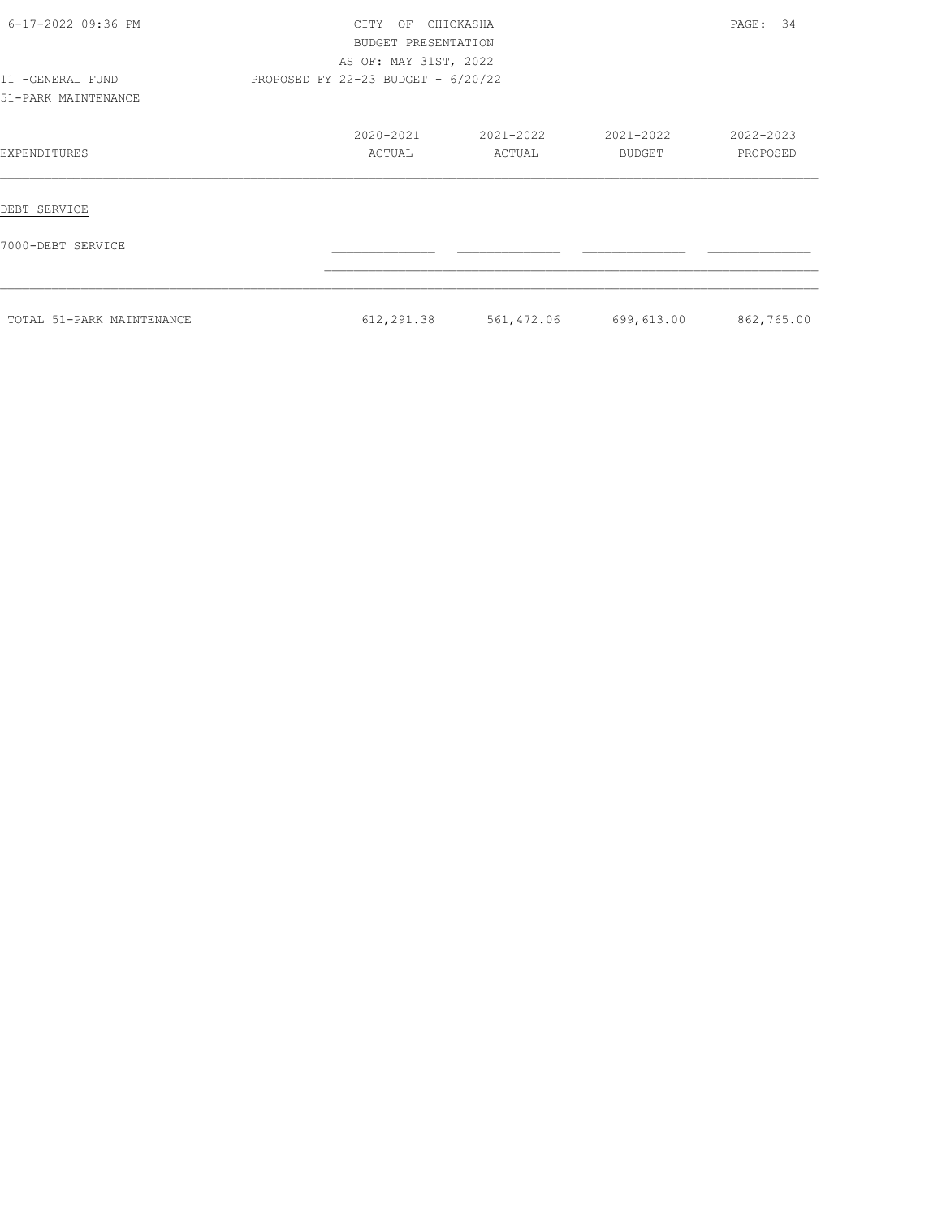CITY OF CHICKASHA
BUDGET PRESENTATION
AS OF: MAY 31ST, 2022

11 -GENERAL FUND
PROPOSED FY 22-23 BUDGET - 6/20/22
51-PARK MAINTENANCE

| EXPENDITURES | 2020-2021 ACTUAL | 2021-2022 ACTUAL | 2021-2022 BUDGET | 2022-2023 PROPOSED |
|---|---|---|---|---|
| DEBT SERVICE | | | | |
| 7000-DEBT SERVICE | | | | |
| TOTAL 51-PARK MAINTENANCE | 612,291.38 | 561,472.06 | 699,613.00 | 862,765.00 |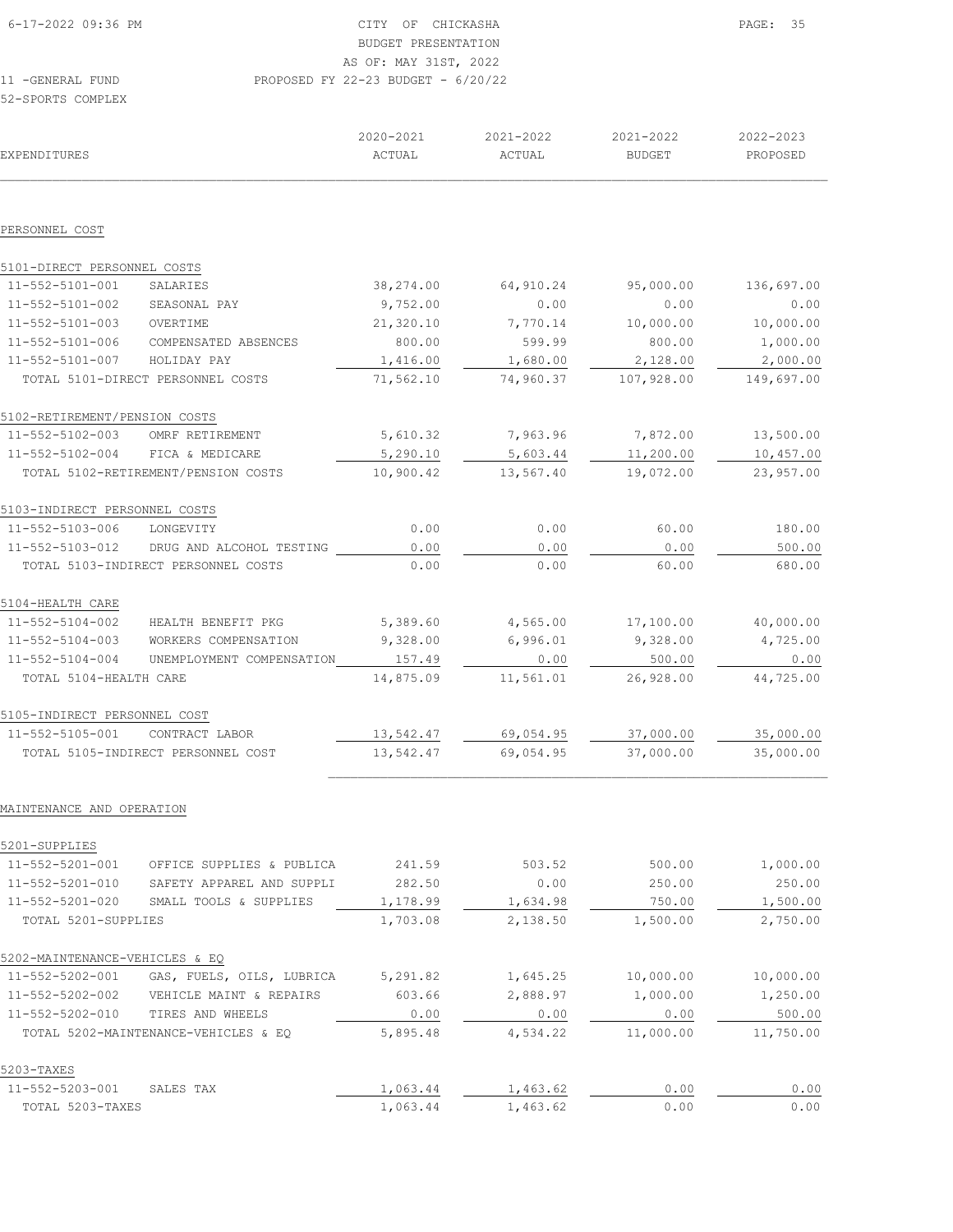CITY OF CHICKASHA
BUDGET PRESENTATION
AS OF: MAY 31ST, 2022
PROPOSED FY 22-23 BUDGET - 6/20/22

11 -GENERAL FUND
52-SPORTS COMPLEX

| EXPENDITURES | | 2020-2021 ACTUAL | 2021-2022 ACTUAL | 2021-2022 BUDGET | 2022-2023 PROPOSED |
|---|---|---|---|---|---|
| **PERSONNEL COST** | | | | | |
| 5101-DIRECT PERSONNEL COSTS | | | | | |
| 11-552-5101-001 | SALARIES | 38,274.00 | 64,910.24 | 95,000.00 | 136,697.00 |
| 11-552-5101-002 | SEASONAL PAY | 9,752.00 | 0.00 | 0.00 | 0.00 |
| 11-552-5101-003 | OVERTIME | 21,320.10 | 7,770.14 | 10,000.00 | 10,000.00 |
| 11-552-5101-006 | COMPENSATED ABSENCES | 800.00 | 599.99 | 800.00 | 1,000.00 |
| 11-552-5101-007 | HOLIDAY PAY | 1,416.00 | 1,680.00 | 2,128.00 | 2,000.00 |
| TOTAL 5101-DIRECT PERSONNEL COSTS | | 71,562.10 | 74,960.37 | 107,928.00 | 149,697.00 |
| 5102-RETIREMENT/PENSION COSTS | | | | | |
| 11-552-5102-003 | OMRF RETIREMENT | 5,610.32 | 7,963.96 | 7,872.00 | 13,500.00 |
| 11-552-5102-004 | FICA & MEDICARE | 5,290.10 | 5,603.44 | 11,200.00 | 10,457.00 |
| TOTAL 5102-RETIREMENT/PENSION COSTS | | 10,900.42 | 13,567.40 | 19,072.00 | 23,957.00 |
| 5103-INDIRECT PERSONNEL COSTS | | | | | |
| 11-552-5103-006 | LONGEVITY | 0.00 | 0.00 | 60.00 | 180.00 |
| 11-552-5103-012 | DRUG AND ALCOHOL TESTING | 0.00 | 0.00 | 0.00 | 500.00 |
| TOTAL 5103-INDIRECT PERSONNEL COSTS | | 0.00 | 0.00 | 60.00 | 680.00 |
| 5104-HEALTH CARE | | | | | |
| 11-552-5104-002 | HEALTH BENEFIT PKG | 5,389.60 | 4,565.00 | 17,100.00 | 40,000.00 |
| 11-552-5104-003 | WORKERS COMPENSATION | 9,328.00 | 6,996.01 | 9,328.00 | 4,725.00 |
| 11-552-5104-004 | UNEMPLOYMENT COMPENSATION | 157.49 | 0.00 | 500.00 | 0.00 |
| TOTAL 5104-HEALTH CARE | | 14,875.09 | 11,561.01 | 26,928.00 | 44,725.00 |
| 5105-INDIRECT PERSONNEL COST | | | | | |
| 11-552-5105-001 | CONTRACT LABOR | 13,542.47 | 69,054.95 | 37,000.00 | 35,000.00 |
| TOTAL 5105-INDIRECT PERSONNEL COST | | 13,542.47 | 69,054.95 | 37,000.00 | 35,000.00 |
| **MAINTENANCE AND OPERATION** | | | | | |
| 5201-SUPPLIES | | | | | |
| 11-552-5201-001 | OFFICE SUPPLIES & PUBLICA | 241.59 | 503.52 | 500.00 | 1,000.00 |
| 11-552-5201-010 | SAFETY APPAREL AND SUPPLI | 282.50 | 0.00 | 250.00 | 250.00 |
| 11-552-5201-020 | SMALL TOOLS & SUPPLIES | 1,178.99 | 1,634.98 | 750.00 | 1,500.00 |
| TOTAL 5201-SUPPLIES | | 1,703.08 | 2,138.50 | 1,500.00 | 2,750.00 |
| 5202-MAINTENANCE-VEHICLES & EQ | | | | | |
| 11-552-5202-001 | GAS, FUELS, OILS, LUBRICA | 5,291.82 | 1,645.25 | 10,000.00 | 10,000.00 |
| 11-552-5202-002 | VEHICLE MAINT & REPAIRS | 603.66 | 2,888.97 | 1,000.00 | 1,250.00 |
| 11-552-5202-010 | TIRES AND WHEELS | 0.00 | 0.00 | 0.00 | 500.00 |
| TOTAL 5202-MAINTENANCE-VEHICLES & EQ | | 5,895.48 | 4,534.22 | 11,000.00 | 11,750.00 |
| 5203-TAXES | | | | | |
| 11-552-5203-001 | SALES TAX | 1,063.44 | 1,463.62 | 0.00 | 0.00 |
| TOTAL 5203-TAXES | | 1,063.44 | 1,463.62 | 0.00 | 0.00 |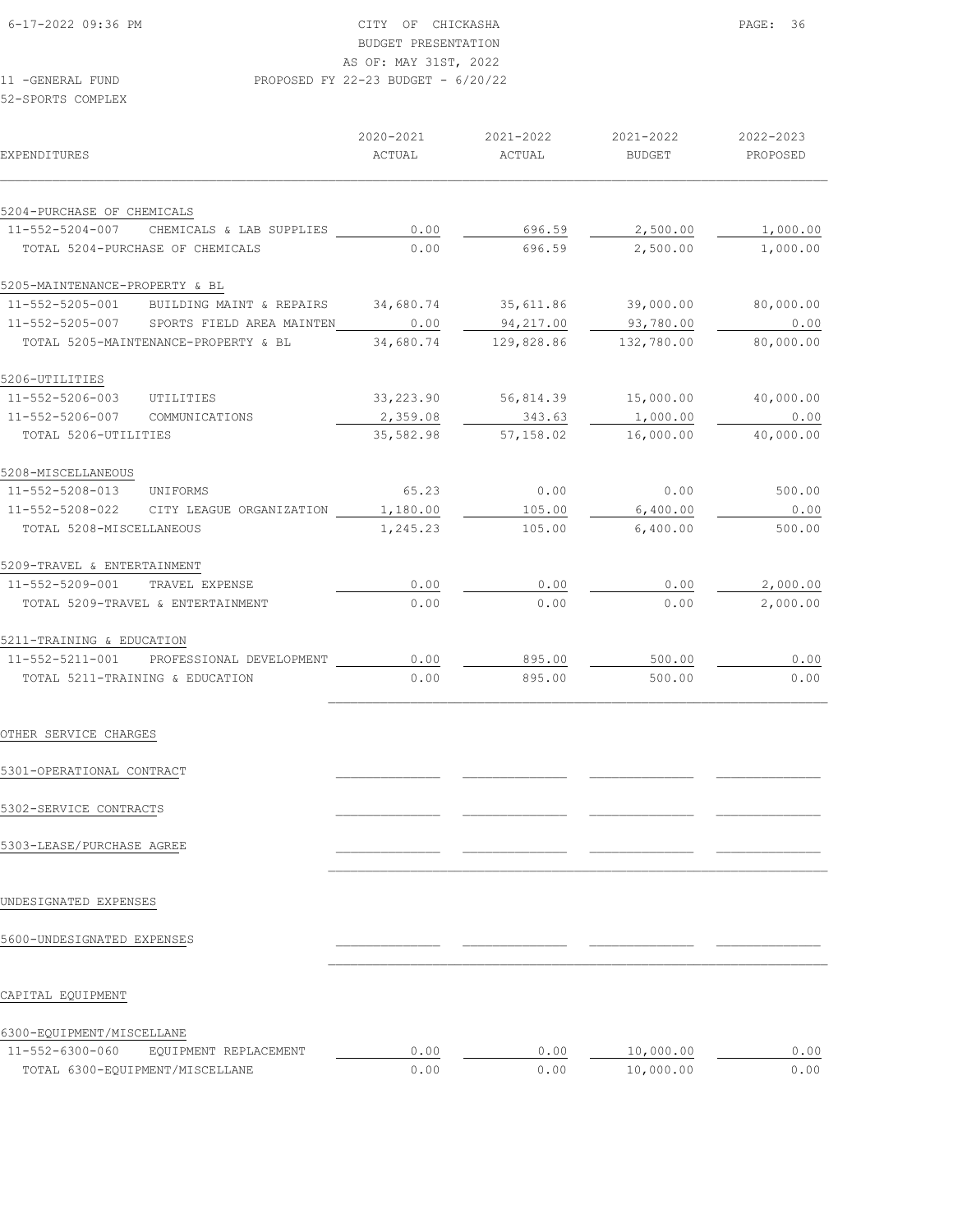CITY OF CHICKASHA
BUDGET PRESENTATION
AS OF: MAY 31ST, 2022
PROPOSED FY 22-23 BUDGET - 6/20/22

11 -GENERAL FUND
52-SPORTS COMPLEX

| EXPENDITURES | 2020-2021 ACTUAL | 2021-2022 ACTUAL | 2021-2022 BUDGET | 2022-2023 PROPOSED |
|---|---|---|---|---|
| **5204-PURCHASE OF CHEMICALS** | | | | |
| 11-552-5204-007 CHEMICALS & LAB SUPPLIES | 0.00 | 696.59 | 2,500.00 | 1,000.00 |
| TOTAL 5204-PURCHASE OF CHEMICALS | 0.00 | 696.59 | 2,500.00 | 1,000.00 |
| **5205-MAINTENANCE-PROPERTY & BL** | | | | |
| 11-552-5205-001 BUILDING MAINT & REPAIRS | 34,680.74 | 35,611.86 | 39,000.00 | 80,000.00 |
| 11-552-5205-007 SPORTS FIELD AREA MAINTEN | 0.00 | 94,217.00 | 93,780.00 | 0.00 |
| TOTAL 5205-MAINTENANCE-PROPERTY & BL | 34,680.74 | 129,828.86 | 132,780.00 | 80,000.00 |
| **5206-UTILITIES** | | | | |
| 11-552-5206-003 UTILITIES | 33,223.90 | 56,814.39 | 15,000.00 | 40,000.00 |
| 11-552-5206-007 COMMUNICATIONS | 2,359.08 | 343.63 | 1,000.00 | 0.00 |
| TOTAL 5206-UTILITIES | 35,582.98 | 57,158.02 | 16,000.00 | 40,000.00 |
| **5208-MISCELLANEOUS** | | | | |
| 11-552-5208-013 UNIFORMS | 65.23 | 0.00 | 0.00 | 500.00 |
| 11-552-5208-022 CITY LEAGUE ORGANIZATION | 1,180.00 | 105.00 | 6,400.00 | 0.00 |
| TOTAL 5208-MISCELLANEOUS | 1,245.23 | 105.00 | 6,400.00 | 500.00 |
| **5209-TRAVEL & ENTERTAINMENT** | | | | |
| 11-552-5209-001 TRAVEL EXPENSE | 0.00 | 0.00 | 0.00 | 2,000.00 |
| TOTAL 5209-TRAVEL & ENTERTAINMENT | 0.00 | 0.00 | 0.00 | 2,000.00 |
| **5211-TRAINING & EDUCATION** | | | | |
| 11-552-5211-001 PROFESSIONAL DEVELOPMENT | 0.00 | 895.00 | 500.00 | 0.00 |
| TOTAL 5211-TRAINING & EDUCATION | 0.00 | 895.00 | 500.00 | 0.00 |
| **OTHER SERVICE CHARGES** | | | | |
| 5301-OPERATIONAL CONTRACT | | | | |
| 5302-SERVICE CONTRACTS | | | | |
| 5303-LEASE/PURCHASE AGREE | | | | |
| **UNDESIGNATED EXPENSES** | | | | |
| 5600-UNDESIGNATED EXPENSES | | | | |
| **CAPITAL EQUIPMENT** | | | | |
| **6300-EQUIPMENT/MISCELLANE** | | | | |
| 11-552-6300-060 EQUIPMENT REPLACEMENT | 0.00 | 0.00 | 10,000.00 | 0.00 |
| TOTAL 6300-EQUIPMENT/MISCELLANE | 0.00 | 0.00 | 10,000.00 | 0.00 |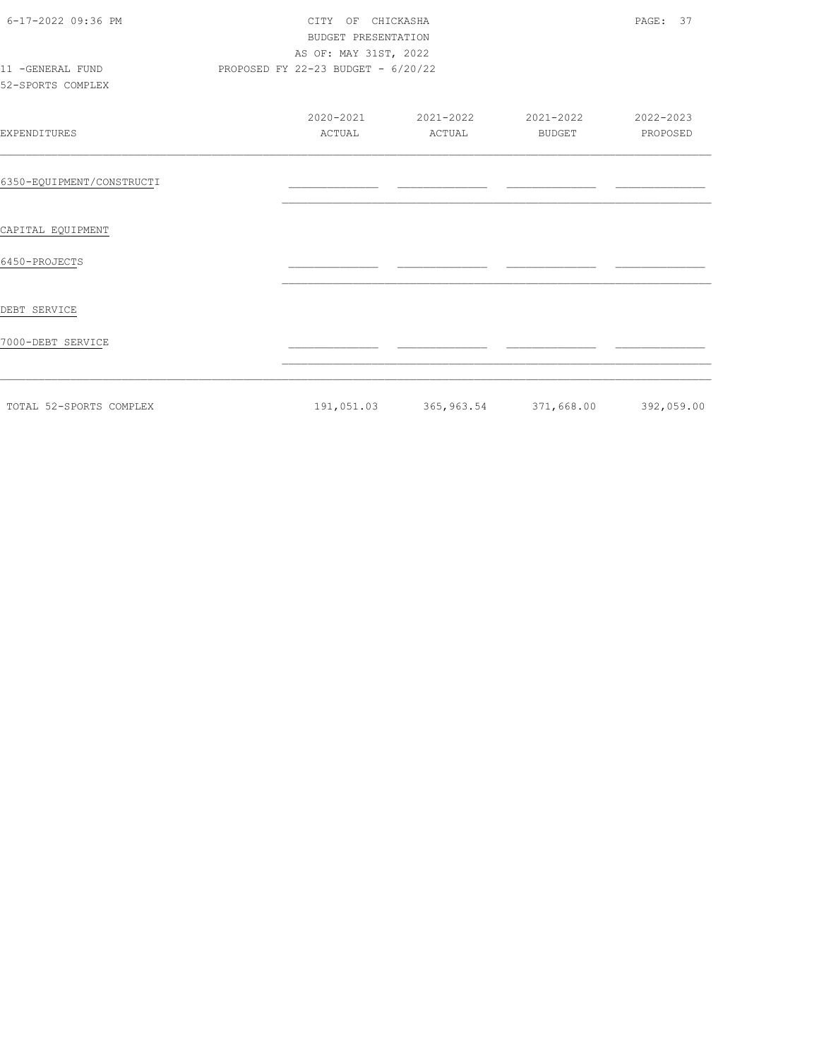CITY OF CHICKASHA
BUDGET PRESENTATION
AS OF: MAY 31ST, 2022

11 -GENERAL FUND
PROPOSED FY 22-23 BUDGET - 6/20/22

52-SPORTS COMPLEX

| EXPENDITURES | 2020-2021 ACTUAL | 2021-2022 ACTUAL | 2021-2022 BUDGET | 2022-2023 PROPOSED |
|---|---|---|---|---|
| 6350-EQUIPMENT/CONSTRUCTI | | | | |
| CAPITAL EQUIPMENT | | | | |
| 6450-PROJECTS | | | | |
| DEBT SERVICE | | | | |
| 7000-DEBT SERVICE | | | | |
| TOTAL 52-SPORTS COMPLEX | 191,051.03 | 365,963.54 | 371,668.00 | 392,059.00 |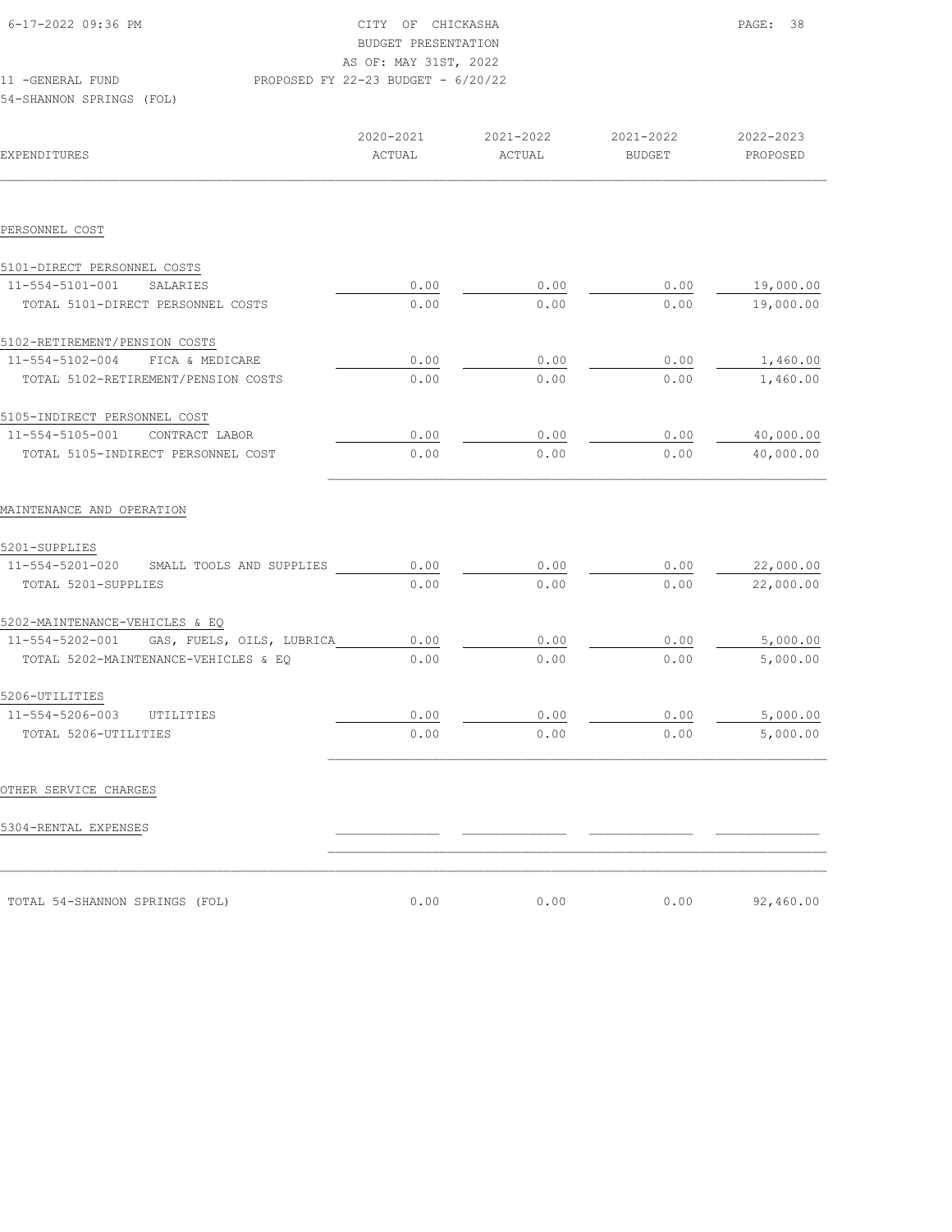CITY OF CHICKASHA
BUDGET PRESENTATION
AS OF: MAY 31ST, 2022
PROPOSED FY 22-23 BUDGET - 6/20/22

11 -GENERAL FUND
54-SHANNON SPRINGS (FOL)

| EXPENDITURES | 2020-2021 ACTUAL | 2021-2022 ACTUAL | 2021-2022 BUDGET | 2022-2023 PROPOSED |
|---|---|---|---|---|
| PERSONNEL COST | | | | |
| 5101-DIRECT PERSONNEL COSTS | | | | |
| 11-554-5101-001 SALARIES | 0.00 | 0.00 | 0.00 | 19,000.00 |
| TOTAL 5101-DIRECT PERSONNEL COSTS | 0.00 | 0.00 | 0.00 | 19,000.00 |
| 5102-RETIREMENT/PENSION COSTS | | | | |
| 11-554-5102-004 FICA & MEDICARE | 0.00 | 0.00 | 0.00 | 1,460.00 |
| TOTAL 5102-RETIREMENT/PENSION COSTS | 0.00 | 0.00 | 0.00 | 1,460.00 |
| 5105-INDIRECT PERSONNEL COST | | | | |
| 11-554-5105-001 CONTRACT LABOR | 0.00 | 0.00 | 0.00 | 40,000.00 |
| TOTAL 5105-INDIRECT PERSONNEL COST | 0.00 | 0.00 | 0.00 | 40,000.00 |
| MAINTENANCE AND OPERATION | | | | |
| 5201-SUPPLIES | | | | |
| 11-554-5201-020 SMALL TOOLS AND SUPPLIES | 0.00 | 0.00 | 0.00 | 22,000.00 |
| TOTAL 5201-SUPPLIES | 0.00 | 0.00 | 0.00 | 22,000.00 |
| 5202-MAINTENANCE-VEHICLES & EQ | | | | |
| 11-554-5202-001 GAS, FUELS, OILS, LUBRICA | 0.00 | 0.00 | 0.00 | 5,000.00 |
| TOTAL 5202-MAINTENANCE-VEHICLES & EQ | 0.00 | 0.00 | 0.00 | 5,000.00 |
| 5206-UTILITIES | | | | |
| 11-554-5206-003 UTILITIES | 0.00 | 0.00 | 0.00 | 5,000.00 |
| TOTAL 5206-UTILITIES | 0.00 | 0.00 | 0.00 | 5,000.00 |
| OTHER SERVICE CHARGES | | | | |
| 5304-RENTAL EXPENSES | | | | |
| TOTAL 54-SHANNON SPRINGS (FOL) | 0.00 | 0.00 | 0.00 | 92,460.00 |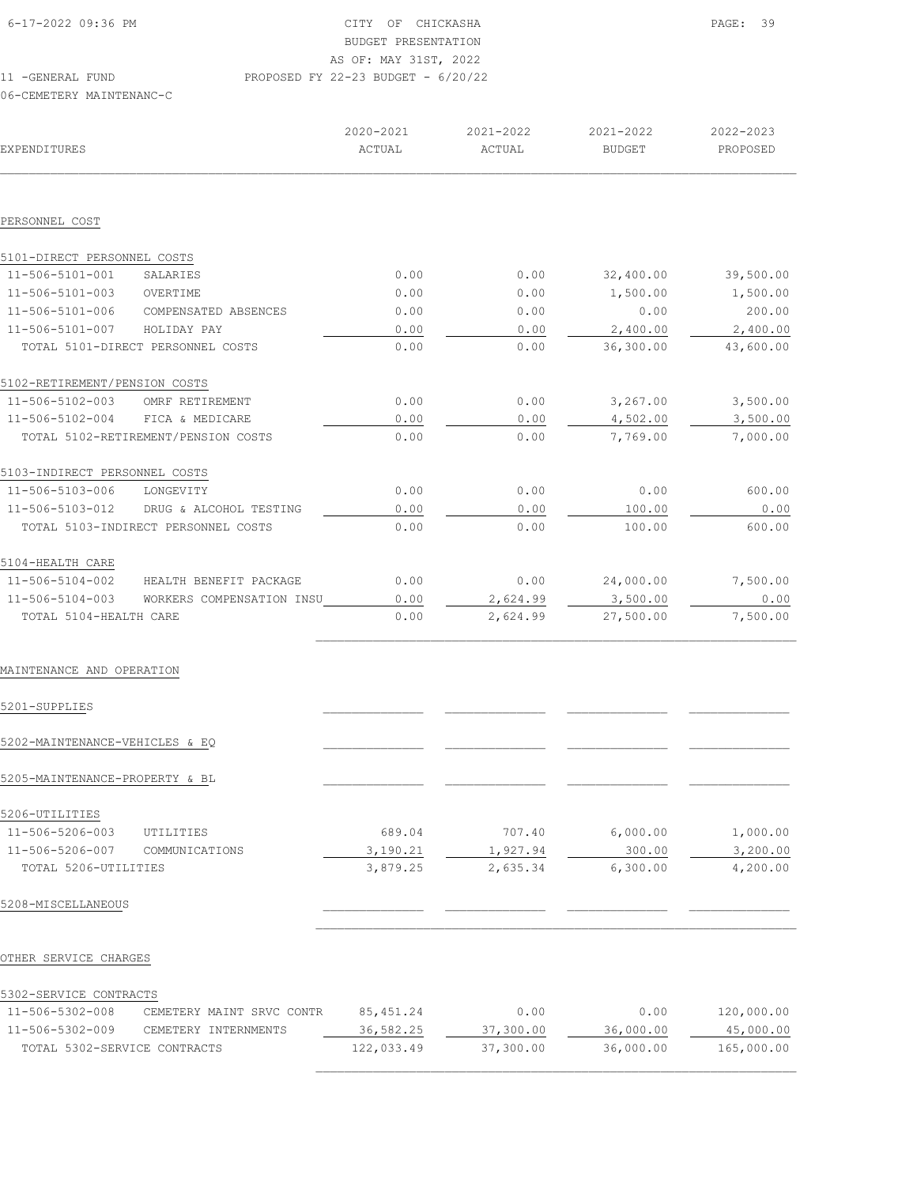CITY OF CHICKASHA
BUDGET PRESENTATION
AS OF: MAY 31ST, 2022
PROPOSED FY 22-23 BUDGET - 6/20/22

11 -GENERAL FUND
06-CEMETERY MAINTENANC-C

| EXPENDITURES | | 2020-2021 ACTUAL | 2021-2022 ACTUAL | 2021-2022 BUDGET | 2022-2023 PROPOSED |
|---|---|---|---|---|---|
| **PERSONNEL COST** | | | | | |
| **5101-DIRECT PERSONNEL COSTS** | | | | | |
| 11-506-5101-001 | SALARIES | 0.00 | 0.00 | 32,400.00 | 39,500.00 |
| 11-506-5101-003 | OVERTIME | 0.00 | 0.00 | 1,500.00 | 1,500.00 |
| 11-506-5101-006 | COMPENSATED ABSENCES | 0.00 | 0.00 | 0.00 | 200.00 |
| 11-506-5101-007 | HOLIDAY PAY | 0.00 | 0.00 | 2,400.00 | 2,400.00 |
| TOTAL 5101-DIRECT PERSONNEL COSTS | | 0.00 | 0.00 | 36,300.00 | 43,600.00 |
| **5102-RETIREMENT/PENSION COSTS** | | | | | |
| 11-506-5102-003 | OMRF RETIREMENT | 0.00 | 0.00 | 3,267.00 | 3,500.00 |
| 11-506-5102-004 | FICA & MEDICARE | 0.00 | 0.00 | 4,502.00 | 3,500.00 |
| TOTAL 5102-RETIREMENT/PENSION COSTS | | 0.00 | 0.00 | 7,769.00 | 7,000.00 |
| **5103-INDIRECT PERSONNEL COSTS** | | | | | |
| 11-506-5103-006 | LONGEVITY | 0.00 | 0.00 | 0.00 | 600.00 |
| 11-506-5103-012 | DRUG & ALCOHOL TESTING | 0.00 | 0.00 | 100.00 | 0.00 |
| TOTAL 5103-INDIRECT PERSONNEL COSTS | | 0.00 | 0.00 | 100.00 | 600.00 |
| **5104-HEALTH CARE** | | | | | |
| 11-506-5104-002 | HEALTH BENEFIT PACKAGE | 0.00 | 0.00 | 24,000.00 | 7,500.00 |
| 11-506-5104-003 | WORKERS COMPENSATION INSU | 0.00 | 2,624.99 | 3,500.00 | 0.00 |
| TOTAL 5104-HEALTH CARE | | 0.00 | 2,624.99 | 27,500.00 | 7,500.00 |
| **MAINTENANCE AND OPERATION** | | | | | |
| 5201-SUPPLIES | | | | | |
| 5202-MAINTENANCE-VEHICLES & EQ | | | | | |
| 5205-MAINTENANCE-PROPERTY & BL | | | | | |
| **5206-UTILITIES** | | | | | |
| 11-506-5206-003 | UTILITIES | 689.04 | 707.40 | 6,000.00 | 1,000.00 |
| 11-506-5206-007 | COMMUNICATIONS | 3,190.21 | 1,927.94 | 300.00 | 3,200.00 |
| TOTAL 5206-UTILITIES | | 3,879.25 | 2,635.34 | 6,300.00 | 4,200.00 |
| 5208-MISCELLANEOUS | | | | | |
| **OTHER SERVICE CHARGES** | | | | | |
| **5302-SERVICE CONTRACTS** | | | | | |
| 11-506-5302-008 | CEMETERY MAINT SRVC CONTR | 85,451.24 | 0.00 | 0.00 | 120,000.00 |
| 11-506-5302-009 | CEMETERY INTERNMENTS | 36,582.25 | 37,300.00 | 36,000.00 | 45,000.00 |
| TOTAL 5302-SERVICE CONTRACTS | | 122,033.49 | 37,300.00 | 36,000.00 | 165,000.00 |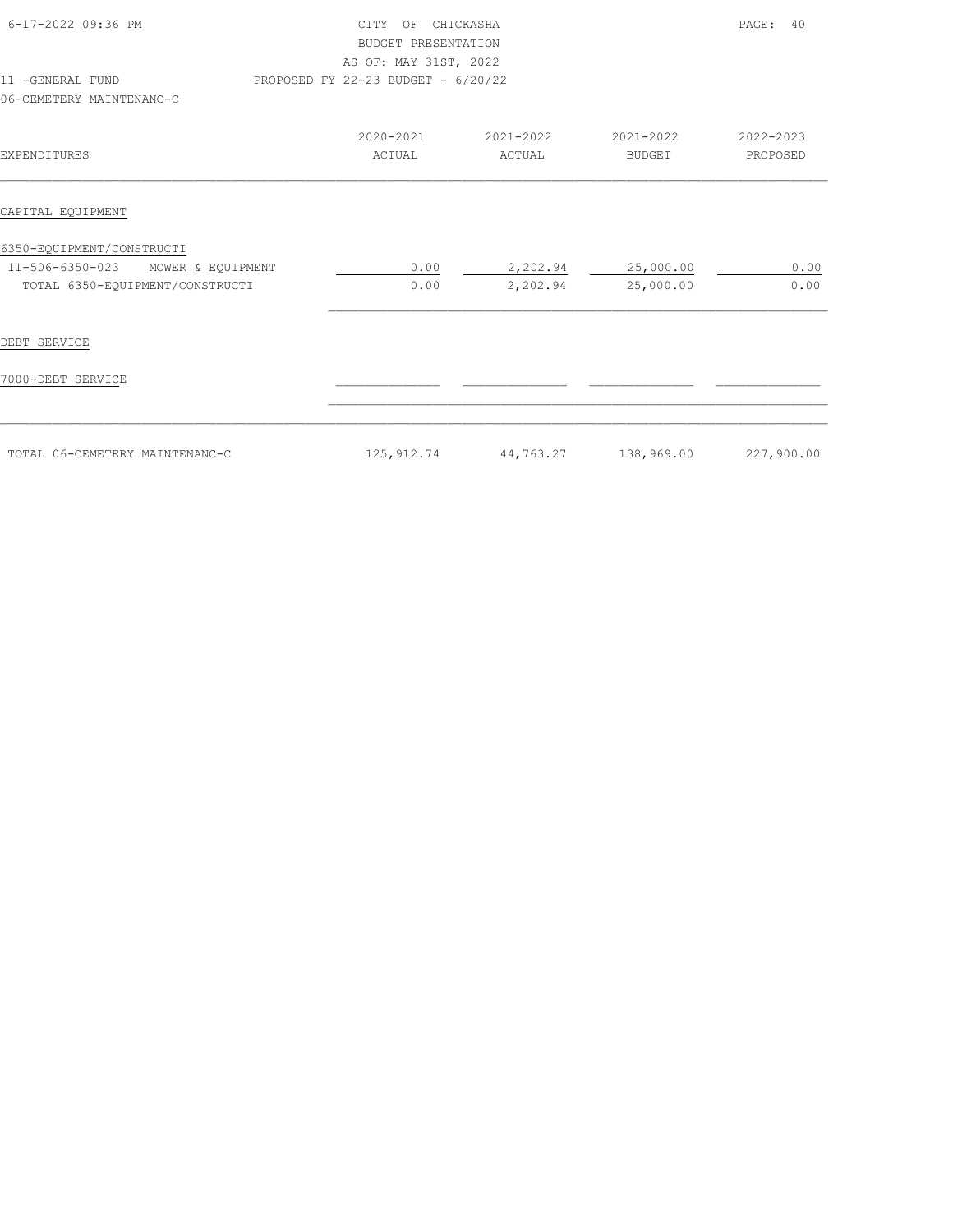CITY OF CHICKASHA
BUDGET PRESENTATION
AS OF: MAY 31ST, 2022
PROPOSED FY 22-23 BUDGET - 6/20/22

11 -GENERAL FUND
06-CEMETERY MAINTENANC-C

| EXPENDITURES | 2020-2021 ACTUAL | 2021-2022 ACTUAL | 2021-2022 BUDGET | 2022-2023 PROPOSED |
|---|---|---|---|---|
| **CAPITAL EQUIPMENT** | | | | |
| 6350-EQUIPMENT/CONSTRUCTI | | | | |
| 11-506-6350-023 MOWER & EQUIPMENT | 0.00 | 2,202.94 | 25,000.00 | 0.00 |
| TOTAL 6350-EQUIPMENT/CONSTRUCTI | 0.00 | 2,202.94 | 25,000.00 | 0.00 |
| **DEBT SERVICE** | | | | |
| 7000-DEBT SERVICE | | | | |
| TOTAL 06-CEMETERY MAINTENANC-C | 125,912.74 | 44,763.27 | 138,969.00 | 227,900.00 |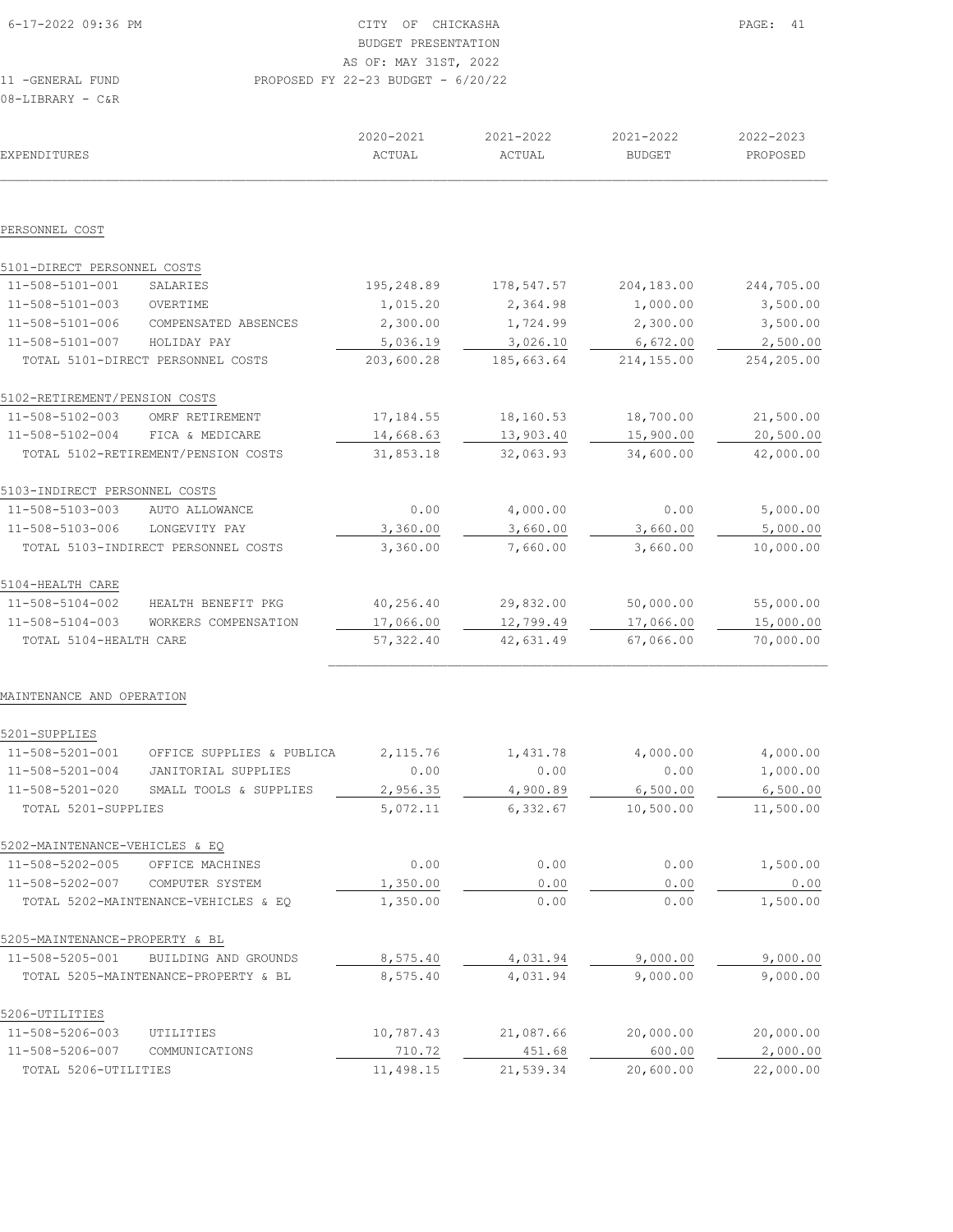CITY OF CHICKASHA
BUDGET PRESENTATION
AS OF: MAY 31ST, 2022
PROPOSED FY 22-23 BUDGET - 6/20/22

11 -GENERAL FUND
08-LIBRARY - C&R

| EXPENDITURES | | 2020-2021 ACTUAL | 2021-2022 ACTUAL | 2021-2022 BUDGET | 2022-2023 PROPOSED |
|---|---|---|---|---|---|
| **PERSONNEL COST** | | | | | |
| 5101-DIRECT PERSONNEL COSTS | | | | | |
| 11-508-5101-001 | SALARIES | 195,248.89 | 178,547.57 | 204,183.00 | 244,705.00 |
| 11-508-5101-003 | OVERTIME | 1,015.20 | 2,364.98 | 1,000.00 | 3,500.00 |
| 11-508-5101-006 | COMPENSATED ABSENCES | 2,300.00 | 1,724.99 | 2,300.00 | 3,500.00 |
| 11-508-5101-007 | HOLIDAY PAY | 5,036.19 | 3,026.10 | 6,672.00 | 2,500.00 |
| TOTAL 5101-DIRECT PERSONNEL COSTS | | 203,600.28 | 185,663.64 | 214,155.00 | 254,205.00 |
| 5102-RETIREMENT/PENSION COSTS | | | | | |
| 11-508-5102-003 | OMRF RETIREMENT | 17,184.55 | 18,160.53 | 18,700.00 | 21,500.00 |
| 11-508-5102-004 | FICA & MEDICARE | 14,668.63 | 13,903.40 | 15,900.00 | 20,500.00 |
| TOTAL 5102-RETIREMENT/PENSION COSTS | | 31,853.18 | 32,063.93 | 34,600.00 | 42,000.00 |
| 5103-INDIRECT PERSONNEL COSTS | | | | | |
| 11-508-5103-003 | AUTO ALLOWANCE | 0.00 | 4,000.00 | 0.00 | 5,000.00 |
| 11-508-5103-006 | LONGEVITY PAY | 3,360.00 | 3,660.00 | 3,660.00 | 5,000.00 |
| TOTAL 5103-INDIRECT PERSONNEL COSTS | | 3,360.00 | 7,660.00 | 3,660.00 | 10,000.00 |
| 5104-HEALTH CARE | | | | | |
| 11-508-5104-002 | HEALTH BENEFIT PKG | 40,256.40 | 29,832.00 | 50,000.00 | 55,000.00 |
| 11-508-5104-003 | WORKERS COMPENSATION | 17,066.00 | 12,799.49 | 17,066.00 | 15,000.00 |
| TOTAL 5104-HEALTH CARE | | 57,322.40 | 42,631.49 | 67,066.00 | 70,000.00 |
| **MAINTENANCE AND OPERATION** | | | | | |
| 5201-SUPPLIES | | | | | |
| 11-508-5201-001 | OFFICE SUPPLIES & PUBLICA | 2,115.76 | 1,431.78 | 4,000.00 | 4,000.00 |
| 11-508-5201-004 | JANITORIAL SUPPLIES | 0.00 | 0.00 | 0.00 | 1,000.00 |
| 11-508-5201-020 | SMALL TOOLS & SUPPLIES | 2,956.35 | 4,900.89 | 6,500.00 | 6,500.00 |
| TOTAL 5201-SUPPLIES | | 5,072.11 | 6,332.67 | 10,500.00 | 11,500.00 |
| 5202-MAINTENANCE-VEHICLES & EQ | | | | | |
| 11-508-5202-005 | OFFICE MACHINES | 0.00 | 0.00 | 0.00 | 1,500.00 |
| 11-508-5202-007 | COMPUTER SYSTEM | 1,350.00 | 0.00 | 0.00 | 0.00 |
| TOTAL 5202-MAINTENANCE-VEHICLES & EQ | | 1,350.00 | 0.00 | 0.00 | 1,500.00 |
| 5205-MAINTENANCE-PROPERTY & BL | | | | | |
| 11-508-5205-001 | BUILDING AND GROUNDS | 8,575.40 | 4,031.94 | 9,000.00 | 9,000.00 |
| TOTAL 5205-MAINTENANCE-PROPERTY & BL | | 8,575.40 | 4,031.94 | 9,000.00 | 9,000.00 |
| 5206-UTILITIES | | | | | |
| 11-508-5206-003 | UTILITIES | 10,787.43 | 21,087.66 | 20,000.00 | 20,000.00 |
| 11-508-5206-007 | COMMUNICATIONS | 710.72 | 451.68 | 600.00 | 2,000.00 |
| TOTAL 5206-UTILITIES | | 11,498.15 | 21,539.34 | 20,600.00 | 22,000.00 |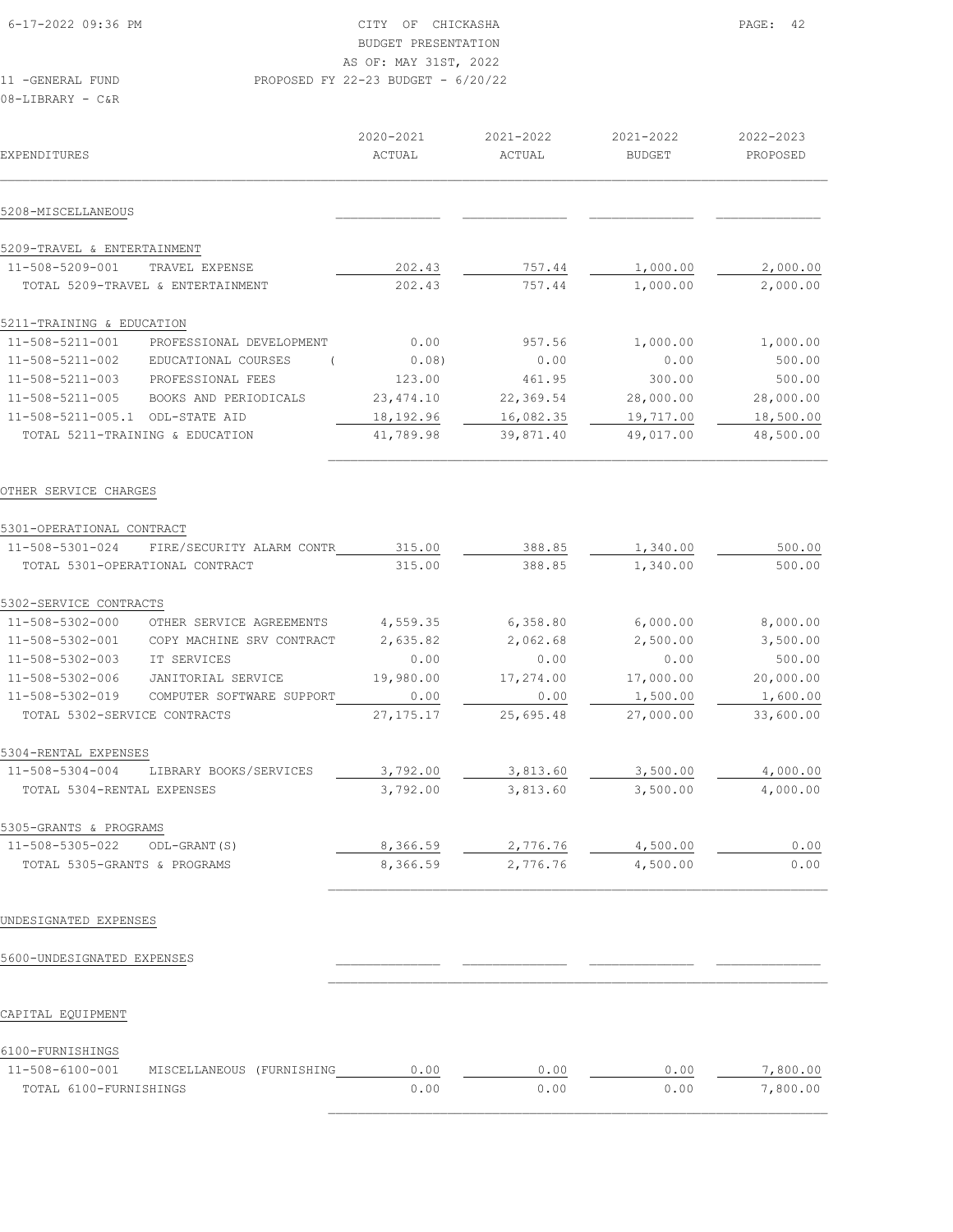CITY OF CHICKASHA
BUDGET PRESENTATION
AS OF: MAY 31ST, 2022
PROPOSED FY 22-23 BUDGET - 6/20/22

11 -GENERAL FUND
08-LIBRARY - C&R

| EXPENDITURES | | 2020-2021 ACTUAL | 2021-2022 ACTUAL | 2021-2022 BUDGET | 2022-2023 PROPOSED |
|---|---|---|---|---|---|
| **5208-MISCELLANEOUS** | | | | | |
| **5209-TRAVEL & ENTERTAINMENT** | | | | | |
| 11-508-5209-001 | TRAVEL EXPENSE | 202.43 | 757.44 | 1,000.00 | 2,000.00 |
| TOTAL 5209-TRAVEL & ENTERTAINMENT | | 202.43 | 757.44 | 1,000.00 | 2,000.00 |
| **5211-TRAINING & EDUCATION** | | | | | |
| 11-508-5211-001 | PROFESSIONAL DEVELOPMENT | 0.00 | 957.56 | 1,000.00 | 1,000.00 |
| 11-508-5211-002 | EDUCATIONAL COURSES | ( 0.08) | 0.00 | 0.00 | 500.00 |
| 11-508-5211-003 | PROFESSIONAL FEES | 123.00 | 461.95 | 300.00 | 500.00 |
| 11-508-5211-005 | BOOKS AND PERIODICALS | 23,474.10 | 22,369.54 | 28,000.00 | 28,000.00 |
| 11-508-5211-005.1 | ODL-STATE AID | 18,192.96 | 16,082.35 | 19,717.00 | 18,500.00 |
| TOTAL 5211-TRAINING & EDUCATION | | 41,789.98 | 39,871.40 | 49,017.00 | 48,500.00 |
| **OTHER SERVICE CHARGES** | | | | | |
| **5301-OPERATIONAL CONTRACT** | | | | | |
| 11-508-5301-024 | FIRE/SECURITY ALARM CONTR | 315.00 | 388.85 | 1,340.00 | 500.00 |
| TOTAL 5301-OPERATIONAL CONTRACT | | 315.00 | 388.85 | 1,340.00 | 500.00 |
| **5302-SERVICE CONTRACTS** | | | | | |
| 11-508-5302-000 | OTHER SERVICE AGREEMENTS | 4,559.35 | 6,358.80 | 6,000.00 | 8,000.00 |
| 11-508-5302-001 | COPY MACHINE SRV CONTRACT | 2,635.82 | 2,062.68 | 2,500.00 | 3,500.00 |
| 11-508-5302-003 | IT SERVICES | 0.00 | 0.00 | 0.00 | 500.00 |
| 11-508-5302-006 | JANITORIAL SERVICE | 19,980.00 | 17,274.00 | 17,000.00 | 20,000.00 |
| 11-508-5302-019 | COMPUTER SOFTWARE SUPPORT | 0.00 | 0.00 | 1,500.00 | 1,600.00 |
| TOTAL 5302-SERVICE CONTRACTS | | 27,175.17 | 25,695.48 | 27,000.00 | 33,600.00 |
| **5304-RENTAL EXPENSES** | | | | | |
| 11-508-5304-004 | LIBRARY BOOKS/SERVICES | 3,792.00 | 3,813.60 | 3,500.00 | 4,000.00 |
| TOTAL 5304-RENTAL EXPENSES | | 3,792.00 | 3,813.60 | 3,500.00 | 4,000.00 |
| **5305-GRANTS & PROGRAMS** | | | | | |
| 11-508-5305-022 | ODL-GRANT(S) | 8,366.59 | 2,776.76 | 4,500.00 | 0.00 |
| TOTAL 5305-GRANTS & PROGRAMS | | 8,366.59 | 2,776.76 | 4,500.00 | 0.00 |
| **UNDESIGNATED EXPENSES** | | | | | |
| **5600-UNDESIGNATED EXPENSES** | | | | | |
| **CAPITAL EQUIPMENT** | | | | | |
| **6100-FURNISHINGS** | | | | | |
| 11-508-6100-001 | MISCELLANEOUS (FURNISHING | 0.00 | 0.00 | 0.00 | 7,800.00 |
| TOTAL 6100-FURNISHINGS | | 0.00 | 0.00 | 0.00 | 7,800.00 |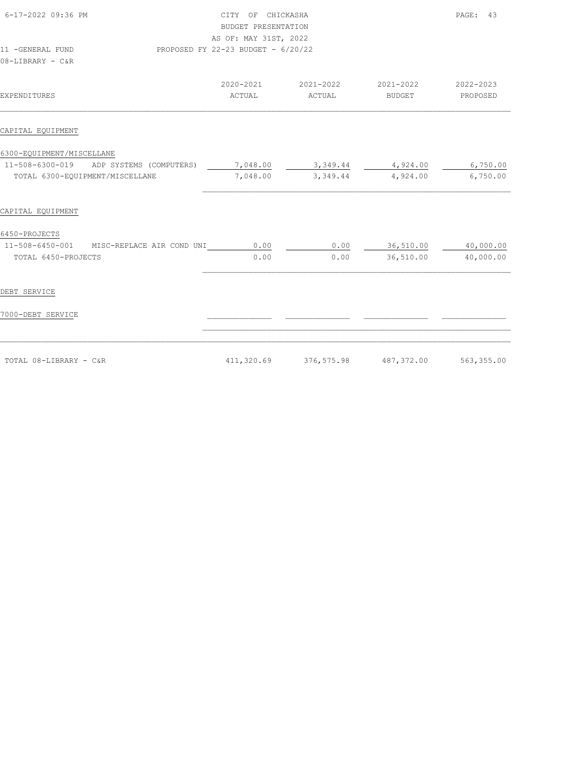CITY OF CHICKASHA
BUDGET PRESENTATION
AS OF: MAY 31ST, 2022
PROPOSED FY 22-23 BUDGET - 6/20/22

11 -GENERAL FUND
08-LIBRARY - C&R

| EXPENDITURES | 2020-2021 ACTUAL | 2021-2022 ACTUAL | 2021-2022 BUDGET | 2022-2023 PROPOSED |
|---|---|---|---|---|
| **CAPITAL EQUIPMENT** | | | | |
| 6300-EQUIPMENT/MISCELLANE | | | | |
| 11-508-6300-019 ADP SYSTEMS (COMPUTERS) | 7,048.00 | 3,349.44 | 4,924.00 | 6,750.00 |
| TOTAL 6300-EQUIPMENT/MISCELLANE | 7,048.00 | 3,349.44 | 4,924.00 | 6,750.00 |
| **CAPITAL EQUIPMENT** | | | | |
| 6450-PROJECTS | | | | |
| 11-508-6450-001 MISC-REPLACE AIR COND UNI | 0.00 | 0.00 | 36,510.00 | 40,000.00 |
| TOTAL 6450-PROJECTS | 0.00 | 0.00 | 36,510.00 | 40,000.00 |
| **DEBT SERVICE** | | | | |
| 7000-DEBT SERVICE | | | | |
| TOTAL 08-LIBRARY - C&R | 411,320.69 | 376,575.98 | 487,372.00 | 563,355.00 |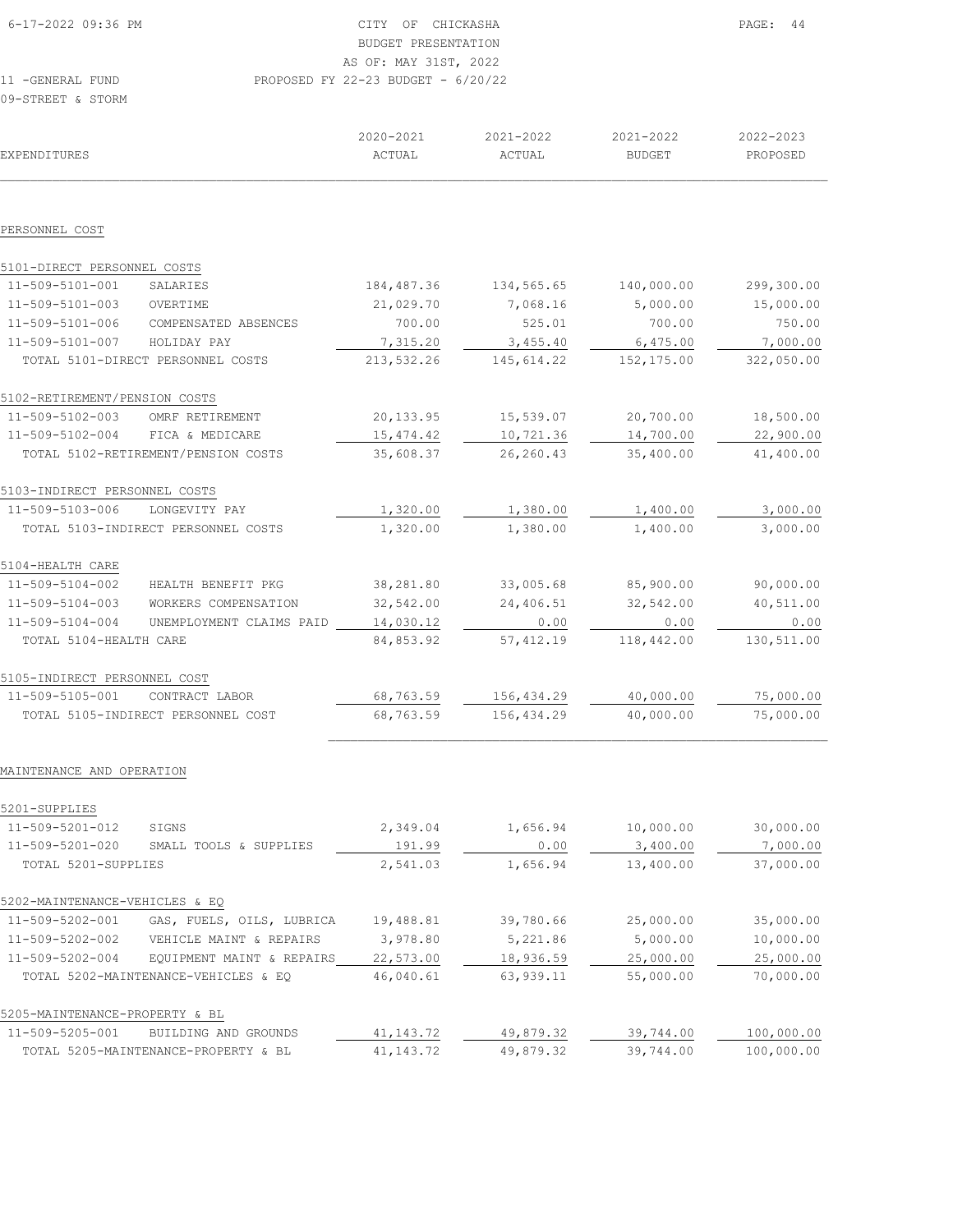CITY OF CHICKASHA
BUDGET PRESENTATION
AS OF: MAY 31ST, 2022
PROPOSED FY 22-23 BUDGET - 6/20/22

11 -GENERAL FUND
09-STREET & STORM

| EXPENDITURES | | 2020-2021 ACTUAL | 2021-2022 ACTUAL | 2021-2022 BUDGET | 2022-2023 PROPOSED |
|---|---|---|---|---|---|
| **PERSONNEL COST** | | | | | |
| 5101-DIRECT PERSONNEL COSTS | | | | | |
| 11-509-5101-001 | SALARIES | 184,487.36 | 134,565.65 | 140,000.00 | 299,300.00 |
| 11-509-5101-003 | OVERTIME | 21,029.70 | 7,068.16 | 5,000.00 | 15,000.00 |
| 11-509-5101-006 | COMPENSATED ABSENCES | 700.00 | 525.01 | 700.00 | 750.00 |
| 11-509-5101-007 | HOLIDAY PAY | 7,315.20 | 3,455.40 | 6,475.00 | 7,000.00 |
| TOTAL 5101-DIRECT PERSONNEL COSTS | | 213,532.26 | 145,614.22 | 152,175.00 | 322,050.00 |
| 5102-RETIREMENT/PENSION COSTS | | | | | |
| 11-509-5102-003 | OMRF RETIREMENT | 20,133.95 | 15,539.07 | 20,700.00 | 18,500.00 |
| 11-509-5102-004 | FICA & MEDICARE | 15,474.42 | 10,721.36 | 14,700.00 | 22,900.00 |
| TOTAL 5102-RETIREMENT/PENSION COSTS | | 35,608.37 | 26,260.43 | 35,400.00 | 41,400.00 |
| 5103-INDIRECT PERSONNEL COSTS | | | | | |
| 11-509-5103-006 | LONGEVITY PAY | 1,320.00 | 1,380.00 | 1,400.00 | 3,000.00 |
| TOTAL 5103-INDIRECT PERSONNEL COSTS | | 1,320.00 | 1,380.00 | 1,400.00 | 3,000.00 |
| 5104-HEALTH CARE | | | | | |
| 11-509-5104-002 | HEALTH BENEFIT PKG | 38,281.80 | 33,005.68 | 85,900.00 | 90,000.00 |
| 11-509-5104-003 | WORKERS COMPENSATION | 32,542.00 | 24,406.51 | 32,542.00 | 40,511.00 |
| 11-509-5104-004 | UNEMPLOYMENT CLAIMS PAID | 14,030.12 | 0.00 | 0.00 | 0.00 |
| TOTAL 5104-HEALTH CARE | | 84,853.92 | 57,412.19 | 118,442.00 | 130,511.00 |
| 5105-INDIRECT PERSONNEL COST | | | | | |
| 11-509-5105-001 | CONTRACT LABOR | 68,763.59 | 156,434.29 | 40,000.00 | 75,000.00 |
| TOTAL 5105-INDIRECT PERSONNEL COST | | 68,763.59 | 156,434.29 | 40,000.00 | 75,000.00 |
| **MAINTENANCE AND OPERATION** | | | | | |
| 5201-SUPPLIES | | | | | |
| 11-509-5201-012 | SIGNS | 2,349.04 | 1,656.94 | 10,000.00 | 30,000.00 |
| 11-509-5201-020 | SMALL TOOLS & SUPPLIES | 191.99 | 0.00 | 3,400.00 | 7,000.00 |
| TOTAL 5201-SUPPLIES | | 2,541.03 | 1,656.94 | 13,400.00 | 37,000.00 |
| 5202-MAINTENANCE-VEHICLES & EQ | | | | | |
| 11-509-5202-001 | GAS, FUELS, OILS, LUBRICA | 19,488.81 | 39,780.66 | 25,000.00 | 35,000.00 |
| 11-509-5202-002 | VEHICLE MAINT & REPAIRS | 3,978.80 | 5,221.86 | 5,000.00 | 10,000.00 |
| 11-509-5202-004 | EQUIPMENT MAINT & REPAIRS | 22,573.00 | 18,936.59 | 25,000.00 | 25,000.00 |
| TOTAL 5202-MAINTENANCE-VEHICLES & EQ | | 46,040.61 | 63,939.11 | 55,000.00 | 70,000.00 |
| 5205-MAINTENANCE-PROPERTY & BL | | | | | |
| 11-509-5205-001 | BUILDING AND GROUNDS | 41,143.72 | 49,879.32 | 39,744.00 | 100,000.00 |
| TOTAL 5205-MAINTENANCE-PROPERTY & BL | | 41,143.72 | 49,879.32 | 39,744.00 | 100,000.00 |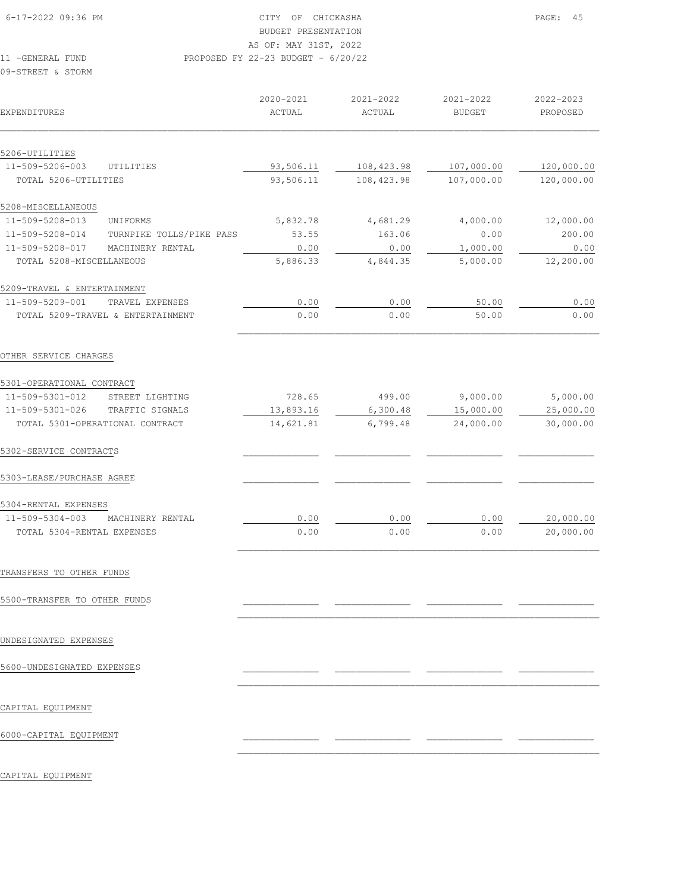CITY OF CHICKASHA
BUDGET PRESENTATION
AS OF: MAY 31ST, 2022
PROPOSED FY 22-23 BUDGET - 6/20/22

11 -GENERAL FUND
09-STREET & STORM

| EXPENDITURES | | 2020-2021 ACTUAL | 2021-2022 ACTUAL | 2021-2022 BUDGET | 2022-2023 PROPOSED |
|---|---|---|---|---|---|
| 5206-UTILITIES | | | | | |
| 11-509-5206-003 | UTILITIES | 93,506.11 | 108,423.98 | 107,000.00 | 120,000.00 |
| TOTAL 5206-UTILITIES | | 93,506.11 | 108,423.98 | 107,000.00 | 120,000.00 |
| 5208-MISCELLANEOUS | | | | | |
| 11-509-5208-013 | UNIFORMS | 5,832.78 | 4,681.29 | 4,000.00 | 12,000.00 |
| 11-509-5208-014 | TURNPIKE TOLLS/PIKE PASS | 53.55 | 163.06 | 0.00 | 200.00 |
| 11-509-5208-017 | MACHINERY RENTAL | 0.00 | 0.00 | 1,000.00 | 0.00 |
| TOTAL 5208-MISCELLANEOUS | | 5,886.33 | 4,844.35 | 5,000.00 | 12,200.00 |
| 5209-TRAVEL & ENTERTAINMENT | | | | | |
| 11-509-5209-001 | TRAVEL EXPENSES | 0.00 | 0.00 | 50.00 | 0.00 |
| TOTAL 5209-TRAVEL & ENTERTAINMENT | | 0.00 | 0.00 | 50.00 | 0.00 |
| OTHER SERVICE CHARGES | | | | | |
| 5301-OPERATIONAL CONTRACT | | | | | |
| 11-509-5301-012 | STREET LIGHTING | 728.65 | 499.00 | 9,000.00 | 5,000.00 |
| 11-509-5301-026 | TRAFFIC SIGNALS | 13,893.16 | 6,300.48 | 15,000.00 | 25,000.00 |
| TOTAL 5301-OPERATIONAL CONTRACT | | 14,621.81 | 6,799.48 | 24,000.00 | 30,000.00 |
| 5302-SERVICE CONTRACTS | | | | | |
| 5303-LEASE/PURCHASE AGREE | | | | | |
| 5304-RENTAL EXPENSES | | | | | |
| 11-509-5304-003 | MACHINERY RENTAL | 0.00 | 0.00 | 0.00 | 20,000.00 |
| TOTAL 5304-RENTAL EXPENSES | | 0.00 | 0.00 | 0.00 | 20,000.00 |
| TRANSFERS TO OTHER FUNDS | | | | | |
| 5500-TRANSFER TO OTHER FUNDS | | | | | |
| UNDESIGNATED EXPENSES | | | | | |
| 5600-UNDESIGNATED EXPENSES | | | | | |
| CAPITAL EQUIPMENT | | | | | |
| 6000-CAPITAL EQUIPMENT | | | | | |

CAPITAL EQUIPMENT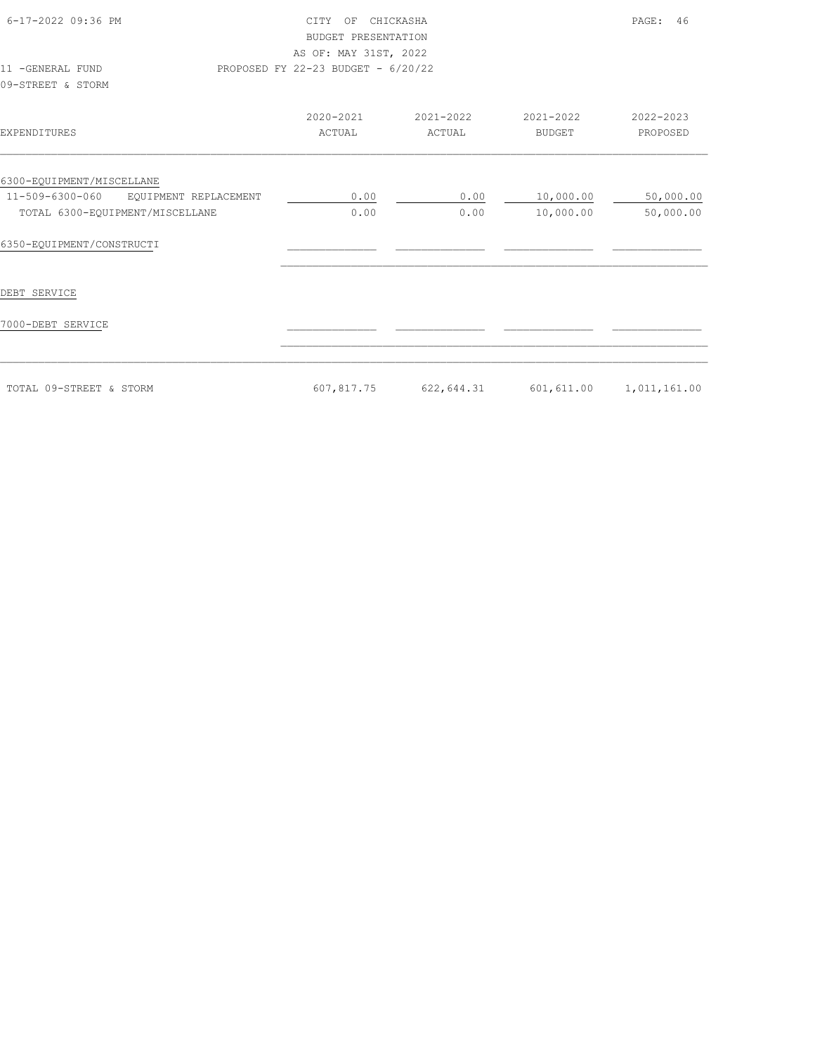CITY OF CHICKASHA
BUDGET PRESENTATION
AS OF: MAY 31ST, 2022
PROPOSED FY 22-23 BUDGET - 6/20/22

11 -GENERAL FUND
09-STREET & STORM

| EXPENDITURES | 2020-2021 ACTUAL | 2021-2022 ACTUAL | 2021-2022 BUDGET | 2022-2023 PROPOSED |
|---|---|---|---|---|
| 6300-EQUIPMENT/MISCELLANE | | | | |
| 11-509-6300-060 EQUIPMENT REPLACEMENT | 0.00 | 0.00 | 10,000.00 | 50,000.00 |
| TOTAL 6300-EQUIPMENT/MISCELLANE | 0.00 | 0.00 | 10,000.00 | 50,000.00 |
| 6350-EQUIPMENT/CONSTRUCTI | | | | |
| DEBT SERVICE | | | | |
| 7000-DEBT SERVICE | | | | |
| TOTAL 09-STREET & STORM | 607,817.75 | 622,644.31 | 601,611.00 | 1,011,161.00 |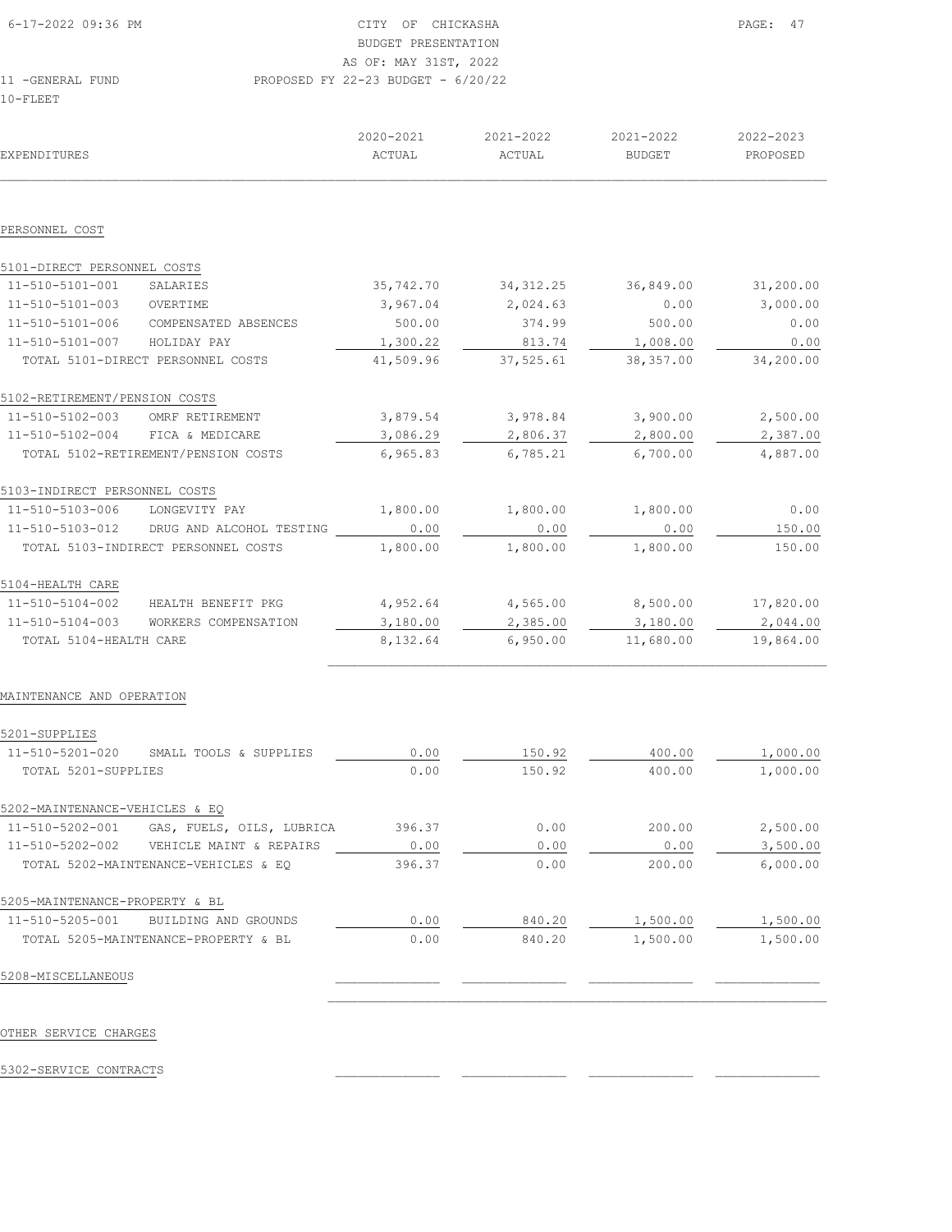CITY OF CHICKASHA
BUDGET PRESENTATION
AS OF: MAY 31ST, 2022
PROPOSED FY 22-23 BUDGET - 6/20/22

11 -GENERAL FUND
10-FLEET

| EXPENDITURES | | 2020-2021 ACTUAL | 2021-2022 ACTUAL | 2021-2022 BUDGET | 2022-2023 PROPOSED |
|---|---|---|---|---|---|
| **PERSONNEL COST** | | | | | |
| 5101-DIRECT PERSONNEL COSTS | | | | | |
| 11-510-5101-001 | SALARIES | 35,742.70 | 34,312.25 | 36,849.00 | 31,200.00 |
| 11-510-5101-003 | OVERTIME | 3,967.04 | 2,024.63 | 0.00 | 3,000.00 |
| 11-510-5101-006 | COMPENSATED ABSENCES | 500.00 | 374.99 | 500.00 | 0.00 |
| 11-510-5101-007 | HOLIDAY PAY | 1,300.22 | 813.74 | 1,008.00 | 0.00 |
| TOTAL 5101-DIRECT PERSONNEL COSTS | | 41,509.96 | 37,525.61 | 38,357.00 | 34,200.00 |
| 5102-RETIREMENT/PENSION COSTS | | | | | |
| 11-510-5102-003 | OMRF RETIREMENT | 3,879.54 | 3,978.84 | 3,900.00 | 2,500.00 |
| 11-510-5102-004 | FICA & MEDICARE | 3,086.29 | 2,806.37 | 2,800.00 | 2,387.00 |
| TOTAL 5102-RETIREMENT/PENSION COSTS | | 6,965.83 | 6,785.21 | 6,700.00 | 4,887.00 |
| 5103-INDIRECT PERSONNEL COSTS | | | | | |
| 11-510-5103-006 | LONGEVITY PAY | 1,800.00 | 1,800.00 | 1,800.00 | 0.00 |
| 11-510-5103-012 | DRUG AND ALCOHOL TESTING | 0.00 | 0.00 | 0.00 | 150.00 |
| TOTAL 5103-INDIRECT PERSONNEL COSTS | | 1,800.00 | 1,800.00 | 1,800.00 | 150.00 |
| 5104-HEALTH CARE | | | | | |
| 11-510-5104-002 | HEALTH BENEFIT PKG | 4,952.64 | 4,565.00 | 8,500.00 | 17,820.00 |
| 11-510-5104-003 | WORKERS COMPENSATION | 3,180.00 | 2,385.00 | 3,180.00 | 2,044.00 |
| TOTAL 5104-HEALTH CARE | | 8,132.64 | 6,950.00 | 11,680.00 | 19,864.00 |
| **MAINTENANCE AND OPERATION** | | | | | |
| 5201-SUPPLIES | | | | | |
| 11-510-5201-020 | SMALL TOOLS & SUPPLIES | 0.00 | 150.92 | 400.00 | 1,000.00 |
| TOTAL 5201-SUPPLIES | | 0.00 | 150.92 | 400.00 | 1,000.00 |
| 5202-MAINTENANCE-VEHICLES & EQ | | | | | |
| 11-510-5202-001 | GAS, FUELS, OILS, LUBRICA | 396.37 | 0.00 | 200.00 | 2,500.00 |
| 11-510-5202-002 | VEHICLE MAINT & REPAIRS | 0.00 | 0.00 | 0.00 | 3,500.00 |
| TOTAL 5202-MAINTENANCE-VEHICLES & EQ | | 396.37 | 0.00 | 200.00 | 6,000.00 |
| 5205-MAINTENANCE-PROPERTY & BL | | | | | |
| 11-510-5205-001 | BUILDING AND GROUNDS | 0.00 | 840.20 | 1,500.00 | 1,500.00 |
| TOTAL 5205-MAINTENANCE-PROPERTY & BL | | 0.00 | 840.20 | 1,500.00 | 1,500.00 |
| 5208-MISCELLANEOUS | | | | | |
| **OTHER SERVICE CHARGES** | | | | | |
| 5302-SERVICE CONTRACTS | | | | | |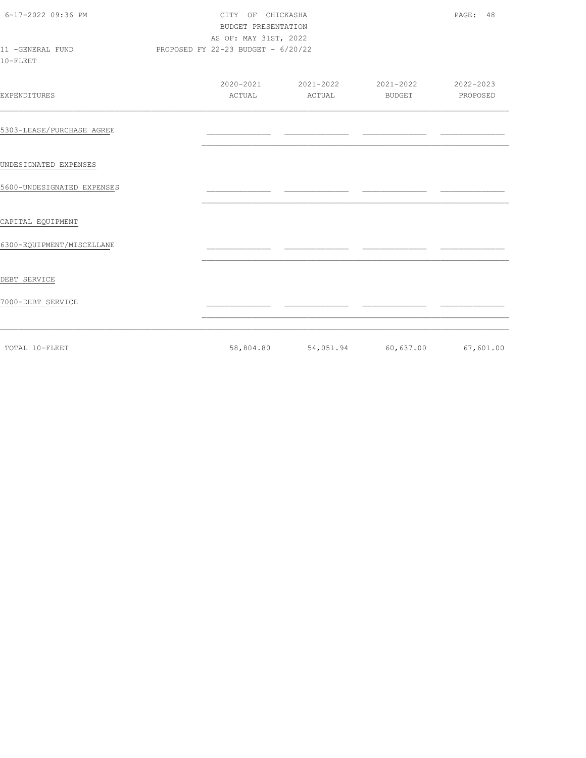CITY OF CHICKASHA
BUDGET PRESENTATION
AS OF: MAY 31ST, 2022
PROPOSED FY 22-23 BUDGET - 6/20/22

11 -GENERAL FUND
10-FLEET

| EXPENDITURES | 2020-2021 ACTUAL | 2021-2022 ACTUAL | 2021-2022 BUDGET | 2022-2023 PROPOSED |
|---|---|---|---|---|
| 5303-LEASE/PURCHASE AGREE | | | | |
| UNDESIGNATED EXPENSES | | | | |
| 5600-UNDESIGNATED EXPENSES | | | | |
| CAPITAL EQUIPMENT | | | | |
| 6300-EQUIPMENT/MISCELLANE | | | | |
| DEBT SERVICE | | | | |
| 7000-DEBT SERVICE | | | | |
| TOTAL 10-FLEET | 58,804.80 | 54,051.94 | 60,637.00 | 67,601.00 |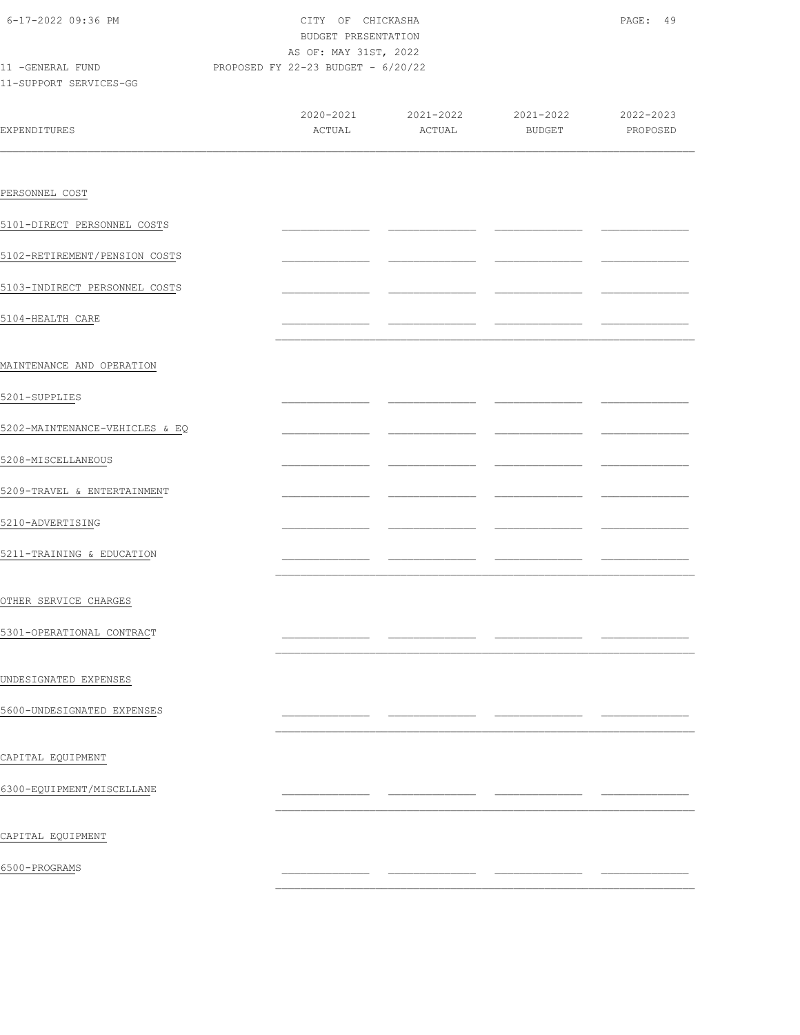CITY OF CHICKASHA
BUDGET PRESENTATION
AS OF: MAY 31ST, 2022
PROPOSED FY 22-23 BUDGET - 6/20/22

11 -GENERAL FUND
11-SUPPORT SERVICES-GG

| EXPENDITURES | 2020-2021 ACTUAL | 2021-2022 ACTUAL | 2021-2022 BUDGET | 2022-2023 PROPOSED |
|---|---|---|---|---|
| PERSONNEL COST | | | | |
| 5101-DIRECT PERSONNEL COSTS | | | | |
| 5102-RETIREMENT/PENSION COSTS | | | | |
| 5103-INDIRECT PERSONNEL COSTS | | | | |
| 5104-HEALTH CARE | | | | |
| MAINTENANCE AND OPERATION | | | | |
| 5201-SUPPLIES | | | | |
| 5202-MAINTENANCE-VEHICLES & EQ | | | | |
| 5208-MISCELLANEOUS | | | | |
| 5209-TRAVEL & ENTERTAINMENT | | | | |
| 5210-ADVERTISING | | | | |
| 5211-TRAINING & EDUCATION | | | | |
| OTHER SERVICE CHARGES | | | | |
| 5301-OPERATIONAL CONTRACT | | | | |
| UNDESIGNATED EXPENSES | | | | |
| 5600-UNDESIGNATED EXPENSES | | | | |
| CAPITAL EQUIPMENT | | | | |
| 6300-EQUIPMENT/MISCELLANE | | | | |
| CAPITAL EQUIPMENT | | | | |
| 6500-PROGRAMS | | | | |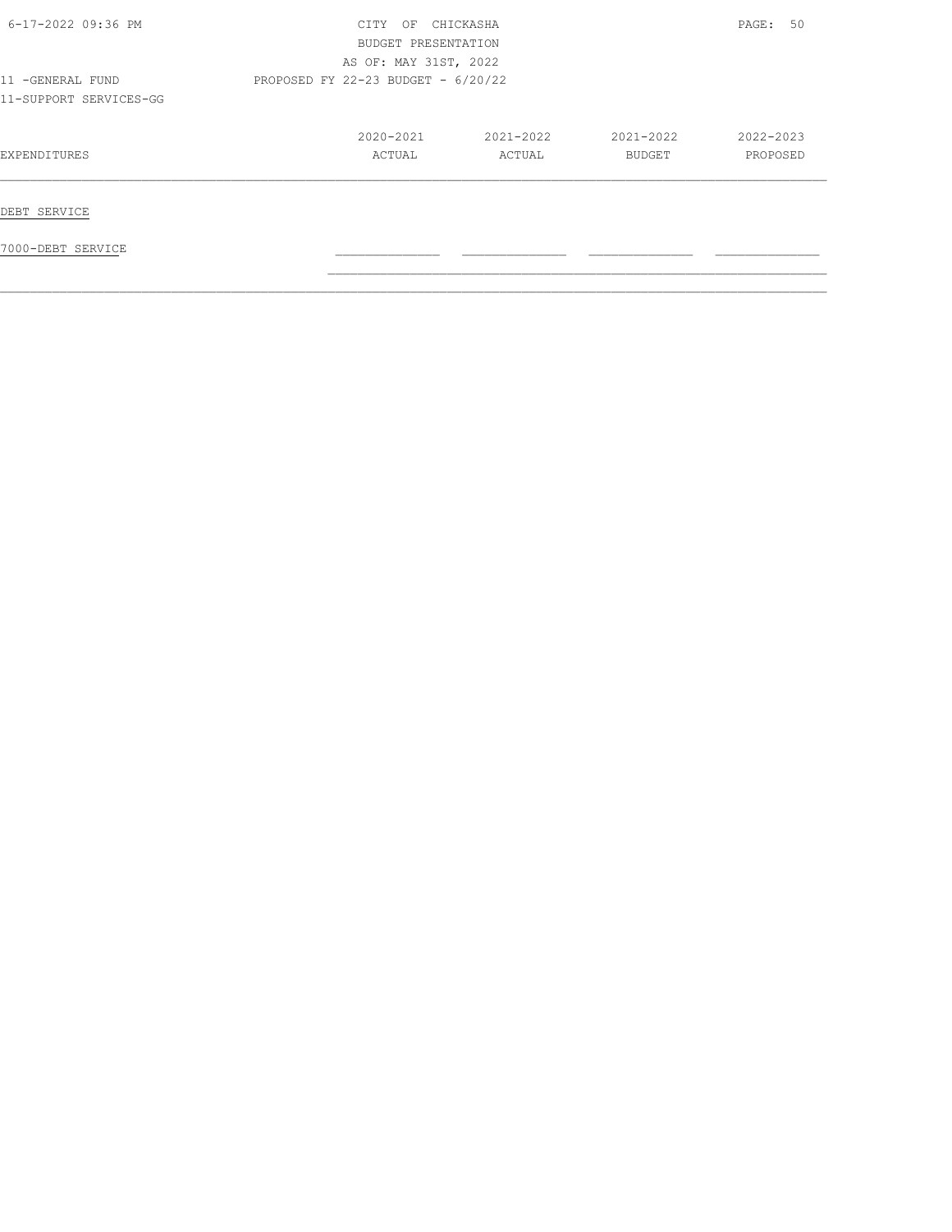CITY OF CHICKASHA
BUDGET PRESENTATION
AS OF: MAY 31ST, 2022

11 -GENERAL FUND — PROPOSED FY 22-23 BUDGET - 6/20/22

11-SUPPORT SERVICES-GG

| EXPENDITURES | 2020-2021 ACTUAL | 2021-2022 ACTUAL | 2021-2022 BUDGET | 2022-2023 PROPOSED |
|---|---|---|---|---|
| **DEBT SERVICE** | | | | |
| 7000-DEBT SERVICE | | | | |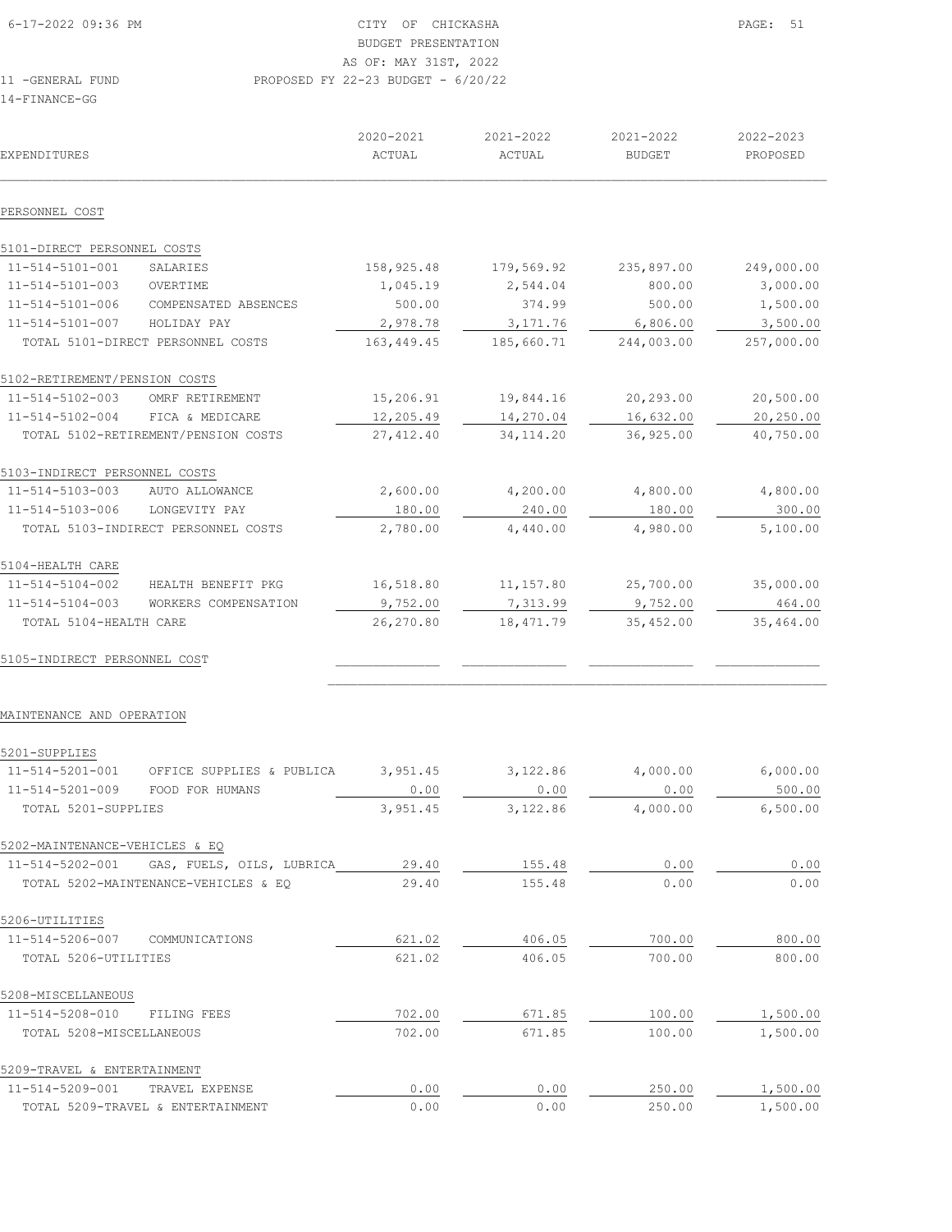CITY OF CHICKASHA
BUDGET PRESENTATION
AS OF: MAY 31ST, 2022
PROPOSED FY 22-23 BUDGET - 6/20/22

11 -GENERAL FUND
14-FINANCE-GG

| EXPENDITURES | | 2020-2021 ACTUAL | 2021-2022 ACTUAL | 2021-2022 BUDGET | 2022-2023 PROPOSED |
|---|---|---|---|---|---|
| **PERSONNEL COST** | | | | | |
| **5101-DIRECT PERSONNEL COSTS** | | | | | |
| 11-514-5101-001 | SALARIES | 158,925.48 | 179,569.92 | 235,897.00 | 249,000.00 |
| 11-514-5101-003 | OVERTIME | 1,045.19 | 2,544.04 | 800.00 | 3,000.00 |
| 11-514-5101-006 | COMPENSATED ABSENCES | 500.00 | 374.99 | 500.00 | 1,500.00 |
| 11-514-5101-007 | HOLIDAY PAY | 2,978.78 | 3,171.76 | 6,806.00 | 3,500.00 |
| TOTAL 5101-DIRECT PERSONNEL COSTS | | 163,449.45 | 185,660.71 | 244,003.00 | 257,000.00 |
| **5102-RETIREMENT/PENSION COSTS** | | | | | |
| 11-514-5102-003 | OMRF RETIREMENT | 15,206.91 | 19,844.16 | 20,293.00 | 20,500.00 |
| 11-514-5102-004 | FICA & MEDICARE | 12,205.49 | 14,270.04 | 16,632.00 | 20,250.00 |
| TOTAL 5102-RETIREMENT/PENSION COSTS | | 27,412.40 | 34,114.20 | 36,925.00 | 40,750.00 |
| **5103-INDIRECT PERSONNEL COSTS** | | | | | |
| 11-514-5103-003 | AUTO ALLOWANCE | 2,600.00 | 4,200.00 | 4,800.00 | 4,800.00 |
| 11-514-5103-006 | LONGEVITY PAY | 180.00 | 240.00 | 180.00 | 300.00 |
| TOTAL 5103-INDIRECT PERSONNEL COSTS | | 2,780.00 | 4,440.00 | 4,980.00 | 5,100.00 |
| **5104-HEALTH CARE** | | | | | |
| 11-514-5104-002 | HEALTH BENEFIT PKG | 16,518.80 | 11,157.80 | 25,700.00 | 35,000.00 |
| 11-514-5104-003 | WORKERS COMPENSATION | 9,752.00 | 7,313.99 | 9,752.00 | 464.00 |
| TOTAL 5104-HEALTH CARE | | 26,270.80 | 18,471.79 | 35,452.00 | 35,464.00 |
| **5105-INDIRECT PERSONNEL COST** | | | | | |
| **MAINTENANCE AND OPERATION** | | | | | |
| **5201-SUPPLIES** | | | | | |
| 11-514-5201-001 | OFFICE SUPPLIES & PUBLICA | 3,951.45 | 3,122.86 | 4,000.00 | 6,000.00 |
| 11-514-5201-009 | FOOD FOR HUMANS | 0.00 | 0.00 | 0.00 | 500.00 |
| TOTAL 5201-SUPPLIES | | 3,951.45 | 3,122.86 | 4,000.00 | 6,500.00 |
| **5202-MAINTENANCE-VEHICLES & EQ** | | | | | |
| 11-514-5202-001 | GAS, FUELS, OILS, LUBRICA | 29.40 | 155.48 | 0.00 | 0.00 |
| TOTAL 5202-MAINTENANCE-VEHICLES & EQ | | 29.40 | 155.48 | 0.00 | 0.00 |
| **5206-UTILITIES** | | | | | |
| 11-514-5206-007 | COMMUNICATIONS | 621.02 | 406.05 | 700.00 | 800.00 |
| TOTAL 5206-UTILITIES | | 621.02 | 406.05 | 700.00 | 800.00 |
| **5208-MISCELLANEOUS** | | | | | |
| 11-514-5208-010 | FILING FEES | 702.00 | 671.85 | 100.00 | 1,500.00 |
| TOTAL 5208-MISCELLANEOUS | | 702.00 | 671.85 | 100.00 | 1,500.00 |
| **5209-TRAVEL & ENTERTAINMENT** | | | | | |
| 11-514-5209-001 | TRAVEL EXPENSE | 0.00 | 0.00 | 250.00 | 1,500.00 |
| TOTAL 5209-TRAVEL & ENTERTAINMENT | | 0.00 | 0.00 | 250.00 | 1,500.00 |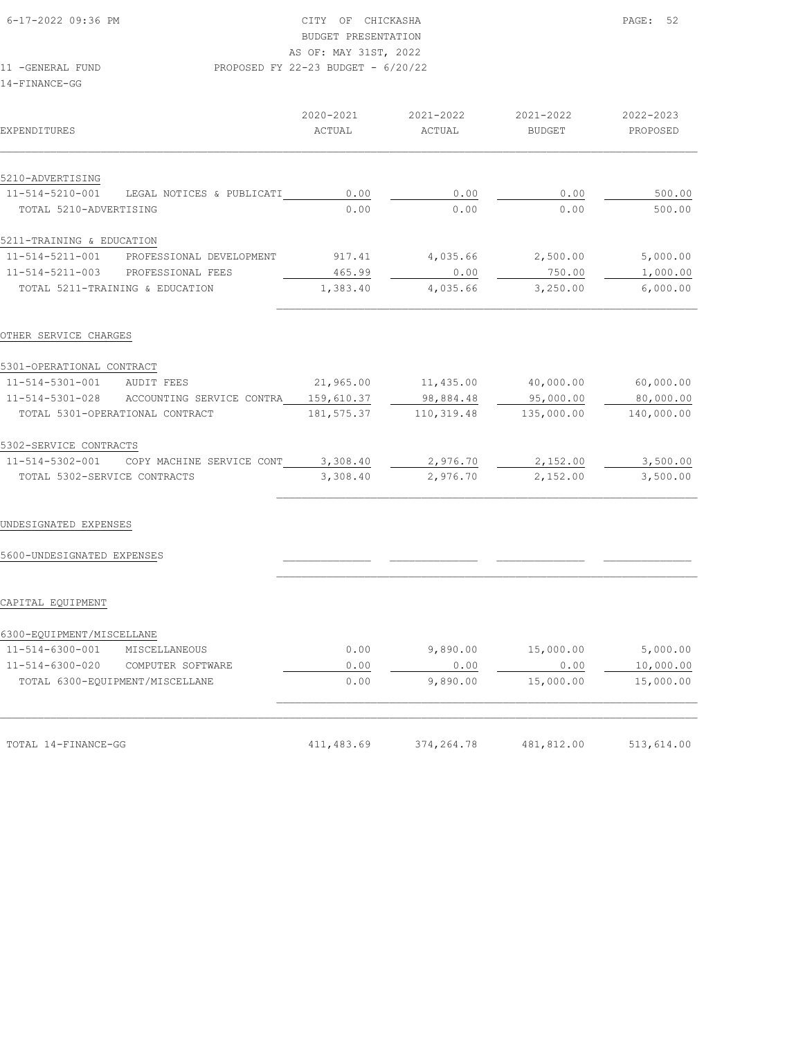CITY OF CHICKASHA
BUDGET PRESENTATION
AS OF: MAY 31ST, 2022
PROPOSED FY 22-23 BUDGET - 6/20/22

11 -GENERAL FUND
14-FINANCE-GG

| EXPENDITURES | | 2020-2021 ACTUAL | 2021-2022 ACTUAL | 2021-2022 BUDGET | 2022-2023 PROPOSED |
|---|---|---|---|---|---|
| 5210-ADVERTISING | | | | | |
| 11-514-5210-001 | LEGAL NOTICES & PUBLICATI | 0.00 | 0.00 | 0.00 | 500.00 |
| TOTAL 5210-ADVERTISING | | 0.00 | 0.00 | 0.00 | 500.00 |
| 5211-TRAINING & EDUCATION | | | | | |
| 11-514-5211-001 | PROFESSIONAL DEVELOPMENT | 917.41 | 4,035.66 | 2,500.00 | 5,000.00 |
| 11-514-5211-003 | PROFESSIONAL FEES | 465.99 | 0.00 | 750.00 | 1,000.00 |
| TOTAL 5211-TRAINING & EDUCATION | | 1,383.40 | 4,035.66 | 3,250.00 | 6,000.00 |
| OTHER SERVICE CHARGES | | | | | |
| 5301-OPERATIONAL CONTRACT | | | | | |
| 11-514-5301-001 | AUDIT FEES | 21,965.00 | 11,435.00 | 40,000.00 | 60,000.00 |
| 11-514-5301-028 | ACCOUNTING SERVICE CONTRA | 159,610.37 | 98,884.48 | 95,000.00 | 80,000.00 |
| TOTAL 5301-OPERATIONAL CONTRACT | | 181,575.37 | 110,319.48 | 135,000.00 | 140,000.00 |
| 5302-SERVICE CONTRACTS | | | | | |
| 11-514-5302-001 | COPY MACHINE SERVICE CONT | 3,308.40 | 2,976.70 | 2,152.00 | 3,500.00 |
| TOTAL 5302-SERVICE CONTRACTS | | 3,308.40 | 2,976.70 | 2,152.00 | 3,500.00 |
| UNDESIGNATED EXPENSES | | | | | |
| 5600-UNDESIGNATED EXPENSES | | | | | |
| CAPITAL EQUIPMENT | | | | | |
| 6300-EQUIPMENT/MISCELLANE | | | | | |
| 11-514-6300-001 | MISCELLANEOUS | 0.00 | 9,890.00 | 15,000.00 | 5,000.00 |
| 11-514-6300-020 | COMPUTER SOFTWARE | 0.00 | 0.00 | 0.00 | 10,000.00 |
| TOTAL 6300-EQUIPMENT/MISCELLANE | | 0.00 | 9,890.00 | 15,000.00 | 15,000.00 |
| TOTAL 14-FINANCE-GG | | 411,483.69 | 374,264.78 | 481,812.00 | 513,614.00 |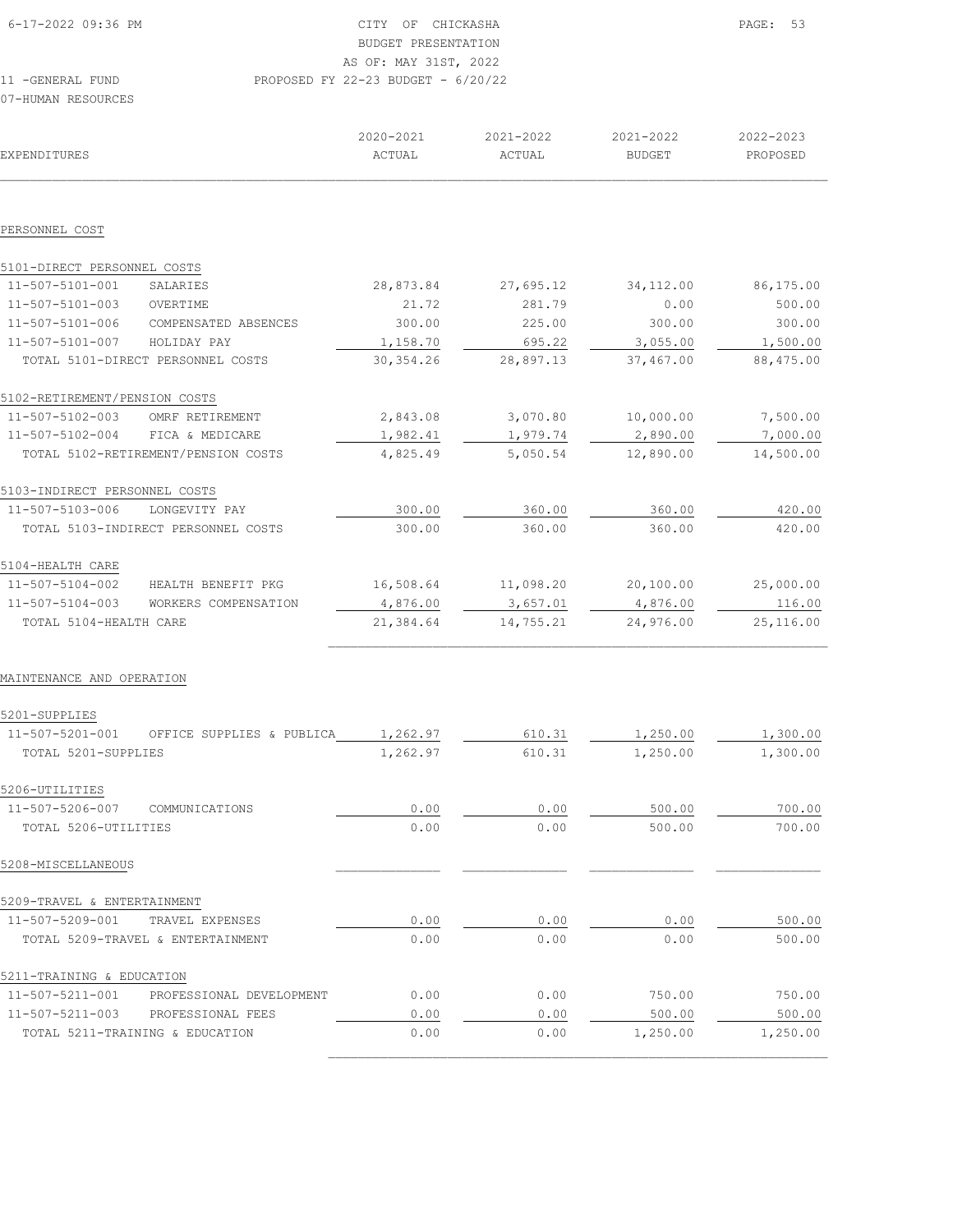CITY OF CHICKASHA
BUDGET PRESENTATION
AS OF: MAY 31ST, 2022

11 -GENERAL FUND PROPOSED FY 22-23 BUDGET - 6/20/22

07-HUMAN RESOURCES

| EXPENDITURES | | 2020-2021 ACTUAL | 2021-2022 ACTUAL | 2021-2022 BUDGET | 2022-2023 PROPOSED |
|---|---|---|---|---|---|
| **PERSONNEL COST** | | | | | |
| 5101-DIRECT PERSONNEL COSTS | | | | | |
| 11-507-5101-001 | SALARIES | 28,873.84 | 27,695.12 | 34,112.00 | 86,175.00 |
| 11-507-5101-003 | OVERTIME | 21.72 | 281.79 | 0.00 | 500.00 |
| 11-507-5101-006 | COMPENSATED ABSENCES | 300.00 | 225.00 | 300.00 | 300.00 |
| 11-507-5101-007 | HOLIDAY PAY | 1,158.70 | 695.22 | 3,055.00 | 1,500.00 |
| TOTAL 5101-DIRECT PERSONNEL COSTS | | 30,354.26 | 28,897.13 | 37,467.00 | 88,475.00 |
| 5102-RETIREMENT/PENSION COSTS | | | | | |
| 11-507-5102-003 | OMRF RETIREMENT | 2,843.08 | 3,070.80 | 10,000.00 | 7,500.00 |
| 11-507-5102-004 | FICA & MEDICARE | 1,982.41 | 1,979.74 | 2,890.00 | 7,000.00 |
| TOTAL 5102-RETIREMENT/PENSION COSTS | | 4,825.49 | 5,050.54 | 12,890.00 | 14,500.00 |
| 5103-INDIRECT PERSONNEL COSTS | | | | | |
| 11-507-5103-006 | LONGEVITY PAY | 300.00 | 360.00 | 360.00 | 420.00 |
| TOTAL 5103-INDIRECT PERSONNEL COSTS | | 300.00 | 360.00 | 360.00 | 420.00 |
| 5104-HEALTH CARE | | | | | |
| 11-507-5104-002 | HEALTH BENEFIT PKG | 16,508.64 | 11,098.20 | 20,100.00 | 25,000.00 |
| 11-507-5104-003 | WORKERS COMPENSATION | 4,876.00 | 3,657.01 | 4,876.00 | 116.00 |
| TOTAL 5104-HEALTH CARE | | 21,384.64 | 14,755.21 | 24,976.00 | 25,116.00 |
| **MAINTENANCE AND OPERATION** | | | | | |
| 5201-SUPPLIES | | | | | |
| 11-507-5201-001 | OFFICE SUPPLIES & PUBLICA | 1,262.97 | 610.31 | 1,250.00 | 1,300.00 |
| TOTAL 5201-SUPPLIES | | 1,262.97 | 610.31 | 1,250.00 | 1,300.00 |
| 5206-UTILITIES | | | | | |
| 11-507-5206-007 | COMMUNICATIONS | 0.00 | 0.00 | 500.00 | 700.00 |
| TOTAL 5206-UTILITIES | | 0.00 | 0.00 | 500.00 | 700.00 |
| 5208-MISCELLANEOUS | | | | | |
| 5209-TRAVEL & ENTERTAINMENT | | | | | |
| 11-507-5209-001 | TRAVEL EXPENSES | 0.00 | 0.00 | 0.00 | 500.00 |
| TOTAL 5209-TRAVEL & ENTERTAINMENT | | 0.00 | 0.00 | 0.00 | 500.00 |
| 5211-TRAINING & EDUCATION | | | | | |
| 11-507-5211-001 | PROFESSIONAL DEVELOPMENT | 0.00 | 0.00 | 750.00 | 750.00 |
| 11-507-5211-003 | PROFESSIONAL FEES | 0.00 | 0.00 | 500.00 | 500.00 |
| TOTAL 5211-TRAINING & EDUCATION | | 0.00 | 0.00 | 1,250.00 | 1,250.00 |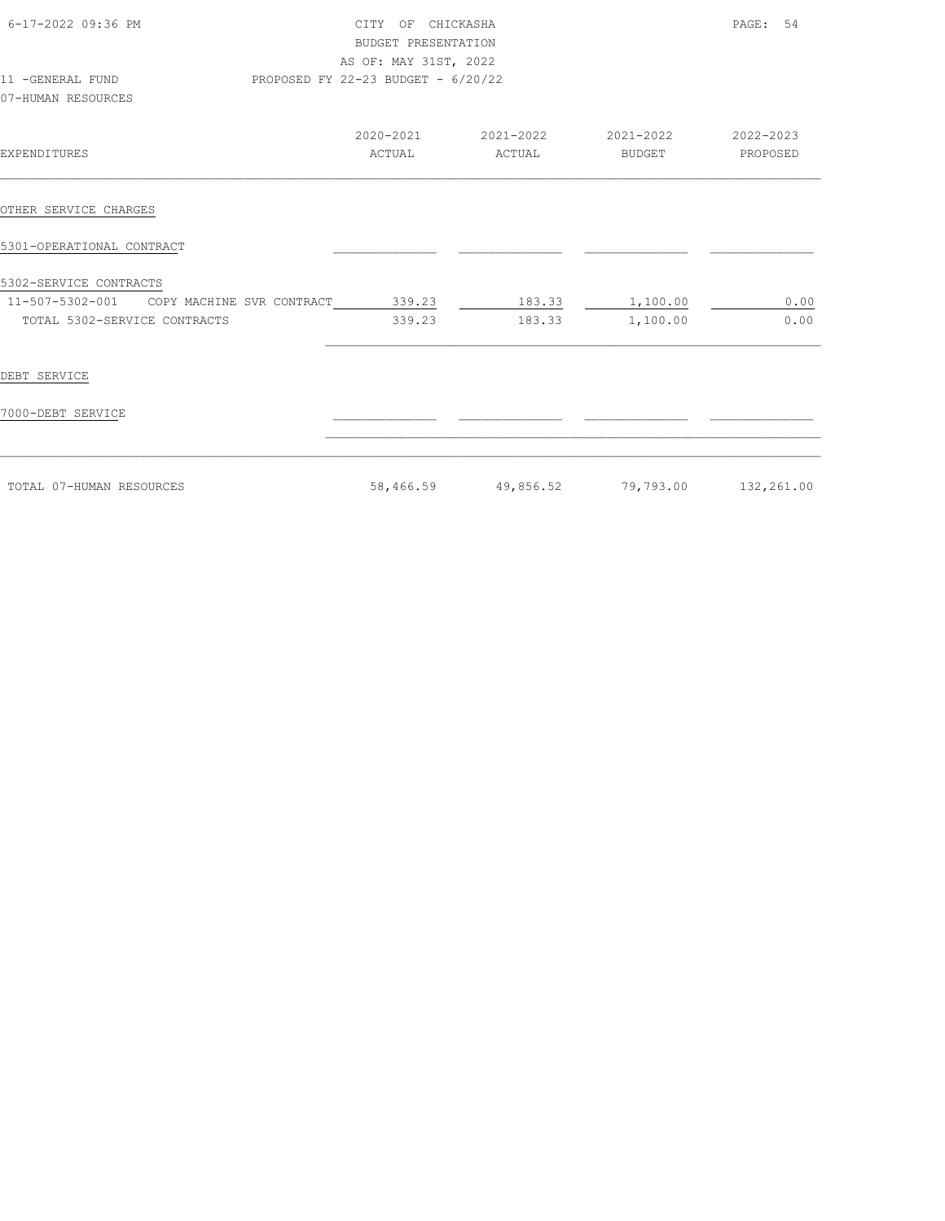CITY OF CHICKASHA
BUDGET PRESENTATION
AS OF: MAY 31ST, 2022

11 -GENERAL FUND — PROPOSED FY 22-23 BUDGET - 6/20/22

07-HUMAN RESOURCES

| EXPENDITURES | 2020-2021 ACTUAL | 2021-2022 ACTUAL | 2021-2022 BUDGET | 2022-2023 PROPOSED |
|---|---|---|---|---|
| **OTHER SERVICE CHARGES** | | | | |
| 5301-OPERATIONAL CONTRACT | | | | |
| 5302-SERVICE CONTRACTS | | | | |
| 11-507-5302-001 COPY MACHINE SVR CONTRACT | 339.23 | 183.33 | 1,100.00 | 0.00 |
| TOTAL 5302-SERVICE CONTRACTS | 339.23 | 183.33 | 1,100.00 | 0.00 |
| **DEBT SERVICE** | | | | |
| 7000-DEBT SERVICE | | | | |
| TOTAL 07-HUMAN RESOURCES | 58,466.59 | 49,856.52 | 79,793.00 | 132,261.00 |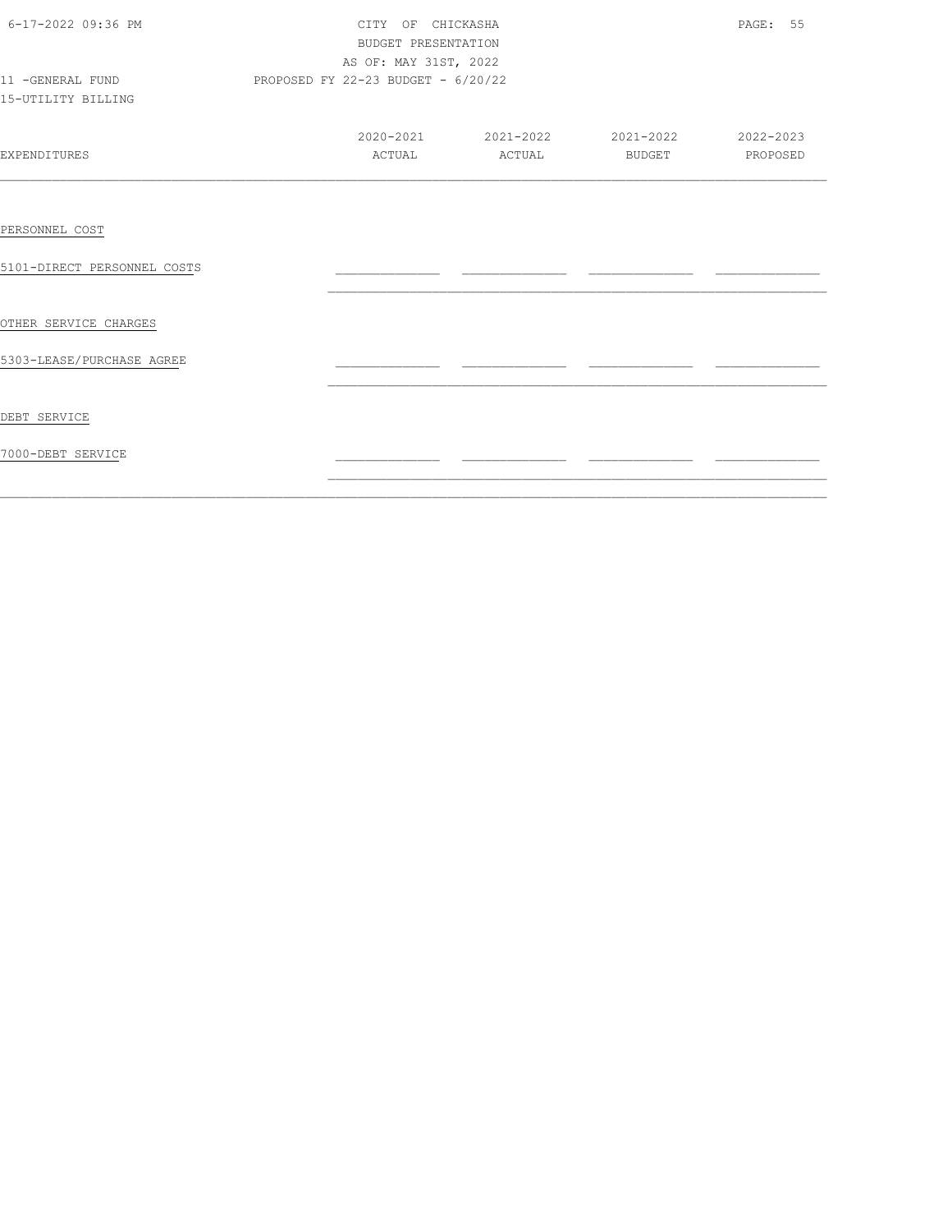CITY OF CHICKASHA
BUDGET PRESENTATION
AS OF: MAY 31ST, 2022
PROPOSED FY 22-23 BUDGET - 6/20/22

11 -GENERAL FUND
15-UTILITY BILLING

| EXPENDITURES | 2020-2021 ACTUAL | 2021-2022 ACTUAL | 2021-2022 BUDGET | 2022-2023 PROPOSED |
|---|---|---|---|---|
| PERSONNEL COST | | | | |
| 5101-DIRECT PERSONNEL COSTS | | | | |
| OTHER SERVICE CHARGES | | | | |
| 5303-LEASE/PURCHASE AGREE | | | | |
| DEBT SERVICE | | | | |
| 7000-DEBT SERVICE | | | | |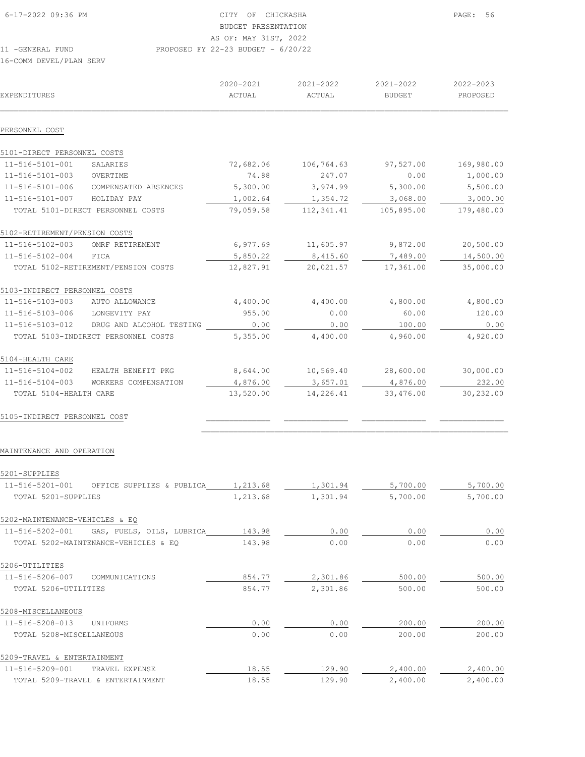CITY OF CHICKASHA
BUDGET PRESENTATION
AS OF: MAY 31ST, 2022
PROPOSED FY 22-23 BUDGET - 6/20/22

11 -GENERAL FUND
16-COMM DEVEL/PLAN SERV

| EXPENDITURES | | 2020-2021 ACTUAL | 2021-2022 ACTUAL | 2021-2022 BUDGET | 2022-2023 PROPOSED |
|---|---|---|---|---|---|
| **PERSONNEL COST** | | | | | |
| 5101-DIRECT PERSONNEL COSTS | | | | | |
| 11-516-5101-001 | SALARIES | 72,682.06 | 106,764.63 | 97,527.00 | 169,980.00 |
| 11-516-5101-003 | OVERTIME | 74.88 | 247.07 | 0.00 | 1,000.00 |
| 11-516-5101-006 | COMPENSATED ABSENCES | 5,300.00 | 3,974.99 | 5,300.00 | 5,500.00 |
| 11-516-5101-007 | HOLIDAY PAY | 1,002.64 | 1,354.72 | 3,068.00 | 3,000.00 |
| TOTAL 5101-DIRECT PERSONNEL COSTS | | 79,059.58 | 112,341.41 | 105,895.00 | 179,480.00 |
| 5102-RETIREMENT/PENSION COSTS | | | | | |
| 11-516-5102-003 | OMRF RETIREMENT | 6,977.69 | 11,605.97 | 9,872.00 | 20,500.00 |
| 11-516-5102-004 | FICA | 5,850.22 | 8,415.60 | 7,489.00 | 14,500.00 |
| TOTAL 5102-RETIREMENT/PENSION COSTS | | 12,827.91 | 20,021.57 | 17,361.00 | 35,000.00 |
| 5103-INDIRECT PERSONNEL COSTS | | | | | |
| 11-516-5103-003 | AUTO ALLOWANCE | 4,400.00 | 4,400.00 | 4,800.00 | 4,800.00 |
| 11-516-5103-006 | LONGEVITY PAY | 955.00 | 0.00 | 60.00 | 120.00 |
| 11-516-5103-012 | DRUG AND ALCOHOL TESTING | 0.00 | 0.00 | 100.00 | 0.00 |
| TOTAL 5103-INDIRECT PERSONNEL COSTS | | 5,355.00 | 4,400.00 | 4,960.00 | 4,920.00 |
| 5104-HEALTH CARE | | | | | |
| 11-516-5104-002 | HEALTH BENEFIT PKG | 8,644.00 | 10,569.40 | 28,600.00 | 30,000.00 |
| 11-516-5104-003 | WORKERS COMPENSATION | 4,876.00 | 3,657.01 | 4,876.00 | 232.00 |
| TOTAL 5104-HEALTH CARE | | 13,520.00 | 14,226.41 | 33,476.00 | 30,232.00 |
| 5105-INDIRECT PERSONNEL COST | | | | | |
| **MAINTENANCE AND OPERATION** | | | | | |
| 5201-SUPPLIES | | | | | |
| 11-516-5201-001 | OFFICE SUPPLIES & PUBLICA | 1,213.68 | 1,301.94 | 5,700.00 | 5,700.00 |
| TOTAL 5201-SUPPLIES | | 1,213.68 | 1,301.94 | 5,700.00 | 5,700.00 |
| 5202-MAINTENANCE-VEHICLES & EQ | | | | | |
| 11-516-5202-001 | GAS, FUELS, OILS, LUBRICA | 143.98 | 0.00 | 0.00 | 0.00 |
| TOTAL 5202-MAINTENANCE-VEHICLES & EQ | | 143.98 | 0.00 | 0.00 | 0.00 |
| 5206-UTILITIES | | | | | |
| 11-516-5206-007 | COMMUNICATIONS | 854.77 | 2,301.86 | 500.00 | 500.00 |
| TOTAL 5206-UTILITIES | | 854.77 | 2,301.86 | 500.00 | 500.00 |
| 5208-MISCELLANEOUS | | | | | |
| 11-516-5208-013 | UNIFORMS | 0.00 | 0.00 | 200.00 | 200.00 |
| TOTAL 5208-MISCELLANEOUS | | 0.00 | 0.00 | 200.00 | 200.00 |
| 5209-TRAVEL & ENTERTAINMENT | | | | | |
| 11-516-5209-001 | TRAVEL EXPENSE | 18.55 | 129.90 | 2,400.00 | 2,400.00 |
| TOTAL 5209-TRAVEL & ENTERTAINMENT | | 18.55 | 129.90 | 2,400.00 | 2,400.00 |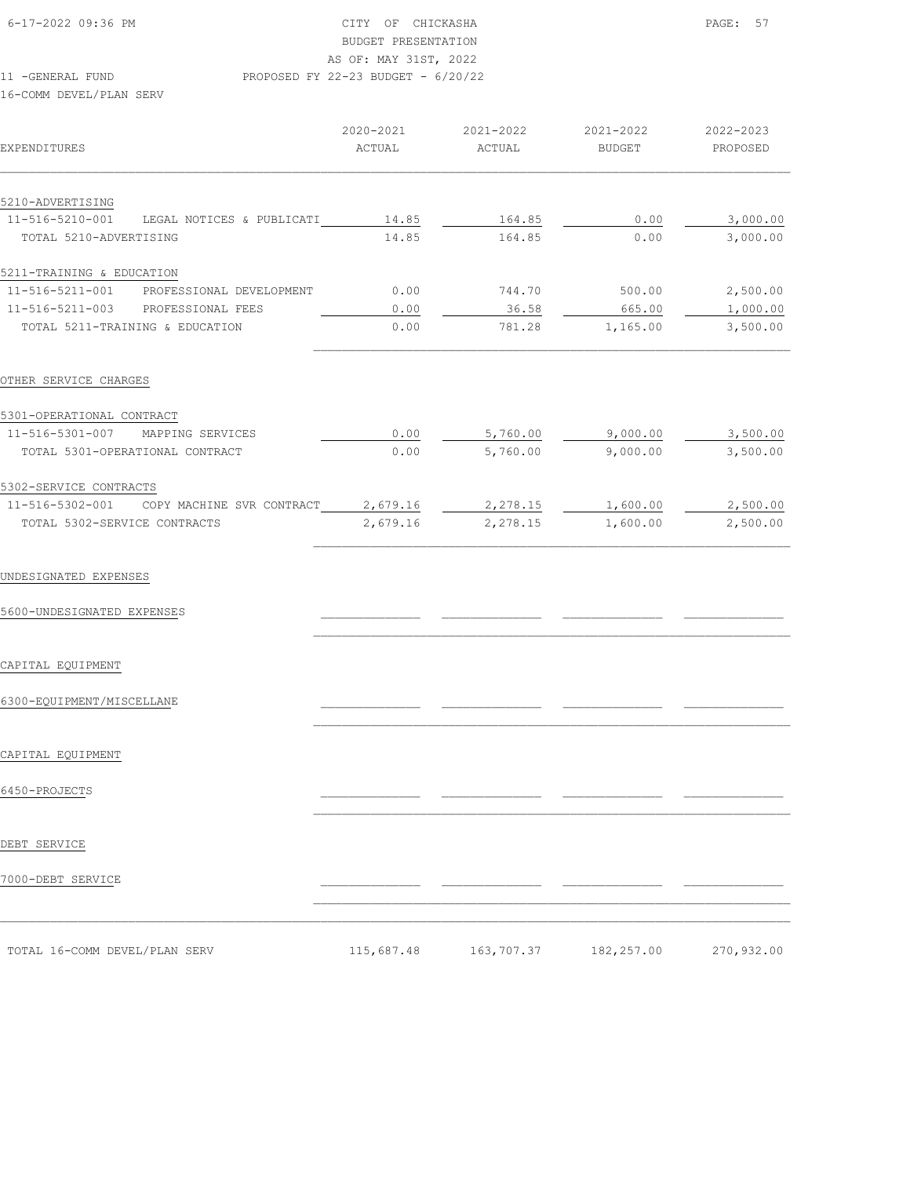CITY OF CHICKASHA
BUDGET PRESENTATION
AS OF: MAY 31ST, 2022
PROPOSED FY 22-23 BUDGET - 6/20/22

11 -GENERAL FUND
16-COMM DEVEL/PLAN SERV

| EXPENDITURES | 2020-2021 ACTUAL | 2021-2022 ACTUAL | 2021-2022 BUDGET | 2022-2023 PROPOSED |
|---|---|---|---|---|
| 5210-ADVERTISING | | | | |
| 11-516-5210-001 LEGAL NOTICES & PUBLICATI | 14.85 | 164.85 | 0.00 | 3,000.00 |
| TOTAL 5210-ADVERTISING | 14.85 | 164.85 | 0.00 | 3,000.00 |
| 5211-TRAINING & EDUCATION | | | | |
| 11-516-5211-001 PROFESSIONAL DEVELOPMENT | 0.00 | 744.70 | 500.00 | 2,500.00 |
| 11-516-5211-003 PROFESSIONAL FEES | 0.00 | 36.58 | 665.00 | 1,000.00 |
| TOTAL 5211-TRAINING & EDUCATION | 0.00 | 781.28 | 1,165.00 | 3,500.00 |
| OTHER SERVICE CHARGES | | | | |
| 5301-OPERATIONAL CONTRACT | | | | |
| 11-516-5301-007 MAPPING SERVICES | 0.00 | 5,760.00 | 9,000.00 | 3,500.00 |
| TOTAL 5301-OPERATIONAL CONTRACT | 0.00 | 5,760.00 | 9,000.00 | 3,500.00 |
| 5302-SERVICE CONTRACTS | | | | |
| 11-516-5302-001 COPY MACHINE SVR CONTRACT | 2,679.16 | 2,278.15 | 1,600.00 | 2,500.00 |
| TOTAL 5302-SERVICE CONTRACTS | 2,679.16 | 2,278.15 | 1,600.00 | 2,500.00 |
| UNDESIGNATED EXPENSES | | | | |
| 5600-UNDESIGNATED EXPENSES | | | | |
| CAPITAL EQUIPMENT | | | | |
| 6300-EQUIPMENT/MISCELLANE | | | | |
| CAPITAL EQUIPMENT | | | | |
| 6450-PROJECTS | | | | |
| DEBT SERVICE | | | | |
| 7000-DEBT SERVICE | | | | |
| TOTAL 16-COMM DEVEL/PLAN SERV | 115,687.48 | 163,707.37 | 182,257.00 | 270,932.00 |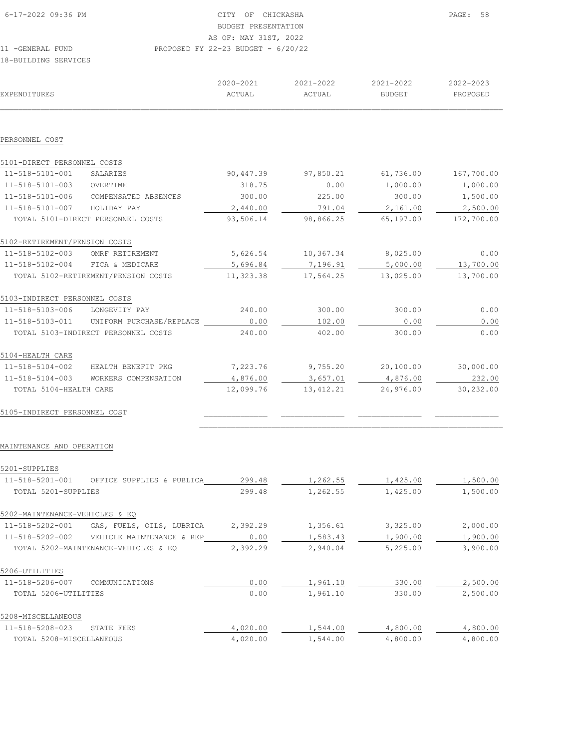6-17-2022 09:36 PM

CITY OF CHICKASHA
BUDGET PRESENTATION
AS OF: MAY 31ST, 2022
PROPOSED FY 22-23 BUDGET - 6/20/22

11 -GENERAL FUND
18-BUILDING SERVICES

| EXPENDITURES | 2020-2021 ACTUAL | 2021-2022 ACTUAL | 2021-2022 BUDGET | 2022-2023 PROPOSED |
|---|---|---|---|---|
| **PERSONNEL COST** | | | | |
| 5101-DIRECT PERSONNEL COSTS | | | | |
| 11-518-5101-001 SALARIES | 90,447.39 | 97,850.21 | 61,736.00 | 167,700.00 |
| 11-518-5101-003 OVERTIME | 318.75 | 0.00 | 1,000.00 | 1,000.00 |
| 11-518-5101-006 COMPENSATED ABSENCES | 300.00 | 225.00 | 300.00 | 1,500.00 |
| 11-518-5101-007 HOLIDAY PAY | 2,440.00 | 791.04 | 2,161.00 | 2,500.00 |
| TOTAL 5101-DIRECT PERSONNEL COSTS | 93,506.14 | 98,866.25 | 65,197.00 | 172,700.00 |
| 5102-RETIREMENT/PENSION COSTS | | | | |
| 11-518-5102-003 OMRF RETIREMENT | 5,626.54 | 10,367.34 | 8,025.00 | 0.00 |
| 11-518-5102-004 FICA & MEDICARE | 5,696.84 | 7,196.91 | 5,000.00 | 13,700.00 |
| TOTAL 5102-RETIREMENT/PENSION COSTS | 11,323.38 | 17,564.25 | 13,025.00 | 13,700.00 |
| 5103-INDIRECT PERSONNEL COSTS | | | | |
| 11-518-5103-006 LONGEVITY PAY | 240.00 | 300.00 | 300.00 | 0.00 |
| 11-518-5103-011 UNIFORM PURCHASE/REPLACE | 0.00 | 102.00 | 0.00 | 0.00 |
| TOTAL 5103-INDIRECT PERSONNEL COSTS | 240.00 | 402.00 | 300.00 | 0.00 |
| 5104-HEALTH CARE | | | | |
| 11-518-5104-002 HEALTH BENEFIT PKG | 7,223.76 | 9,755.20 | 20,100.00 | 30,000.00 |
| 11-518-5104-003 WORKERS COMPENSATION | 4,876.00 | 3,657.01 | 4,876.00 | 232.00 |
| TOTAL 5104-HEALTH CARE | 12,099.76 | 13,412.21 | 24,976.00 | 30,232.00 |
| 5105-INDIRECT PERSONNEL COST | | | | |
| **MAINTENANCE AND OPERATION** | | | | |
| 5201-SUPPLIES | | | | |
| 11-518-5201-001 OFFICE SUPPLIES & PUBLICA | 299.48 | 1,262.55 | 1,425.00 | 1,500.00 |
| TOTAL 5201-SUPPLIES | 299.48 | 1,262.55 | 1,425.00 | 1,500.00 |
| 5202-MAINTENANCE-VEHICLES & EQ | | | | |
| 11-518-5202-001 GAS, FUELS, OILS, LUBRICA | 2,392.29 | 1,356.61 | 3,325.00 | 2,000.00 |
| 11-518-5202-002 VEHICLE MAINTENANCE & REP | 0.00 | 1,583.43 | 1,900.00 | 1,900.00 |
| TOTAL 5202-MAINTENANCE-VEHICLES & EQ | 2,392.29 | 2,940.04 | 5,225.00 | 3,900.00 |
| 5206-UTILITIES | | | | |
| 11-518-5206-007 COMMUNICATIONS | 0.00 | 1,961.10 | 330.00 | 2,500.00 |
| TOTAL 5206-UTILITIES | 0.00 | 1,961.10 | 330.00 | 2,500.00 |
| 5208-MISCELLANEOUS | | | | |
| 11-518-5208-023 STATE FEES | 4,020.00 | 1,544.00 | 4,800.00 | 4,800.00 |
| TOTAL 5208-MISCELLANEOUS | 4,020.00 | 1,544.00 | 4,800.00 | 4,800.00 |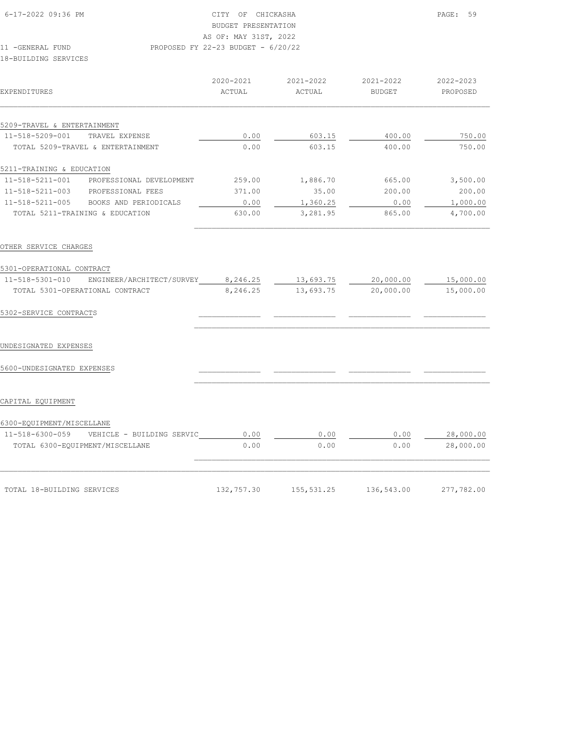CITY OF CHICKASHA
BUDGET PRESENTATION
AS OF: MAY 31ST, 2022
11 -GENERAL FUND PROPOSED FY 22-23 BUDGET - 6/20/22
18-BUILDING SERVICES

| EXPENDITURES | | 2020-2021 ACTUAL | 2021-2022 ACTUAL | 2021-2022 BUDGET | 2022-2023 PROPOSED |
|---|---|---|---|---|---|
| 5209-TRAVEL & ENTERTAINMENT | | | | | |
| 11-518-5209-001 | TRAVEL EXPENSE | 0.00 | 603.15 | 400.00 | 750.00 |
| TOTAL 5209-TRAVEL & ENTERTAINMENT | | 0.00 | 603.15 | 400.00 | 750.00 |
| 5211-TRAINING & EDUCATION | | | | | |
| 11-518-5211-001 | PROFESSIONAL DEVELOPMENT | 259.00 | 1,886.70 | 665.00 | 3,500.00 |
| 11-518-5211-003 | PROFESSIONAL FEES | 371.00 | 35.00 | 200.00 | 200.00 |
| 11-518-5211-005 | BOOKS AND PERIODICALS | 0.00 | 1,360.25 | 0.00 | 1,000.00 |
| TOTAL 5211-TRAINING & EDUCATION | | 630.00 | 3,281.95 | 865.00 | 4,700.00 |
| OTHER SERVICE CHARGES | | | | | |
| 5301-OPERATIONAL CONTRACT | | | | | |
| 11-518-5301-010 | ENGINEER/ARCHITECT/SURVEY | 8,246.25 | 13,693.75 | 20,000.00 | 15,000.00 |
| TOTAL 5301-OPERATIONAL CONTRACT | | 8,246.25 | 13,693.75 | 20,000.00 | 15,000.00 |
| 5302-SERVICE CONTRACTS | | | | | |
| UNDESIGNATED EXPENSES | | | | | |
| 5600-UNDESIGNATED EXPENSES | | | | | |
| CAPITAL EQUIPMENT | | | | | |
| 6300-EQUIPMENT/MISCELLANE | | | | | |
| 11-518-6300-059 | VEHICLE - BUILDING SERVIC | 0.00 | 0.00 | 0.00 | 28,000.00 |
| TOTAL 6300-EQUIPMENT/MISCELLANE | | 0.00 | 0.00 | 0.00 | 28,000.00 |
| TOTAL 18-BUILDING SERVICES | | 132,757.30 | 155,531.25 | 136,543.00 | 277,782.00 |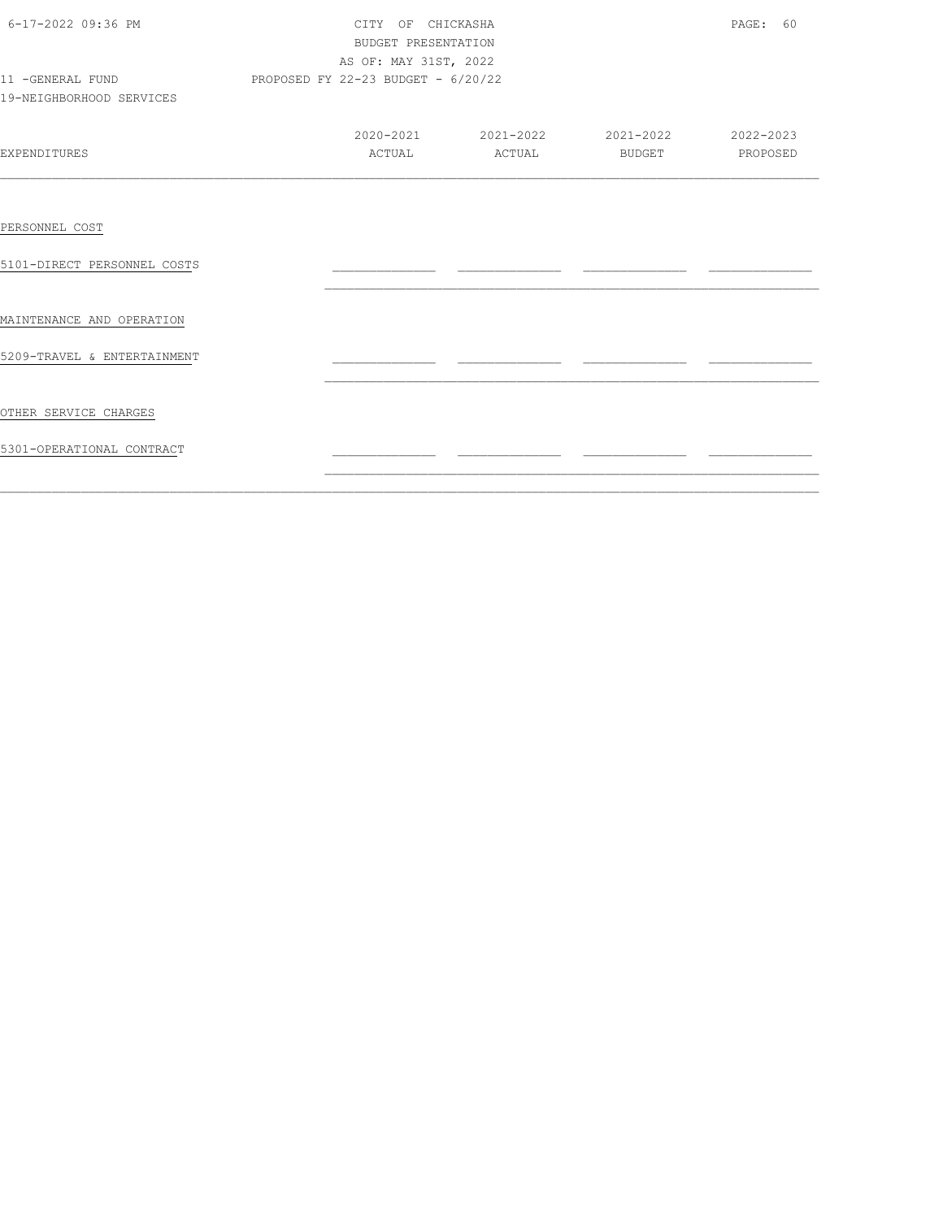CITY OF CHICKASHA
BUDGET PRESENTATION
AS OF: MAY 31ST, 2022

11 -GENERAL FUND — PROPOSED FY 22-23 BUDGET - 6/20/22

19-NEIGHBORHOOD SERVICES

| EXPENDITURES | 2020-2021 ACTUAL | 2021-2022 ACTUAL | 2021-2022 BUDGET | 2022-2023 PROPOSED |
|---|---|---|---|---|
| PERSONNEL COST | | | | |
| 5101-DIRECT PERSONNEL COSTS | | | | |
| MAINTENANCE AND OPERATION | | | | |
| 5209-TRAVEL & ENTERTAINMENT | | | | |
| OTHER SERVICE CHARGES | | | | |
| 5301-OPERATIONAL CONTRACT | | | | |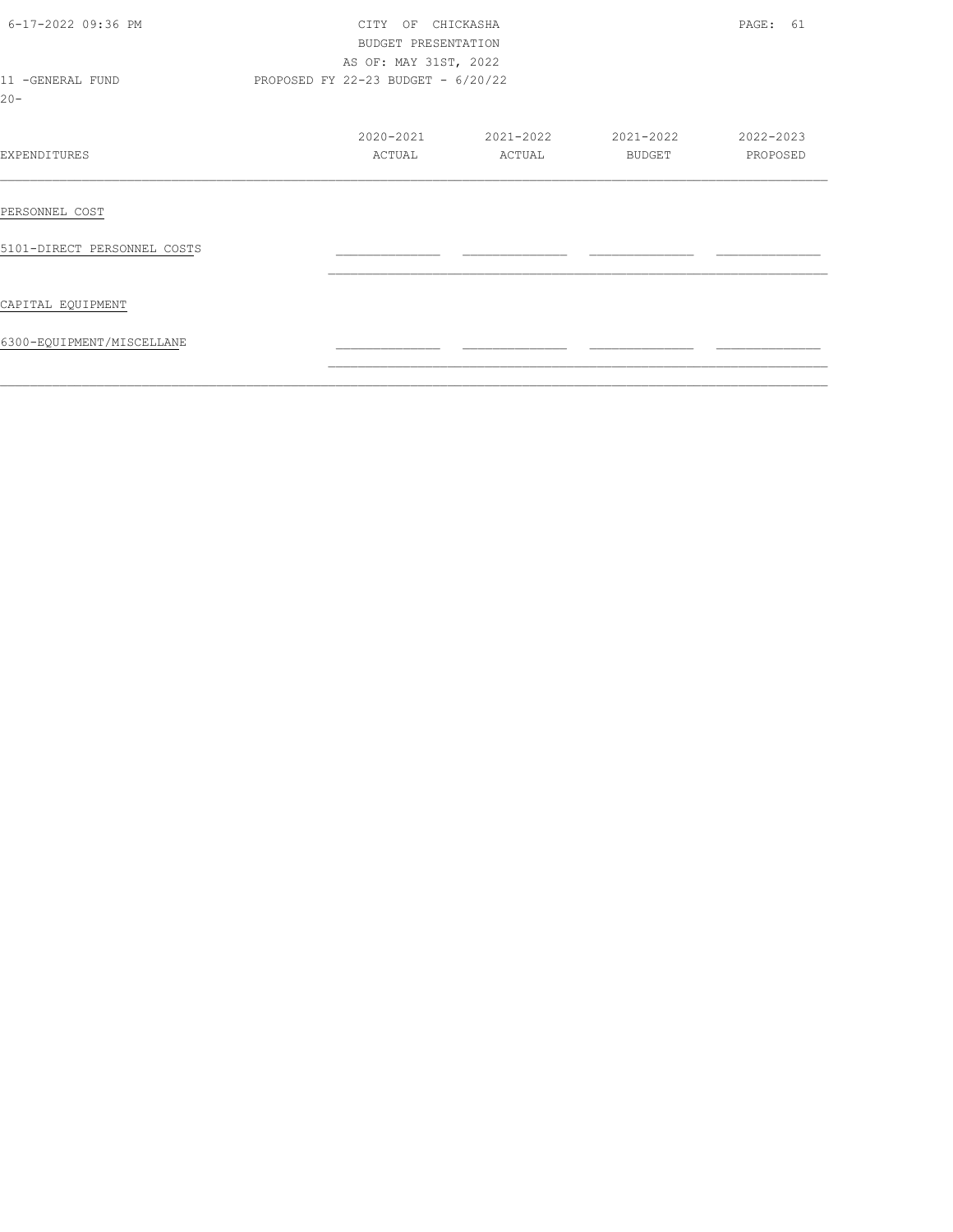CITY OF CHICKASHA
BUDGET PRESENTATION
AS OF: MAY 31ST, 2022

11 -GENERAL FUND    PROPOSED FY 22-23 BUDGET - 6/20/22

20-

| EXPENDITURES | 2020-2021 ACTUAL | 2021-2022 ACTUAL | 2021-2022 BUDGET | 2022-2023 PROPOSED |
|---|---|---|---|---|
| PERSONNEL COST | | | | |
| 5101-DIRECT PERSONNEL COSTS | | | | |
| CAPITAL EQUIPMENT | | | | |
| 6300-EQUIPMENT/MISCELLANE | | | | |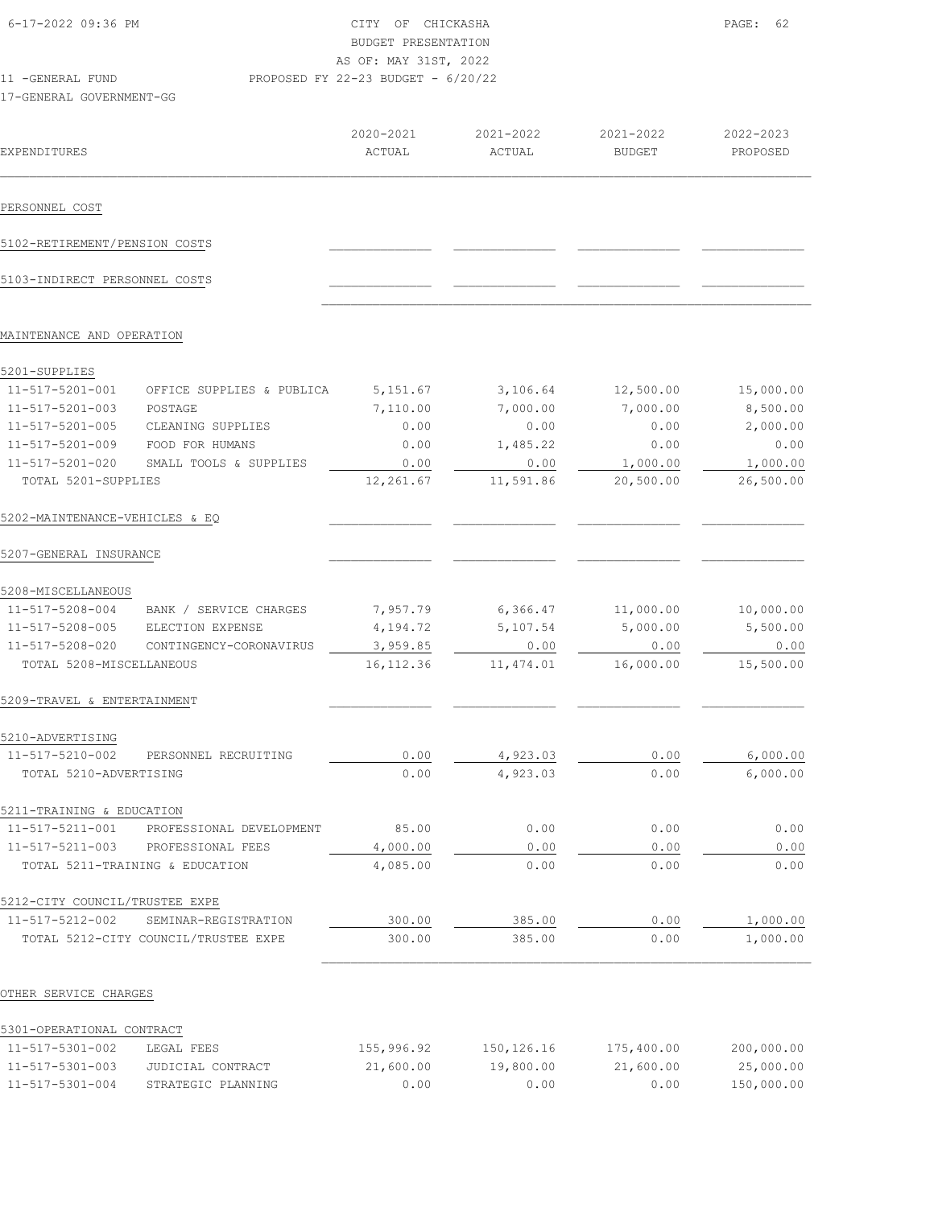CITY OF CHICKASHA
BUDGET PRESENTATION
AS OF: MAY 31ST, 2022

11 -GENERAL FUND — PROPOSED FY 22-23 BUDGET - 6/20/22

17-GENERAL GOVERNMENT-GG

| EXPENDITURES | | 2020-2021 ACTUAL | 2021-2022 ACTUAL | 2021-2022 BUDGET | 2022-2023 PROPOSED |
|---|---|---|---|---|---|
| **PERSONNEL COST** | | | | | |
| 5102-RETIREMENT/PENSION COSTS | | | | | |
| 5103-INDIRECT PERSONNEL COSTS | | | | | |
| **MAINTENANCE AND OPERATION** | | | | | |
| 5201-SUPPLIES | | | | | |
| 11-517-5201-001 | OFFICE SUPPLIES & PUBLICA | 5,151.67 | 3,106.64 | 12,500.00 | 15,000.00 |
| 11-517-5201-003 | POSTAGE | 7,110.00 | 7,000.00 | 7,000.00 | 8,500.00 |
| 11-517-5201-005 | CLEANING SUPPLIES | 0.00 | 0.00 | 0.00 | 2,000.00 |
| 11-517-5201-009 | FOOD FOR HUMANS | 0.00 | 1,485.22 | 0.00 | 0.00 |
| 11-517-5201-020 | SMALL TOOLS & SUPPLIES | 0.00 | 0.00 | 1,000.00 | 1,000.00 |
| TOTAL 5201-SUPPLIES | | 12,261.67 | 11,591.86 | 20,500.00 | 26,500.00 |
| 5202-MAINTENANCE-VEHICLES & EQ | | | | | |
| 5207-GENERAL INSURANCE | | | | | |
| 5208-MISCELLANEOUS | | | | | |
| 11-517-5208-004 | BANK / SERVICE CHARGES | 7,957.79 | 6,366.47 | 11,000.00 | 10,000.00 |
| 11-517-5208-005 | ELECTION EXPENSE | 4,194.72 | 5,107.54 | 5,000.00 | 5,500.00 |
| 11-517-5208-020 | CONTINGENCY-CORONAVIRUS | 3,959.85 | 0.00 | 0.00 | 0.00 |
| TOTAL 5208-MISCELLANEOUS | | 16,112.36 | 11,474.01 | 16,000.00 | 15,500.00 |
| 5209-TRAVEL & ENTERTAINMENT | | | | | |
| 5210-ADVERTISING | | | | | |
| 11-517-5210-002 | PERSONNEL RECRUITING | 0.00 | 4,923.03 | 0.00 | 6,000.00 |
| TOTAL 5210-ADVERTISING | | 0.00 | 4,923.03 | 0.00 | 6,000.00 |
| 5211-TRAINING & EDUCATION | | | | | |
| 11-517-5211-001 | PROFESSIONAL DEVELOPMENT | 85.00 | 0.00 | 0.00 | 0.00 |
| 11-517-5211-003 | PROFESSIONAL FEES | 4,000.00 | 0.00 | 0.00 | 0.00 |
| TOTAL 5211-TRAINING & EDUCATION | | 4,085.00 | 0.00 | 0.00 | 0.00 |
| 5212-CITY COUNCIL/TRUSTEE EXPE | | | | | |
| 11-517-5212-002 | SEMINAR-REGISTRATION | 300.00 | 385.00 | 0.00 | 1,000.00 |
| TOTAL 5212-CITY COUNCIL/TRUSTEE EXPE | | 300.00 | 385.00 | 0.00 | 1,000.00 |
| **OTHER SERVICE CHARGES** | | | | | |
| 5301-OPERATIONAL CONTRACT | | | | | |
| 11-517-5301-002 | LEGAL FEES | 155,996.92 | 150,126.16 | 175,400.00 | 200,000.00 |
| 11-517-5301-003 | JUDICIAL CONTRACT | 21,600.00 | 19,800.00 | 21,600.00 | 25,000.00 |
| 11-517-5301-004 | STRATEGIC PLANNING | 0.00 | 0.00 | 0.00 | 150,000.00 |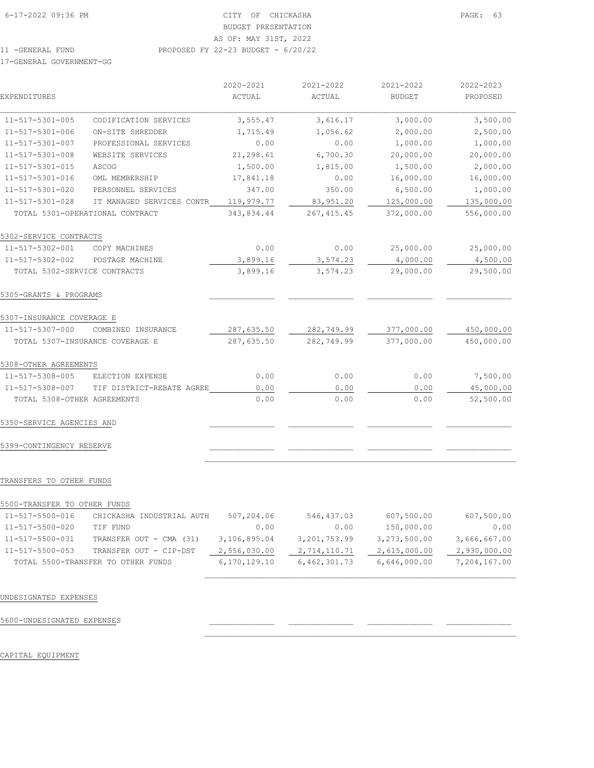11 -GENERAL FUND

17-GENERAL GOVERNMENT-GG

| EXPENDITURES | | 2020-2021 ACTUAL | 2021-2022 ACTUAL | 2021-2022 BUDGET | 2022-2023 PROPOSED |
|---|---|---|---|---|---|
| 11-517-5301-005 | CODIFICATION SERVICES | 3,555.47 | 3,616.17 | 3,000.00 | 3,500.00 |
| 11-517-5301-006 | ON-SITE SHREDDER | 1,715.49 | 1,056.62 | 2,000.00 | 2,500.00 |
| 11-517-5301-007 | PROFESSIONAL SERVICES | 0.00 | 0.00 | 1,000.00 | 1,000.00 |
| 11-517-5301-008 | WEBSITE SERVICES | 21,298.61 | 6,700.30 | 20,000.00 | 20,000.00 |
| 11-517-5301-015 | ASCOG | 1,500.00 | 1,815.00 | 1,500.00 | 2,000.00 |
| 11-517-5301-016 | OML MEMBERSHIP | 17,841.18 | 0.00 | 16,000.00 | 16,000.00 |
| 11-517-5301-020 | PERSONNEL SERVICES | 347.00 | 350.00 | 6,500.00 | 1,000.00 |
| 11-517-5301-028 | IT MANAGED SERVICES CONTR | 119,979.77 | 83,951.20 | 125,000.00 | 135,000.00 |
| TOTAL 5301-OPERATIONAL CONTRACT | | 343,834.44 | 267,415.45 | 372,000.00 | 556,000.00 |
| 5302-SERVICE CONTRACTS | | | | | |
| 11-517-5302-001 | COPY MACHINES | 0.00 | 0.00 | 25,000.00 | 25,000.00 |
| 11-517-5302-002 | POSTAGE MACHINE | 3,899.16 | 3,574.23 | 4,000.00 | 4,500.00 |
| TOTAL 5302-SERVICE CONTRACTS | | 3,899.16 | 3,574.23 | 29,000.00 | 29,500.00 |
| 5305-GRANTS & PROGRAMS | | | | | |
| 5307-INSURANCE COVERAGE E | | | | | |
| 11-517-5307-000 | COMBINED INSURANCE | 287,635.50 | 282,749.99 | 377,000.00 | 450,000.00 |
| TOTAL 5307-INSURANCE COVERAGE E | | 287,635.50 | 282,749.99 | 377,000.00 | 450,000.00 |
| 5308-OTHER AGREEMENTS | | | | | |
| 11-517-5308-005 | ELECTION EXPENSE | 0.00 | 0.00 | 0.00 | 7,500.00 |
| 11-517-5308-007 | TIF DISTRICT-REBATE AGREE | 0.00 | 0.00 | 0.00 | 45,000.00 |
| TOTAL 5308-OTHER AGREEMENTS | | 0.00 | 0.00 | 0.00 | 52,500.00 |
| 5350-SERVICE AGENCIES AND | | | | | |
| 5399-CONTINGENCY RESERVE | | | | | |

TRANSFERS TO OTHER FUNDS

| | | 2020-2021 ACTUAL | 2021-2022 ACTUAL | 2021-2022 BUDGET | 2022-2023 PROPOSED |
|---|---|---|---|---|---|
| 5500-TRANSFER TO OTHER FUNDS | | | | | |
| 11-517-5500-016 | CHICKASHA INDUSTRIAL AUTH | 507,204.06 | 546,437.03 | 607,500.00 | 607,500.00 |
| 11-517-5500-020 | TIF FUND | 0.00 | 0.00 | 150,000.00 | 0.00 |
| 11-517-5500-031 | TRANSFER OUT - CMA (31) | 3,106,895.04 | 3,201,753.99 | 3,273,500.00 | 3,666,667.00 |
| 11-517-5500-053 | TRANSFER OUT - CIP-DST | 2,556,030.00 | 2,714,110.71 | 2,615,000.00 | 2,930,000.00 |
| TOTAL 5500-TRANSFER TO OTHER FUNDS | | 6,170,129.10 | 6,462,301.73 | 6,646,000.00 | 7,204,167.00 |

UNDESIGNATED EXPENSES

5600-UNDESIGNATED EXPENSES

CAPITAL EQUIPMENT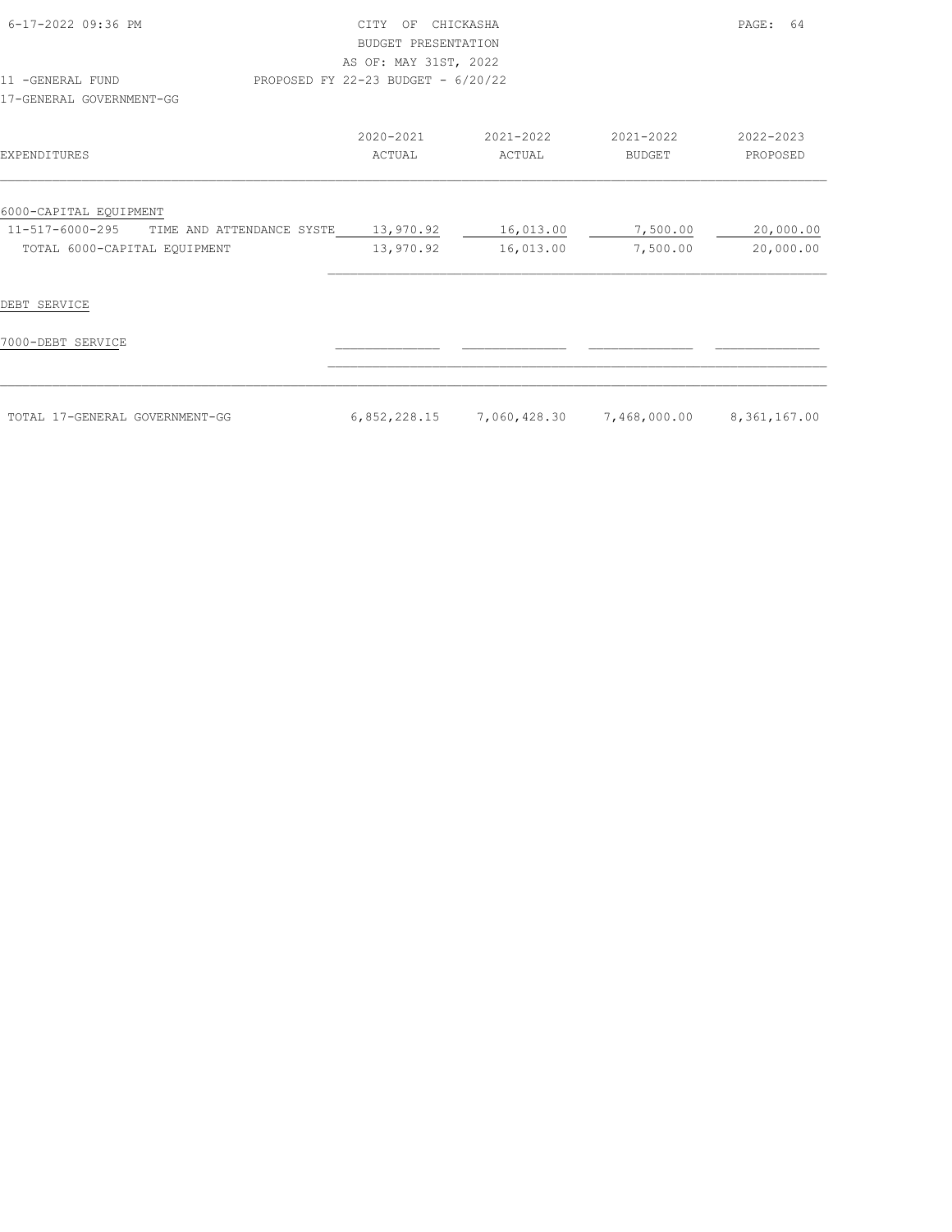CITY OF CHICKASHA
BUDGET PRESENTATION
AS OF: MAY 31ST, 2022

11 -GENERAL FUND — PROPOSED FY 22-23 BUDGET - 6/20/22

17-GENERAL GOVERNMENT-GG

| EXPENDITURES | 2020-2021 ACTUAL | 2021-2022 ACTUAL | 2021-2022 BUDGET | 2022-2023 PROPOSED |
|---|---|---|---|---|
| 6000-CAPITAL EQUIPMENT | | | | |
| 11-517-6000-295 TIME AND ATTENDANCE SYSTE | 13,970.92 | 16,013.00 | 7,500.00 | 20,000.00 |
| TOTAL 6000-CAPITAL EQUIPMENT | 13,970.92 | 16,013.00 | 7,500.00 | 20,000.00 |
| DEBT SERVICE | | | | |
| 7000-DEBT SERVICE | | | | |
| TOTAL 17-GENERAL GOVERNMENT-GG | 6,852,228.15 | 7,060,428.30 | 7,468,000.00 | 8,361,167.00 |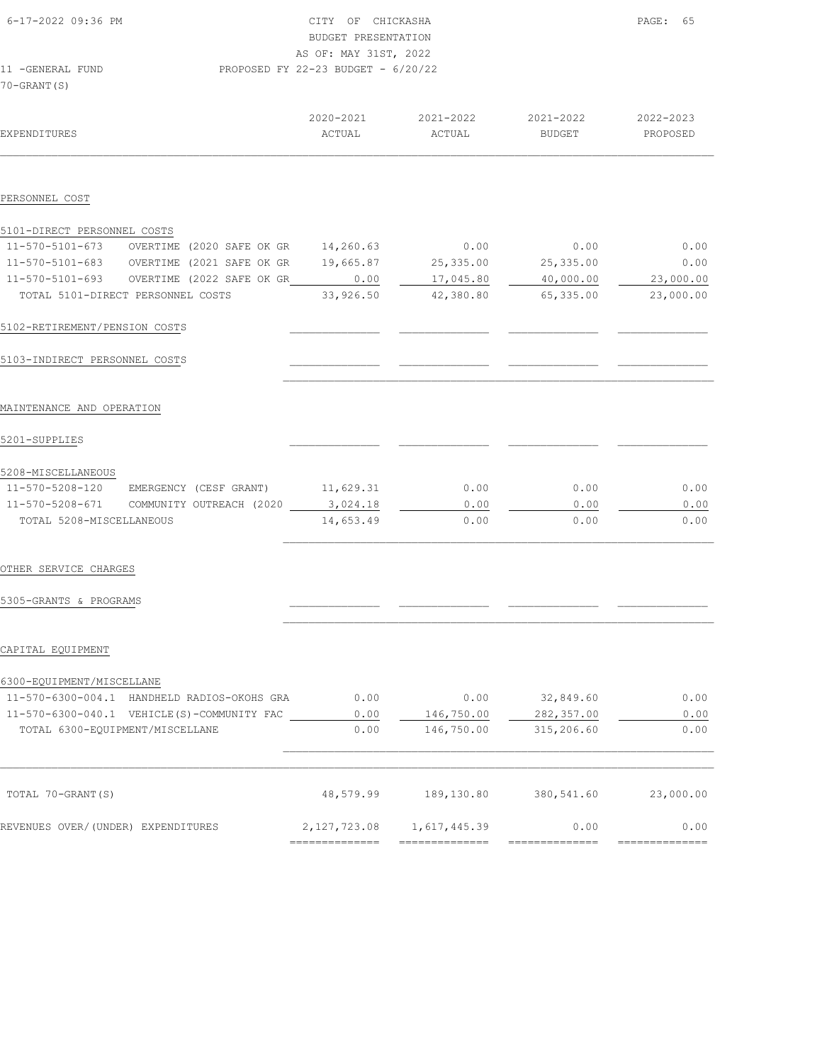CITY OF CHICKASHA
BUDGET PRESENTATION
AS OF: MAY 31ST, 2022
PROPOSED FY 22-23 BUDGET - 6/20/22

11 -GENERAL FUND
70-GRANT(S)

| EXPENDITURES | 2020-2021 ACTUAL | 2021-2022 ACTUAL | 2021-2022 BUDGET | 2022-2023 PROPOSED |
|---|---|---|---|---|
| **PERSONNEL COST** | | | | |
| 5101-DIRECT PERSONNEL COSTS | | | | |
| 11-570-5101-673 OVERTIME (2020 SAFE OK GR | 14,260.63 | 0.00 | 0.00 | 0.00 |
| 11-570-5101-683 OVERTIME (2021 SAFE OK GR | 19,665.87 | 25,335.00 | 25,335.00 | 0.00 |
| 11-570-5101-693 OVERTIME (2022 SAFE OK GR | 0.00 | 17,045.80 | 40,000.00 | 23,000.00 |
| TOTAL 5101-DIRECT PERSONNEL COSTS | 33,926.50 | 42,380.80 | 65,335.00 | 23,000.00 |
| 5102-RETIREMENT/PENSION COSTS | | | | |
| 5103-INDIRECT PERSONNEL COSTS | | | | |
| **MAINTENANCE AND OPERATION** | | | | |
| 5201-SUPPLIES | | | | |
| 5208-MISCELLANEOUS | | | | |
| 11-570-5208-120 EMERGENCY (CESF GRANT) | 11,629.31 | 0.00 | 0.00 | 0.00 |
| 11-570-5208-671 COMMUNITY OUTREACH (2020 | 3,024.18 | 0.00 | 0.00 | 0.00 |
| TOTAL 5208-MISCELLANEOUS | 14,653.49 | 0.00 | 0.00 | 0.00 |
| **OTHER SERVICE CHARGES** | | | | |
| 5305-GRANTS & PROGRAMS | | | | |
| **CAPITAL EQUIPMENT** | | | | |
| 6300-EQUIPMENT/MISCELLANE | | | | |
| 11-570-6300-004.1 HANDHELD RADIOS-OKOHS GRA | 0.00 | 0.00 | 32,849.60 | 0.00 |
| 11-570-6300-040.1 VEHICLE(S)-COMMUNITY FAC | 0.00 | 146,750.00 | 282,357.00 | 0.00 |
| TOTAL 6300-EQUIPMENT/MISCELLANE | 0.00 | 146,750.00 | 315,206.60 | 0.00 |
| TOTAL 70-GRANT(S) | 48,579.99 | 189,130.80 | 380,541.60 | 23,000.00 |
| REVENUES OVER/(UNDER) EXPENDITURES | 2,127,723.08 | 1,617,445.39 | 0.00 | 0.00 |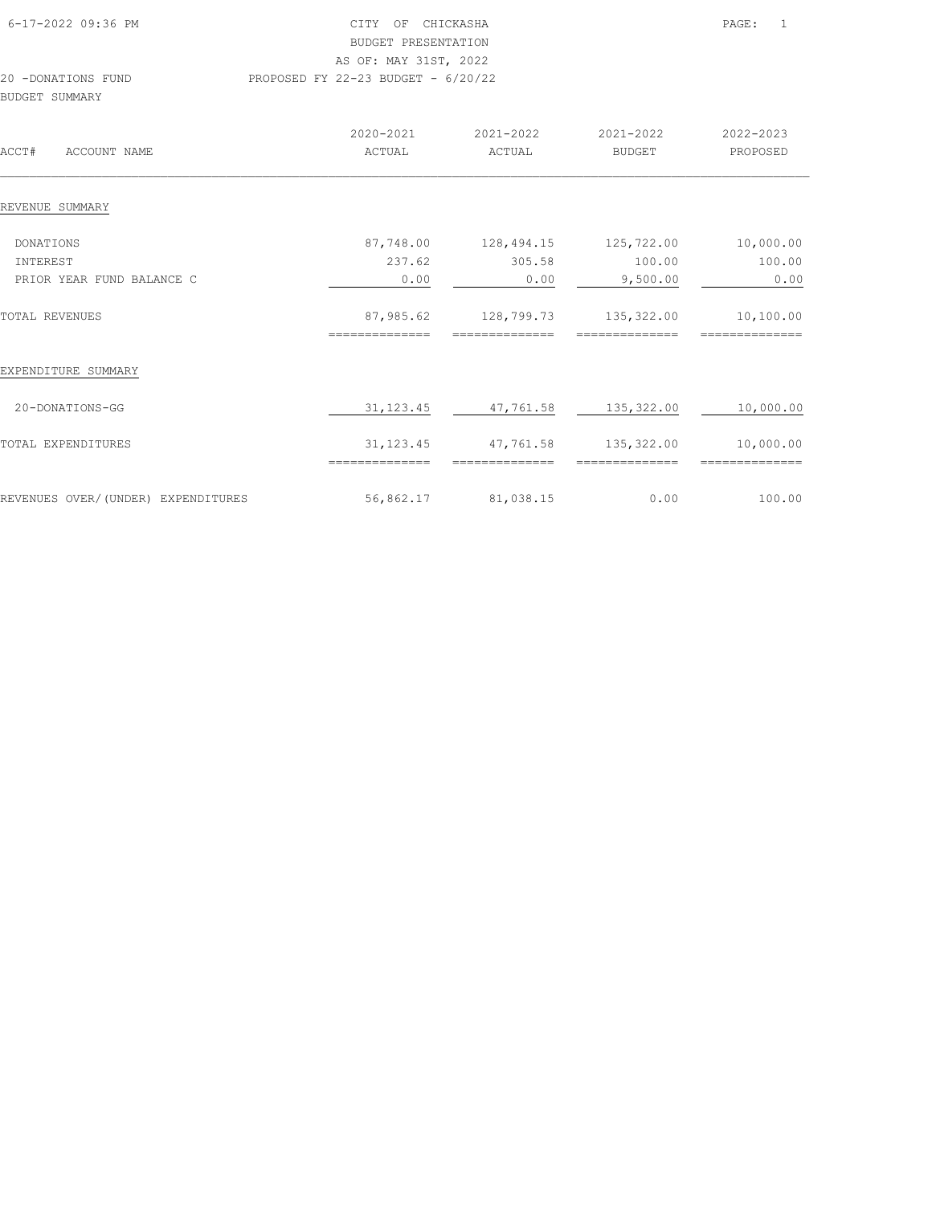CITY OF CHICKASHA
BUDGET PRESENTATION
AS OF: MAY 31ST, 2022

20 -DONATIONS FUND — PROPOSED FY 22-23 BUDGET - 6/20/22

BUDGET SUMMARY

| ACCT# ACCOUNT NAME | 2020-2021 ACTUAL | 2021-2022 ACTUAL | 2021-2022 BUDGET | 2022-2023 PROPOSED |
|---|---|---|---|---|
| **REVENUE SUMMARY** | | | | |
| DONATIONS | 87,748.00 | 128,494.15 | 125,722.00 | 10,000.00 |
| INTEREST | 237.62 | 305.58 | 100.00 | 100.00 |
| PRIOR YEAR FUND BALANCE C | 0.00 | 0.00 | 9,500.00 | 0.00 |
| TOTAL REVENUES | 87,985.62 | 128,799.73 | 135,322.00 | 10,100.00 |
| **EXPENDITURE SUMMARY** | | | | |
| 20-DONATIONS-GG | 31,123.45 | 47,761.58 | 135,322.00 | 10,000.00 |
| TOTAL EXPENDITURES | 31,123.45 | 47,761.58 | 135,322.00 | 10,000.00 |
| REVENUES OVER/(UNDER) EXPENDITURES | 56,862.17 | 81,038.15 | 0.00 | 100.00 |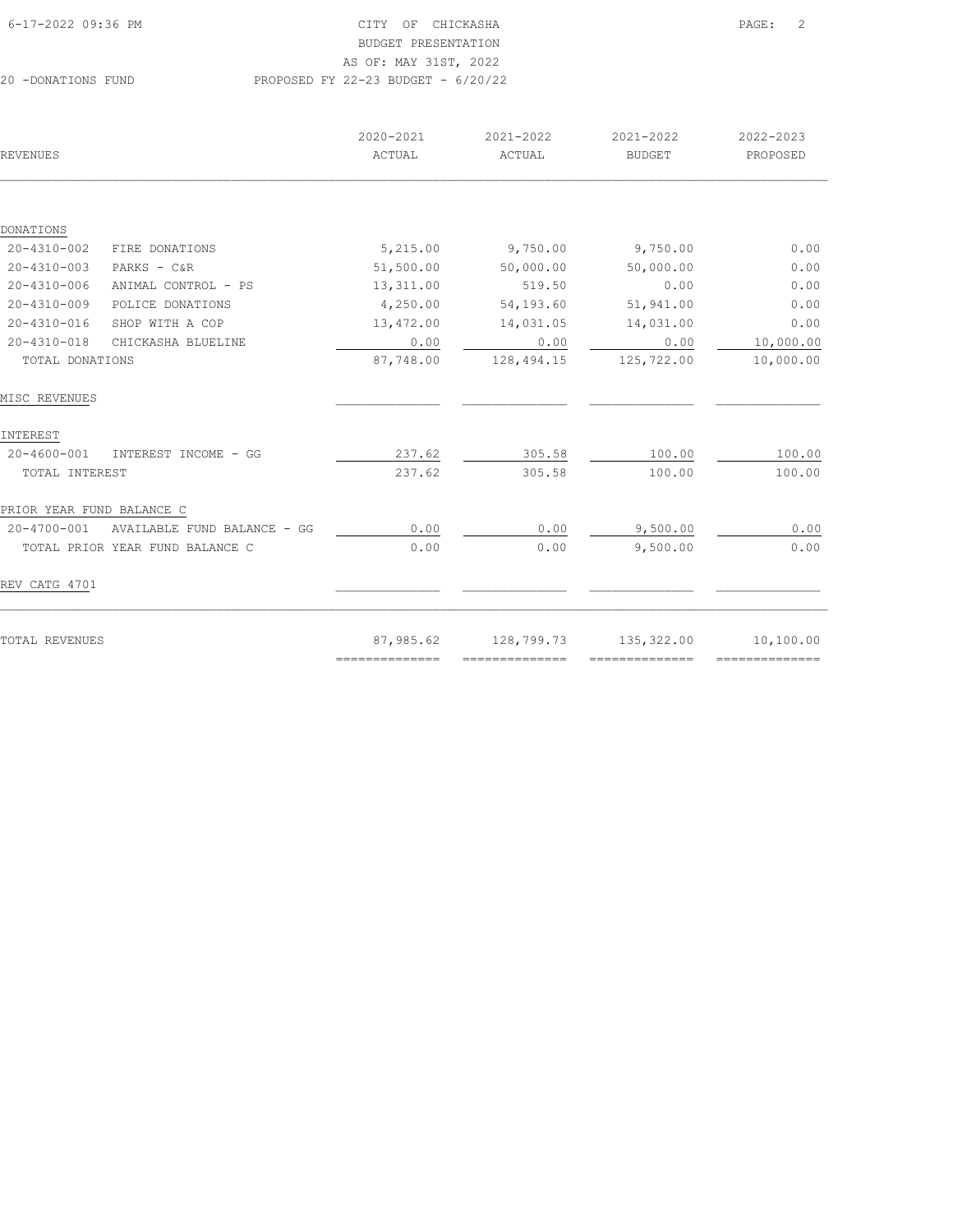CITY OF CHICKASHA
BUDGET PRESENTATION
AS OF: MAY 31ST, 2022

20 -DONATIONS FUND — PROPOSED FY 22-23 BUDGET - 6/20/22

| REVENUES | | 2020-2021 ACTUAL | 2021-2022 ACTUAL | 2021-2022 BUDGET | 2022-2023 PROPOSED |
|---|---|---|---|---|---|
| **DONATIONS** | | | | | |
| 20-4310-002 | FIRE DONATIONS | 5,215.00 | 9,750.00 | 9,750.00 | 0.00 |
| 20-4310-003 | PARKS - C&R | 51,500.00 | 50,000.00 | 50,000.00 | 0.00 |
| 20-4310-006 | ANIMAL CONTROL - PS | 13,311.00 | 519.50 | 0.00 | 0.00 |
| 20-4310-009 | POLICE DONATIONS | 4,250.00 | 54,193.60 | 51,941.00 | 0.00 |
| 20-4310-016 | SHOP WITH A COP | 13,472.00 | 14,031.05 | 14,031.00 | 0.00 |
| 20-4310-018 | CHICKASHA BLUELINE | 0.00 | 0.00 | 0.00 | 10,000.00 |
| TOTAL DONATIONS | | 87,748.00 | 128,494.15 | 125,722.00 | 10,000.00 |
| **MISC REVENUES** | | | | | |
| **INTEREST** | | | | | |
| 20-4600-001 | INTEREST INCOME - GG | 237.62 | 305.58 | 100.00 | 100.00 |
| TOTAL INTEREST | | 237.62 | 305.58 | 100.00 | 100.00 |
| **PRIOR YEAR FUND BALANCE C** | | | | | |
| 20-4700-001 | AVAILABLE FUND BALANCE - GG | 0.00 | 0.00 | 9,500.00 | 0.00 |
| TOTAL PRIOR YEAR FUND BALANCE C | | 0.00 | 0.00 | 9,500.00 | 0.00 |
| **REV CATG 4701** | | | | | |
| TOTAL REVENUES | | 87,985.62 | 128,799.73 | 135,322.00 | 10,100.00 |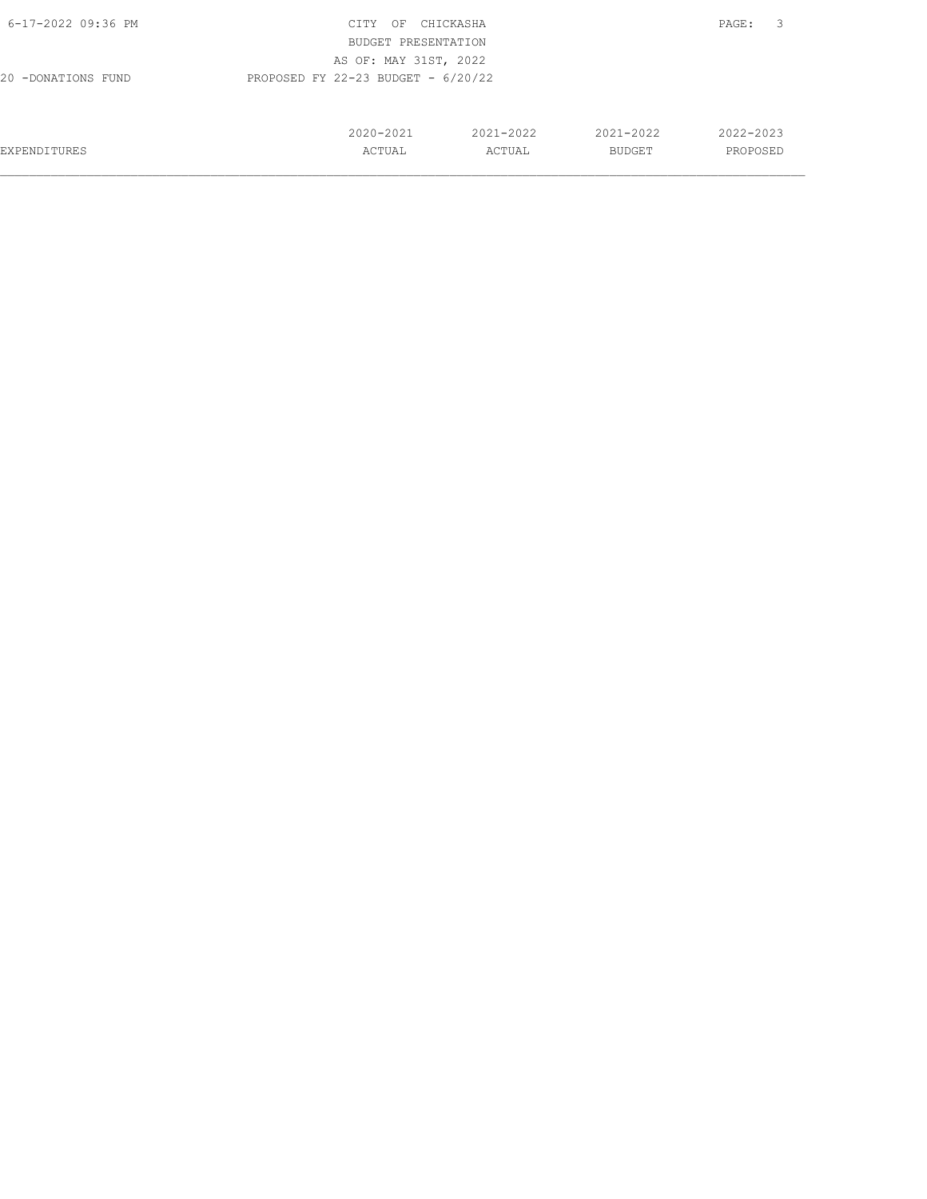CITY OF CHICKASHA
BUDGET PRESENTATION
AS OF: MAY 31ST, 2022

20 -DONATIONS FUND PROPOSED FY 22-23 BUDGET - 6/20/22

| EXPENDITURES | 2020-2021 ACTUAL | 2021-2022 ACTUAL | 2021-2022 BUDGET | 2022-2023 PROPOSED |
|---|---|---|---|---|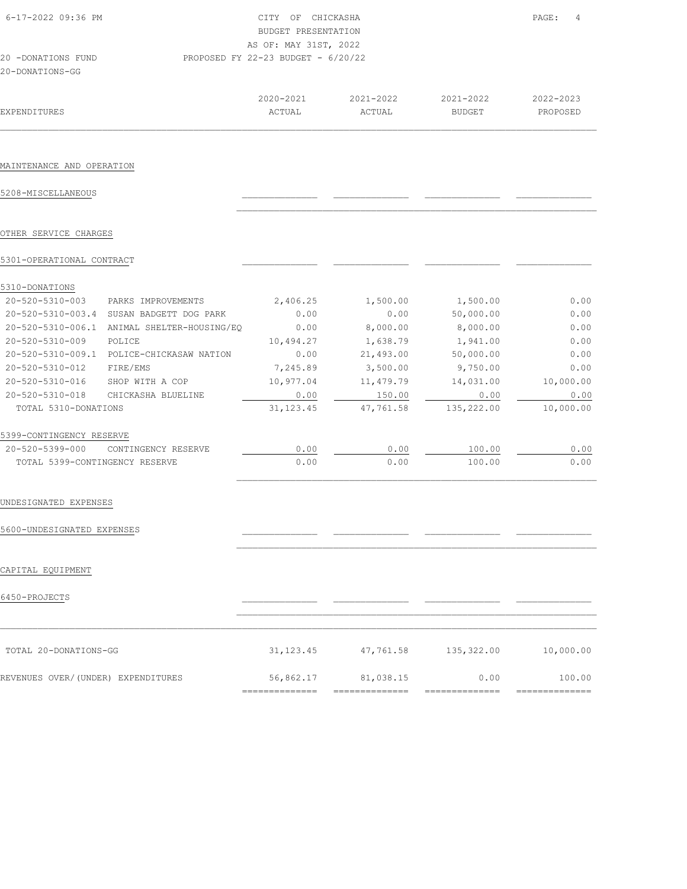CITY OF CHICKASHA
BUDGET PRESENTATION
AS OF: MAY 31ST, 2022
PROPOSED FY 22-23 BUDGET - 6/20/22

20 -DONATIONS FUND
20-DONATIONS-GG

| EXPENDITURES | | 2020-2021 ACTUAL | 2021-2022 ACTUAL | 2021-2022 BUDGET | 2022-2023 PROPOSED |
|---|---|---|---|---|---|
| MAINTENANCE AND OPERATION | | | | | |
| 5208-MISCELLANEOUS | | | | | |
| OTHER SERVICE CHARGES | | | | | |
| 5301-OPERATIONAL CONTRACT | | | | | |
| 5310-DONATIONS | | | | | |
| 20-520-5310-003 | PARKS IMPROVEMENTS | 2,406.25 | 1,500.00 | 1,500.00 | 0.00 |
| 20-520-5310-003.4 | SUSAN BADGETT DOG PARK | 0.00 | 0.00 | 50,000.00 | 0.00 |
| 20-520-5310-006.1 | ANIMAL SHELTER-HOUSING/EQ | 0.00 | 8,000.00 | 8,000.00 | 0.00 |
| 20-520-5310-009 | POLICE | 10,494.27 | 1,638.79 | 1,941.00 | 0.00 |
| 20-520-5310-009.1 | POLICE-CHICKASAW NATION | 0.00 | 21,493.00 | 50,000.00 | 0.00 |
| 20-520-5310-012 | FIRE/EMS | 7,245.89 | 3,500.00 | 9,750.00 | 0.00 |
| 20-520-5310-016 | SHOP WITH A COP | 10,977.04 | 11,479.79 | 14,031.00 | 10,000.00 |
| 20-520-5310-018 | CHICKASHA BLUELINE | 0.00 | 150.00 | 0.00 | 0.00 |
| TOTAL 5310-DONATIONS | | 31,123.45 | 47,761.58 | 135,222.00 | 10,000.00 |
| 5399-CONTINGENCY RESERVE | | | | | |
| 20-520-5399-000 | CONTINGENCY RESERVE | 0.00 | 0.00 | 100.00 | 0.00 |
| TOTAL 5399-CONTINGENCY RESERVE | | 0.00 | 0.00 | 100.00 | 0.00 |
| UNDESIGNATED EXPENSES | | | | | |
| 5600-UNDESIGNATED EXPENSES | | | | | |
| CAPITAL EQUIPMENT | | | | | |
| 6450-PROJECTS | | | | | |
| TOTAL 20-DONATIONS-GG | | 31,123.45 | 47,761.58 | 135,322.00 | 10,000.00 |
| REVENUES OVER/(UNDER) EXPENDITURES | | 56,862.17 | 81,038.15 | 0.00 | 100.00 |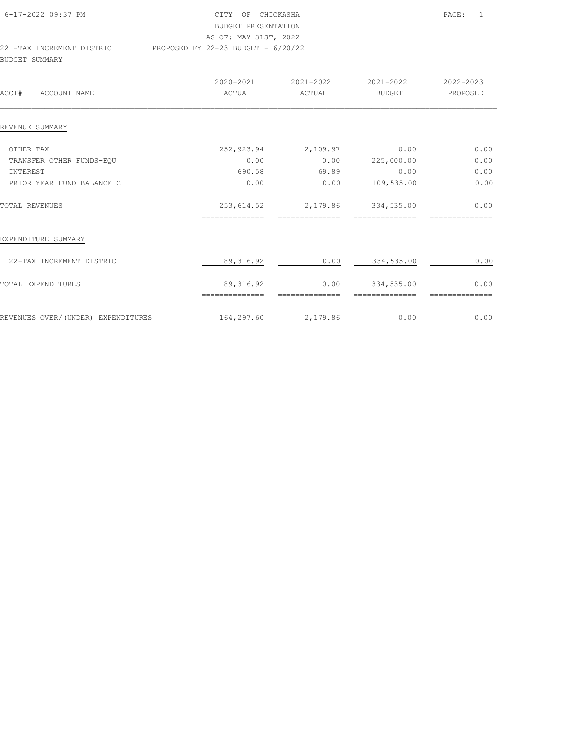CITY OF CHICKASHA
BUDGET PRESENTATION
AS OF: MAY 31ST, 2022

22 -TAX INCREMENT DISTRIC    PROPOSED FY 22-23 BUDGET - 6/20/22

BUDGET SUMMARY

| ACCT# ACCOUNT NAME | 2020-2021 ACTUAL | 2021-2022 ACTUAL | 2021-2022 BUDGET | 2022-2023 PROPOSED |
|---|---|---|---|---|
| REVENUE SUMMARY | | | | |
| OTHER TAX | 252,923.94 | 2,109.97 | 0.00 | 0.00 |
| TRANSFER OTHER FUNDS-EQU | 0.00 | 0.00 | 225,000.00 | 0.00 |
| INTEREST | 690.58 | 69.89 | 0.00 | 0.00 |
| PRIOR YEAR FUND BALANCE C | 0.00 | 0.00 | 109,535.00 | 0.00 |
| TOTAL REVENUES | 253,614.52 | 2,179.86 | 334,535.00 | 0.00 |
| EXPENDITURE SUMMARY | | | | |
| 22-TAX INCREMENT DISTRIC | 89,316.92 | 0.00 | 334,535.00 | 0.00 |
| TOTAL EXPENDITURES | 89,316.92 | 0.00 | 334,535.00 | 0.00 |
| REVENUES OVER/(UNDER) EXPENDITURES | 164,297.60 | 2,179.86 | 0.00 | 0.00 |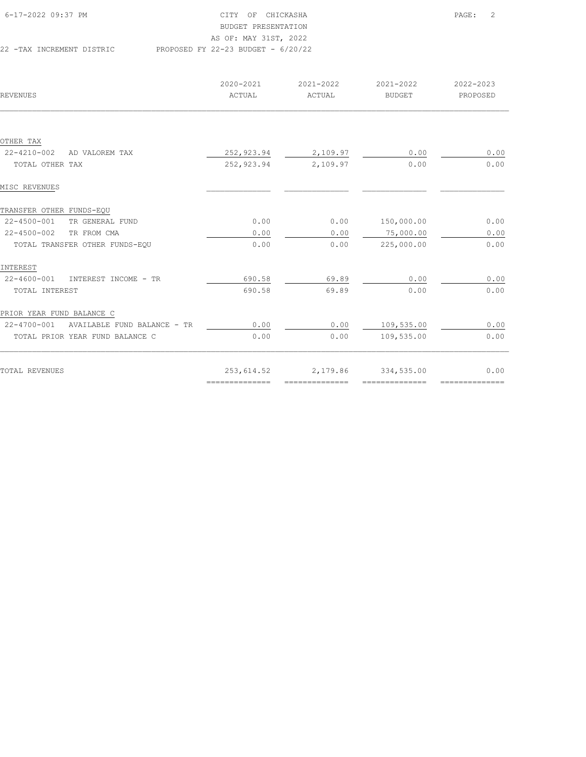CITY OF CHICKASHA
BUDGET PRESENTATION
AS OF: MAY 31ST, 2022

22 -TAX INCREMENT DISTRIC — PROPOSED FY 22-23 BUDGET - 6/20/22

| REVENUES | 2020-2021 ACTUAL | 2021-2022 ACTUAL | 2021-2022 BUDGET | 2022-2023 PROPOSED |
|---|---|---|---|---|
| OTHER TAX | | | | |
| 22-4210-002 AD VALOREM TAX | 252,923.94 | 2,109.97 | 0.00 | 0.00 |
| TOTAL OTHER TAX | 252,923.94 | 2,109.97 | 0.00 | 0.00 |
| MISC REVENUES | | | | |
| TRANSFER OTHER FUNDS-EQU | | | | |
| 22-4500-001 TR GENERAL FUND | 0.00 | 0.00 | 150,000.00 | 0.00 |
| 22-4500-002 TR FROM CMA | 0.00 | 0.00 | 75,000.00 | 0.00 |
| TOTAL TRANSFER OTHER FUNDS-EQU | 0.00 | 0.00 | 225,000.00 | 0.00 |
| INTEREST | | | | |
| 22-4600-001 INTEREST INCOME - TR | 690.58 | 69.89 | 0.00 | 0.00 |
| TOTAL INTEREST | 690.58 | 69.89 | 0.00 | 0.00 |
| PRIOR YEAR FUND BALANCE C | | | | |
| 22-4700-001 AVAILABLE FUND BALANCE - TR | 0.00 | 0.00 | 109,535.00 | 0.00 |
| TOTAL PRIOR YEAR FUND BALANCE C | 0.00 | 0.00 | 109,535.00 | 0.00 |
| TOTAL REVENUES | 253,614.52 | 2,179.86 | 334,535.00 | 0.00 |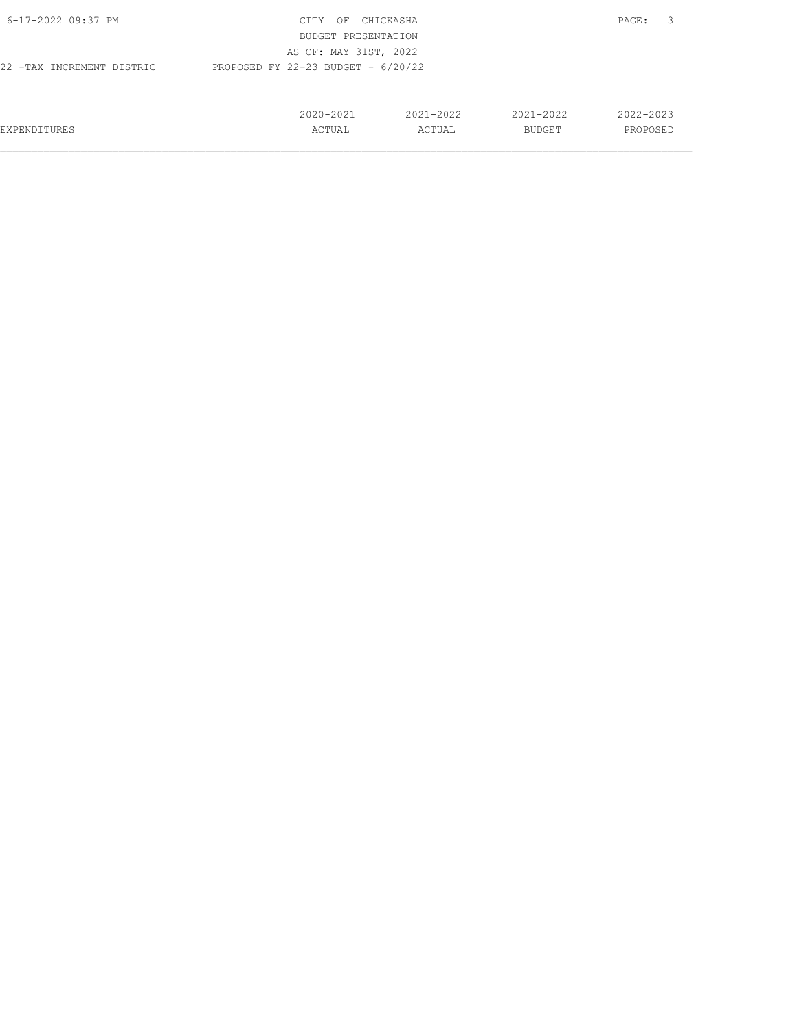22 -TAX INCREMENT DISTRIC

PROPOSED FY 22-23 BUDGET - 6/20/22

| EXPENDITURES | 2020-2021 ACTUAL | 2021-2022 ACTUAL | 2021-2022 BUDGET | 2022-2023 PROPOSED |
| --- | --- | --- | --- | --- |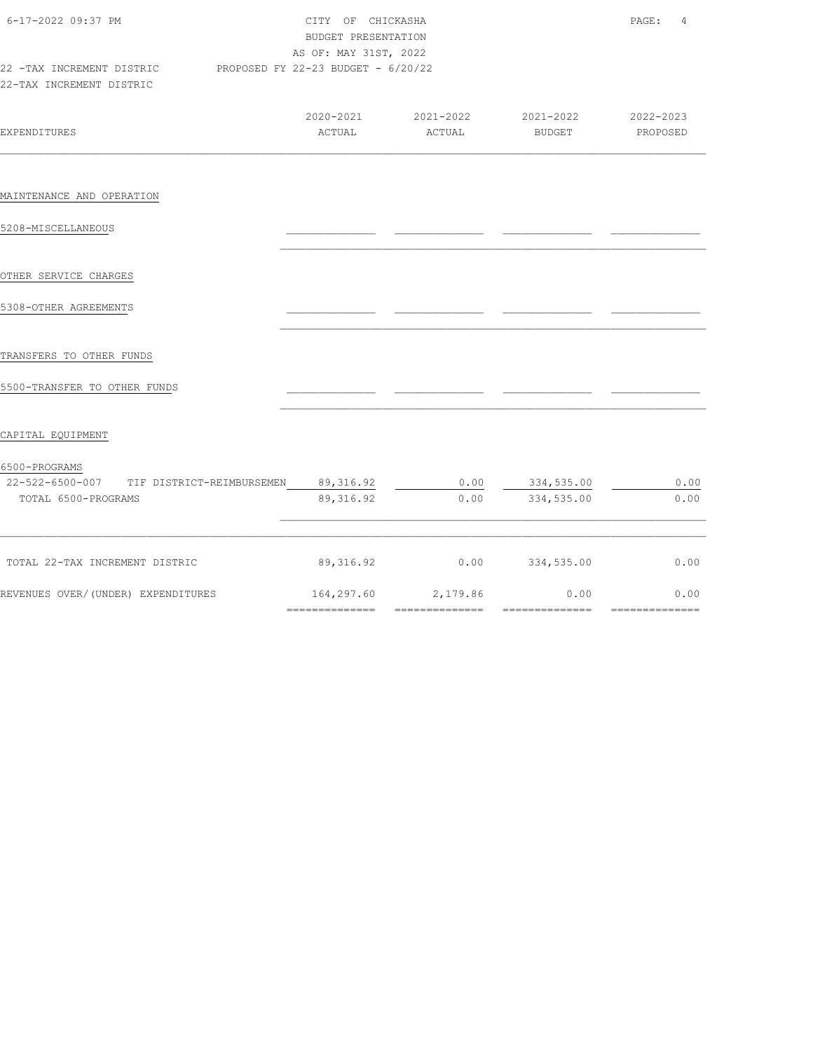CITY OF CHICKASHA
BUDGET PRESENTATION
AS OF: MAY 31ST, 2022

22 -TAX INCREMENT DISTRIC PROPOSED FY 22-23 BUDGET - 6/20/22
22-TAX INCREMENT DISTRIC

| EXPENDITURES | 2020-2021 ACTUAL | 2021-2022 ACTUAL | 2021-2022 BUDGET | 2022-2023 PROPOSED |
|---|---|---|---|---|
| MAINTENANCE AND OPERATION | | | | |
| 5208-MISCELLANEOUS | | | | |
| OTHER SERVICE CHARGES | | | | |
| 5308-OTHER AGREEMENTS | | | | |
| TRANSFERS TO OTHER FUNDS | | | | |
| 5500-TRANSFER TO OTHER FUNDS | | | | |
| CAPITAL EQUIPMENT | | | | |
| 6500-PROGRAMS | | | | |
| 22-522-6500-007 TIF DISTRICT-REIMBURSEMEN | 89,316.92 | 0.00 | 334,535.00 | 0.00 |
| TOTAL 6500-PROGRAMS | 89,316.92 | 0.00 | 334,535.00 | 0.00 |
| TOTAL 22-TAX INCREMENT DISTRIC | 89,316.92 | 0.00 | 334,535.00 | 0.00 |
| REVENUES OVER/(UNDER) EXPENDITURES | 164,297.60 | 2,179.86 | 0.00 | 0.00 |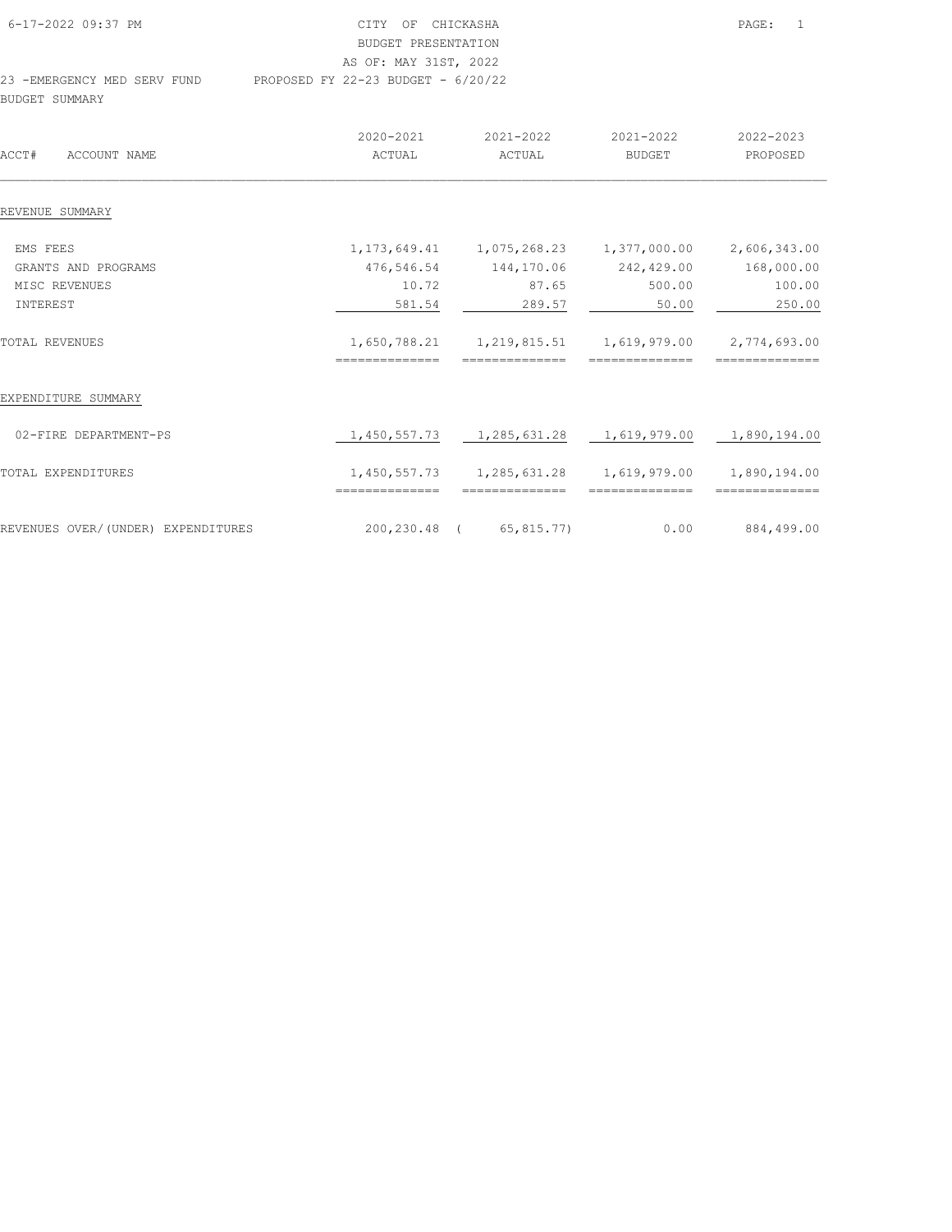CITY OF CHICKASHA
BUDGET PRESENTATION
AS OF: MAY 31ST, 2022

23 -EMERGENCY MED SERV FUND    PROPOSED FY 22-23 BUDGET - 6/20/22

BUDGET SUMMARY

| ACCT# ACCOUNT NAME | 2020-2021 ACTUAL | 2021-2022 ACTUAL | 2021-2022 BUDGET | 2022-2023 PROPOSED |
|---|---|---|---|---|
| REVENUE SUMMARY | | | | |
| EMS FEES | 1,173,649.41 | 1,075,268.23 | 1,377,000.00 | 2,606,343.00 |
| GRANTS AND PROGRAMS | 476,546.54 | 144,170.06 | 242,429.00 | 168,000.00 |
| MISC REVENUES | 10.72 | 87.65 | 500.00 | 100.00 |
| INTEREST | 581.54 | 289.57 | 50.00 | 250.00 |
| TOTAL REVENUES | 1,650,788.21 | 1,219,815.51 | 1,619,979.00 | 2,774,693.00 |
| EXPENDITURE SUMMARY | | | | |
| 02-FIRE DEPARTMENT-PS | 1,450,557.73 | 1,285,631.28 | 1,619,979.00 | 1,890,194.00 |
| TOTAL EXPENDITURES | 1,450,557.73 | 1,285,631.28 | 1,619,979.00 | 1,890,194.00 |
| REVENUES OVER/(UNDER) EXPENDITURES | 200,230.48 | ( 65,815.77) | 0.00 | 884,499.00 |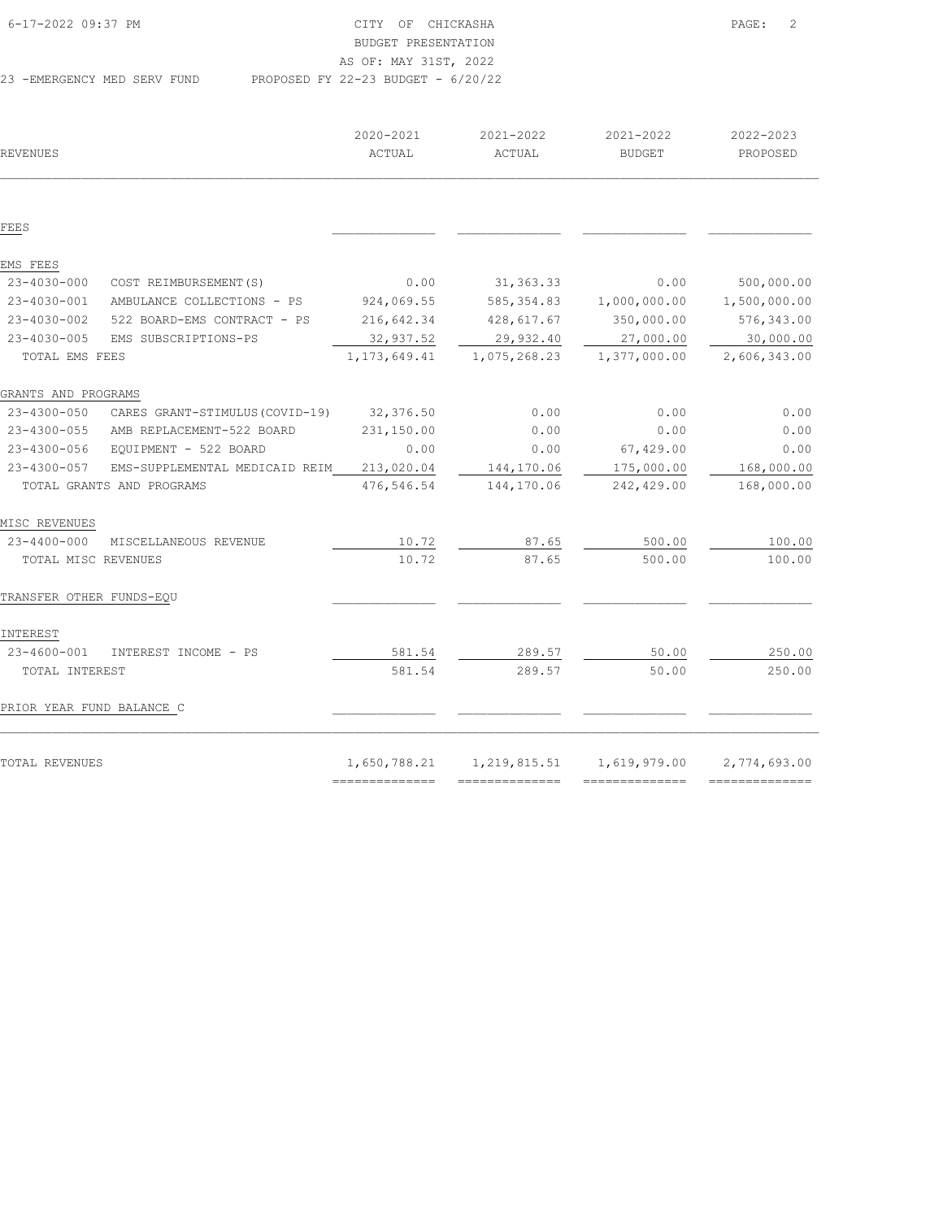CITY OF CHICKASHA
BUDGET PRESENTATION
AS OF: MAY 31ST, 2022

23 -EMERGENCY MED SERV FUND  PROPOSED FY 22-23 BUDGET - 6/20/22

| REVENUES | | 2020-2021 ACTUAL | 2021-2022 ACTUAL | 2021-2022 BUDGET | 2022-2023 PROPOSED |
|---|---|---|---|---|---|
| FEES | | | | | |
| EMS FEES | | | | | |
| 23-4030-000 | COST REIMBURSEMENT(S) | 0.00 | 31,363.33 | 0.00 | 500,000.00 |
| 23-4030-001 | AMBULANCE COLLECTIONS - PS | 924,069.55 | 585,354.83 | 1,000,000.00 | 1,500,000.00 |
| 23-4030-002 | 522 BOARD-EMS CONTRACT - PS | 216,642.34 | 428,617.67 | 350,000.00 | 576,343.00 |
| 23-4030-005 | EMS SUBSCRIPTIONS-PS | 32,937.52 | 29,932.40 | 27,000.00 | 30,000.00 |
| TOTAL EMS FEES | | 1,173,649.41 | 1,075,268.23 | 1,377,000.00 | 2,606,343.00 |
| GRANTS AND PROGRAMS | | | | | |
| 23-4300-050 | CARES GRANT-STIMULUS(COVID-19) | 32,376.50 | 0.00 | 0.00 | 0.00 |
| 23-4300-055 | AMB REPLACEMENT-522 BOARD | 231,150.00 | 0.00 | 0.00 | 0.00 |
| 23-4300-056 | EQUIPMENT - 522 BOARD | 0.00 | 0.00 | 67,429.00 | 0.00 |
| 23-4300-057 | EMS-SUPPLEMENTAL MEDICAID REIM | 213,020.04 | 144,170.06 | 175,000.00 | 168,000.00 |
| TOTAL GRANTS AND PROGRAMS | | 476,546.54 | 144,170.06 | 242,429.00 | 168,000.00 |
| MISC REVENUES | | | | | |
| 23-4400-000 | MISCELLANEOUS REVENUE | 10.72 | 87.65 | 500.00 | 100.00 |
| TOTAL MISC REVENUES | | 10.72 | 87.65 | 500.00 | 100.00 |
| TRANSFER OTHER FUNDS-EQU | | | | | |
| INTEREST | | | | | |
| 23-4600-001 | INTEREST INCOME - PS | 581.54 | 289.57 | 50.00 | 250.00 |
| TOTAL INTEREST | | 581.54 | 289.57 | 50.00 | 250.00 |
| PRIOR YEAR FUND BALANCE C | | | | | |
| TOTAL REVENUES | | 1,650,788.21 | 1,219,815.51 | 1,619,979.00 | 2,774,693.00 |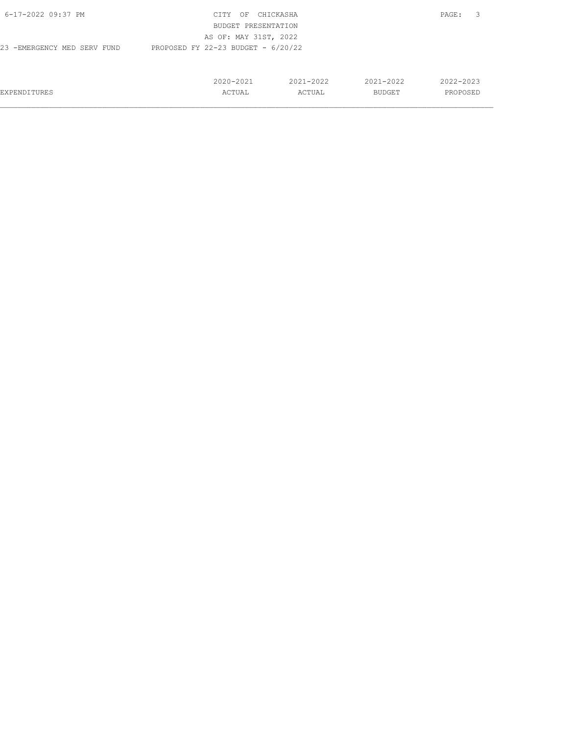23 -EMERGENCY MED SERV FUND PROPOSED FY 22-23 BUDGET - 6/20/22

| EXPENDITURES | 2020-2021 ACTUAL | 2021-2022 ACTUAL | 2021-2022 BUDGET | 2022-2023 PROPOSED |
|---|---|---|---|---|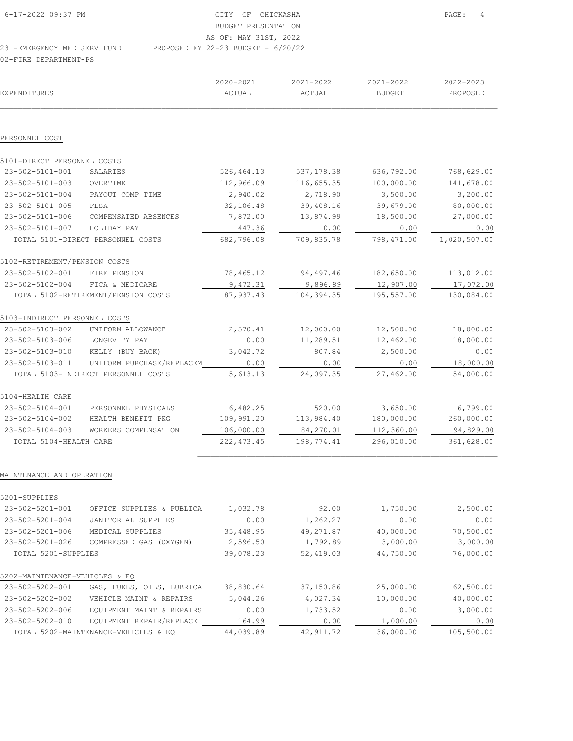CITY OF CHICKASHA
BUDGET PRESENTATION
AS OF: MAY 31ST, 2022

23 -EMERGENCY MED SERV FUND — PROPOSED FY 22-23 BUDGET - 6/20/22

02-FIRE DEPARTMENT-PS

| EXPENDITURES | | 2020-2021 ACTUAL | 2021-2022 ACTUAL | 2021-2022 BUDGET | 2022-2023 PROPOSED |
|---|---|---|---|---|---|
| **PERSONNEL COST** | | | | | |
| 5101-DIRECT PERSONNEL COSTS | | | | | |
| 23-502-5101-001 | SALARIES | 526,464.13 | 537,178.38 | 636,792.00 | 768,629.00 |
| 23-502-5101-003 | OVERTIME | 112,966.09 | 116,655.35 | 100,000.00 | 141,678.00 |
| 23-502-5101-004 | PAYOUT COMP TIME | 2,940.02 | 2,718.90 | 3,500.00 | 3,200.00 |
| 23-502-5101-005 | FLSA | 32,106.48 | 39,408.16 | 39,679.00 | 80,000.00 |
| 23-502-5101-006 | COMPENSATED ABSENCES | 7,872.00 | 13,874.99 | 18,500.00 | 27,000.00 |
| 23-502-5101-007 | HOLIDAY PAY | 447.36 | 0.00 | 0.00 | 0.00 |
| TOTAL 5101-DIRECT PERSONNEL COSTS | | 682,796.08 | 709,835.78 | 798,471.00 | 1,020,507.00 |
| 5102-RETIREMENT/PENSION COSTS | | | | | |
| 23-502-5102-001 | FIRE PENSION | 78,465.12 | 94,497.46 | 182,650.00 | 113,012.00 |
| 23-502-5102-004 | FICA & MEDICARE | 9,472.31 | 9,896.89 | 12,907.00 | 17,072.00 |
| TOTAL 5102-RETIREMENT/PENSION COSTS | | 87,937.43 | 104,394.35 | 195,557.00 | 130,084.00 |
| 5103-INDIRECT PERSONNEL COSTS | | | | | |
| 23-502-5103-002 | UNIFORM ALLOWANCE | 2,570.41 | 12,000.00 | 12,500.00 | 18,000.00 |
| 23-502-5103-006 | LONGEVITY PAY | 0.00 | 11,289.51 | 12,462.00 | 18,000.00 |
| 23-502-5103-010 | KELLY (BUY BACK) | 3,042.72 | 807.84 | 2,500.00 | 0.00 |
| 23-502-5103-011 | UNIFORM PURCHASE/REPLACEM | 0.00 | 0.00 | 0.00 | 18,000.00 |
| TOTAL 5103-INDIRECT PERSONNEL COSTS | | 5,613.13 | 24,097.35 | 27,462.00 | 54,000.00 |
| 5104-HEALTH CARE | | | | | |
| 23-502-5104-001 | PERSONNEL PHYSICALS | 6,482.25 | 520.00 | 3,650.00 | 6,799.00 |
| 23-502-5104-002 | HEALTH BENEFIT PKG | 109,991.20 | 113,984.40 | 180,000.00 | 260,000.00 |
| 23-502-5104-003 | WORKERS COMPENSATION | 106,000.00 | 84,270.01 | 112,360.00 | 94,829.00 |
| TOTAL 5104-HEALTH CARE | | 222,473.45 | 198,774.41 | 296,010.00 | 361,628.00 |
| **MAINTENANCE AND OPERATION** | | | | | |
| 5201-SUPPLIES | | | | | |
| 23-502-5201-001 | OFFICE SUPPLIES & PUBLICA | 1,032.78 | 92.00 | 1,750.00 | 2,500.00 |
| 23-502-5201-004 | JANITORIAL SUPPLIES | 0.00 | 1,262.27 | 0.00 | 0.00 |
| 23-502-5201-006 | MEDICAL SUPPLIES | 35,448.95 | 49,271.87 | 40,000.00 | 70,500.00 |
| 23-502-5201-026 | COMPRESSED GAS (OXYGEN) | 2,596.50 | 1,792.89 | 3,000.00 | 3,000.00 |
| TOTAL 5201-SUPPLIES | | 39,078.23 | 52,419.03 | 44,750.00 | 76,000.00 |
| 5202-MAINTENANCE-VEHICLES & EQ | | | | | |
| 23-502-5202-001 | GAS, FUELS, OILS, LUBRICA | 38,830.64 | 37,150.86 | 25,000.00 | 62,500.00 |
| 23-502-5202-002 | VEHICLE MAINT & REPAIRS | 5,044.26 | 4,027.34 | 10,000.00 | 40,000.00 |
| 23-502-5202-006 | EQUIPMENT MAINT & REPAIRS | 0.00 | 1,733.52 | 0.00 | 3,000.00 |
| 23-502-5202-010 | EQUIPMENT REPAIR/REPLACE | 164.99 | 0.00 | 1,000.00 | 0.00 |
| TOTAL 5202-MAINTENANCE-VEHICLES & EQ | | 44,039.89 | 42,911.72 | 36,000.00 | 105,500.00 |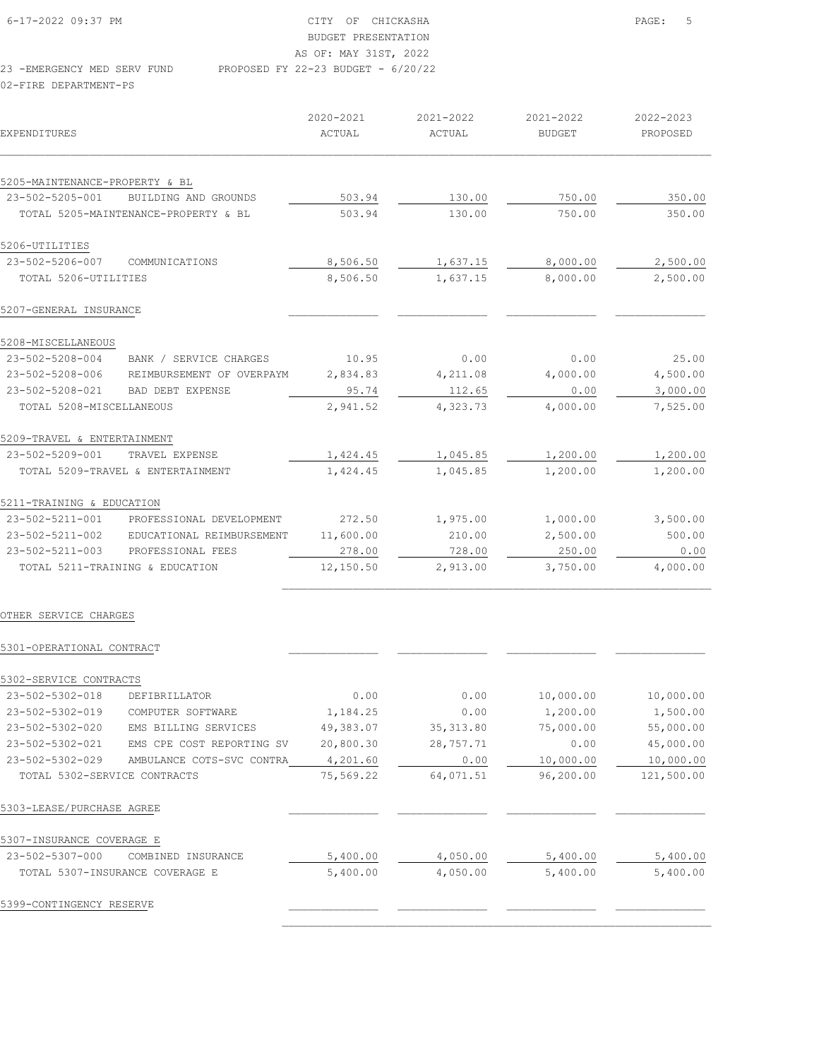CITY OF CHICKASHA
BUDGET PRESENTATION
AS OF: MAY 31ST, 2022

23 -EMERGENCY MED SERV FUND    PROPOSED FY 22-23 BUDGET - 6/20/22

02-FIRE DEPARTMENT-PS

| EXPENDITURES | | 2020-2021 ACTUAL | 2021-2022 ACTUAL | 2021-2022 BUDGET | 2022-2023 PROPOSED |
|---|---|---|---|---|---|
| 5205-MAINTENANCE-PROPERTY & BL | | | | | |
| 23-502-5205-001 | BUILDING AND GROUNDS | 503.94 | 130.00 | 750.00 | 350.00 |
| TOTAL 5205-MAINTENANCE-PROPERTY & BL | | 503.94 | 130.00 | 750.00 | 350.00 |
| 5206-UTILITIES | | | | | |
| 23-502-5206-007 | COMMUNICATIONS | 8,506.50 | 1,637.15 | 8,000.00 | 2,500.00 |
| TOTAL 5206-UTILITIES | | 8,506.50 | 1,637.15 | 8,000.00 | 2,500.00 |
| 5207-GENERAL INSURANCE | | | | | |
| 5208-MISCELLANEOUS | | | | | |
| 23-502-5208-004 | BANK / SERVICE CHARGES | 10.95 | 0.00 | 0.00 | 25.00 |
| 23-502-5208-006 | REIMBURSEMENT OF OVERPAYM | 2,834.83 | 4,211.08 | 4,000.00 | 4,500.00 |
| 23-502-5208-021 | BAD DEBT EXPENSE | 95.74 | 112.65 | 0.00 | 3,000.00 |
| TOTAL 5208-MISCELLANEOUS | | 2,941.52 | 4,323.73 | 4,000.00 | 7,525.00 |
| 5209-TRAVEL & ENTERTAINMENT | | | | | |
| 23-502-5209-001 | TRAVEL EXPENSE | 1,424.45 | 1,045.85 | 1,200.00 | 1,200.00 |
| TOTAL 5209-TRAVEL & ENTERTAINMENT | | 1,424.45 | 1,045.85 | 1,200.00 | 1,200.00 |
| 5211-TRAINING & EDUCATION | | | | | |
| 23-502-5211-001 | PROFESSIONAL DEVELOPMENT | 272.50 | 1,975.00 | 1,000.00 | 3,500.00 |
| 23-502-5211-002 | EDUCATIONAL REIMBURSEMENT | 11,600.00 | 210.00 | 2,500.00 | 500.00 |
| 23-502-5211-003 | PROFESSIONAL FEES | 278.00 | 728.00 | 250.00 | 0.00 |
| TOTAL 5211-TRAINING & EDUCATION | | 12,150.50 | 2,913.00 | 3,750.00 | 4,000.00 |
| OTHER SERVICE CHARGES | | | | | |
| 5301-OPERATIONAL CONTRACT | | | | | |
| 5302-SERVICE CONTRACTS | | | | | |
| 23-502-5302-018 | DEFIBRILLATOR | 0.00 | 0.00 | 10,000.00 | 10,000.00 |
| 23-502-5302-019 | COMPUTER SOFTWARE | 1,184.25 | 0.00 | 1,200.00 | 1,500.00 |
| 23-502-5302-020 | EMS BILLING SERVICES | 49,383.07 | 35,313.80 | 75,000.00 | 55,000.00 |
| 23-502-5302-021 | EMS CPE COST REPORTING SV | 20,800.30 | 28,757.71 | 0.00 | 45,000.00 |
| 23-502-5302-029 | AMBULANCE COTS-SVC CONTRA | 4,201.60 | 0.00 | 10,000.00 | 10,000.00 |
| TOTAL 5302-SERVICE CONTRACTS | | 75,569.22 | 64,071.51 | 96,200.00 | 121,500.00 |
| 5303-LEASE/PURCHASE AGREE | | | | | |
| 5307-INSURANCE COVERAGE E | | | | | |
| 23-502-5307-000 | COMBINED INSURANCE | 5,400.00 | 4,050.00 | 5,400.00 | 5,400.00 |
| TOTAL 5307-INSURANCE COVERAGE E | | 5,400.00 | 4,050.00 | 5,400.00 | 5,400.00 |
| 5399-CONTINGENCY RESERVE | | | | | |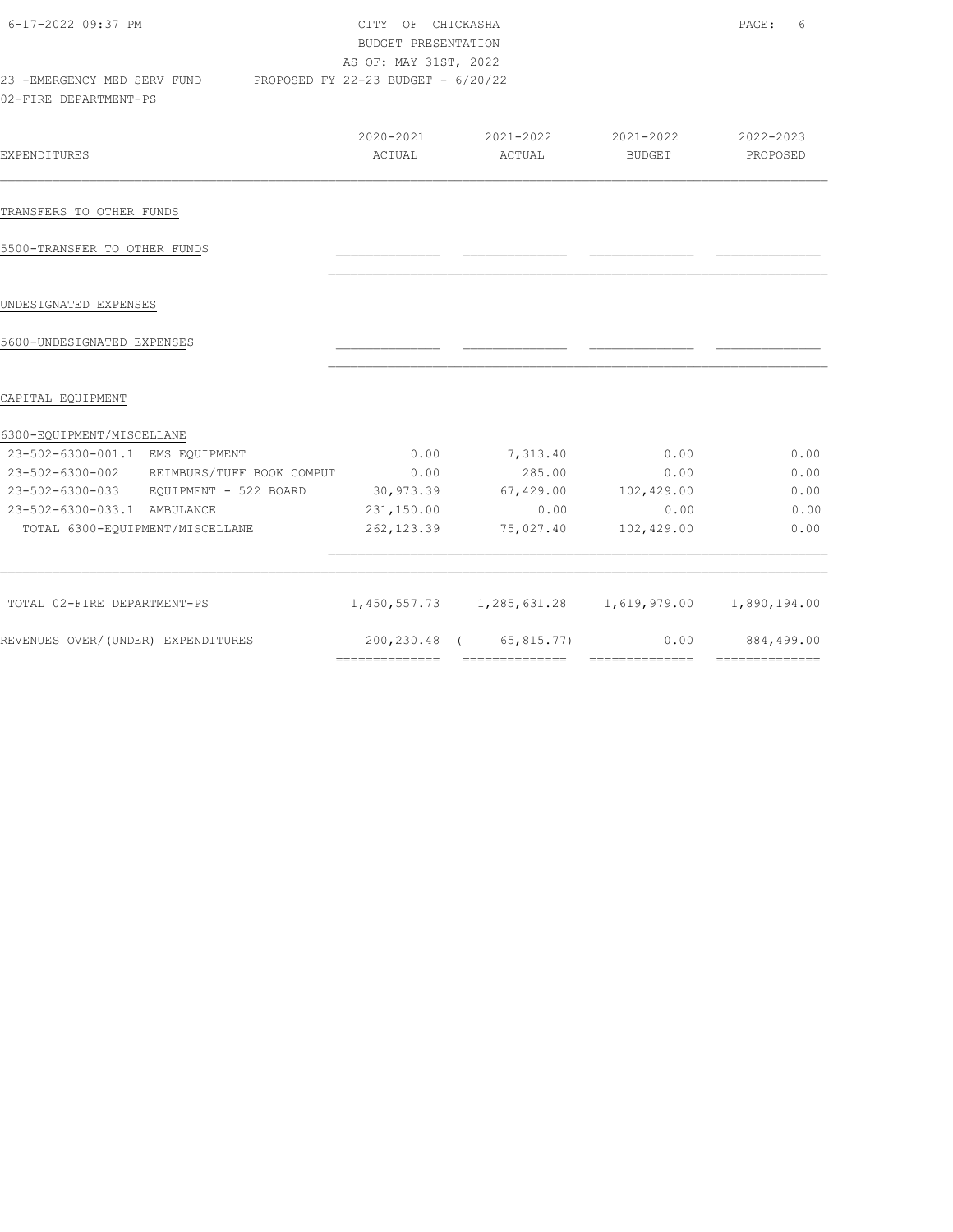CITY OF CHICKASHA
BUDGET PRESENTATION
AS OF: MAY 31ST, 2022

23 -EMERGENCY MED SERV FUND — PROPOSED FY 22-23 BUDGET - 6/20/22

02-FIRE DEPARTMENT-PS

| EXPENDITURES | 2020-2021 ACTUAL | 2021-2022 ACTUAL | 2021-2022 BUDGET | 2022-2023 PROPOSED |
|---|---|---|---|---|
| **TRANSFERS TO OTHER FUNDS** | | | | |
| 5500-TRANSFER TO OTHER FUNDS | | | | |
| **UNDESIGNATED EXPENSES** | | | | |
| 5600-UNDESIGNATED EXPENSES | | | | |
| **CAPITAL EQUIPMENT** | | | | |
| 6300-EQUIPMENT/MISCELLANE | | | | |
| 23-502-6300-001.1 EMS EQUIPMENT | 0.00 | 7,313.40 | 0.00 | 0.00 |
| 23-502-6300-002 REIMBURS/TUFF BOOK COMPUT | 0.00 | 285.00 | 0.00 | 0.00 |
| 23-502-6300-033 EQUIPMENT - 522 BOARD | 30,973.39 | 67,429.00 | 102,429.00 | 0.00 |
| 23-502-6300-033.1 AMBULANCE | 231,150.00 | 0.00 | 0.00 | 0.00 |
| TOTAL 6300-EQUIPMENT/MISCELLANE | 262,123.39 | 75,027.40 | 102,429.00 | 0.00 |
| TOTAL 02-FIRE DEPARTMENT-PS | 1,450,557.73 | 1,285,631.28 | 1,619,979.00 | 1,890,194.00 |
| REVENUES OVER/(UNDER) EXPENDITURES | 200,230.48 | ( 65,815.77) | 0.00 | 884,499.00 |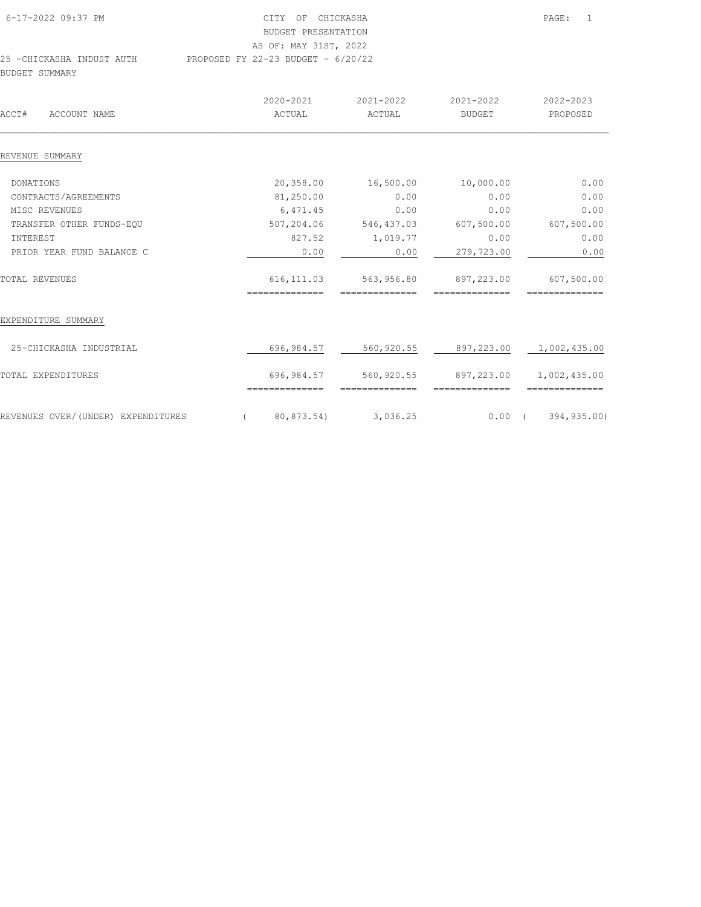CITY OF CHICKASHA
BUDGET PRESENTATION
AS OF: MAY 31ST, 2022

25 -CHICKASHA INDUST AUTH — PROPOSED FY 22-23 BUDGET - 6/20/22

BUDGET SUMMARY

| ACCT# ACCOUNT NAME | 2020-2021 ACTUAL | 2021-2022 ACTUAL | 2021-2022 BUDGET | 2022-2023 PROPOSED |
|---|---|---|---|---|
| **REVENUE SUMMARY** | | | | |
| DONATIONS | 20,358.00 | 16,500.00 | 10,000.00 | 0.00 |
| CONTRACTS/AGREEMENTS | 81,250.00 | 0.00 | 0.00 | 0.00 |
| MISC REVENUES | 6,471.45 | 0.00 | 0.00 | 0.00 |
| TRANSFER OTHER FUNDS-EQU | 507,204.06 | 546,437.03 | 607,500.00 | 607,500.00 |
| INTEREST | 827.52 | 1,019.77 | 0.00 | 0.00 |
| PRIOR YEAR FUND BALANCE C | 0.00 | 0.00 | 279,723.00 | 0.00 |
| TOTAL REVENUES | 616,111.03 | 563,956.80 | 897,223.00 | 607,500.00 |
| **EXPENDITURE SUMMARY** | | | | |
| 25-CHICKASHA INDUSTRIAL | 696,984.57 | 560,920.55 | 897,223.00 | 1,002,435.00 |
| TOTAL EXPENDITURES | 696,984.57 | 560,920.55 | 897,223.00 | 1,002,435.00 |
| REVENUES OVER/(UNDER) EXPENDITURES | ( 80,873.54) | 3,036.25 | 0.00 | ( 394,935.00) |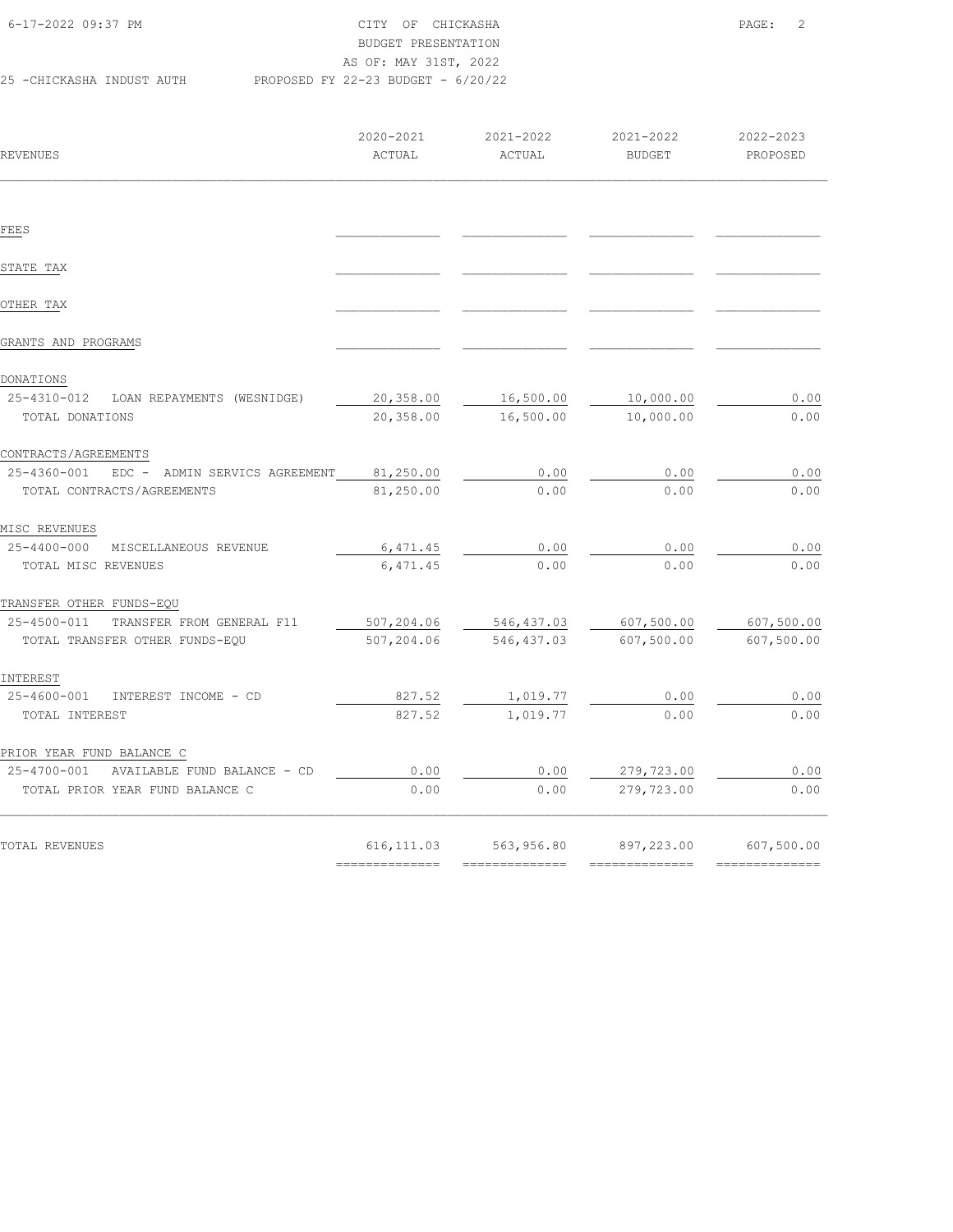CITY OF CHICKASHA
BUDGET PRESENTATION
AS OF: MAY 31ST, 2022

25 -CHICKASHA INDUST AUTH — PROPOSED FY 22-23 BUDGET - 6/20/22

| REVENUES | 2020-2021 ACTUAL | 2021-2022 ACTUAL | 2021-2022 BUDGET | 2022-2023 PROPOSED |
|---|---|---|---|---|
| FEES | | | | |
| STATE TAX | | | | |
| OTHER TAX | | | | |
| GRANTS AND PROGRAMS | | | | |
| DONATIONS | | | | |
| 25-4310-012 LOAN REPAYMENTS (WESNIDGE) | 20,358.00 | 16,500.00 | 10,000.00 | 0.00 |
| TOTAL DONATIONS | 20,358.00 | 16,500.00 | 10,000.00 | 0.00 |
| CONTRACTS/AGREEMENTS | | | | |
| 25-4360-001 EDC - ADMIN SERVICS AGREEMENT | 81,250.00 | 0.00 | 0.00 | 0.00 |
| TOTAL CONTRACTS/AGREEMENTS | 81,250.00 | 0.00 | 0.00 | 0.00 |
| MISC REVENUES | | | | |
| 25-4400-000 MISCELLANEOUS REVENUE | 6,471.45 | 0.00 | 0.00 | 0.00 |
| TOTAL MISC REVENUES | 6,471.45 | 0.00 | 0.00 | 0.00 |
| TRANSFER OTHER FUNDS-EQU | | | | |
| 25-4500-011 TRANSFER FROM GENERAL F11 | 507,204.06 | 546,437.03 | 607,500.00 | 607,500.00 |
| TOTAL TRANSFER OTHER FUNDS-EQU | 507,204.06 | 546,437.03 | 607,500.00 | 607,500.00 |
| INTEREST | | | | |
| 25-4600-001 INTEREST INCOME - CD | 827.52 | 1,019.77 | 0.00 | 0.00 |
| TOTAL INTEREST | 827.52 | 1,019.77 | 0.00 | 0.00 |
| PRIOR YEAR FUND BALANCE C | | | | |
| 25-4700-001 AVAILABLE FUND BALANCE - CD | 0.00 | 0.00 | 279,723.00 | 0.00 |
| TOTAL PRIOR YEAR FUND BALANCE C | 0.00 | 0.00 | 279,723.00 | 0.00 |
| TOTAL REVENUES | 616,111.03 | 563,956.80 | 897,223.00 | 607,500.00 |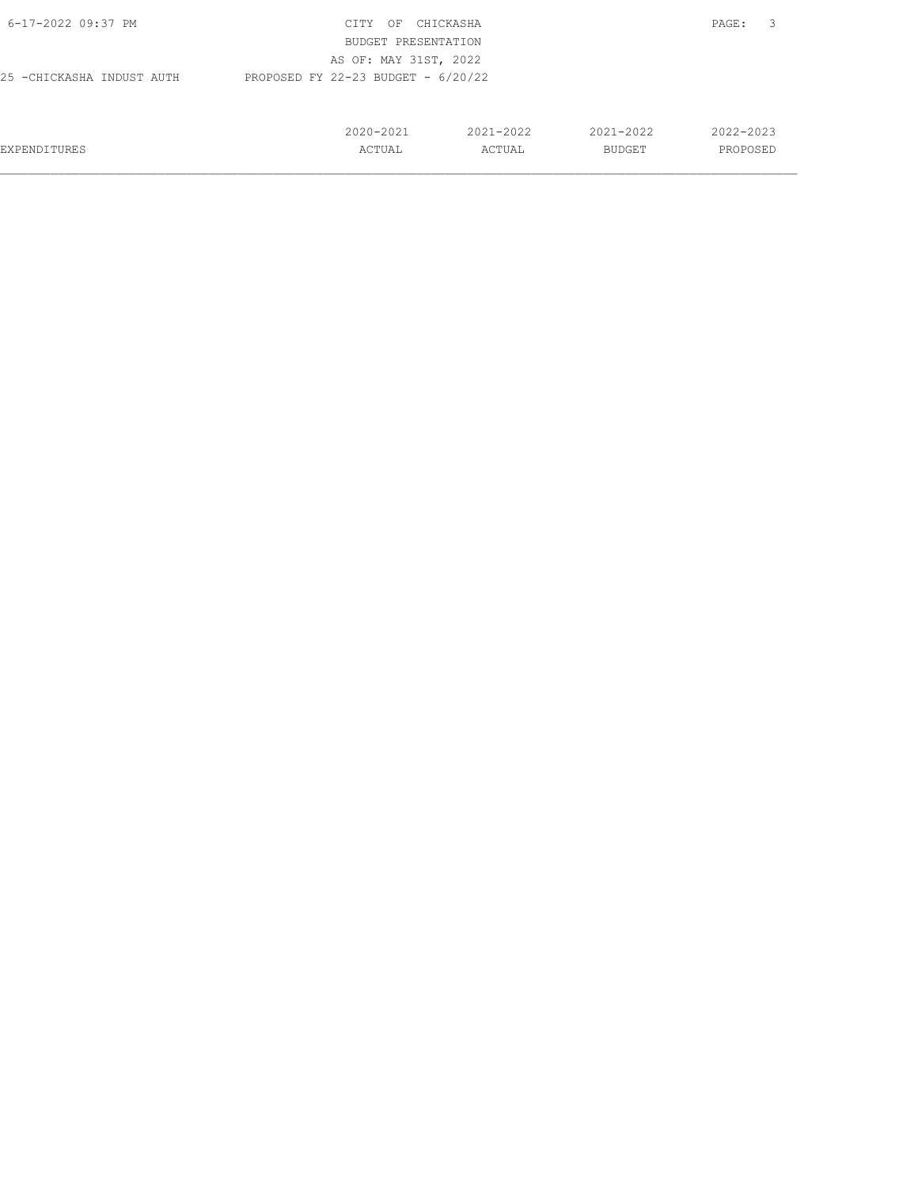CITY OF CHICKASHA
BUDGET PRESENTATION
AS OF: MAY 31ST, 2022

25 -CHICKASHA INDUST AUTH PROPOSED FY 22-23 BUDGET - 6/20/22

| EXPENDITURES | 2020-2021 ACTUAL | 2021-2022 ACTUAL | 2021-2022 BUDGET | 2022-2023 PROPOSED |
|---|---|---|---|---|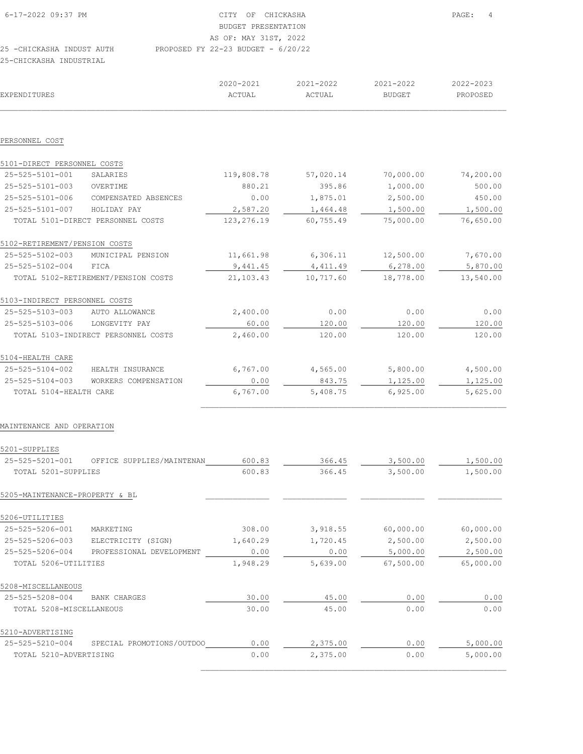CITY OF CHICKASHA
BUDGET PRESENTATION
AS OF: MAY 31ST, 2022

25 -CHICKASHA INDUST AUTH    PROPOSED FY 22-23 BUDGET - 6/20/22

25-CHICKASHA INDUSTRIAL

| EXPENDITURES | | 2020-2021 ACTUAL | 2021-2022 ACTUAL | 2021-2022 BUDGET | 2022-2023 PROPOSED |
|---|---|---|---|---|---|
| PERSONNEL COST | | | | | |
| 5101-DIRECT PERSONNEL COSTS | | | | | |
| 25-525-5101-001 | SALARIES | 119,808.78 | 57,020.14 | 70,000.00 | 74,200.00 |
| 25-525-5101-003 | OVERTIME | 880.21 | 395.86 | 1,000.00 | 500.00 |
| 25-525-5101-006 | COMPENSATED ABSENCES | 0.00 | 1,875.01 | 2,500.00 | 450.00 |
| 25-525-5101-007 | HOLIDAY PAY | 2,587.20 | 1,464.48 | 1,500.00 | 1,500.00 |
| TOTAL 5101-DIRECT PERSONNEL COSTS | | 123,276.19 | 60,755.49 | 75,000.00 | 76,650.00 |
| 5102-RETIREMENT/PENSION COSTS | | | | | |
| 25-525-5102-003 | MUNICIPAL PENSION | 11,661.98 | 6,306.11 | 12,500.00 | 7,670.00 |
| 25-525-5102-004 | FICA | 9,441.45 | 4,411.49 | 6,278.00 | 5,870.00 |
| TOTAL 5102-RETIREMENT/PENSION COSTS | | 21,103.43 | 10,717.60 | 18,778.00 | 13,540.00 |
| 5103-INDIRECT PERSONNEL COSTS | | | | | |
| 25-525-5103-003 | AUTO ALLOWANCE | 2,400.00 | 0.00 | 0.00 | 0.00 |
| 25-525-5103-006 | LONGEVITY PAY | 60.00 | 120.00 | 120.00 | 120.00 |
| TOTAL 5103-INDIRECT PERSONNEL COSTS | | 2,460.00 | 120.00 | 120.00 | 120.00 |
| 5104-HEALTH CARE | | | | | |
| 25-525-5104-002 | HEALTH INSURANCE | 6,767.00 | 4,565.00 | 5,800.00 | 4,500.00 |
| 25-525-5104-003 | WORKERS COMPENSATION | 0.00 | 843.75 | 1,125.00 | 1,125.00 |
| TOTAL 5104-HEALTH CARE | | 6,767.00 | 5,408.75 | 6,925.00 | 5,625.00 |
| MAINTENANCE AND OPERATION | | | | | |
| 5201-SUPPLIES | | | | | |
| 25-525-5201-001 | OFFICE SUPPLIES/MAINTENAN | 600.83 | 366.45 | 3,500.00 | 1,500.00 |
| TOTAL 5201-SUPPLIES | | 600.83 | 366.45 | 3,500.00 | 1,500.00 |
| 5205-MAINTENANCE-PROPERTY & BL | | | | | |
| 5206-UTILITIES | | | | | |
| 25-525-5206-001 | MARKETING | 308.00 | 3,918.55 | 60,000.00 | 60,000.00 |
| 25-525-5206-003 | ELECTRICITY (SIGN) | 1,640.29 | 1,720.45 | 2,500.00 | 2,500.00 |
| 25-525-5206-004 | PROFESSIONAL DEVELOPMENT | 0.00 | 0.00 | 5,000.00 | 2,500.00 |
| TOTAL 5206-UTILITIES | | 1,948.29 | 5,639.00 | 67,500.00 | 65,000.00 |
| 5208-MISCELLANEOUS | | | | | |
| 25-525-5208-004 | BANK CHARGES | 30.00 | 45.00 | 0.00 | 0.00 |
| TOTAL 5208-MISCELLANEOUS | | 30.00 | 45.00 | 0.00 | 0.00 |
| 5210-ADVERTISING | | | | | |
| 25-525-5210-004 | SPECIAL PROMOTIONS/OUTDOO | 0.00 | 2,375.00 | 0.00 | 5,000.00 |
| TOTAL 5210-ADVERTISING | | 0.00 | 2,375.00 | 0.00 | 5,000.00 |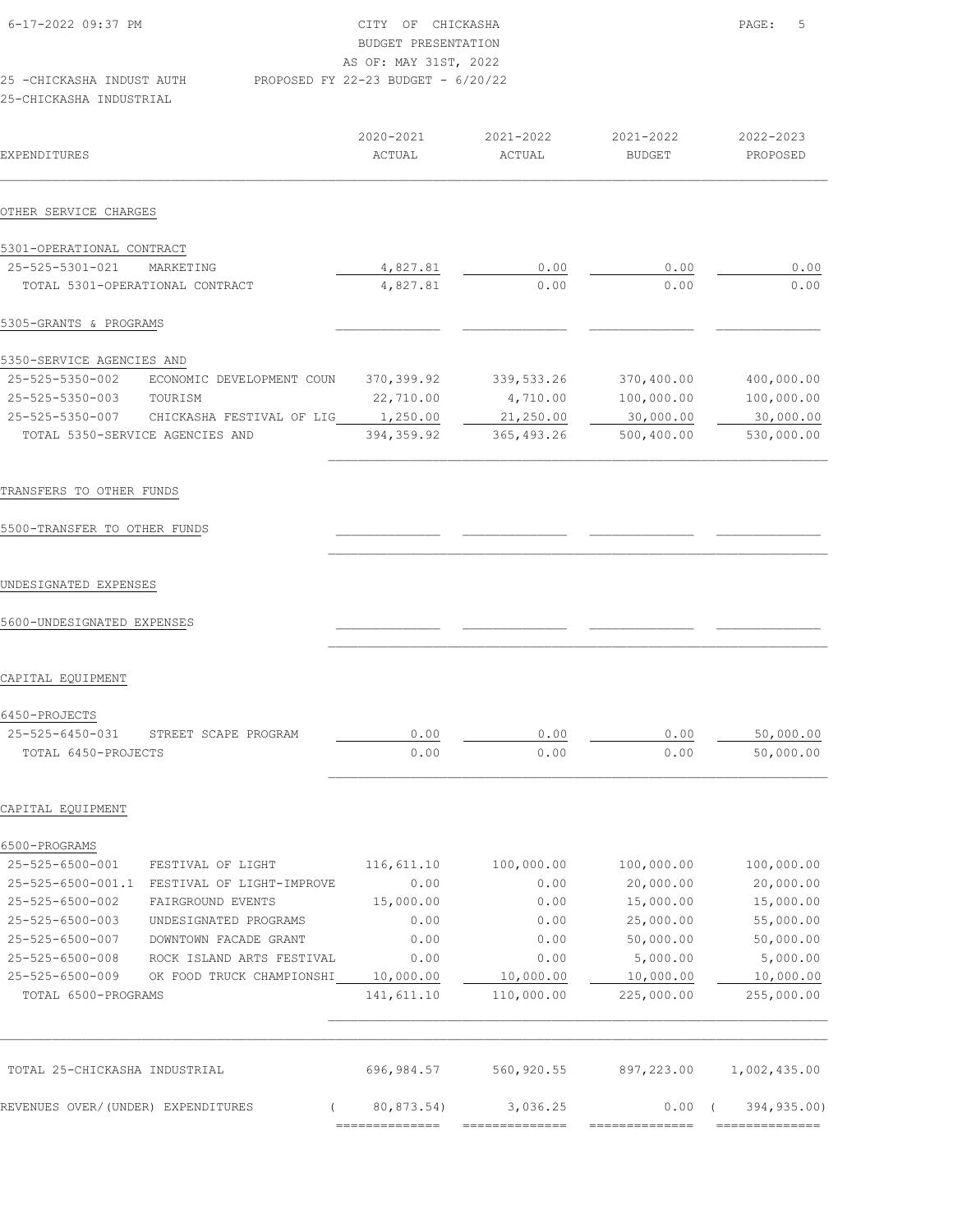CITY OF CHICKASHA
BUDGET PRESENTATION
AS OF: MAY 31ST, 2022
PROPOSED FY 22-23 BUDGET - 6/20/22

25 -CHICKASHA INDUST AUTH
25-CHICKASHA INDUSTRIAL

| EXPENDITURES | | 2020-2021 ACTUAL | 2021-2022 ACTUAL | 2021-2022 BUDGET | 2022-2023 PROPOSED |
|---|---|---|---|---|---|
| **OTHER SERVICE CHARGES** | | | | | |
| 5301-OPERATIONAL CONTRACT | | | | | |
| 25-525-5301-021 | MARKETING | 4,827.81 | 0.00 | 0.00 | 0.00 |
| TOTAL 5301-OPERATIONAL CONTRACT | | 4,827.81 | 0.00 | 0.00 | 0.00 |
| 5305-GRANTS & PROGRAMS | | | | | |
| 5350-SERVICE AGENCIES AND | | | | | |
| 25-525-5350-002 | ECONOMIC DEVELOPMENT COUN | 370,399.92 | 339,533.26 | 370,400.00 | 400,000.00 |
| 25-525-5350-003 | TOURISM | 22,710.00 | 4,710.00 | 100,000.00 | 100,000.00 |
| 25-525-5350-007 | CHICKASHA FESTIVAL OF LIG | 1,250.00 | 21,250.00 | 30,000.00 | 30,000.00 |
| TOTAL 5350-SERVICE AGENCIES AND | | 394,359.92 | 365,493.26 | 500,400.00 | 530,000.00 |
| **TRANSFERS TO OTHER FUNDS** | | | | | |
| 5500-TRANSFER TO OTHER FUNDS | | | | | |
| **UNDESIGNATED EXPENSES** | | | | | |
| 5600-UNDESIGNATED EXPENSES | | | | | |
| **CAPITAL EQUIPMENT** | | | | | |
| 6450-PROJECTS | | | | | |
| 25-525-6450-031 | STREET SCAPE PROGRAM | 0.00 | 0.00 | 0.00 | 50,000.00 |
| TOTAL 6450-PROJECTS | | 0.00 | 0.00 | 0.00 | 50,000.00 |
| **CAPITAL EQUIPMENT** | | | | | |
| 6500-PROGRAMS | | | | | |
| 25-525-6500-001 | FESTIVAL OF LIGHT | 116,611.10 | 100,000.00 | 100,000.00 | 100,000.00 |
| 25-525-6500-001.1 | FESTIVAL OF LIGHT-IMPROVE | 0.00 | 0.00 | 20,000.00 | 20,000.00 |
| 25-525-6500-002 | FAIRGROUND EVENTS | 15,000.00 | 0.00 | 15,000.00 | 15,000.00 |
| 25-525-6500-003 | UNDESIGNATED PROGRAMS | 0.00 | 0.00 | 25,000.00 | 55,000.00 |
| 25-525-6500-007 | DOWNTOWN FACADE GRANT | 0.00 | 0.00 | 50,000.00 | 50,000.00 |
| 25-525-6500-008 | ROCK ISLAND ARTS FESTIVAL | 0.00 | 0.00 | 5,000.00 | 5,000.00 |
| 25-525-6500-009 | OK FOOD TRUCK CHAMPIONSHI | 10,000.00 | 10,000.00 | 10,000.00 | 10,000.00 |
| TOTAL 6500-PROGRAMS | | 141,611.10 | 110,000.00 | 225,000.00 | 255,000.00 |
| TOTAL 25-CHICKASHA INDUSTRIAL | | 696,984.57 | 560,920.55 | 897,223.00 | 1,002,435.00 |
| REVENUES OVER/(UNDER) EXPENDITURES | | ( 80,873.54) | 3,036.25 | 0.00 | ( 394,935.00) |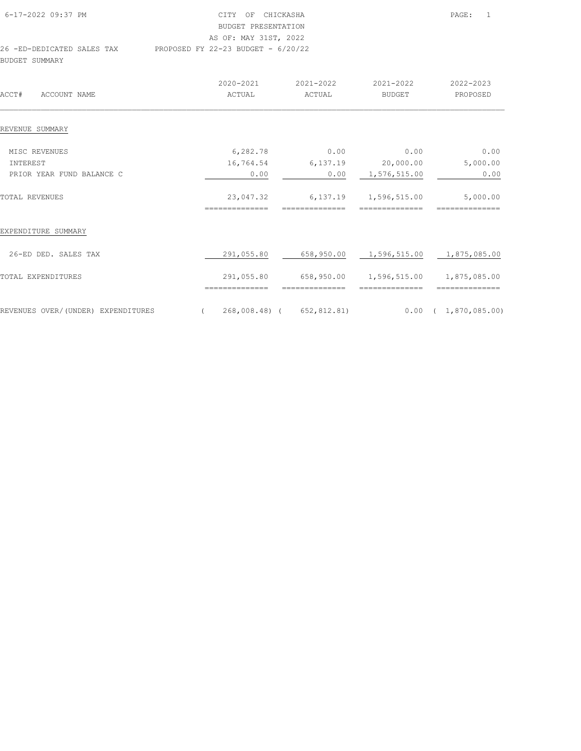CITY OF CHICKASHA
BUDGET PRESENTATION
AS OF: MAY 31ST, 2022

26 -ED-DEDICATED SALES TAX — PROPOSED FY 22-23 BUDGET - 6/20/22

BUDGET SUMMARY

| ACCT# ACCOUNT NAME | 2020-2021 ACTUAL | 2021-2022 ACTUAL | 2021-2022 BUDGET | 2022-2023 PROPOSED |
|---|---|---|---|---|
| REVENUE SUMMARY | | | | |
| MISC REVENUES | 6,282.78 | 0.00 | 0.00 | 0.00 |
| INTEREST | 16,764.54 | 6,137.19 | 20,000.00 | 5,000.00 |
| PRIOR YEAR FUND BALANCE C | 0.00 | 0.00 | 1,576,515.00 | 0.00 |
| TOTAL REVENUES | 23,047.32 | 6,137.19 | 1,596,515.00 | 5,000.00 |
| EXPENDITURE SUMMARY | | | | |
| 26-ED DED. SALES TAX | 291,055.80 | 658,950.00 | 1,596,515.00 | 1,875,085.00 |
| TOTAL EXPENDITURES | 291,055.80 | 658,950.00 | 1,596,515.00 | 1,875,085.00 |
| REVENUES OVER/(UNDER) EXPENDITURES | ( 268,008.48) | ( 652,812.81) | 0.00 | ( 1,870,085.00) |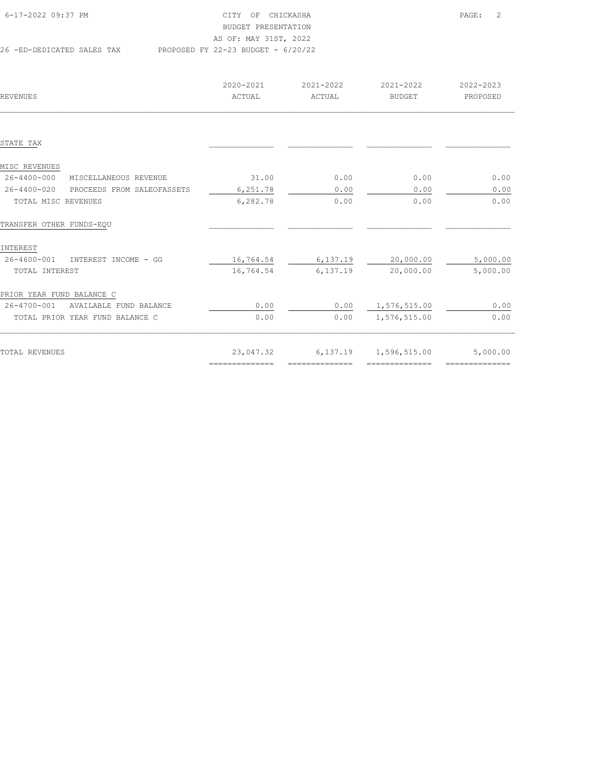CITY OF CHICKASHA
BUDGET PRESENTATION
AS OF: MAY 31ST, 2022

26 -ED-DEDICATED SALES TAX — PROPOSED FY 22-23 BUDGET - 6/20/22

| REVENUES | 2020-2021 ACTUAL | 2021-2022 ACTUAL | 2021-2022 BUDGET | 2022-2023 PROPOSED |
|---|---|---|---|---|
| STATE TAX | | | | |
| MISC REVENUES | | | | |
| 26-4400-000 MISCELLANEOUS REVENUE | 31.00 | 0.00 | 0.00 | 0.00 |
| 26-4400-020 PROCEEDS FROM SALEOFASSETS | 6,251.78 | 0.00 | 0.00 | 0.00 |
| TOTAL MISC REVENUES | 6,282.78 | 0.00 | 0.00 | 0.00 |
| TRANSFER OTHER FUNDS-EQU | | | | |
| INTEREST | | | | |
| 26-4600-001 INTEREST INCOME - GG | 16,764.54 | 6,137.19 | 20,000.00 | 5,000.00 |
| TOTAL INTEREST | 16,764.54 | 6,137.19 | 20,000.00 | 5,000.00 |
| PRIOR YEAR FUND BALANCE C | | | | |
| 26-4700-001 AVAILABLE FUND BALANCE | 0.00 | 0.00 | 1,576,515.00 | 0.00 |
| TOTAL PRIOR YEAR FUND BALANCE C | 0.00 | 0.00 | 1,576,515.00 | 0.00 |
| TOTAL REVENUES | 23,047.32 | 6,137.19 | 1,596,515.00 | 5,000.00 |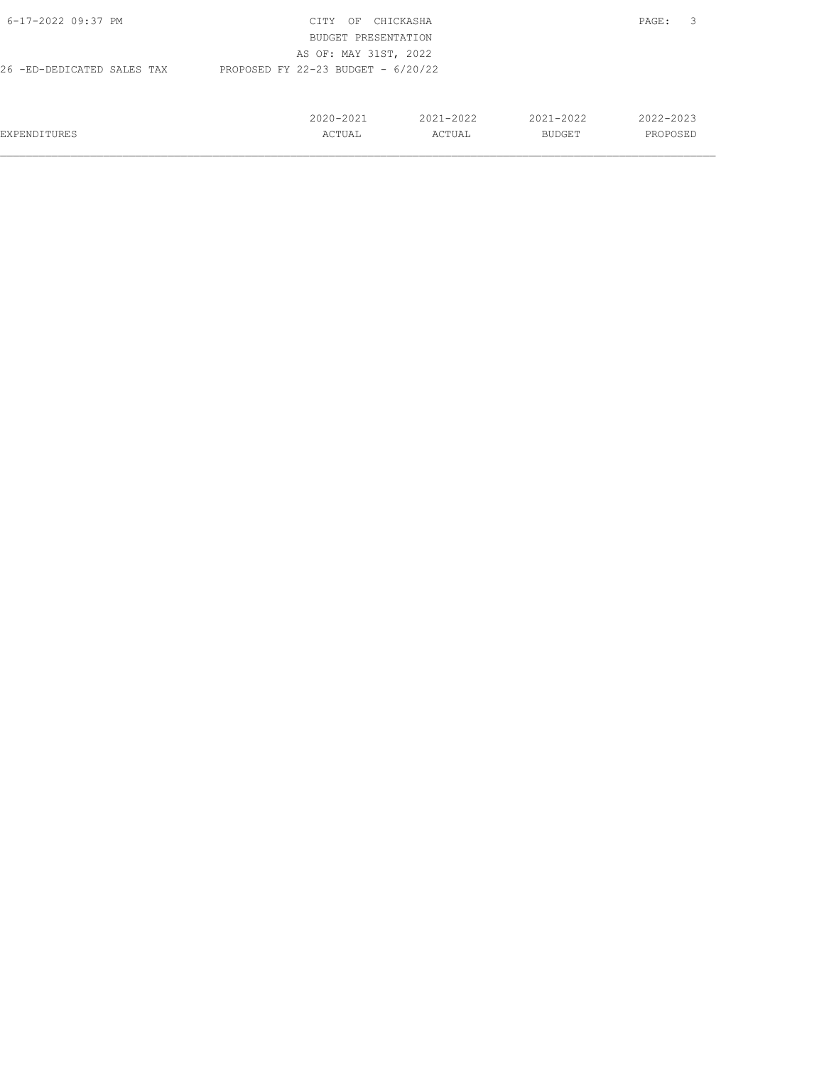26 -ED-DEDICATED SALES TAX PROPOSED FY 22-23 BUDGET - 6/20/22

| EXPENDITURES | 2020-2021 ACTUAL | 2021-2022 ACTUAL | 2021-2022 BUDGET | 2022-2023 PROPOSED |
|---|---|---|---|---|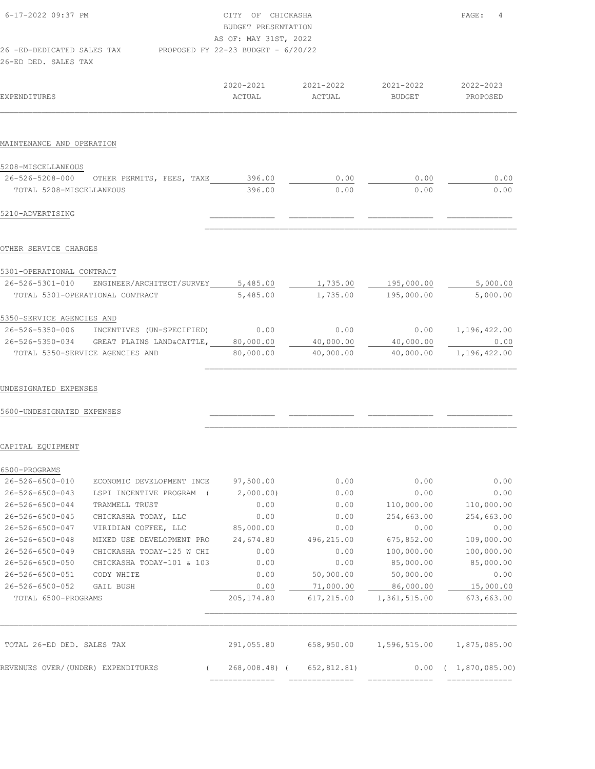CITY OF CHICKASHA
BUDGET PRESENTATION
AS OF: MAY 31ST, 2022
PROPOSED FY 22-23 BUDGET - 6/20/22

26 -ED-DEDICATED SALES TAX
26-ED DED. SALES TAX

| EXPENDITURES | | 2020-2021 ACTUAL | 2021-2022 ACTUAL | 2021-2022 BUDGET | 2022-2023 PROPOSED |
|---|---|---|---|---|---|
| **MAINTENANCE AND OPERATION** | | | | | |
| 5208-MISCELLANEOUS | | | | | |
| 26-526-5208-000 | OTHER PERMITS, FEES, TAXE | 396.00 | 0.00 | 0.00 | 0.00 |
| TOTAL 5208-MISCELLANEOUS | | 396.00 | 0.00 | 0.00 | 0.00 |
| 5210-ADVERTISING | | | | | |
| **OTHER SERVICE CHARGES** | | | | | |
| 5301-OPERATIONAL CONTRACT | | | | | |
| 26-526-5301-010 | ENGINEER/ARCHITECT/SURVEY | 5,485.00 | 1,735.00 | 195,000.00 | 5,000.00 |
| TOTAL 5301-OPERATIONAL CONTRACT | | 5,485.00 | 1,735.00 | 195,000.00 | 5,000.00 |
| 5350-SERVICE AGENCIES AND | | | | | |
| 26-526-5350-006 | INCENTIVES (UN-SPECIFIED) | 0.00 | 0.00 | 0.00 | 1,196,422.00 |
| 26-526-5350-034 | GREAT PLAINS LAND&CATTLE, | 80,000.00 | 40,000.00 | 40,000.00 | 0.00 |
| TOTAL 5350-SERVICE AGENCIES AND | | 80,000.00 | 40,000.00 | 40,000.00 | 1,196,422.00 |
| **UNDESIGNATED EXPENSES** | | | | | |
| 5600-UNDESIGNATED EXPENSES | | | | | |
| **CAPITAL EQUIPMENT** | | | | | |
| 6500-PROGRAMS | | | | | |
| 26-526-6500-010 | ECONOMIC DEVELOPMENT INCE | 97,500.00 | 0.00 | 0.00 | 0.00 |
| 26-526-6500-043 | LSPI INCENTIVE PROGRAM ( | 2,000.00) | 0.00 | 0.00 | 0.00 |
| 26-526-6500-044 | TRAMMELL TRUST | 0.00 | 0.00 | 110,000.00 | 110,000.00 |
| 26-526-6500-045 | CHICKASHA TODAY, LLC | 0.00 | 0.00 | 254,663.00 | 254,663.00 |
| 26-526-6500-047 | VIRIDIAN COFFEE, LLC | 85,000.00 | 0.00 | 0.00 | 0.00 |
| 26-526-6500-048 | MIXED USE DEVELOPMENT PRO | 24,674.80 | 496,215.00 | 675,852.00 | 109,000.00 |
| 26-526-6500-049 | CHICKASHA TODAY-125 W CHI | 0.00 | 0.00 | 100,000.00 | 100,000.00 |
| 26-526-6500-050 | CHICKASHA TODAY-101 & 103 | 0.00 | 0.00 | 85,000.00 | 85,000.00 |
| 26-526-6500-051 | CODY WHITE | 0.00 | 50,000.00 | 50,000.00 | 0.00 |
| 26-526-6500-052 | GAIL BUSH | 0.00 | 71,000.00 | 86,000.00 | 15,000.00 |
| TOTAL 6500-PROGRAMS | | 205,174.80 | 617,215.00 | 1,361,515.00 | 673,663.00 |
| TOTAL 26-ED DED. SALES TAX | | 291,055.80 | 658,950.00 | 1,596,515.00 | 1,875,085.00 |
| REVENUES OVER/(UNDER) EXPENDITURES | | ( 268,008.48) | ( 652,812.81) | 0.00 | ( 1,870,085.00) |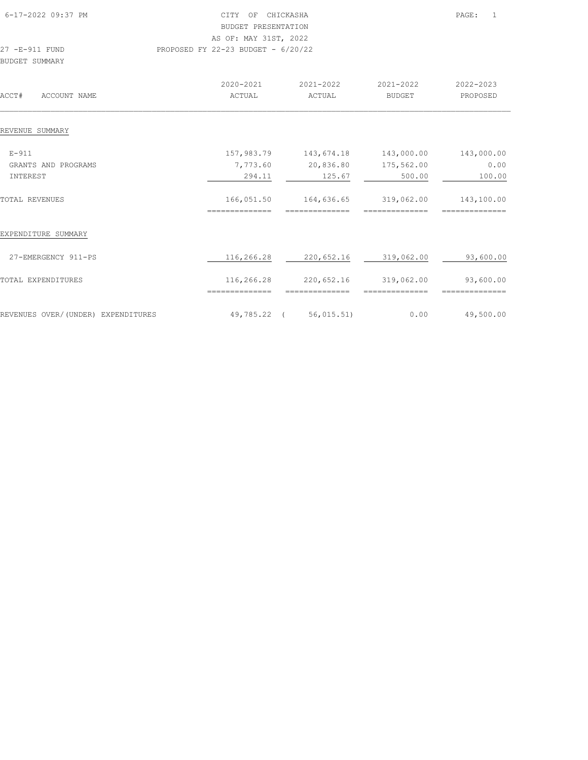CITY OF CHICKASHA
BUDGET PRESENTATION
AS OF: MAY 31ST, 2022

27 -E-911 FUND
PROPOSED FY 22-23 BUDGET - 6/20/22

BUDGET SUMMARY

| ACCT# ACCOUNT NAME | 2020-2021 ACTUAL | 2021-2022 ACTUAL | 2021-2022 BUDGET | 2022-2023 PROPOSED |
|---|---|---|---|---|
| **REVENUE SUMMARY** | | | | |
| E-911 | 157,983.79 | 143,674.18 | 143,000.00 | 143,000.00 |
| GRANTS AND PROGRAMS | 7,773.60 | 20,836.80 | 175,562.00 | 0.00 |
| INTEREST | 294.11 | 125.67 | 500.00 | 100.00 |
| TOTAL REVENUES | 166,051.50 | 164,636.65 | 319,062.00 | 143,100.00 |
| **EXPENDITURE SUMMARY** | | | | |
| 27-EMERGENCY 911-PS | 116,266.28 | 220,652.16 | 319,062.00 | 93,600.00 |
| TOTAL EXPENDITURES | 116,266.28 | 220,652.16 | 319,062.00 | 93,600.00 |
| REVENUES OVER/(UNDER) EXPENDITURES | 49,785.22 | ( 56,015.51) | 0.00 | 49,500.00 |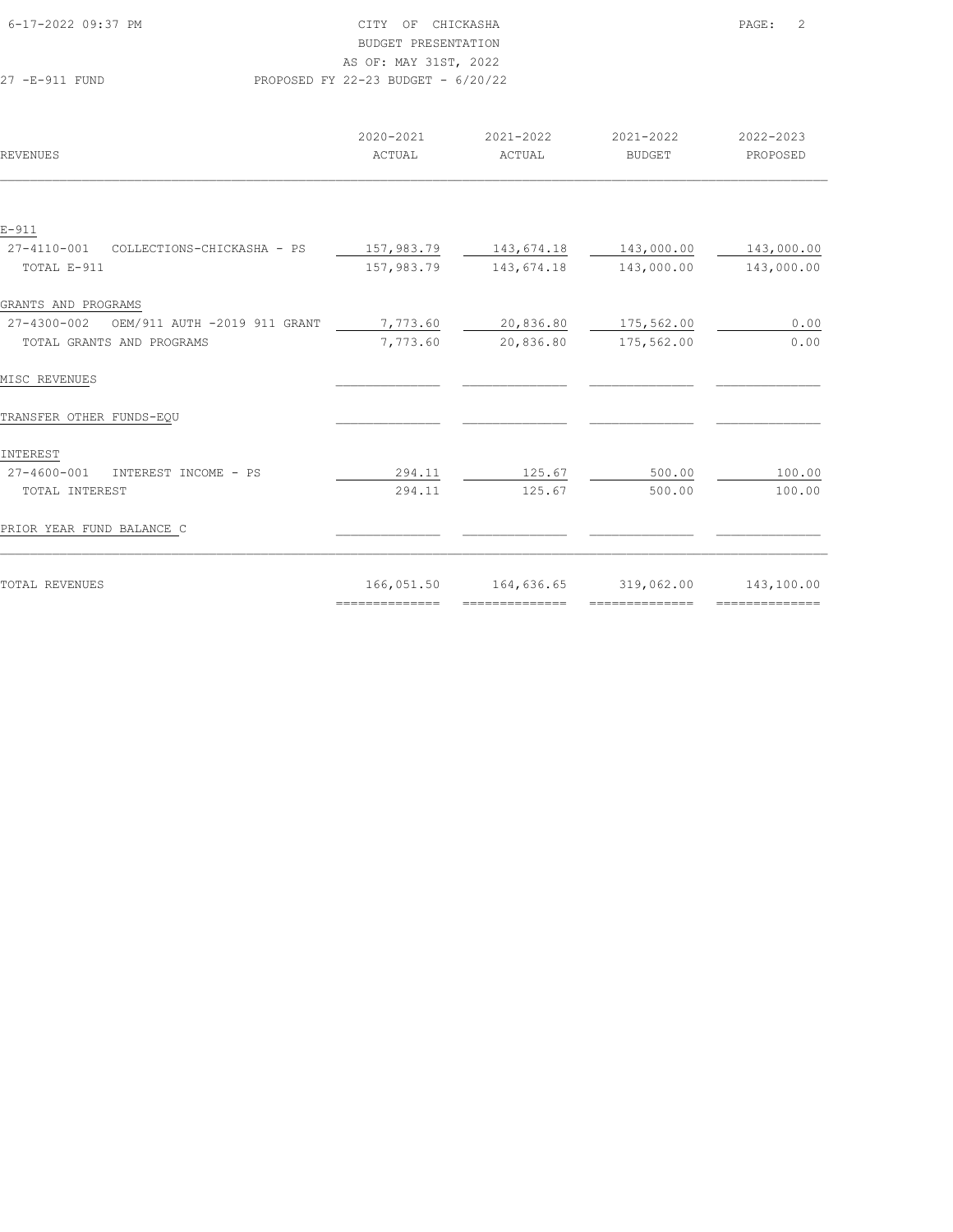CITY OF CHICKASHA
BUDGET PRESENTATION
AS OF: MAY 31ST, 2022

27 -E-911 FUND — PROPOSED FY 22-23 BUDGET - 6/20/22

| REVENUES | 2020-2021 ACTUAL | 2021-2022 ACTUAL | 2021-2022 BUDGET | 2022-2023 PROPOSED |
|---|---|---|---|---|
| **E-911** | | | | |
| 27-4110-001 COLLECTIONS-CHICKASHA - PS | 157,983.79 | 143,674.18 | 143,000.00 | 143,000.00 |
| TOTAL E-911 | 157,983.79 | 143,674.18 | 143,000.00 | 143,000.00 |
| **GRANTS AND PROGRAMS** | | | | |
| 27-4300-002 OEM/911 AUTH -2019 911 GRANT | 7,773.60 | 20,836.80 | 175,562.00 | 0.00 |
| TOTAL GRANTS AND PROGRAMS | 7,773.60 | 20,836.80 | 175,562.00 | 0.00 |
| **MISC REVENUES** | | | | |
| **TRANSFER OTHER FUNDS-EQU** | | | | |
| **INTEREST** | | | | |
| 27-4600-001 INTEREST INCOME - PS | 294.11 | 125.67 | 500.00 | 100.00 |
| TOTAL INTEREST | 294.11 | 125.67 | 500.00 | 100.00 |
| **PRIOR YEAR FUND BALANCE C** | | | | |
| TOTAL REVENUES | 166,051.50 | 164,636.65 | 319,062.00 | 143,100.00 |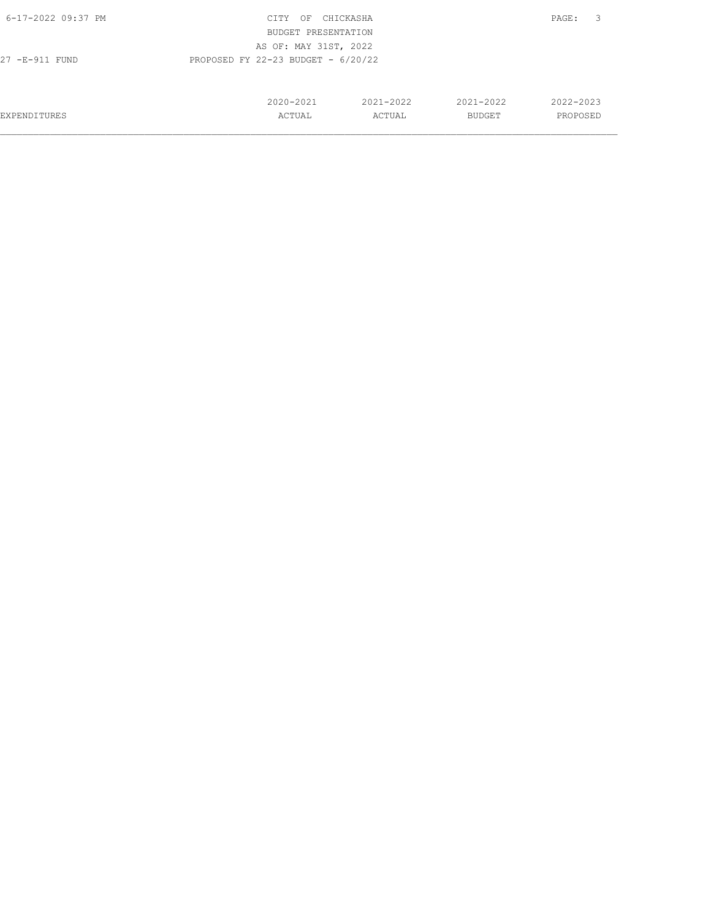27 -E-911 FUND

PROPOSED FY 22-23 BUDGET - 6/20/22

| EXPENDITURES | 2020-2021 ACTUAL | 2021-2022 ACTUAL | 2021-2022 BUDGET | 2022-2023 PROPOSED |
|---|---|---|---|---|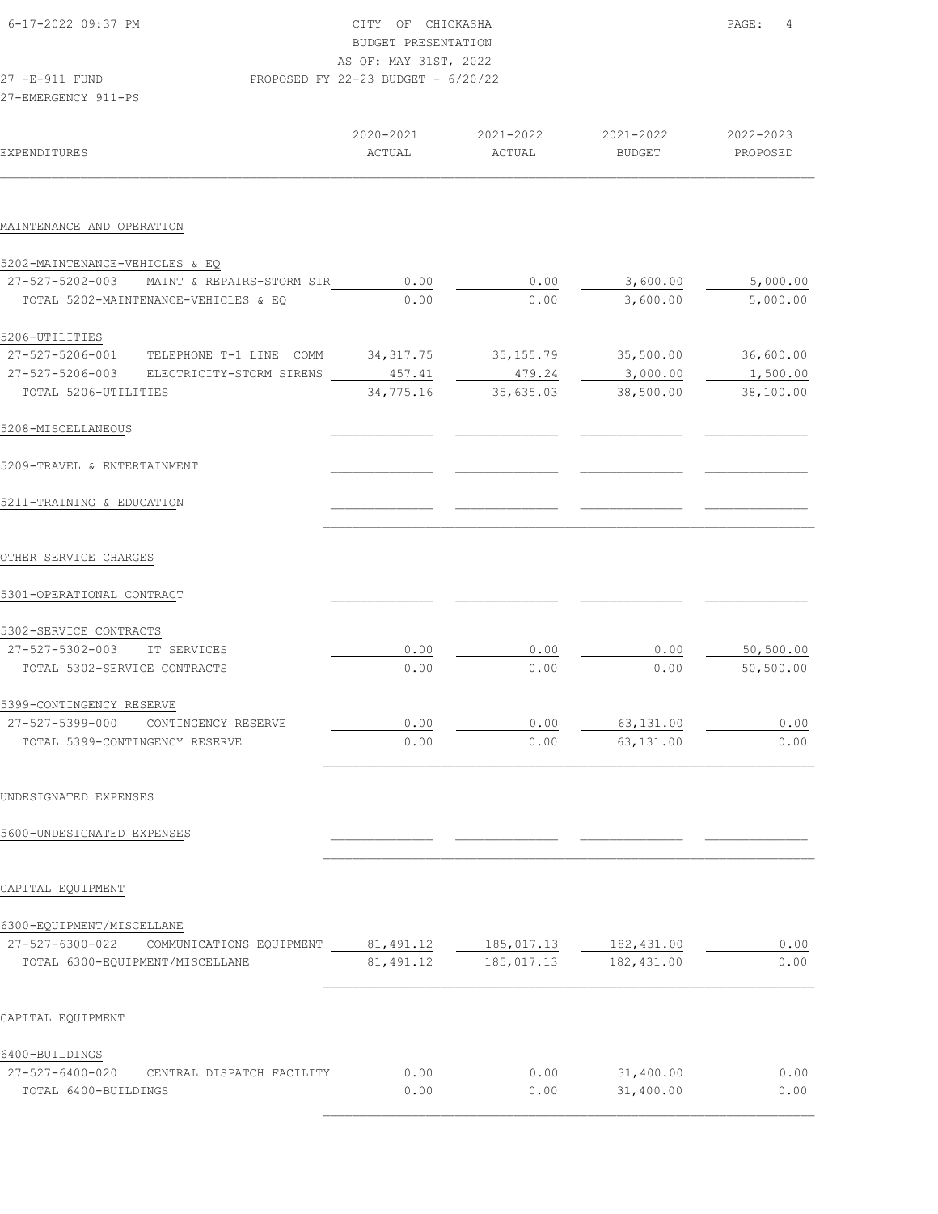CITY OF CHICKASHA
BUDGET PRESENTATION
AS OF: MAY 31ST, 2022
PROPOSED FY 22-23 BUDGET - 6/20/22

27 -E-911 FUND
27-EMERGENCY 911-PS

| EXPENDITURES | 2020-2021 ACTUAL | 2021-2022 ACTUAL | 2021-2022 BUDGET | 2022-2023 PROPOSED |
|---|---|---|---|---|
| **MAINTENANCE AND OPERATION** | | | | |
| 5202-MAINTENANCE-VEHICLES & EQ | | | | |
| 27-527-5202-003 MAINT & REPAIRS-STORM SIR | 0.00 | 0.00 | 3,600.00 | 5,000.00 |
| TOTAL 5202-MAINTENANCE-VEHICLES & EQ | 0.00 | 0.00 | 3,600.00 | 5,000.00 |
| 5206-UTILITIES | | | | |
| 27-527-5206-001 TELEPHONE T-1 LINE COMM | 34,317.75 | 35,155.79 | 35,500.00 | 36,600.00 |
| 27-527-5206-003 ELECTRICITY-STORM SIRENS | 457.41 | 479.24 | 3,000.00 | 1,500.00 |
| TOTAL 5206-UTILITIES | 34,775.16 | 35,635.03 | 38,500.00 | 38,100.00 |
| 5208-MISCELLANEOUS | | | | |
| 5209-TRAVEL & ENTERTAINMENT | | | | |
| 5211-TRAINING & EDUCATION | | | | |
| **OTHER SERVICE CHARGES** | | | | |
| 5301-OPERATIONAL CONTRACT | | | | |
| 5302-SERVICE CONTRACTS | | | | |
| 27-527-5302-003 IT SERVICES | 0.00 | 0.00 | 0.00 | 50,500.00 |
| TOTAL 5302-SERVICE CONTRACTS | 0.00 | 0.00 | 0.00 | 50,500.00 |
| 5399-CONTINGENCY RESERVE | | | | |
| 27-527-5399-000 CONTINGENCY RESERVE | 0.00 | 0.00 | 63,131.00 | 0.00 |
| TOTAL 5399-CONTINGENCY RESERVE | 0.00 | 0.00 | 63,131.00 | 0.00 |
| **UNDESIGNATED EXPENSES** | | | | |
| 5600-UNDESIGNATED EXPENSES | | | | |
| **CAPITAL EQUIPMENT** | | | | |
| 6300-EQUIPMENT/MISCELLANE | | | | |
| 27-527-6300-022 COMMUNICATIONS EQUIPMENT | 81,491.12 | 185,017.13 | 182,431.00 | 0.00 |
| TOTAL 6300-EQUIPMENT/MISCELLANE | 81,491.12 | 185,017.13 | 182,431.00 | 0.00 |
| **CAPITAL EQUIPMENT** | | | | |
| 6400-BUILDINGS | | | | |
| 27-527-6400-020 CENTRAL DISPATCH FACILITY | 0.00 | 0.00 | 31,400.00 | 0.00 |
| TOTAL 6400-BUILDINGS | 0.00 | 0.00 | 31,400.00 | 0.00 |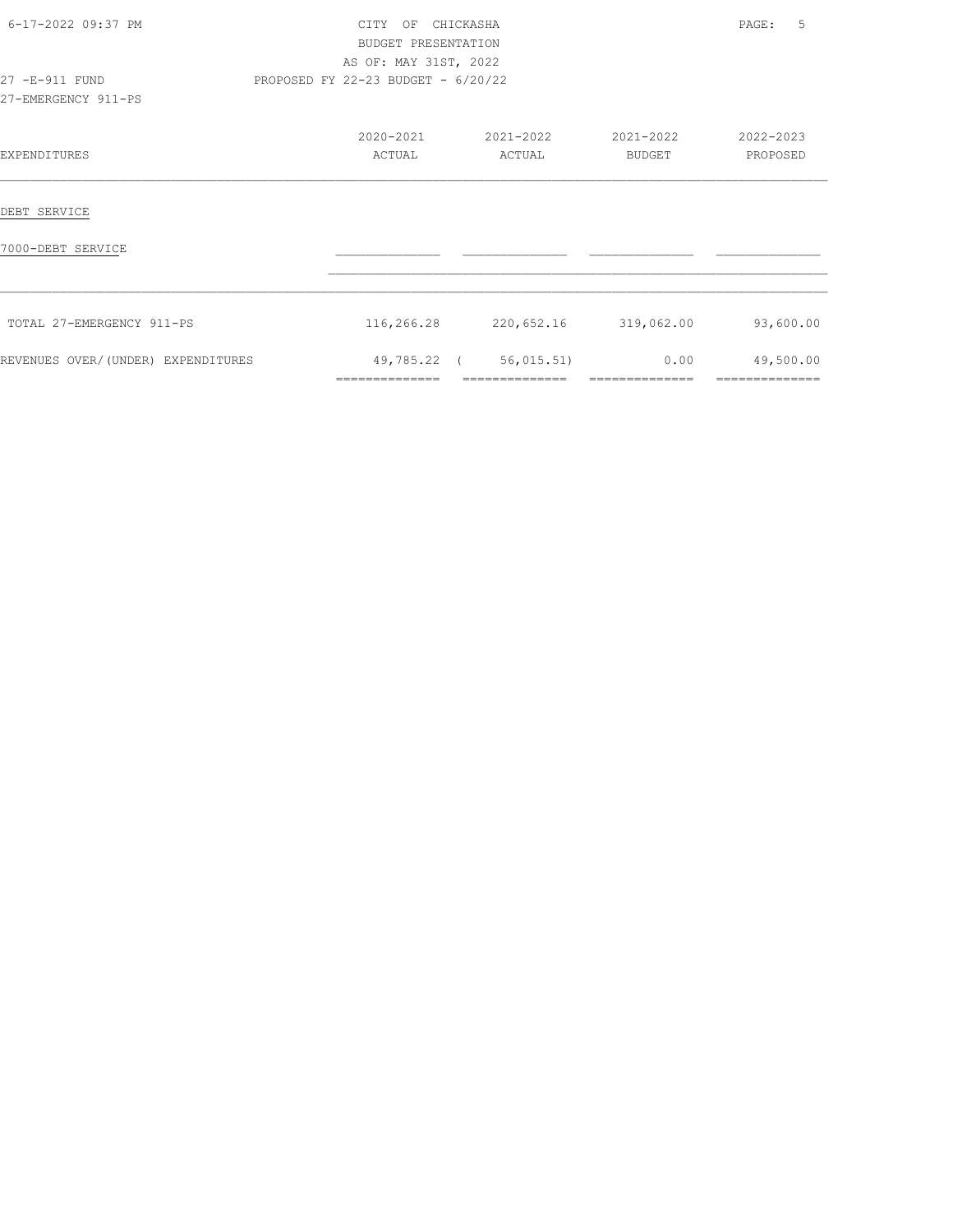CITY OF CHICKASHA
BUDGET PRESENTATION
AS OF: MAY 31ST, 2022
PROPOSED FY 22-23 BUDGET - 6/20/22

27 -E-911 FUND
27-EMERGENCY 911-PS

| EXPENDITURES | 2020-2021 ACTUAL | 2021-2022 ACTUAL | 2021-2022 BUDGET | 2022-2023 PROPOSED |
|---|---|---|---|---|
| DEBT SERVICE | | | | |
| 7000-DEBT SERVICE | | | | |
| TOTAL 27-EMERGENCY 911-PS | 116,266.28 | 220,652.16 | 319,062.00 | 93,600.00 |
| REVENUES OVER/(UNDER) EXPENDITURES | 49,785.22 | ( 56,015.51) | 0.00 | 49,500.00 |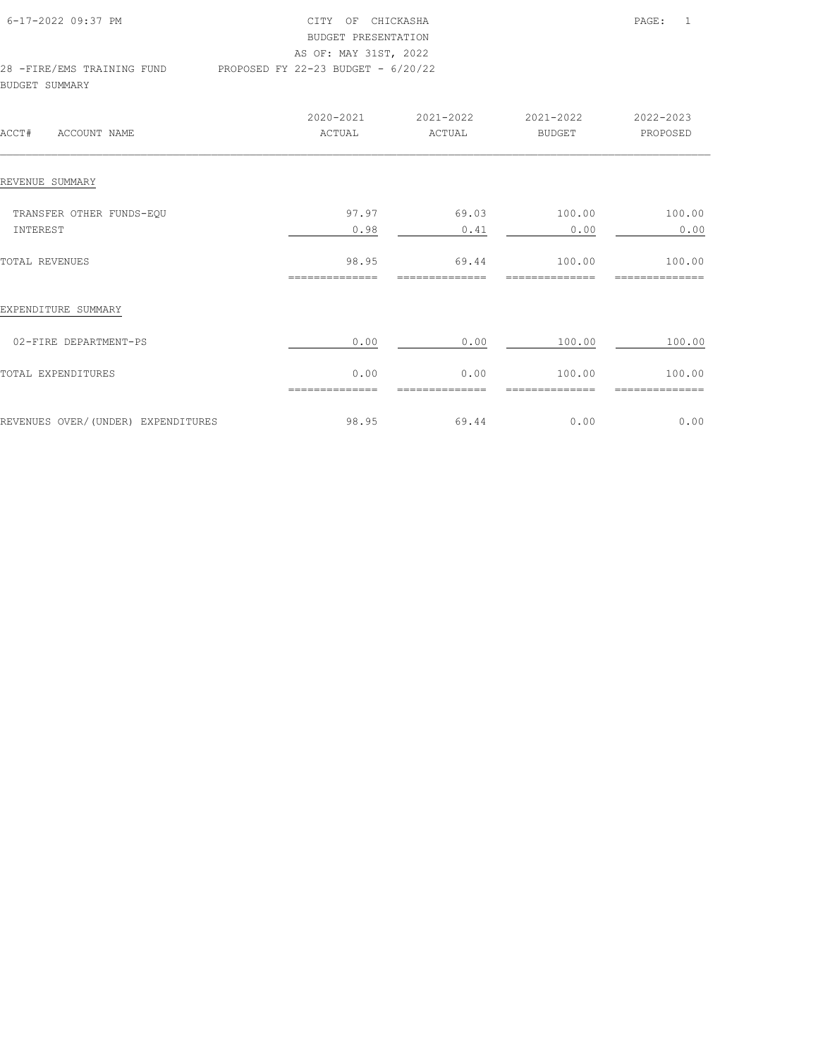CITY OF CHICKASHA
BUDGET PRESENTATION
AS OF: MAY 31ST, 2022

28 -FIRE/EMS TRAINING FUND    PROPOSED FY 22-23 BUDGET - 6/20/22

BUDGET SUMMARY

| ACCT# ACCOUNT NAME | 2020-2021 ACTUAL | 2021-2022 ACTUAL | 2021-2022 BUDGET | 2022-2023 PROPOSED |
|---|---|---|---|---|
| **REVENUE SUMMARY** | | | | |
| TRANSFER OTHER FUNDS-EQU | 97.97 | 69.03 | 100.00 | 100.00 |
| INTEREST | 0.98 | 0.41 | 0.00 | 0.00 |
| TOTAL REVENUES | 98.95 | 69.44 | 100.00 | 100.00 |
| **EXPENDITURE SUMMARY** | | | | |
| 02-FIRE DEPARTMENT-PS | 0.00 | 0.00 | 100.00 | 100.00 |
| TOTAL EXPENDITURES | 0.00 | 0.00 | 100.00 | 100.00 |
| REVENUES OVER/(UNDER) EXPENDITURES | 98.95 | 69.44 | 0.00 | 0.00 |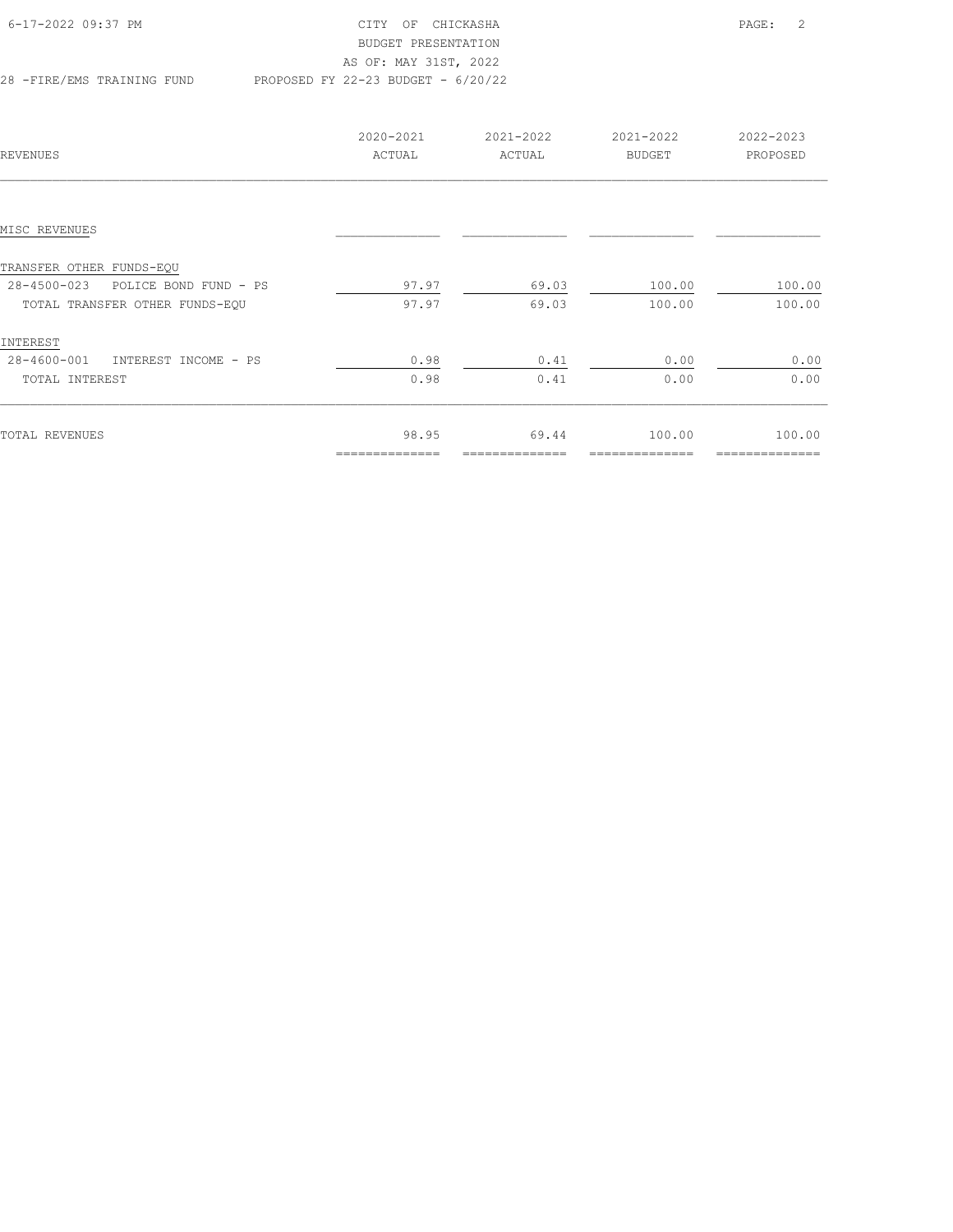CITY OF CHICKASHA
BUDGET PRESENTATION
AS OF: MAY 31ST, 2022

28 -FIRE/EMS TRAINING FUND — PROPOSED FY 22-23 BUDGET - 6/20/22

| REVENUES | 2020-2021 ACTUAL | 2021-2022 ACTUAL | 2021-2022 BUDGET | 2022-2023 PROPOSED |
|---|---|---|---|---|
| MISC REVENUES | | | | |
| TRANSFER OTHER FUNDS-EQU | | | | |
| 28-4500-023 POLICE BOND FUND - PS | 97.97 | 69.03 | 100.00 | 100.00 |
| TOTAL TRANSFER OTHER FUNDS-EQU | 97.97 | 69.03 | 100.00 | 100.00 |
| INTEREST | | | | |
| 28-4600-001 INTEREST INCOME - PS | 0.98 | 0.41 | 0.00 | 0.00 |
| TOTAL INTEREST | 0.98 | 0.41 | 0.00 | 0.00 |
| TOTAL REVENUES | 98.95 | 69.44 | 100.00 | 100.00 |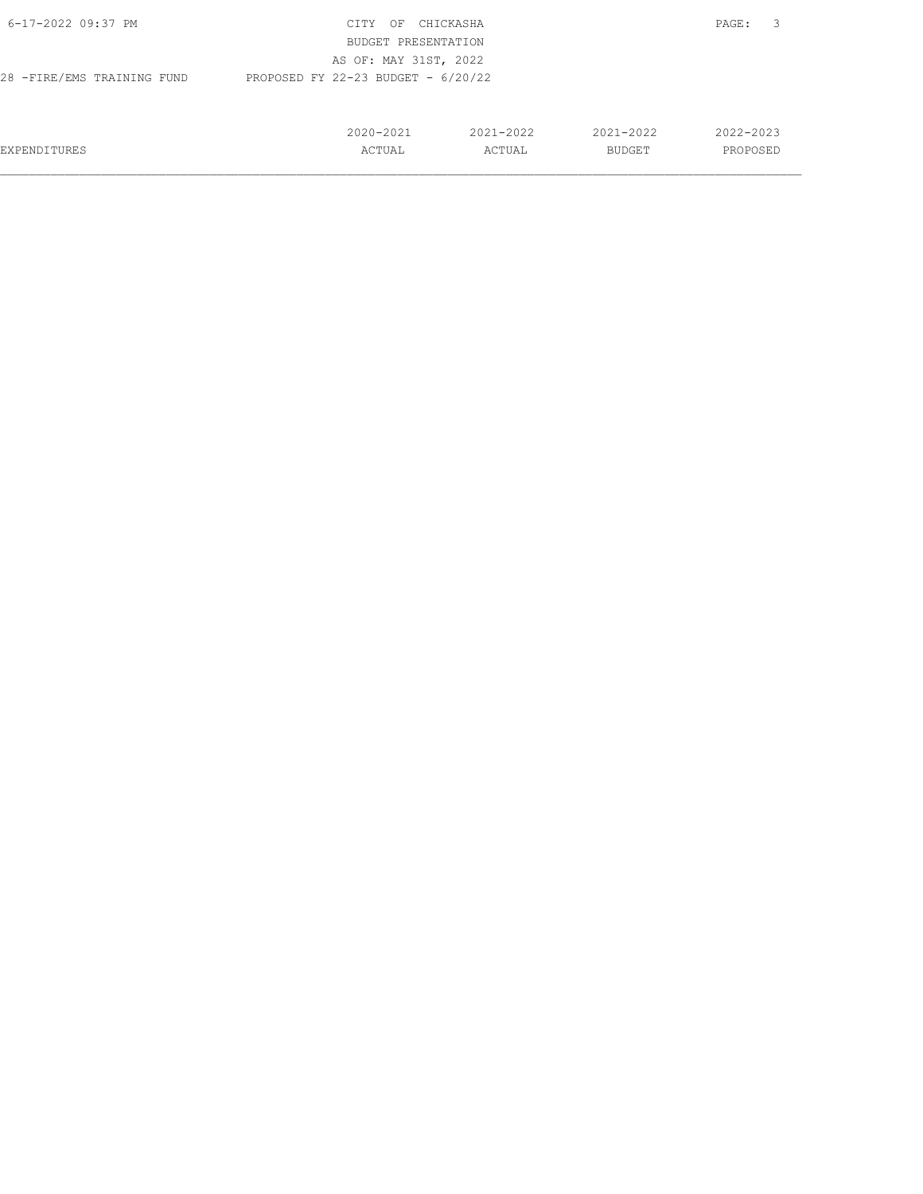CITY OF CHICKASHA
BUDGET PRESENTATION
AS OF: MAY 31ST, 2022

28 -FIRE/EMS TRAINING FUND — PROPOSED FY 22-23 BUDGET - 6/20/22

| EXPENDITURES | 2020-2021 ACTUAL | 2021-2022 ACTUAL | 2021-2022 BUDGET | 2022-2023 PROPOSED |
|---|---|---|---|---|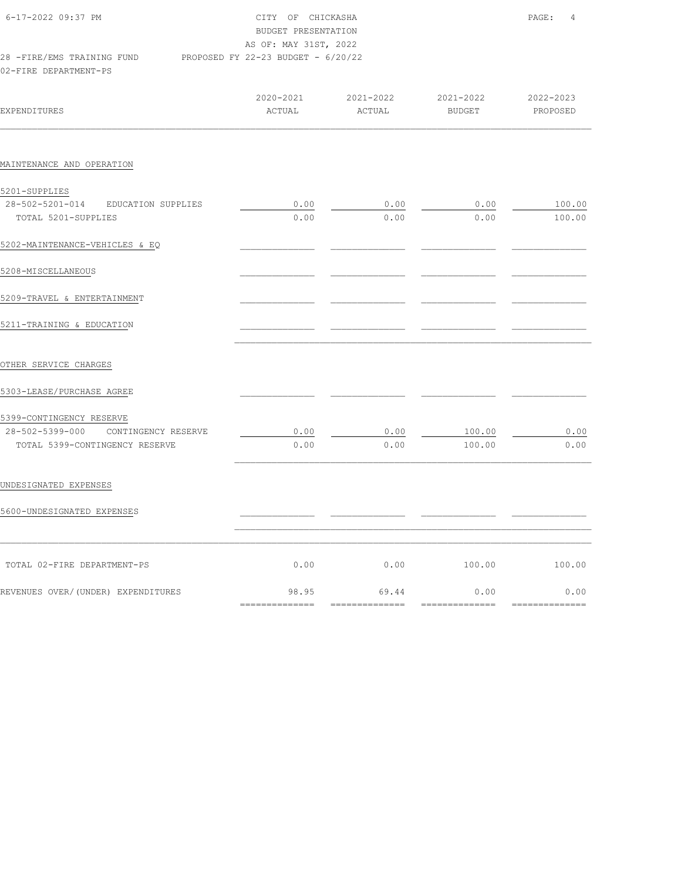CITY OF CHICKASHA
BUDGET PRESENTATION
AS OF: MAY 31ST, 2022

28 -FIRE/EMS TRAINING FUND    PROPOSED FY 22-23 BUDGET - 6/20/22

02-FIRE DEPARTMENT-PS

| EXPENDITURES | 2020-2021 ACTUAL | 2021-2022 ACTUAL | 2021-2022 BUDGET | 2022-2023 PROPOSED |
|---|---|---|---|---|
| MAINTENANCE AND OPERATION | | | | |
| 5201-SUPPLIES | | | | |
| 28-502-5201-014 EDUCATION SUPPLIES | 0.00 | 0.00 | 0.00 | 100.00 |
| TOTAL 5201-SUPPLIES | 0.00 | 0.00 | 0.00 | 100.00 |
| 5202-MAINTENANCE-VEHICLES & EQ | | | | |
| 5208-MISCELLANEOUS | | | | |
| 5209-TRAVEL & ENTERTAINMENT | | | | |
| 5211-TRAINING & EDUCATION | | | | |
| OTHER SERVICE CHARGES | | | | |
| 5303-LEASE/PURCHASE AGREE | | | | |
| 5399-CONTINGENCY RESERVE | | | | |
| 28-502-5399-000 CONTINGENCY RESERVE | 0.00 | 0.00 | 100.00 | 0.00 |
| TOTAL 5399-CONTINGENCY RESERVE | 0.00 | 0.00 | 100.00 | 0.00 |
| UNDESIGNATED EXPENSES | | | | |
| 5600-UNDESIGNATED EXPENSES | | | | |
| TOTAL 02-FIRE DEPARTMENT-PS | 0.00 | 0.00 | 100.00 | 100.00 |
| REVENUES OVER/(UNDER) EXPENDITURES | 98.95 | 69.44 | 0.00 | 0.00 |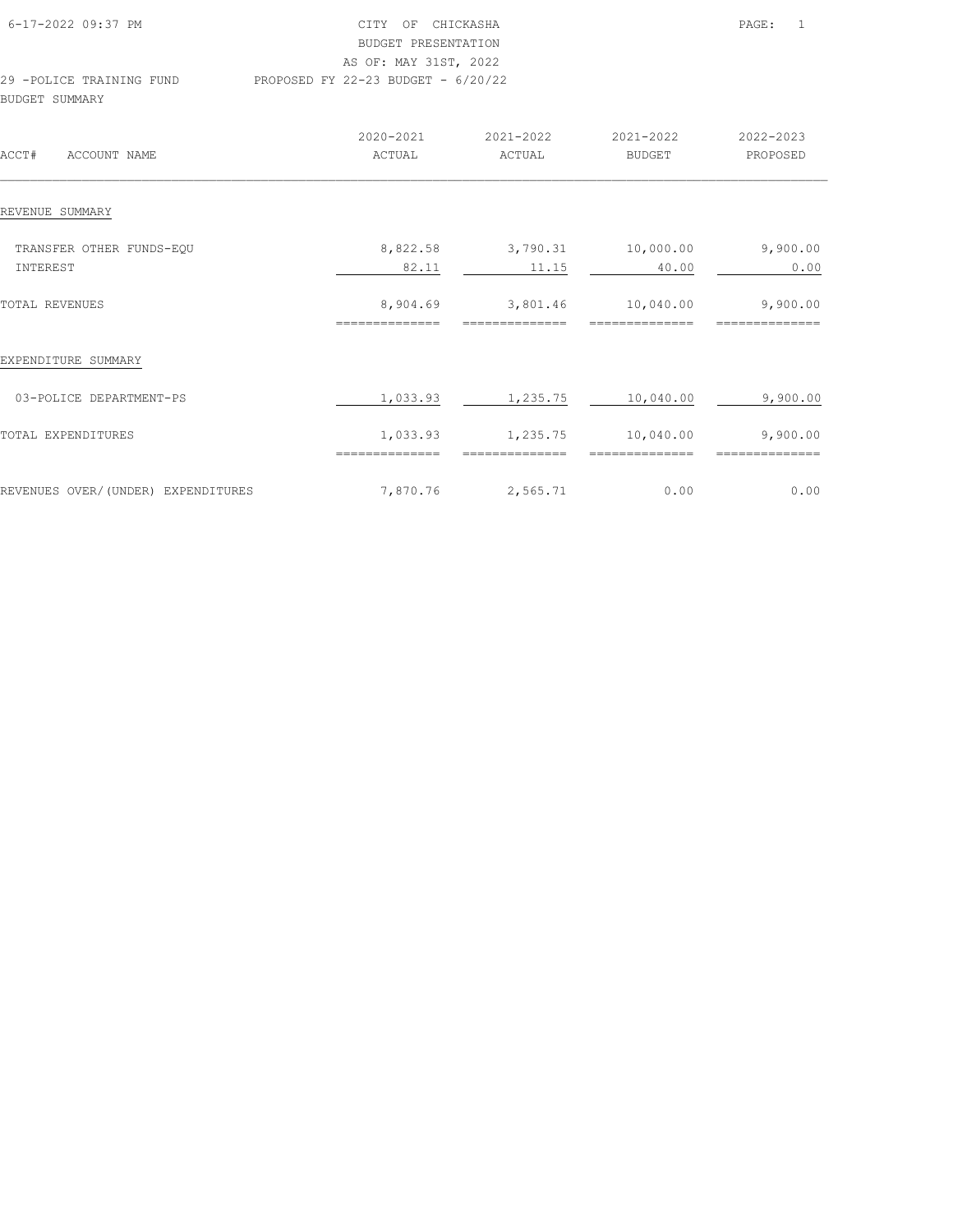CITY OF CHICKASHA
BUDGET PRESENTATION
AS OF: MAY 31ST, 2022

6-17-2022 09:37 PM

29 -POLICE TRAINING FUND PROPOSED FY 22-23 BUDGET - 6/20/22

BUDGET SUMMARY

| ACCT# ACCOUNT NAME | 2020-2021 ACTUAL | 2021-2022 ACTUAL | 2021-2022 BUDGET | 2022-2023 PROPOSED |
|---|---|---|---|---|
| REVENUE SUMMARY | | | | |
| TRANSFER OTHER FUNDS-EQU | 8,822.58 | 3,790.31 | 10,000.00 | 9,900.00 |
| INTEREST | 82.11 | 11.15 | 40.00 | 0.00 |
| TOTAL REVENUES | 8,904.69 | 3,801.46 | 10,040.00 | 9,900.00 |
| EXPENDITURE SUMMARY | | | | |
| 03-POLICE DEPARTMENT-PS | 1,033.93 | 1,235.75 | 10,040.00 | 9,900.00 |
| TOTAL EXPENDITURES | 1,033.93 | 1,235.75 | 10,040.00 | 9,900.00 |
| REVENUES OVER/(UNDER) EXPENDITURES | 7,870.76 | 2,565.71 | 0.00 | 0.00 |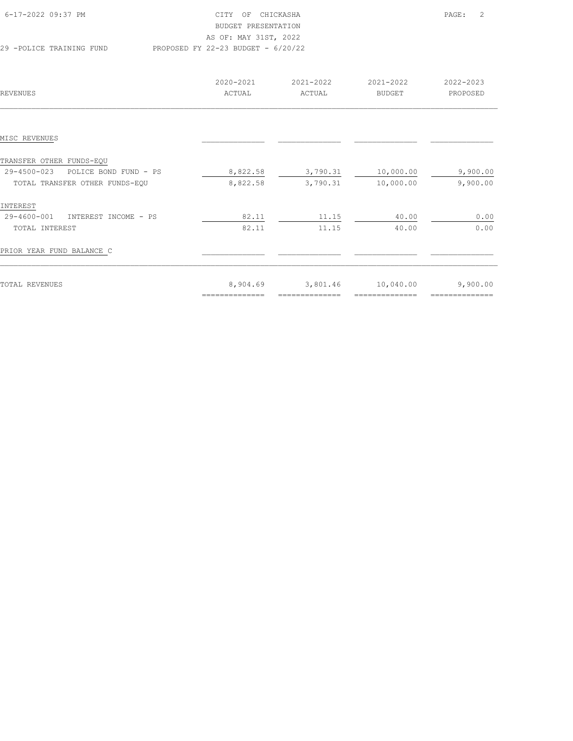CITY OF CHICKASHA
BUDGET PRESENTATION
AS OF: MAY 31ST, 2022

29 -POLICE TRAINING FUND    PROPOSED FY 22-23 BUDGET - 6/20/22

| REVENUES | 2020-2021 ACTUAL | 2021-2022 ACTUAL | 2021-2022 BUDGET | 2022-2023 PROPOSED |
|---|---|---|---|---|
| MISC REVENUES | | | | |
| TRANSFER OTHER FUNDS-EQU | | | | |
| 29-4500-023 POLICE BOND FUND - PS | 8,822.58 | 3,790.31 | 10,000.00 | 9,900.00 |
| TOTAL TRANSFER OTHER FUNDS-EQU | 8,822.58 | 3,790.31 | 10,000.00 | 9,900.00 |
| INTEREST | | | | |
| 29-4600-001 INTEREST INCOME - PS | 82.11 | 11.15 | 40.00 | 0.00 |
| TOTAL INTEREST | 82.11 | 11.15 | 40.00 | 0.00 |
| PRIOR YEAR FUND BALANCE C | | | | |
| TOTAL REVENUES | 8,904.69 | 3,801.46 | 10,040.00 | 9,900.00 |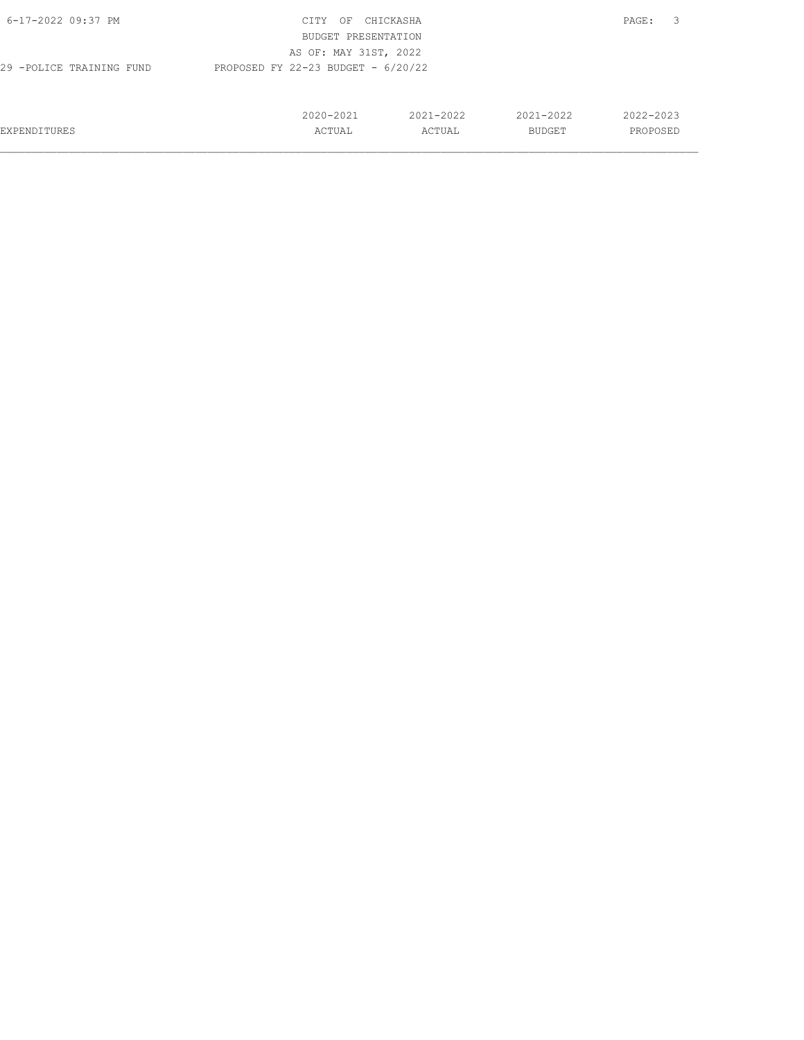29 -POLICE TRAINING FUND

PROPOSED FY 22-23 BUDGET - 6/20/22

| EXPENDITURES | 2020-2021 ACTUAL | 2021-2022 ACTUAL | 2021-2022 BUDGET | 2022-2023 PROPOSED |
|---|---|---|---|---|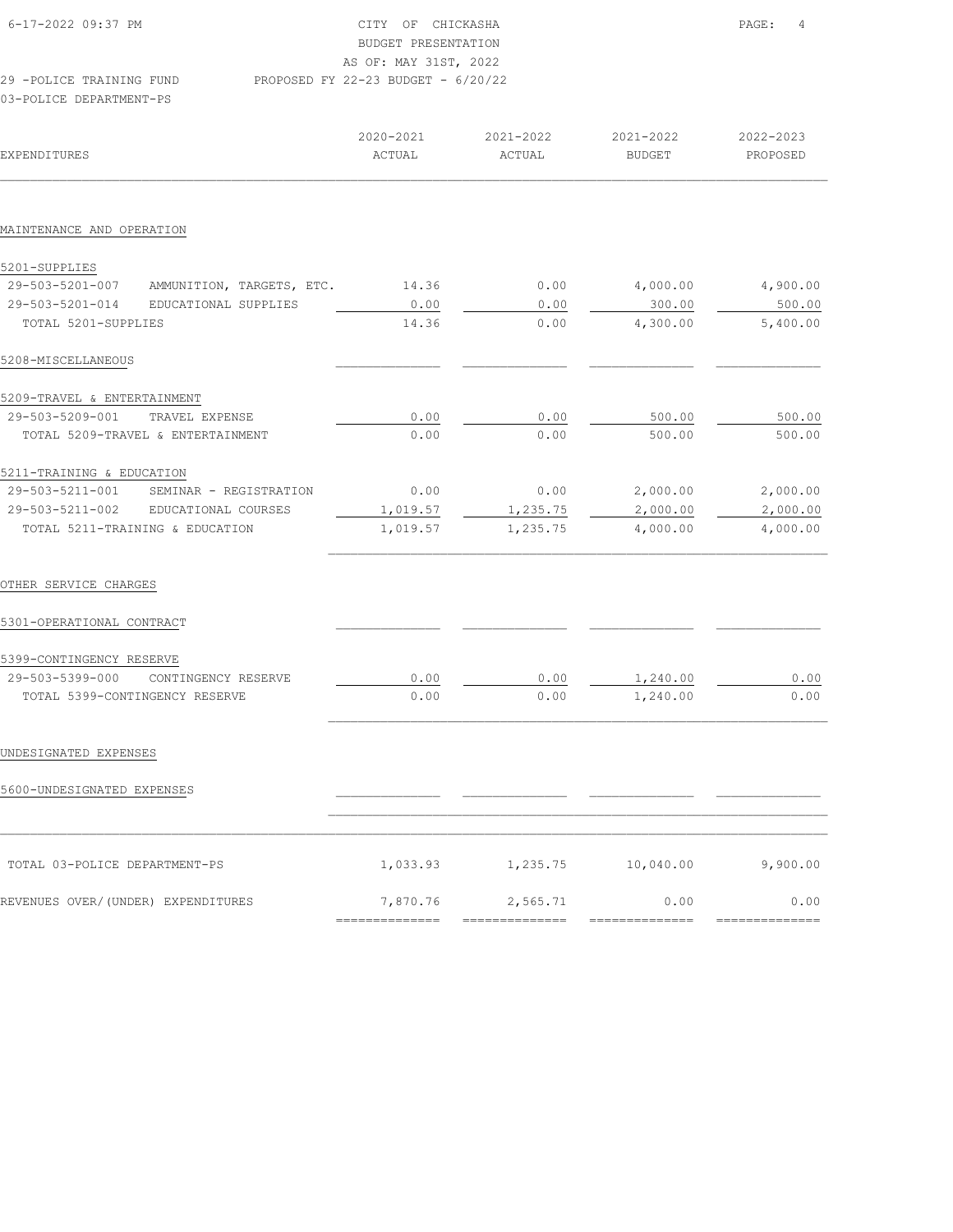6-17-2022 09:37 PM

CITY OF CHICKASHA
BUDGET PRESENTATION
AS OF: MAY 31ST, 2022
PROPOSED FY 22-23 BUDGET - 6/20/22

29 -POLICE TRAINING FUND
03-POLICE DEPARTMENT-PS

| EXPENDITURES | 2020-2021 ACTUAL | 2021-2022 ACTUAL | 2021-2022 BUDGET | 2022-2023 PROPOSED |
|---|---|---|---|---|
| **MAINTENANCE AND OPERATION** | | | | |
| 5201-SUPPLIES | | | | |
| 29-503-5201-007 AMMUNITION, TARGETS, ETC. | 14.36 | 0.00 | 4,000.00 | 4,900.00 |
| 29-503-5201-014 EDUCATIONAL SUPPLIES | 0.00 | 0.00 | 300.00 | 500.00 |
| TOTAL 5201-SUPPLIES | 14.36 | 0.00 | 4,300.00 | 5,400.00 |
| 5208-MISCELLANEOUS | | | | |
| 5209-TRAVEL & ENTERTAINMENT | | | | |
| 29-503-5209-001 TRAVEL EXPENSE | 0.00 | 0.00 | 500.00 | 500.00 |
| TOTAL 5209-TRAVEL & ENTERTAINMENT | 0.00 | 0.00 | 500.00 | 500.00 |
| 5211-TRAINING & EDUCATION | | | | |
| 29-503-5211-001 SEMINAR - REGISTRATION | 0.00 | 0.00 | 2,000.00 | 2,000.00 |
| 29-503-5211-002 EDUCATIONAL COURSES | 1,019.57 | 1,235.75 | 2,000.00 | 2,000.00 |
| TOTAL 5211-TRAINING & EDUCATION | 1,019.57 | 1,235.75 | 4,000.00 | 4,000.00 |
| **OTHER SERVICE CHARGES** | | | | |
| 5301-OPERATIONAL CONTRACT | | | | |
| 5399-CONTINGENCY RESERVE | | | | |
| 29-503-5399-000 CONTINGENCY RESERVE | 0.00 | 0.00 | 1,240.00 | 0.00 |
| TOTAL 5399-CONTINGENCY RESERVE | 0.00 | 0.00 | 1,240.00 | 0.00 |
| **UNDESIGNATED EXPENSES** | | | | |
| 5600-UNDESIGNATED EXPENSES | | | | |
| TOTAL 03-POLICE DEPARTMENT-PS | 1,033.93 | 1,235.75 | 10,040.00 | 9,900.00 |
| REVENUES OVER/(UNDER) EXPENDITURES | 7,870.76 | 2,565.71 | 0.00 | 0.00 |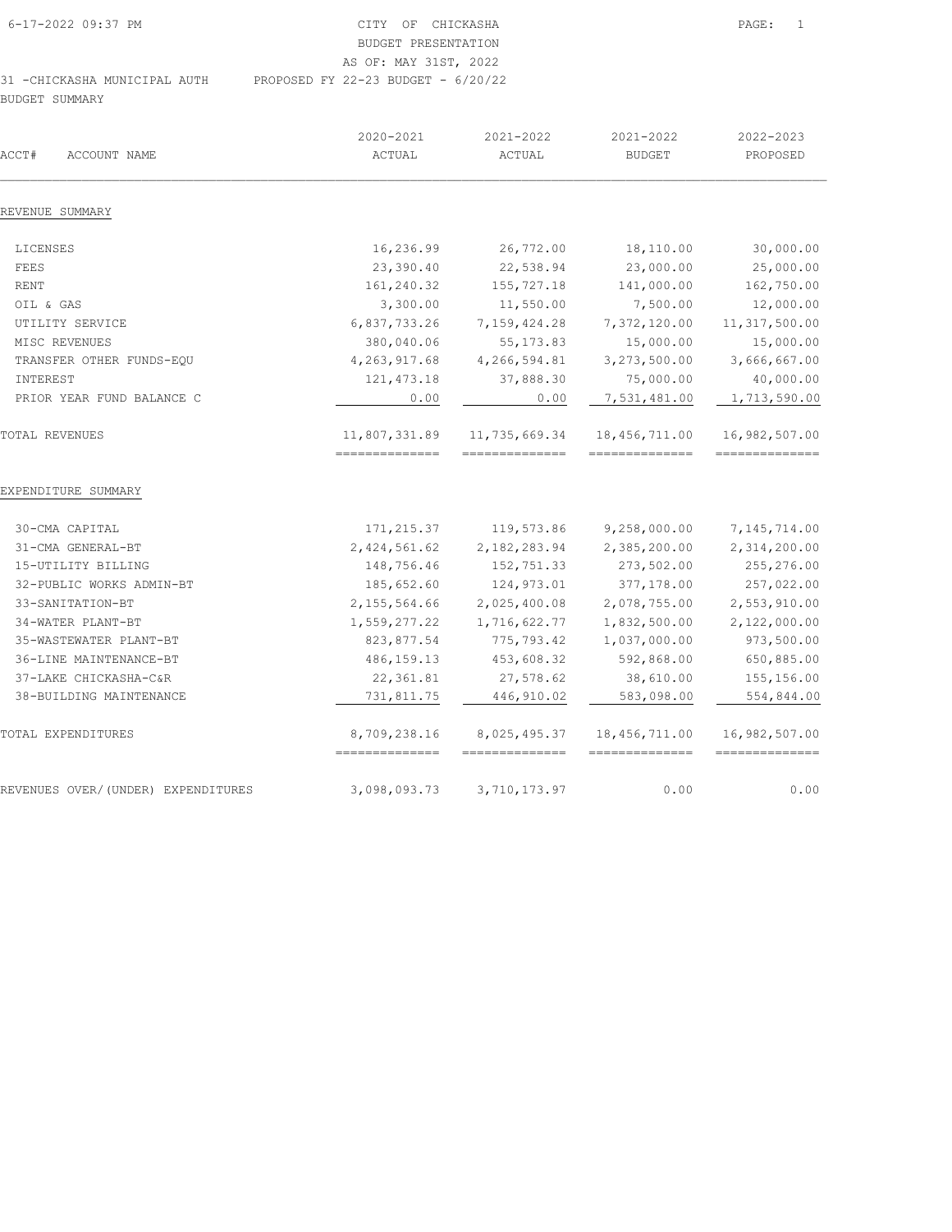CITY OF CHICKASHA
BUDGET PRESENTATION
AS OF: MAY 31ST, 2022

31 -CHICKASHA MUNICIPAL AUTH — PROPOSED FY 22-23 BUDGET - 6/20/22

BUDGET SUMMARY

| ACCT# ACCOUNT NAME | 2020-2021 ACTUAL | 2021-2022 ACTUAL | 2021-2022 BUDGET | 2022-2023 PROPOSED |
|---|---|---|---|---|
| **REVENUE SUMMARY** | | | | |
| LICENSES | 16,236.99 | 26,772.00 | 18,110.00 | 30,000.00 |
| FEES | 23,390.40 | 22,538.94 | 23,000.00 | 25,000.00 |
| RENT | 161,240.32 | 155,727.18 | 141,000.00 | 162,750.00 |
| OIL & GAS | 3,300.00 | 11,550.00 | 7,500.00 | 12,000.00 |
| UTILITY SERVICE | 6,837,733.26 | 7,159,424.28 | 7,372,120.00 | 11,317,500.00 |
| MISC REVENUES | 380,040.06 | 55,173.83 | 15,000.00 | 15,000.00 |
| TRANSFER OTHER FUNDS-EQU | 4,263,917.68 | 4,266,594.81 | 3,273,500.00 | 3,666,667.00 |
| INTEREST | 121,473.18 | 37,888.30 | 75,000.00 | 40,000.00 |
| PRIOR YEAR FUND BALANCE C | 0.00 | 0.00 | 7,531,481.00 | 1,713,590.00 |
| TOTAL REVENUES | 11,807,331.89 | 11,735,669.34 | 18,456,711.00 | 16,982,507.00 |
| **EXPENDITURE SUMMARY** | | | | |
| 30-CMA CAPITAL | 171,215.37 | 119,573.86 | 9,258,000.00 | 7,145,714.00 |
| 31-CMA GENERAL-BT | 2,424,561.62 | 2,182,283.94 | 2,385,200.00 | 2,314,200.00 |
| 15-UTILITY BILLING | 148,756.46 | 152,751.33 | 273,502.00 | 255,276.00 |
| 32-PUBLIC WORKS ADMIN-BT | 185,652.60 | 124,973.01 | 377,178.00 | 257,022.00 |
| 33-SANITATION-BT | 2,155,564.66 | 2,025,400.08 | 2,078,755.00 | 2,553,910.00 |
| 34-WATER PLANT-BT | 1,559,277.22 | 1,716,622.77 | 1,832,500.00 | 2,122,000.00 |
| 35-WASTEWATER PLANT-BT | 823,877.54 | 775,793.42 | 1,037,000.00 | 973,500.00 |
| 36-LINE MAINTENANCE-BT | 486,159.13 | 453,608.32 | 592,868.00 | 650,885.00 |
| 37-LAKE CHICKASHA-C&R | 22,361.81 | 27,578.62 | 38,610.00 | 155,156.00 |
| 38-BUILDING MAINTENANCE | 731,811.75 | 446,910.02 | 583,098.00 | 554,844.00 |
| TOTAL EXPENDITURES | 8,709,238.16 | 8,025,495.37 | 18,456,711.00 | 16,982,507.00 |
| REVENUES OVER/(UNDER) EXPENDITURES | 3,098,093.73 | 3,710,173.97 | 0.00 | 0.00 |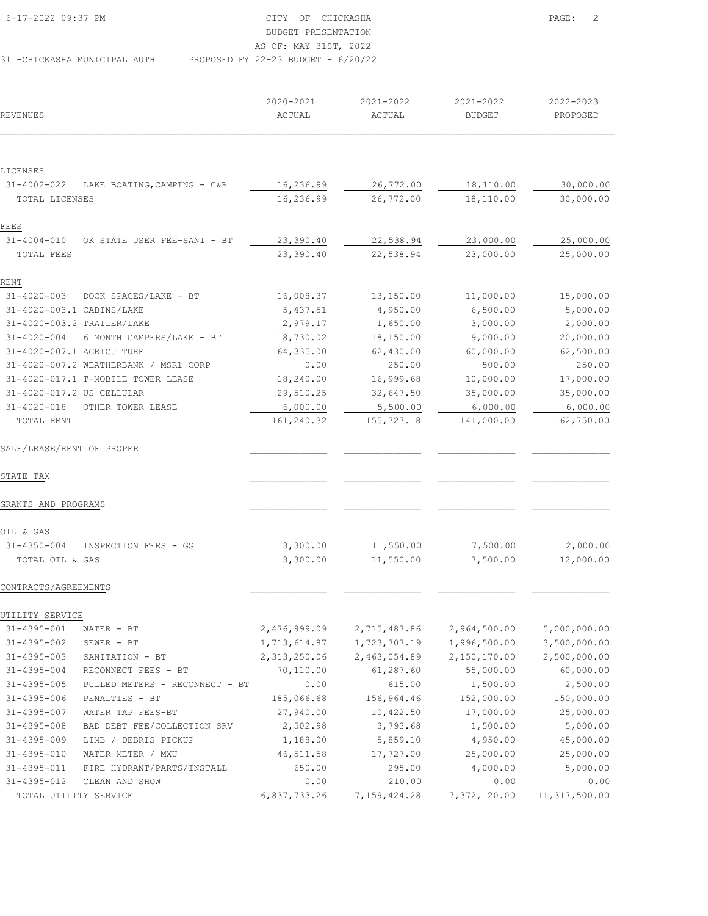CITY OF CHICKASHA
BUDGET PRESENTATION
AS OF: MAY 31ST, 2022

31 -CHICKASHA MUNICIPAL AUTH PROPOSED FY 22-23 BUDGET - 6/20/22

| REVENUES | 2020-2021 ACTUAL | 2021-2022 ACTUAL | 2021-2022 BUDGET | 2022-2023 PROPOSED |
|---|---|---|---|---|
| **LICENSES** | | | | |
| 31-4002-022 LAKE BOATING,CAMPING - C&R | 16,236.99 | 26,772.00 | 18,110.00 | 30,000.00 |
| TOTAL LICENSES | 16,236.99 | 26,772.00 | 18,110.00 | 30,000.00 |
| **FEES** | | | | |
| 31-4004-010 OK STATE USER FEE-SANI - BT | 23,390.40 | 22,538.94 | 23,000.00 | 25,000.00 |
| TOTAL FEES | 23,390.40 | 22,538.94 | 23,000.00 | 25,000.00 |
| **RENT** | | | | |
| 31-4020-003 DOCK SPACES/LAKE - BT | 16,008.37 | 13,150.00 | 11,000.00 | 15,000.00 |
| 31-4020-003.1 CABINS/LAKE | 5,437.51 | 4,950.00 | 6,500.00 | 5,000.00 |
| 31-4020-003.2 TRAILER/LAKE | 2,979.17 | 1,650.00 | 3,000.00 | 2,000.00 |
| 31-4020-004 6 MONTH CAMPERS/LAKE - BT | 18,730.02 | 18,150.00 | 9,000.00 | 20,000.00 |
| 31-4020-007.1 AGRICULTURE | 64,335.00 | 62,430.00 | 60,000.00 | 62,500.00 |
| 31-4020-007.2 WEATHERBANK / MSR1 CORP | 0.00 | 250.00 | 500.00 | 250.00 |
| 31-4020-017.1 T-MOBILE TOWER LEASE | 18,240.00 | 16,999.68 | 10,000.00 | 17,000.00 |
| 31-4020-017.2 US CELLULAR | 29,510.25 | 32,647.50 | 35,000.00 | 35,000.00 |
| 31-4020-018 OTHER TOWER LEASE | 6,000.00 | 5,500.00 | 6,000.00 | 6,000.00 |
| TOTAL RENT | 161,240.32 | 155,727.18 | 141,000.00 | 162,750.00 |
| **SALE/LEASE/RENT OF PROPER** | | | | |
| **STATE TAX** | | | | |
| **GRANTS AND PROGRAMS** | | | | |
| **OIL & GAS** | | | | |
| 31-4350-004 INSPECTION FEES - GG | 3,300.00 | 11,550.00 | 7,500.00 | 12,000.00 |
| TOTAL OIL & GAS | 3,300.00 | 11,550.00 | 7,500.00 | 12,000.00 |
| **CONTRACTS/AGREEMENTS** | | | | |
| **UTILITY SERVICE** | | | | |
| 31-4395-001 WATER - BT | 2,476,899.09 | 2,715,487.86 | 2,964,500.00 | 5,000,000.00 |
| 31-4395-002 SEWER - BT | 1,713,614.87 | 1,723,707.19 | 1,996,500.00 | 3,500,000.00 |
| 31-4395-003 SANITATION - BT | 2,313,250.06 | 2,463,054.89 | 2,150,170.00 | 2,500,000.00 |
| 31-4395-004 RECONNECT FEES - BT | 70,110.00 | 61,287.60 | 55,000.00 | 60,000.00 |
| 31-4395-005 PULLED METERS - RECONNECT - BT | 0.00 | 615.00 | 1,500.00 | 2,500.00 |
| 31-4395-006 PENALTIES - BT | 185,066.68 | 156,964.46 | 152,000.00 | 150,000.00 |
| 31-4395-007 WATER TAP FEES-BT | 27,940.00 | 10,422.50 | 17,000.00 | 25,000.00 |
| 31-4395-008 BAD DEBT FEE/COLLECTION SRV | 2,502.98 | 3,793.68 | 1,500.00 | 5,000.00 |
| 31-4395-009 LIMB / DEBRIS PICKUP | 1,188.00 | 5,859.10 | 4,950.00 | 45,000.00 |
| 31-4395-010 WATER METER / MXU | 46,511.58 | 17,727.00 | 25,000.00 | 25,000.00 |
| 31-4395-011 FIRE HYDRANT/PARTS/INSTALL | 650.00 | 295.00 | 4,000.00 | 5,000.00 |
| 31-4395-012 CLEAN AND SHOW | 0.00 | 210.00 | 0.00 | 0.00 |
| TOTAL UTILITY SERVICE | 6,837,733.26 | 7,159,424.28 | 7,372,120.00 | 11,317,500.00 |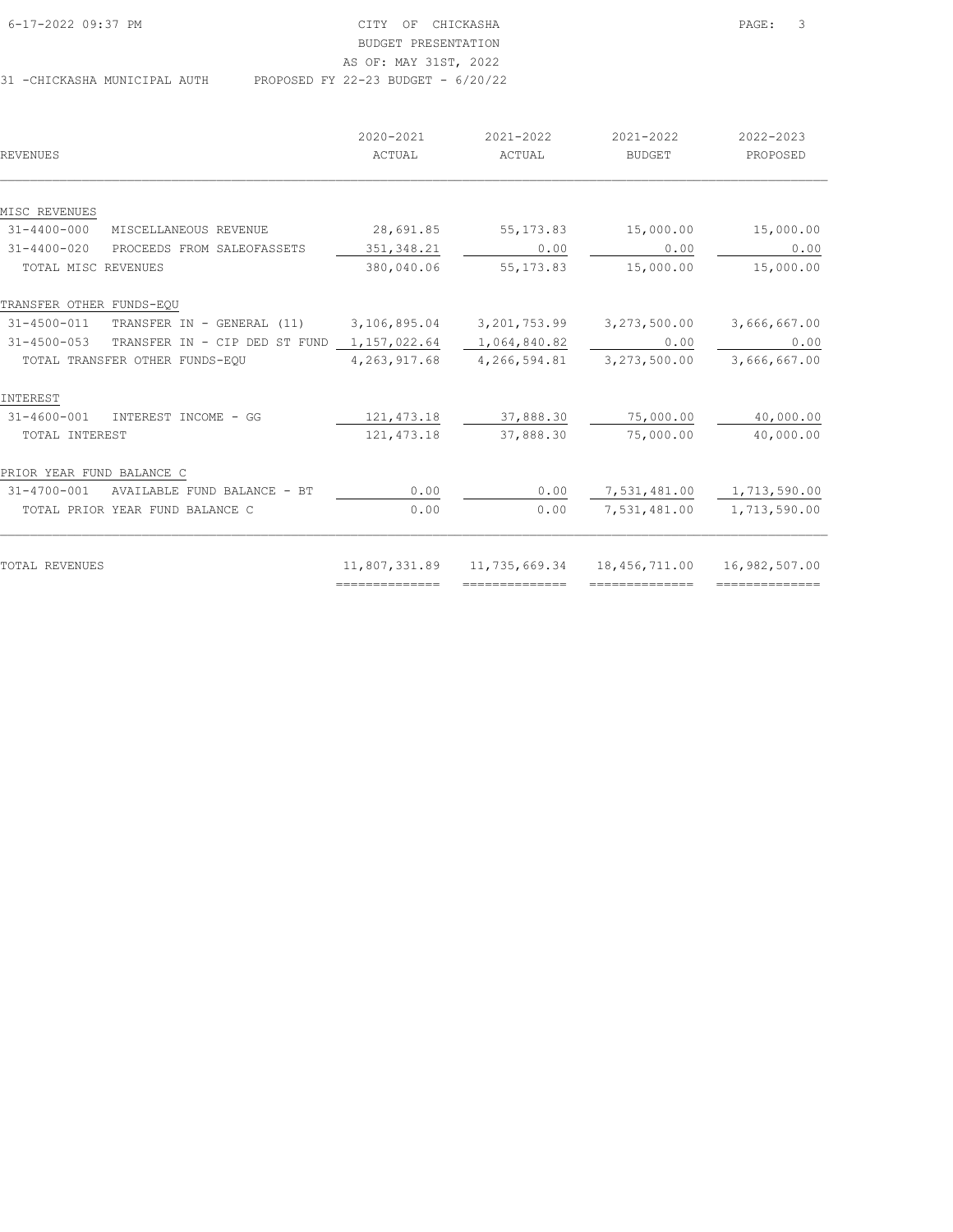CITY OF CHICKASHA
BUDGET PRESENTATION
AS OF: MAY 31ST, 2022

31 -CHICKASHA MUNICIPAL AUTH PROPOSED FY 22-23 BUDGET - 6/20/22

| REVENUES | 2020-2021 ACTUAL | 2021-2022 ACTUAL | 2021-2022 BUDGET | 2022-2023 PROPOSED |
|---|---|---|---|---|
| **MISC REVENUES** | | | | |
| 31-4400-000 MISCELLANEOUS REVENUE | 28,691.85 | 55,173.83 | 15,000.00 | 15,000.00 |
| 31-4400-020 PROCEEDS FROM SALEOFASSETS | 351,348.21 | 0.00 | 0.00 | 0.00 |
| TOTAL MISC REVENUES | 380,040.06 | 55,173.83 | 15,000.00 | 15,000.00 |
| **TRANSFER OTHER FUNDS-EQU** | | | | |
| 31-4500-011 TRANSFER IN - GENERAL (11) | 3,106,895.04 | 3,201,753.99 | 3,273,500.00 | 3,666,667.00 |
| 31-4500-053 TRANSFER IN - CIP DED ST FUND | 1,157,022.64 | 1,064,840.82 | 0.00 | 0.00 |
| TOTAL TRANSFER OTHER FUNDS-EQU | 4,263,917.68 | 4,266,594.81 | 3,273,500.00 | 3,666,667.00 |
| **INTEREST** | | | | |
| 31-4600-001 INTEREST INCOME - GG | 121,473.18 | 37,888.30 | 75,000.00 | 40,000.00 |
| TOTAL INTEREST | 121,473.18 | 37,888.30 | 75,000.00 | 40,000.00 |
| **PRIOR YEAR FUND BALANCE C** | | | | |
| 31-4700-001 AVAILABLE FUND BALANCE - BT | 0.00 | 0.00 | 7,531,481.00 | 1,713,590.00 |
| TOTAL PRIOR YEAR FUND BALANCE C | 0.00 | 0.00 | 7,531,481.00 | 1,713,590.00 |
| TOTAL REVENUES | 11,807,331.89 | 11,735,669.34 | 18,456,711.00 | 16,982,507.00 |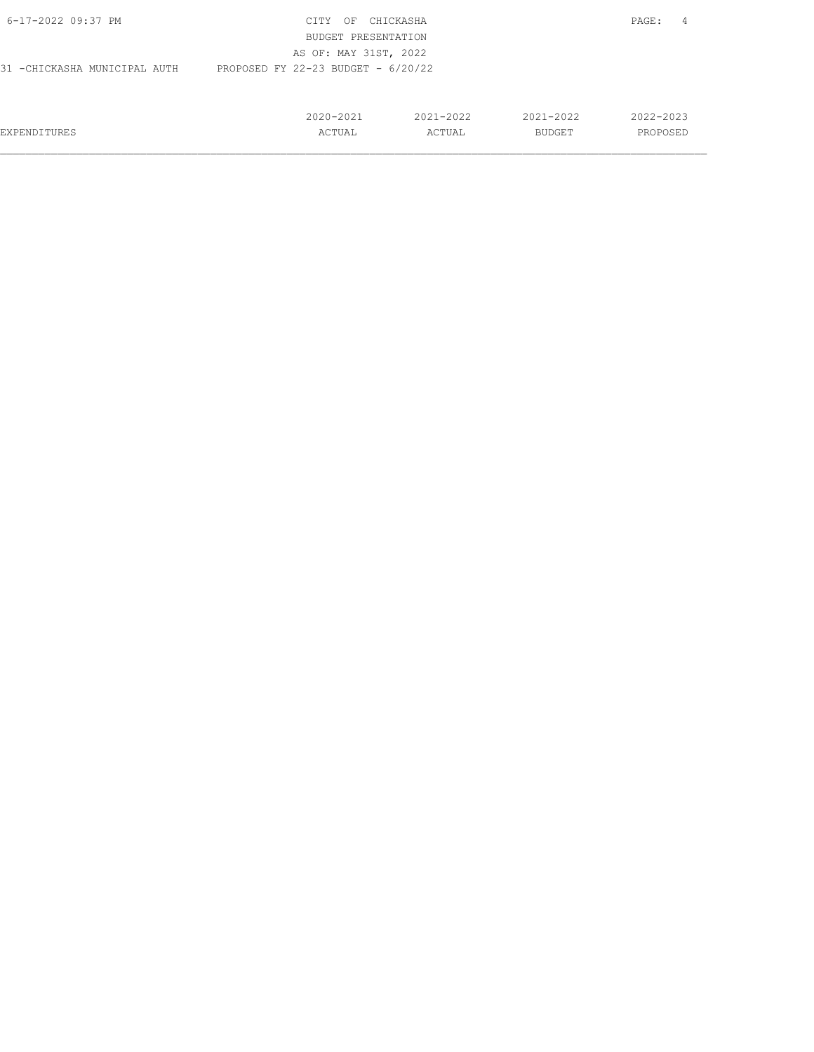31 -CHICKASHA MUNICIPAL AUTH

PROPOSED FY 22-23 BUDGET - 6/20/22

| EXPENDITURES | 2020-2021 ACTUAL | 2021-2022 ACTUAL | 2021-2022 BUDGET | 2022-2023 PROPOSED |
|---|---|---|---|---|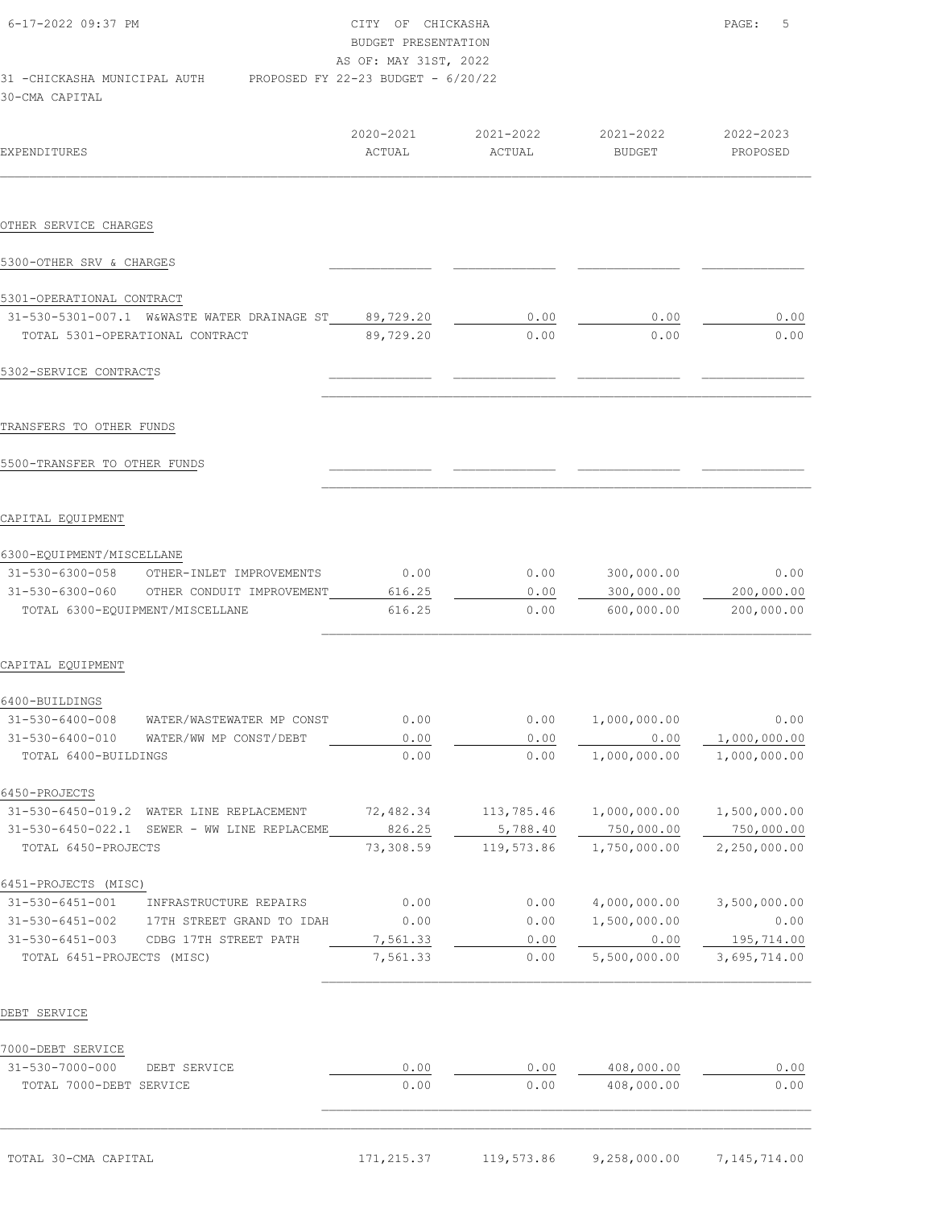6-17-2022 09:37 PM

CITY OF CHICKASHA
BUDGET PRESENTATION
AS OF: MAY 31ST, 2022

31 -CHICKASHA MUNICIPAL AUTH    PROPOSED FY 22-23 BUDGET - 6/20/22

30-CMA CAPITAL

| EXPENDITURES | 2020-2021 ACTUAL | 2021-2022 ACTUAL | 2021-2022 BUDGET | 2022-2023 PROPOSED |
|---|---|---|---|---|
| **OTHER SERVICE CHARGES** | | | | |
| 5300-OTHER SRV & CHARGES | | | | |
| 5301-OPERATIONAL CONTRACT | | | | |
| 31-530-5301-007.1 W&WASTE WATER DRAINAGE ST | 89,729.20 | 0.00 | 0.00 | 0.00 |
| TOTAL 5301-OPERATIONAL CONTRACT | 89,729.20 | 0.00 | 0.00 | 0.00 |
| 5302-SERVICE CONTRACTS | | | | |
| **TRANSFERS TO OTHER FUNDS** | | | | |
| 5500-TRANSFER TO OTHER FUNDS | | | | |
| **CAPITAL EQUIPMENT** | | | | |
| 6300-EQUIPMENT/MISCELLANE | | | | |
| 31-530-6300-058 OTHER-INLET IMPROVEMENTS | 0.00 | 0.00 | 300,000.00 | 0.00 |
| 31-530-6300-060 OTHER CONDUIT IMPROVEMENT | 616.25 | 0.00 | 300,000.00 | 200,000.00 |
| TOTAL 6300-EQUIPMENT/MISCELLANE | 616.25 | 0.00 | 600,000.00 | 200,000.00 |
| **CAPITAL EQUIPMENT** | | | | |
| 6400-BUILDINGS | | | | |
| 31-530-6400-008 WATER/WASTEWATER MP CONST | 0.00 | 0.00 | 1,000,000.00 | 0.00 |
| 31-530-6400-010 WATER/WW MP CONST/DEBT | 0.00 | 0.00 | 0.00 | 1,000,000.00 |
| TOTAL 6400-BUILDINGS | 0.00 | 0.00 | 1,000,000.00 | 1,000,000.00 |
| 6450-PROJECTS | | | | |
| 31-530-6450-019.2 WATER LINE REPLACEMENT | 72,482.34 | 113,785.46 | 1,000,000.00 | 1,500,000.00 |
| 31-530-6450-022.1 SEWER - WW LINE REPLACEME | 826.25 | 5,788.40 | 750,000.00 | 750,000.00 |
| TOTAL 6450-PROJECTS | 73,308.59 | 119,573.86 | 1,750,000.00 | 2,250,000.00 |
| 6451-PROJECTS (MISC) | | | | |
| 31-530-6451-001 INFRASTRUCTURE REPAIRS | 0.00 | 0.00 | 4,000,000.00 | 3,500,000.00 |
| 31-530-6451-002 17TH STREET GRAND TO IDAH | 0.00 | 0.00 | 1,500,000.00 | 0.00 |
| 31-530-6451-003 CDBG 17TH STREET PATH | 7,561.33 | 0.00 | 0.00 | 195,714.00 |
| TOTAL 6451-PROJECTS (MISC) | 7,561.33 | 0.00 | 5,500,000.00 | 3,695,714.00 |
| **DEBT SERVICE** | | | | |
| 7000-DEBT SERVICE | | | | |
| 31-530-7000-000 DEBT SERVICE | 0.00 | 0.00 | 408,000.00 | 0.00 |
| TOTAL 7000-DEBT SERVICE | 0.00 | 0.00 | 408,000.00 | 0.00 |
| TOTAL 30-CMA CAPITAL | 171,215.37 | 119,573.86 | 9,258,000.00 | 7,145,714.00 |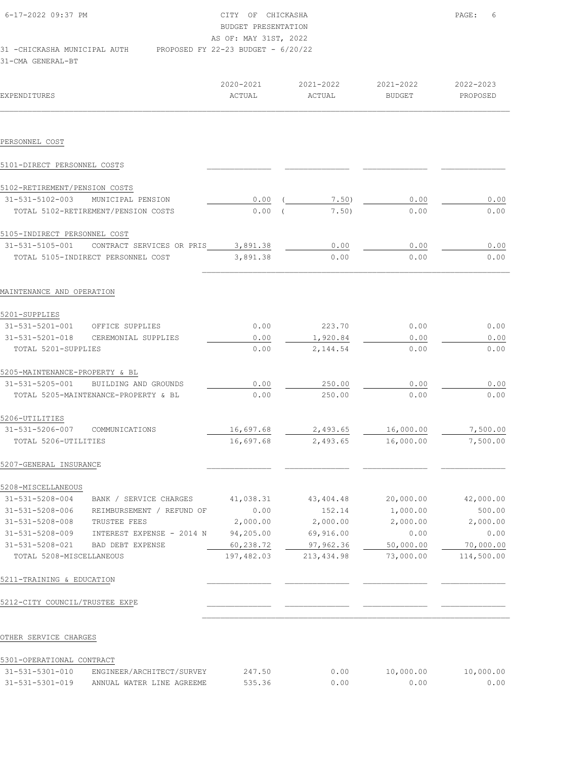CITY OF CHICKASHA
BUDGET PRESENTATION
AS OF: MAY 31ST, 2022

31 -CHICKASHA MUNICIPAL AUTH    PROPOSED FY 22-23 BUDGET - 6/20/22

31-CMA GENERAL-BT

| EXPENDITURES | | 2020-2021 ACTUAL | 2021-2022 ACTUAL | 2021-2022 BUDGET | 2022-2023 PROPOSED |
|---|---|---|---|---|---|
| **PERSONNEL COST** | | | | | |
| 5101-DIRECT PERSONNEL COSTS | | | | | |
| 5102-RETIREMENT/PENSION COSTS | | | | | |
| 31-531-5102-003 | MUNICIPAL PENSION | 0.00 | ( 7.50) | 0.00 | 0.00 |
| TOTAL 5102-RETIREMENT/PENSION COSTS | | 0.00 | ( 7.50) | 0.00 | 0.00 |
| 5105-INDIRECT PERSONNEL COST | | | | | |
| 31-531-5105-001 | CONTRACT SERVICES OR PRIS | 3,891.38 | 0.00 | 0.00 | 0.00 |
| TOTAL 5105-INDIRECT PERSONNEL COST | | 3,891.38 | 0.00 | 0.00 | 0.00 |
| **MAINTENANCE AND OPERATION** | | | | | |
| 5201-SUPPLIES | | | | | |
| 31-531-5201-001 | OFFICE SUPPLIES | 0.00 | 223.70 | 0.00 | 0.00 |
| 31-531-5201-018 | CEREMONIAL SUPPLIES | 0.00 | 1,920.84 | 0.00 | 0.00 |
| TOTAL 5201-SUPPLIES | | 0.00 | 2,144.54 | 0.00 | 0.00 |
| 5205-MAINTENANCE-PROPERTY & BL | | | | | |
| 31-531-5205-001 | BUILDING AND GROUNDS | 0.00 | 250.00 | 0.00 | 0.00 |
| TOTAL 5205-MAINTENANCE-PROPERTY & BL | | 0.00 | 250.00 | 0.00 | 0.00 |
| 5206-UTILITIES | | | | | |
| 31-531-5206-007 | COMMUNICATIONS | 16,697.68 | 2,493.65 | 16,000.00 | 7,500.00 |
| TOTAL 5206-UTILITIES | | 16,697.68 | 2,493.65 | 16,000.00 | 7,500.00 |
| 5207-GENERAL INSURANCE | | | | | |
| 5208-MISCELLANEOUS | | | | | |
| 31-531-5208-004 | BANK / SERVICE CHARGES | 41,038.31 | 43,404.48 | 20,000.00 | 42,000.00 |
| 31-531-5208-006 | REIMBURSEMENT / REFUND OF | 0.00 | 152.14 | 1,000.00 | 500.00 |
| 31-531-5208-008 | TRUSTEE FEES | 2,000.00 | 2,000.00 | 2,000.00 | 2,000.00 |
| 31-531-5208-009 | INTEREST EXPENSE - 2014 N | 94,205.00 | 69,916.00 | 0.00 | 0.00 |
| 31-531-5208-021 | BAD DEBT EXPENSE | 60,238.72 | 97,962.36 | 50,000.00 | 70,000.00 |
| TOTAL 5208-MISCELLANEOUS | | 197,482.03 | 213,434.98 | 73,000.00 | 114,500.00 |
| 5211-TRAINING & EDUCATION | | | | | |
| 5212-CITY COUNCIL/TRUSTEE EXPE | | | | | |
| **OTHER SERVICE CHARGES** | | | | | |
| 5301-OPERATIONAL CONTRACT | | | | | |
| 31-531-5301-010 | ENGINEER/ARCHITECT/SURVEY | 247.50 | 0.00 | 10,000.00 | 10,000.00 |
| 31-531-5301-019 | ANNUAL WATER LINE AGREEME | 535.36 | 0.00 | 0.00 | 0.00 |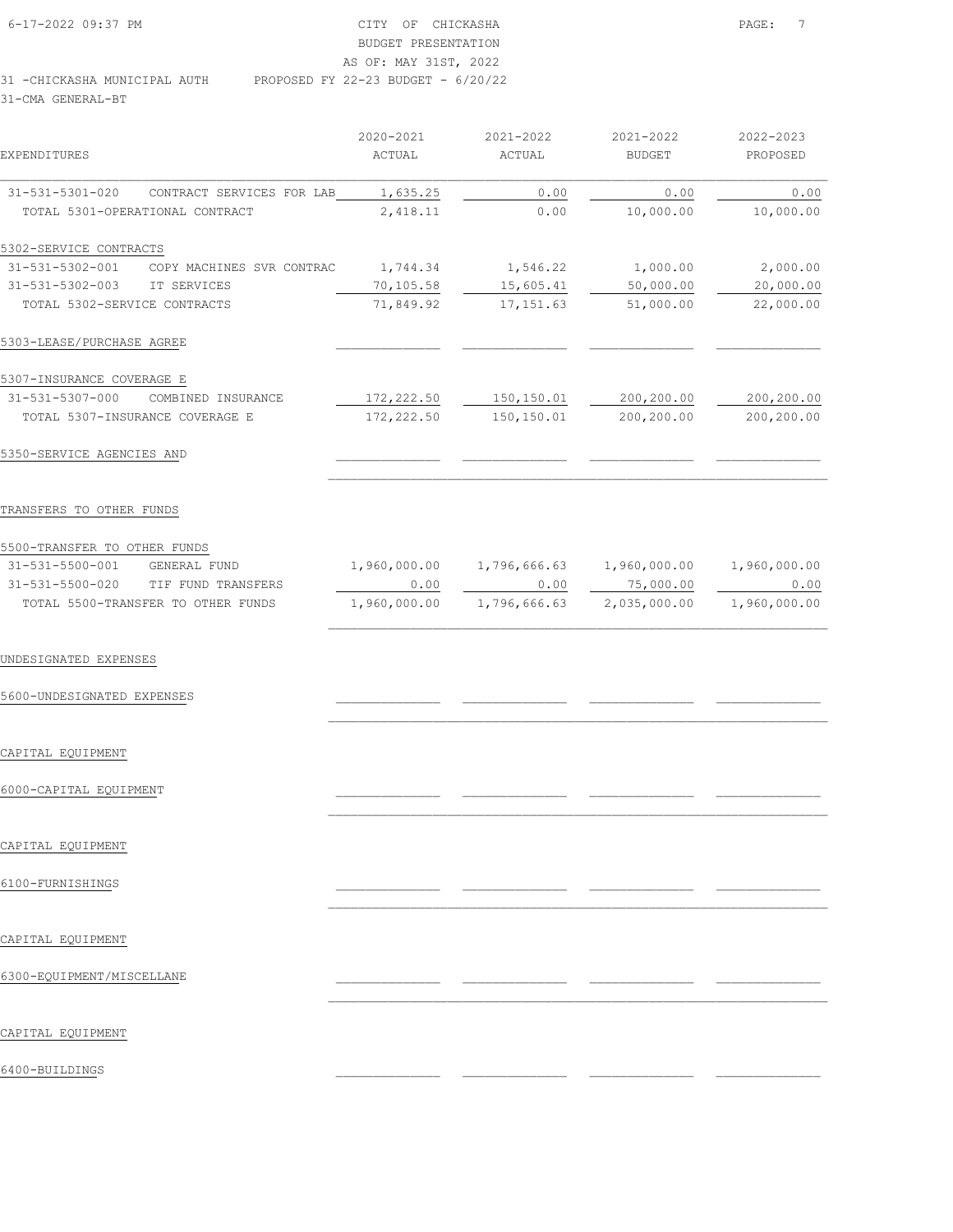CITY OF CHICKASHA
BUDGET PRESENTATION
AS OF: MAY 31ST, 2022

31 -CHICKASHA MUNICIPAL AUTH PROPOSED FY 22-23 BUDGET - 6/20/22

31-CMA GENERAL-BT

| EXPENDITURES | 2020-2021 ACTUAL | 2021-2022 ACTUAL | 2021-2022 BUDGET | 2022-2023 PROPOSED |
|---|---|---|---|---|
| 31-531-5301-020 CONTRACT SERVICES FOR LAB | 1,635.25 | 0.00 | 0.00 | 0.00 |
| TOTAL 5301-OPERATIONAL CONTRACT | 2,418.11 | 0.00 | 10,000.00 | 10,000.00 |
| 5302-SERVICE CONTRACTS | | | | |
| 31-531-5302-001 COPY MACHINES SVR CONTRAC | 1,744.34 | 1,546.22 | 1,000.00 | 2,000.00 |
| 31-531-5302-003 IT SERVICES | 70,105.58 | 15,605.41 | 50,000.00 | 20,000.00 |
| TOTAL 5302-SERVICE CONTRACTS | 71,849.92 | 17,151.63 | 51,000.00 | 22,000.00 |
| 5303-LEASE/PURCHASE AGREE | | | | |
| 5307-INSURANCE COVERAGE E | | | | |
| 31-531-5307-000 COMBINED INSURANCE | 172,222.50 | 150,150.01 | 200,200.00 | 200,200.00 |
| TOTAL 5307-INSURANCE COVERAGE E | 172,222.50 | 150,150.01 | 200,200.00 | 200,200.00 |
| 5350-SERVICE AGENCIES AND | | | | |
| TRANSFERS TO OTHER FUNDS | | | | |
| 5500-TRANSFER TO OTHER FUNDS | | | | |
| 31-531-5500-001 GENERAL FUND | 1,960,000.00 | 1,796,666.63 | 1,960,000.00 | 1,960,000.00 |
| 31-531-5500-020 TIF FUND TRANSFERS | 0.00 | 0.00 | 75,000.00 | 0.00 |
| TOTAL 5500-TRANSFER TO OTHER FUNDS | 1,960,000.00 | 1,796,666.63 | 2,035,000.00 | 1,960,000.00 |
| UNDESIGNATED EXPENSES | | | | |
| 5600-UNDESIGNATED EXPENSES | | | | |
| CAPITAL EQUIPMENT | | | | |
| 6000-CAPITAL EQUIPMENT | | | | |
| CAPITAL EQUIPMENT | | | | |
| 6100-FURNISHINGS | | | | |
| CAPITAL EQUIPMENT | | | | |
| 6300-EQUIPMENT/MISCELLANE | | | | |
| CAPITAL EQUIPMENT | | | | |
| 6400-BUILDINGS | | | | |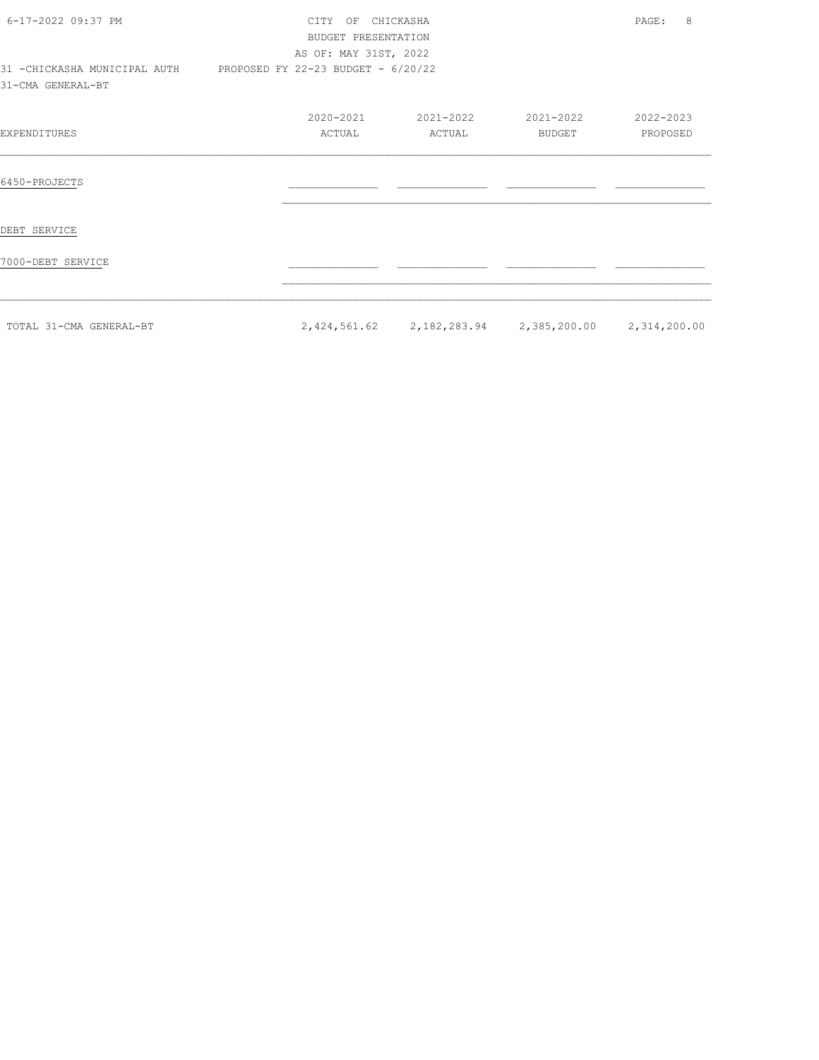CITY OF CHICKASHA
BUDGET PRESENTATION
AS OF: MAY 31ST, 2022

31 -CHICKASHA MUNICIPAL AUTH     PROPOSED FY 22-23 BUDGET - 6/20/22

31-CMA GENERAL-BT

| EXPENDITURES | 2020-2021 ACTUAL | 2021-2022 ACTUAL | 2021-2022 BUDGET | 2022-2023 PROPOSED |
|---|---|---|---|---|
| 6450-PROJECTS | | | | |
| DEBT SERVICE | | | | |
| 7000-DEBT SERVICE | | | | |
| TOTAL 31-CMA GENERAL-BT | 2,424,561.62 | 2,182,283.94 | 2,385,200.00 | 2,314,200.00 |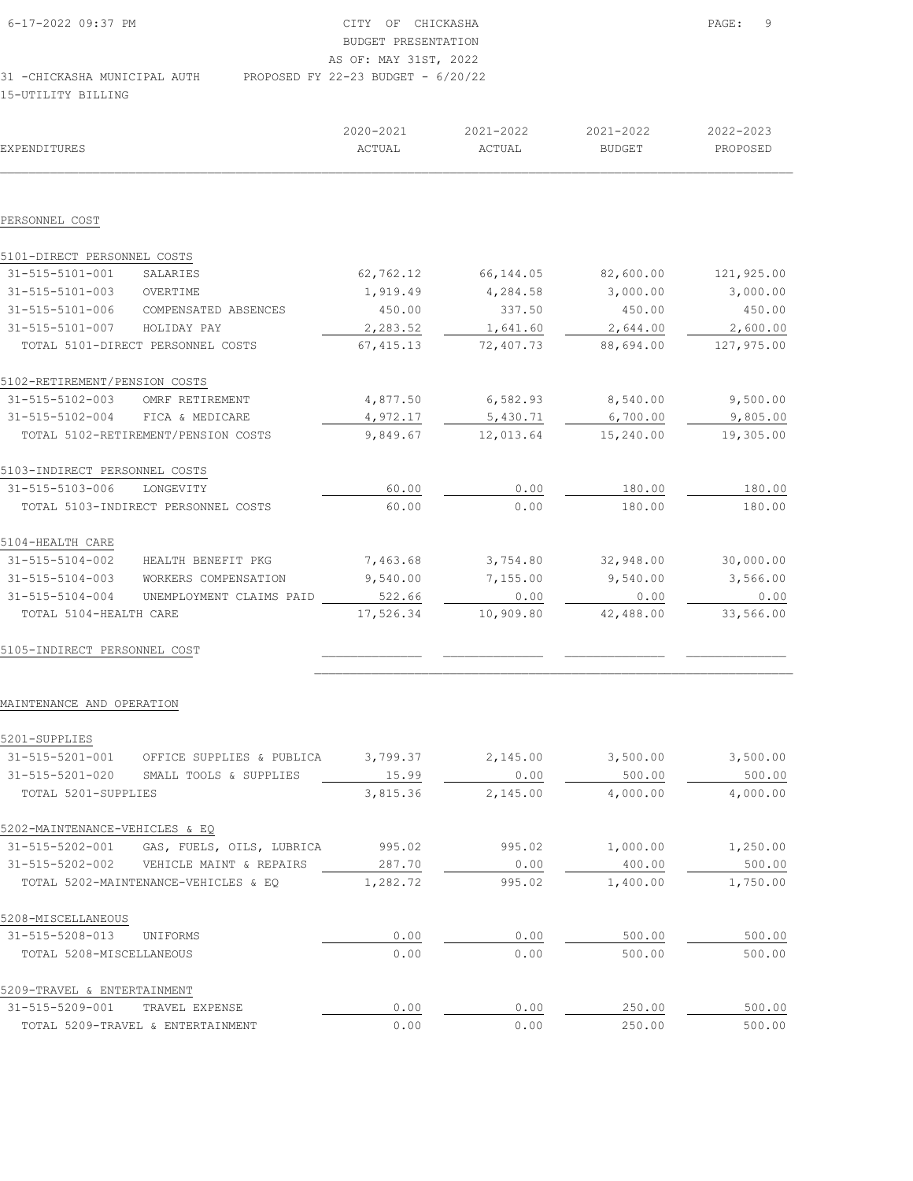CITY OF CHICKASHA
BUDGET PRESENTATION
AS OF: MAY 31ST, 2022

31 -CHICKASHA MUNICIPAL AUTH — PROPOSED FY 22-23 BUDGET - 6/20/22

15-UTILITY BILLING

| EXPENDITURES | | 2020-2021 ACTUAL | 2021-2022 ACTUAL | 2021-2022 BUDGET | 2022-2023 PROPOSED |
|---|---|---|---|---|---|
| **PERSONNEL COST** | | | | | |
| 5101-DIRECT PERSONNEL COSTS | | | | | |
| 31-515-5101-001 | SALARIES | 62,762.12 | 66,144.05 | 82,600.00 | 121,925.00 |
| 31-515-5101-003 | OVERTIME | 1,919.49 | 4,284.58 | 3,000.00 | 3,000.00 |
| 31-515-5101-006 | COMPENSATED ABSENCES | 450.00 | 337.50 | 450.00 | 450.00 |
| 31-515-5101-007 | HOLIDAY PAY | 2,283.52 | 1,641.60 | 2,644.00 | 2,600.00 |
| TOTAL 5101-DIRECT PERSONNEL COSTS | | 67,415.13 | 72,407.73 | 88,694.00 | 127,975.00 |
| 5102-RETIREMENT/PENSION COSTS | | | | | |
| 31-515-5102-003 | OMRF RETIREMENT | 4,877.50 | 6,582.93 | 8,540.00 | 9,500.00 |
| 31-515-5102-004 | FICA & MEDICARE | 4,972.17 | 5,430.71 | 6,700.00 | 9,805.00 |
| TOTAL 5102-RETIREMENT/PENSION COSTS | | 9,849.67 | 12,013.64 | 15,240.00 | 19,305.00 |
| 5103-INDIRECT PERSONNEL COSTS | | | | | |
| 31-515-5103-006 | LONGEVITY | 60.00 | 0.00 | 180.00 | 180.00 |
| TOTAL 5103-INDIRECT PERSONNEL COSTS | | 60.00 | 0.00 | 180.00 | 180.00 |
| 5104-HEALTH CARE | | | | | |
| 31-515-5104-002 | HEALTH BENEFIT PKG | 7,463.68 | 3,754.80 | 32,948.00 | 30,000.00 |
| 31-515-5104-003 | WORKERS COMPENSATION | 9,540.00 | 7,155.00 | 9,540.00 | 3,566.00 |
| 31-515-5104-004 | UNEMPLOYMENT CLAIMS PAID | 522.66 | 0.00 | 0.00 | 0.00 |
| TOTAL 5104-HEALTH CARE | | 17,526.34 | 10,909.80 | 42,488.00 | 33,566.00 |
| 5105-INDIRECT PERSONNEL COST | | | | | |
| **MAINTENANCE AND OPERATION** | | | | | |
| 5201-SUPPLIES | | | | | |
| 31-515-5201-001 | OFFICE SUPPLIES & PUBLICA | 3,799.37 | 2,145.00 | 3,500.00 | 3,500.00 |
| 31-515-5201-020 | SMALL TOOLS & SUPPLIES | 15.99 | 0.00 | 500.00 | 500.00 |
| TOTAL 5201-SUPPLIES | | 3,815.36 | 2,145.00 | 4,000.00 | 4,000.00 |
| 5202-MAINTENANCE-VEHICLES & EQ | | | | | |
| 31-515-5202-001 | GAS, FUELS, OILS, LUBRICA | 995.02 | 995.02 | 1,000.00 | 1,250.00 |
| 31-515-5202-002 | VEHICLE MAINT & REPAIRS | 287.70 | 0.00 | 400.00 | 500.00 |
| TOTAL 5202-MAINTENANCE-VEHICLES & EQ | | 1,282.72 | 995.02 | 1,400.00 | 1,750.00 |
| 5208-MISCELLANEOUS | | | | | |
| 31-515-5208-013 | UNIFORMS | 0.00 | 0.00 | 500.00 | 500.00 |
| TOTAL 5208-MISCELLANEOUS | | 0.00 | 0.00 | 500.00 | 500.00 |
| 5209-TRAVEL & ENTERTAINMENT | | | | | |
| 31-515-5209-001 | TRAVEL EXPENSE | 0.00 | 0.00 | 250.00 | 500.00 |
| TOTAL 5209-TRAVEL & ENTERTAINMENT | | 0.00 | 0.00 | 250.00 | 500.00 |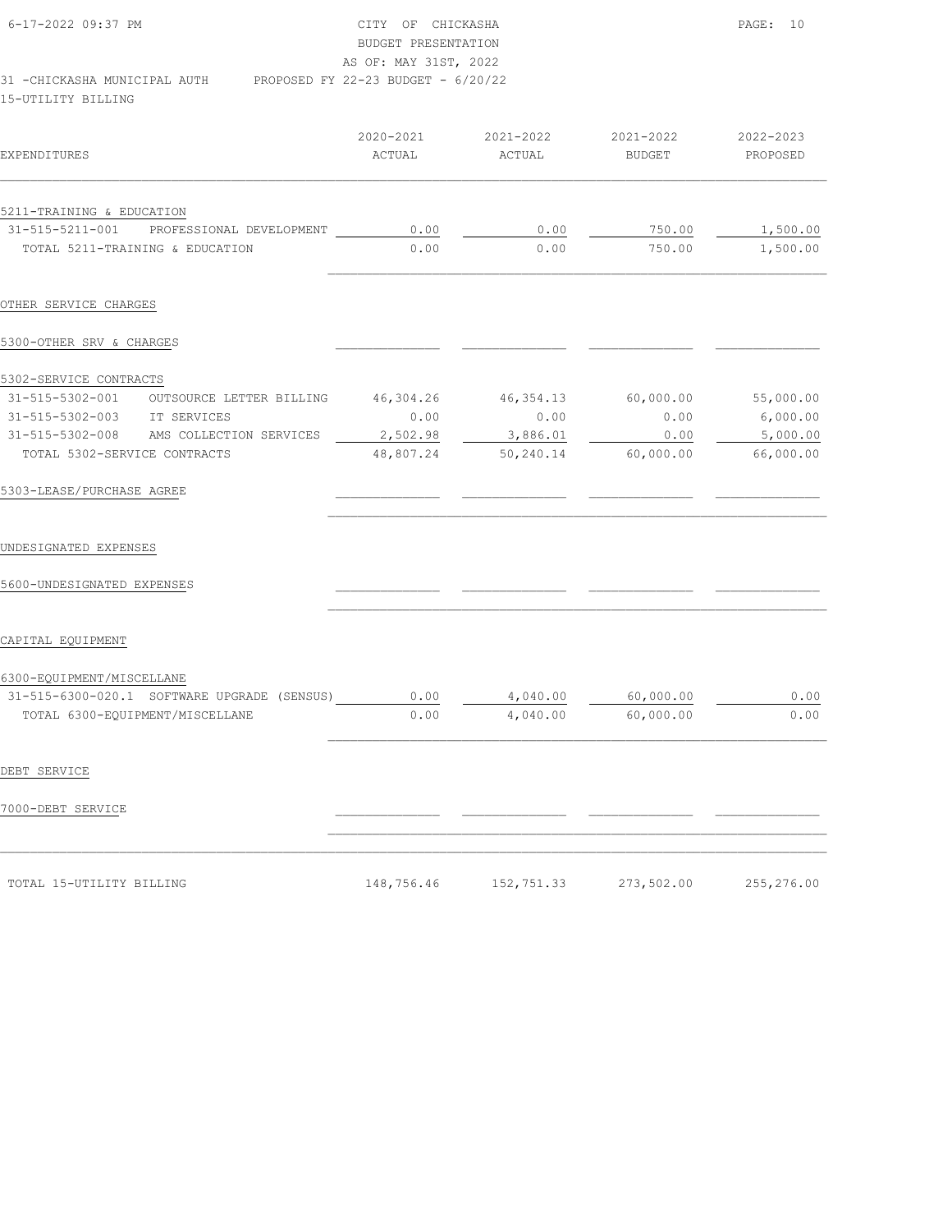CITY OF CHICKASHA
BUDGET PRESENTATION
AS OF: MAY 31ST, 2022

31 -CHICKASHA MUNICIPAL AUTH    PROPOSED FY 22-23 BUDGET - 6/20/22

15-UTILITY BILLING

| EXPENDITURES | 2020-2021 ACTUAL | 2021-2022 ACTUAL | 2021-2022 BUDGET | 2022-2023 PROPOSED |
|---|---|---|---|---|
| 5211-TRAINING & EDUCATION | | | | |
| 31-515-5211-001 PROFESSIONAL DEVELOPMENT | 0.00 | 0.00 | 750.00 | 1,500.00 |
| TOTAL 5211-TRAINING & EDUCATION | 0.00 | 0.00 | 750.00 | 1,500.00 |
| OTHER SERVICE CHARGES | | | | |
| 5300-OTHER SRV & CHARGES | | | | |
| 5302-SERVICE CONTRACTS | | | | |
| 31-515-5302-001 OUTSOURCE LETTER BILLING | 46,304.26 | 46,354.13 | 60,000.00 | 55,000.00 |
| 31-515-5302-003 IT SERVICES | 0.00 | 0.00 | 0.00 | 6,000.00 |
| 31-515-5302-008 AMS COLLECTION SERVICES | 2,502.98 | 3,886.01 | 0.00 | 5,000.00 |
| TOTAL 5302-SERVICE CONTRACTS | 48,807.24 | 50,240.14 | 60,000.00 | 66,000.00 |
| 5303-LEASE/PURCHASE AGREE | | | | |
| UNDESIGNATED EXPENSES | | | | |
| 5600-UNDESIGNATED EXPENSES | | | | |
| CAPITAL EQUIPMENT | | | | |
| 6300-EQUIPMENT/MISCELLANE | | | | |
| 31-515-6300-020.1 SOFTWARE UPGRADE (SENSUS) | 0.00 | 4,040.00 | 60,000.00 | 0.00 |
| TOTAL 6300-EQUIPMENT/MISCELLANE | 0.00 | 4,040.00 | 60,000.00 | 0.00 |
| DEBT SERVICE | | | | |
| 7000-DEBT SERVICE | | | | |
| TOTAL 15-UTILITY BILLING | 148,756.46 | 152,751.33 | 273,502.00 | 255,276.00 |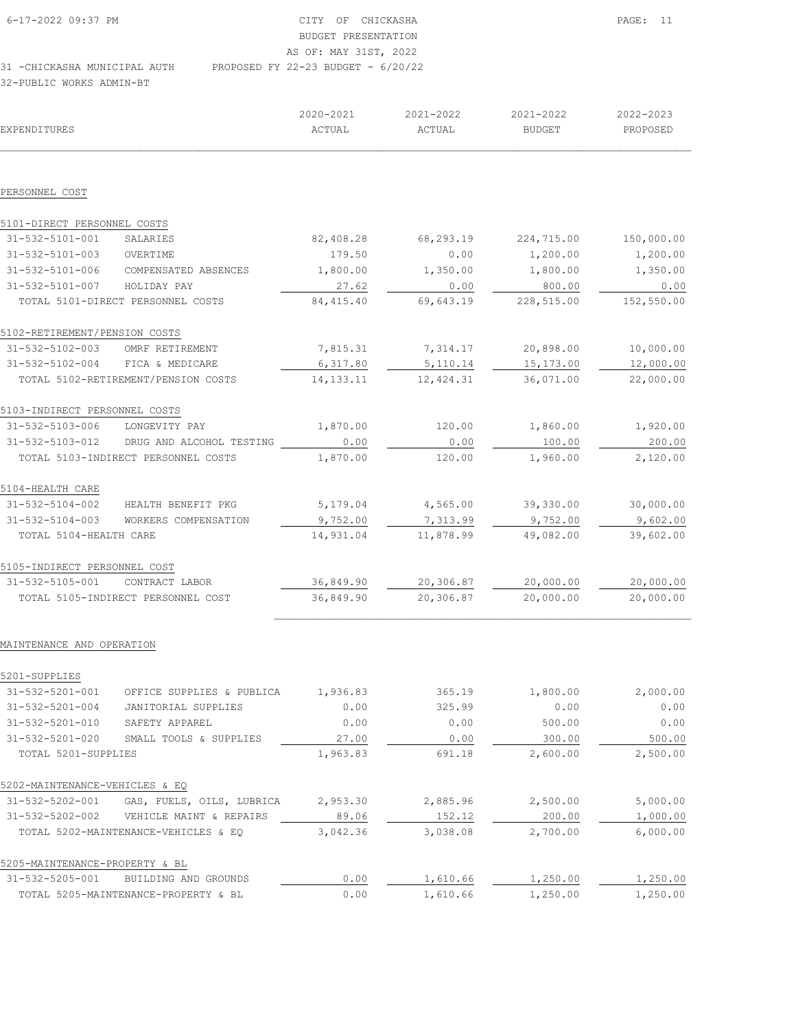6-17-2022 09:37 PM

CITY OF CHICKASHA
BUDGET PRESENTATION
AS OF: MAY 31ST, 2022
PROPOSED FY 22-23 BUDGET - 6/20/22

31 -CHICKASHA MUNICIPAL AUTH
32-PUBLIC WORKS ADMIN-BT

| EXPENDITURES | | 2020-2021 ACTUAL | 2021-2022 ACTUAL | 2021-2022 BUDGET | 2022-2023 PROPOSED |
|---|---|---|---|---|---|
| **PERSONNEL COST** | | | | | |
| 5101-DIRECT PERSONNEL COSTS | | | | | |
| 31-532-5101-001 | SALARIES | 82,408.28 | 68,293.19 | 224,715.00 | 150,000.00 |
| 31-532-5101-003 | OVERTIME | 179.50 | 0.00 | 1,200.00 | 1,200.00 |
| 31-532-5101-006 | COMPENSATED ABSENCES | 1,800.00 | 1,350.00 | 1,800.00 | 1,350.00 |
| 31-532-5101-007 | HOLIDAY PAY | 27.62 | 0.00 | 800.00 | 0.00 |
| TOTAL 5101-DIRECT PERSONNEL COSTS | | 84,415.40 | 69,643.19 | 228,515.00 | 152,550.00 |
| 5102-RETIREMENT/PENSION COSTS | | | | | |
| 31-532-5102-003 | OMRF RETIREMENT | 7,815.31 | 7,314.17 | 20,898.00 | 10,000.00 |
| 31-532-5102-004 | FICA & MEDICARE | 6,317.80 | 5,110.14 | 15,173.00 | 12,000.00 |
| TOTAL 5102-RETIREMENT/PENSION COSTS | | 14,133.11 | 12,424.31 | 36,071.00 | 22,000.00 |
| 5103-INDIRECT PERSONNEL COSTS | | | | | |
| 31-532-5103-006 | LONGEVITY PAY | 1,870.00 | 120.00 | 1,860.00 | 1,920.00 |
| 31-532-5103-012 | DRUG AND ALCOHOL TESTING | 0.00 | 0.00 | 100.00 | 200.00 |
| TOTAL 5103-INDIRECT PERSONNEL COSTS | | 1,870.00 | 120.00 | 1,960.00 | 2,120.00 |
| 5104-HEALTH CARE | | | | | |
| 31-532-5104-002 | HEALTH BENEFIT PKG | 5,179.04 | 4,565.00 | 39,330.00 | 30,000.00 |
| 31-532-5104-003 | WORKERS COMPENSATION | 9,752.00 | 7,313.99 | 9,752.00 | 9,602.00 |
| TOTAL 5104-HEALTH CARE | | 14,931.04 | 11,878.99 | 49,082.00 | 39,602.00 |
| 5105-INDIRECT PERSONNEL COST | | | | | |
| 31-532-5105-001 | CONTRACT LABOR | 36,849.90 | 20,306.87 | 20,000.00 | 20,000.00 |
| TOTAL 5105-INDIRECT PERSONNEL COST | | 36,849.90 | 20,306.87 | 20,000.00 | 20,000.00 |
| **MAINTENANCE AND OPERATION** | | | | | |
| 5201-SUPPLIES | | | | | |
| 31-532-5201-001 | OFFICE SUPPLIES & PUBLICA | 1,936.83 | 365.19 | 1,800.00 | 2,000.00 |
| 31-532-5201-004 | JANITORIAL SUPPLIES | 0.00 | 325.99 | 0.00 | 0.00 |
| 31-532-5201-010 | SAFETY APPAREL | 0.00 | 0.00 | 500.00 | 0.00 |
| 31-532-5201-020 | SMALL TOOLS & SUPPLIES | 27.00 | 0.00 | 300.00 | 500.00 |
| TOTAL 5201-SUPPLIES | | 1,963.83 | 691.18 | 2,600.00 | 2,500.00 |
| 5202-MAINTENANCE-VEHICLES & EQ | | | | | |
| 31-532-5202-001 | GAS, FUELS, OILS, LUBRICA | 2,953.30 | 2,885.96 | 2,500.00 | 5,000.00 |
| 31-532-5202-002 | VEHICLE MAINT & REPAIRS | 89.06 | 152.12 | 200.00 | 1,000.00 |
| TOTAL 5202-MAINTENANCE-VEHICLES & EQ | | 3,042.36 | 3,038.08 | 2,700.00 | 6,000.00 |
| 5205-MAINTENANCE-PROPERTY & BL | | | | | |
| 31-532-5205-001 | BUILDING AND GROUNDS | 0.00 | 1,610.66 | 1,250.00 | 1,250.00 |
| TOTAL 5205-MAINTENANCE-PROPERTY & BL | | 0.00 | 1,610.66 | 1,250.00 | 1,250.00 |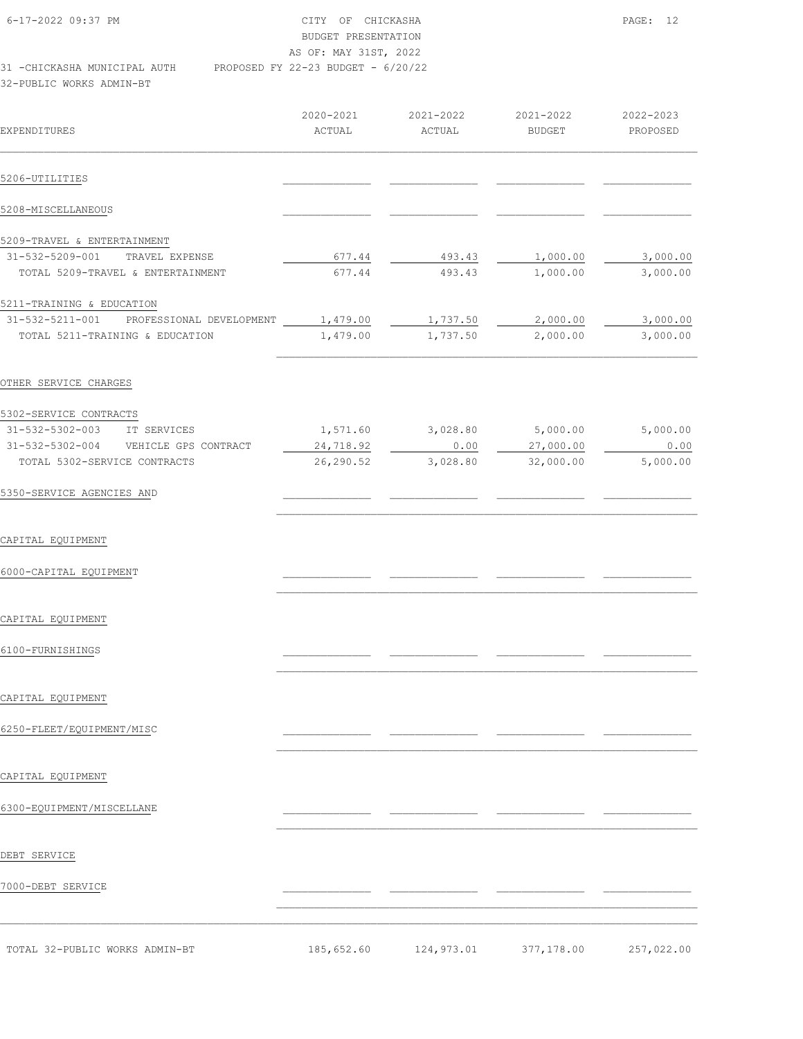CITY OF CHICKASHA
BUDGET PRESENTATION
AS OF: MAY 31ST, 2022

31 -CHICKASHA MUNICIPAL AUTH    PROPOSED FY 22-23 BUDGET - 6/20/22

32-PUBLIC WORKS ADMIN-BT

| EXPENDITURES | 2020-2021 ACTUAL | 2021-2022 ACTUAL | 2021-2022 BUDGET | 2022-2023 PROPOSED |
|---|---|---|---|---|
| 5206-UTILITIES | | | | |
| 5208-MISCELLANEOUS | | | | |
| 5209-TRAVEL & ENTERTAINMENT | | | | |
| 31-532-5209-001 TRAVEL EXPENSE | 677.44 | 493.43 | 1,000.00 | 3,000.00 |
| TOTAL 5209-TRAVEL & ENTERTAINMENT | 677.44 | 493.43 | 1,000.00 | 3,000.00 |
| 5211-TRAINING & EDUCATION | | | | |
| 31-532-5211-001 PROFESSIONAL DEVELOPMENT | 1,479.00 | 1,737.50 | 2,000.00 | 3,000.00 |
| TOTAL 5211-TRAINING & EDUCATION | 1,479.00 | 1,737.50 | 2,000.00 | 3,000.00 |
| OTHER SERVICE CHARGES | | | | |
| 5302-SERVICE CONTRACTS | | | | |
| 31-532-5302-003 IT SERVICES | 1,571.60 | 3,028.80 | 5,000.00 | 5,000.00 |
| 31-532-5302-004 VEHICLE GPS CONTRACT | 24,718.92 | 0.00 | 27,000.00 | 0.00 |
| TOTAL 5302-SERVICE CONTRACTS | 26,290.52 | 3,028.80 | 32,000.00 | 5,000.00 |
| 5350-SERVICE AGENCIES AND | | | | |
| CAPITAL EQUIPMENT | | | | |
| 6000-CAPITAL EQUIPMENT | | | | |
| CAPITAL EQUIPMENT | | | | |
| 6100-FURNISHINGS | | | | |
| CAPITAL EQUIPMENT | | | | |
| 6250-FLEET/EQUIPMENT/MISC | | | | |
| CAPITAL EQUIPMENT | | | | |
| 6300-EQUIPMENT/MISCELLANE | | | | |
| DEBT SERVICE | | | | |
| 7000-DEBT SERVICE | | | | |
| TOTAL 32-PUBLIC WORKS ADMIN-BT | 185,652.60 | 124,973.01 | 377,178.00 | 257,022.00 |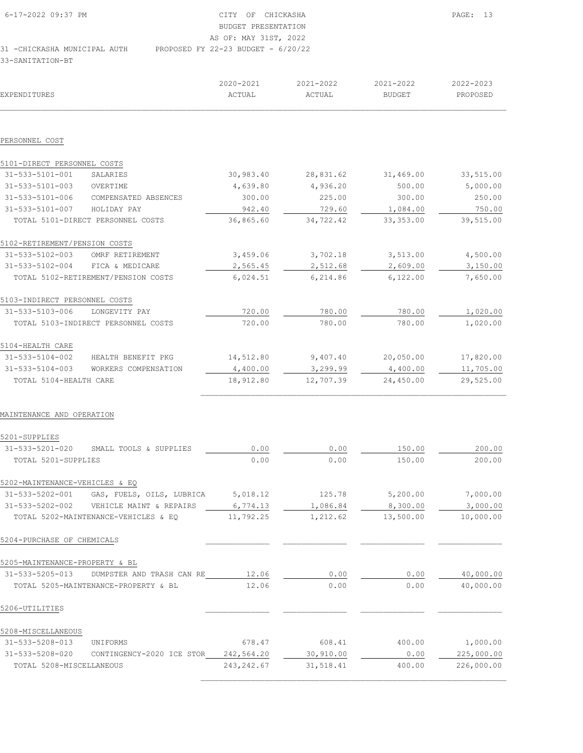CITY OF CHICKASHA
BUDGET PRESENTATION
AS OF: MAY 31ST, 2022

31 -CHICKASHA MUNICIPAL AUTH     PROPOSED FY 22-23 BUDGET - 6/20/22

33-SANITATION-BT

| EXPENDITURES | | 2020-2021 ACTUAL | 2021-2022 ACTUAL | 2021-2022 BUDGET | 2022-2023 PROPOSED |
|---|---|---|---|---|---|
| **PERSONNEL COST** | | | | | |
| 5101-DIRECT PERSONNEL COSTS | | | | | |
| 31-533-5101-001 | SALARIES | 30,983.40 | 28,831.62 | 31,469.00 | 33,515.00 |
| 31-533-5101-003 | OVERTIME | 4,639.80 | 4,936.20 | 500.00 | 5,000.00 |
| 31-533-5101-006 | COMPENSATED ABSENCES | 300.00 | 225.00 | 300.00 | 250.00 |
| 31-533-5101-007 | HOLIDAY PAY | 942.40 | 729.60 | 1,084.00 | 750.00 |
| TOTAL 5101-DIRECT PERSONNEL COSTS | | 36,865.60 | 34,722.42 | 33,353.00 | 39,515.00 |
| 5102-RETIREMENT/PENSION COSTS | | | | | |
| 31-533-5102-003 | OMRF RETIREMENT | 3,459.06 | 3,702.18 | 3,513.00 | 4,500.00 |
| 31-533-5102-004 | FICA & MEDICARE | 2,565.45 | 2,512.68 | 2,609.00 | 3,150.00 |
| TOTAL 5102-RETIREMENT/PENSION COSTS | | 6,024.51 | 6,214.86 | 6,122.00 | 7,650.00 |
| 5103-INDIRECT PERSONNEL COSTS | | | | | |
| 31-533-5103-006 | LONGEVITY PAY | 720.00 | 780.00 | 780.00 | 1,020.00 |
| TOTAL 5103-INDIRECT PERSONNEL COSTS | | 720.00 | 780.00 | 780.00 | 1,020.00 |
| 5104-HEALTH CARE | | | | | |
| 31-533-5104-002 | HEALTH BENEFIT PKG | 14,512.80 | 9,407.40 | 20,050.00 | 17,820.00 |
| 31-533-5104-003 | WORKERS COMPENSATION | 4,400.00 | 3,299.99 | 4,400.00 | 11,705.00 |
| TOTAL 5104-HEALTH CARE | | 18,912.80 | 12,707.39 | 24,450.00 | 29,525.00 |
| **MAINTENANCE AND OPERATION** | | | | | |
| 5201-SUPPLIES | | | | | |
| 31-533-5201-020 | SMALL TOOLS & SUPPLIES | 0.00 | 0.00 | 150.00 | 200.00 |
| TOTAL 5201-SUPPLIES | | 0.00 | 0.00 | 150.00 | 200.00 |
| 5202-MAINTENANCE-VEHICLES & EQ | | | | | |
| 31-533-5202-001 | GAS, FUELS, OILS, LUBRICA | 5,018.12 | 125.78 | 5,200.00 | 7,000.00 |
| 31-533-5202-002 | VEHICLE MAINT & REPAIRS | 6,774.13 | 1,086.84 | 8,300.00 | 3,000.00 |
| TOTAL 5202-MAINTENANCE-VEHICLES & EQ | | 11,792.25 | 1,212.62 | 13,500.00 | 10,000.00 |
| 5204-PURCHASE OF CHEMICALS | | | | | |
| 5205-MAINTENANCE-PROPERTY & BL | | | | | |
| 31-533-5205-013 | DUMPSTER AND TRASH CAN RE | 12.06 | 0.00 | 0.00 | 40,000.00 |
| TOTAL 5205-MAINTENANCE-PROPERTY & BL | | 12.06 | 0.00 | 0.00 | 40,000.00 |
| 5206-UTILITIES | | | | | |
| 5208-MISCELLANEOUS | | | | | |
| 31-533-5208-013 | UNIFORMS | 678.47 | 608.41 | 400.00 | 1,000.00 |
| 31-533-5208-020 | CONTINGENCY-2020 ICE STOR | 242,564.20 | 30,910.00 | 0.00 | 225,000.00 |
| TOTAL 5208-MISCELLANEOUS | | 243,242.67 | 31,518.41 | 400.00 | 226,000.00 |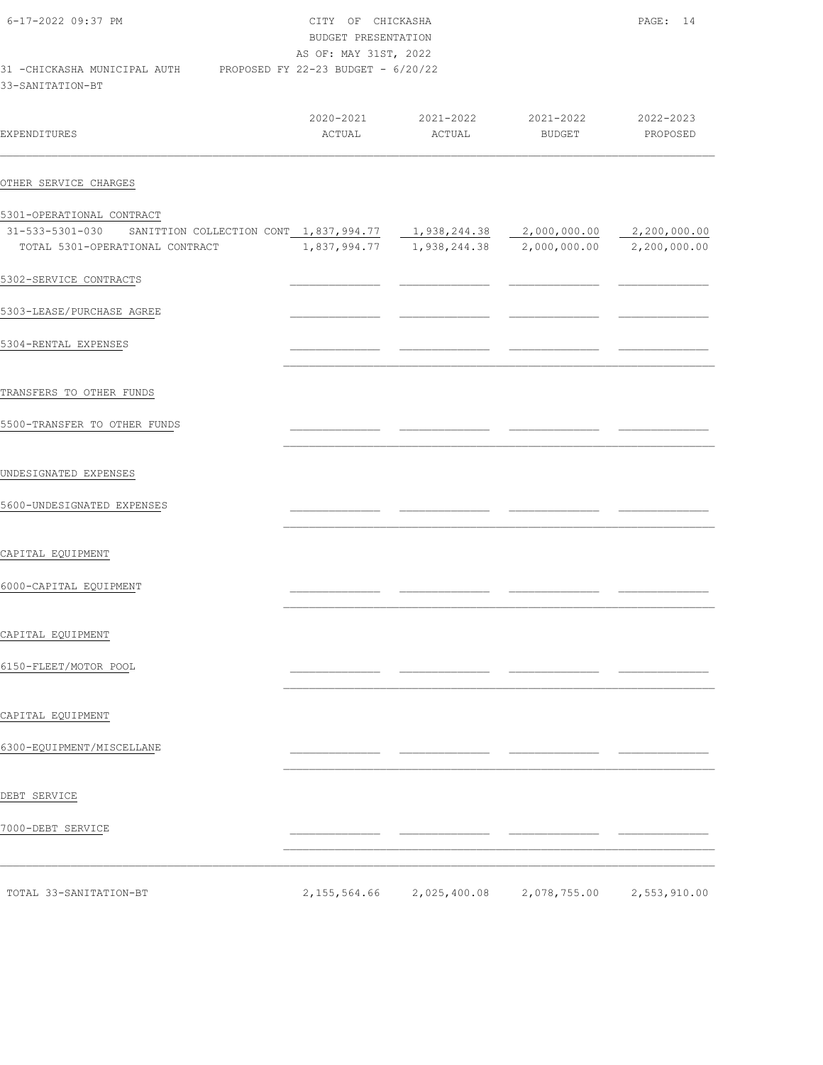CITY OF CHICKASHA
BUDGET PRESENTATION
AS OF: MAY 31ST, 2022

6-17-2022 09:37 PM

31 -CHICKASHA MUNICIPAL AUTH    PROPOSED FY 22-23 BUDGET - 6/20/22

33-SANITATION-BT

| EXPENDITURES | 2020-2021 ACTUAL | 2021-2022 ACTUAL | 2021-2022 BUDGET | 2022-2023 PROPOSED |
|---|---|---|---|---|
| **OTHER SERVICE CHARGES** | | | | |
| 5301-OPERATIONAL CONTRACT | | | | |
| 31-533-5301-030 SANITTION COLLECTION CONT | 1,837,994.77 | 1,938,244.38 | 2,000,000.00 | 2,200,000.00 |
| TOTAL 5301-OPERATIONAL CONTRACT | 1,837,994.77 | 1,938,244.38 | 2,000,000.00 | 2,200,000.00 |
| 5302-SERVICE CONTRACTS | | | | |
| 5303-LEASE/PURCHASE AGREE | | | | |
| 5304-RENTAL EXPENSES | | | | |
| **TRANSFERS TO OTHER FUNDS** | | | | |
| 5500-TRANSFER TO OTHER FUNDS | | | | |
| **UNDESIGNATED EXPENSES** | | | | |
| 5600-UNDESIGNATED EXPENSES | | | | |
| **CAPITAL EQUIPMENT** | | | | |
| 6000-CAPITAL EQUIPMENT | | | | |
| **CAPITAL EQUIPMENT** | | | | |
| 6150-FLEET/MOTOR POOL | | | | |
| **CAPITAL EQUIPMENT** | | | | |
| 6300-EQUIPMENT/MISCELLANE | | | | |
| **DEBT SERVICE** | | | | |
| 7000-DEBT SERVICE | | | | |
| TOTAL 33-SANITATION-BT | 2,155,564.66 | 2,025,400.08 | 2,078,755.00 | 2,553,910.00 |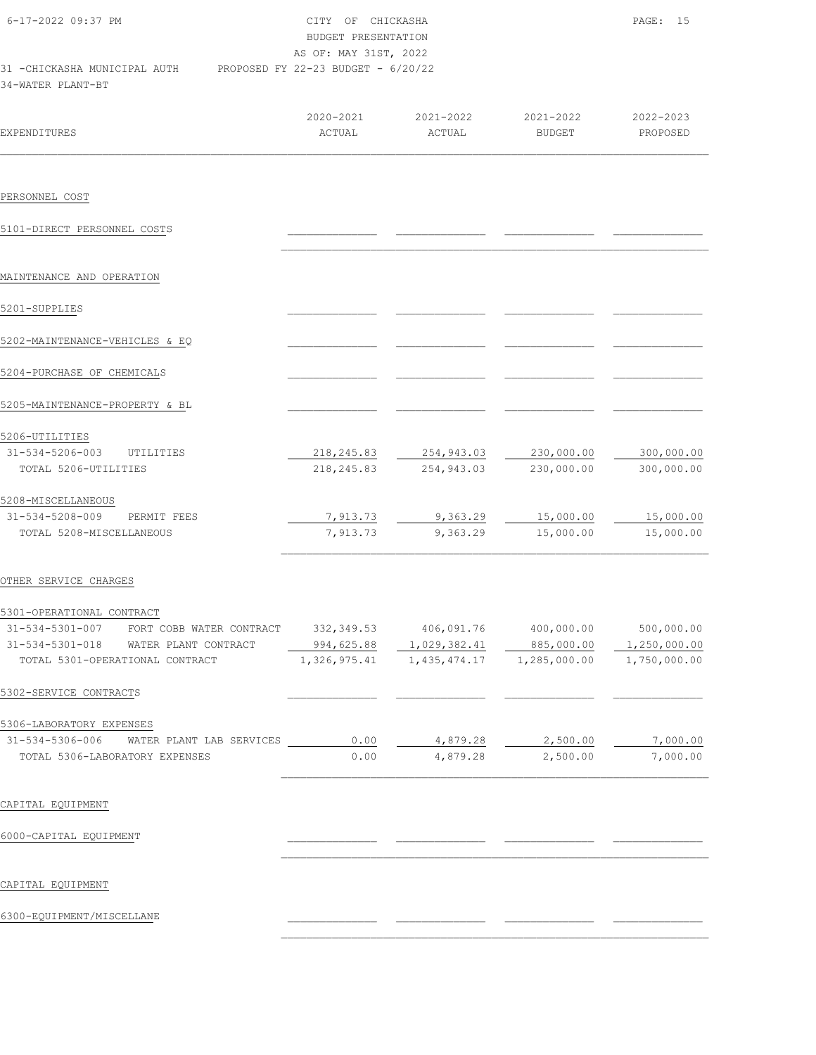CITY OF CHICKASHA
BUDGET PRESENTATION
AS OF: MAY 31ST, 2022

31 -CHICKASHA MUNICIPAL AUTH     PROPOSED FY 22-23 BUDGET - 6/20/22

34-WATER PLANT-BT

| EXPENDITURES | 2020-2021 ACTUAL | 2021-2022 ACTUAL | 2021-2022 BUDGET | 2022-2023 PROPOSED |
|---|---|---|---|---|
| **PERSONNEL COST** | | | | |
| 5101-DIRECT PERSONNEL COSTS | | | | |
| **MAINTENANCE AND OPERATION** | | | | |
| 5201-SUPPLIES | | | | |
| 5202-MAINTENANCE-VEHICLES & EQ | | | | |
| 5204-PURCHASE OF CHEMICALS | | | | |
| 5205-MAINTENANCE-PROPERTY & BL | | | | |
| 5206-UTILITIES | | | | |
| 31-534-5206-003 UTILITIES | 218,245.83 | 254,943.03 | 230,000.00 | 300,000.00 |
| TOTAL 5206-UTILITIES | 218,245.83 | 254,943.03 | 230,000.00 | 300,000.00 |
| 5208-MISCELLANEOUS | | | | |
| 31-534-5208-009 PERMIT FEES | 7,913.73 | 9,363.29 | 15,000.00 | 15,000.00 |
| TOTAL 5208-MISCELLANEOUS | 7,913.73 | 9,363.29 | 15,000.00 | 15,000.00 |
| **OTHER SERVICE CHARGES** | | | | |
| 5301-OPERATIONAL CONTRACT | | | | |
| 31-534-5301-007 FORT COBB WATER CONTRACT | 332,349.53 | 406,091.76 | 400,000.00 | 500,000.00 |
| 31-534-5301-018 WATER PLANT CONTRACT | 994,625.88 | 1,029,382.41 | 885,000.00 | 1,250,000.00 |
| TOTAL 5301-OPERATIONAL CONTRACT | 1,326,975.41 | 1,435,474.17 | 1,285,000.00 | 1,750,000.00 |
| 5302-SERVICE CONTRACTS | | | | |
| 5306-LABORATORY EXPENSES | | | | |
| 31-534-5306-006 WATER PLANT LAB SERVICES | 0.00 | 4,879.28 | 2,500.00 | 7,000.00 |
| TOTAL 5306-LABORATORY EXPENSES | 0.00 | 4,879.28 | 2,500.00 | 7,000.00 |
| **CAPITAL EQUIPMENT** | | | | |
| 6000-CAPITAL EQUIPMENT | | | | |
| **CAPITAL EQUIPMENT** | | | | |
| 6300-EQUIPMENT/MISCELLANE | | | | |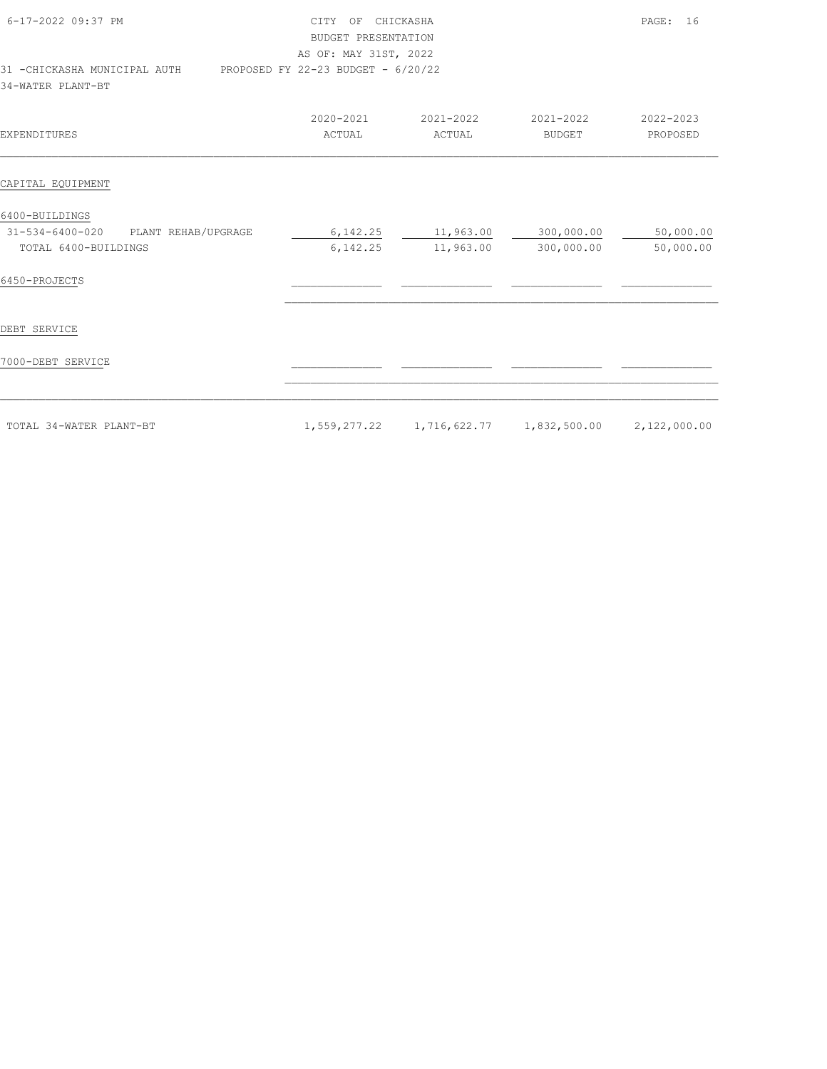CITY OF CHICKASHA
BUDGET PRESENTATION
AS OF: MAY 31ST, 2022

31 -CHICKASHA MUNICIPAL AUTH    PROPOSED FY 22-23 BUDGET - 6/20/22

34-WATER PLANT-BT

| EXPENDITURES | 2020-2021 ACTUAL | 2021-2022 ACTUAL | 2021-2022 BUDGET | 2022-2023 PROPOSED |
|---|---|---|---|---|
| **CAPITAL EQUIPMENT** | | | | |
| 6400-BUILDINGS | | | | |
| 31-534-6400-020 PLANT REHAB/UPGRAGE | 6,142.25 | 11,963.00 | 300,000.00 | 50,000.00 |
| TOTAL 6400-BUILDINGS | 6,142.25 | 11,963.00 | 300,000.00 | 50,000.00 |
| 6450-PROJECTS | | | | |
| **DEBT SERVICE** | | | | |
| 7000-DEBT SERVICE | | | | |
| TOTAL 34-WATER PLANT-BT | 1,559,277.22 | 1,716,622.77 | 1,832,500.00 | 2,122,000.00 |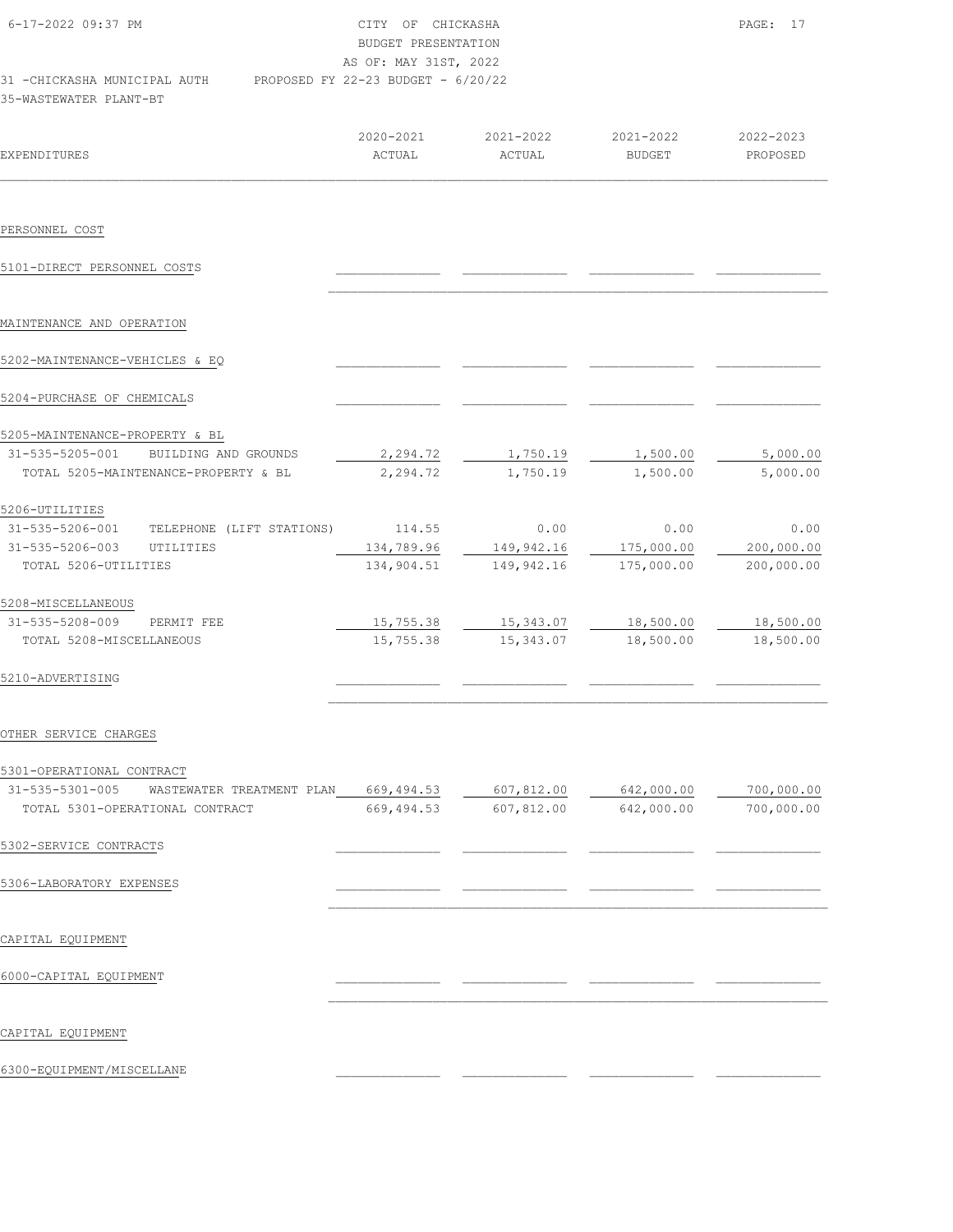CITY OF CHICKASHA
BUDGET PRESENTATION
AS OF: MAY 31ST, 2022

31 -CHICKASHA MUNICIPAL AUTH PROPOSED FY 22-23 BUDGET - 6/20/22

35-WASTEWATER PLANT-BT

| EXPENDITURES | 2020-2021 ACTUAL | 2021-2022 ACTUAL | 2021-2022 BUDGET | 2022-2023 PROPOSED |
|---|---|---|---|---|
| **PERSONNEL COST** | | | | |
| 5101-DIRECT PERSONNEL COSTS | | | | |
| **MAINTENANCE AND OPERATION** | | | | |
| 5202-MAINTENANCE-VEHICLES & EQ | | | | |
| 5204-PURCHASE OF CHEMICALS | | | | |
| 5205-MAINTENANCE-PROPERTY & BL | | | | |
| 31-535-5205-001 BUILDING AND GROUNDS | 2,294.72 | 1,750.19 | 1,500.00 | 5,000.00 |
| TOTAL 5205-MAINTENANCE-PROPERTY & BL | 2,294.72 | 1,750.19 | 1,500.00 | 5,000.00 |
| 5206-UTILITIES | | | | |
| 31-535-5206-001 TELEPHONE (LIFT STATIONS) | 114.55 | 0.00 | 0.00 | 0.00 |
| 31-535-5206-003 UTILITIES | 134,789.96 | 149,942.16 | 175,000.00 | 200,000.00 |
| TOTAL 5206-UTILITIES | 134,904.51 | 149,942.16 | 175,000.00 | 200,000.00 |
| 5208-MISCELLANEOUS | | | | |
| 31-535-5208-009 PERMIT FEE | 15,755.38 | 15,343.07 | 18,500.00 | 18,500.00 |
| TOTAL 5208-MISCELLANEOUS | 15,755.38 | 15,343.07 | 18,500.00 | 18,500.00 |
| 5210-ADVERTISING | | | | |
| **OTHER SERVICE CHARGES** | | | | |
| 5301-OPERATIONAL CONTRACT | | | | |
| 31-535-5301-005 WASTEWATER TREATMENT PLAN | 669,494.53 | 607,812.00 | 642,000.00 | 700,000.00 |
| TOTAL 5301-OPERATIONAL CONTRACT | 669,494.53 | 607,812.00 | 642,000.00 | 700,000.00 |
| 5302-SERVICE CONTRACTS | | | | |
| 5306-LABORATORY EXPENSES | | | | |
| **CAPITAL EQUIPMENT** | | | | |
| 6000-CAPITAL EQUIPMENT | | | | |
| **CAPITAL EQUIPMENT** | | | | |
| 6300-EQUIPMENT/MISCELLANE | | | | |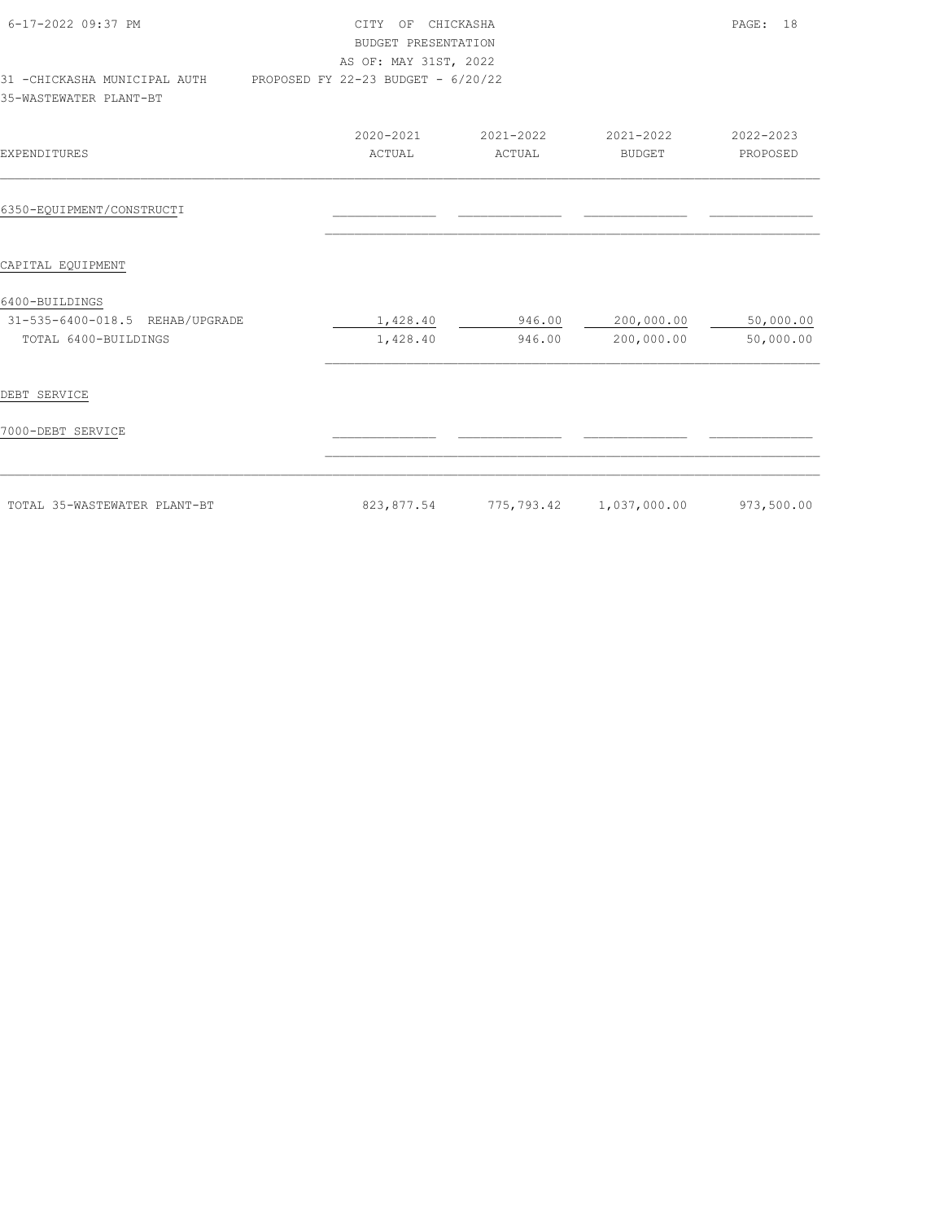CITY OF CHICKASHA
BUDGET PRESENTATION
AS OF: MAY 31ST, 2022

31 -CHICKASHA MUNICIPAL AUTH PROPOSED FY 22-23 BUDGET - 6/20/22

35-WASTEWATER PLANT-BT

| EXPENDITURES | 2020-2021 ACTUAL | 2021-2022 ACTUAL | 2021-2022 BUDGET | 2022-2023 PROPOSED |
|---|---|---|---|---|
| 6350-EQUIPMENT/CONSTRUCTI | | | | |
| CAPITAL EQUIPMENT | | | | |
| 6400-BUILDINGS | | | | |
| 31-535-6400-018.5 REHAB/UPGRADE | 1,428.40 | 946.00 | 200,000.00 | 50,000.00 |
| TOTAL 6400-BUILDINGS | 1,428.40 | 946.00 | 200,000.00 | 50,000.00 |
| DEBT SERVICE | | | | |
| 7000-DEBT SERVICE | | | | |
| TOTAL 35-WASTEWATER PLANT-BT | 823,877.54 | 775,793.42 | 1,037,000.00 | 973,500.00 |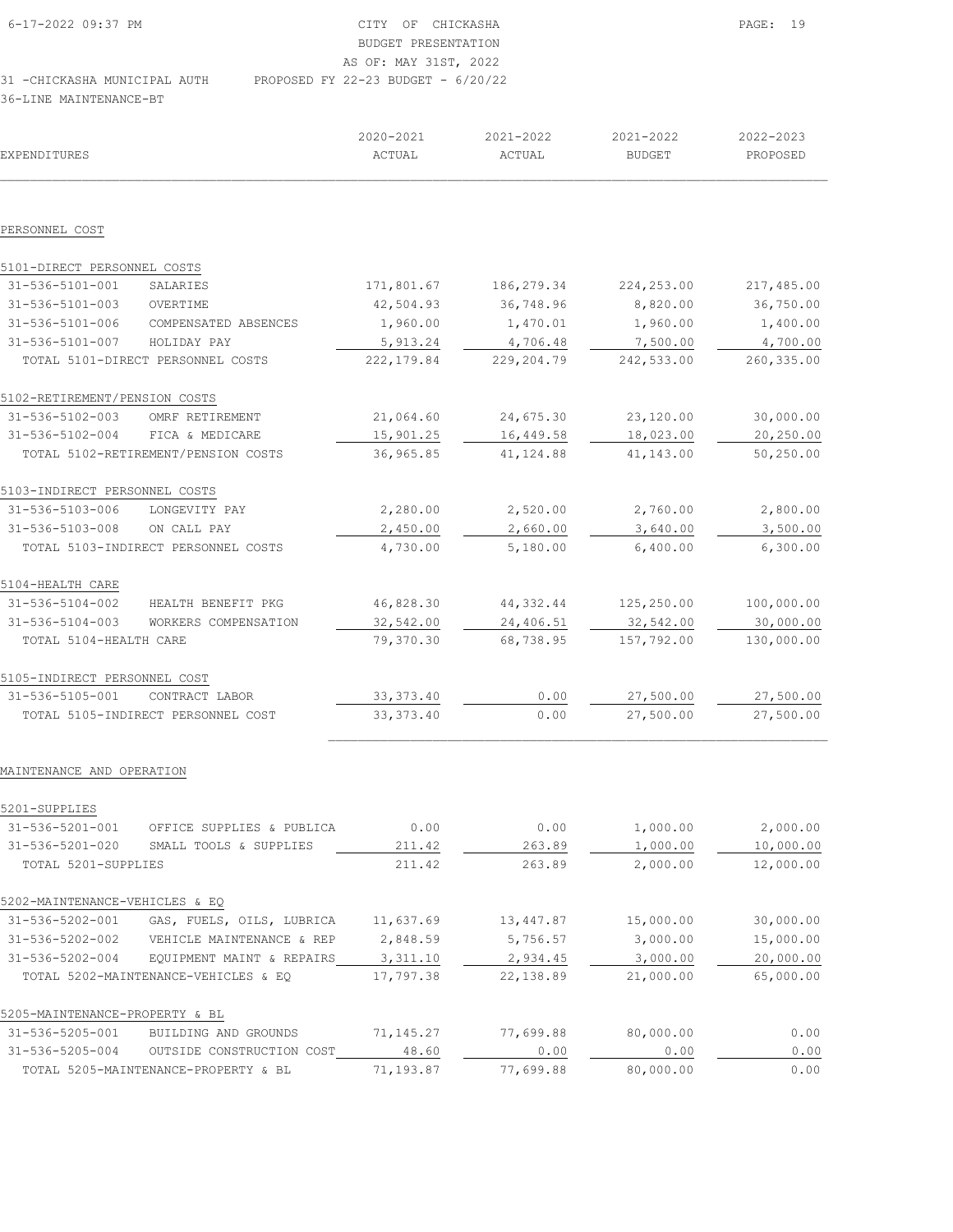CITY OF CHICKASHA
BUDGET PRESENTATION
AS OF: MAY 31ST, 2022
31 -CHICKASHA MUNICIPAL AUTH PROPOSED FY 22-23 BUDGET - 6/20/22
36-LINE MAINTENANCE-BT

| EXPENDITURES | | 2020-2021 ACTUAL | 2021-2022 ACTUAL | 2021-2022 BUDGET | 2022-2023 PROPOSED |
|---|---|---|---|---|---|
| **PERSONNEL COST** | | | | | |
| 5101-DIRECT PERSONNEL COSTS | | | | | |
| 31-536-5101-001 | SALARIES | 171,801.67 | 186,279.34 | 224,253.00 | 217,485.00 |
| 31-536-5101-003 | OVERTIME | 42,504.93 | 36,748.96 | 8,820.00 | 36,750.00 |
| 31-536-5101-006 | COMPENSATED ABSENCES | 1,960.00 | 1,470.01 | 1,960.00 | 1,400.00 |
| 31-536-5101-007 | HOLIDAY PAY | 5,913.24 | 4,706.48 | 7,500.00 | 4,700.00 |
| TOTAL 5101-DIRECT PERSONNEL COSTS | | 222,179.84 | 229,204.79 | 242,533.00 | 260,335.00 |
| 5102-RETIREMENT/PENSION COSTS | | | | | |
| 31-536-5102-003 | OMRF RETIREMENT | 21,064.60 | 24,675.30 | 23,120.00 | 30,000.00 |
| 31-536-5102-004 | FICA & MEDICARE | 15,901.25 | 16,449.58 | 18,023.00 | 20,250.00 |
| TOTAL 5102-RETIREMENT/PENSION COSTS | | 36,965.85 | 41,124.88 | 41,143.00 | 50,250.00 |
| 5103-INDIRECT PERSONNEL COSTS | | | | | |
| 31-536-5103-006 | LONGEVITY PAY | 2,280.00 | 2,520.00 | 2,760.00 | 2,800.00 |
| 31-536-5103-008 | ON CALL PAY | 2,450.00 | 2,660.00 | 3,640.00 | 3,500.00 |
| TOTAL 5103-INDIRECT PERSONNEL COSTS | | 4,730.00 | 5,180.00 | 6,400.00 | 6,300.00 |
| 5104-HEALTH CARE | | | | | |
| 31-536-5104-002 | HEALTH BENEFIT PKG | 46,828.30 | 44,332.44 | 125,250.00 | 100,000.00 |
| 31-536-5104-003 | WORKERS COMPENSATION | 32,542.00 | 24,406.51 | 32,542.00 | 30,000.00 |
| TOTAL 5104-HEALTH CARE | | 79,370.30 | 68,738.95 | 157,792.00 | 130,000.00 |
| 5105-INDIRECT PERSONNEL COST | | | | | |
| 31-536-5105-001 | CONTRACT LABOR | 33,373.40 | 0.00 | 27,500.00 | 27,500.00 |
| TOTAL 5105-INDIRECT PERSONNEL COST | | 33,373.40 | 0.00 | 27,500.00 | 27,500.00 |
| **MAINTENANCE AND OPERATION** | | | | | |
| 5201-SUPPLIES | | | | | |
| 31-536-5201-001 | OFFICE SUPPLIES & PUBLICA | 0.00 | 0.00 | 1,000.00 | 2,000.00 |
| 31-536-5201-020 | SMALL TOOLS & SUPPLIES | 211.42 | 263.89 | 1,000.00 | 10,000.00 |
| TOTAL 5201-SUPPLIES | | 211.42 | 263.89 | 2,000.00 | 12,000.00 |
| 5202-MAINTENANCE-VEHICLES & EQ | | | | | |
| 31-536-5202-001 | GAS, FUELS, OILS, LUBRICA | 11,637.69 | 13,447.87 | 15,000.00 | 30,000.00 |
| 31-536-5202-002 | VEHICLE MAINTENANCE & REP | 2,848.59 | 5,756.57 | 3,000.00 | 15,000.00 |
| 31-536-5202-004 | EQUIPMENT MAINT & REPAIRS | 3,311.10 | 2,934.45 | 3,000.00 | 20,000.00 |
| TOTAL 5202-MAINTENANCE-VEHICLES & EQ | | 17,797.38 | 22,138.89 | 21,000.00 | 65,000.00 |
| 5205-MAINTENANCE-PROPERTY & BL | | | | | |
| 31-536-5205-001 | BUILDING AND GROUNDS | 71,145.27 | 77,699.88 | 80,000.00 | 0.00 |
| 31-536-5205-004 | OUTSIDE CONSTRUCTION COST | 48.60 | 0.00 | 0.00 | 0.00 |
| TOTAL 5205-MAINTENANCE-PROPERTY & BL | | 71,193.87 | 77,699.88 | 80,000.00 | 0.00 |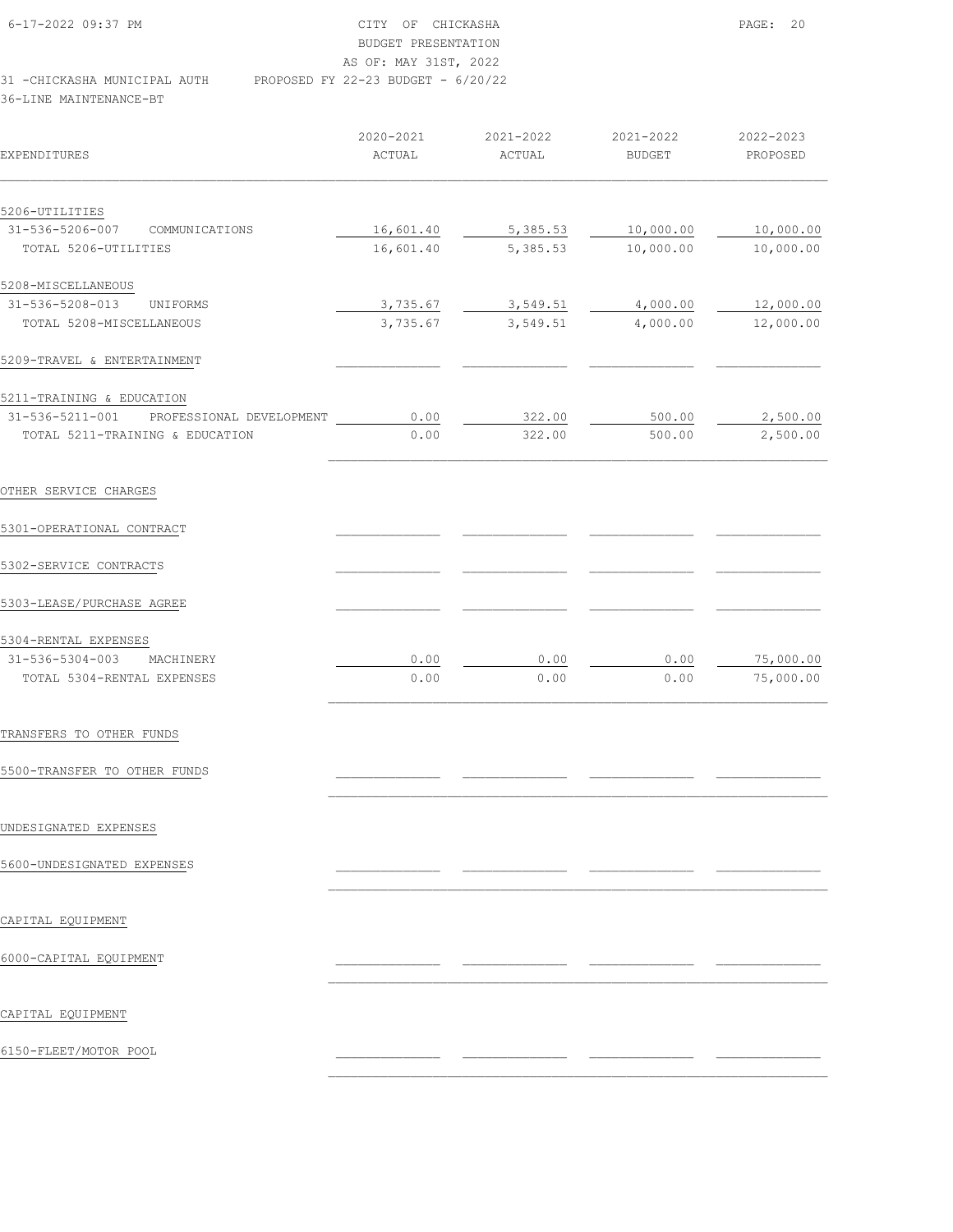6-17-2022 09:37 PM

CITY OF CHICKASHA
BUDGET PRESENTATION
AS OF: MAY 31ST, 2022
31 -CHICKASHA MUNICIPAL AUTH PROPOSED FY 22-23 BUDGET - 6/20/22
36-LINE MAINTENANCE-BT

| EXPENDITURES | 2020-2021 ACTUAL | 2021-2022 ACTUAL | 2021-2022 BUDGET | 2022-2023 PROPOSED |
|---|---|---|---|---|
| 5206-UTILITIES | | | | |
| 31-536-5206-007 COMMUNICATIONS | 16,601.40 | 5,385.53 | 10,000.00 | 10,000.00 |
| TOTAL 5206-UTILITIES | 16,601.40 | 5,385.53 | 10,000.00 | 10,000.00 |
| 5208-MISCELLANEOUS | | | | |
| 31-536-5208-013 UNIFORMS | 3,735.67 | 3,549.51 | 4,000.00 | 12,000.00 |
| TOTAL 5208-MISCELLANEOUS | 3,735.67 | 3,549.51 | 4,000.00 | 12,000.00 |
| 5209-TRAVEL & ENTERTAINMENT | | | | |
| 5211-TRAINING & EDUCATION | | | | |
| 31-536-5211-001 PROFESSIONAL DEVELOPMENT | 0.00 | 322.00 | 500.00 | 2,500.00 |
| TOTAL 5211-TRAINING & EDUCATION | 0.00 | 322.00 | 500.00 | 2,500.00 |
| OTHER SERVICE CHARGES | | | | |
| 5301-OPERATIONAL CONTRACT | | | | |
| 5302-SERVICE CONTRACTS | | | | |
| 5303-LEASE/PURCHASE AGREE | | | | |
| 5304-RENTAL EXPENSES | | | | |
| 31-536-5304-003 MACHINERY | 0.00 | 0.00 | 0.00 | 75,000.00 |
| TOTAL 5304-RENTAL EXPENSES | 0.00 | 0.00 | 0.00 | 75,000.00 |
| TRANSFERS TO OTHER FUNDS | | | | |
| 5500-TRANSFER TO OTHER FUNDS | | | | |
| UNDESIGNATED EXPENSES | | | | |
| 5600-UNDESIGNATED EXPENSES | | | | |
| CAPITAL EQUIPMENT | | | | |
| 6000-CAPITAL EQUIPMENT | | | | |
| CAPITAL EQUIPMENT | | | | |
| 6150-FLEET/MOTOR POOL | | | | |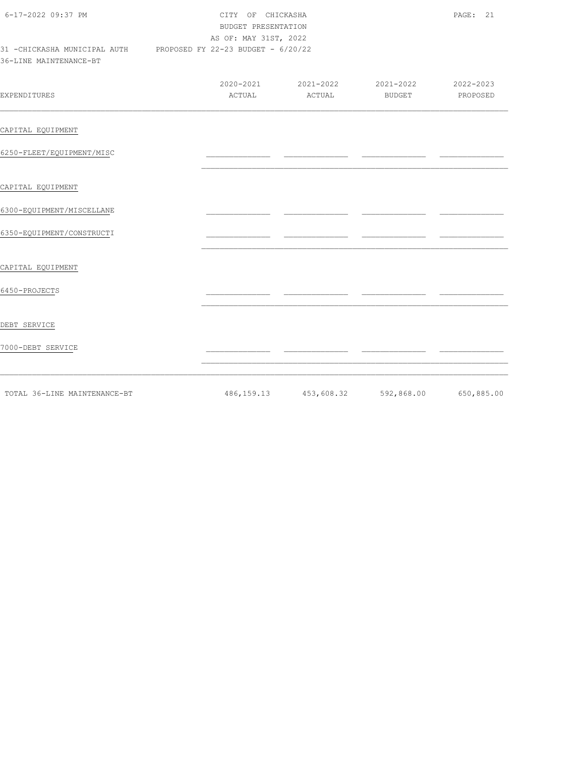CITY OF CHICKASHA
BUDGET PRESENTATION
AS OF: MAY 31ST, 2022

31 -CHICKASHA MUNICIPAL AUTH PROPOSED FY 22-23 BUDGET - 6/20/22

36-LINE MAINTENANCE-BT

| EXPENDITURES | 2020-2021 ACTUAL | 2021-2022 ACTUAL | 2021-2022 BUDGET | 2022-2023 PROPOSED |
|---|---|---|---|---|
| CAPITAL EQUIPMENT | | | | |
| 6250-FLEET/EQUIPMENT/MISC | | | | |
| CAPITAL EQUIPMENT | | | | |
| 6300-EQUIPMENT/MISCELLANE | | | | |
| 6350-EQUIPMENT/CONSTRUCTI | | | | |
| CAPITAL EQUIPMENT | | | | |
| 6450-PROJECTS | | | | |
| DEBT SERVICE | | | | |
| 7000-DEBT SERVICE | | | | |
| TOTAL 36-LINE MAINTENANCE-BT | 486,159.13 | 453,608.32 | 592,868.00 | 650,885.00 |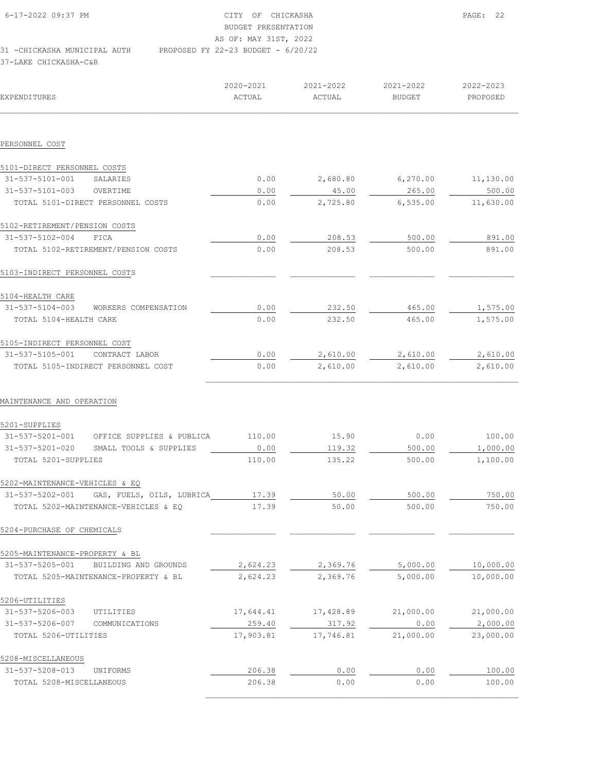CITY OF CHICKASHA
BUDGET PRESENTATION
AS OF: MAY 31ST, 2022

31 -CHICKASHA MUNICIPAL AUTH    PROPOSED FY 22-23 BUDGET - 6/20/22

37-LAKE CHICKASHA-C&R

| EXPENDITURES | 2020-2021 ACTUAL | 2021-2022 ACTUAL | 2021-2022 BUDGET | 2022-2023 PROPOSED |
|---|---|---|---|---|
| **PERSONNEL COST** | | | | |
| 5101-DIRECT PERSONNEL COSTS | | | | |
| 31-537-5101-001 SALARIES | 0.00 | 2,680.80 | 6,270.00 | 11,130.00 |
| 31-537-5101-003 OVERTIME | 0.00 | 45.00 | 265.00 | 500.00 |
| TOTAL 5101-DIRECT PERSONNEL COSTS | 0.00 | 2,725.80 | 6,535.00 | 11,630.00 |
| 5102-RETIREMENT/PENSION COSTS | | | | |
| 31-537-5102-004 FICA | 0.00 | 208.53 | 500.00 | 891.00 |
| TOTAL 5102-RETIREMENT/PENSION COSTS | 0.00 | 208.53 | 500.00 | 891.00 |
| 5103-INDIRECT PERSONNEL COSTS | | | | |
| 5104-HEALTH CARE | | | | |
| 31-537-5104-003 WORKERS COMPENSATION | 0.00 | 232.50 | 465.00 | 1,575.00 |
| TOTAL 5104-HEALTH CARE | 0.00 | 232.50 | 465.00 | 1,575.00 |
| 5105-INDIRECT PERSONNEL COST | | | | |
| 31-537-5105-001 CONTRACT LABOR | 0.00 | 2,610.00 | 2,610.00 | 2,610.00 |
| TOTAL 5105-INDIRECT PERSONNEL COST | 0.00 | 2,610.00 | 2,610.00 | 2,610.00 |
| **MAINTENANCE AND OPERATION** | | | | |
| 5201-SUPPLIES | | | | |
| 31-537-5201-001 OFFICE SUPPLIES & PUBLICA | 110.00 | 15.90 | 0.00 | 100.00 |
| 31-537-5201-020 SMALL TOOLS & SUPPLIES | 0.00 | 119.32 | 500.00 | 1,000.00 |
| TOTAL 5201-SUPPLIES | 110.00 | 135.22 | 500.00 | 1,100.00 |
| 5202-MAINTENANCE-VEHICLES & EQ | | | | |
| 31-537-5202-001 GAS, FUELS, OILS, LUBRICA | 17.39 | 50.00 | 500.00 | 750.00 |
| TOTAL 5202-MAINTENANCE-VEHICLES & EQ | 17.39 | 50.00 | 500.00 | 750.00 |
| 5204-PURCHASE OF CHEMICALS | | | | |
| 5205-MAINTENANCE-PROPERTY & BL | | | | |
| 31-537-5205-001 BUILDING AND GROUNDS | 2,624.23 | 2,369.76 | 5,000.00 | 10,000.00 |
| TOTAL 5205-MAINTENANCE-PROPERTY & BL | 2,624.23 | 2,369.76 | 5,000.00 | 10,000.00 |
| 5206-UTILITIES | | | | |
| 31-537-5206-003 UTILITIES | 17,644.41 | 17,428.89 | 21,000.00 | 21,000.00 |
| 31-537-5206-007 COMMUNICATIONS | 259.40 | 317.92 | 0.00 | 2,000.00 |
| TOTAL 5206-UTILITIES | 17,903.81 | 17,746.81 | 21,000.00 | 23,000.00 |
| 5208-MISCELLANEOUS | | | | |
| 31-537-5208-013 UNIFORMS | 206.38 | 0.00 | 0.00 | 100.00 |
| TOTAL 5208-MISCELLANEOUS | 206.38 | 0.00 | 0.00 | 100.00 |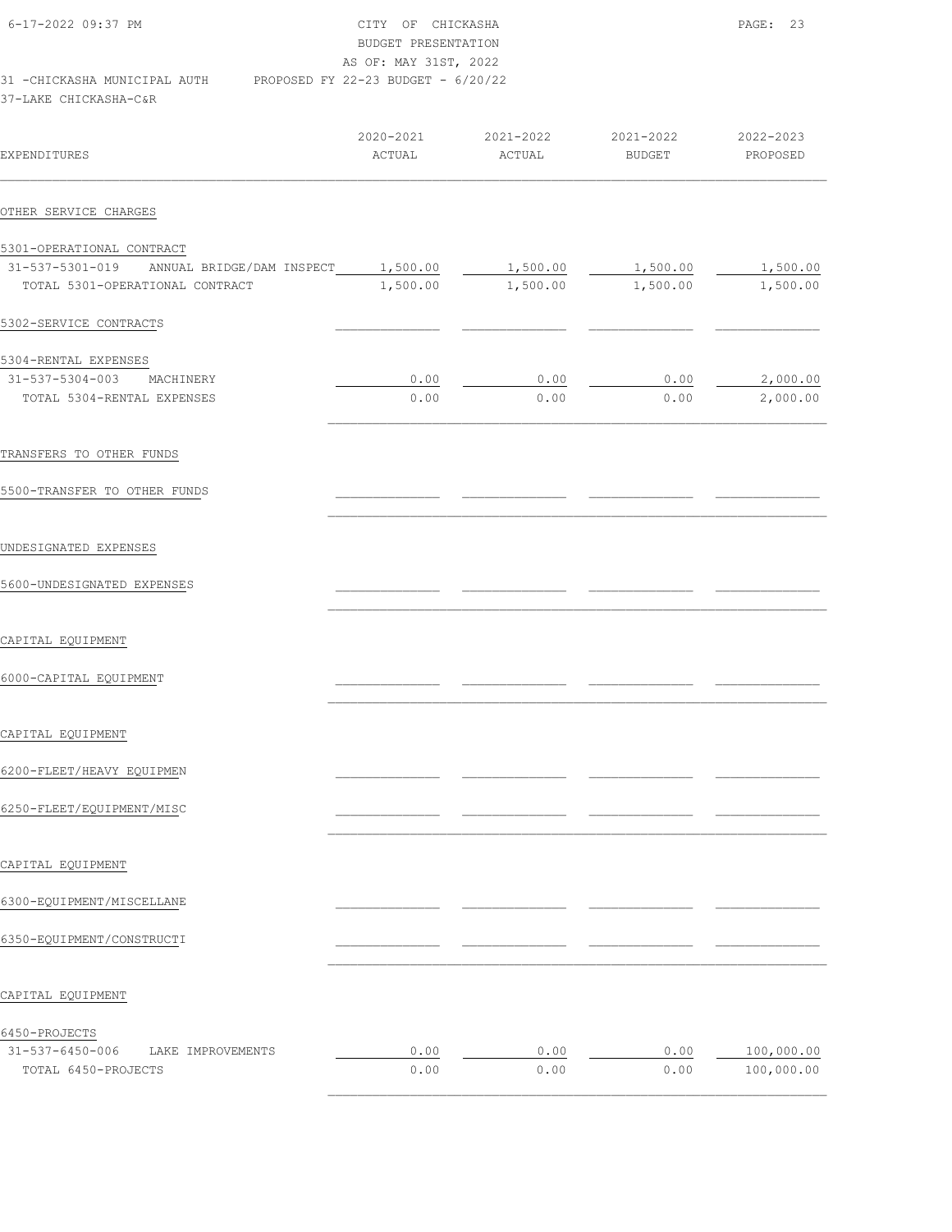CITY OF CHICKASHA
BUDGET PRESENTATION
AS OF: MAY 31ST, 2022

31 -CHICKASHA MUNICIPAL AUTH PROPOSED FY 22-23 BUDGET - 6/20/22

37-LAKE CHICKASHA-C&R

| EXPENDITURES | 2020-2021 ACTUAL | 2021-2022 ACTUAL | 2021-2022 BUDGET | 2022-2023 PROPOSED |
|---|---|---|---|---|
| OTHER SERVICE CHARGES | | | | |
| 5301-OPERATIONAL CONTRACT | | | | |
| 31-537-5301-019 ANNUAL BRIDGE/DAM INSPECT | 1,500.00 | 1,500.00 | 1,500.00 | 1,500.00 |
| TOTAL 5301-OPERATIONAL CONTRACT | 1,500.00 | 1,500.00 | 1,500.00 | 1,500.00 |
| 5302-SERVICE CONTRACTS | | | | |
| 5304-RENTAL EXPENSES | | | | |
| 31-537-5304-003 MACHINERY | 0.00 | 0.00 | 0.00 | 2,000.00 |
| TOTAL 5304-RENTAL EXPENSES | 0.00 | 0.00 | 0.00 | 2,000.00 |
| TRANSFERS TO OTHER FUNDS | | | | |
| 5500-TRANSFER TO OTHER FUNDS | | | | |
| UNDESIGNATED EXPENSES | | | | |
| 5600-UNDESIGNATED EXPENSES | | | | |
| CAPITAL EQUIPMENT | | | | |
| 6000-CAPITAL EQUIPMENT | | | | |
| CAPITAL EQUIPMENT | | | | |
| 6200-FLEET/HEAVY EQUIPMEN | | | | |
| 6250-FLEET/EQUIPMENT/MISC | | | | |
| CAPITAL EQUIPMENT | | | | |
| 6300-EQUIPMENT/MISCELLANE | | | | |
| 6350-EQUIPMENT/CONSTRUCTI | | | | |
| CAPITAL EQUIPMENT | | | | |
| 6450-PROJECTS | | | | |
| 31-537-6450-006 LAKE IMPROVEMENTS | 0.00 | 0.00 | 0.00 | 100,000.00 |
| TOTAL 6450-PROJECTS | 0.00 | 0.00 | 0.00 | 100,000.00 |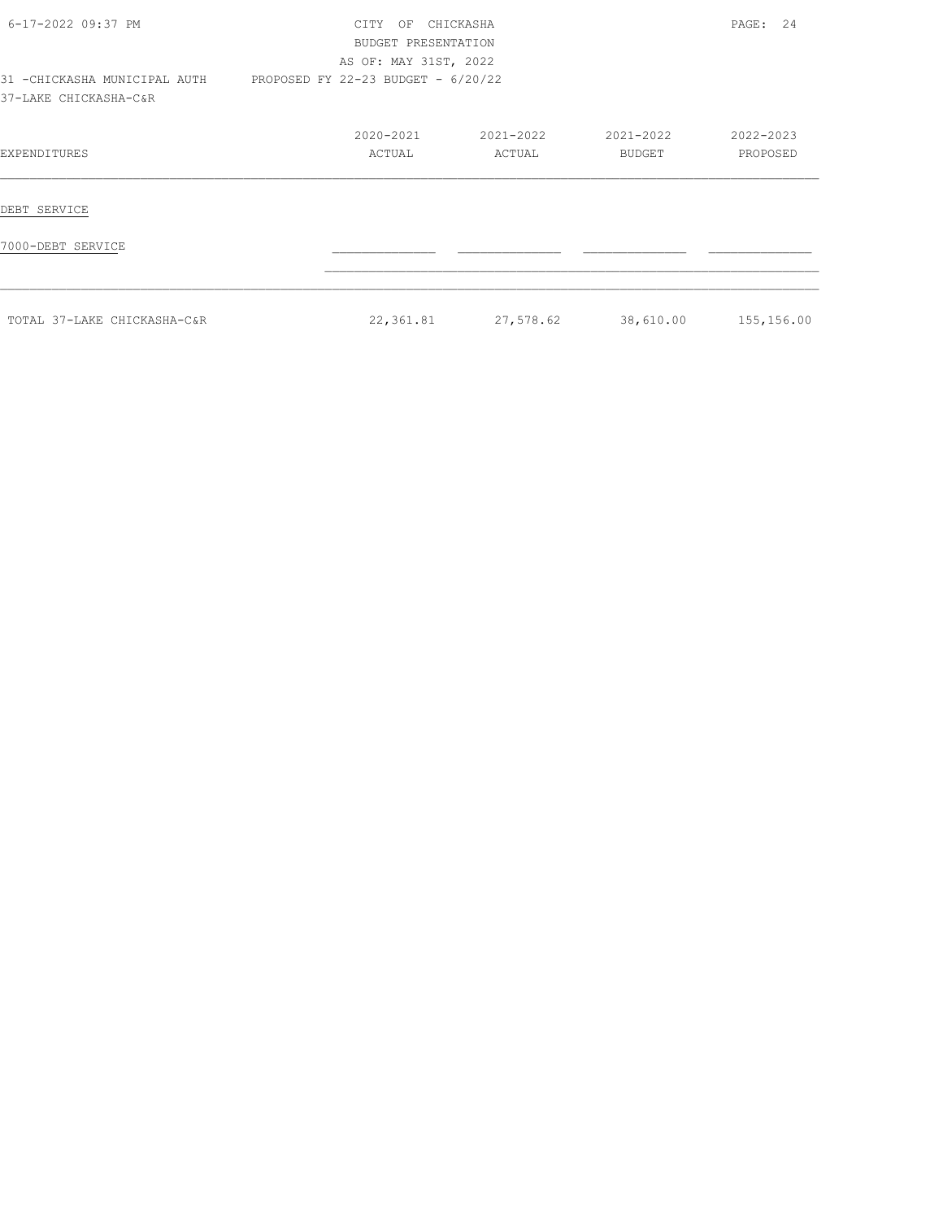CITY OF CHICKASHA
BUDGET PRESENTATION
AS OF: MAY 31ST, 2022
PROPOSED FY 22-23 BUDGET - 6/20/22

31 -CHICKASHA MUNICIPAL AUTH
37-LAKE CHICKASHA-C&R

| EXPENDITURES | 2020-2021 ACTUAL | 2021-2022 ACTUAL | 2021-2022 BUDGET | 2022-2023 PROPOSED |
|---|---|---|---|---|
| DEBT SERVICE | | | | |
| 7000-DEBT SERVICE | | | | |
| TOTAL 37-LAKE CHICKASHA-C&R | 22,361.81 | 27,578.62 | 38,610.00 | 155,156.00 |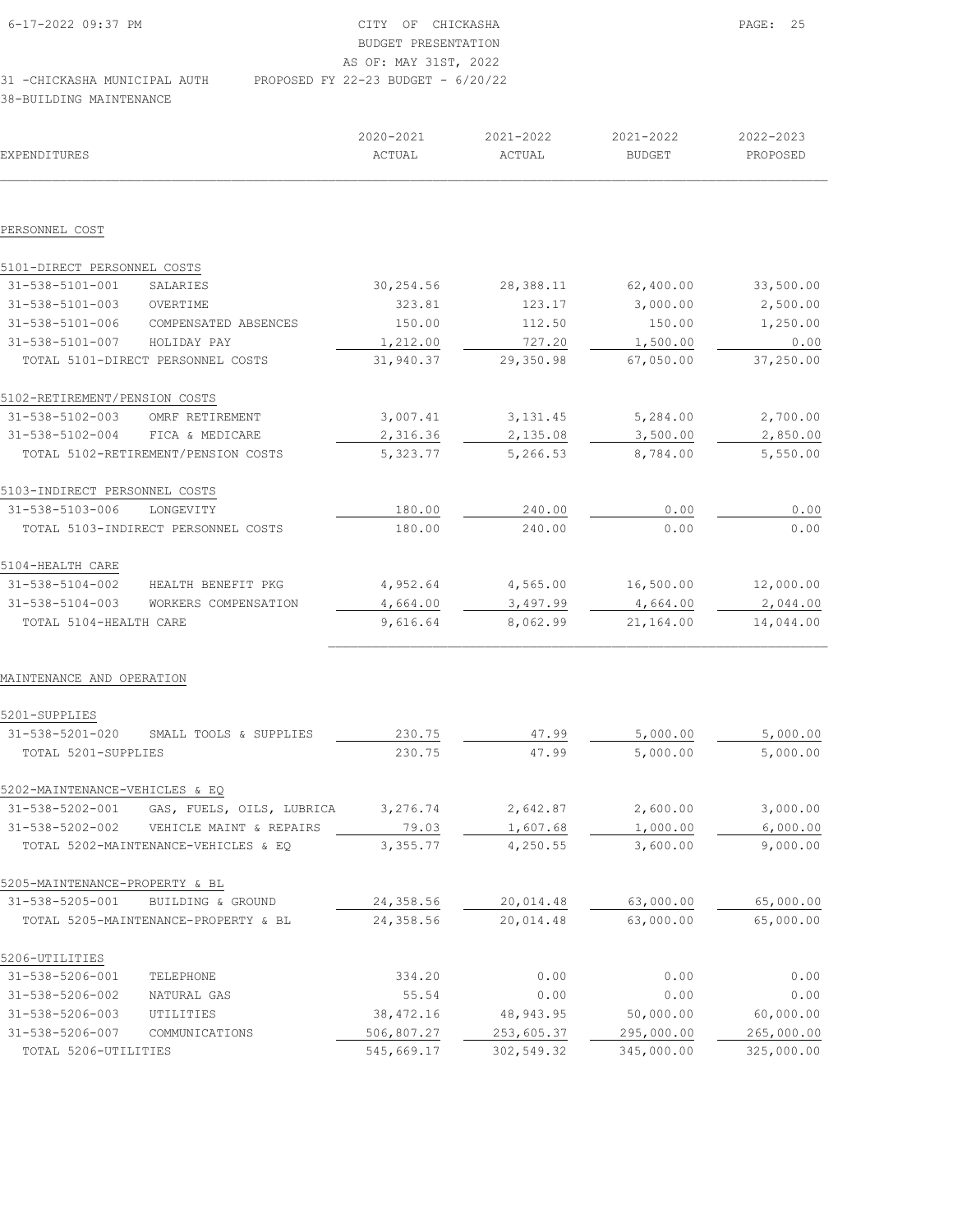6-17-2022 09:37 PM

CITY OF CHICKASHA
BUDGET PRESENTATION
AS OF: MAY 31ST, 2022

31 -CHICKASHA MUNICIPAL AUTH — PROPOSED FY 22-23 BUDGET - 6/20/22

38-BUILDING MAINTENANCE

| EXPENDITURES | | 2020-2021 ACTUAL | 2021-2022 ACTUAL | 2021-2022 BUDGET | 2022-2023 PROPOSED |
|---|---|---|---|---|---|
| **PERSONNEL COST** | | | | | |
| 5101-DIRECT PERSONNEL COSTS | | | | | |
| 31-538-5101-001 | SALARIES | 30,254.56 | 28,388.11 | 62,400.00 | 33,500.00 |
| 31-538-5101-003 | OVERTIME | 323.81 | 123.17 | 3,000.00 | 2,500.00 |
| 31-538-5101-006 | COMPENSATED ABSENCES | 150.00 | 112.50 | 150.00 | 1,250.00 |
| 31-538-5101-007 | HOLIDAY PAY | 1,212.00 | 727.20 | 1,500.00 | 0.00 |
| TOTAL 5101-DIRECT PERSONNEL COSTS | | 31,940.37 | 29,350.98 | 67,050.00 | 37,250.00 |
| 5102-RETIREMENT/PENSION COSTS | | | | | |
| 31-538-5102-003 | OMRF RETIREMENT | 3,007.41 | 3,131.45 | 5,284.00 | 2,700.00 |
| 31-538-5102-004 | FICA & MEDICARE | 2,316.36 | 2,135.08 | 3,500.00 | 2,850.00 |
| TOTAL 5102-RETIREMENT/PENSION COSTS | | 5,323.77 | 5,266.53 | 8,784.00 | 5,550.00 |
| 5103-INDIRECT PERSONNEL COSTS | | | | | |
| 31-538-5103-006 | LONGEVITY | 180.00 | 240.00 | 0.00 | 0.00 |
| TOTAL 5103-INDIRECT PERSONNEL COSTS | | 180.00 | 240.00 | 0.00 | 0.00 |
| 5104-HEALTH CARE | | | | | |
| 31-538-5104-002 | HEALTH BENEFIT PKG | 4,952.64 | 4,565.00 | 16,500.00 | 12,000.00 |
| 31-538-5104-003 | WORKERS COMPENSATION | 4,664.00 | 3,497.99 | 4,664.00 | 2,044.00 |
| TOTAL 5104-HEALTH CARE | | 9,616.64 | 8,062.99 | 21,164.00 | 14,044.00 |
| **MAINTENANCE AND OPERATION** | | | | | |
| 5201-SUPPLIES | | | | | |
| 31-538-5201-020 | SMALL TOOLS & SUPPLIES | 230.75 | 47.99 | 5,000.00 | 5,000.00 |
| TOTAL 5201-SUPPLIES | | 230.75 | 47.99 | 5,000.00 | 5,000.00 |
| 5202-MAINTENANCE-VEHICLES & EQ | | | | | |
| 31-538-5202-001 | GAS, FUELS, OILS, LUBRICA | 3,276.74 | 2,642.87 | 2,600.00 | 3,000.00 |
| 31-538-5202-002 | VEHICLE MAINT & REPAIRS | 79.03 | 1,607.68 | 1,000.00 | 6,000.00 |
| TOTAL 5202-MAINTENANCE-VEHICLES & EQ | | 3,355.77 | 4,250.55 | 3,600.00 | 9,000.00 |
| 5205-MAINTENANCE-PROPERTY & BL | | | | | |
| 31-538-5205-001 | BUILDING & GROUND | 24,358.56 | 20,014.48 | 63,000.00 | 65,000.00 |
| TOTAL 5205-MAINTENANCE-PROPERTY & BL | | 24,358.56 | 20,014.48 | 63,000.00 | 65,000.00 |
| 5206-UTILITIES | | | | | |
| 31-538-5206-001 | TELEPHONE | 334.20 | 0.00 | 0.00 | 0.00 |
| 31-538-5206-002 | NATURAL GAS | 55.54 | 0.00 | 0.00 | 0.00 |
| 31-538-5206-003 | UTILITIES | 38,472.16 | 48,943.95 | 50,000.00 | 60,000.00 |
| 31-538-5206-007 | COMMUNICATIONS | 506,807.27 | 253,605.37 | 295,000.00 | 265,000.00 |
| TOTAL 5206-UTILITIES | | 545,669.17 | 302,549.32 | 345,000.00 | 325,000.00 |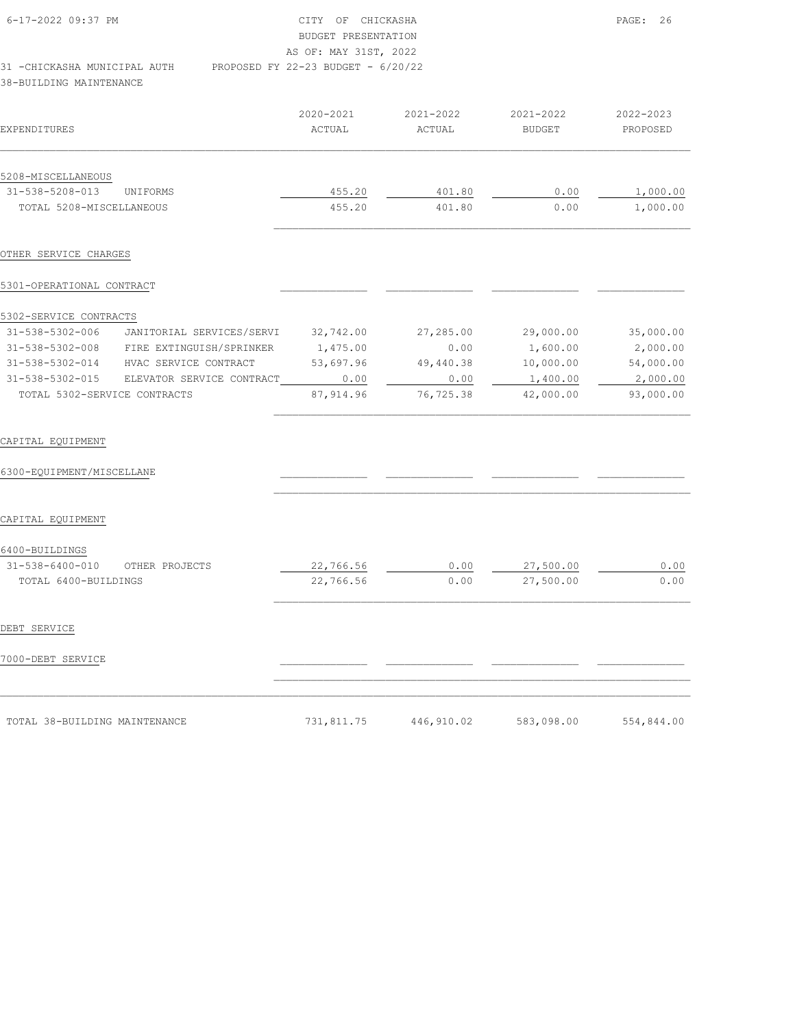CITY OF CHICKASHA
BUDGET PRESENTATION
AS OF: MAY 31ST, 2022

31 -CHICKASHA MUNICIPAL AUTH PROPOSED FY 22-23 BUDGET - 6/20/22

38-BUILDING MAINTENANCE

| EXPENDITURES | | 2020-2021 ACTUAL | 2021-2022 ACTUAL | 2021-2022 BUDGET | 2022-2023 PROPOSED |
|---|---|---|---|---|---|
| 5208-MISCELLANEOUS | | | | | |
| 31-538-5208-013 | UNIFORMS | 455.20 | 401.80 | 0.00 | 1,000.00 |
| TOTAL 5208-MISCELLANEOUS | | 455.20 | 401.80 | 0.00 | 1,000.00 |
| OTHER SERVICE CHARGES | | | | | |
| 5301-OPERATIONAL CONTRACT | | | | | |
| 5302-SERVICE CONTRACTS | | | | | |
| 31-538-5302-006 | JANITORIAL SERVICES/SERVI | 32,742.00 | 27,285.00 | 29,000.00 | 35,000.00 |
| 31-538-5302-008 | FIRE EXTINGUISH/SPRINKER | 1,475.00 | 0.00 | 1,600.00 | 2,000.00 |
| 31-538-5302-014 | HVAC SERVICE CONTRACT | 53,697.96 | 49,440.38 | 10,000.00 | 54,000.00 |
| 31-538-5302-015 | ELEVATOR SERVICE CONTRACT | 0.00 | 0.00 | 1,400.00 | 2,000.00 |
| TOTAL 5302-SERVICE CONTRACTS | | 87,914.96 | 76,725.38 | 42,000.00 | 93,000.00 |
| CAPITAL EQUIPMENT | | | | | |
| 6300-EQUIPMENT/MISCELLANE | | | | | |
| CAPITAL EQUIPMENT | | | | | |
| 6400-BUILDINGS | | | | | |
| 31-538-6400-010 | OTHER PROJECTS | 22,766.56 | 0.00 | 27,500.00 | 0.00 |
| TOTAL 6400-BUILDINGS | | 22,766.56 | 0.00 | 27,500.00 | 0.00 |
| DEBT SERVICE | | | | | |
| 7000-DEBT SERVICE | | | | | |
| TOTAL 38-BUILDING MAINTENANCE | | 731,811.75 | 446,910.02 | 583,098.00 | 554,844.00 |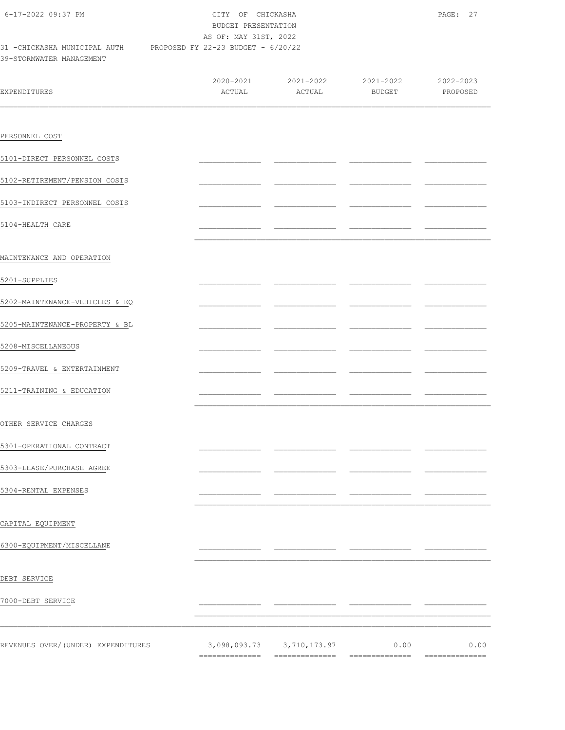CITY OF CHICKASHA
BUDGET PRESENTATION
AS OF: MAY 31ST, 2022

31 -CHICKASHA MUNICIPAL AUTH PROPOSED FY 22-23 BUDGET - 6/20/22

39-STORMWATER MANAGEMENT

| EXPENDITURES | 2020-2021 ACTUAL | 2021-2022 ACTUAL | 2021-2022 BUDGET | 2022-2023 PROPOSED |
|---|---|---|---|---|
| PERSONNEL COST | | | | |
| 5101-DIRECT PERSONNEL COSTS | | | | |
| 5102-RETIREMENT/PENSION COSTS | | | | |
| 5103-INDIRECT PERSONNEL COSTS | | | | |
| 5104-HEALTH CARE | | | | |
| MAINTENANCE AND OPERATION | | | | |
| 5201-SUPPLIES | | | | |
| 5202-MAINTENANCE-VEHICLES & EQ | | | | |
| 5205-MAINTENANCE-PROPERTY & BL | | | | |
| 5208-MISCELLANEOUS | | | | |
| 5209-TRAVEL & ENTERTAINMENT | | | | |
| 5211-TRAINING & EDUCATION | | | | |
| OTHER SERVICE CHARGES | | | | |
| 5301-OPERATIONAL CONTRACT | | | | |
| 5303-LEASE/PURCHASE AGREE | | | | |
| 5304-RENTAL EXPENSES | | | | |
| CAPITAL EQUIPMENT | | | | |
| 6300-EQUIPMENT/MISCELLANE | | | | |
| DEBT SERVICE | | | | |
| 7000-DEBT SERVICE | | | | |
| REVENUES OVER/(UNDER) EXPENDITURES | 3,098,093.73 | 3,710,173.97 | 0.00 | 0.00 |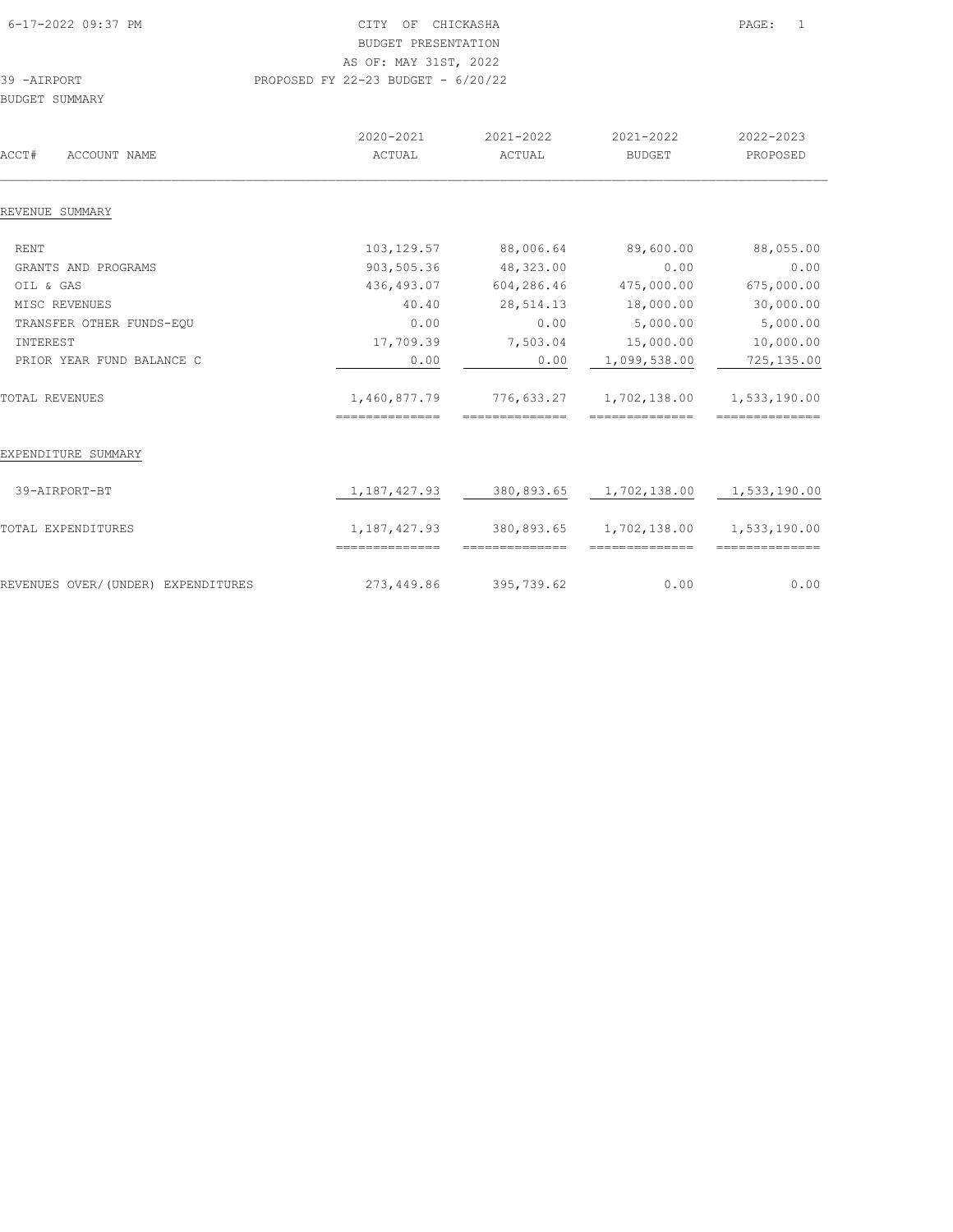CITY OF CHICKASHA
BUDGET PRESENTATION
AS OF: MAY 31ST, 2022
39 -AIRPORT
PROPOSED FY 22-23 BUDGET - 6/20/22
BUDGET SUMMARY

| ACCT# ACCOUNT NAME | 2020-2021 ACTUAL | 2021-2022 ACTUAL | 2021-2022 BUDGET | 2022-2023 PROPOSED |
|---|---|---|---|---|
| **REVENUE SUMMARY** | | | | |
| RENT | 103,129.57 | 88,006.64 | 89,600.00 | 88,055.00 |
| GRANTS AND PROGRAMS | 903,505.36 | 48,323.00 | 0.00 | 0.00 |
| OIL & GAS | 436,493.07 | 604,286.46 | 475,000.00 | 675,000.00 |
| MISC REVENUES | 40.40 | 28,514.13 | 18,000.00 | 30,000.00 |
| TRANSFER OTHER FUNDS-EQU | 0.00 | 0.00 | 5,000.00 | 5,000.00 |
| INTEREST | 17,709.39 | 7,503.04 | 15,000.00 | 10,000.00 |
| PRIOR YEAR FUND BALANCE C | 0.00 | 0.00 | 1,099,538.00 | 725,135.00 |
| TOTAL REVENUES | 1,460,877.79 | 776,633.27 | 1,702,138.00 | 1,533,190.00 |
| **EXPENDITURE SUMMARY** | | | | |
| 39-AIRPORT-BT | 1,187,427.93 | 380,893.65 | 1,702,138.00 | 1,533,190.00 |
| TOTAL EXPENDITURES | 1,187,427.93 | 380,893.65 | 1,702,138.00 | 1,533,190.00 |
| REVENUES OVER/(UNDER) EXPENDITURES | 273,449.86 | 395,739.62 | 0.00 | 0.00 |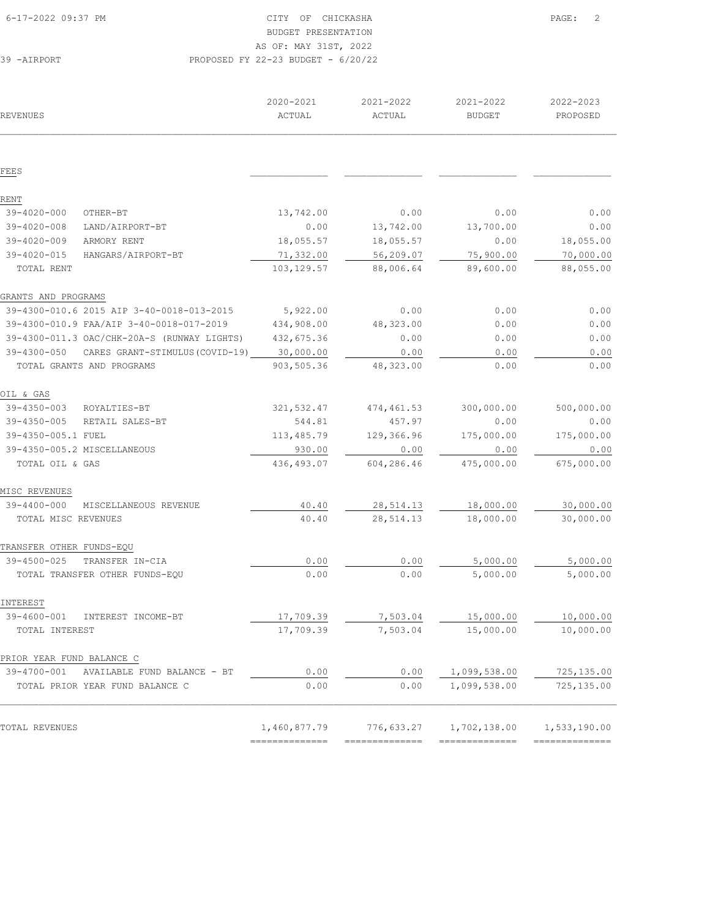CITY OF CHICKASHA
BUDGET PRESENTATION
AS OF: MAY 31ST, 2022

39 -AIRPORT PROPOSED FY 22-23 BUDGET - 6/20/22

| REVENUES | 2020-2021 ACTUAL | 2021-2022 ACTUAL | 2021-2022 BUDGET | 2022-2023 PROPOSED |
|---|---|---|---|---|
| FEES | | | | |
| RENT | | | | |
| 39-4020-000 OTHER-BT | 13,742.00 | 0.00 | 0.00 | 0.00 |
| 39-4020-008 LAND/AIRPORT-BT | 0.00 | 13,742.00 | 13,700.00 | 0.00 |
| 39-4020-009 ARMORY RENT | 18,055.57 | 18,055.57 | 0.00 | 18,055.00 |
| 39-4020-015 HANGARS/AIRPORT-BT | 71,332.00 | 56,209.07 | 75,900.00 | 70,000.00 |
| TOTAL RENT | 103,129.57 | 88,006.64 | 89,600.00 | 88,055.00 |
| GRANTS AND PROGRAMS | | | | |
| 39-4300-010.6 2015 AIP 3-40-0018-013-2015 | 5,922.00 | 0.00 | 0.00 | 0.00 |
| 39-4300-010.9 FAA/AIP 3-40-0018-017-2019 | 434,908.00 | 48,323.00 | 0.00 | 0.00 |
| 39-4300-011.3 OAC/CHK-20A-S (RUNWAY LIGHTS) | 432,675.36 | 0.00 | 0.00 | 0.00 |
| 39-4300-050 CARES GRANT-STIMULUS(COVID-19) | 30,000.00 | 0.00 | 0.00 | 0.00 |
| TOTAL GRANTS AND PROGRAMS | 903,505.36 | 48,323.00 | 0.00 | 0.00 |
| OIL & GAS | | | | |
| 39-4350-003 ROYALTIES-BT | 321,532.47 | 474,461.53 | 300,000.00 | 500,000.00 |
| 39-4350-005 RETAIL SALES-BT | 544.81 | 457.97 | 0.00 | 0.00 |
| 39-4350-005.1 FUEL | 113,485.79 | 129,366.96 | 175,000.00 | 175,000.00 |
| 39-4350-005.2 MISCELLANEOUS | 930.00 | 0.00 | 0.00 | 0.00 |
| TOTAL OIL & GAS | 436,493.07 | 604,286.46 | 475,000.00 | 675,000.00 |
| MISC REVENUES | | | | |
| 39-4400-000 MISCELLANEOUS REVENUE | 40.40 | 28,514.13 | 18,000.00 | 30,000.00 |
| TOTAL MISC REVENUES | 40.40 | 28,514.13 | 18,000.00 | 30,000.00 |
| TRANSFER OTHER FUNDS-EQU | | | | |
| 39-4500-025 TRANSFER IN-CIA | 0.00 | 0.00 | 5,000.00 | 5,000.00 |
| TOTAL TRANSFER OTHER FUNDS-EQU | 0.00 | 0.00 | 5,000.00 | 5,000.00 |
| INTEREST | | | | |
| 39-4600-001 INTEREST INCOME-BT | 17,709.39 | 7,503.04 | 15,000.00 | 10,000.00 |
| TOTAL INTEREST | 17,709.39 | 7,503.04 | 15,000.00 | 10,000.00 |
| PRIOR YEAR FUND BALANCE C | | | | |
| 39-4700-001 AVAILABLE FUND BALANCE - BT | 0.00 | 0.00 | 1,099,538.00 | 725,135.00 |
| TOTAL PRIOR YEAR FUND BALANCE C | 0.00 | 0.00 | 1,099,538.00 | 725,135.00 |
| TOTAL REVENUES | 1,460,877.79 | 776,633.27 | 1,702,138.00 | 1,533,190.00 |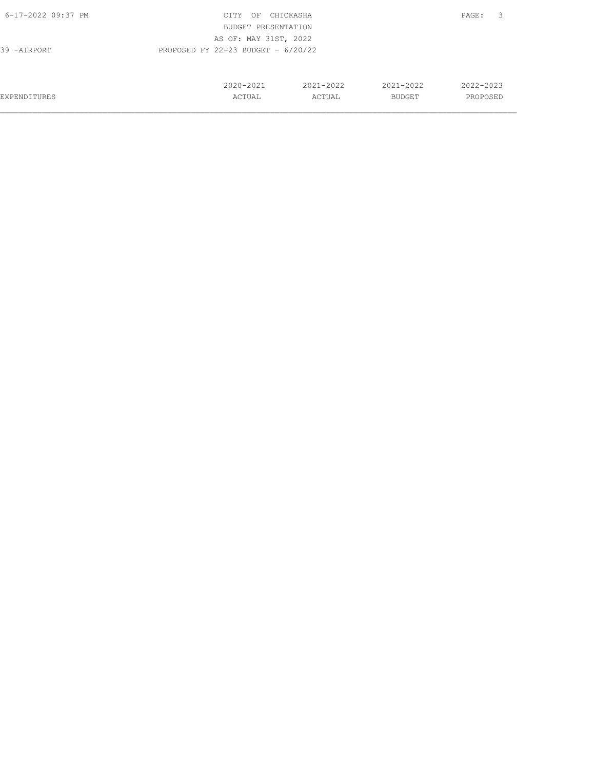CITY OF CHICKASHA
BUDGET PRESENTATION
AS OF: MAY 31ST, 2022

39 -AIRPORT PROPOSED FY 22-23 BUDGET - 6/20/22

| EXPENDITURES | 2020-2021 ACTUAL | 2021-2022 ACTUAL | 2021-2022 BUDGET | 2022-2023 PROPOSED |
|---|---|---|---|---|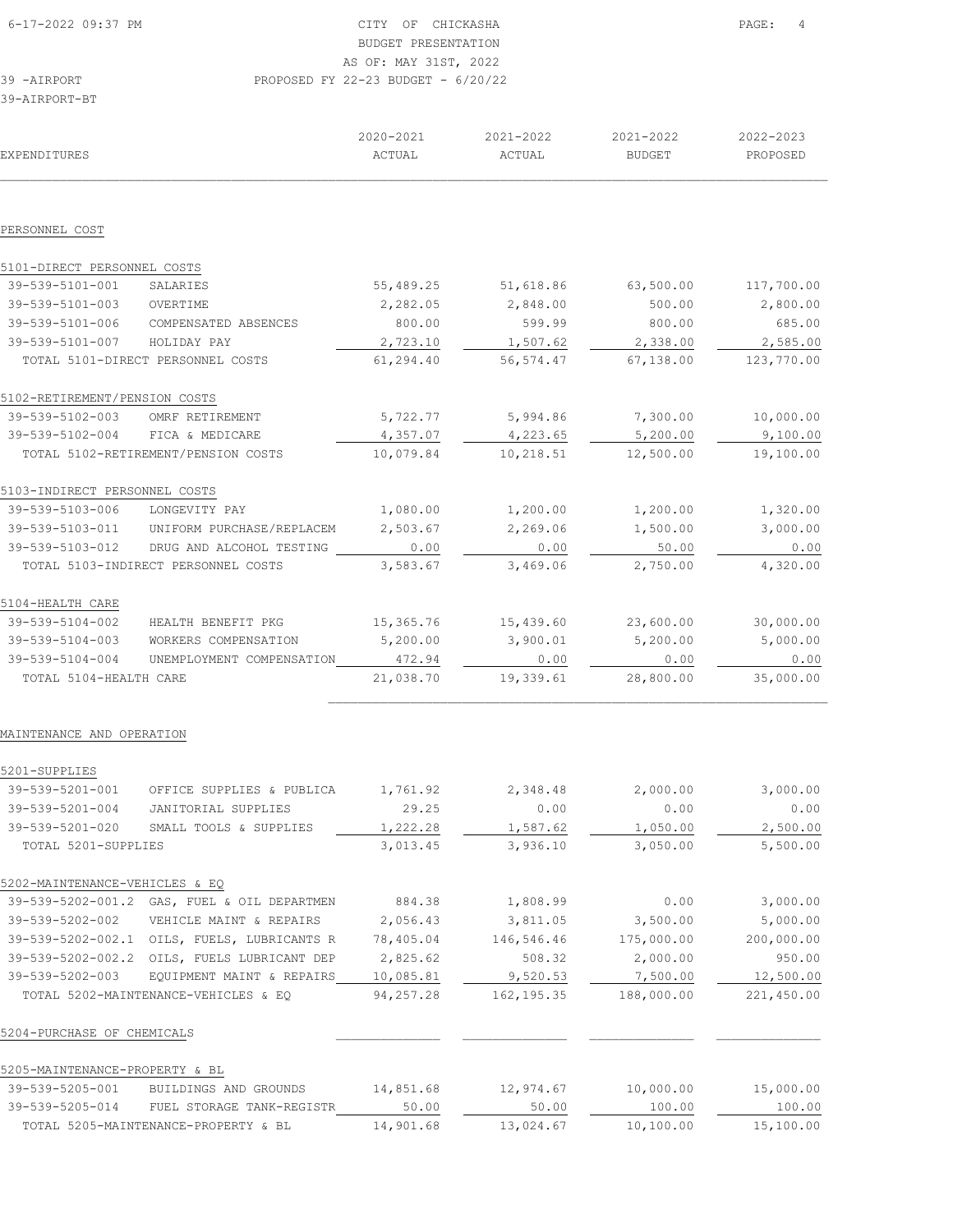CITY OF CHICKASHA
BUDGET PRESENTATION
AS OF: MAY 31ST, 2022
PROPOSED FY 22-23 BUDGET - 6/20/22

39 -AIRPORT
39-AIRPORT-BT

| EXPENDITURES | | 2020-2021 ACTUAL | 2021-2022 ACTUAL | 2021-2022 BUDGET | 2022-2023 PROPOSED |
|---|---|---|---|---|---|
| **PERSONNEL COST** | | | | | |
| 5101-DIRECT PERSONNEL COSTS | | | | | |
| 39-539-5101-001 | SALARIES | 55,489.25 | 51,618.86 | 63,500.00 | 117,700.00 |
| 39-539-5101-003 | OVERTIME | 2,282.05 | 2,848.00 | 500.00 | 2,800.00 |
| 39-539-5101-006 | COMPENSATED ABSENCES | 800.00 | 599.99 | 800.00 | 685.00 |
| 39-539-5101-007 | HOLIDAY PAY | 2,723.10 | 1,507.62 | 2,338.00 | 2,585.00 |
| TOTAL 5101-DIRECT PERSONNEL COSTS | | 61,294.40 | 56,574.47 | 67,138.00 | 123,770.00 |
| 5102-RETIREMENT/PENSION COSTS | | | | | |
| 39-539-5102-003 | OMRF RETIREMENT | 5,722.77 | 5,994.86 | 7,300.00 | 10,000.00 |
| 39-539-5102-004 | FICA & MEDICARE | 4,357.07 | 4,223.65 | 5,200.00 | 9,100.00 |
| TOTAL 5102-RETIREMENT/PENSION COSTS | | 10,079.84 | 10,218.51 | 12,500.00 | 19,100.00 |
| 5103-INDIRECT PERSONNEL COSTS | | | | | |
| 39-539-5103-006 | LONGEVITY PAY | 1,080.00 | 1,200.00 | 1,200.00 | 1,320.00 |
| 39-539-5103-011 | UNIFORM PURCHASE/REPLACEM | 2,503.67 | 2,269.06 | 1,500.00 | 3,000.00 |
| 39-539-5103-012 | DRUG AND ALCOHOL TESTING | 0.00 | 0.00 | 50.00 | 0.00 |
| TOTAL 5103-INDIRECT PERSONNEL COSTS | | 3,583.67 | 3,469.06 | 2,750.00 | 4,320.00 |
| 5104-HEALTH CARE | | | | | |
| 39-539-5104-002 | HEALTH BENEFIT PKG | 15,365.76 | 15,439.60 | 23,600.00 | 30,000.00 |
| 39-539-5104-003 | WORKERS COMPENSATION | 5,200.00 | 3,900.01 | 5,200.00 | 5,000.00 |
| 39-539-5104-004 | UNEMPLOYMENT COMPENSATION | 472.94 | 0.00 | 0.00 | 0.00 |
| TOTAL 5104-HEALTH CARE | | 21,038.70 | 19,339.61 | 28,800.00 | 35,000.00 |
| **MAINTENANCE AND OPERATION** | | | | | |
| 5201-SUPPLIES | | | | | |
| 39-539-5201-001 | OFFICE SUPPLIES & PUBLICA | 1,761.92 | 2,348.48 | 2,000.00 | 3,000.00 |
| 39-539-5201-004 | JANITORIAL SUPPLIES | 29.25 | 0.00 | 0.00 | 0.00 |
| 39-539-5201-020 | SMALL TOOLS & SUPPLIES | 1,222.28 | 1,587.62 | 1,050.00 | 2,500.00 |
| TOTAL 5201-SUPPLIES | | 3,013.45 | 3,936.10 | 3,050.00 | 5,500.00 |
| 5202-MAINTENANCE-VEHICLES & EQ | | | | | |
| 39-539-5202-001.2 | GAS, FUEL & OIL DEPARTMEN | 884.38 | 1,808.99 | 0.00 | 3,000.00 |
| 39-539-5202-002 | VEHICLE MAINT & REPAIRS | 2,056.43 | 3,811.05 | 3,500.00 | 5,000.00 |
| 39-539-5202-002.1 | OILS, FUELS, LUBRICANTS R | 78,405.04 | 146,546.46 | 175,000.00 | 200,000.00 |
| 39-539-5202-002.2 | OILS, FUELS LUBRICANT DEP | 2,825.62 | 508.32 | 2,000.00 | 950.00 |
| 39-539-5202-003 | EQUIPMENT MAINT & REPAIRS | 10,085.81 | 9,520.53 | 7,500.00 | 12,500.00 |
| TOTAL 5202-MAINTENANCE-VEHICLES & EQ | | 94,257.28 | 162,195.35 | 188,000.00 | 221,450.00 |
| 5204-PURCHASE OF CHEMICALS | | | | | |
| 5205-MAINTENANCE-PROPERTY & BL | | | | | |
| 39-539-5205-001 | BUILDINGS AND GROUNDS | 14,851.68 | 12,974.67 | 10,000.00 | 15,000.00 |
| 39-539-5205-014 | FUEL STORAGE TANK-REGISTR | 50.00 | 50.00 | 100.00 | 100.00 |
| TOTAL 5205-MAINTENANCE-PROPERTY & BL | | 14,901.68 | 13,024.67 | 10,100.00 | 15,100.00 |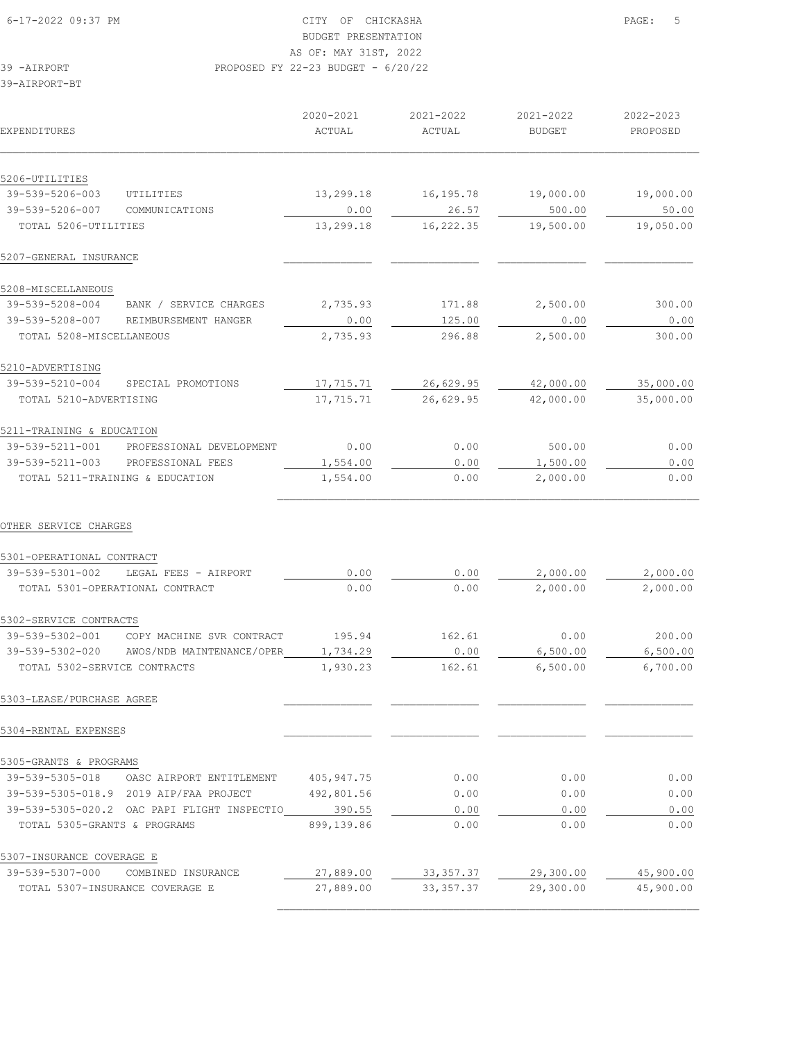CITY OF CHICKASHA
BUDGET PRESENTATION
AS OF: MAY 31ST, 2022
PROPOSED FY 22-23 BUDGET - 6/20/22

39 -AIRPORT
39-AIRPORT-BT

| EXPENDITURES | | 2020-2021 ACTUAL | 2021-2022 ACTUAL | 2021-2022 BUDGET | 2022-2023 PROPOSED |
|---|---|---|---|---|---|
| 5206-UTILITIES | | | | | |
| 39-539-5206-003 | UTILITIES | 13,299.18 | 16,195.78 | 19,000.00 | 19,000.00 |
| 39-539-5206-007 | COMMUNICATIONS | 0.00 | 26.57 | 500.00 | 50.00 |
| TOTAL 5206-UTILITIES | | 13,299.18 | 16,222.35 | 19,500.00 | 19,050.00 |
| 5207-GENERAL INSURANCE | | | | | |
| 5208-MISCELLANEOUS | | | | | |
| 39-539-5208-004 | BANK / SERVICE CHARGES | 2,735.93 | 171.88 | 2,500.00 | 300.00 |
| 39-539-5208-007 | REIMBURSEMENT HANGER | 0.00 | 125.00 | 0.00 | 0.00 |
| TOTAL 5208-MISCELLANEOUS | | 2,735.93 | 296.88 | 2,500.00 | 300.00 |
| 5210-ADVERTISING | | | | | |
| 39-539-5210-004 | SPECIAL PROMOTIONS | 17,715.71 | 26,629.95 | 42,000.00 | 35,000.00 |
| TOTAL 5210-ADVERTISING | | 17,715.71 | 26,629.95 | 42,000.00 | 35,000.00 |
| 5211-TRAINING & EDUCATION | | | | | |
| 39-539-5211-001 | PROFESSIONAL DEVELOPMENT | 0.00 | 0.00 | 500.00 | 0.00 |
| 39-539-5211-003 | PROFESSIONAL FEES | 1,554.00 | 0.00 | 1,500.00 | 0.00 |
| TOTAL 5211-TRAINING & EDUCATION | | 1,554.00 | 0.00 | 2,000.00 | 0.00 |
| OTHER SERVICE CHARGES | | | | | |
| 5301-OPERATIONAL CONTRACT | | | | | |
| 39-539-5301-002 | LEGAL FEES - AIRPORT | 0.00 | 0.00 | 2,000.00 | 2,000.00 |
| TOTAL 5301-OPERATIONAL CONTRACT | | 0.00 | 0.00 | 2,000.00 | 2,000.00 |
| 5302-SERVICE CONTRACTS | | | | | |
| 39-539-5302-001 | COPY MACHINE SVR CONTRACT | 195.94 | 162.61 | 0.00 | 200.00 |
| 39-539-5302-020 | AWOS/NDB MAINTENANCE/OPER | 1,734.29 | 0.00 | 6,500.00 | 6,500.00 |
| TOTAL 5302-SERVICE CONTRACTS | | 1,930.23 | 162.61 | 6,500.00 | 6,700.00 |
| 5303-LEASE/PURCHASE AGREE | | | | | |
| 5304-RENTAL EXPENSES | | | | | |
| 5305-GRANTS & PROGRAMS | | | | | |
| 39-539-5305-018 | OASC AIRPORT ENTITLEMENT | 405,947.75 | 0.00 | 0.00 | 0.00 |
| 39-539-5305-018.9 | 2019 AIP/FAA PROJECT | 492,801.56 | 0.00 | 0.00 | 0.00 |
| 39-539-5305-020.2 | OAC PAPI FLIGHT INSPECTIO | 390.55 | 0.00 | 0.00 | 0.00 |
| TOTAL 5305-GRANTS & PROGRAMS | | 899,139.86 | 0.00 | 0.00 | 0.00 |
| 5307-INSURANCE COVERAGE E | | | | | |
| 39-539-5307-000 | COMBINED INSURANCE | 27,889.00 | 33,357.37 | 29,300.00 | 45,900.00 |
| TOTAL 5307-INSURANCE COVERAGE E | | 27,889.00 | 33,357.37 | 29,300.00 | 45,900.00 |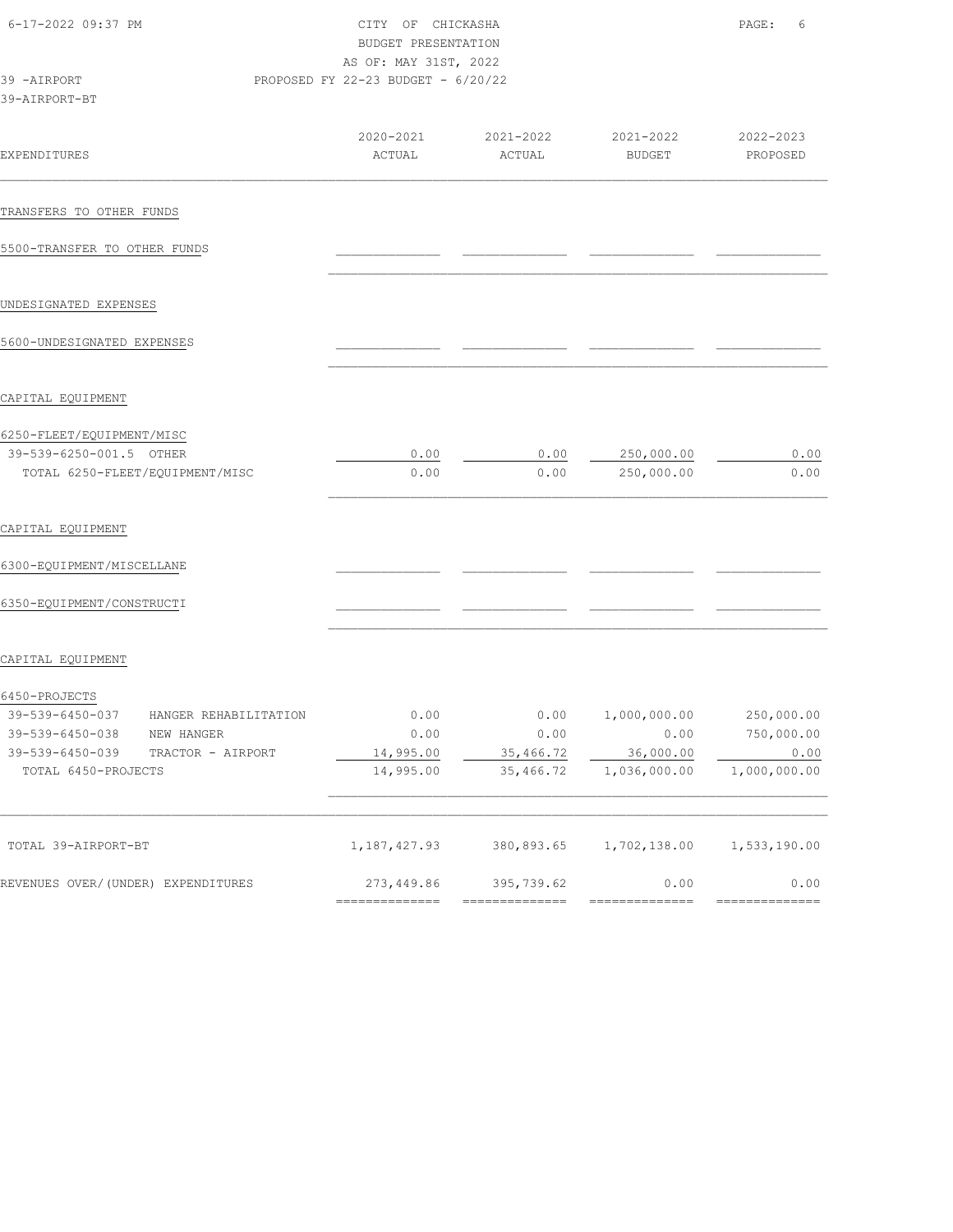CITY OF CHICKASHA
BUDGET PRESENTATION
AS OF: MAY 31ST, 2022
PROPOSED FY 22-23 BUDGET - 6/20/22

39 -AIRPORT
39-AIRPORT-BT

| EXPENDITURES | 2020-2021 ACTUAL | 2021-2022 ACTUAL | 2021-2022 BUDGET | 2022-2023 PROPOSED |
|---|---|---|---|---|
| **TRANSFERS TO OTHER FUNDS** | | | | |
| 5500-TRANSFER TO OTHER FUNDS | | | | |
| **UNDESIGNATED EXPENSES** | | | | |
| 5600-UNDESIGNATED EXPENSES | | | | |
| **CAPITAL EQUIPMENT** | | | | |
| 6250-FLEET/EQUIPMENT/MISC | | | | |
| 39-539-6250-001.5 OTHER | 0.00 | 0.00 | 250,000.00 | 0.00 |
| TOTAL 6250-FLEET/EQUIPMENT/MISC | 0.00 | 0.00 | 250,000.00 | 0.00 |
| **CAPITAL EQUIPMENT** | | | | |
| 6300-EQUIPMENT/MISCELLANE | | | | |
| 6350-EQUIPMENT/CONSTRUCTI | | | | |
| **CAPITAL EQUIPMENT** | | | | |
| 6450-PROJECTS | | | | |
| 39-539-6450-037 HANGER REHABILITATION | 0.00 | 0.00 | 1,000,000.00 | 250,000.00 |
| 39-539-6450-038 NEW HANGER | 0.00 | 0.00 | 0.00 | 750,000.00 |
| 39-539-6450-039 TRACTOR - AIRPORT | 14,995.00 | 35,466.72 | 36,000.00 | 0.00 |
| TOTAL 6450-PROJECTS | 14,995.00 | 35,466.72 | 1,036,000.00 | 1,000,000.00 |
| TOTAL 39-AIRPORT-BT | 1,187,427.93 | 380,893.65 | 1,702,138.00 | 1,533,190.00 |
| REVENUES OVER/(UNDER) EXPENDITURES | 273,449.86 | 395,739.62 | 0.00 | 0.00 |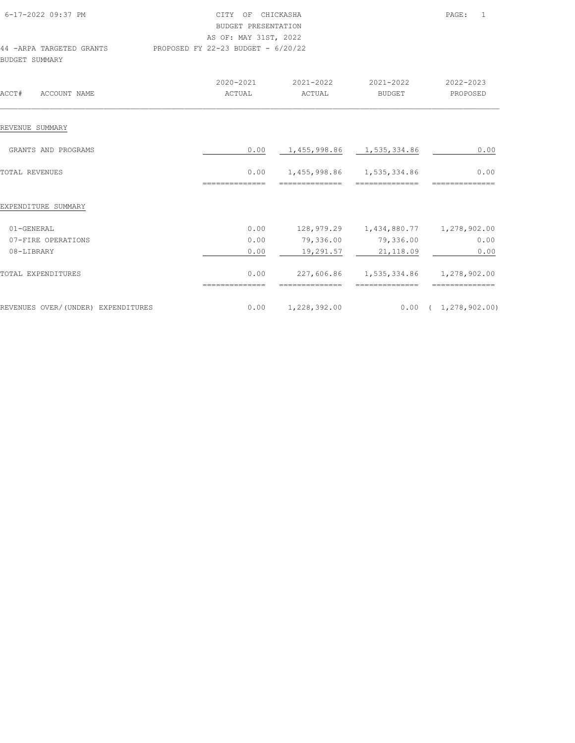CITY OF CHICKASHA
BUDGET PRESENTATION
AS OF: MAY 31ST, 2022

44 -ARPA TARGETED GRANTS    PROPOSED FY 22-23 BUDGET - 6/20/22

BUDGET SUMMARY

| ACCT# ACCOUNT NAME | 2020-2021 ACTUAL | 2021-2022 ACTUAL | 2021-2022 BUDGET | 2022-2023 PROPOSED |
|---|---|---|---|---|
| **REVENUE SUMMARY** | | | | |
| GRANTS AND PROGRAMS | 0.00 | 1,455,998.86 | 1,535,334.86 | 0.00 |
| TOTAL REVENUES | 0.00 | 1,455,998.86 | 1,535,334.86 | 0.00 |
| **EXPENDITURE SUMMARY** | | | | |
| 01-GENERAL | 0.00 | 128,979.29 | 1,434,880.77 | 1,278,902.00 |
| 07-FIRE OPERATIONS | 0.00 | 79,336.00 | 79,336.00 | 0.00 |
| 08-LIBRARY | 0.00 | 19,291.57 | 21,118.09 | 0.00 |
| TOTAL EXPENDITURES | 0.00 | 227,606.86 | 1,535,334.86 | 1,278,902.00 |
| REVENUES OVER/(UNDER) EXPENDITURES | 0.00 | 1,228,392.00 | 0.00 | ( 1,278,902.00) |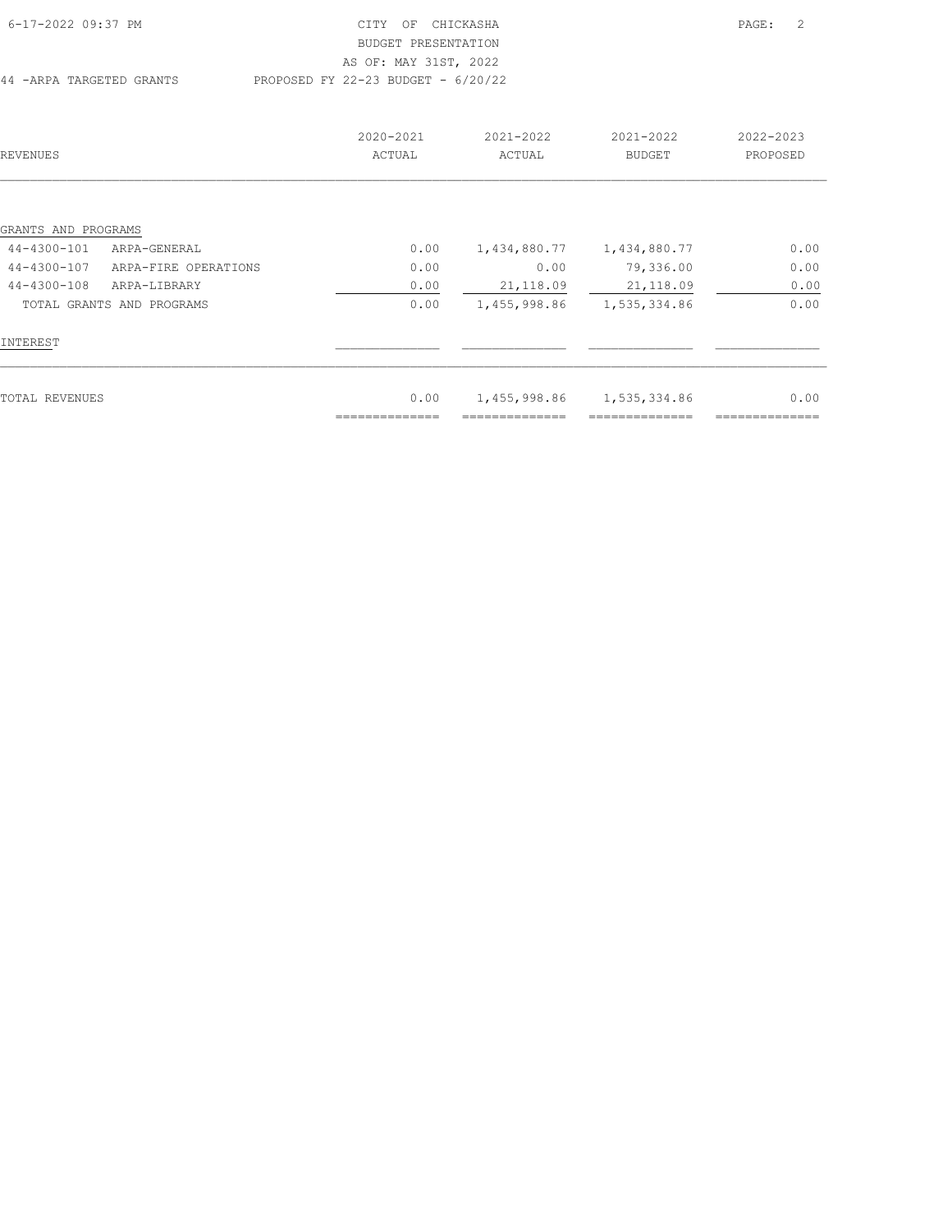CITY OF CHICKASHA
BUDGET PRESENTATION
AS OF: MAY 31ST, 2022

44 -ARPA TARGETED GRANTS — PROPOSED FY 22-23 BUDGET - 6/20/22

| REVENUES | | 2020-2021 ACTUAL | 2021-2022 ACTUAL | 2021-2022 BUDGET | 2022-2023 PROPOSED |
|---|---|---|---|---|---|
| GRANTS AND PROGRAMS | | | | | |
| 44-4300-101 | ARPA-GENERAL | 0.00 | 1,434,880.77 | 1,434,880.77 | 0.00 |
| 44-4300-107 | ARPA-FIRE OPERATIONS | 0.00 | 0.00 | 79,336.00 | 0.00 |
| 44-4300-108 | ARPA-LIBRARY | 0.00 | 21,118.09 | 21,118.09 | 0.00 |
| TOTAL GRANTS AND PROGRAMS | | 0.00 | 1,455,998.86 | 1,535,334.86 | 0.00 |
| INTEREST | | | | | |
| TOTAL REVENUES | | 0.00 | 1,455,998.86 | 1,535,334.86 | 0.00 |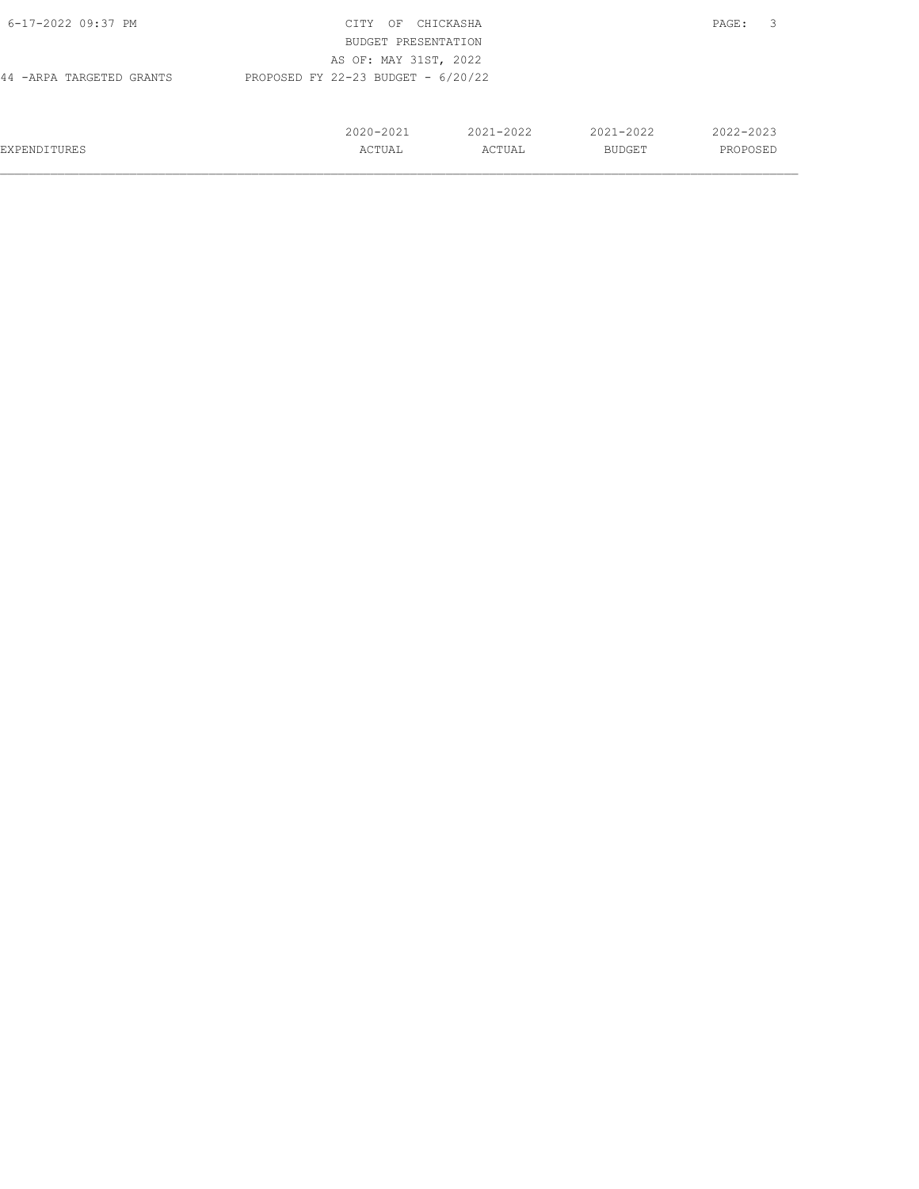CITY OF CHICKASHA
BUDGET PRESENTATION
AS OF: MAY 31ST, 2022

44 -ARPA TARGETED GRANTS — PROPOSED FY 22-23 BUDGET - 6/20/22

| EXPENDITURES | 2020-2021 ACTUAL | 2021-2022 ACTUAL | 2021-2022 BUDGET | 2022-2023 PROPOSED |
|---|---|---|---|---|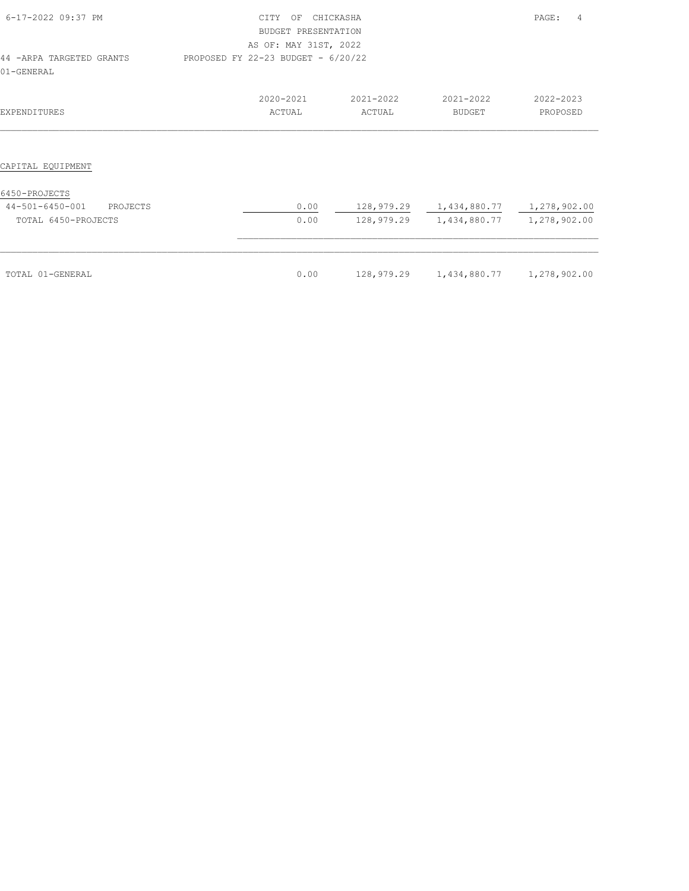CITY OF CHICKASHA
BUDGET PRESENTATION
AS OF: MAY 31ST, 2022

44 -ARPA TARGETED GRANTS — PROPOSED FY 22-23 BUDGET - 6/20/22

01-GENERAL

| EXPENDITURES | 2020-2021 ACTUAL | 2021-2022 ACTUAL | 2021-2022 BUDGET | 2022-2023 PROPOSED |
|---|---|---|---|---|
| CAPITAL EQUIPMENT | | | | |
| 6450-PROJECTS | | | | |
| 44-501-6450-001 PROJECTS | 0.00 | 128,979.29 | 1,434,880.77 | 1,278,902.00 |
| TOTAL 6450-PROJECTS | 0.00 | 128,979.29 | 1,434,880.77 | 1,278,902.00 |
| TOTAL 01-GENERAL | 0.00 | 128,979.29 | 1,434,880.77 | 1,278,902.00 |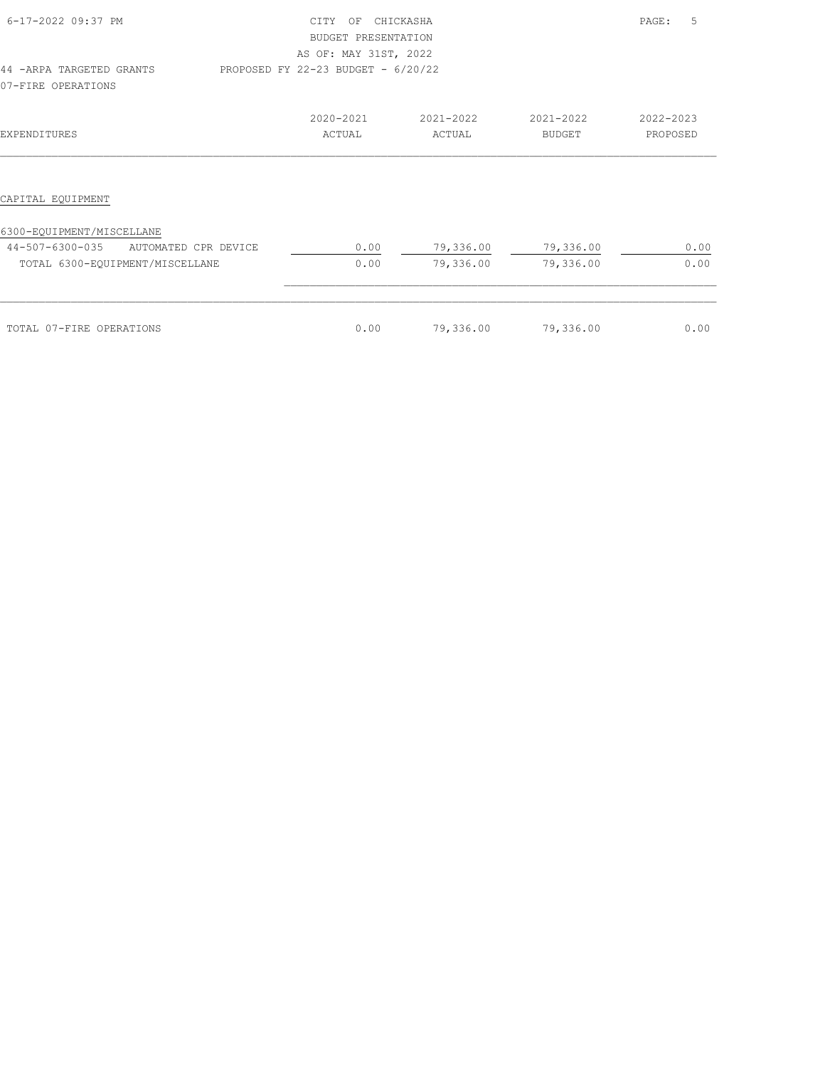CITY OF CHICKASHA
BUDGET PRESENTATION
AS OF: MAY 31ST, 2022
PROPOSED FY 22-23 BUDGET - 6/20/22

44 -ARPA TARGETED GRANTS
07-FIRE OPERATIONS

| EXPENDITURES | 2020-2021 ACTUAL | 2021-2022 ACTUAL | 2021-2022 BUDGET | 2022-2023 PROPOSED |
|---|---|---|---|---|
| **CAPITAL EQUIPMENT** | | | | |
| 6300-EQUIPMENT/MISCELLANE | | | | |
| 44-507-6300-035 AUTOMATED CPR DEVICE | 0.00 | 79,336.00 | 79,336.00 | 0.00 |
| TOTAL 6300-EQUIPMENT/MISCELLANE | 0.00 | 79,336.00 | 79,336.00 | 0.00 |
| TOTAL 07-FIRE OPERATIONS | 0.00 | 79,336.00 | 79,336.00 | 0.00 |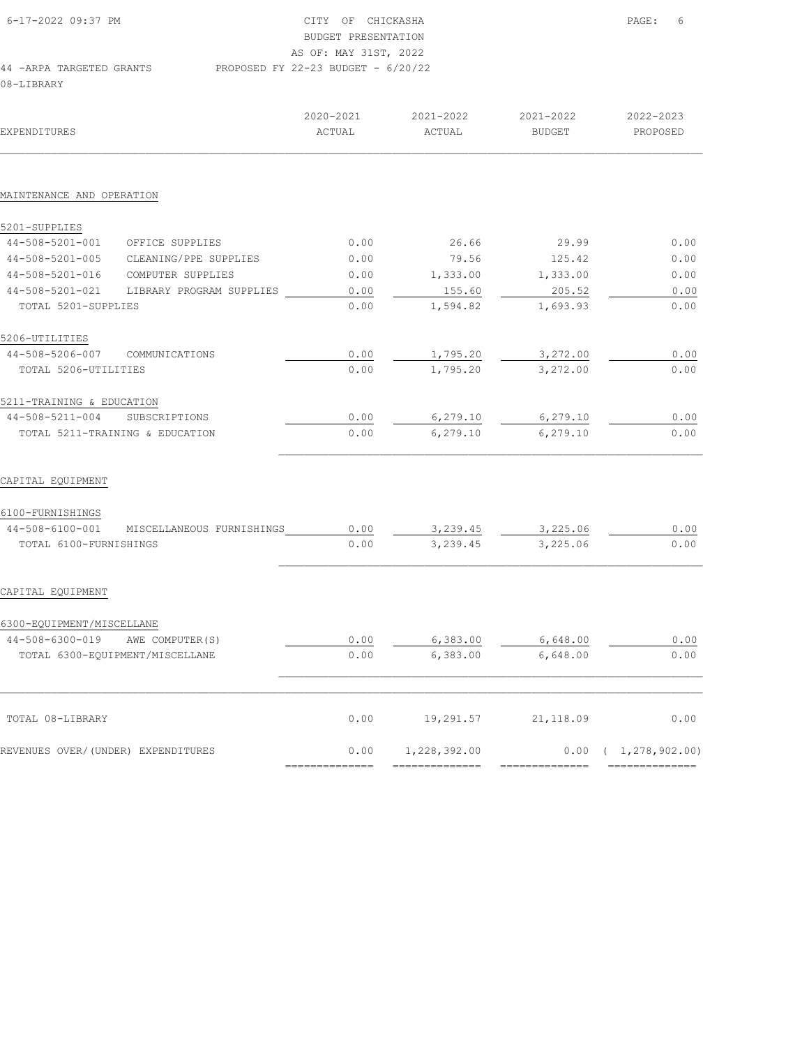CITY OF CHICKASHA
BUDGET PRESENTATION
AS OF: MAY 31ST, 2022

44 -ARPA TARGETED GRANTS — PROPOSED FY 22-23 BUDGET - 6/20/22

08-LIBRARY

| EXPENDITURES | | 2020-2021 ACTUAL | 2021-2022 ACTUAL | 2021-2022 BUDGET | 2022-2023 PROPOSED |
|---|---|---|---|---|---|
| **MAINTENANCE AND OPERATION** | | | | | |
| **5201-SUPPLIES** | | | | | |
| 44-508-5201-001 | OFFICE SUPPLIES | 0.00 | 26.66 | 29.99 | 0.00 |
| 44-508-5201-005 | CLEANING/PPE SUPPLIES | 0.00 | 79.56 | 125.42 | 0.00 |
| 44-508-5201-016 | COMPUTER SUPPLIES | 0.00 | 1,333.00 | 1,333.00 | 0.00 |
| 44-508-5201-021 | LIBRARY PROGRAM SUPPLIES | 0.00 | 155.60 | 205.52 | 0.00 |
| TOTAL 5201-SUPPLIES | | 0.00 | 1,594.82 | 1,693.93 | 0.00 |
| **5206-UTILITIES** | | | | | |
| 44-508-5206-007 | COMMUNICATIONS | 0.00 | 1,795.20 | 3,272.00 | 0.00 |
| TOTAL 5206-UTILITIES | | 0.00 | 1,795.20 | 3,272.00 | 0.00 |
| **5211-TRAINING & EDUCATION** | | | | | |
| 44-508-5211-004 | SUBSCRIPTIONS | 0.00 | 6,279.10 | 6,279.10 | 0.00 |
| TOTAL 5211-TRAINING & EDUCATION | | 0.00 | 6,279.10 | 6,279.10 | 0.00 |
| **CAPITAL EQUIPMENT** | | | | | |
| **6100-FURNISHINGS** | | | | | |
| 44-508-6100-001 | MISCELLANEOUS FURNISHINGS | 0.00 | 3,239.45 | 3,225.06 | 0.00 |
| TOTAL 6100-FURNISHINGS | | 0.00 | 3,239.45 | 3,225.06 | 0.00 |
| **CAPITAL EQUIPMENT** | | | | | |
| **6300-EQUIPMENT/MISCELLANE** | | | | | |
| 44-508-6300-019 | AWE COMPUTER(S) | 0.00 | 6,383.00 | 6,648.00 | 0.00 |
| TOTAL 6300-EQUIPMENT/MISCELLANE | | 0.00 | 6,383.00 | 6,648.00 | 0.00 |
| TOTAL 08-LIBRARY | | 0.00 | 19,291.57 | 21,118.09 | 0.00 |
| REVENUES OVER/(UNDER) EXPENDITURES | | 0.00 | 1,228,392.00 | 0.00 | ( 1,278,902.00) |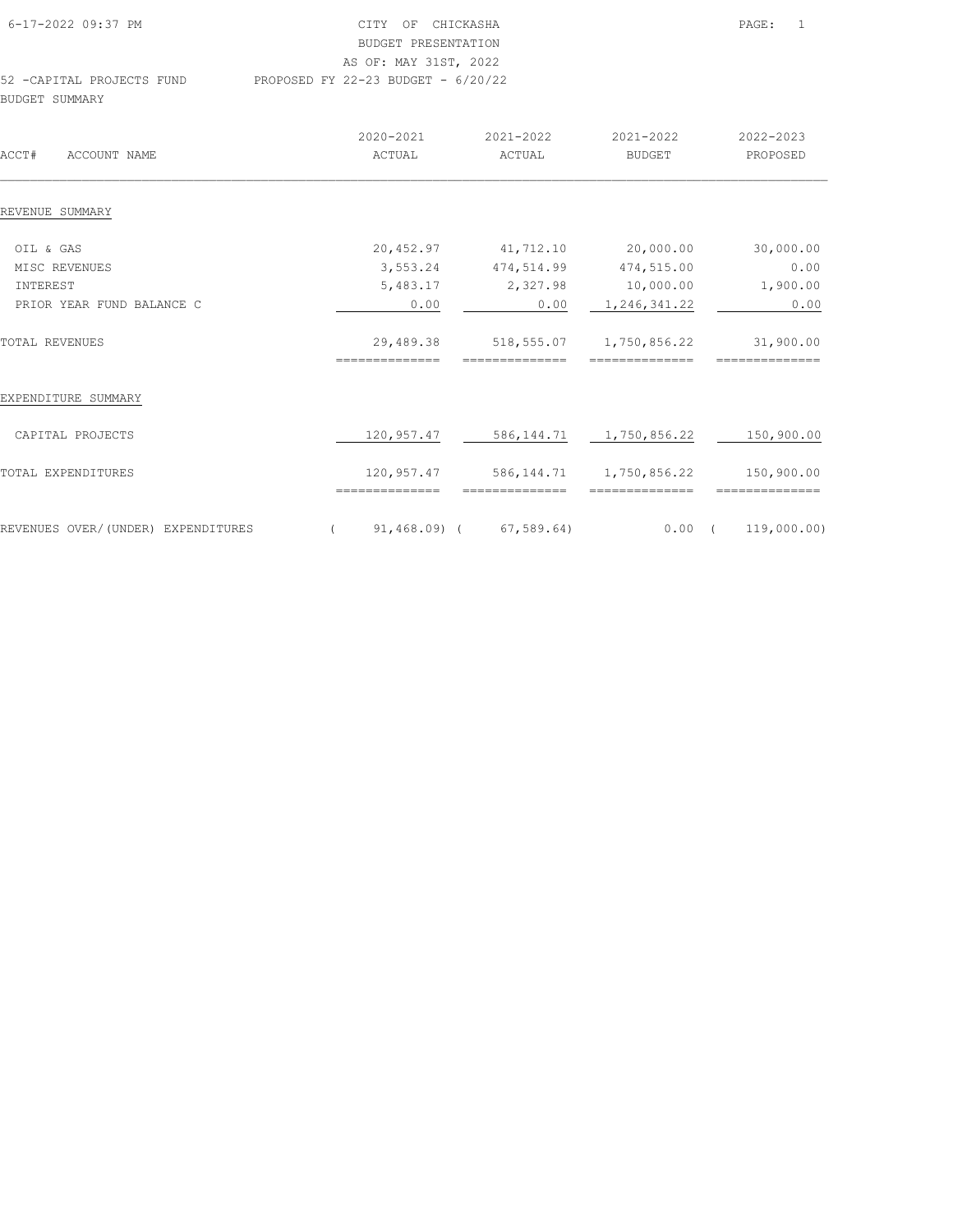6-17-2022 09:37 PM

CITY OF CHICKASHA
BUDGET PRESENTATION
AS OF: MAY 31ST, 2022

52 -CAPITAL PROJECTS FUND PROPOSED FY 22-23 BUDGET - 6/20/22

BUDGET SUMMARY

| ACCT# ACCOUNT NAME | 2020-2021 ACTUAL | 2021-2022 ACTUAL | 2021-2022 BUDGET | 2022-2023 PROPOSED |
|---|---|---|---|---|
| **REVENUE SUMMARY** | | | | |
| OIL & GAS | 20,452.97 | 41,712.10 | 20,000.00 | 30,000.00 |
| MISC REVENUES | 3,553.24 | 474,514.99 | 474,515.00 | 0.00 |
| INTEREST | 5,483.17 | 2,327.98 | 10,000.00 | 1,900.00 |
| PRIOR YEAR FUND BALANCE C | 0.00 | 0.00 | 1,246,341.22 | 0.00 |
| TOTAL REVENUES | 29,489.38 | 518,555.07 | 1,750,856.22 | 31,900.00 |
| **EXPENDITURE SUMMARY** | | | | |
| CAPITAL PROJECTS | 120,957.47 | 586,144.71 | 1,750,856.22 | 150,900.00 |
| TOTAL EXPENDITURES | 120,957.47 | 586,144.71 | 1,750,856.22 | 150,900.00 |
| REVENUES OVER/(UNDER) EXPENDITURES | ( 91,468.09) | ( 67,589.64) | 0.00 | ( 119,000.00) |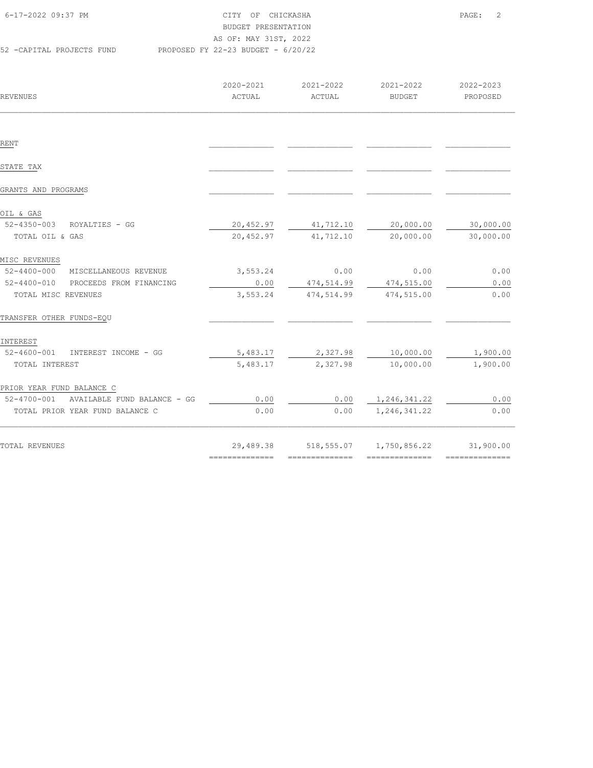CITY OF CHICKASHA
BUDGET PRESENTATION
AS OF: MAY 31ST, 2022

52 -CAPITAL PROJECTS FUND — PROPOSED FY 22-23 BUDGET - 6/20/22

| REVENUES | 2020-2021 ACTUAL | 2021-2022 ACTUAL | 2021-2022 BUDGET | 2022-2023 PROPOSED |
|---|---|---|---|---|
| RENT | | | | |
| STATE TAX | | | | |
| GRANTS AND PROGRAMS | | | | |
| OIL & GAS | | | | |
| 52-4350-003 ROYALTIES - GG | 20,452.97 | 41,712.10 | 20,000.00 | 30,000.00 |
| TOTAL OIL & GAS | 20,452.97 | 41,712.10 | 20,000.00 | 30,000.00 |
| MISC REVENUES | | | | |
| 52-4400-000 MISCELLANEOUS REVENUE | 3,553.24 | 0.00 | 0.00 | 0.00 |
| 52-4400-010 PROCEEDS FROM FINANCING | 0.00 | 474,514.99 | 474,515.00 | 0.00 |
| TOTAL MISC REVENUES | 3,553.24 | 474,514.99 | 474,515.00 | 0.00 |
| TRANSFER OTHER FUNDS-EQU | | | | |
| INTEREST | | | | |
| 52-4600-001 INTEREST INCOME - GG | 5,483.17 | 2,327.98 | 10,000.00 | 1,900.00 |
| TOTAL INTEREST | 5,483.17 | 2,327.98 | 10,000.00 | 1,900.00 |
| PRIOR YEAR FUND BALANCE C | | | | |
| 52-4700-001 AVAILABLE FUND BALANCE - GG | 0.00 | 0.00 | 1,246,341.22 | 0.00 |
| TOTAL PRIOR YEAR FUND BALANCE C | 0.00 | 0.00 | 1,246,341.22 | 0.00 |
| TOTAL REVENUES | 29,489.38 | 518,555.07 | 1,750,856.22 | 31,900.00 |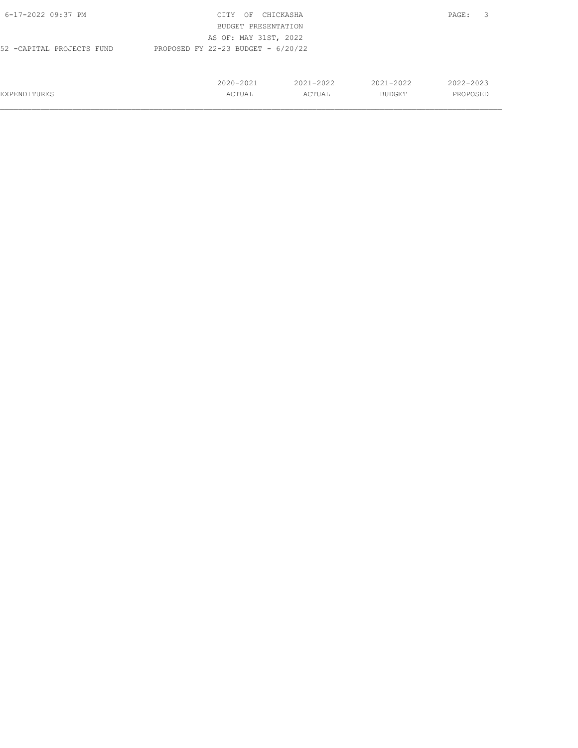CITY OF CHICKASHA
BUDGET PRESENTATION
AS OF: MAY 31ST, 2022

52 -CAPITAL PROJECTS FUND PROPOSED FY 22-23 BUDGET - 6/20/22

| EXPENDITURES | 2020-2021 ACTUAL | 2021-2022 ACTUAL | 2021-2022 BUDGET | 2022-2023 PROPOSED |
|---|---|---|---|---|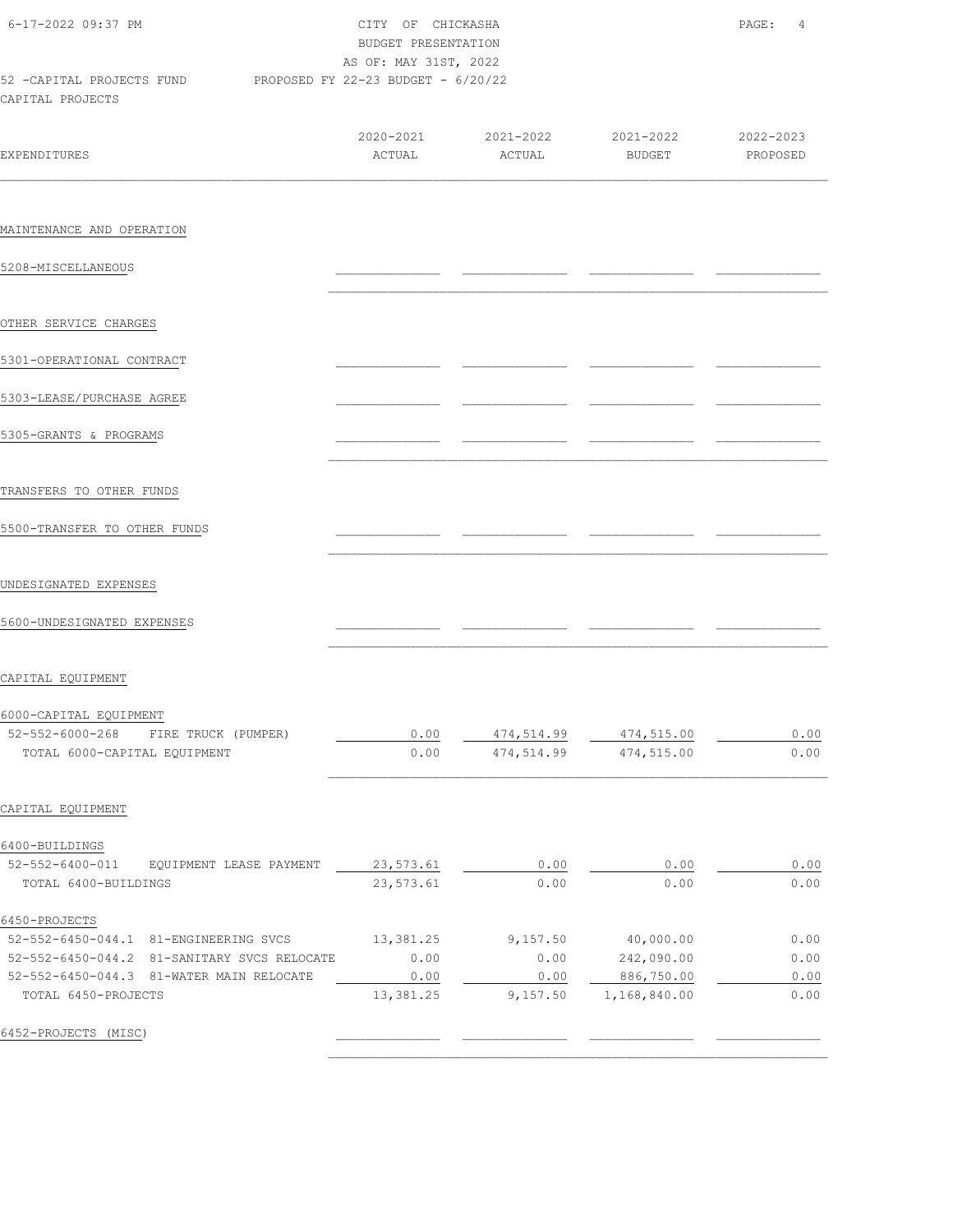CITY OF CHICKASHA
BUDGET PRESENTATION
AS OF: MAY 31ST, 2022

52 -CAPITAL PROJECTS FUND PROPOSED FY 22-23 BUDGET - 6/20/22

CAPITAL PROJECTS

| EXPENDITURES | 2020-2021 ACTUAL | 2021-2022 ACTUAL | 2021-2022 BUDGET | 2022-2023 PROPOSED |
|---|---|---|---|---|
| **MAINTENANCE AND OPERATION** | | | | |
| 5208-MISCELLANEOUS | | | | |
| **OTHER SERVICE CHARGES** | | | | |
| 5301-OPERATIONAL CONTRACT | | | | |
| 5303-LEASE/PURCHASE AGREE | | | | |
| 5305-GRANTS & PROGRAMS | | | | |
| **TRANSFERS TO OTHER FUNDS** | | | | |
| 5500-TRANSFER TO OTHER FUNDS | | | | |
| **UNDESIGNATED EXPENSES** | | | | |
| 5600-UNDESIGNATED EXPENSES | | | | |
| **CAPITAL EQUIPMENT** | | | | |
| 6000-CAPITAL EQUIPMENT | | | | |
| 52-552-6000-268 FIRE TRUCK (PUMPER) | 0.00 | 474,514.99 | 474,515.00 | 0.00 |
| TOTAL 6000-CAPITAL EQUIPMENT | 0.00 | 474,514.99 | 474,515.00 | 0.00 |
| **CAPITAL EQUIPMENT** | | | | |
| 6400-BUILDINGS | | | | |
| 52-552-6400-011 EQUIPMENT LEASE PAYMENT | 23,573.61 | 0.00 | 0.00 | 0.00 |
| TOTAL 6400-BUILDINGS | 23,573.61 | 0.00 | 0.00 | 0.00 |
| 6450-PROJECTS | | | | |
| 52-552-6450-044.1 81-ENGINEERING SVCS | 13,381.25 | 9,157.50 | 40,000.00 | 0.00 |
| 52-552-6450-044.2 81-SANITARY SVCS RELOCATE | 0.00 | 0.00 | 242,090.00 | 0.00 |
| 52-552-6450-044.3 81-WATER MAIN RELOCATE | 0.00 | 0.00 | 886,750.00 | 0.00 |
| TOTAL 6450-PROJECTS | 13,381.25 | 9,157.50 | 1,168,840.00 | 0.00 |
| 6452-PROJECTS (MISC) | | | | |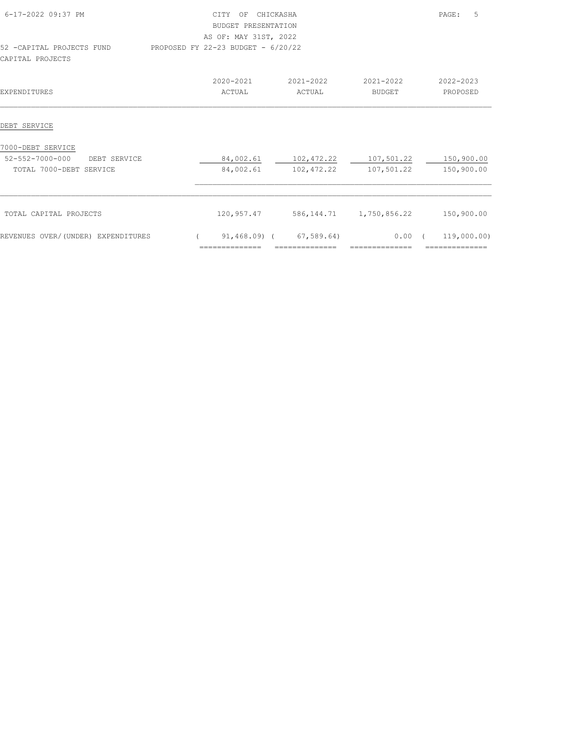CITY OF CHICKASHA
BUDGET PRESENTATION
AS OF: MAY 31ST, 2022

52 -CAPITAL PROJECTS FUND — PROPOSED FY 22-23 BUDGET - 6/20/22

CAPITAL PROJECTS

| EXPENDITURES | 2020-2021 ACTUAL | 2021-2022 ACTUAL | 2021-2022 BUDGET | 2022-2023 PROPOSED |
|---|---|---|---|---|
| DEBT SERVICE | | | | |
| 7000-DEBT SERVICE | | | | |
| 52-552-7000-000 DEBT SERVICE | 84,002.61 | 102,472.22 | 107,501.22 | 150,900.00 |
| TOTAL 7000-DEBT SERVICE | 84,002.61 | 102,472.22 | 107,501.22 | 150,900.00 |
| TOTAL CAPITAL PROJECTS | 120,957.47 | 586,144.71 | 1,750,856.22 | 150,900.00 |
| REVENUES OVER/(UNDER) EXPENDITURES | ( 91,468.09) | ( 67,589.64) | 0.00 | ( 119,000.00) |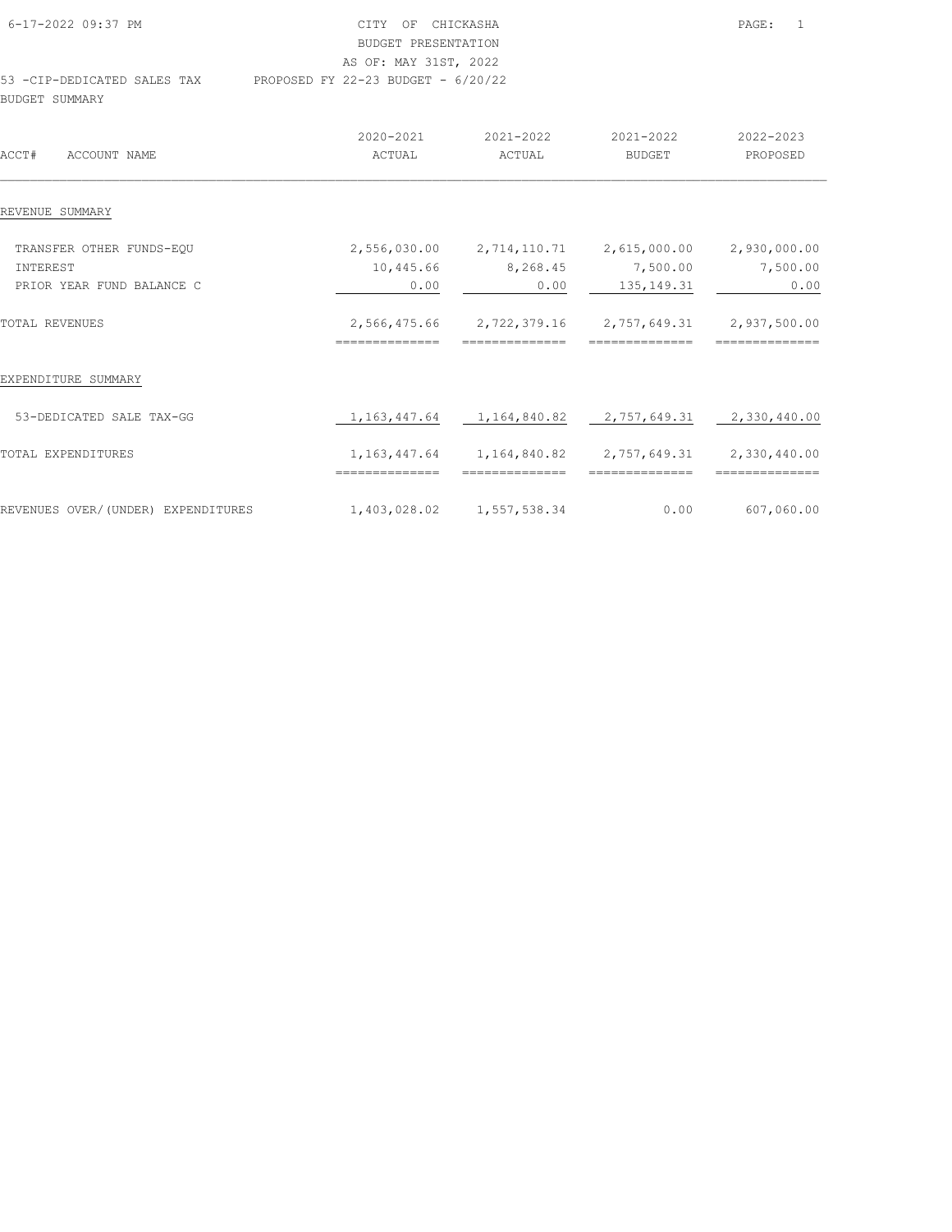6-17-2022 09:37 PM

CITY OF CHICKASHA
BUDGET PRESENTATION
AS OF: MAY 31ST, 2022

53 -CIP-DEDICATED SALES TAX    PROPOSED FY 22-23 BUDGET - 6/20/22

BUDGET SUMMARY

| ACCT# ACCOUNT NAME | 2020-2021 ACTUAL | 2021-2022 ACTUAL | 2021-2022 BUDGET | 2022-2023 PROPOSED |
|---|---|---|---|---|
| REVENUE SUMMARY | | | | |
| TRANSFER OTHER FUNDS-EQU | 2,556,030.00 | 2,714,110.71 | 2,615,000.00 | 2,930,000.00 |
| INTEREST | 10,445.66 | 8,268.45 | 7,500.00 | 7,500.00 |
| PRIOR YEAR FUND BALANCE C | 0.00 | 0.00 | 135,149.31 | 0.00 |
| TOTAL REVENUES | 2,566,475.66 | 2,722,379.16 | 2,757,649.31 | 2,937,500.00 |
| EXPENDITURE SUMMARY | | | | |
| 53-DEDICATED SALE TAX-GG | 1,163,447.64 | 1,164,840.82 | 2,757,649.31 | 2,330,440.00 |
| TOTAL EXPENDITURES | 1,163,447.64 | 1,164,840.82 | 2,757,649.31 | 2,330,440.00 |
| REVENUES OVER/(UNDER) EXPENDITURES | 1,403,028.02 | 1,557,538.34 | 0.00 | 607,060.00 |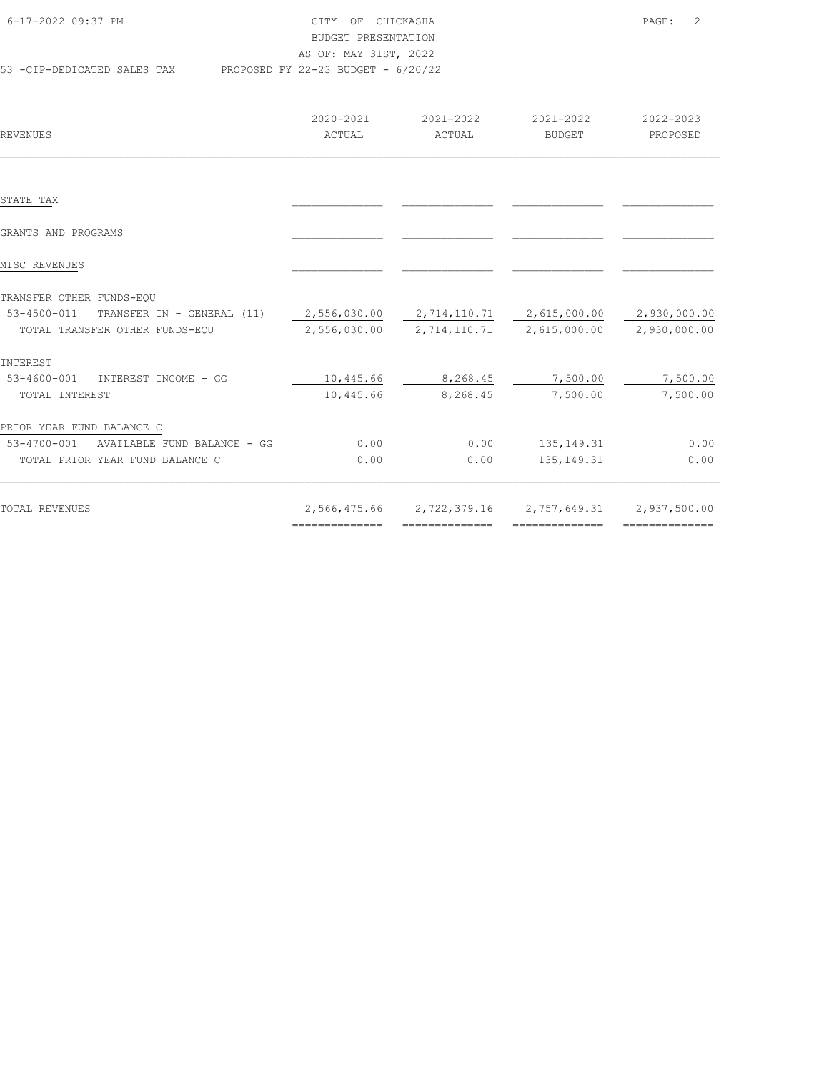CITY OF CHICKASHA
BUDGET PRESENTATION
AS OF: MAY 31ST, 2022

53 -CIP-DEDICATED SALES TAX — PROPOSED FY 22-23 BUDGET - 6/20/22

| REVENUES | 2020-2021 ACTUAL | 2021-2022 ACTUAL | 2021-2022 BUDGET | 2022-2023 PROPOSED |
|---|---|---|---|---|
| STATE TAX | | | | |
| GRANTS AND PROGRAMS | | | | |
| MISC REVENUES | | | | |
| TRANSFER OTHER FUNDS-EQU | | | | |
| 53-4500-011 TRANSFER IN - GENERAL (11) | 2,556,030.00 | 2,714,110.71 | 2,615,000.00 | 2,930,000.00 |
| TOTAL TRANSFER OTHER FUNDS-EQU | 2,556,030.00 | 2,714,110.71 | 2,615,000.00 | 2,930,000.00 |
| INTEREST | | | | |
| 53-4600-001 INTEREST INCOME - GG | 10,445.66 | 8,268.45 | 7,500.00 | 7,500.00 |
| TOTAL INTEREST | 10,445.66 | 8,268.45 | 7,500.00 | 7,500.00 |
| PRIOR YEAR FUND BALANCE C | | | | |
| 53-4700-001 AVAILABLE FUND BALANCE - GG | 0.00 | 0.00 | 135,149.31 | 0.00 |
| TOTAL PRIOR YEAR FUND BALANCE C | 0.00 | 0.00 | 135,149.31 | 0.00 |
| TOTAL REVENUES | 2,566,475.66 | 2,722,379.16 | 2,757,649.31 | 2,937,500.00 |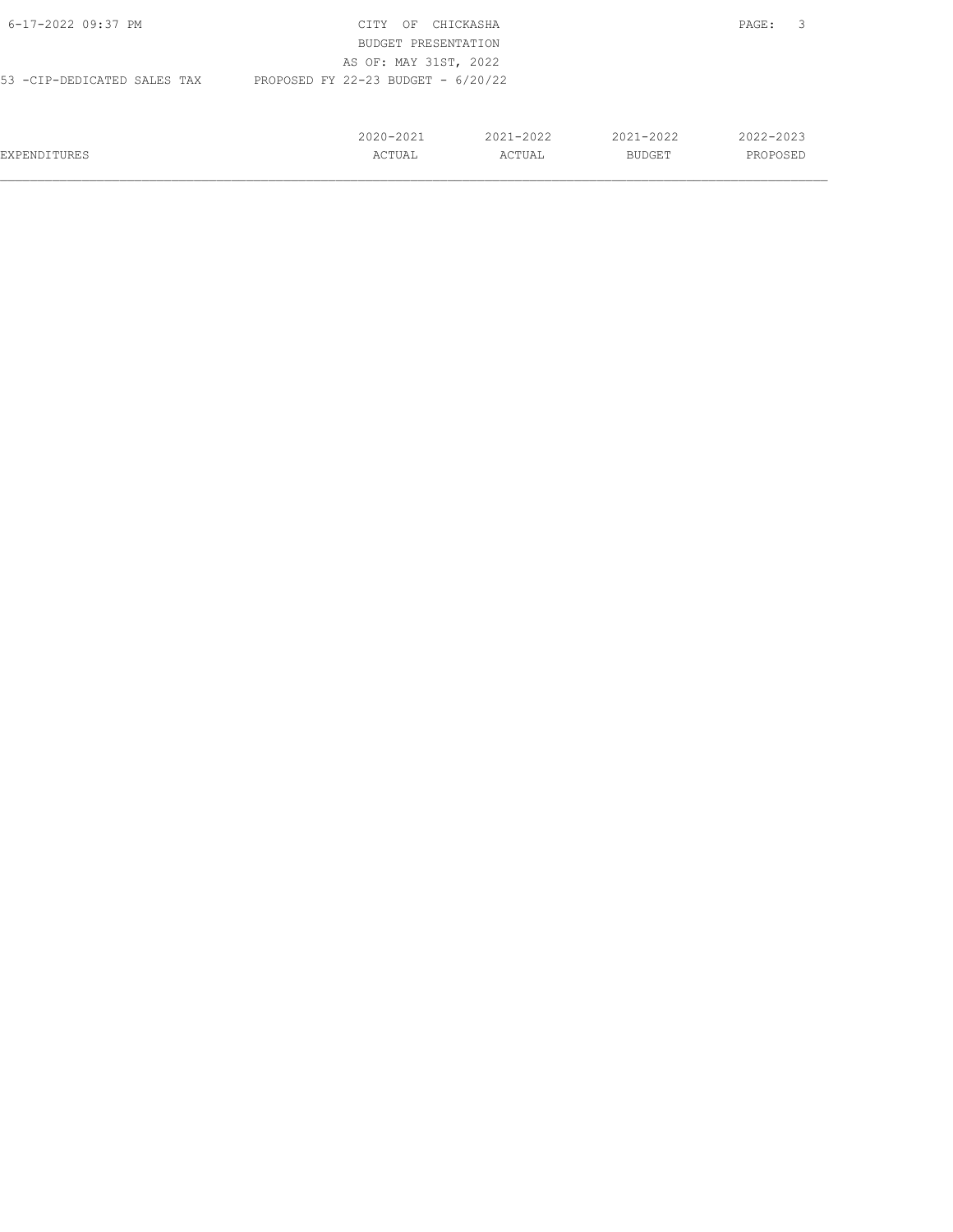CITY OF CHICKASHA

BUDGET PRESENTATION

AS OF: MAY 31ST, 2022

53 -CIP-DEDICATED SALES TAX PROPOSED FY 22-23 BUDGET - 6/20/22

| EXPENDITURES | 2020-2021 ACTUAL | 2021-2022 ACTUAL | 2021-2022 BUDGET | 2022-2023 PROPOSED |
|---|---|---|---|---|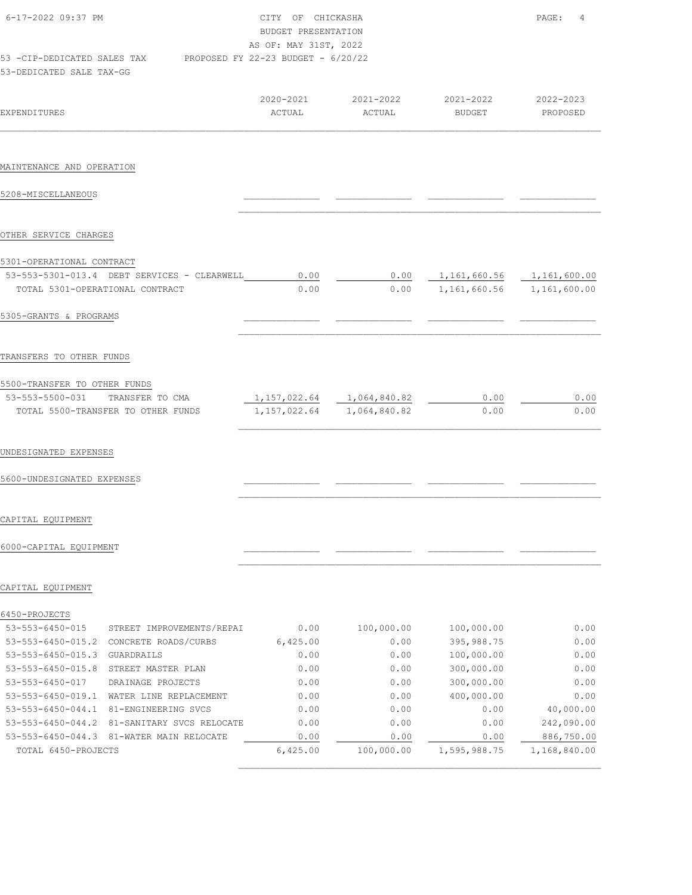CITY OF CHICKASHA
BUDGET PRESENTATION
AS OF: MAY 31ST, 2022

53 -CIP-DEDICATED SALES TAX    PROPOSED FY 22-23 BUDGET - 6/20/22
53-DEDICATED SALE TAX-GG

| EXPENDITURES | 2020-2021 ACTUAL | 2021-2022 ACTUAL | 2021-2022 BUDGET | 2022-2023 PROPOSED |
|---|---|---|---|---|
| **MAINTENANCE AND OPERATION** | | | | |
| 5208-MISCELLANEOUS | | | | |
| **OTHER SERVICE CHARGES** | | | | |
| 5301-OPERATIONAL CONTRACT | | | | |
| 53-553-5301-013.4 DEBT SERVICES - CLEARWELL | 0.00 | 0.00 | 1,161,660.56 | 1,161,600.00 |
| TOTAL 5301-OPERATIONAL CONTRACT | 0.00 | 0.00 | 1,161,660.56 | 1,161,600.00 |
| 5305-GRANTS & PROGRAMS | | | | |
| **TRANSFERS TO OTHER FUNDS** | | | | |
| 5500-TRANSFER TO OTHER FUNDS | | | | |
| 53-553-5500-031 TRANSFER TO CMA | 1,157,022.64 | 1,064,840.82 | 0.00 | 0.00 |
| TOTAL 5500-TRANSFER TO OTHER FUNDS | 1,157,022.64 | 1,064,840.82 | 0.00 | 0.00 |
| **UNDESIGNATED EXPENSES** | | | | |
| 5600-UNDESIGNATED EXPENSES | | | | |
| **CAPITAL EQUIPMENT** | | | | |
| 6000-CAPITAL EQUIPMENT | | | | |
| **CAPITAL EQUIPMENT** | | | | |
| 6450-PROJECTS | | | | |
| 53-553-6450-015 STREET IMPROVEMENTS/REPAI | 0.00 | 100,000.00 | 100,000.00 | 0.00 |
| 53-553-6450-015.2 CONCRETE ROADS/CURBS | 6,425.00 | 0.00 | 395,988.75 | 0.00 |
| 53-553-6450-015.3 GUARDRAILS | 0.00 | 0.00 | 100,000.00 | 0.00 |
| 53-553-6450-015.8 STREET MASTER PLAN | 0.00 | 0.00 | 300,000.00 | 0.00 |
| 53-553-6450-017 DRAINAGE PROJECTS | 0.00 | 0.00 | 300,000.00 | 0.00 |
| 53-553-6450-019.1 WATER LINE REPLACEMENT | 0.00 | 0.00 | 400,000.00 | 0.00 |
| 53-553-6450-044.1 81-ENGINEERING SVCS | 0.00 | 0.00 | 0.00 | 40,000.00 |
| 53-553-6450-044.2 81-SANITARY SVCS RELOCATE | 0.00 | 0.00 | 0.00 | 242,090.00 |
| 53-553-6450-044.3 81-WATER MAIN RELOCATE | 0.00 | 0.00 | 0.00 | 886,750.00 |
| TOTAL 6450-PROJECTS | 6,425.00 | 100,000.00 | 1,595,988.75 | 1,168,840.00 |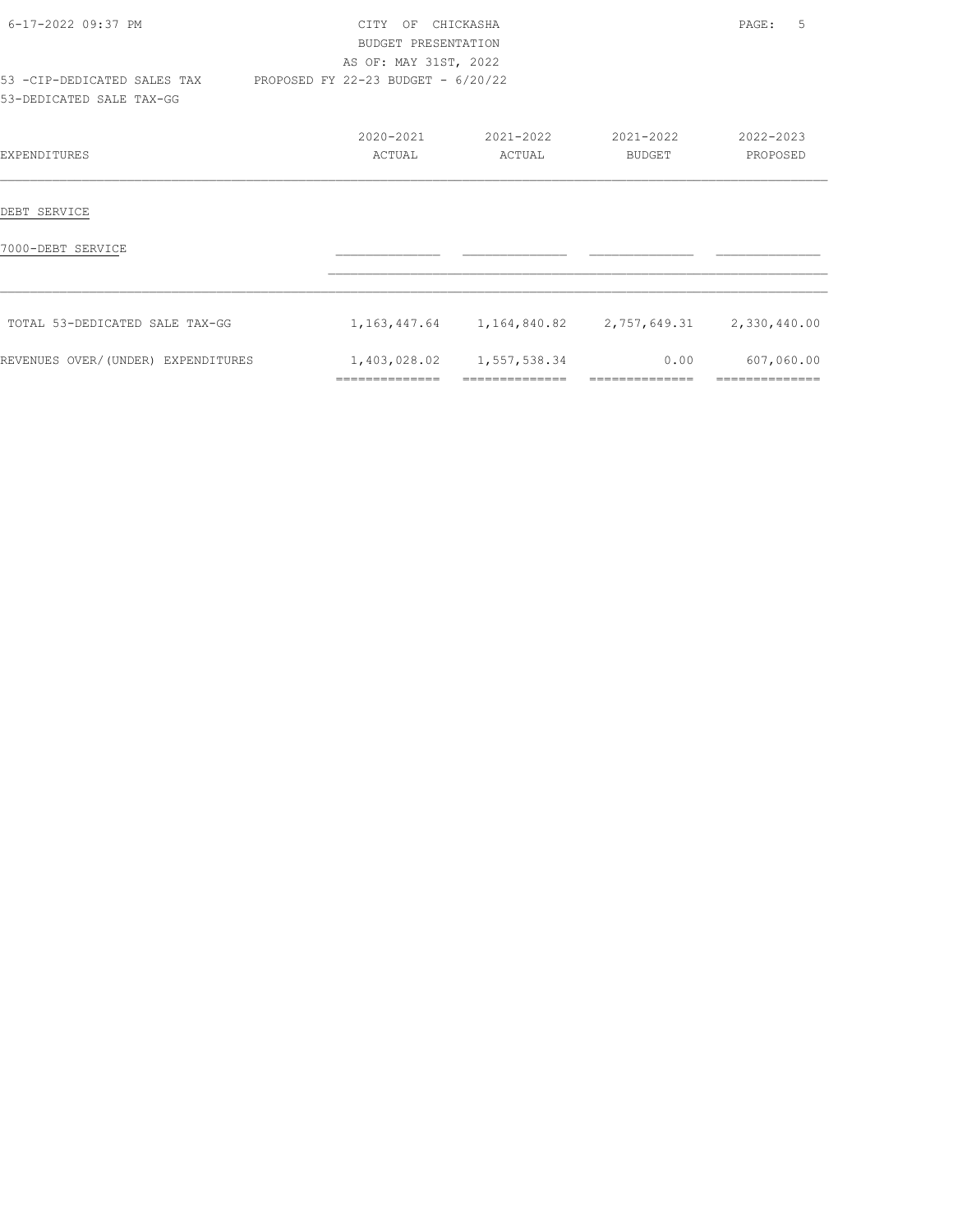CITY OF CHICKASHA
BUDGET PRESENTATION
AS OF: MAY 31ST, 2022

53 -CIP-DEDICATED SALES TAX — PROPOSED FY 22-23 BUDGET - 6/20/22

53-DEDICATED SALE TAX-GG

| EXPENDITURES | 2020-2021 ACTUAL | 2021-2022 ACTUAL | 2021-2022 BUDGET | 2022-2023 PROPOSED |
|---|---|---|---|---|
| DEBT SERVICE | | | | |
| 7000-DEBT SERVICE | | | | |
| TOTAL 53-DEDICATED SALE TAX-GG | 1,163,447.64 | 1,164,840.82 | 2,757,649.31 | 2,330,440.00 |
| REVENUES OVER/(UNDER) EXPENDITURES | 1,403,028.02 | 1,557,538.34 | 0.00 | 607,060.00 |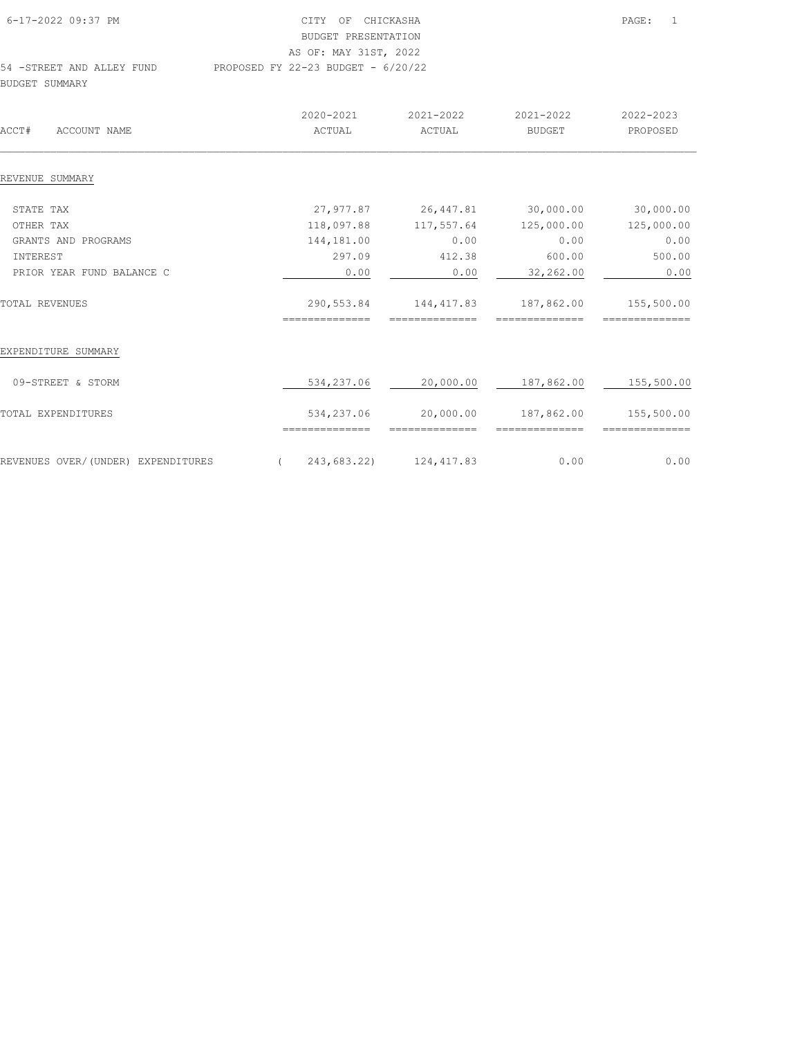6-17-2022 09:37 PM

CITY OF CHICKASHA
BUDGET PRESENTATION
AS OF: MAY 31ST, 2022

54 -STREET AND ALLEY FUND PROPOSED FY 22-23 BUDGET - 6/20/22

BUDGET SUMMARY

| ACCT# ACCOUNT NAME | 2020-2021 ACTUAL | 2021-2022 ACTUAL | 2021-2022 BUDGET | 2022-2023 PROPOSED |
|---|---|---|---|---|
| **REVENUE SUMMARY** | | | | |
| STATE TAX | 27,977.87 | 26,447.81 | 30,000.00 | 30,000.00 |
| OTHER TAX | 118,097.88 | 117,557.64 | 125,000.00 | 125,000.00 |
| GRANTS AND PROGRAMS | 144,181.00 | 0.00 | 0.00 | 0.00 |
| INTEREST | 297.09 | 412.38 | 600.00 | 500.00 |
| PRIOR YEAR FUND BALANCE C | 0.00 | 0.00 | 32,262.00 | 0.00 |
| TOTAL REVENUES | 290,553.84 | 144,417.83 | 187,862.00 | 155,500.00 |
| **EXPENDITURE SUMMARY** | | | | |
| 09-STREET & STORM | 534,237.06 | 20,000.00 | 187,862.00 | 155,500.00 |
| TOTAL EXPENDITURES | 534,237.06 | 20,000.00 | 187,862.00 | 155,500.00 |
| REVENUES OVER/(UNDER) EXPENDITURES | ( 243,683.22) | 124,417.83 | 0.00 | 0.00 |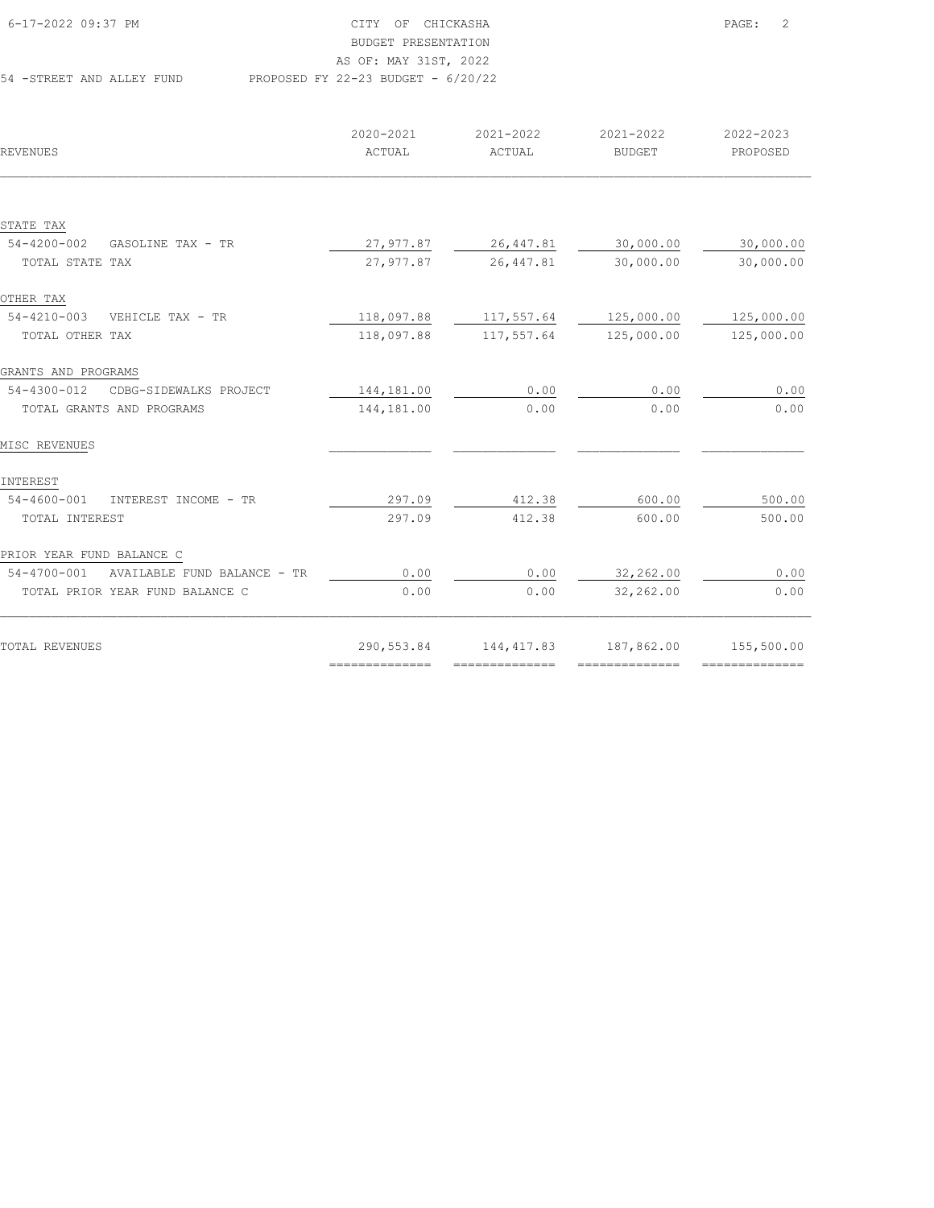CITY OF CHICKASHA
BUDGET PRESENTATION
AS OF: MAY 31ST, 2022

54 -STREET AND ALLEY FUND PROPOSED FY 22-23 BUDGET - 6/20/22

| REVENUES | 2020-2021 ACTUAL | 2021-2022 ACTUAL | 2021-2022 BUDGET | 2022-2023 PROPOSED |
|---|---|---|---|---|
| STATE TAX | | | | |
| 54-4200-002 GASOLINE TAX - TR | 27,977.87 | 26,447.81 | 30,000.00 | 30,000.00 |
| TOTAL STATE TAX | 27,977.87 | 26,447.81 | 30,000.00 | 30,000.00 |
| OTHER TAX | | | | |
| 54-4210-003 VEHICLE TAX - TR | 118,097.88 | 117,557.64 | 125,000.00 | 125,000.00 |
| TOTAL OTHER TAX | 118,097.88 | 117,557.64 | 125,000.00 | 125,000.00 |
| GRANTS AND PROGRAMS | | | | |
| 54-4300-012 CDBG-SIDEWALKS PROJECT | 144,181.00 | 0.00 | 0.00 | 0.00 |
| TOTAL GRANTS AND PROGRAMS | 144,181.00 | 0.00 | 0.00 | 0.00 |
| MISC REVENUES | | | | |
| INTEREST | | | | |
| 54-4600-001 INTEREST INCOME - TR | 297.09 | 412.38 | 600.00 | 500.00 |
| TOTAL INTEREST | 297.09 | 412.38 | 600.00 | 500.00 |
| PRIOR YEAR FUND BALANCE C | | | | |
| 54-4700-001 AVAILABLE FUND BALANCE - TR | 0.00 | 0.00 | 32,262.00 | 0.00 |
| TOTAL PRIOR YEAR FUND BALANCE C | 0.00 | 0.00 | 32,262.00 | 0.00 |
| TOTAL REVENUES | 290,553.84 | 144,417.83 | 187,862.00 | 155,500.00 |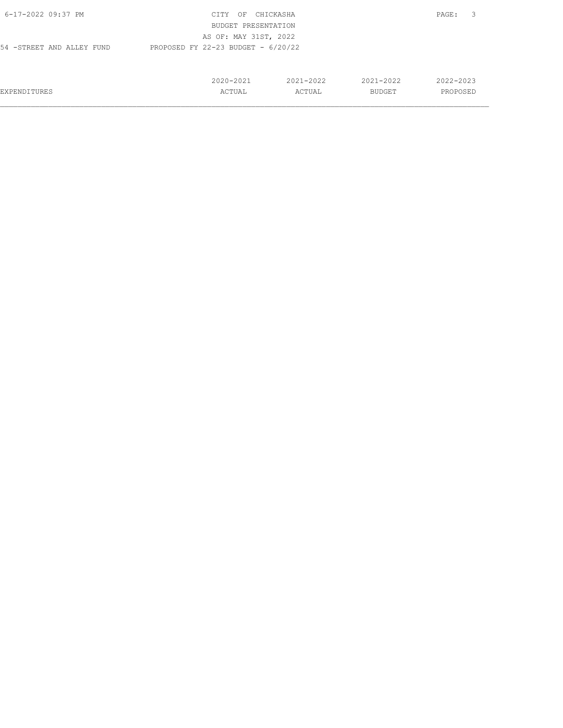CITY OF CHICKASHA
BUDGET PRESENTATION
AS OF: MAY 31ST, 2022

54 -STREET AND ALLEY FUND PROPOSED FY 22-23 BUDGET - 6/20/22

| EXPENDITURES | 2020-2021 ACTUAL | 2021-2022 ACTUAL | 2021-2022 BUDGET | 2022-2023 PROPOSED |
|---|---|---|---|---|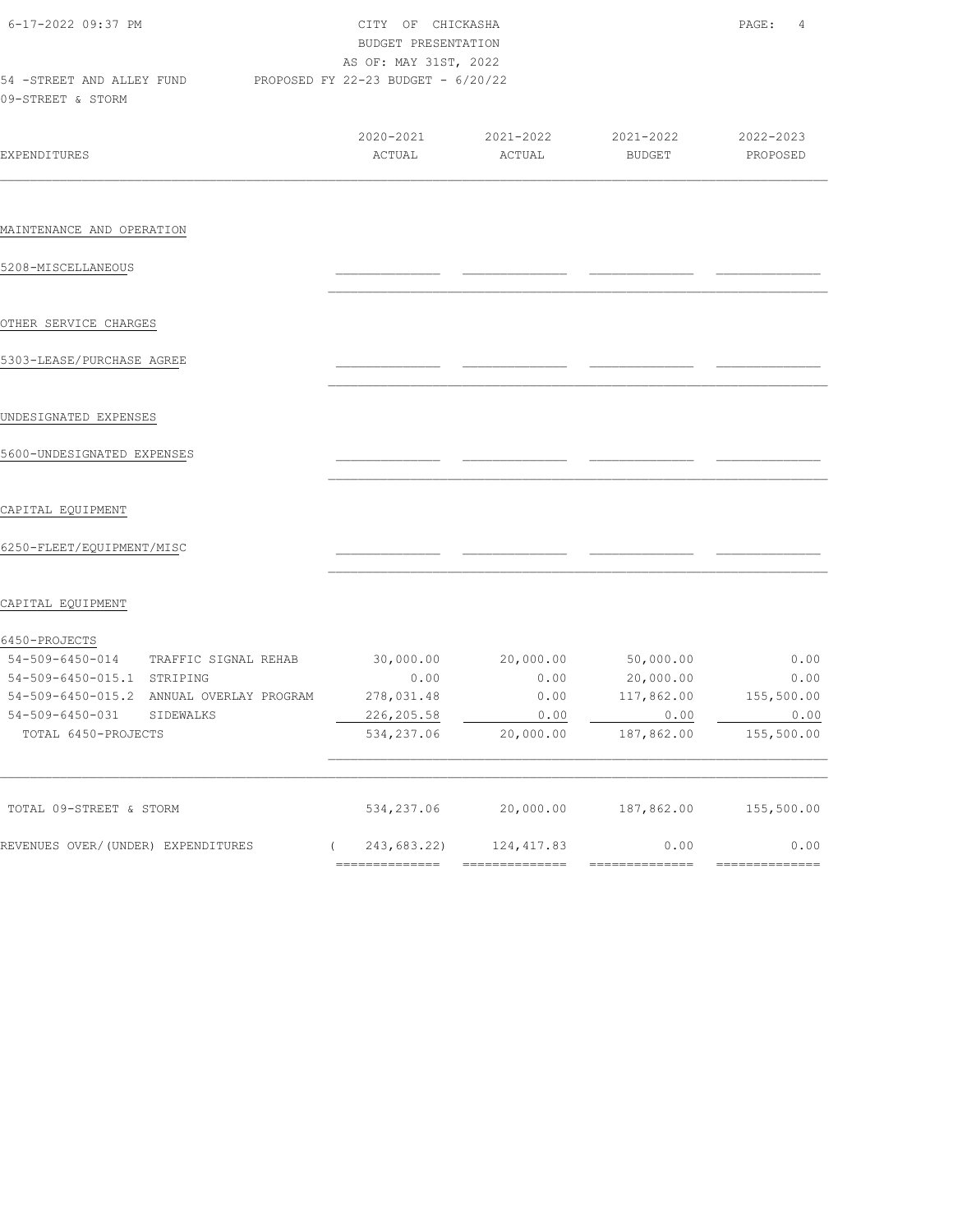CITY OF CHICKASHA
BUDGET PRESENTATION
AS OF: MAY 31ST, 2022

54 -STREET AND ALLEY FUND PROPOSED FY 22-23 BUDGET - 6/20/22

09-STREET & STORM

| EXPENDITURES | 2020-2021 ACTUAL | 2021-2022 ACTUAL | 2021-2022 BUDGET | 2022-2023 PROPOSED |
|---|---|---|---|---|
| MAINTENANCE AND OPERATION | | | | |
| 5208-MISCELLANEOUS | | | | |
| OTHER SERVICE CHARGES | | | | |
| 5303-LEASE/PURCHASE AGREE | | | | |
| UNDESIGNATED EXPENSES | | | | |
| 5600-UNDESIGNATED EXPENSES | | | | |
| CAPITAL EQUIPMENT | | | | |
| 6250-FLEET/EQUIPMENT/MISC | | | | |
| CAPITAL EQUIPMENT | | | | |
| 6450-PROJECTS | | | | |
| 54-509-6450-014 TRAFFIC SIGNAL REHAB | 30,000.00 | 20,000.00 | 50,000.00 | 0.00 |
| 54-509-6450-015.1 STRIPING | 0.00 | 0.00 | 20,000.00 | 0.00 |
| 54-509-6450-015.2 ANNUAL OVERLAY PROGRAM | 278,031.48 | 0.00 | 117,862.00 | 155,500.00 |
| 54-509-6450-031 SIDEWALKS | 226,205.58 | 0.00 | 0.00 | 0.00 |
| TOTAL 6450-PROJECTS | 534,237.06 | 20,000.00 | 187,862.00 | 155,500.00 |
| TOTAL 09-STREET & STORM | 534,237.06 | 20,000.00 | 187,862.00 | 155,500.00 |
| REVENUES OVER/(UNDER) EXPENDITURES | ( 243,683.22) | 124,417.83 | 0.00 | 0.00 |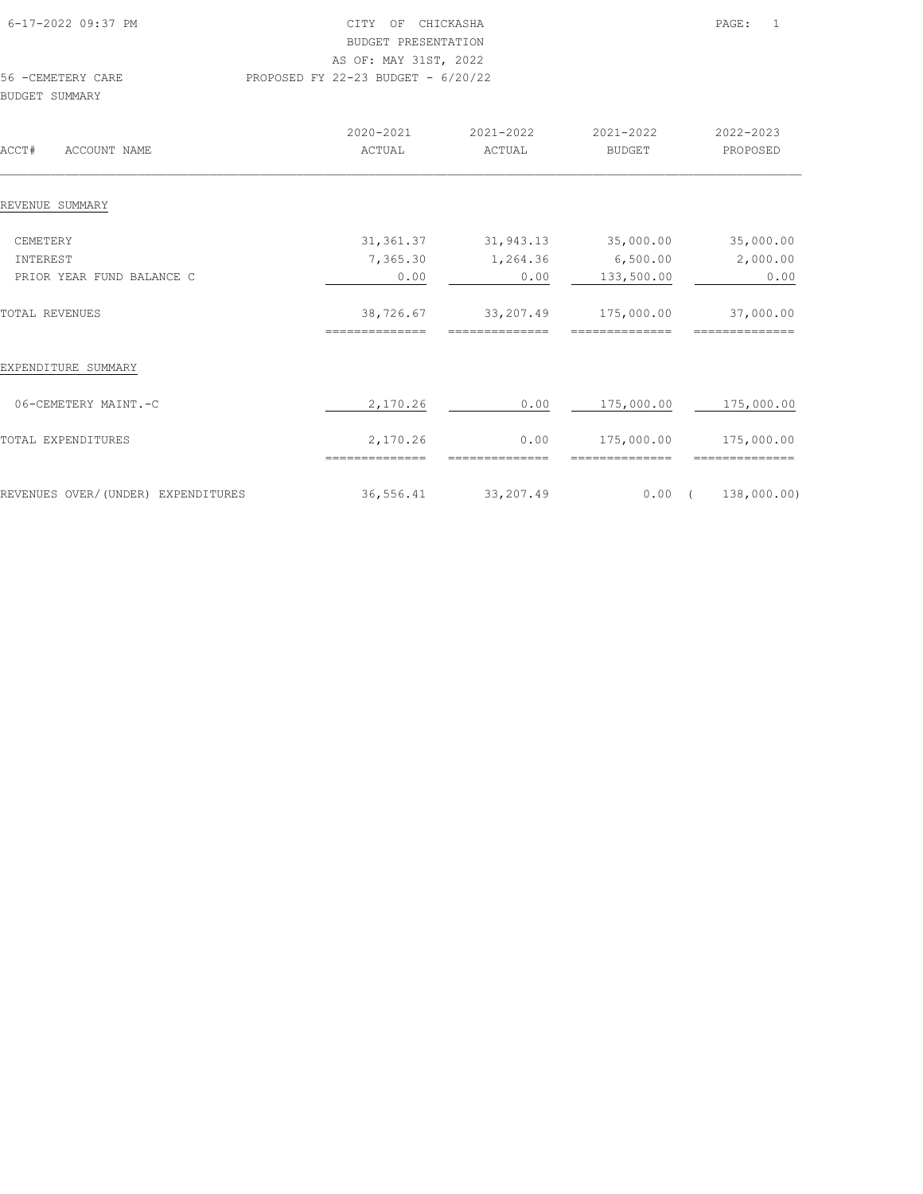CITY OF CHICKASHA
BUDGET PRESENTATION
AS OF: MAY 31ST, 2022

56 -CEMETERY CARE — PROPOSED FY 22-23 BUDGET - 6/20/22

BUDGET SUMMARY

| ACCT# ACCOUNT NAME | 2020-2021 ACTUAL | 2021-2022 ACTUAL | 2021-2022 BUDGET | 2022-2023 PROPOSED |
|---|---|---|---|---|
| REVENUE SUMMARY | | | | |
| CEMETERY | 31,361.37 | 31,943.13 | 35,000.00 | 35,000.00 |
| INTEREST | 7,365.30 | 1,264.36 | 6,500.00 | 2,000.00 |
| PRIOR YEAR FUND BALANCE C | 0.00 | 0.00 | 133,500.00 | 0.00 |
| TOTAL REVENUES | 38,726.67 | 33,207.49 | 175,000.00 | 37,000.00 |
| EXPENDITURE SUMMARY | | | | |
| 06-CEMETERY MAINT.-C | 2,170.26 | 0.00 | 175,000.00 | 175,000.00 |
| TOTAL EXPENDITURES | 2,170.26 | 0.00 | 175,000.00 | 175,000.00 |
| REVENUES OVER/(UNDER) EXPENDITURES | 36,556.41 | 33,207.49 | 0.00 | ( 138,000.00) |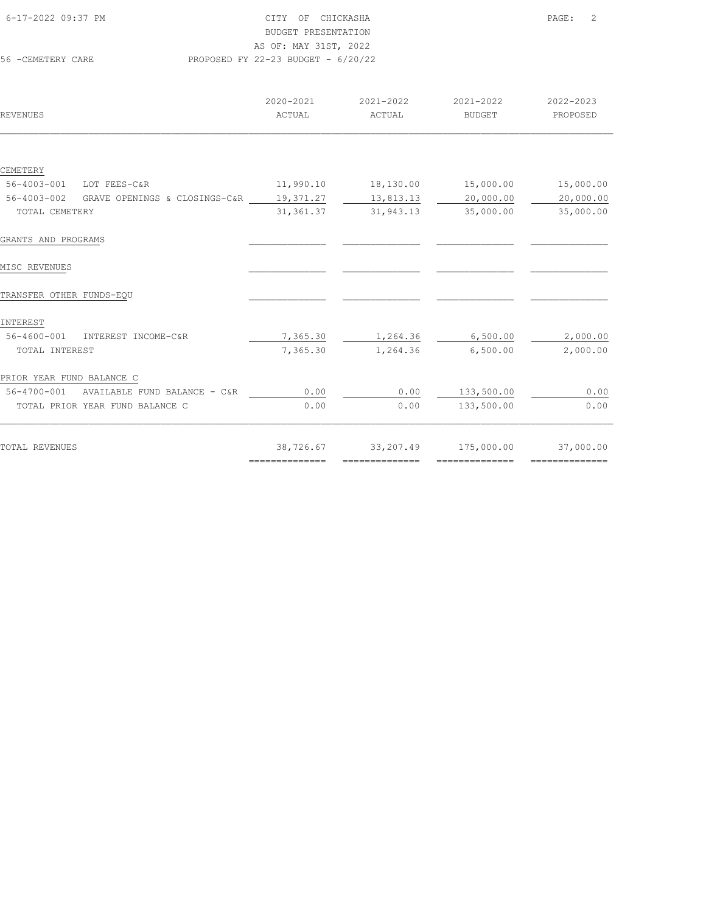CITY OF CHICKASHA
BUDGET PRESENTATION
AS OF: MAY 31ST, 2022

56 -CEMETERY CARE — PROPOSED FY 22-23 BUDGET - 6/20/22

| REVENUES | 2020-2021 ACTUAL | 2021-2022 ACTUAL | 2021-2022 BUDGET | 2022-2023 PROPOSED |
|---|---|---|---|---|
| CEMETERY | | | | |
| 56-4003-001 LOT FEES-C&R | 11,990.10 | 18,130.00 | 15,000.00 | 15,000.00 |
| 56-4003-002 GRAVE OPENINGS & CLOSINGS-C&R | 19,371.27 | 13,813.13 | 20,000.00 | 20,000.00 |
| TOTAL CEMETERY | 31,361.37 | 31,943.13 | 35,000.00 | 35,000.00 |
| GRANTS AND PROGRAMS | | | | |
| MISC REVENUES | | | | |
| TRANSFER OTHER FUNDS-EQU | | | | |
| INTEREST | | | | |
| 56-4600-001 INTEREST INCOME-C&R | 7,365.30 | 1,264.36 | 6,500.00 | 2,000.00 |
| TOTAL INTEREST | 7,365.30 | 1,264.36 | 6,500.00 | 2,000.00 |
| PRIOR YEAR FUND BALANCE C | | | | |
| 56-4700-001 AVAILABLE FUND BALANCE - C&R | 0.00 | 0.00 | 133,500.00 | 0.00 |
| TOTAL PRIOR YEAR FUND BALANCE C | 0.00 | 0.00 | 133,500.00 | 0.00 |
| TOTAL REVENUES | 38,726.67 | 33,207.49 | 175,000.00 | 37,000.00 |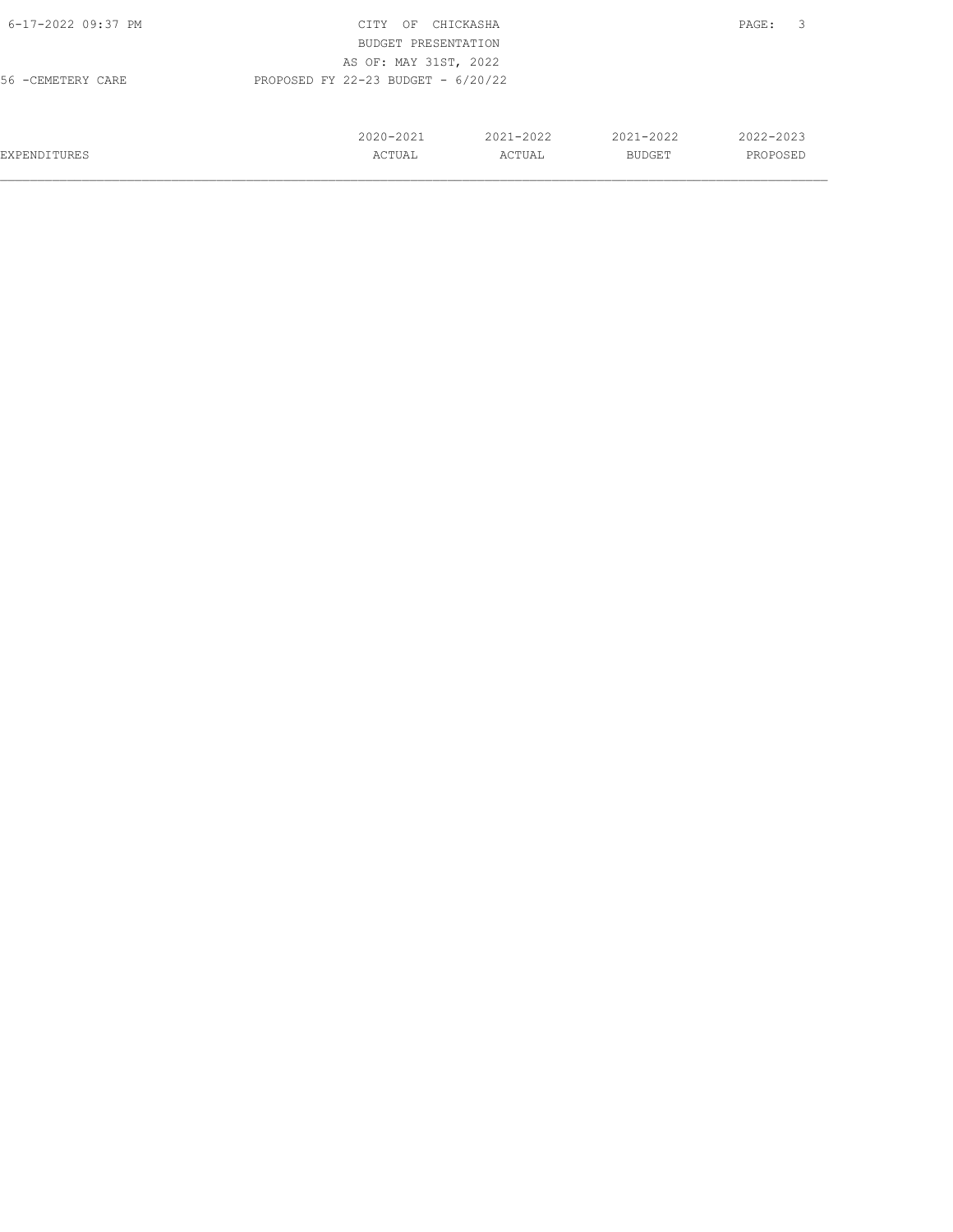CITY OF CHICKASHA
BUDGET PRESENTATION
AS OF: MAY 31ST, 2022

56 -CEMETERY CARE PROPOSED FY 22-23 BUDGET - 6/20/22

| EXPENDITURES | 2020-2021 ACTUAL | 2021-2022 ACTUAL | 2021-2022 BUDGET | 2022-2023 PROPOSED |
|---|---|---|---|---|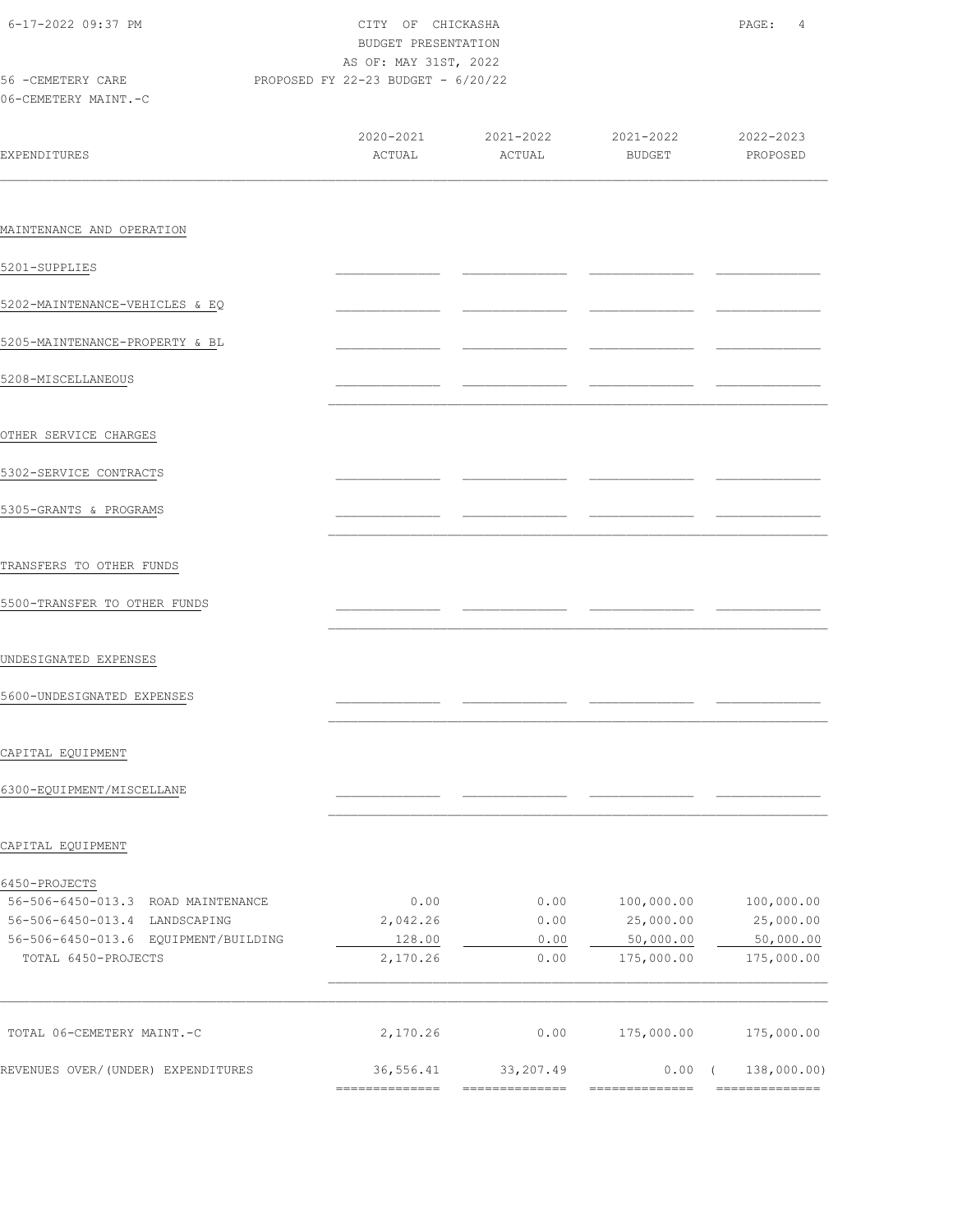CITY OF CHICKASHA
BUDGET PRESENTATION
AS OF: MAY 31ST, 2022
PROPOSED FY 22-23 BUDGET - 6/20/22

56 -CEMETERY CARE
06-CEMETERY MAINT.-C

| EXPENDITURES | 2020-2021 ACTUAL | 2021-2022 ACTUAL | 2021-2022 BUDGET | 2022-2023 PROPOSED |
|---|---|---|---|---|
| MAINTENANCE AND OPERATION | | | | |
| 5201-SUPPLIES | | | | |
| 5202-MAINTENANCE-VEHICLES & EQ | | | | |
| 5205-MAINTENANCE-PROPERTY & BL | | | | |
| 5208-MISCELLANEOUS | | | | |
| OTHER SERVICE CHARGES | | | | |
| 5302-SERVICE CONTRACTS | | | | |
| 5305-GRANTS & PROGRAMS | | | | |
| TRANSFERS TO OTHER FUNDS | | | | |
| 5500-TRANSFER TO OTHER FUNDS | | | | |
| UNDESIGNATED EXPENSES | | | | |
| 5600-UNDESIGNATED EXPENSES | | | | |
| CAPITAL EQUIPMENT | | | | |
| 6300-EQUIPMENT/MISCELLANE | | | | |
| CAPITAL EQUIPMENT | | | | |
| 6450-PROJECTS | | | | |
| 56-506-6450-013.3 ROAD MAINTENANCE | 0.00 | 0.00 | 100,000.00 | 100,000.00 |
| 56-506-6450-013.4 LANDSCAPING | 2,042.26 | 0.00 | 25,000.00 | 25,000.00 |
| 56-506-6450-013.6 EQUIPMENT/BUILDING | 128.00 | 0.00 | 50,000.00 | 50,000.00 |
| TOTAL 6450-PROJECTS | 2,170.26 | 0.00 | 175,000.00 | 175,000.00 |
| TOTAL 06-CEMETERY MAINT.-C | 2,170.26 | 0.00 | 175,000.00 | 175,000.00 |
| REVENUES OVER/(UNDER) EXPENDITURES | 36,556.41 | 33,207.49 | 0.00 | ( 138,000.00) |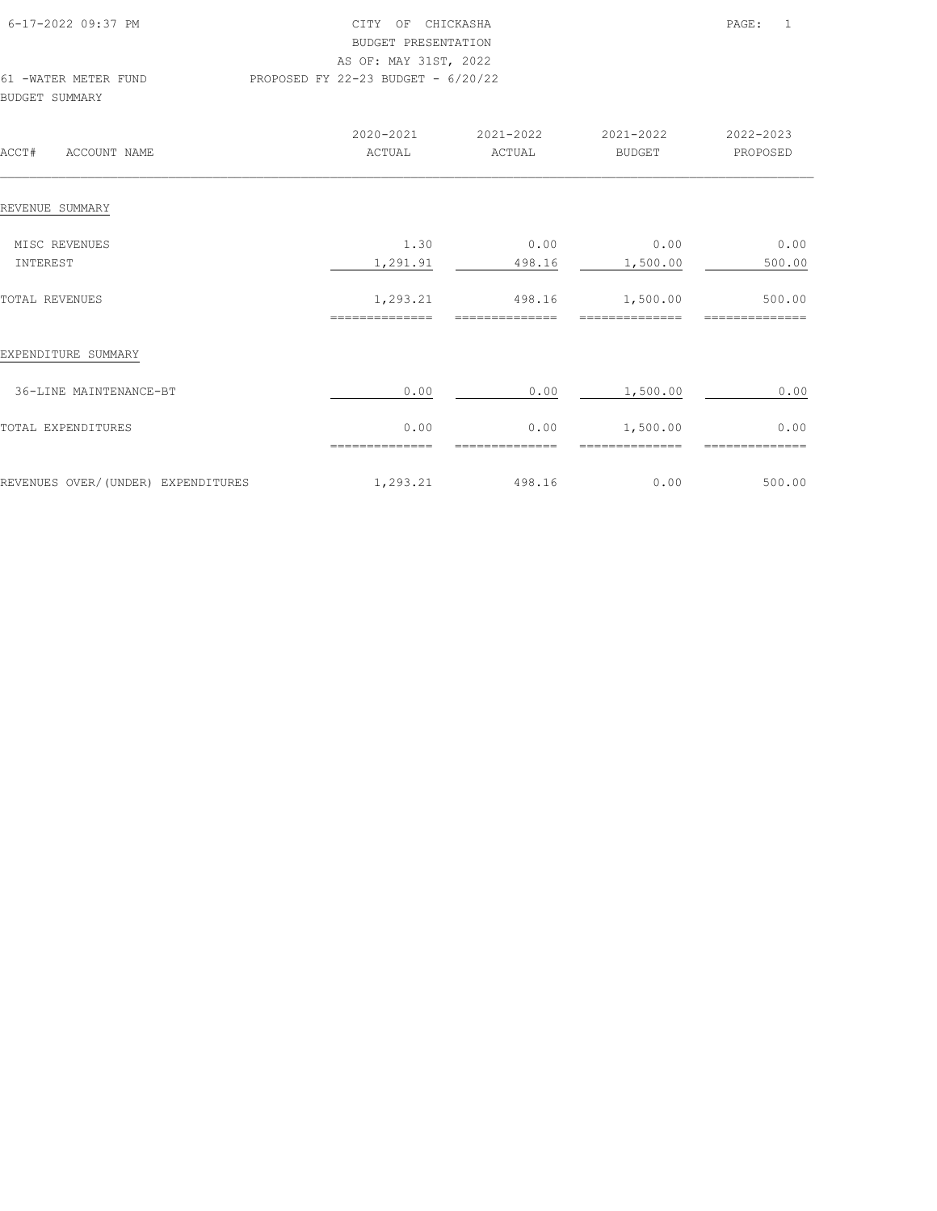CITY OF CHICKASHA
BUDGET PRESENTATION
AS OF: MAY 31ST, 2022

61 -WATER METER FUND — PROPOSED FY 22-23 BUDGET - 6/20/22

BUDGET SUMMARY

| ACCT# ACCOUNT NAME | 2020-2021 ACTUAL | 2021-2022 ACTUAL | 2021-2022 BUDGET | 2022-2023 PROPOSED |
|---|---|---|---|---|
| **REVENUE SUMMARY** | | | | |
| MISC REVENUES | 1.30 | 0.00 | 0.00 | 0.00 |
| INTEREST | 1,291.91 | 498.16 | 1,500.00 | 500.00 |
| TOTAL REVENUES | 1,293.21 | 498.16 | 1,500.00 | 500.00 |
| **EXPENDITURE SUMMARY** | | | | |
| 36-LINE MAINTENANCE-BT | 0.00 | 0.00 | 1,500.00 | 0.00 |
| TOTAL EXPENDITURES | 0.00 | 0.00 | 1,500.00 | 0.00 |
| REVENUES OVER/(UNDER) EXPENDITURES | 1,293.21 | 498.16 | 0.00 | 500.00 |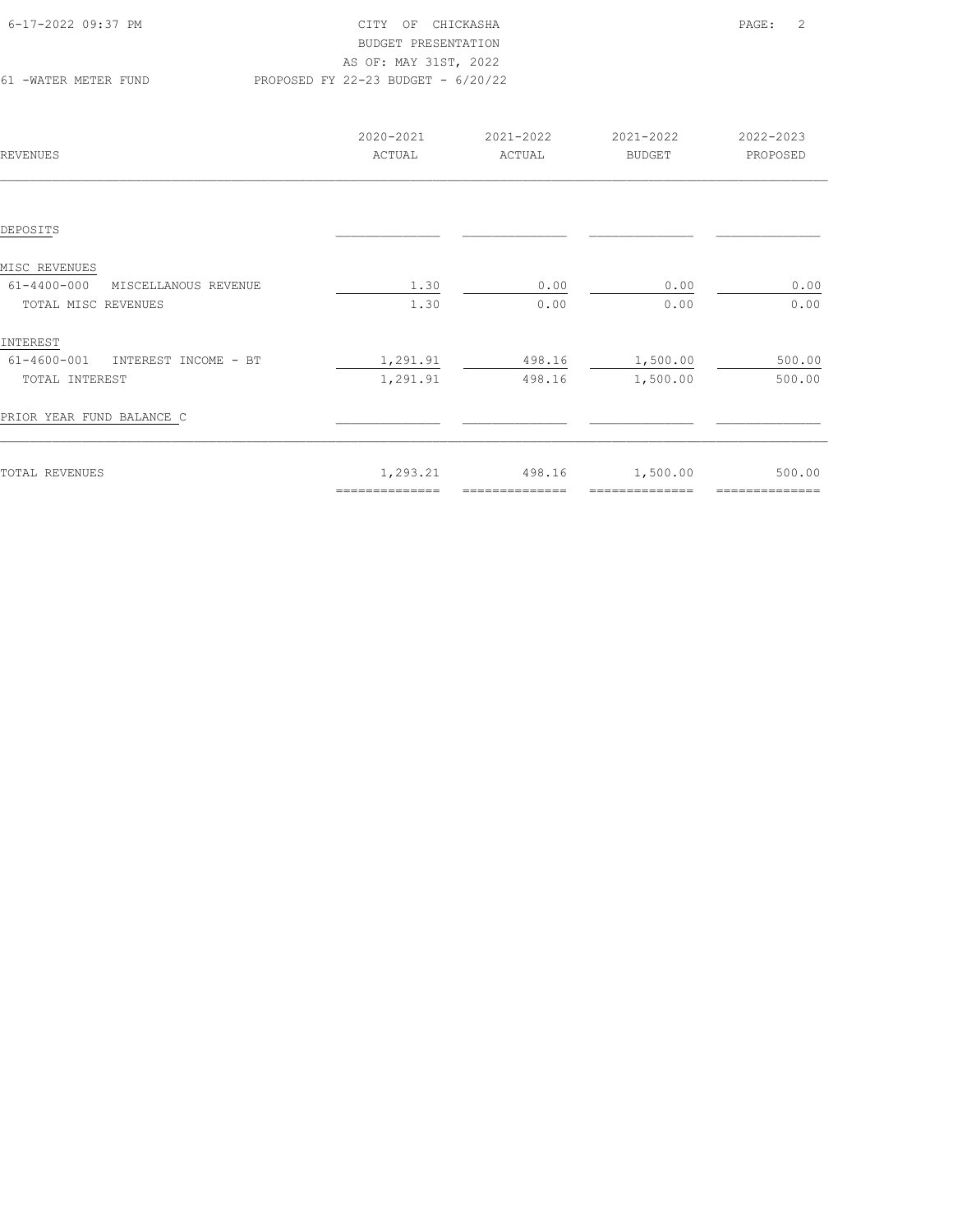CITY OF CHICKASHA
BUDGET PRESENTATION
AS OF: MAY 31ST, 2022

61 -WATER METER FUND — PROPOSED FY 22-23 BUDGET - 6/20/22

| REVENUES | 2020-2021 ACTUAL | 2021-2022 ACTUAL | 2021-2022 BUDGET | 2022-2023 PROPOSED |
|---|---|---|---|---|
| DEPOSITS | | | | |
| MISC REVENUES | | | | |
| 61-4400-000 MISCELLANOUS REVENUE | 1.30 | 0.00 | 0.00 | 0.00 |
| TOTAL MISC REVENUES | 1.30 | 0.00 | 0.00 | 0.00 |
| INTEREST | | | | |
| 61-4600-001 INTEREST INCOME - BT | 1,291.91 | 498.16 | 1,500.00 | 500.00 |
| TOTAL INTEREST | 1,291.91 | 498.16 | 1,500.00 | 500.00 |
| PRIOR YEAR FUND BALANCE C | | | | |
| TOTAL REVENUES | 1,293.21 | 498.16 | 1,500.00 | 500.00 |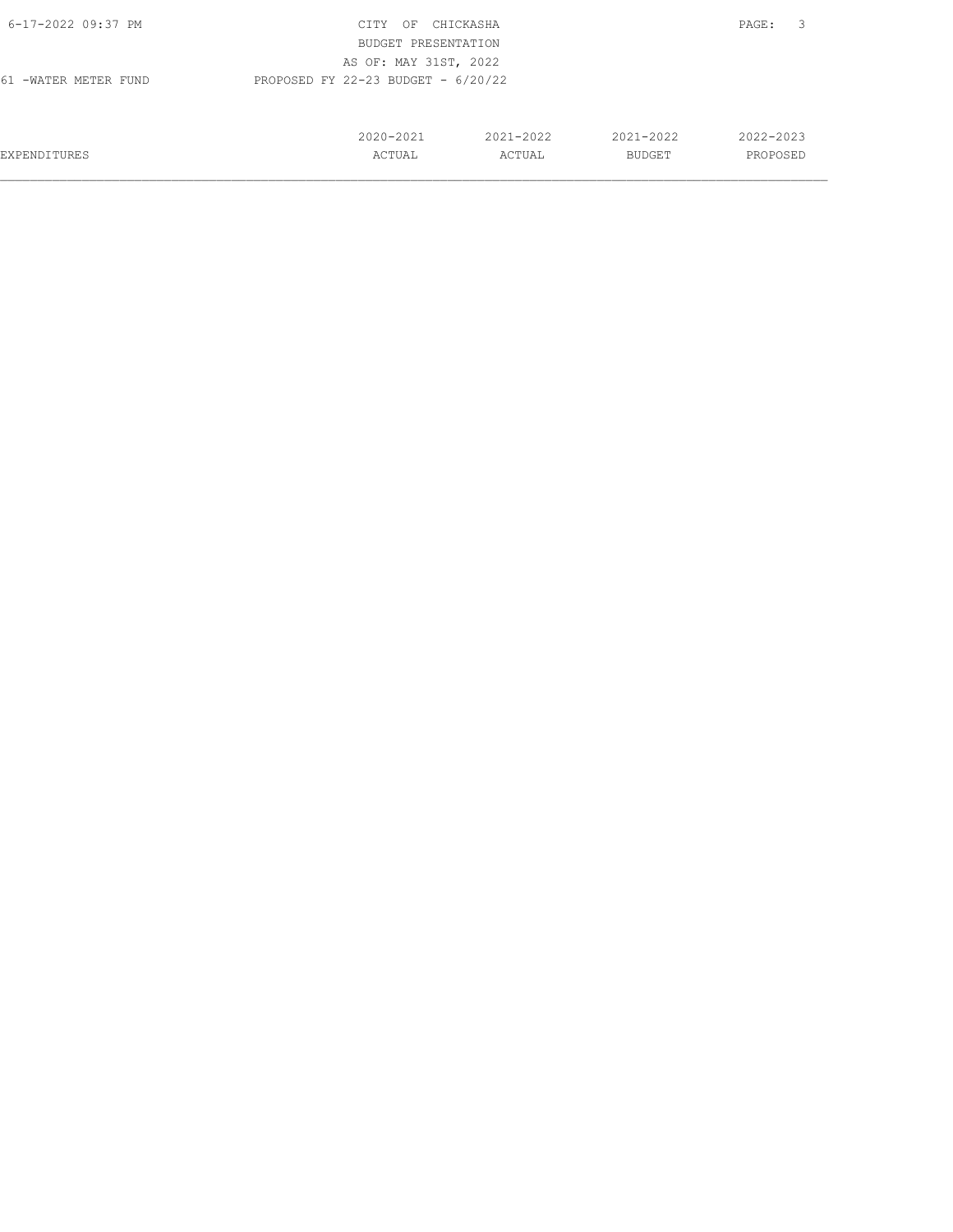CITY OF CHICKASHA
BUDGET PRESENTATION
AS OF: MAY 31ST, 2022

61 -WATER METER FUND    PROPOSED FY 22-23 BUDGET - 6/20/22

| EXPENDITURES | 2020-2021 ACTUAL | 2021-2022 ACTUAL | 2021-2022 BUDGET | 2022-2023 PROPOSED |
|---|---|---|---|---|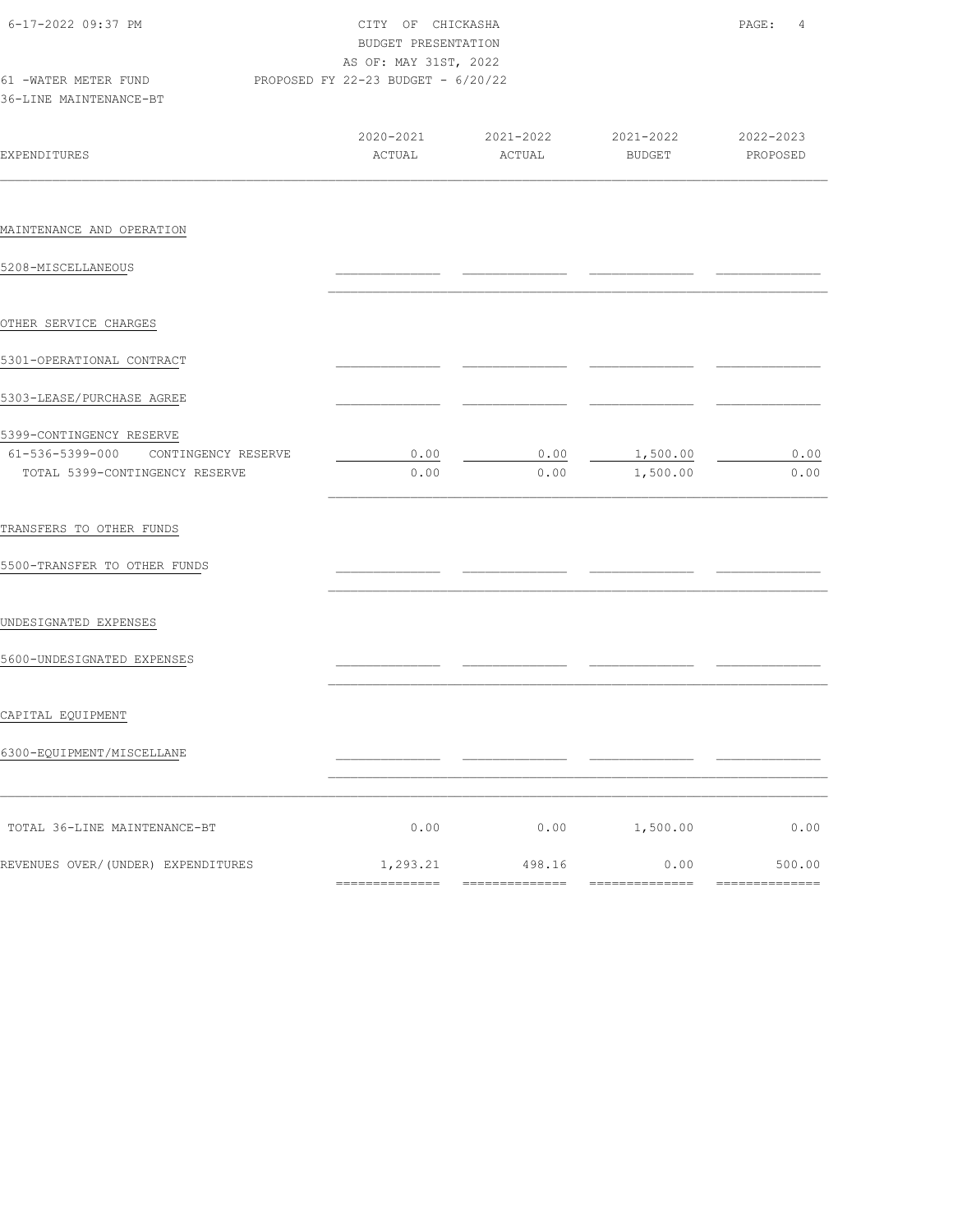CITY OF CHICKASHA
BUDGET PRESENTATION
AS OF: MAY 31ST, 2022

61 -WATER METER FUND — PROPOSED FY 22-23 BUDGET - 6/20/22

36-LINE MAINTENANCE-BT

| EXPENDITURES | 2020-2021 ACTUAL | 2021-2022 ACTUAL | 2021-2022 BUDGET | 2022-2023 PROPOSED |
|---|---|---|---|---|
| MAINTENANCE AND OPERATION | | | | |
| 5208-MISCELLANEOUS | | | | |
| OTHER SERVICE CHARGES | | | | |
| 5301-OPERATIONAL CONTRACT | | | | |
| 5303-LEASE/PURCHASE AGREE | | | | |
| 5399-CONTINGENCY RESERVE | | | | |
| 61-536-5399-000 CONTINGENCY RESERVE | 0.00 | 0.00 | 1,500.00 | 0.00 |
| TOTAL 5399-CONTINGENCY RESERVE | 0.00 | 0.00 | 1,500.00 | 0.00 |
| TRANSFERS TO OTHER FUNDS | | | | |
| 5500-TRANSFER TO OTHER FUNDS | | | | |
| UNDESIGNATED EXPENSES | | | | |
| 5600-UNDESIGNATED EXPENSES | | | | |
| CAPITAL EQUIPMENT | | | | |
| 6300-EQUIPMENT/MISCELLANE | | | | |
| TOTAL 36-LINE MAINTENANCE-BT | 0.00 | 0.00 | 1,500.00 | 0.00 |
| REVENUES OVER/(UNDER) EXPENDITURES | 1,293.21 | 498.16 | 0.00 | 500.00 |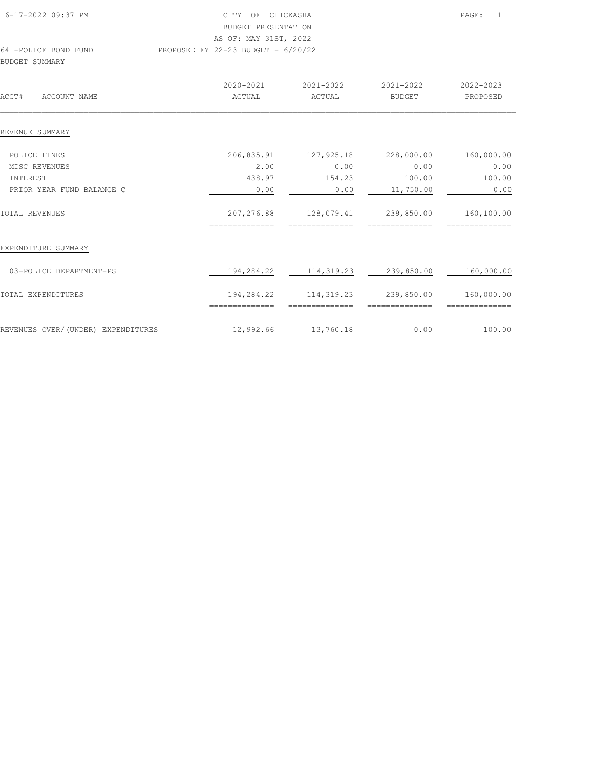CITY OF CHICKASHA
BUDGET PRESENTATION
AS OF: MAY 31ST, 2022

64 -POLICE BOND FUND — PROPOSED FY 22-23 BUDGET - 6/20/22

BUDGET SUMMARY

| ACCT# ACCOUNT NAME | 2020-2021 ACTUAL | 2021-2022 ACTUAL | 2021-2022 BUDGET | 2022-2023 PROPOSED |
|---|---|---|---|---|
| **REVENUE SUMMARY** | | | | |
| POLICE FINES | 206,835.91 | 127,925.18 | 228,000.00 | 160,000.00 |
| MISC REVENUES | 2.00 | 0.00 | 0.00 | 0.00 |
| INTEREST | 438.97 | 154.23 | 100.00 | 100.00 |
| PRIOR YEAR FUND BALANCE C | 0.00 | 0.00 | 11,750.00 | 0.00 |
| TOTAL REVENUES | 207,276.88 | 128,079.41 | 239,850.00 | 160,100.00 |
| **EXPENDITURE SUMMARY** | | | | |
| 03-POLICE DEPARTMENT-PS | 194,284.22 | 114,319.23 | 239,850.00 | 160,000.00 |
| TOTAL EXPENDITURES | 194,284.22 | 114,319.23 | 239,850.00 | 160,000.00 |
| REVENUES OVER/(UNDER) EXPENDITURES | 12,992.66 | 13,760.18 | 0.00 | 100.00 |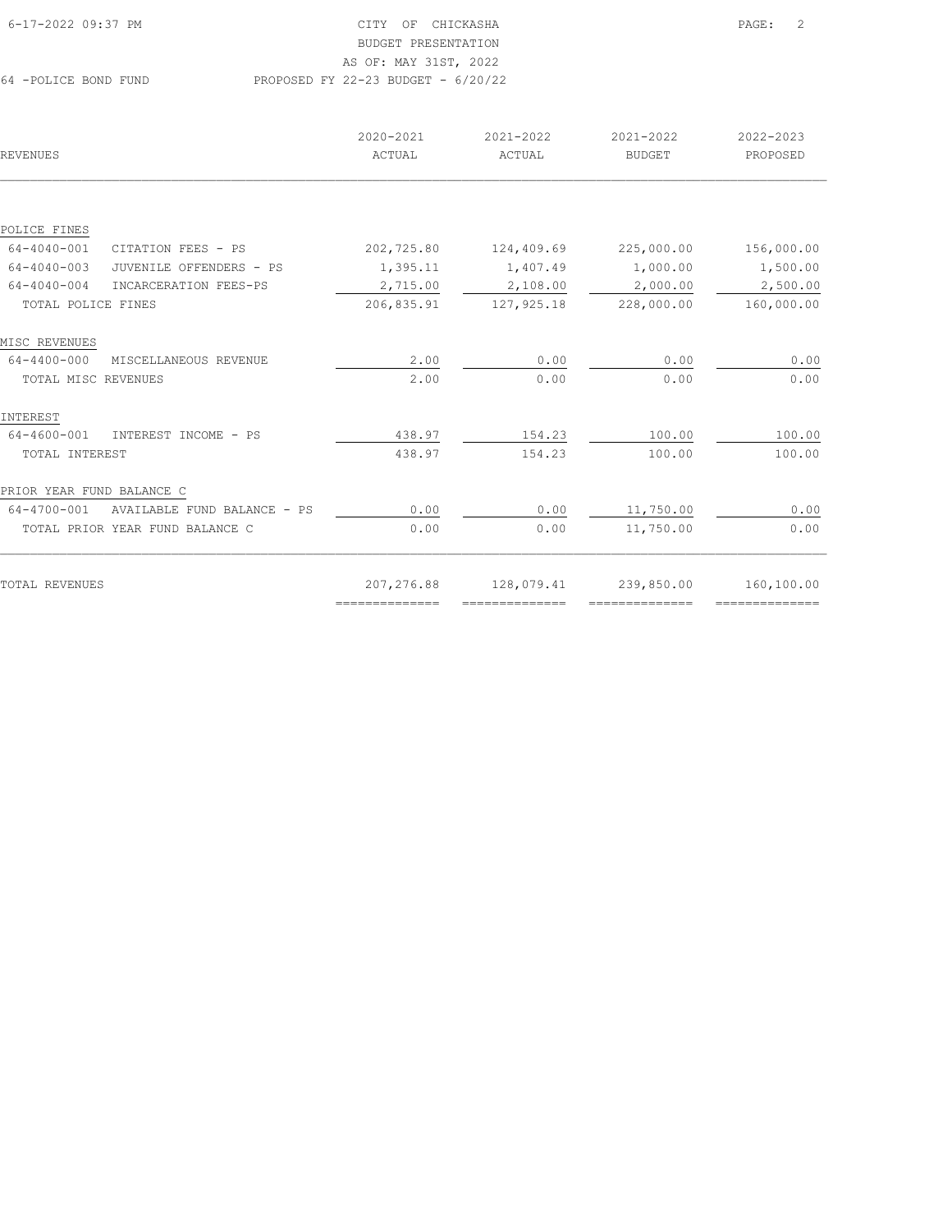CITY OF CHICKASHA
BUDGET PRESENTATION
AS OF: MAY 31ST, 2022

64 -POLICE BOND FUND — PROPOSED FY 22-23 BUDGET - 6/20/22

| REVENUES | 2020-2021 ACTUAL | 2021-2022 ACTUAL | 2021-2022 BUDGET | 2022-2023 PROPOSED |
|---|---|---|---|---|
| **POLICE FINES** | | | | |
| 64-4040-001 CITATION FEES - PS | 202,725.80 | 124,409.69 | 225,000.00 | 156,000.00 |
| 64-4040-003 JUVENILE OFFENDERS - PS | 1,395.11 | 1,407.49 | 1,000.00 | 1,500.00 |
| 64-4040-004 INCARCERATION FEES-PS | 2,715.00 | 2,108.00 | 2,000.00 | 2,500.00 |
| TOTAL POLICE FINES | 206,835.91 | 127,925.18 | 228,000.00 | 160,000.00 |
| **MISC REVENUES** | | | | |
| 64-4400-000 MISCELLANEOUS REVENUE | 2.00 | 0.00 | 0.00 | 0.00 |
| TOTAL MISC REVENUES | 2.00 | 0.00 | 0.00 | 0.00 |
| **INTEREST** | | | | |
| 64-4600-001 INTEREST INCOME - PS | 438.97 | 154.23 | 100.00 | 100.00 |
| TOTAL INTEREST | 438.97 | 154.23 | 100.00 | 100.00 |
| **PRIOR YEAR FUND BALANCE C** | | | | |
| 64-4700-001 AVAILABLE FUND BALANCE - PS | 0.00 | 0.00 | 11,750.00 | 0.00 |
| TOTAL PRIOR YEAR FUND BALANCE C | 0.00 | 0.00 | 11,750.00 | 0.00 |
| TOTAL REVENUES | 207,276.88 | 128,079.41 | 239,850.00 | 160,100.00 |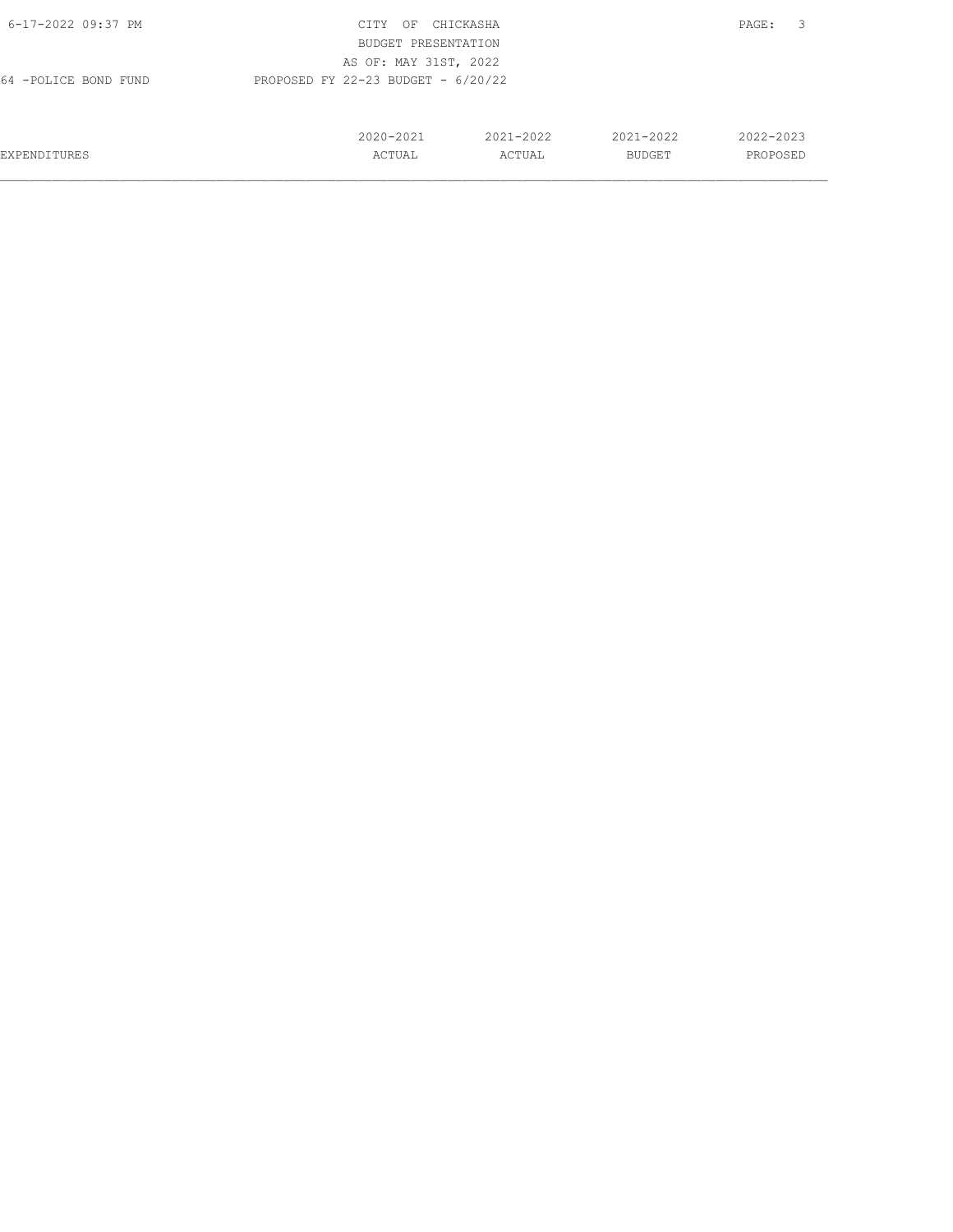CITY OF CHICKASHA
BUDGET PRESENTATION
AS OF: MAY 31ST, 2022

64 -POLICE BOND FUND PROPOSED FY 22-23 BUDGET - 6/20/22

| EXPENDITURES | 2020-2021 ACTUAL | 2021-2022 ACTUAL | 2021-2022 BUDGET | 2022-2023 PROPOSED |
| --- | --- | --- | --- | --- |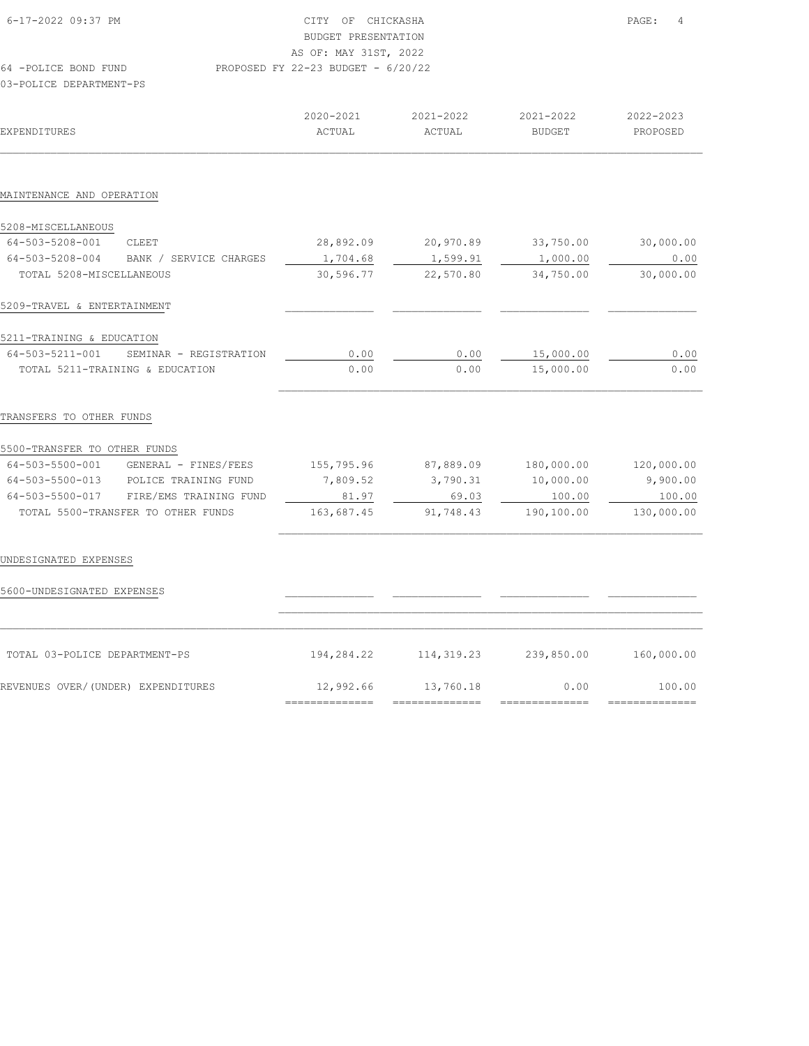CITY OF CHICKASHA
BUDGET PRESENTATION
AS OF: MAY 31ST, 2022
PROPOSED FY 22-23 BUDGET - 6/20/22

64 -POLICE BOND FUND
03-POLICE DEPARTMENT-PS

| EXPENDITURES | | 2020-2021 ACTUAL | 2021-2022 ACTUAL | 2021-2022 BUDGET | 2022-2023 PROPOSED |
|---|---|---|---|---|---|
| **MAINTENANCE AND OPERATION** | | | | | |
| 5208-MISCELLANEOUS | | | | | |
| 64-503-5208-001 | CLEET | 28,892.09 | 20,970.89 | 33,750.00 | 30,000.00 |
| 64-503-5208-004 | BANK / SERVICE CHARGES | 1,704.68 | 1,599.91 | 1,000.00 | 0.00 |
| TOTAL 5208-MISCELLANEOUS | | 30,596.77 | 22,570.80 | 34,750.00 | 30,000.00 |
| 5209-TRAVEL & ENTERTAINMENT | | | | | |
| 5211-TRAINING & EDUCATION | | | | | |
| 64-503-5211-001 | SEMINAR - REGISTRATION | 0.00 | 0.00 | 15,000.00 | 0.00 |
| TOTAL 5211-TRAINING & EDUCATION | | 0.00 | 0.00 | 15,000.00 | 0.00 |
| **TRANSFERS TO OTHER FUNDS** | | | | | |
| 5500-TRANSFER TO OTHER FUNDS | | | | | |
| 64-503-5500-001 | GENERAL - FINES/FEES | 155,795.96 | 87,889.09 | 180,000.00 | 120,000.00 |
| 64-503-5500-013 | POLICE TRAINING FUND | 7,809.52 | 3,790.31 | 10,000.00 | 9,900.00 |
| 64-503-5500-017 | FIRE/EMS TRAINING FUND | 81.97 | 69.03 | 100.00 | 100.00 |
| TOTAL 5500-TRANSFER TO OTHER FUNDS | | 163,687.45 | 91,748.43 | 190,100.00 | 130,000.00 |
| **UNDESIGNATED EXPENSES** | | | | | |
| 5600-UNDESIGNATED EXPENSES | | | | | |
| TOTAL 03-POLICE DEPARTMENT-PS | | 194,284.22 | 114,319.23 | 239,850.00 | 160,000.00 |
| REVENUES OVER/(UNDER) EXPENDITURES | | 12,992.66 | 13,760.18 | 0.00 | 100.00 |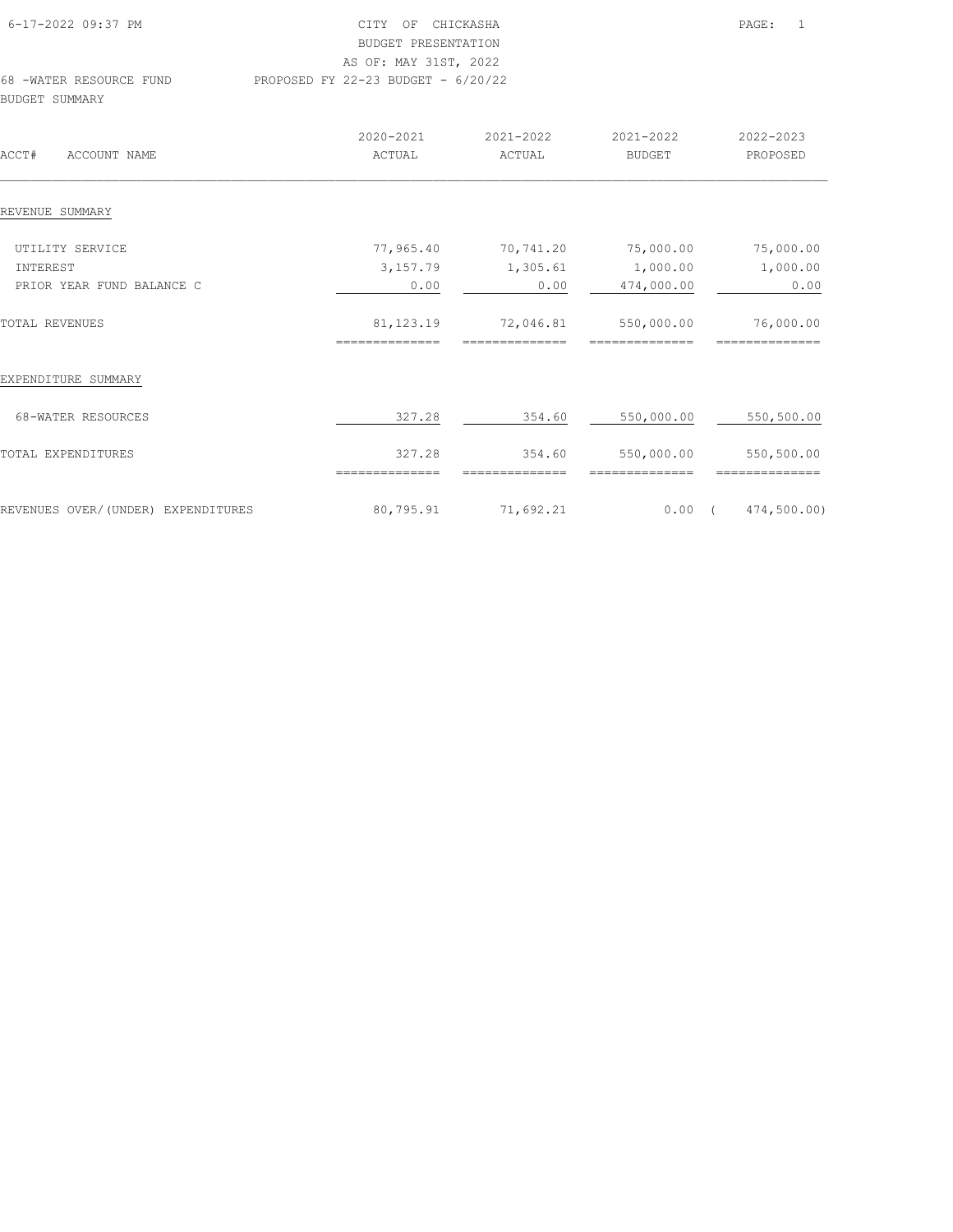CITY OF CHICKASHA
BUDGET PRESENTATION
AS OF: MAY 31ST, 2022

68 -WATER RESOURCE FUND PROPOSED FY 22-23 BUDGET - 6/20/22

BUDGET SUMMARY

| ACCT# ACCOUNT NAME | 2020-2021 ACTUAL | 2021-2022 ACTUAL | 2021-2022 BUDGET | 2022-2023 PROPOSED |
|---|---|---|---|---|
| **REVENUE SUMMARY** | | | | |
| UTILITY SERVICE | 77,965.40 | 70,741.20 | 75,000.00 | 75,000.00 |
| INTEREST | 3,157.79 | 1,305.61 | 1,000.00 | 1,000.00 |
| PRIOR YEAR FUND BALANCE C | 0.00 | 0.00 | 474,000.00 | 0.00 |
| TOTAL REVENUES | 81,123.19 | 72,046.81 | 550,000.00 | 76,000.00 |
| **EXPENDITURE SUMMARY** | | | | |
| 68-WATER RESOURCES | 327.28 | 354.60 | 550,000.00 | 550,500.00 |
| TOTAL EXPENDITURES | 327.28 | 354.60 | 550,000.00 | 550,500.00 |
| REVENUES OVER/(UNDER) EXPENDITURES | 80,795.91 | 71,692.21 | 0.00 | ( 474,500.00) |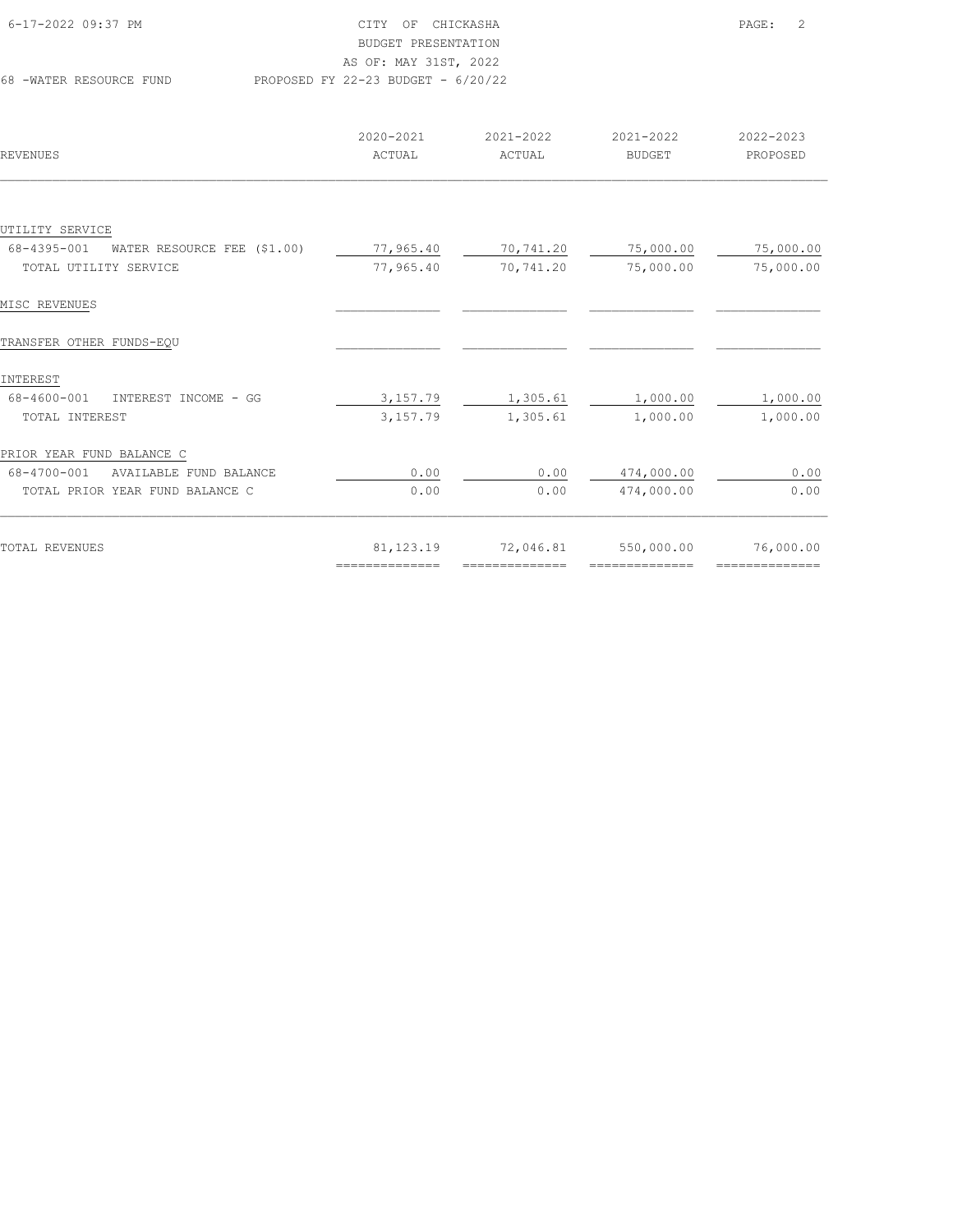CITY OF CHICKASHA
BUDGET PRESENTATION
AS OF: MAY 31ST, 2022

68 -WATER RESOURCE FUND PROPOSED FY 22-23 BUDGET - 6/20/22

| REVENUES | 2020-2021 ACTUAL | 2021-2022 ACTUAL | 2021-2022 BUDGET | 2022-2023 PROPOSED |
|---|---|---|---|---|
| UTILITY SERVICE | | | | |
| 68-4395-001 WATER RESOURCE FEE ($1.00) | 77,965.40 | 70,741.20 | 75,000.00 | 75,000.00 |
| TOTAL UTILITY SERVICE | 77,965.40 | 70,741.20 | 75,000.00 | 75,000.00 |
| MISC REVENUES | | | | |
| TRANSFER OTHER FUNDS-EQU | | | | |
| INTEREST | | | | |
| 68-4600-001 INTEREST INCOME - GG | 3,157.79 | 1,305.61 | 1,000.00 | 1,000.00 |
| TOTAL INTEREST | 3,157.79 | 1,305.61 | 1,000.00 | 1,000.00 |
| PRIOR YEAR FUND BALANCE C | | | | |
| 68-4700-001 AVAILABLE FUND BALANCE | 0.00 | 0.00 | 474,000.00 | 0.00 |
| TOTAL PRIOR YEAR FUND BALANCE C | 0.00 | 0.00 | 474,000.00 | 0.00 |
| TOTAL REVENUES | 81,123.19 | 72,046.81 | 550,000.00 | 76,000.00 |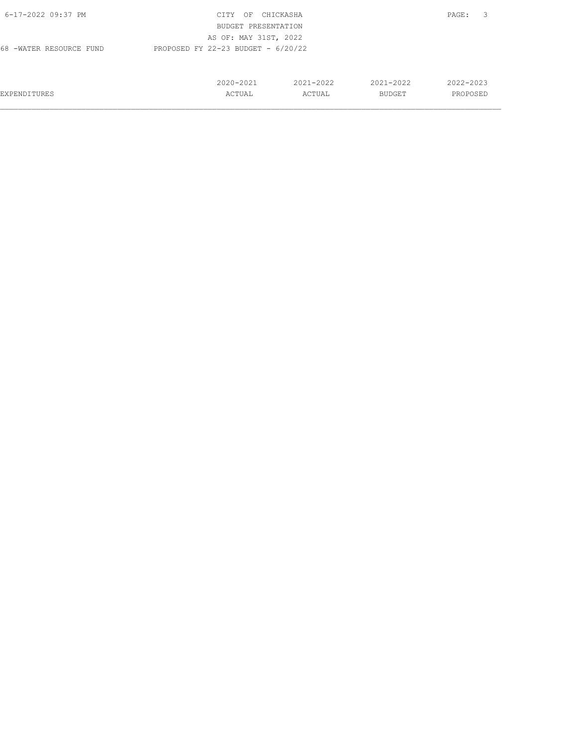CITY OF CHICKASHA
BUDGET PRESENTATION
AS OF: MAY 31ST, 2022

68 -WATER RESOURCE FUND — PROPOSED FY 22-23 BUDGET - 6/20/22

| EXPENDITURES | 2020-2021 ACTUAL | 2021-2022 ACTUAL | 2021-2022 BUDGET | 2022-2023 PROPOSED |
|---|---|---|---|---|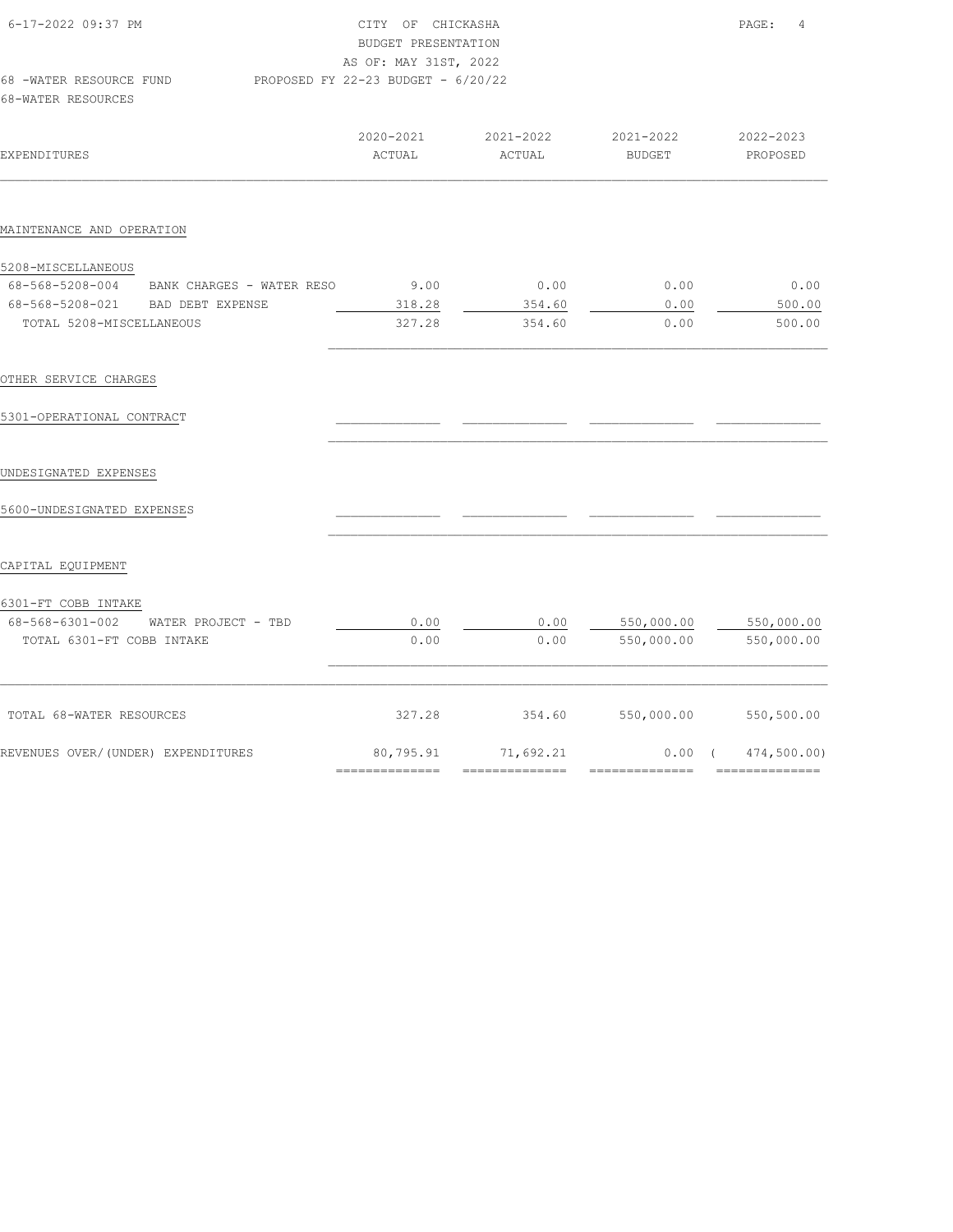CITY OF CHICKASHA
BUDGET PRESENTATION
AS OF: MAY 31ST, 2022

68 -WATER RESOURCE FUND — PROPOSED FY 22-23 BUDGET - 6/20/22

68-WATER RESOURCES

| EXPENDITURES | 2020-2021 ACTUAL | 2021-2022 ACTUAL | 2021-2022 BUDGET | 2022-2023 PROPOSED |
|---|---|---|---|---|
| **MAINTENANCE AND OPERATION** | | | | |
| 5208-MISCELLANEOUS | | | | |
| 68-568-5208-004 BANK CHARGES - WATER RESO | 9.00 | 0.00 | 0.00 | 0.00 |
| 68-568-5208-021 BAD DEBT EXPENSE | 318.28 | 354.60 | 0.00 | 500.00 |
| TOTAL 5208-MISCELLANEOUS | 327.28 | 354.60 | 0.00 | 500.00 |
| **OTHER SERVICE CHARGES** | | | | |
| 5301-OPERATIONAL CONTRACT | | | | |
| **UNDESIGNATED EXPENSES** | | | | |
| 5600-UNDESIGNATED EXPENSES | | | | |
| **CAPITAL EQUIPMENT** | | | | |
| 6301-FT COBB INTAKE | | | | |
| 68-568-6301-002 WATER PROJECT - TBD | 0.00 | 0.00 | 550,000.00 | 550,000.00 |
| TOTAL 6301-FT COBB INTAKE | 0.00 | 0.00 | 550,000.00 | 550,000.00 |
| TOTAL 68-WATER RESOURCES | 327.28 | 354.60 | 550,000.00 | 550,500.00 |
| REVENUES OVER/(UNDER) EXPENDITURES | 80,795.91 | 71,692.21 | 0.00 | ( 474,500.00) |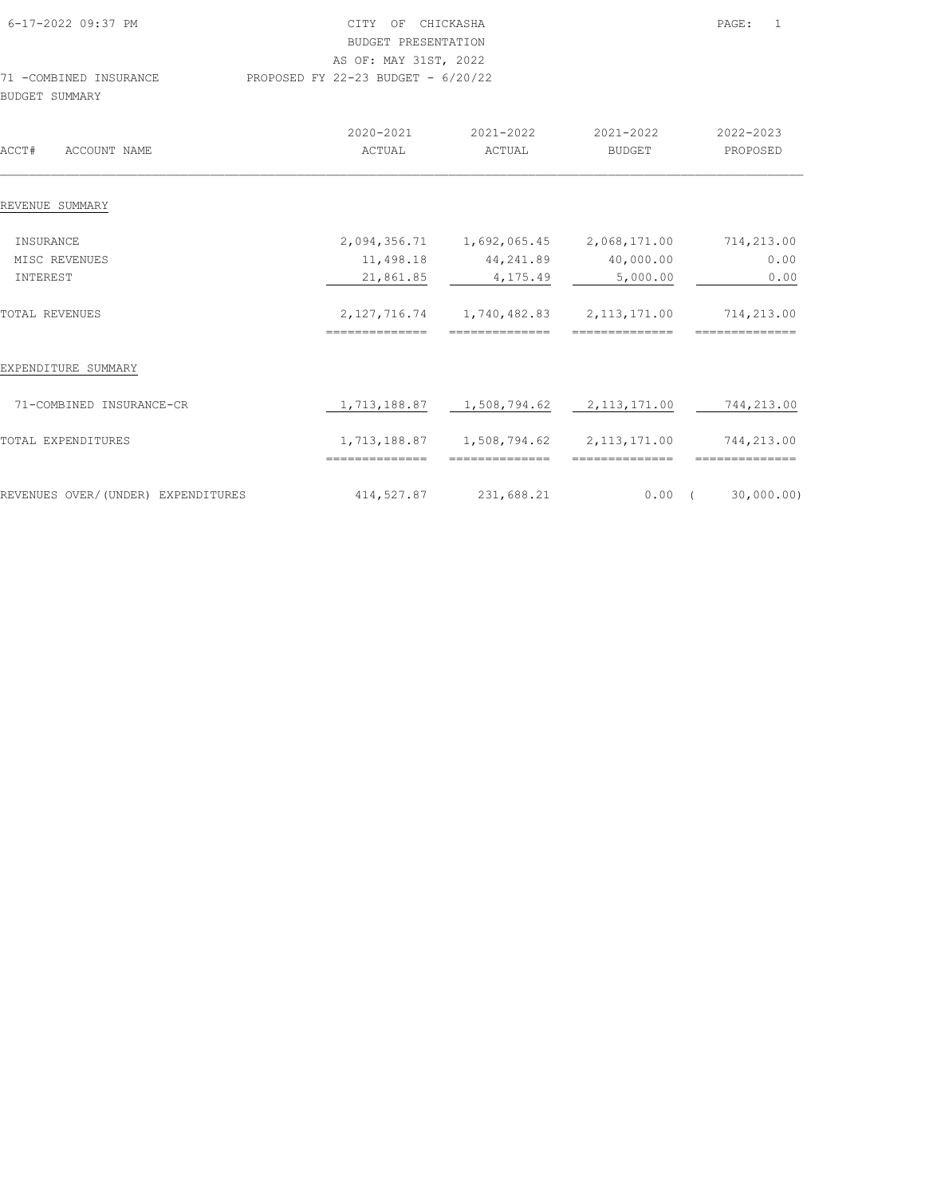CITY OF CHICKASHA
BUDGET PRESENTATION
AS OF: MAY 31ST, 2022

71 -COMBINED INSURANCE PROPOSED FY 22-23 BUDGET - 6/20/22

BUDGET SUMMARY

| ACCT# ACCOUNT NAME | 2020-2021 ACTUAL | 2021-2022 ACTUAL | 2021-2022 BUDGET | 2022-2023 PROPOSED |
|---|---|---|---|---|
| **REVENUE SUMMARY** | | | | |
| INSURANCE | 2,094,356.71 | 1,692,065.45 | 2,068,171.00 | 714,213.00 |
| MISC REVENUES | 11,498.18 | 44,241.89 | 40,000.00 | 0.00 |
| INTEREST | 21,861.85 | 4,175.49 | 5,000.00 | 0.00 |
| TOTAL REVENUES | 2,127,716.74 | 1,740,482.83 | 2,113,171.00 | 714,213.00 |
| **EXPENDITURE SUMMARY** | | | | |
| 71-COMBINED INSURANCE-CR | 1,713,188.87 | 1,508,794.62 | 2,113,171.00 | 744,213.00 |
| TOTAL EXPENDITURES | 1,713,188.87 | 1,508,794.62 | 2,113,171.00 | 744,213.00 |
| REVENUES OVER/(UNDER) EXPENDITURES | 414,527.87 | 231,688.21 | 0.00 | ( 30,000.00) |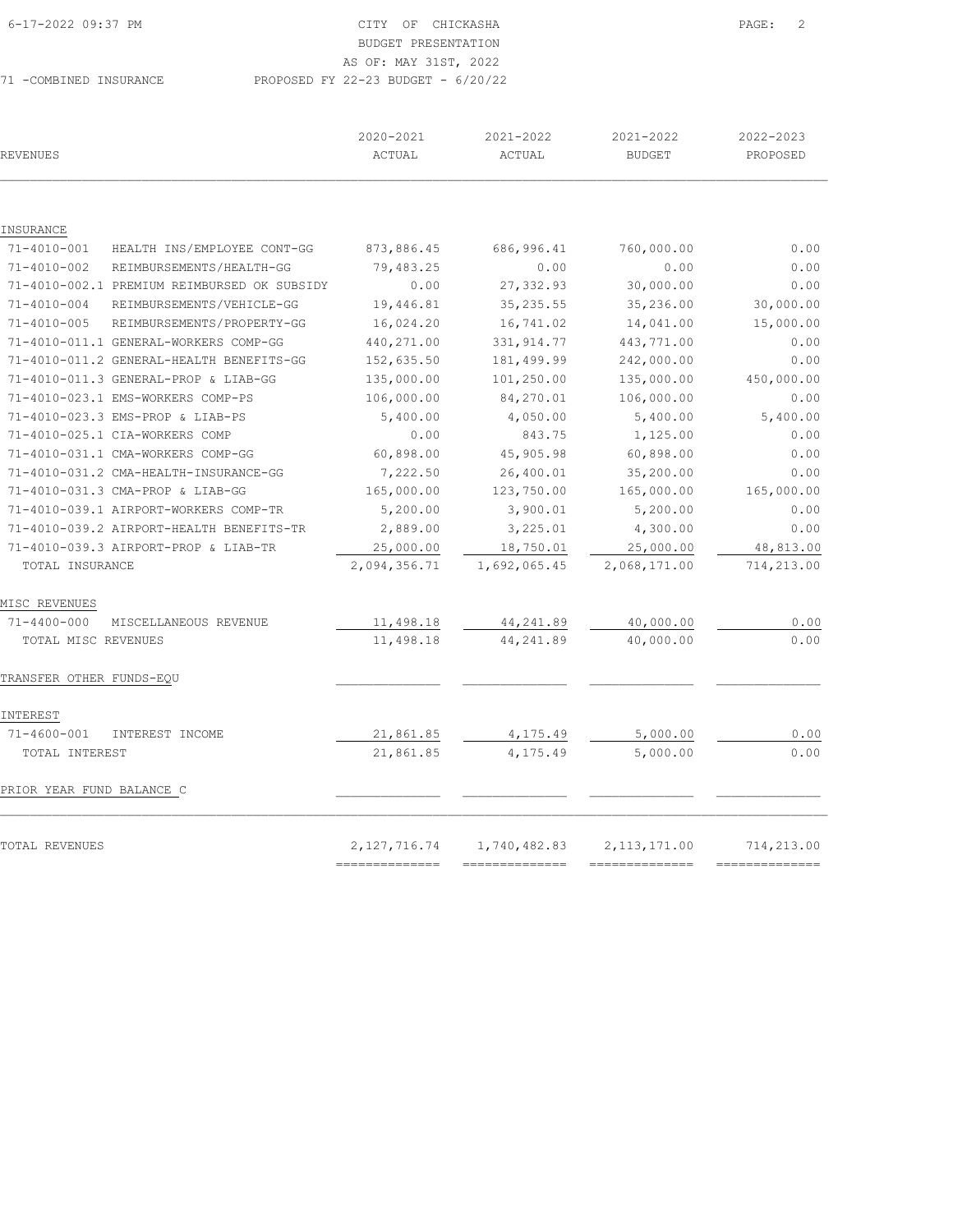CITY OF CHICKASHA
BUDGET PRESENTATION
AS OF: MAY 31ST, 2022

71 -COMBINED INSURANCE — PROPOSED FY 22-23 BUDGET - 6/20/22

| REVENUES | 2020-2021 ACTUAL | 2021-2022 ACTUAL | 2021-2022 BUDGET | 2022-2023 PROPOSED |
|---|---|---|---|---|
| **INSURANCE** | | | | |
| 71-4010-001 HEALTH INS/EMPLOYEE CONT-GG | 873,886.45 | 686,996.41 | 760,000.00 | 0.00 |
| 71-4010-002 REIMBURSEMENTS/HEALTH-GG | 79,483.25 | 0.00 | 0.00 | 0.00 |
| 71-4010-002.1 PREMIUM REIMBURSED OK SUBSIDY | 0.00 | 27,332.93 | 30,000.00 | 0.00 |
| 71-4010-004 REIMBURSEMENTS/VEHICLE-GG | 19,446.81 | 35,235.55 | 35,236.00 | 30,000.00 |
| 71-4010-005 REIMBURSEMENTS/PROPERTY-GG | 16,024.20 | 16,741.02 | 14,041.00 | 15,000.00 |
| 71-4010-011.1 GENERAL-WORKERS COMP-GG | 440,271.00 | 331,914.77 | 443,771.00 | 0.00 |
| 71-4010-011.2 GENERAL-HEALTH BENEFITS-GG | 152,635.50 | 181,499.99 | 242,000.00 | 0.00 |
| 71-4010-011.3 GENERAL-PROP & LIAB-GG | 135,000.00 | 101,250.00 | 135,000.00 | 450,000.00 |
| 71-4010-023.1 EMS-WORKERS COMP-PS | 106,000.00 | 84,270.01 | 106,000.00 | 0.00 |
| 71-4010-023.3 EMS-PROP & LIAB-PS | 5,400.00 | 4,050.00 | 5,400.00 | 5,400.00 |
| 71-4010-025.1 CIA-WORKERS COMP | 0.00 | 843.75 | 1,125.00 | 0.00 |
| 71-4010-031.1 CMA-WORKERS COMP-GG | 60,898.00 | 45,905.98 | 60,898.00 | 0.00 |
| 71-4010-031.2 CMA-HEALTH-INSURANCE-GG | 7,222.50 | 26,400.01 | 35,200.00 | 0.00 |
| 71-4010-031.3 CMA-PROP & LIAB-GG | 165,000.00 | 123,750.00 | 165,000.00 | 165,000.00 |
| 71-4010-039.1 AIRPORT-WORKERS COMP-TR | 5,200.00 | 3,900.01 | 5,200.00 | 0.00 |
| 71-4010-039.2 AIRPORT-HEALTH BENEFITS-TR | 2,889.00 | 3,225.01 | 4,300.00 | 0.00 |
| 71-4010-039.3 AIRPORT-PROP & LIAB-TR | 25,000.00 | 18,750.01 | 25,000.00 | 48,813.00 |
| TOTAL INSURANCE | 2,094,356.71 | 1,692,065.45 | 2,068,171.00 | 714,213.00 |
| **MISC REVENUES** | | | | |
| 71-4400-000 MISCELLANEOUS REVENUE | 11,498.18 | 44,241.89 | 40,000.00 | 0.00 |
| TOTAL MISC REVENUES | 11,498.18 | 44,241.89 | 40,000.00 | 0.00 |
| **TRANSFER OTHER FUNDS-EQU** | | | | |
| **INTEREST** | | | | |
| 71-4600-001 INTEREST INCOME | 21,861.85 | 4,175.49 | 5,000.00 | 0.00 |
| TOTAL INTEREST | 21,861.85 | 4,175.49 | 5,000.00 | 0.00 |
| **PRIOR YEAR FUND BALANCE C** | | | | |
| TOTAL REVENUES | 2,127,716.74 | 1,740,482.83 | 2,113,171.00 | 714,213.00 |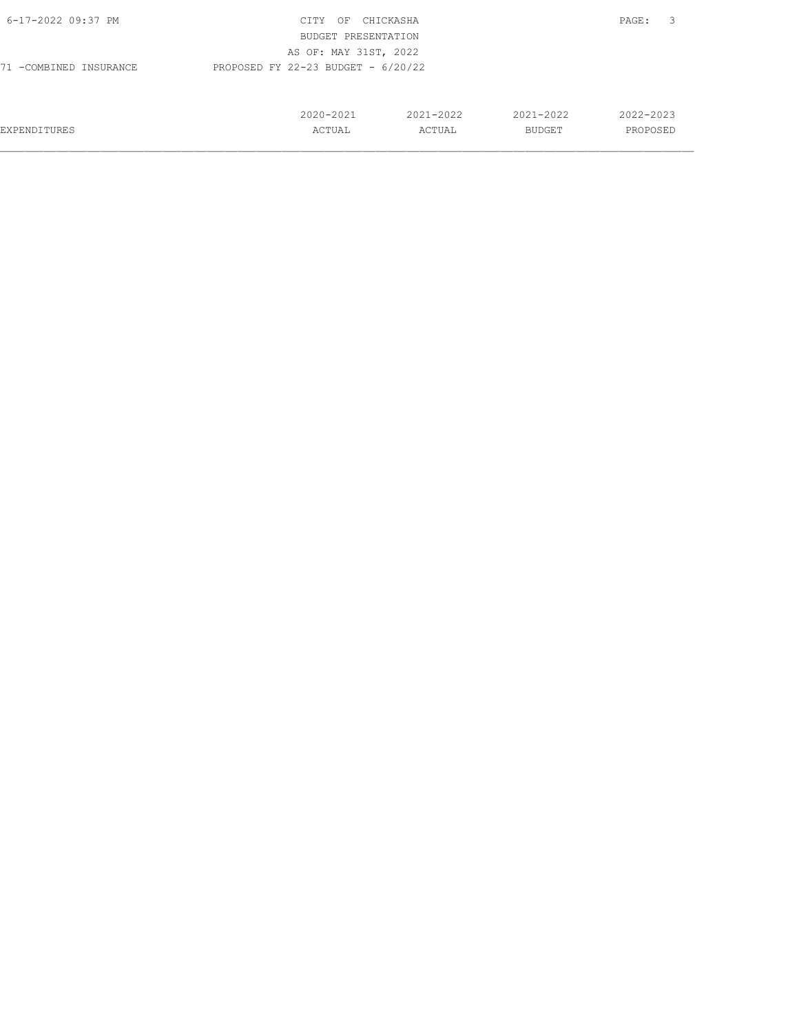CITY OF CHICKASHA
BUDGET PRESENTATION
AS OF: MAY 31ST, 2022

71 -COMBINED INSURANCE    PROPOSED FY 22-23 BUDGET - 6/20/22

| EXPENDITURES | 2020-2021 ACTUAL | 2021-2022 ACTUAL | 2021-2022 BUDGET | 2022-2023 PROPOSED |
|---|---|---|---|---|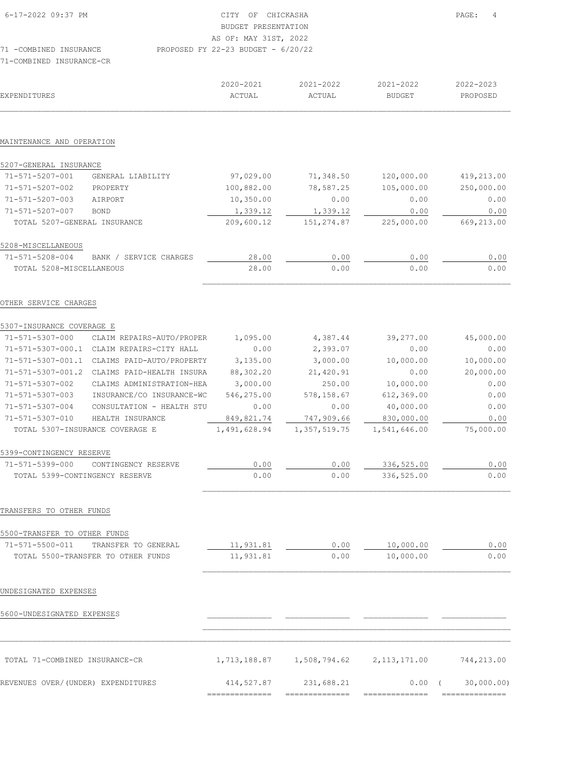CITY OF CHICKASHA
BUDGET PRESENTATION
AS OF: MAY 31ST, 2022
PROPOSED FY 22-23 BUDGET - 6/20/22

71 -COMBINED INSURANCE
71-COMBINED INSURANCE-CR

| EXPENDITURES | | 2020-2021 ACTUAL | 2021-2022 ACTUAL | 2021-2022 BUDGET | 2022-2023 PROPOSED |
|---|---|---|---|---|---|
| **MAINTENANCE AND OPERATION** | | | | | |
| 5207-GENERAL INSURANCE | | | | | |
| 71-571-5207-001 | GENERAL LIABILITY | 97,029.00 | 71,348.50 | 120,000.00 | 419,213.00 |
| 71-571-5207-002 | PROPERTY | 100,882.00 | 78,587.25 | 105,000.00 | 250,000.00 |
| 71-571-5207-003 | AIRPORT | 10,350.00 | 0.00 | 0.00 | 0.00 |
| 71-571-5207-007 | BOND | 1,339.12 | 1,339.12 | 0.00 | 0.00 |
| TOTAL 5207-GENERAL INSURANCE | | 209,600.12 | 151,274.87 | 225,000.00 | 669,213.00 |
| 5208-MISCELLANEOUS | | | | | |
| 71-571-5208-004 | BANK / SERVICE CHARGES | 28.00 | 0.00 | 0.00 | 0.00 |
| TOTAL 5208-MISCELLANEOUS | | 28.00 | 0.00 | 0.00 | 0.00 |
| **OTHER SERVICE CHARGES** | | | | | |
| 5307-INSURANCE COVERAGE E | | | | | |
| 71-571-5307-000 | CLAIM REPAIRS-AUTO/PROPER | 1,095.00 | 4,387.44 | 39,277.00 | 45,000.00 |
| 71-571-5307-000.1 | CLAIM REPAIRS-CITY HALL | 0.00 | 2,393.07 | 0.00 | 0.00 |
| 71-571-5307-001.1 | CLAIMS PAID-AUTO/PROPERTY | 3,135.00 | 3,000.00 | 10,000.00 | 10,000.00 |
| 71-571-5307-001.2 | CLAIMS PAID-HEALTH INSURA | 88,302.20 | 21,420.91 | 0.00 | 20,000.00 |
| 71-571-5307-002 | CLAIMS ADMINISTRATION-HEA | 3,000.00 | 250.00 | 10,000.00 | 0.00 |
| 71-571-5307-003 | INSURANCE/CO INSURANCE-WC | 546,275.00 | 578,158.67 | 612,369.00 | 0.00 |
| 71-571-5307-004 | CONSULTATION - HEALTH STU | 0.00 | 0.00 | 40,000.00 | 0.00 |
| 71-571-5307-010 | HEALTH INSURANCE | 849,821.74 | 747,909.66 | 830,000.00 | 0.00 |
| TOTAL 5307-INSURANCE COVERAGE E | | 1,491,628.94 | 1,357,519.75 | 1,541,646.00 | 75,000.00 |
| 5399-CONTINGENCY RESERVE | | | | | |
| 71-571-5399-000 | CONTINGENCY RESERVE | 0.00 | 0.00 | 336,525.00 | 0.00 |
| TOTAL 5399-CONTINGENCY RESERVE | | 0.00 | 0.00 | 336,525.00 | 0.00 |
| **TRANSFERS TO OTHER FUNDS** | | | | | |
| 5500-TRANSFER TO OTHER FUNDS | | | | | |
| 71-571-5500-011 | TRANSFER TO GENERAL | 11,931.81 | 0.00 | 10,000.00 | 0.00 |
| TOTAL 5500-TRANSFER TO OTHER FUNDS | | 11,931.81 | 0.00 | 10,000.00 | 0.00 |
| **UNDESIGNATED EXPENSES** | | | | | |
| 5600-UNDESIGNATED EXPENSES | | | | | |
| TOTAL 71-COMBINED INSURANCE-CR | | 1,713,188.87 | 1,508,794.62 | 2,113,171.00 | 744,213.00 |
| REVENUES OVER/(UNDER) EXPENDITURES | | 414,527.87 | 231,688.21 | 0.00 | ( 30,000.00) |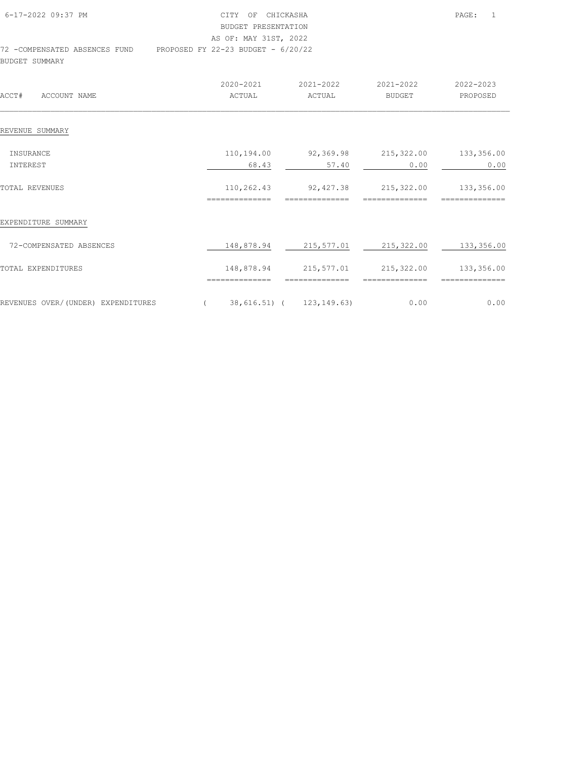CITY OF CHICKASHA
BUDGET PRESENTATION
AS OF: MAY 31ST, 2022

72 -COMPENSATED ABSENCES FUND    PROPOSED FY 22-23 BUDGET - 6/20/22

BUDGET SUMMARY

| ACCT# ACCOUNT NAME | 2020-2021 ACTUAL | 2021-2022 ACTUAL | 2021-2022 BUDGET | 2022-2023 PROPOSED |
|---|---|---|---|---|
| REVENUE SUMMARY | | | | |
| INSURANCE | 110,194.00 | 92,369.98 | 215,322.00 | 133,356.00 |
| INTEREST | 68.43 | 57.40 | 0.00 | 0.00 |
| TOTAL REVENUES | 110,262.43 | 92,427.38 | 215,322.00 | 133,356.00 |
| EXPENDITURE SUMMARY | | | | |
| 72-COMPENSATED ABSENCES | 148,878.94 | 215,577.01 | 215,322.00 | 133,356.00 |
| TOTAL EXPENDITURES | 148,878.94 | 215,577.01 | 215,322.00 | 133,356.00 |
| REVENUES OVER/(UNDER) EXPENDITURES | ( 38,616.51) | ( 123,149.63) | 0.00 | 0.00 |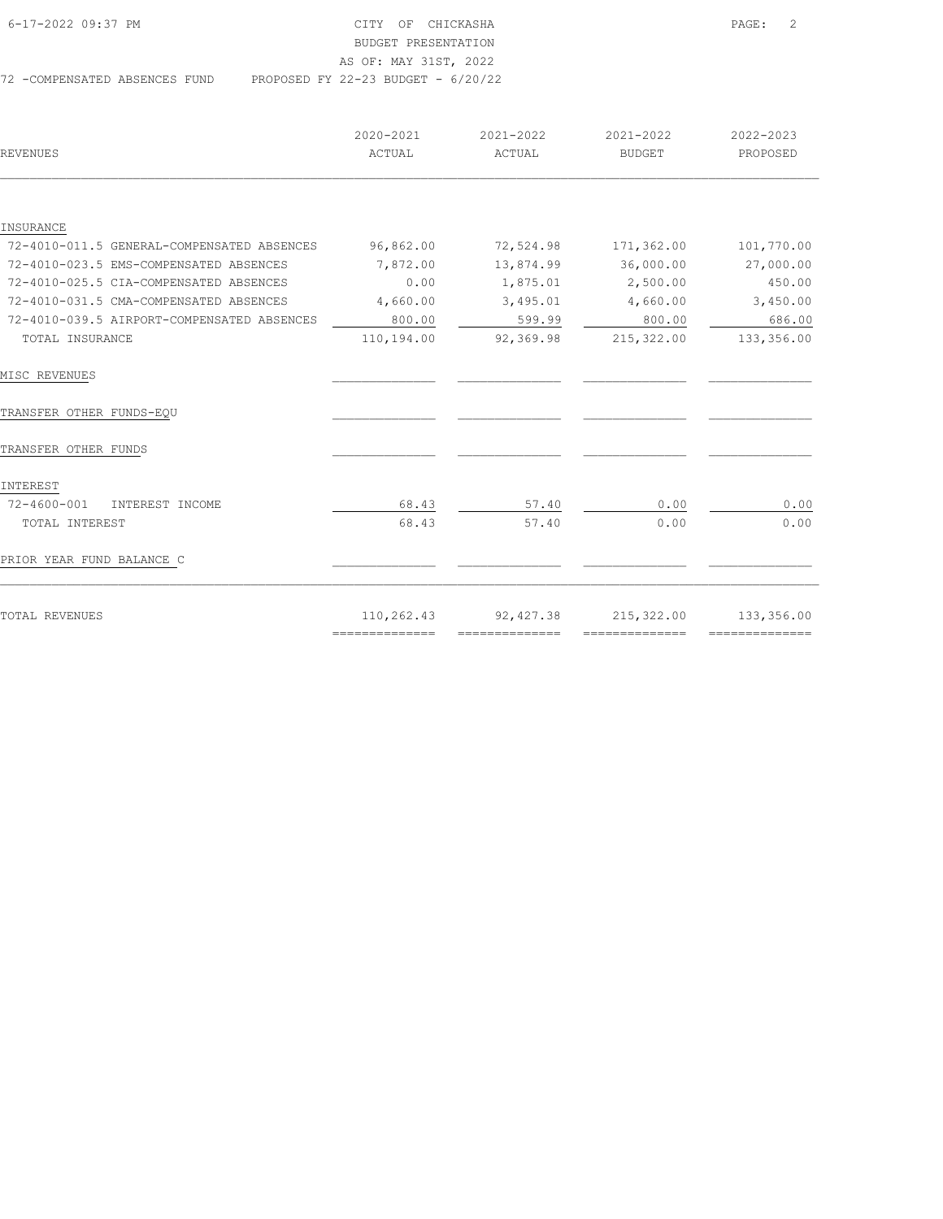CITY OF CHICKASHA
BUDGET PRESENTATION
AS OF: MAY 31ST, 2022

72 -COMPENSATED ABSENCES FUND     PROPOSED FY 22-23 BUDGET - 6/20/22

| REVENUES | 2020-2021 ACTUAL | 2021-2022 ACTUAL | 2021-2022 BUDGET | 2022-2023 PROPOSED |
|---|---|---|---|---|
| INSURANCE | | | | |
| 72-4010-011.5 GENERAL-COMPENSATED ABSENCES | 96,862.00 | 72,524.98 | 171,362.00 | 101,770.00 |
| 72-4010-023.5 EMS-COMPENSATED ABSENCES | 7,872.00 | 13,874.99 | 36,000.00 | 27,000.00 |
| 72-4010-025.5 CIA-COMPENSATED ABSENCES | 0.00 | 1,875.01 | 2,500.00 | 450.00 |
| 72-4010-031.5 CMA-COMPENSATED ABSENCES | 4,660.00 | 3,495.01 | 4,660.00 | 3,450.00 |
| 72-4010-039.5 AIRPORT-COMPENSATED ABSENCES | 800.00 | 599.99 | 800.00 | 686.00 |
| TOTAL INSURANCE | 110,194.00 | 92,369.98 | 215,322.00 | 133,356.00 |
| MISC REVENUES | | | | |
| TRANSFER OTHER FUNDS-EQU | | | | |
| TRANSFER OTHER FUNDS | | | | |
| INTEREST | | | | |
| 72-4600-001 INTEREST INCOME | 68.43 | 57.40 | 0.00 | 0.00 |
| TOTAL INTEREST | 68.43 | 57.40 | 0.00 | 0.00 |
| PRIOR YEAR FUND BALANCE C | | | | |
| TOTAL REVENUES | 110,262.43 | 92,427.38 | 215,322.00 | 133,356.00 |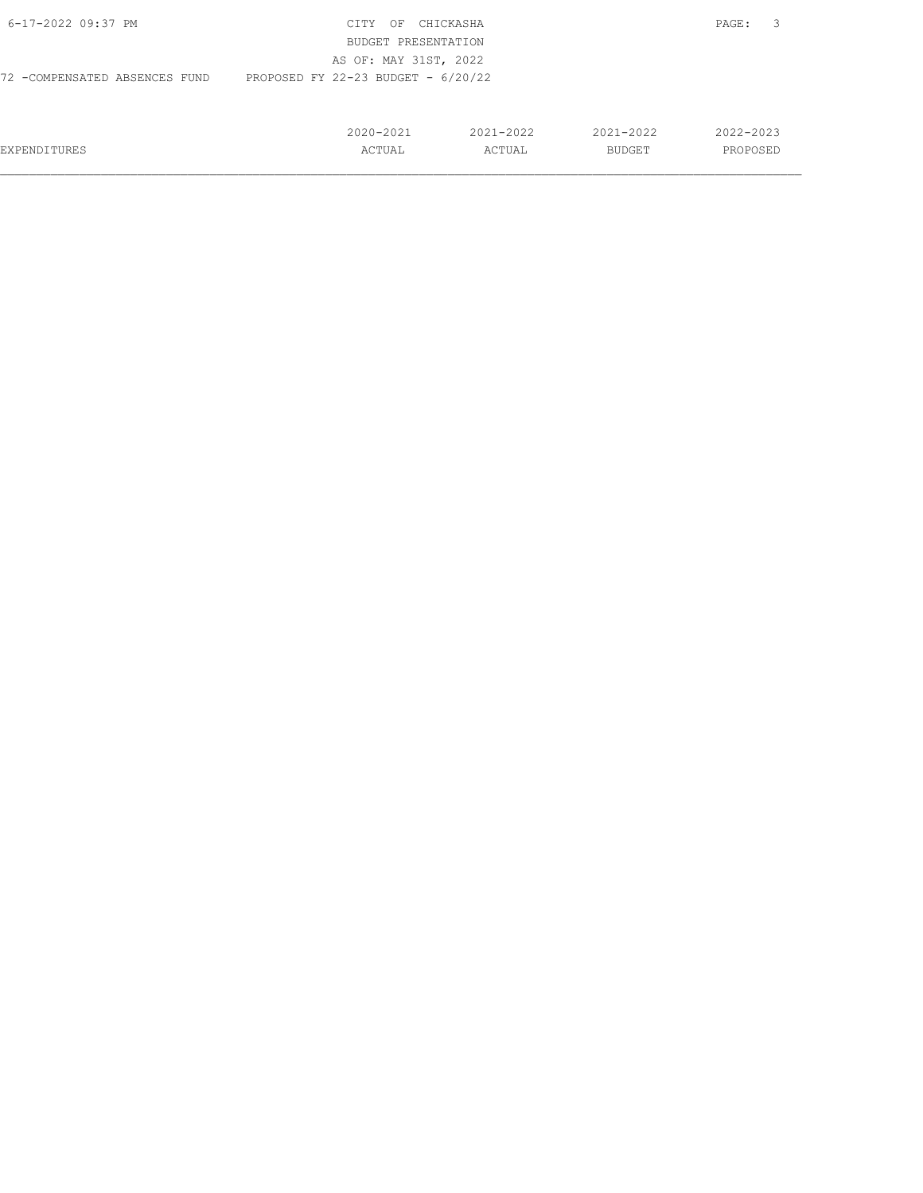72 -COMPENSATED ABSENCES FUND PROPOSED FY 22-23 BUDGET - 6/20/22

CITY OF CHICKASHA
BUDGET PRESENTATION
AS OF: MAY 31ST, 2022

| EXPENDITURES | 2020-2021 ACTUAL | 2021-2022 ACTUAL | 2021-2022 BUDGET | 2022-2023 PROPOSED |
|---|---|---|---|---|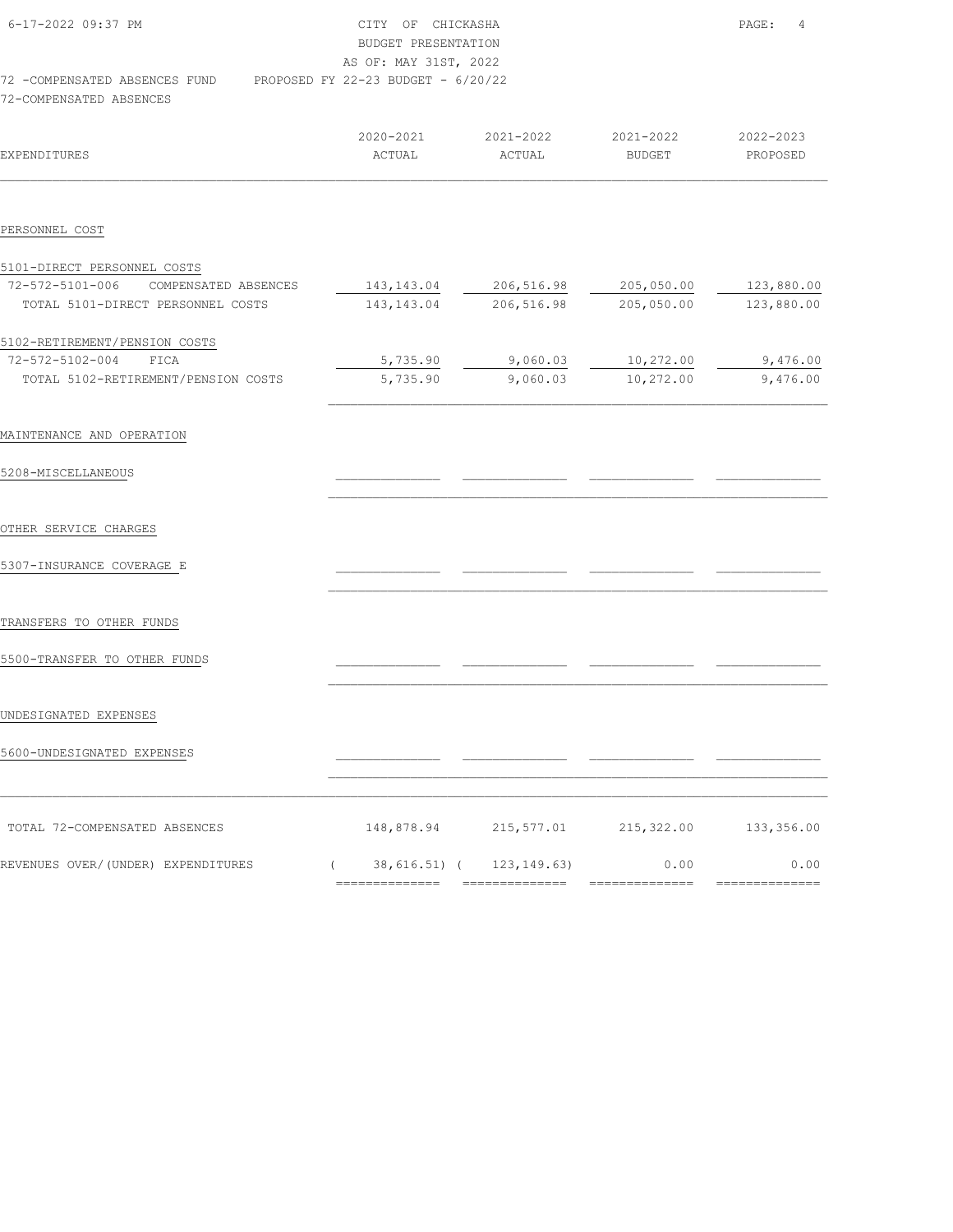CITY OF CHICKASHA
BUDGET PRESENTATION
AS OF: MAY 31ST, 2022

72 -COMPENSATED ABSENCES FUND    PROPOSED FY 22-23 BUDGET - 6/20/22

72-COMPENSATED ABSENCES

| EXPENDITURES | 2020-2021 ACTUAL | 2021-2022 ACTUAL | 2021-2022 BUDGET | 2022-2023 PROPOSED |
|---|---|---|---|---|
| PERSONNEL COST | | | | |
| 5101-DIRECT PERSONNEL COSTS | | | | |
| 72-572-5101-006 COMPENSATED ABSENCES | 143,143.04 | 206,516.98 | 205,050.00 | 123,880.00 |
| TOTAL 5101-DIRECT PERSONNEL COSTS | 143,143.04 | 206,516.98 | 205,050.00 | 123,880.00 |
| 5102-RETIREMENT/PENSION COSTS | | | | |
| 72-572-5102-004 FICA | 5,735.90 | 9,060.03 | 10,272.00 | 9,476.00 |
| TOTAL 5102-RETIREMENT/PENSION COSTS | 5,735.90 | 9,060.03 | 10,272.00 | 9,476.00 |
| MAINTENANCE AND OPERATION | | | | |
| 5208-MISCELLANEOUS | | | | |
| OTHER SERVICE CHARGES | | | | |
| 5307-INSURANCE COVERAGE E | | | | |
| TRANSFERS TO OTHER FUNDS | | | | |
| 5500-TRANSFER TO OTHER FUNDS | | | | |
| UNDESIGNATED EXPENSES | | | | |
| 5600-UNDESIGNATED EXPENSES | | | | |
| TOTAL 72-COMPENSATED ABSENCES | 148,878.94 | 215,577.01 | 215,322.00 | 133,356.00 |
| REVENUES OVER/(UNDER) EXPENDITURES | ( 38,616.51) | ( 123,149.63) | 0.00 | 0.00 |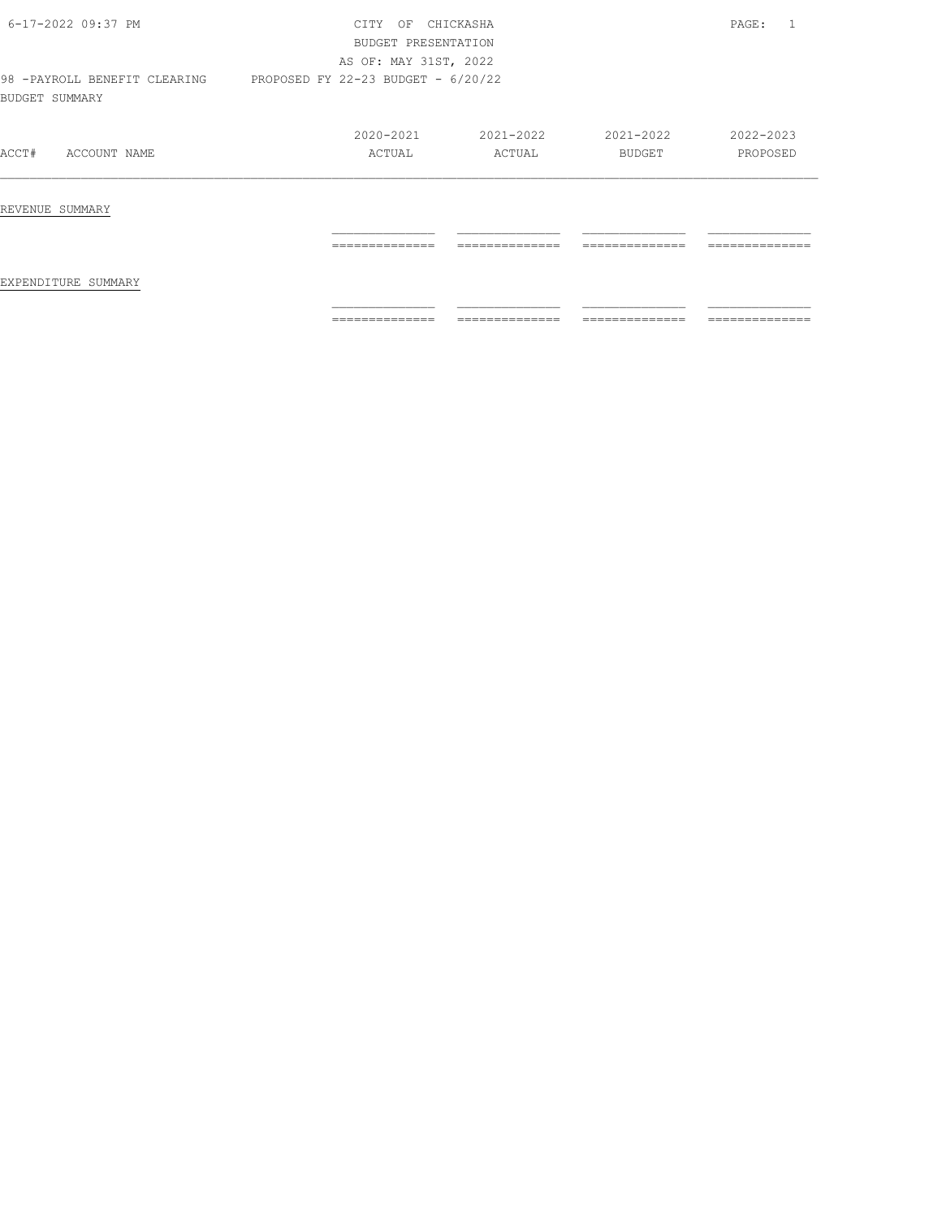CITY OF CHICKASHA
BUDGET PRESENTATION
AS OF: MAY 31ST, 2022

98 -PAYROLL BENEFIT CLEARING    PROPOSED FY 22-23 BUDGET - 6/20/22

BUDGET SUMMARY

| ACCT# | ACCOUNT NAME | 2020-2021 ACTUAL | 2021-2022 ACTUAL | 2021-2022 BUDGET | 2022-2023 PROPOSED |
|---|---|---|---|---|---|
| REVENUE SUMMARY | | | | | |
| | | | | | |
| EXPENDITURE SUMMARY | | | | | |
| | | | | | |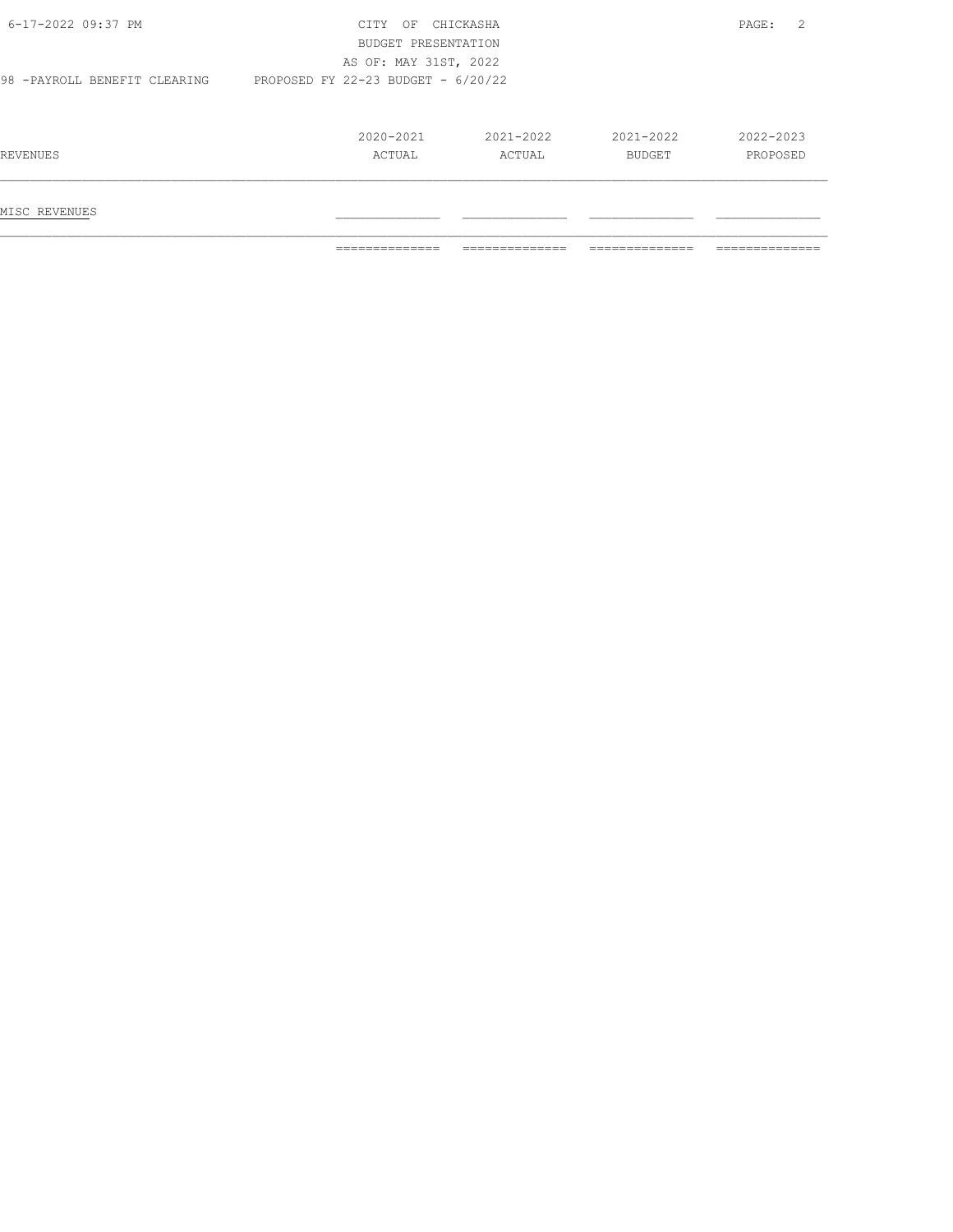CITY OF CHICKASHA
BUDGET PRESENTATION
AS OF: MAY 31ST, 2022

98 -PAYROLL BENEFIT CLEARING    PROPOSED FY 22-23 BUDGET - 6/20/22

| REVENUES | 2020-2021 ACTUAL | 2021-2022 ACTUAL | 2021-2022 BUDGET | 2022-2023 PROPOSED |
|---|---|---|---|---|
| MISC REVENUES | | | | |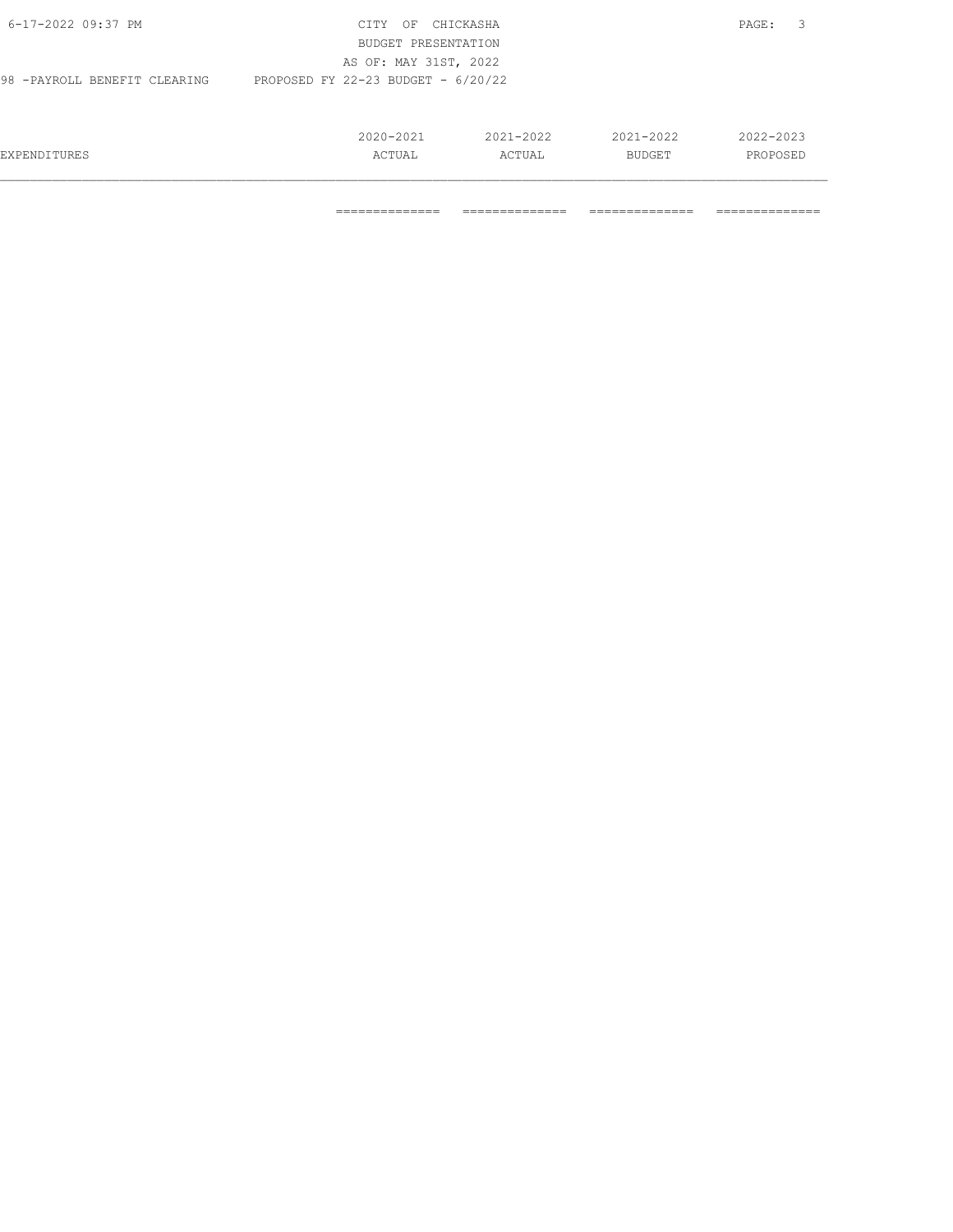CITY OF CHICKASHA
BUDGET PRESENTATION
AS OF: MAY 31ST, 2022

98 -PAYROLL BENEFIT CLEARING PROPOSED FY 22-23 BUDGET - 6/20/22

| EXPENDITURES | 2020-2021 ACTUAL | 2021-2022 ACTUAL | 2021-2022 BUDGET | 2022-2023 PROPOSED |
|---|---|---|---|---|
| | ============= | ============= | ============= | ============= |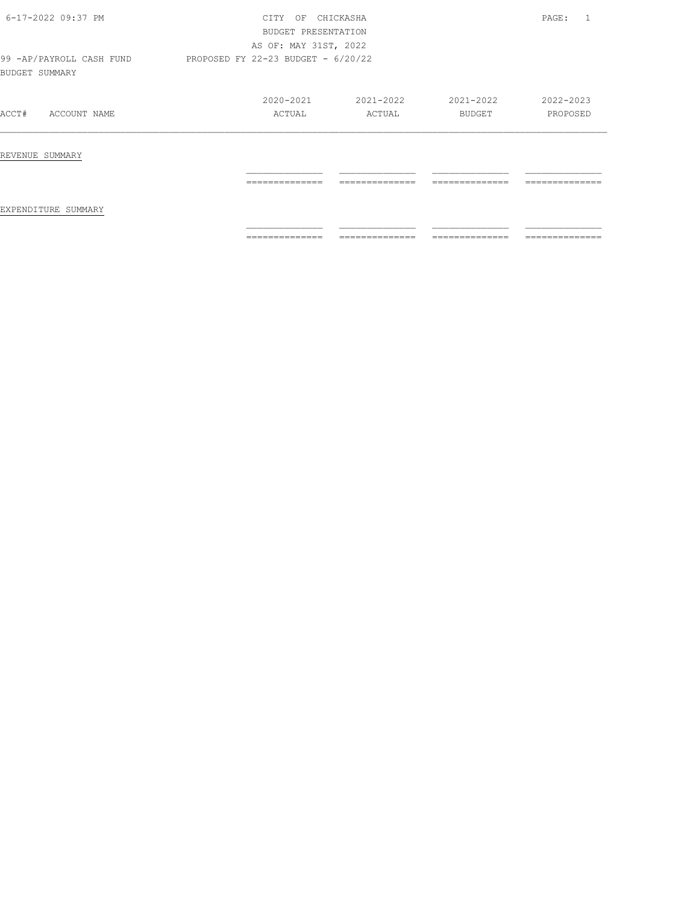CITY OF CHICKASHA
BUDGET PRESENTATION
AS OF: MAY 31ST, 2022

99 -AP/PAYROLL CASH FUND — PROPOSED FY 22-23 BUDGET - 6/20/22

BUDGET SUMMARY

| ACCT# | ACCOUNT NAME | 2020-2021 ACTUAL | 2021-2022 ACTUAL | 2021-2022 BUDGET | 2022-2023 PROPOSED |
|---|---|---|---|---|---|
| REVENUE SUMMARY | | | | | |
| EXPENDITURE SUMMARY | | | | | |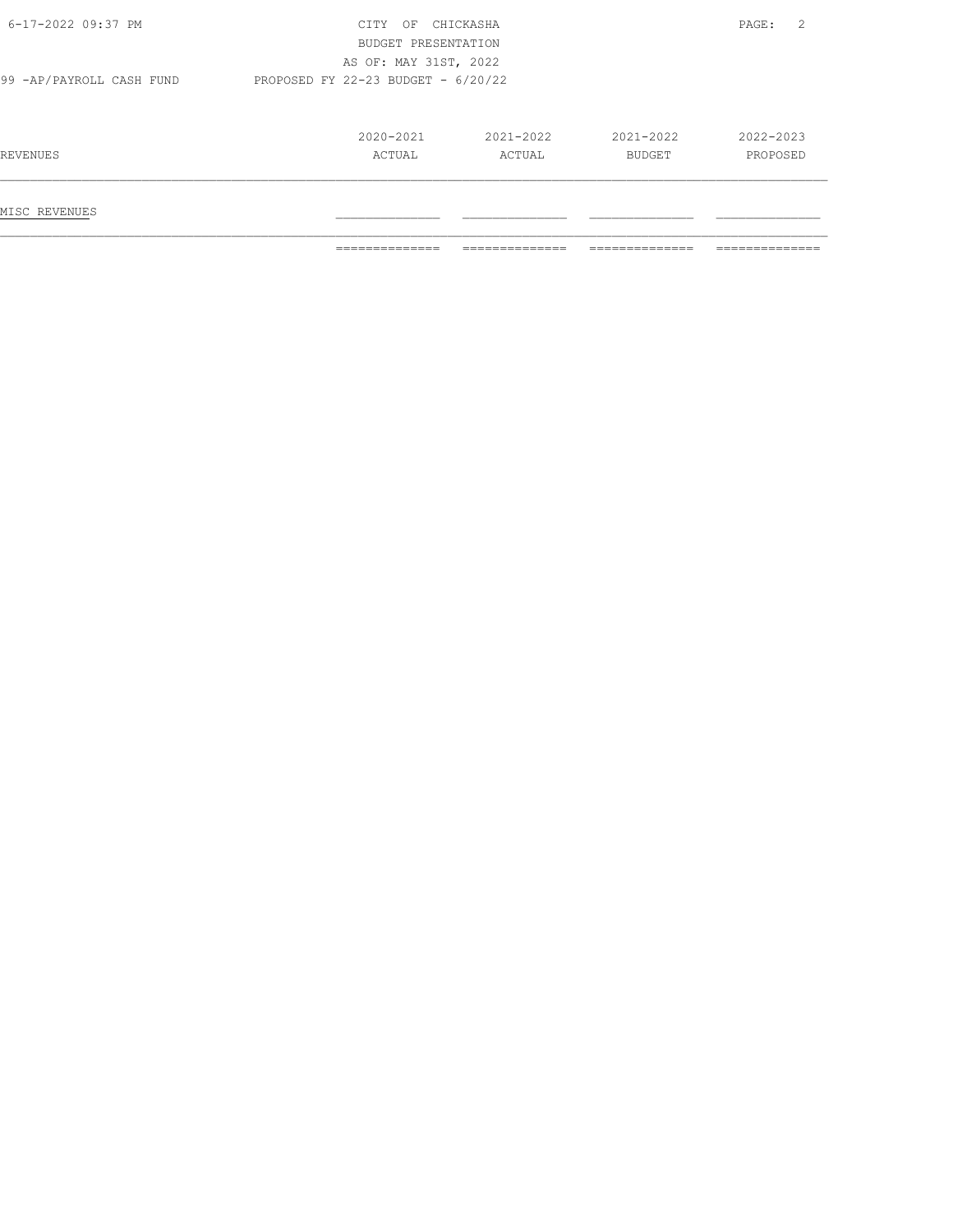CITY OF CHICKASHA
BUDGET PRESENTATION
AS OF: MAY 31ST, 2022

99 -AP/PAYROLL CASH FUND PROPOSED FY 22-23 BUDGET - 6/20/22

| REVENUES | 2020-2021 ACTUAL | 2021-2022 ACTUAL | 2021-2022 BUDGET | 2022-2023 PROPOSED |
|---|---|---|---|---|
| MISC REVENUES | | | | |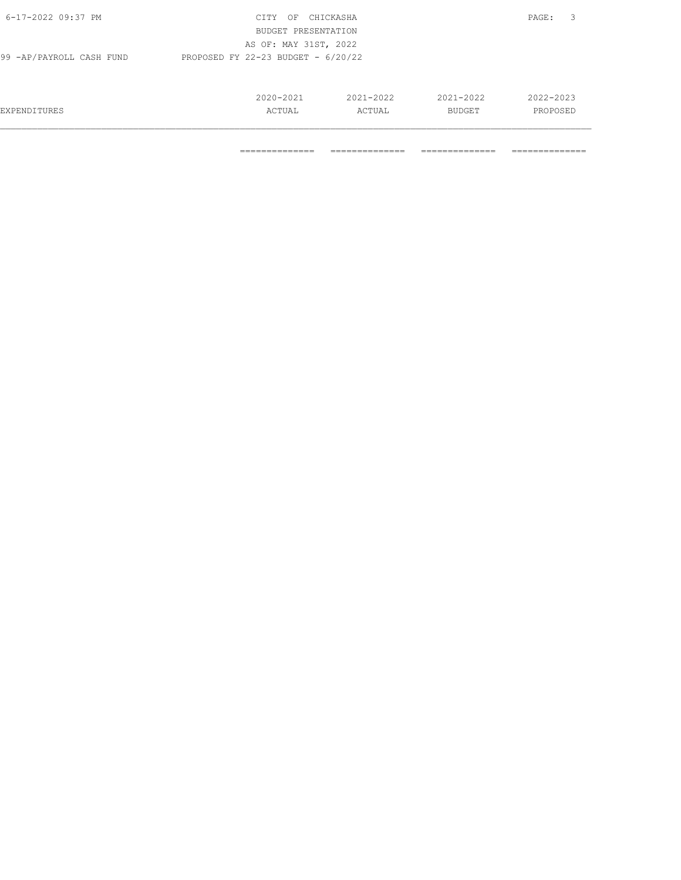CITY OF CHICKASHA
BUDGET PRESENTATION
AS OF: MAY 31ST, 2022

99 -AP/PAYROLL CASH FUND PROPOSED FY 22-23 BUDGET - 6/20/22

| EXPENDITURES | 2020-2021 ACTUAL | 2021-2022 ACTUAL | 2021-2022 BUDGET | 2022-2023 PROPOSED |
|---|---|---|---|---|
| | ============= | ============= | ============= | ============= |